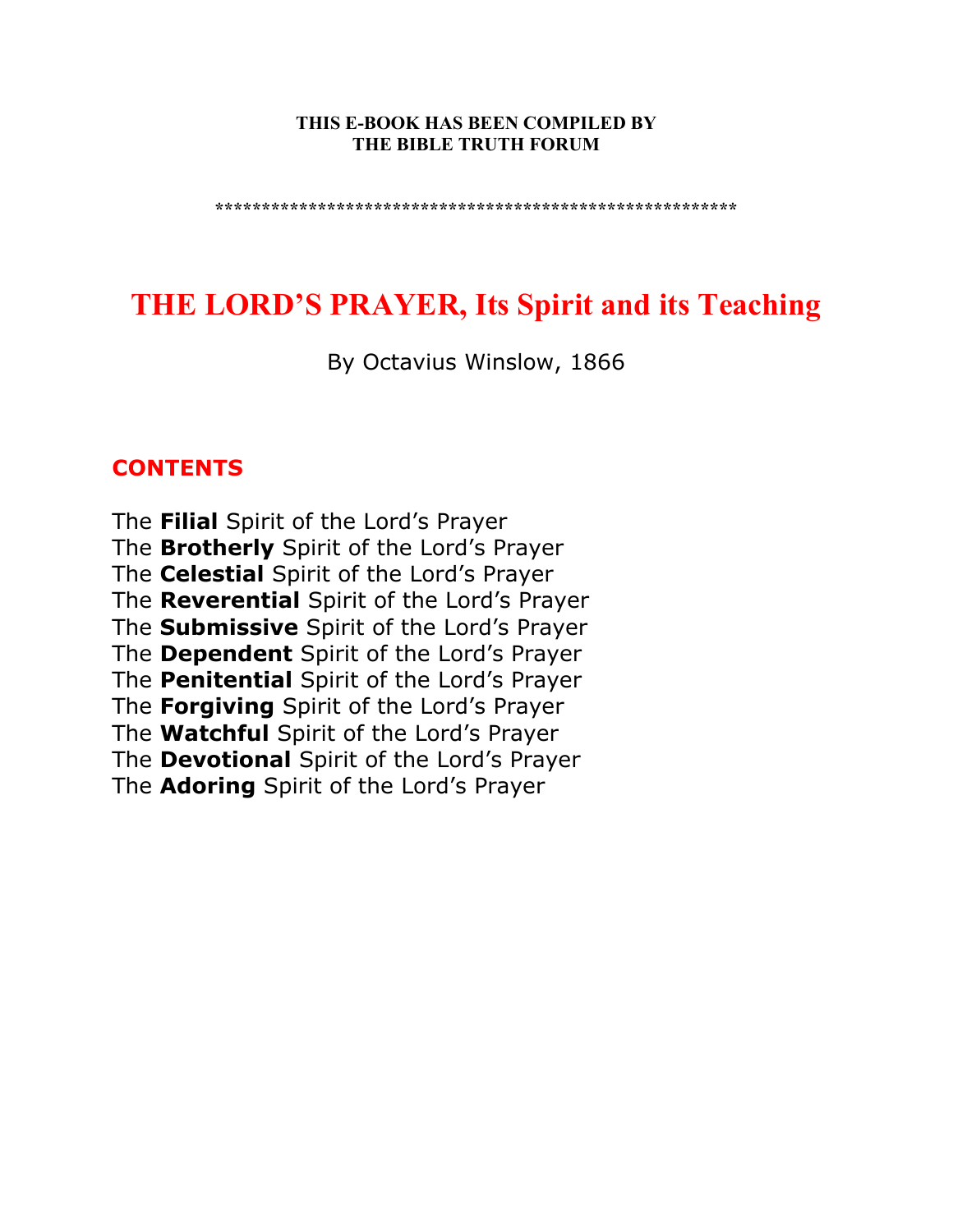**THIS E-BOOK HAS BEEN COMPILED BY THE BIBLE TRUTH FORUM**

**********************************************************

# THE LORD'S PRAYER, Its Spirit and its Teaching

By Octavius Winslow, 1866

## CONTENTS

The **Filial** Spirit of the Lord's Prayer
The **Brotherly** Spirit of the Lord's Prayer
The **Celestial** Spirit of the Lord's Prayer
The **Reverential** Spirit of the Lord's Prayer
The **Submissive** Spirit of the Lord's Prayer
The **Dependent** Spirit of the Lord's Prayer
The **Penitential** Spirit of the Lord's Prayer
The **Forgiving** Spirit of the Lord's Prayer
The **Watchful** Spirit of the Lord's Prayer
The **Devotional** Spirit of the Lord's Prayer
The **Adoring** Spirit of the Lord's Prayer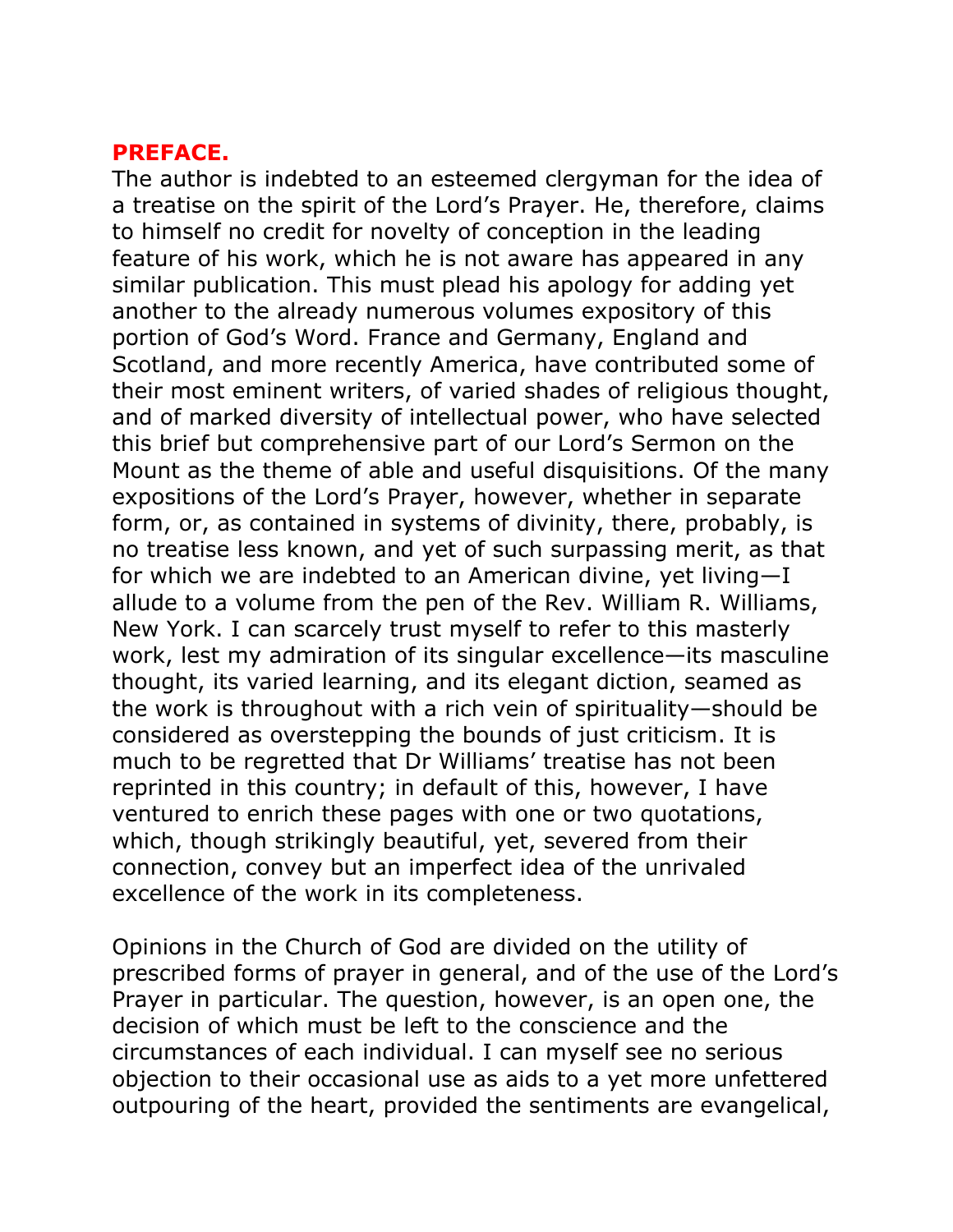## PREFACE.

The author is indebted to an esteemed clergyman for the idea of a treatise on the spirit of the Lord's Prayer. He, therefore, claims to himself no credit for novelty of conception in the leading feature of his work, which he is not aware has appeared in any similar publication. This must plead his apology for adding yet another to the already numerous volumes expository of this portion of God's Word. France and Germany, England and Scotland, and more recently America, have contributed some of their most eminent writers, of varied shades of religious thought, and of marked diversity of intellectual power, who have selected this brief but comprehensive part of our Lord's Sermon on the Mount as the theme of able and useful disquisitions. Of the many expositions of the Lord's Prayer, however, whether in separate form, or, as contained in systems of divinity, there, probably, is no treatise less known, and yet of such surpassing merit, as that for which we are indebted to an American divine, yet living—I allude to a volume from the pen of the Rev. William R. Williams, New York. I can scarcely trust myself to refer to this masterly work, lest my admiration of its singular excellence—its masculine thought, its varied learning, and its elegant diction, seamed as the work is throughout with a rich vein of spirituality—should be considered as overstepping the bounds of just criticism. It is much to be regretted that Dr Williams' treatise has not been reprinted in this country; in default of this, however, I have ventured to enrich these pages with one or two quotations, which, though strikingly beautiful, yet, severed from their connection, convey but an imperfect idea of the unrivaled excellence of the work in its completeness.

Opinions in the Church of God are divided on the utility of prescribed forms of prayer in general, and of the use of the Lord's Prayer in particular. The question, however, is an open one, the decision of which must be left to the conscience and the circumstances of each individual. I can myself see no serious objection to their occasional use as aids to a yet more unfettered outpouring of the heart, provided the sentiments are evangelical,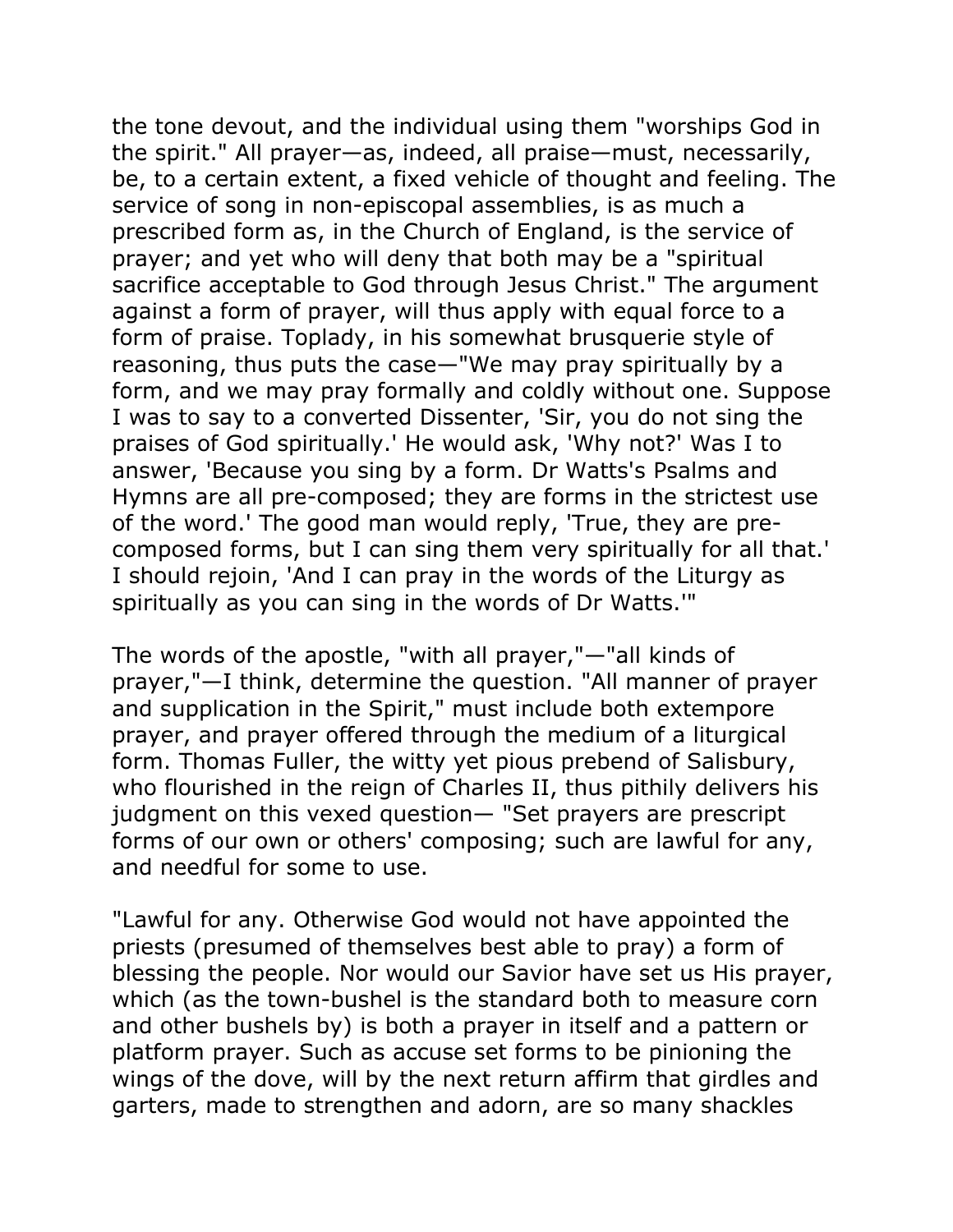the tone devout, and the individual using them "worships God in the spirit." All prayer—as, indeed, all praise—must, necessarily, be, to a certain extent, a fixed vehicle of thought and feeling. The service of song in non-episcopal assemblies, is as much a prescribed form as, in the Church of England, is the service of prayer; and yet who will deny that both may be a "spiritual sacrifice acceptable to God through Jesus Christ." The argument against a form of prayer, will thus apply with equal force to a form of praise. Toplady, in his somewhat brusquerie style of reasoning, thus puts the case—"We may pray spiritually by a form, and we may pray formally and coldly without one. Suppose I was to say to a converted Dissenter, 'Sir, you do not sing the praises of God spiritually.' He would ask, 'Why not?' Was I to answer, 'Because you sing by a form. Dr Watts's Psalms and Hymns are all pre-composed; they are forms in the strictest use of the word.' The good man would reply, 'True, they are pre-composed forms, but I can sing them very spiritually for all that.' I should rejoin, 'And I can pray in the words of the Liturgy as spiritually as you can sing in the words of Dr Watts.'"

The words of the apostle, "with all prayer,"—"all kinds of prayer,"—I think, determine the question. "All manner of prayer and supplication in the Spirit," must include both extempore prayer, and prayer offered through the medium of a liturgical form. Thomas Fuller, the witty yet pious prebend of Salisbury, who flourished in the reign of Charles II, thus pithily delivers his judgment on this vexed question— "Set prayers are prescript forms of our own or others' composing; such are lawful for any, and needful for some to use.

"Lawful for any. Otherwise God would not have appointed the priests (presumed of themselves best able to pray) a form of blessing the people. Nor would our Savior have set us His prayer, which (as the town-bushel is the standard both to measure corn and other bushels by) is both a prayer in itself and a pattern or platform prayer. Such as accuse set forms to be pinioning the wings of the dove, will by the next return affirm that girdles and garters, made to strengthen and adorn, are so many shackles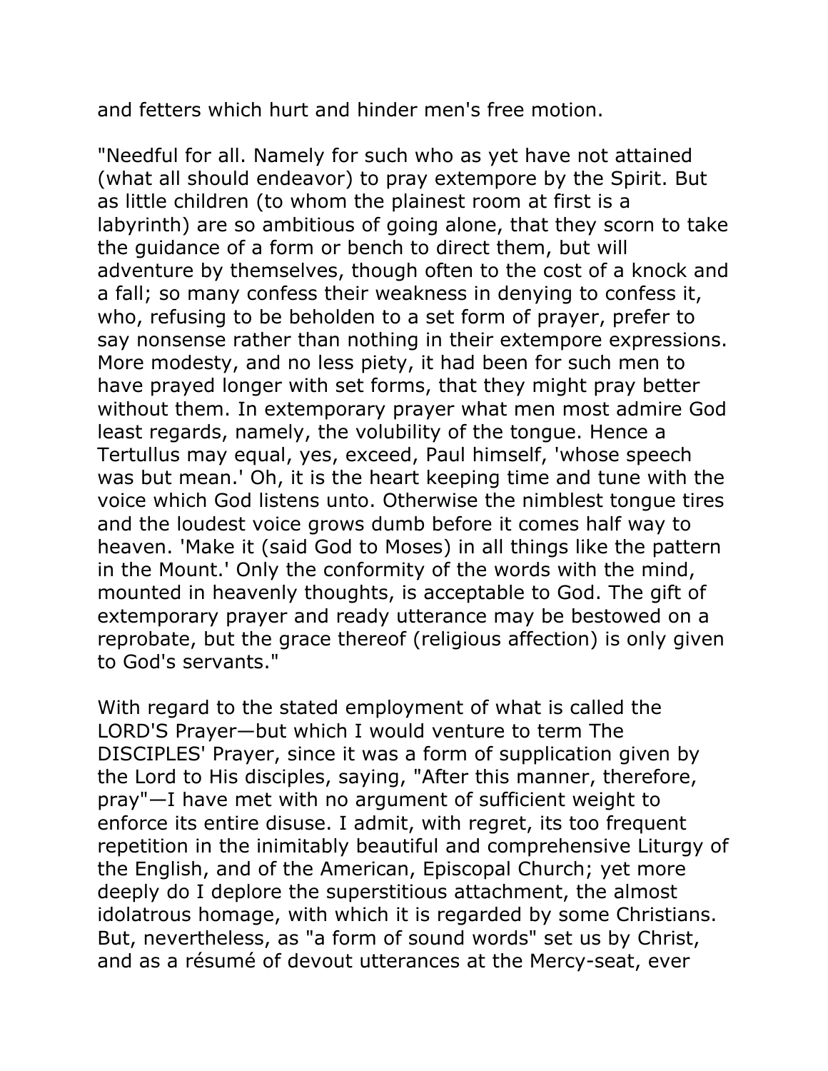and fetters which hurt and hinder men's free motion.

"Needful for all. Namely for such who as yet have not attained (what all should endeavor) to pray extempore by the Spirit. But as little children (to whom the plainest room at first is a labyrinth) are so ambitious of going alone, that they scorn to take the guidance of a form or bench to direct them, but will adventure by themselves, though often to the cost of a knock and a fall; so many confess their weakness in denying to confess it, who, refusing to be beholden to a set form of prayer, prefer to say nonsense rather than nothing in their extempore expressions. More modesty, and no less piety, it had been for such men to have prayed longer with set forms, that they might pray better without them. In extemporary prayer what men most admire God least regards, namely, the volubility of the tongue. Hence a Tertullus may equal, yes, exceed, Paul himself, 'whose speech was but mean.' Oh, it is the heart keeping time and tune with the voice which God listens unto. Otherwise the nimblest tongue tires and the loudest voice grows dumb before it comes half way to heaven. 'Make it (said God to Moses) in all things like the pattern in the Mount.' Only the conformity of the words with the mind, mounted in heavenly thoughts, is acceptable to God. The gift of extemporary prayer and ready utterance may be bestowed on a reprobate, but the grace thereof (religious affection) is only given to God's servants."

With regard to the stated employment of what is called the LORD'S Prayer—but which I would venture to term The DISCIPLES' Prayer, since it was a form of supplication given by the Lord to His disciples, saying, "After this manner, therefore, pray"—I have met with no argument of sufficient weight to enforce its entire disuse. I admit, with regret, its too frequent repetition in the inimitably beautiful and comprehensive Liturgy of the English, and of the American, Episcopal Church; yet more deeply do I deplore the superstitious attachment, the almost idolatrous homage, with which it is regarded by some Christians. But, nevertheless, as "a form of sound words" set us by Christ, and as a résumé of devout utterances at the Mercy-seat, ever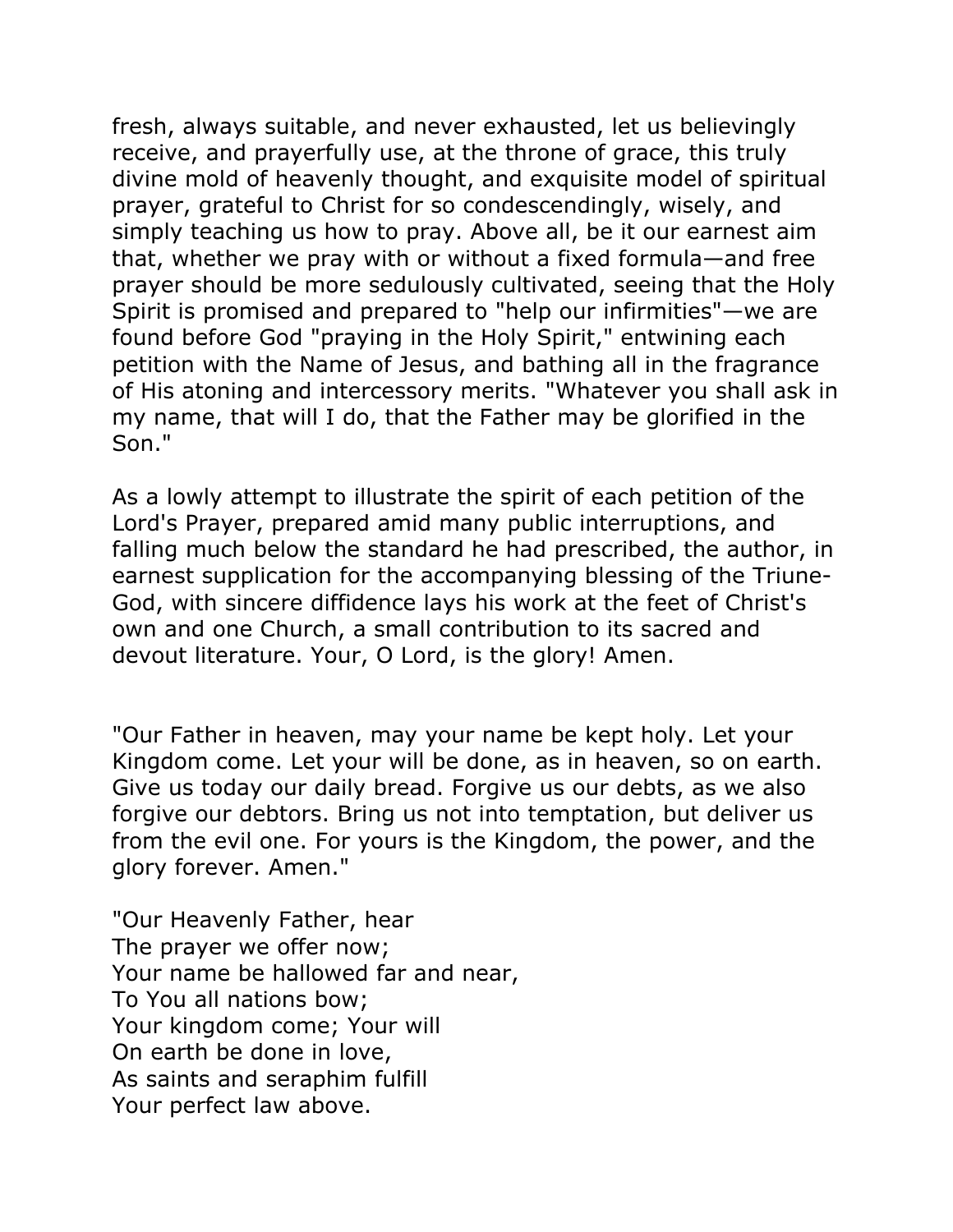fresh, always suitable, and never exhausted, let us believingly receive, and prayerfully use, at the throne of grace, this truly divine mold of heavenly thought, and exquisite model of spiritual prayer, grateful to Christ for so condescendingly, wisely, and simply teaching us how to pray. Above all, be it our earnest aim that, whether we pray with or without a fixed formula—and free prayer should be more sedulously cultivated, seeing that the Holy Spirit is promised and prepared to "help our infirmities"—we are found before God "praying in the Holy Spirit," entwining each petition with the Name of Jesus, and bathing all in the fragrance of His atoning and intercessory merits. "Whatever you shall ask in my name, that will I do, that the Father may be glorified in the Son."

As a lowly attempt to illustrate the spirit of each petition of the Lord's Prayer, prepared amid many public interruptions, and falling much below the standard he had prescribed, the author, in earnest supplication for the accompanying blessing of the Triune-God, with sincere diffidence lays his work at the feet of Christ's own and one Church, a small contribution to its sacred and devout literature. Your, O Lord, is the glory! Amen.

"Our Father in heaven, may your name be kept holy. Let your Kingdom come. Let your will be done, as in heaven, so on earth. Give us today our daily bread. Forgive us our debts, as we also forgive our debtors. Bring us not into temptation, but deliver us from the evil one. For yours is the Kingdom, the power, and the glory forever. Amen."

"Our Heavenly Father, hear  
The prayer we offer now;  
Your name be hallowed far and near,  
To You all nations bow;  
Your kingdom come; Your will  
On earth be done in love,  
As saints and seraphim fulfill  
Your perfect law above.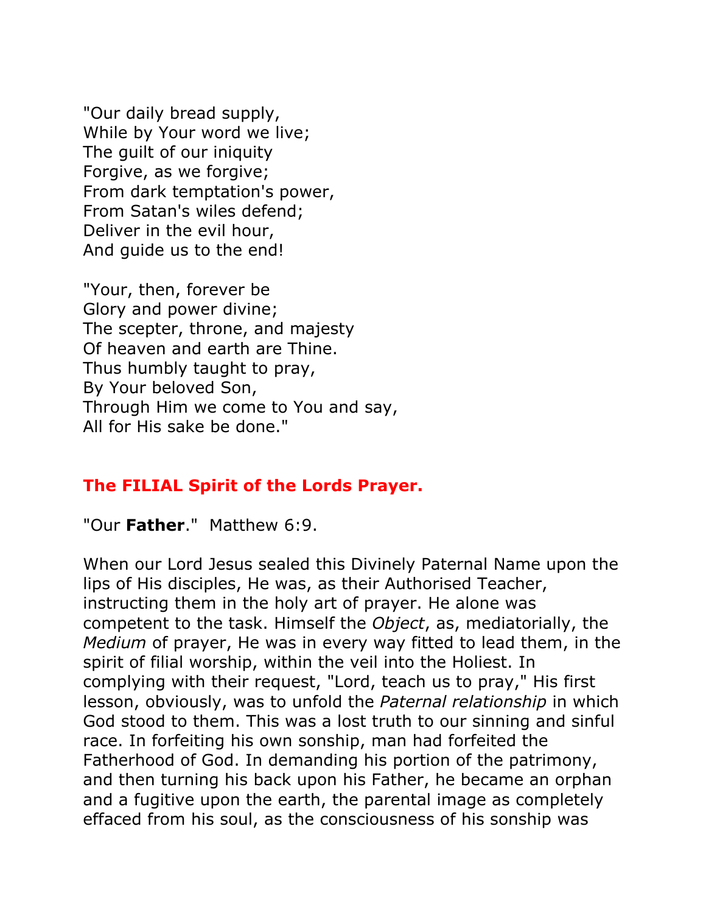"Our daily bread supply,
While by Your word we live;
The guilt of our iniquity
Forgive, as we forgive;
From dark temptation's power,
From Satan's wiles defend;
Deliver in the evil hour,
And guide us to the end!

"Your, then, forever be
Glory and power divine;
The scepter, throne, and majesty
Of heaven and earth are Thine.
Thus humbly taught to pray,
By Your beloved Son,
Through Him we come to You and say,
All for His sake be done."

## The FILIAL Spirit of the Lords Prayer.

"Our **Father**." Matthew 6:9.

When our Lord Jesus sealed this Divinely Paternal Name upon the lips of His disciples, He was, as their Authorised Teacher, instructing them in the holy art of prayer. He alone was competent to the task. Himself the *Object*, as, mediatorially, the *Medium* of prayer, He was in every way fitted to lead them, in the spirit of filial worship, within the veil into the Holiest. In complying with their request, "Lord, teach us to pray," His first lesson, obviously, was to unfold the *Paternal relationship* in which God stood to them. This was a lost truth to our sinning and sinful race. In forfeiting his own sonship, man had forfeited the Fatherhood of God. In demanding his portion of the patrimony, and then turning his back upon his Father, he became an orphan and a fugitive upon the earth, the parental image as completely effaced from his soul, as the consciousness of his sonship was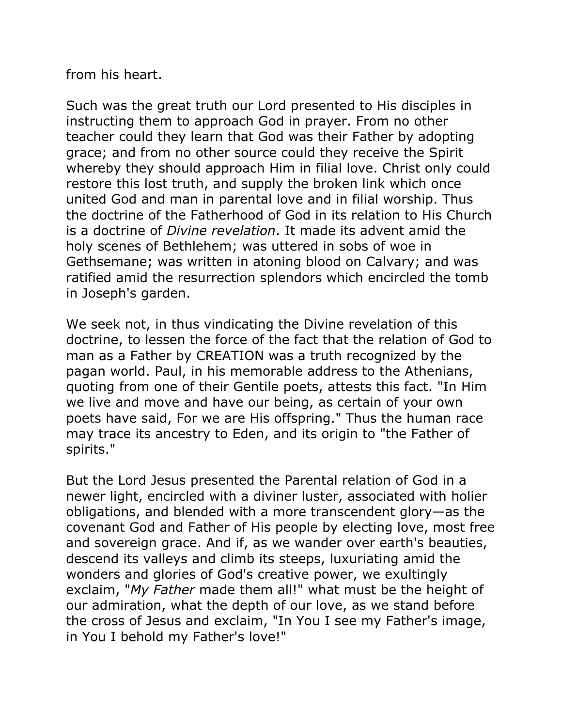from his heart.

Such was the great truth our Lord presented to His disciples in instructing them to approach God in prayer. From no other teacher could they learn that God was their Father by adopting grace; and from no other source could they receive the Spirit whereby they should approach Him in filial love. Christ only could restore this lost truth, and supply the broken link which once united God and man in parental love and in filial worship. Thus the doctrine of the Fatherhood of God in its relation to His Church is a doctrine of *Divine revelation*. It made its advent amid the holy scenes of Bethlehem; was uttered in sobs of woe in Gethsemane; was written in atoning blood on Calvary; and was ratified amid the resurrection splendors which encircled the tomb in Joseph's garden.

We seek not, in thus vindicating the Divine revelation of this doctrine, to lessen the force of the fact that the relation of God to man as a Father by CREATION was a truth recognized by the pagan world. Paul, in his memorable address to the Athenians, quoting from one of their Gentile poets, attests this fact. "In Him we live and move and have our being, as certain of your own poets have said, For we are His offspring." Thus the human race may trace its ancestry to Eden, and its origin to "the Father of spirits."

But the Lord Jesus presented the Parental relation of God in a newer light, encircled with a diviner luster, associated with holier obligations, and blended with a more transcendent glory—as the covenant God and Father of His people by electing love, most free and sovereign grace. And if, as we wander over earth's beauties, descend its valleys and climb its steeps, luxuriating amid the wonders and glories of God's creative power, we exultingly exclaim, "*My Father* made them all!" what must be the height of our admiration, what the depth of our love, as we stand before the cross of Jesus and exclaim, "In You I see my Father's image, in You I behold my Father's love!"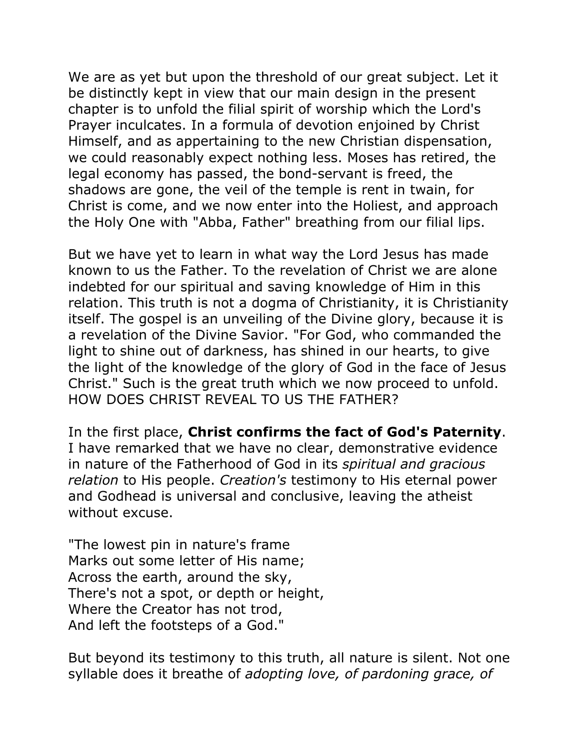We are as yet but upon the threshold of our great subject. Let it be distinctly kept in view that our main design in the present chapter is to unfold the filial spirit of worship which the Lord's Prayer inculcates. In a formula of devotion enjoined by Christ Himself, and as appertaining to the new Christian dispensation, we could reasonably expect nothing less. Moses has retired, the legal economy has passed, the bond-servant is freed, the shadows are gone, the veil of the temple is rent in twain, for Christ is come, and we now enter into the Holiest, and approach the Holy One with "Abba, Father" breathing from our filial lips.

But we have yet to learn in what way the Lord Jesus has made known to us the Father. To the revelation of Christ we are alone indebted for our spiritual and saving knowledge of Him in this relation. This truth is not a dogma of Christianity, it is Christianity itself. The gospel is an unveiling of the Divine glory, because it is a revelation of the Divine Savior. "For God, who commanded the light to shine out of darkness, has shined in our hearts, to give the light of the knowledge of the glory of God in the face of Jesus Christ." Such is the great truth which we now proceed to unfold. HOW DOES CHRIST REVEAL TO US THE FATHER?

In the first place, **Christ confirms the fact of God's Paternity**. I have remarked that we have no clear, demonstrative evidence in nature of the Fatherhood of God in its *spiritual and gracious relation* to His people. *Creation's* testimony to His eternal power and Godhead is universal and conclusive, leaving the atheist without excuse.

"The lowest pin in nature's frame
Marks out some letter of His name;
Across the earth, around the sky,
There's not a spot, or depth or height,
Where the Creator has not trod,
And left the footsteps of a God."

But beyond its testimony to this truth, all nature is silent. Not one syllable does it breathe of *adopting love, of pardoning grace, of*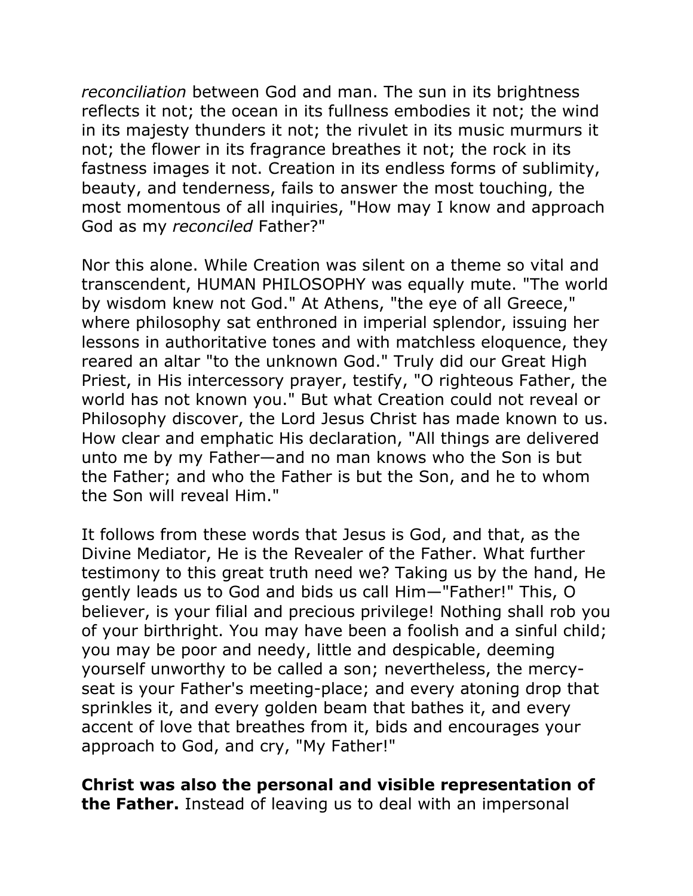*reconciliation* between God and man. The sun in its brightness reflects it not; the ocean in its fullness embodies it not; the wind in its majesty thunders it not; the rivulet in its music murmurs it not; the flower in its fragrance breathes it not; the rock in its fastness images it not. Creation in its endless forms of sublimity, beauty, and tenderness, fails to answer the most touching, the most momentous of all inquiries, "How may I know and approach God as my *reconciled* Father?"

Nor this alone. While Creation was silent on a theme so vital and transcendent, HUMAN PHILOSOPHY was equally mute. "The world by wisdom knew not God." At Athens, "the eye of all Greece," where philosophy sat enthroned in imperial splendor, issuing her lessons in authoritative tones and with matchless eloquence, they reared an altar "to the unknown God." Truly did our Great High Priest, in His intercessory prayer, testify, "O righteous Father, the world has not known you." But what Creation could not reveal or Philosophy discover, the Lord Jesus Christ has made known to us. How clear and emphatic His declaration, "All things are delivered unto me by my Father—and no man knows who the Son is but the Father; and who the Father is but the Son, and he to whom the Son will reveal Him."

It follows from these words that Jesus is God, and that, as the Divine Mediator, He is the Revealer of the Father. What further testimony to this great truth need we? Taking us by the hand, He gently leads us to God and bids us call Him—"Father!" This, O believer, is your filial and precious privilege! Nothing shall rob you of your birthright. You may have been a foolish and a sinful child; you may be poor and needy, little and despicable, deeming yourself unworthy to be called a son; nevertheless, the mercy-seat is your Father's meeting-place; and every atoning drop that sprinkles it, and every golden beam that bathes it, and every accent of love that breathes from it, bids and encourages your approach to God, and cry, "My Father!"

**Christ was also the personal and visible representation of the Father.** Instead of leaving us to deal with an impersonal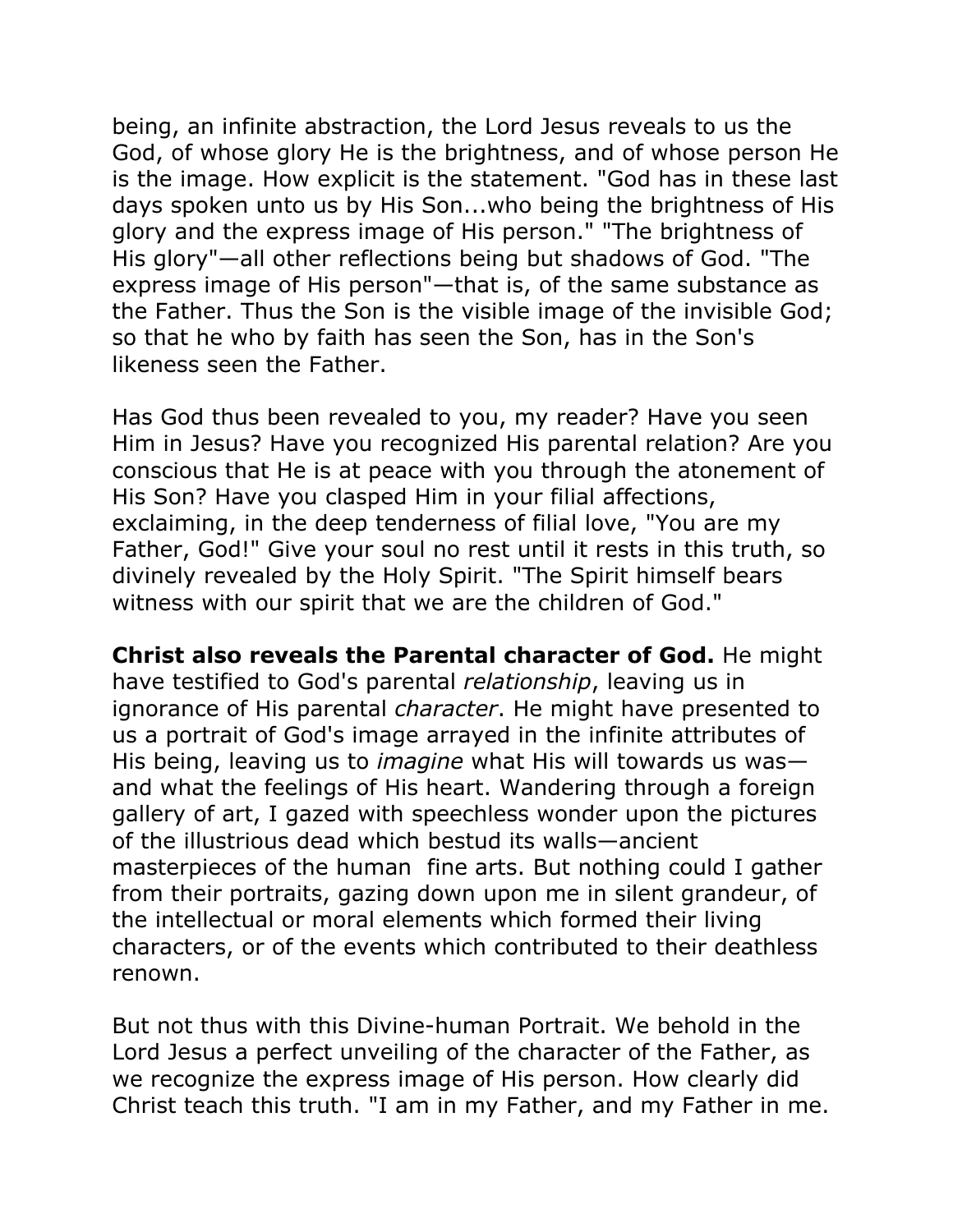being, an infinite abstraction, the Lord Jesus reveals to us the God, of whose glory He is the brightness, and of whose person He is the image. How explicit is the statement. "God has in these last days spoken unto us by His Son...who being the brightness of His glory and the express image of His person." "The brightness of His glory"—all other reflections being but shadows of God. "The express image of His person"—that is, of the same substance as the Father. Thus the Son is the visible image of the invisible God; so that he who by faith has seen the Son, has in the Son's likeness seen the Father.

Has God thus been revealed to you, my reader? Have you seen Him in Jesus? Have you recognized His parental relation? Are you conscious that He is at peace with you through the atonement of His Son? Have you clasped Him in your filial affections, exclaiming, in the deep tenderness of filial love, "You are my Father, God!" Give your soul no rest until it rests in this truth, so divinely revealed by the Holy Spirit. "The Spirit himself bears witness with our spirit that we are the children of God."

**Christ also reveals the Parental character of God.** He might have testified to God's parental *relationship*, leaving us in ignorance of His parental *character*. He might have presented to us a portrait of God's image arrayed in the infinite attributes of His being, leaving us to *imagine* what His will towards us was—and what the feelings of His heart. Wandering through a foreign gallery of art, I gazed with speechless wonder upon the pictures of the illustrious dead which bestud its walls—ancient masterpieces of the human fine arts. But nothing could I gather from their portraits, gazing down upon me in silent grandeur, of the intellectual or moral elements which formed their living characters, or of the events which contributed to their deathless renown.

But not thus with this Divine-human Portrait. We behold in the Lord Jesus a perfect unveiling of the character of the Father, as we recognize the express image of His person. How clearly did Christ teach this truth. "I am in my Father, and my Father in me.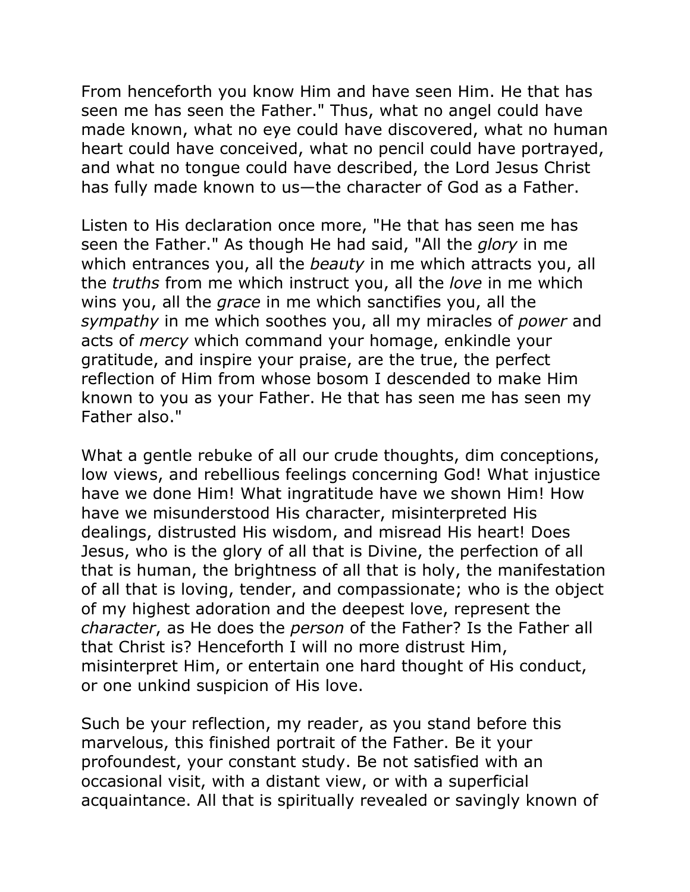From henceforth you know Him and have seen Him. He that has seen me has seen the Father." Thus, what no angel could have made known, what no eye could have discovered, what no human heart could have conceived, what no pencil could have portrayed, and what no tongue could have described, the Lord Jesus Christ has fully made known to us—the character of God as a Father.

Listen to His declaration once more, "He that has seen me has seen the Father." As though He had said, "All the *glory* in me which entrances you, all the *beauty* in me which attracts you, all the *truths* from me which instruct you, all the *love* in me which wins you, all the *grace* in me which sanctifies you, all the *sympathy* in me which soothes you, all my miracles of *power* and acts of *mercy* which command your homage, enkindle your gratitude, and inspire your praise, are the true, the perfect reflection of Him from whose bosom I descended to make Him known to you as your Father. He that has seen me has seen my Father also."

What a gentle rebuke of all our crude thoughts, dim conceptions, low views, and rebellious feelings concerning God! What injustice have we done Him! What ingratitude have we shown Him! How have we misunderstood His character, misinterpreted His dealings, distrusted His wisdom, and misread His heart! Does Jesus, who is the glory of all that is Divine, the perfection of all that is human, the brightness of all that is holy, the manifestation of all that is loving, tender, and compassionate; who is the object of my highest adoration and the deepest love, represent the *character*, as He does the *person* of the Father? Is the Father all that Christ is? Henceforth I will no more distrust Him, misinterpret Him, or entertain one hard thought of His conduct, or one unkind suspicion of His love.

Such be your reflection, my reader, as you stand before this marvelous, this finished portrait of the Father. Be it your profoundest, your constant study. Be not satisfied with an occasional visit, with a distant view, or with a superficial acquaintance. All that is spiritually revealed or savingly known of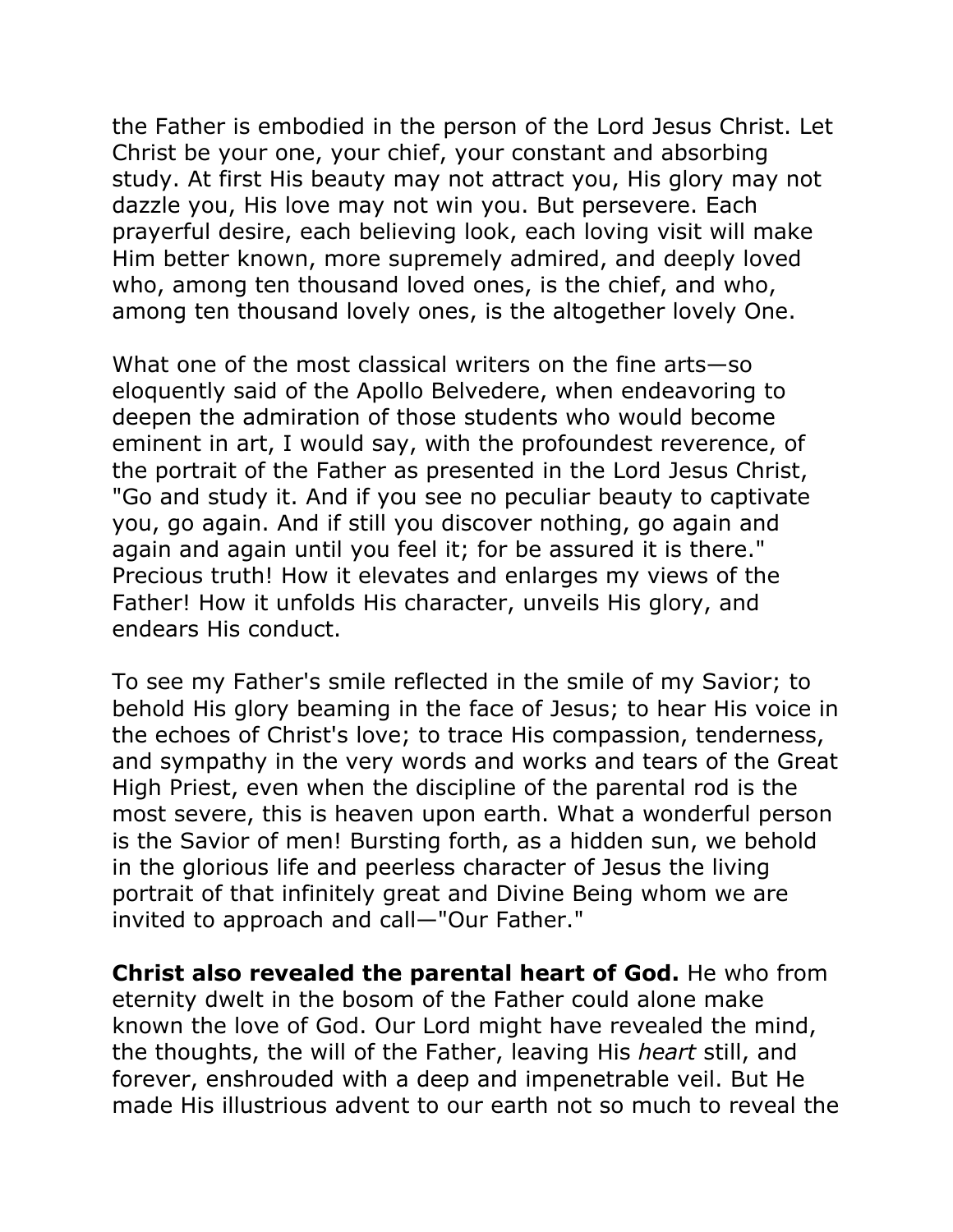the Father is embodied in the person of the Lord Jesus Christ. Let Christ be your one, your chief, your constant and absorbing study. At first His beauty may not attract you, His glory may not dazzle you, His love may not win you. But persevere. Each prayerful desire, each believing look, each loving visit will make Him better known, more supremely admired, and deeply loved who, among ten thousand loved ones, is the chief, and who, among ten thousand lovely ones, is the altogether lovely One.

What one of the most classical writers on the fine arts—so eloquently said of the Apollo Belvedere, when endeavoring to deepen the admiration of those students who would become eminent in art, I would say, with the profoundest reverence, of the portrait of the Father as presented in the Lord Jesus Christ, "Go and study it. And if you see no peculiar beauty to captivate you, go again. And if still you discover nothing, go again and again and again until you feel it; for be assured it is there." Precious truth! How it elevates and enlarges my views of the Father! How it unfolds His character, unveils His glory, and endears His conduct.

To see my Father's smile reflected in the smile of my Savior; to behold His glory beaming in the face of Jesus; to hear His voice in the echoes of Christ's love; to trace His compassion, tenderness, and sympathy in the very words and works and tears of the Great High Priest, even when the discipline of the parental rod is the most severe, this is heaven upon earth. What a wonderful person is the Savior of men! Bursting forth, as a hidden sun, we behold in the glorious life and peerless character of Jesus the living portrait of that infinitely great and Divine Being whom we are invited to approach and call—"Our Father."

**Christ also revealed the parental heart of God.** He who from eternity dwelt in the bosom of the Father could alone make known the love of God. Our Lord might have revealed the mind, the thoughts, the will of the Father, leaving His *heart* still, and forever, enshrouded with a deep and impenetrable veil. But He made His illustrious advent to our earth not so much to reveal the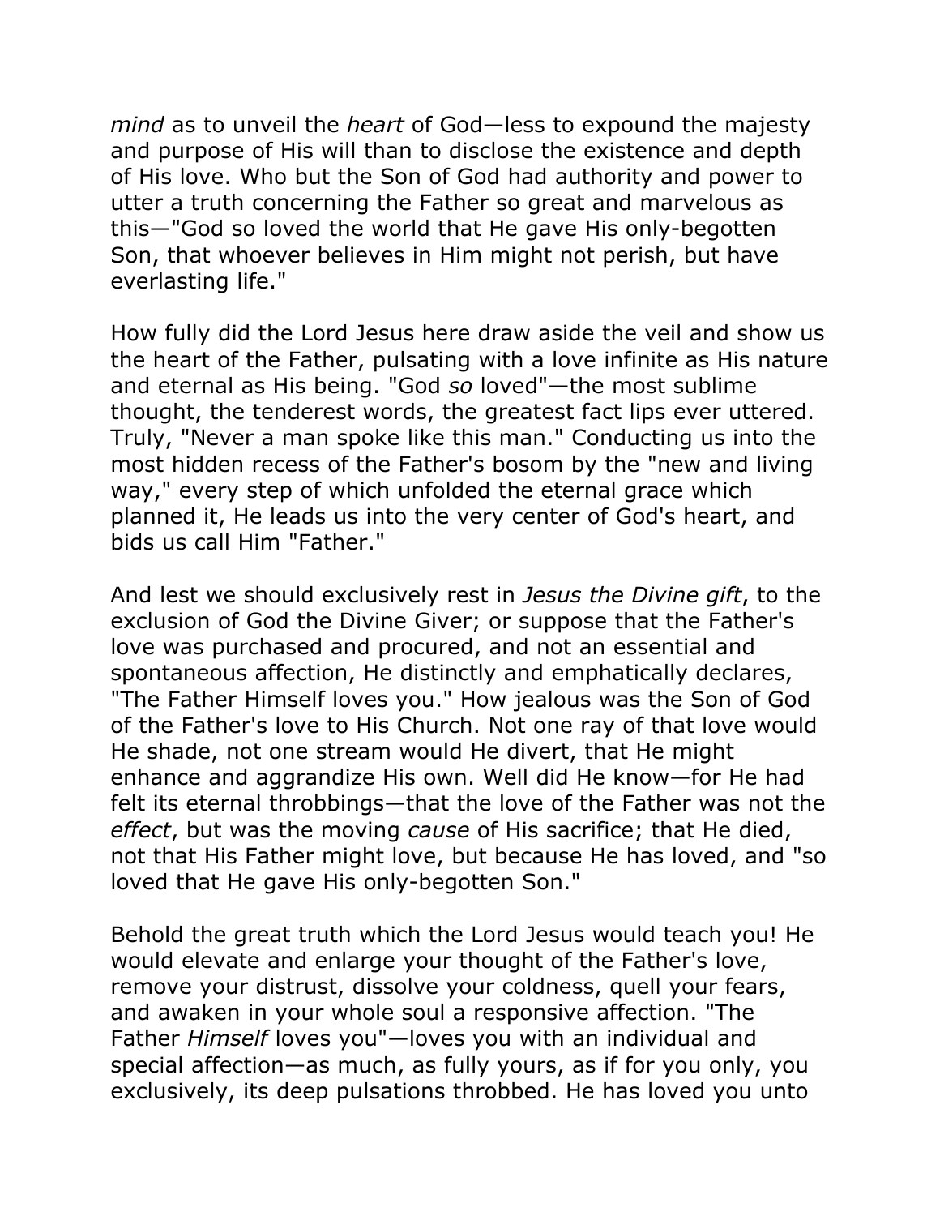*mind* as to unveil the *heart* of God—less to expound the majesty and purpose of His will than to disclose the existence and depth of His love. Who but the Son of God had authority and power to utter a truth concerning the Father so great and marvelous as this—"God so loved the world that He gave His only-begotten Son, that whoever believes in Him might not perish, but have everlasting life."

How fully did the Lord Jesus here draw aside the veil and show us the heart of the Father, pulsating with a love infinite as His nature and eternal as His being. "God *so* loved"—the most sublime thought, the tenderest words, the greatest fact lips ever uttered. Truly, "Never a man spoke like this man." Conducting us into the most hidden recess of the Father's bosom by the "new and living way," every step of which unfolded the eternal grace which planned it, He leads us into the very center of God's heart, and bids us call Him "Father."

And lest we should exclusively rest in *Jesus the Divine gift*, to the exclusion of God the Divine Giver; or suppose that the Father's love was purchased and procured, and not an essential and spontaneous affection, He distinctly and emphatically declares, "The Father Himself loves you." How jealous was the Son of God of the Father's love to His Church. Not one ray of that love would He shade, not one stream would He divert, that He might enhance and aggrandize His own. Well did He know—for He had felt its eternal throbbings—that the love of the Father was not the *effect*, but was the moving *cause* of His sacrifice; that He died, not that His Father might love, but because He has loved, and "so loved that He gave His only-begotten Son."

Behold the great truth which the Lord Jesus would teach you! He would elevate and enlarge your thought of the Father's love, remove your distrust, dissolve your coldness, quell your fears, and awaken in your whole soul a responsive affection. "The Father *Himself* loves you"—loves you with an individual and special affection—as much, as fully yours, as if for you only, you exclusively, its deep pulsations throbbed. He has loved you unto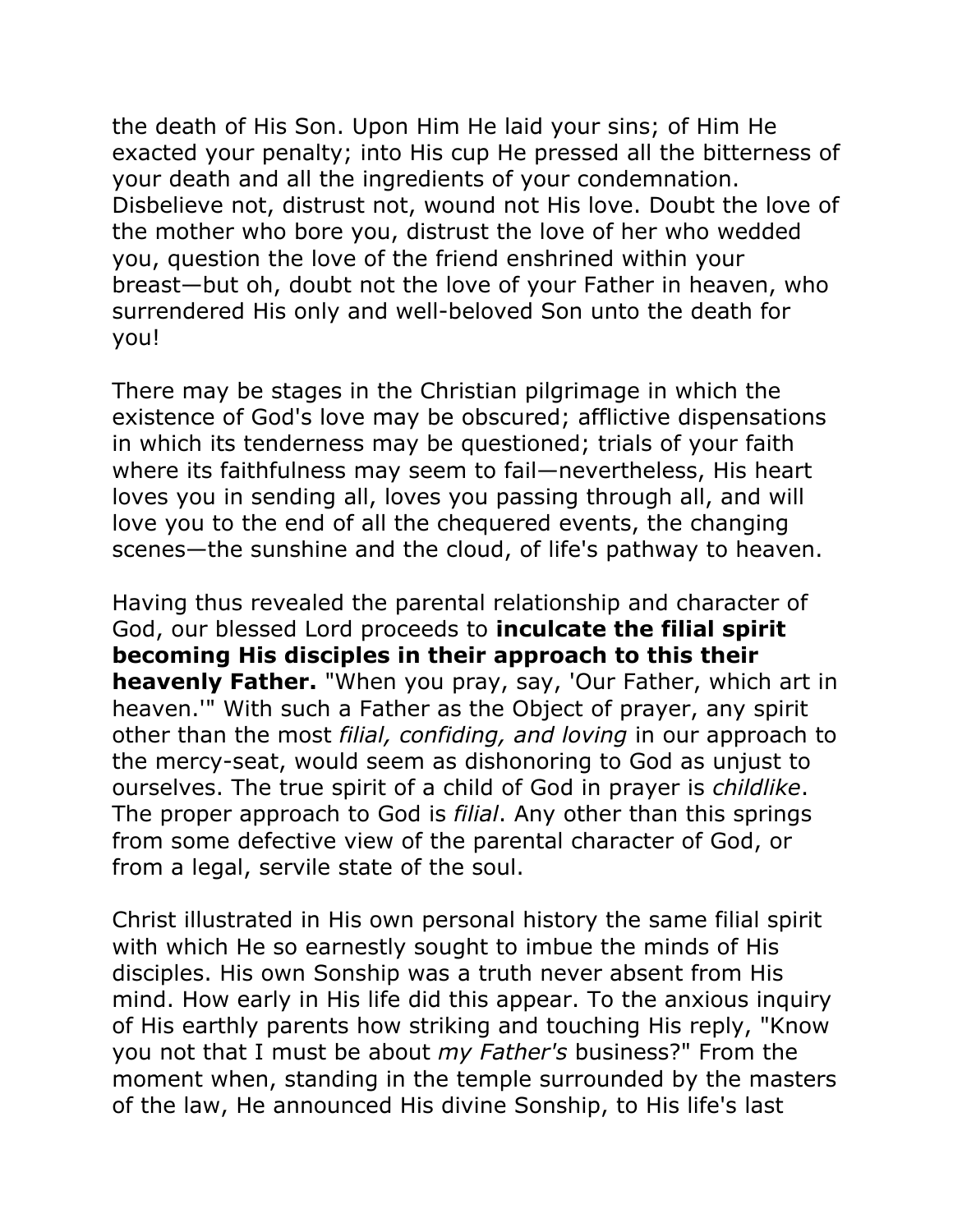the death of His Son. Upon Him He laid your sins; of Him He exacted your penalty; into His cup He pressed all the bitterness of your death and all the ingredients of your condemnation. Disbelieve not, distrust not, wound not His love. Doubt the love of the mother who bore you, distrust the love of her who wedded you, question the love of the friend enshrined within your breast—but oh, doubt not the love of your Father in heaven, who surrendered His only and well-beloved Son unto the death for you!

There may be stages in the Christian pilgrimage in which the existence of God's love may be obscured; afflictive dispensations in which its tenderness may be questioned; trials of your faith where its faithfulness may seem to fail—nevertheless, His heart loves you in sending all, loves you passing through all, and will love you to the end of all the chequered events, the changing scenes—the sunshine and the cloud, of life's pathway to heaven.

Having thus revealed the parental relationship and character of God, our blessed Lord proceeds to **inculcate the filial spirit becoming His disciples in their approach to this their heavenly Father.** "When you pray, say, 'Our Father, which art in heaven.'" With such a Father as the Object of prayer, any spirit other than the most *filial, confiding, and loving* in our approach to the mercy-seat, would seem as dishonoring to God as unjust to ourselves. The true spirit of a child of God in prayer is *childlike*. The proper approach to God is *filial*. Any other than this springs from some defective view of the parental character of God, or from a legal, servile state of the soul.

Christ illustrated in His own personal history the same filial spirit with which He so earnestly sought to imbue the minds of His disciples. His own Sonship was a truth never absent from His mind. How early in His life did this appear. To the anxious inquiry of His earthly parents how striking and touching His reply, "Know you not that I must be about *my Father's* business?" From the moment when, standing in the temple surrounded by the masters of the law, He announced His divine Sonship, to His life's last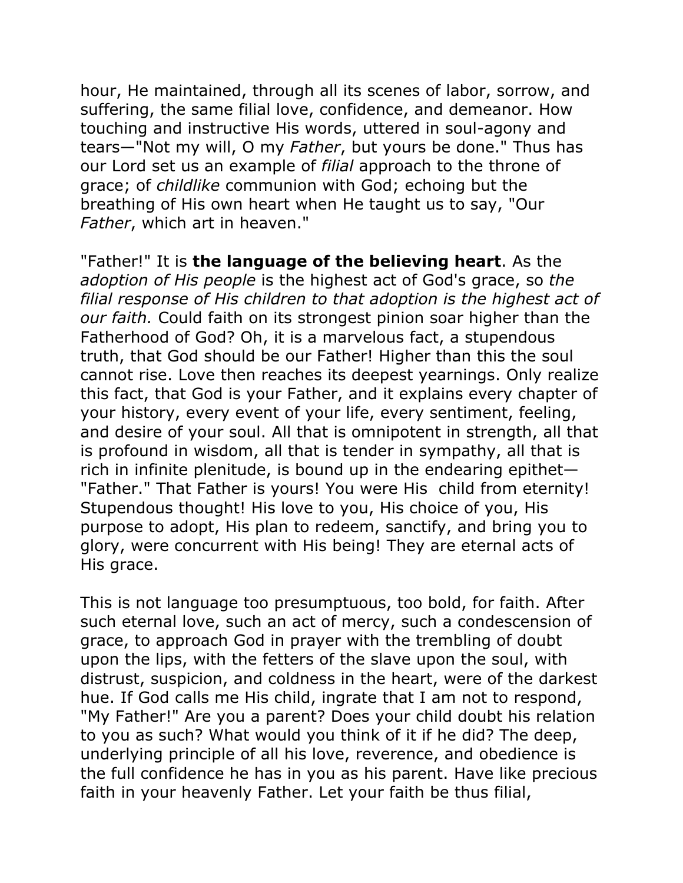hour, He maintained, through all its scenes of labor, sorrow, and suffering, the same filial love, confidence, and demeanor. How touching and instructive His words, uttered in soul-agony and tears—"Not my will, O my *Father*, but yours be done." Thus has our Lord set us an example of *filial* approach to the throne of grace; of *childlike* communion with God; echoing but the breathing of His own heart when He taught us to say, "Our *Father*, which art in heaven."

"Father!" It is **the language of the believing heart**. As the *adoption of His people* is the highest act of God's grace, so *the filial response of His children to that adoption is the highest act of our faith.* Could faith on its strongest pinion soar higher than the Fatherhood of God? Oh, it is a marvelous fact, a stupendous truth, that God should be our Father! Higher than this the soul cannot rise. Love then reaches its deepest yearnings. Only realize this fact, that God is your Father, and it explains every chapter of your history, every event of your life, every sentiment, feeling, and desire of your soul. All that is omnipotent in strength, all that is profound in wisdom, all that is tender in sympathy, all that is rich in infinite plenitude, is bound up in the endearing epithet—"Father." That Father is yours! You were His child from eternity! Stupendous thought! His love to you, His choice of you, His purpose to adopt, His plan to redeem, sanctify, and bring you to glory, were concurrent with His being! They are eternal acts of His grace.

This is not language too presumptuous, too bold, for faith. After such eternal love, such an act of mercy, such a condescension of grace, to approach God in prayer with the trembling of doubt upon the lips, with the fetters of the slave upon the soul, with distrust, suspicion, and coldness in the heart, were of the darkest hue. If God calls me His child, ingrate that I am not to respond, "My Father!" Are you a parent? Does your child doubt his relation to you as such? What would you think of it if he did? The deep, underlying principle of all his love, reverence, and obedience is the full confidence he has in you as his parent. Have like precious faith in your heavenly Father. Let your faith be thus filial,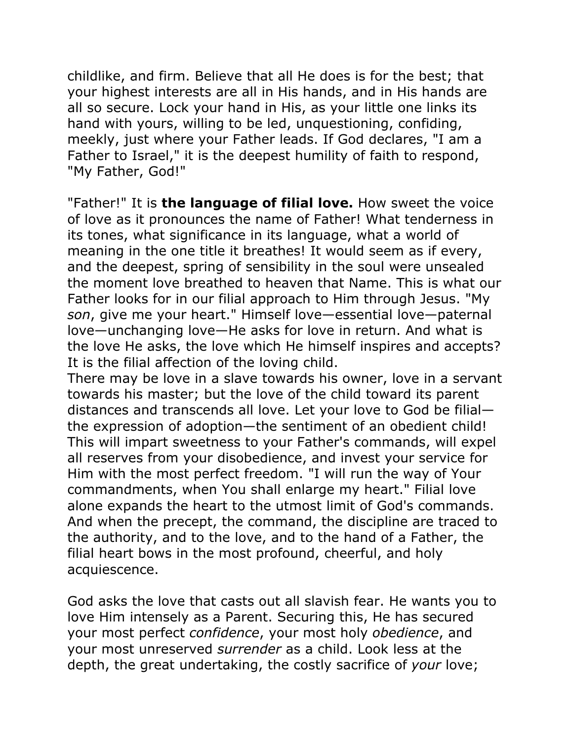childlike, and firm. Believe that all He does is for the best; that your highest interests are all in His hands, and in His hands are all so secure. Lock your hand in His, as your little one links its hand with yours, willing to be led, unquestioning, confiding, meekly, just where your Father leads. If God declares, "I am a Father to Israel," it is the deepest humility of faith to respond, "My Father, God!"

"Father!" It is **the language of filial love.** How sweet the voice of love as it pronounces the name of Father! What tenderness in its tones, what significance in its language, what a world of meaning in the one title it breathes! It would seem as if every, and the deepest, spring of sensibility in the soul were unsealed the moment love breathed to heaven that Name. This is what our Father looks for in our filial approach to Him through Jesus. "My *son*, give me your heart." Himself love—essential love—paternal love—unchanging love—He asks for love in return. And what is the love He asks, the love which He himself inspires and accepts? It is the filial affection of the loving child.
There may be love in a slave towards his owner, love in a servant towards his master; but the love of the child toward its parent distances and transcends all love. Let your love to God be filial—the expression of adoption—the sentiment of an obedient child! This will impart sweetness to your Father's commands, will expel all reserves from your disobedience, and invest your service for Him with the most perfect freedom. "I will run the way of Your commandments, when You shall enlarge my heart." Filial love alone expands the heart to the utmost limit of God's commands. And when the precept, the command, the discipline are traced to the authority, and to the love, and to the hand of a Father, the filial heart bows in the most profound, cheerful, and holy acquiescence.

God asks the love that casts out all slavish fear. He wants you to love Him intensely as a Parent. Securing this, He has secured your most perfect *confidence*, your most holy *obedience*, and your most unreserved *surrender* as a child. Look less at the depth, the great undertaking, the costly sacrifice of *your* love;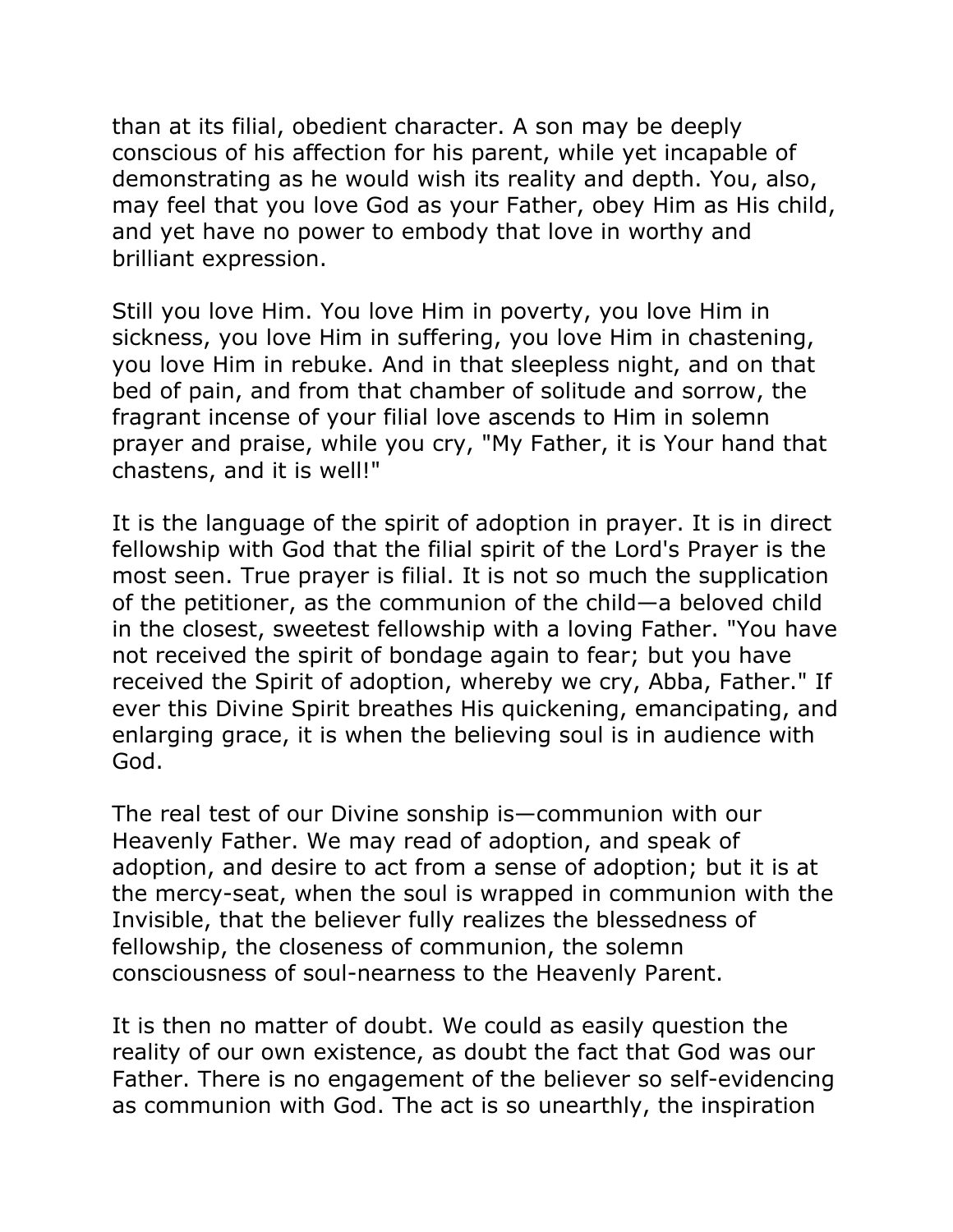than at its filial, obedient character. A son may be deeply conscious of his affection for his parent, while yet incapable of demonstrating as he would wish its reality and depth. You, also, may feel that you love God as your Father, obey Him as His child, and yet have no power to embody that love in worthy and brilliant expression.

Still you love Him. You love Him in poverty, you love Him in sickness, you love Him in suffering, you love Him in chastening, you love Him in rebuke. And in that sleepless night, and on that bed of pain, and from that chamber of solitude and sorrow, the fragrant incense of your filial love ascends to Him in solemn prayer and praise, while you cry, "My Father, it is Your hand that chastens, and it is well!"

It is the language of the spirit of adoption in prayer. It is in direct fellowship with God that the filial spirit of the Lord's Prayer is the most seen. True prayer is filial. It is not so much the supplication of the petitioner, as the communion of the child—a beloved child in the closest, sweetest fellowship with a loving Father. "You have not received the spirit of bondage again to fear; but you have received the Spirit of adoption, whereby we cry, Abba, Father." If ever this Divine Spirit breathes His quickening, emancipating, and enlarging grace, it is when the believing soul is in audience with God.

The real test of our Divine sonship is—communion with our Heavenly Father. We may read of adoption, and speak of adoption, and desire to act from a sense of adoption; but it is at the mercy-seat, when the soul is wrapped in communion with the Invisible, that the believer fully realizes the blessedness of fellowship, the closeness of communion, the solemn consciousness of soul-nearness to the Heavenly Parent.

It is then no matter of doubt. We could as easily question the reality of our own existence, as doubt the fact that God was our Father. There is no engagement of the believer so self-evidencing as communion with God. The act is so unearthly, the inspiration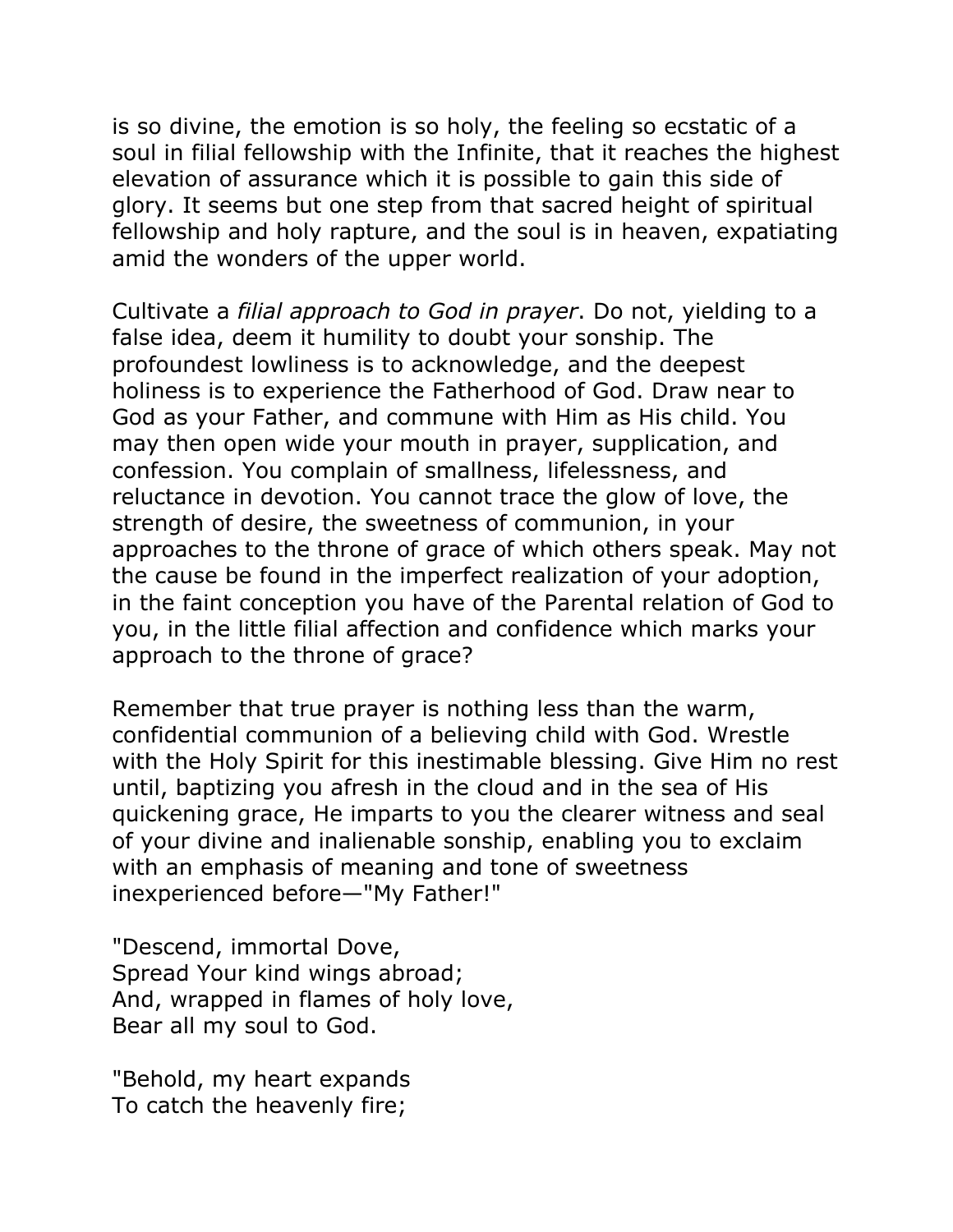is so divine, the emotion is so holy, the feeling so ecstatic of a soul in filial fellowship with the Infinite, that it reaches the highest elevation of assurance which it is possible to gain this side of glory. It seems but one step from that sacred height of spiritual fellowship and holy rapture, and the soul is in heaven, expatiating amid the wonders of the upper world.

Cultivate a *filial approach to God in prayer*. Do not, yielding to a false idea, deem it humility to doubt your sonship. The profoundest lowliness is to acknowledge, and the deepest holiness is to experience the Fatherhood of God. Draw near to God as your Father, and commune with Him as His child. You may then open wide your mouth in prayer, supplication, and confession. You complain of smallness, lifelessness, and reluctance in devotion. You cannot trace the glow of love, the strength of desire, the sweetness of communion, in your approaches to the throne of grace of which others speak. May not the cause be found in the imperfect realization of your adoption, in the faint conception you have of the Parental relation of God to you, in the little filial affection and confidence which marks your approach to the throne of grace?

Remember that true prayer is nothing less than the warm, confidential communion of a believing child with God. Wrestle with the Holy Spirit for this inestimable blessing. Give Him no rest until, baptizing you afresh in the cloud and in the sea of His quickening grace, He imparts to you the clearer witness and seal of your divine and inalienable sonship, enabling you to exclaim with an emphasis of meaning and tone of sweetness inexperienced before—"My Father!"

"Descend, immortal Dove,  
Spread Your kind wings abroad;  
And, wrapped in flames of holy love,  
Bear all my soul to God.

"Behold, my heart expands  
To catch the heavenly fire;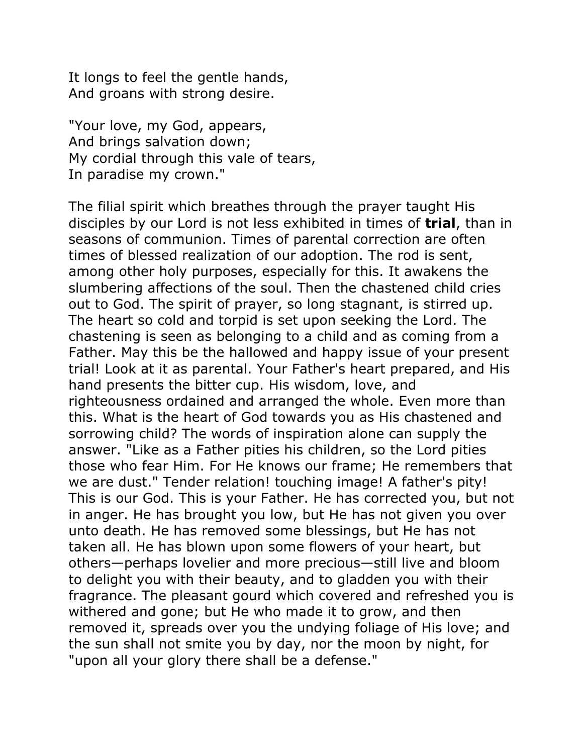It longs to feel the gentle hands,  
And groans with strong desire.

"Your love, my God, appears,  
And brings salvation down;  
My cordial through this vale of tears,  
In paradise my crown."

The filial spirit which breathes through the prayer taught His disciples by our Lord is not less exhibited in times of **trial**, than in seasons of communion. Times of parental correction are often times of blessed realization of our adoption. The rod is sent, among other holy purposes, especially for this. It awakens the slumbering affections of the soul. Then the chastened child cries out to God. The spirit of prayer, so long stagnant, is stirred up. The heart so cold and torpid is set upon seeking the Lord. The chastening is seen as belonging to a child and as coming from a Father. May this be the hallowed and happy issue of your present trial! Look at it as parental. Your Father's heart prepared, and His hand presents the bitter cup. His wisdom, love, and righteousness ordained and arranged the whole. Even more than this. What is the heart of God towards you as His chastened and sorrowing child? The words of inspiration alone can supply the answer. "Like as a Father pities his children, so the Lord pities those who fear Him. For He knows our frame; He remembers that we are dust." Tender relation! touching image! A father's pity! This is our God. This is your Father. He has corrected you, but not in anger. He has brought you low, but He has not given you over unto death. He has removed some blessings, but He has not taken all. He has blown upon some flowers of your heart, but others—perhaps lovelier and more precious—still live and bloom to delight you with their beauty, and to gladden you with their fragrance. The pleasant gourd which covered and refreshed you is withered and gone; but He who made it to grow, and then removed it, spreads over you the undying foliage of His love; and the sun shall not smite you by day, nor the moon by night, for "upon all your glory there shall be a defense."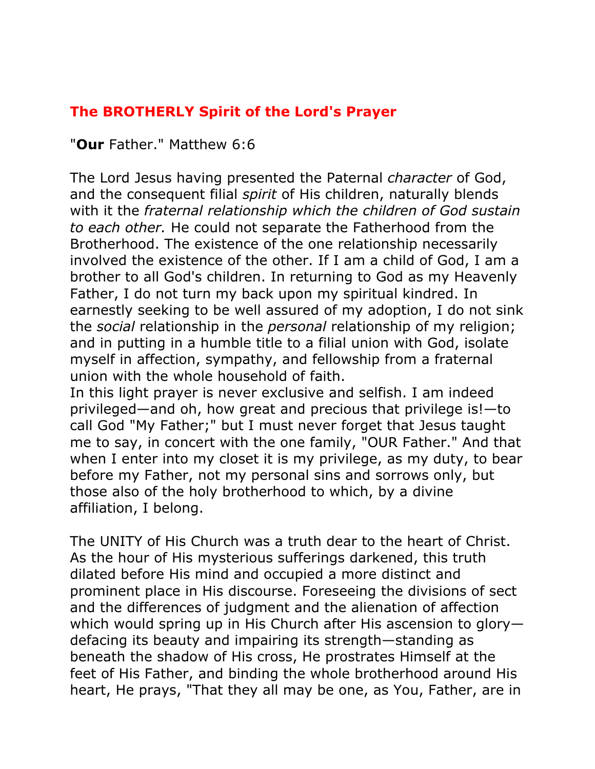## The BROTHERLY Spirit of the Lord's Prayer

"**Our** Father." Matthew 6:6

The Lord Jesus having presented the Paternal *character* of God, and the consequent filial *spirit* of His children, naturally blends with it the *fraternal relationship which the children of God sustain to each other.* He could not separate the Fatherhood from the Brotherhood. The existence of the one relationship necessarily involved the existence of the other. If I am a child of God, I am a brother to all God's children. In returning to God as my Heavenly Father, I do not turn my back upon my spiritual kindred. In earnestly seeking to be well assured of my adoption, I do not sink the *social* relationship in the *personal* relationship of my religion; and in putting in a humble title to a filial union with God, isolate myself in affection, sympathy, and fellowship from a fraternal union with the whole household of faith.

In this light prayer is never exclusive and selfish. I am indeed privileged—and oh, how great and precious that privilege is!—to call God "My Father;" but I must never forget that Jesus taught me to say, in concert with the one family, "OUR Father." And that when I enter into my closet it is my privilege, as my duty, to bear before my Father, not my personal sins and sorrows only, but those also of the holy brotherhood to which, by a divine affiliation, I belong.

The UNITY of His Church was a truth dear to the heart of Christ. As the hour of His mysterious sufferings darkened, this truth dilated before His mind and occupied a more distinct and prominent place in His discourse. Foreseeing the divisions of sect and the differences of judgment and the alienation of affection which would spring up in His Church after His ascension to glory—defacing its beauty and impairing its strength—standing as beneath the shadow of His cross, He prostrates Himself at the feet of His Father, and binding the whole brotherhood around His heart, He prays, "That they all may be one, as You, Father, are in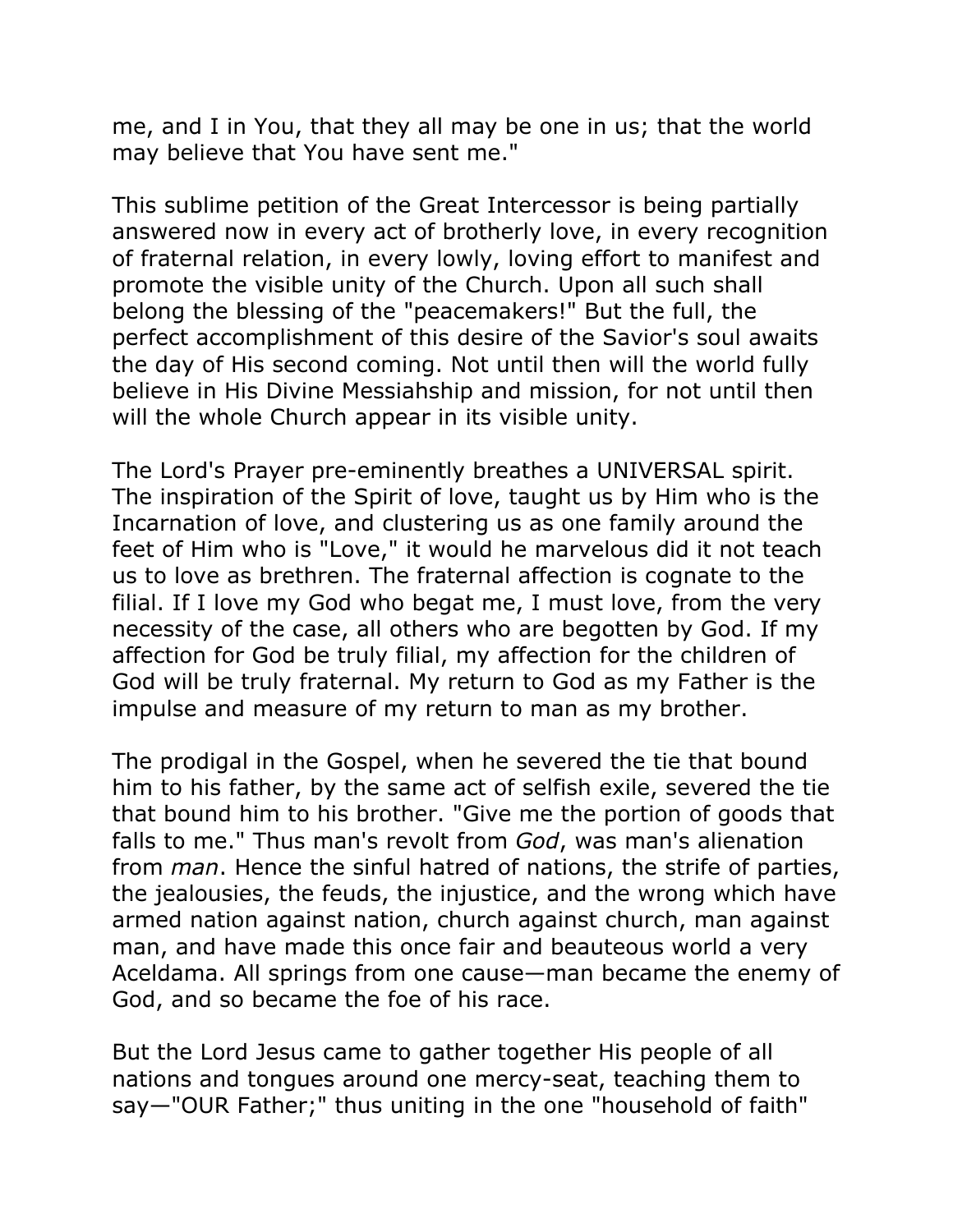me, and I in You, that they all may be one in us; that the world may believe that You have sent me."

This sublime petition of the Great Intercessor is being partially answered now in every act of brotherly love, in every recognition of fraternal relation, in every lowly, loving effort to manifest and promote the visible unity of the Church. Upon all such shall belong the blessing of the "peacemakers!" But the full, the perfect accomplishment of this desire of the Savior's soul awaits the day of His second coming. Not until then will the world fully believe in His Divine Messiahship and mission, for not until then will the whole Church appear in its visible unity.

The Lord's Prayer pre-eminently breathes a UNIVERSAL spirit. The inspiration of the Spirit of love, taught us by Him who is the Incarnation of love, and clustering us as one family around the feet of Him who is "Love," it would he marvelous did it not teach us to love as brethren. The fraternal affection is cognate to the filial. If I love my God who begat me, I must love, from the very necessity of the case, all others who are begotten by God. If my affection for God be truly filial, my affection for the children of God will be truly fraternal. My return to God as my Father is the impulse and measure of my return to man as my brother.

The prodigal in the Gospel, when he severed the tie that bound him to his father, by the same act of selfish exile, severed the tie that bound him to his brother. "Give me the portion of goods that falls to me." Thus man's revolt from *God*, was man's alienation from *man*. Hence the sinful hatred of nations, the strife of parties, the jealousies, the feuds, the injustice, and the wrong which have armed nation against nation, church against church, man against man, and have made this once fair and beauteous world a very Aceldama. All springs from one cause—man became the enemy of God, and so became the foe of his race.

But the Lord Jesus came to gather together His people of all nations and tongues around one mercy-seat, teaching them to say—"OUR Father;" thus uniting in the one "household of faith"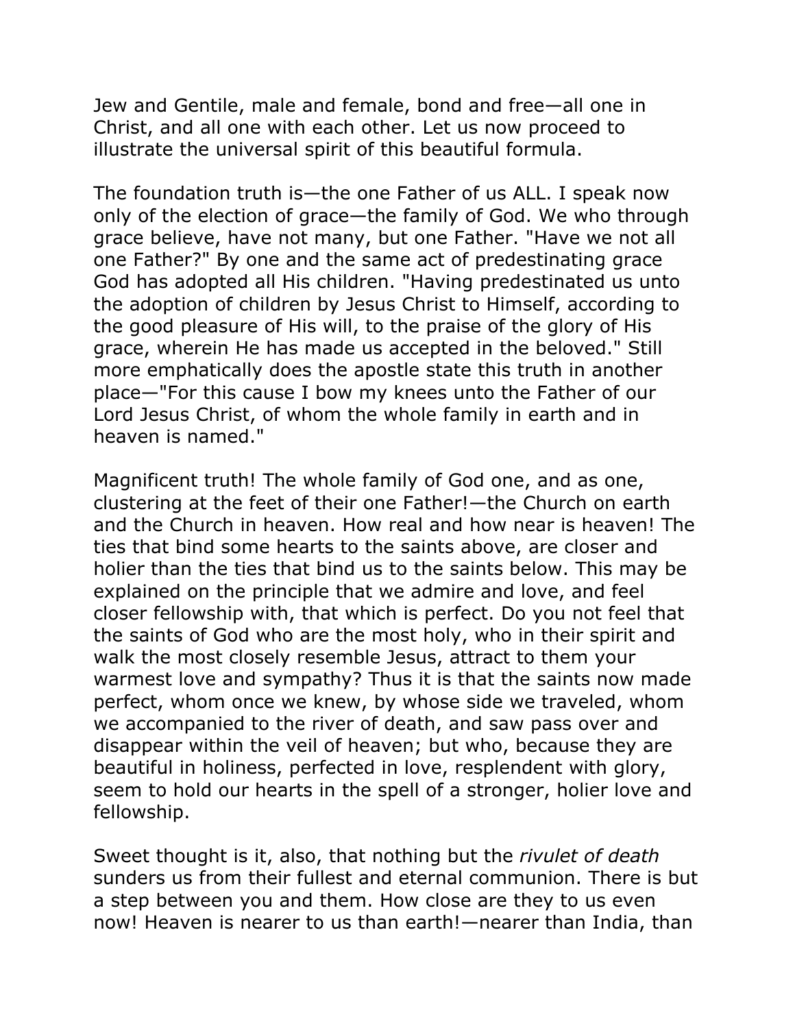Jew and Gentile, male and female, bond and free—all one in Christ, and all one with each other. Let us now proceed to illustrate the universal spirit of this beautiful formula.

The foundation truth is—the one Father of us ALL. I speak now only of the election of grace—the family of God. We who through grace believe, have not many, but one Father. "Have we not all one Father?" By one and the same act of predestinating grace God has adopted all His children. "Having predestinated us unto the adoption of children by Jesus Christ to Himself, according to the good pleasure of His will, to the praise of the glory of His grace, wherein He has made us accepted in the beloved." Still more emphatically does the apostle state this truth in another place—"For this cause I bow my knees unto the Father of our Lord Jesus Christ, of whom the whole family in earth and in heaven is named."

Magnificent truth! The whole family of God one, and as one, clustering at the feet of their one Father!—the Church on earth and the Church in heaven. How real and how near is heaven! The ties that bind some hearts to the saints above, are closer and holier than the ties that bind us to the saints below. This may be explained on the principle that we admire and love, and feel closer fellowship with, that which is perfect. Do you not feel that the saints of God who are the most holy, who in their spirit and walk the most closely resemble Jesus, attract to them your warmest love and sympathy? Thus it is that the saints now made perfect, whom once we knew, by whose side we traveled, whom we accompanied to the river of death, and saw pass over and disappear within the veil of heaven; but who, because they are beautiful in holiness, perfected in love, resplendent with glory, seem to hold our hearts in the spell of a stronger, holier love and fellowship.

Sweet thought is it, also, that nothing but the *rivulet of death* sunders us from their fullest and eternal communion. There is but a step between you and them. How close are they to us even now! Heaven is nearer to us than earth!—nearer than India, than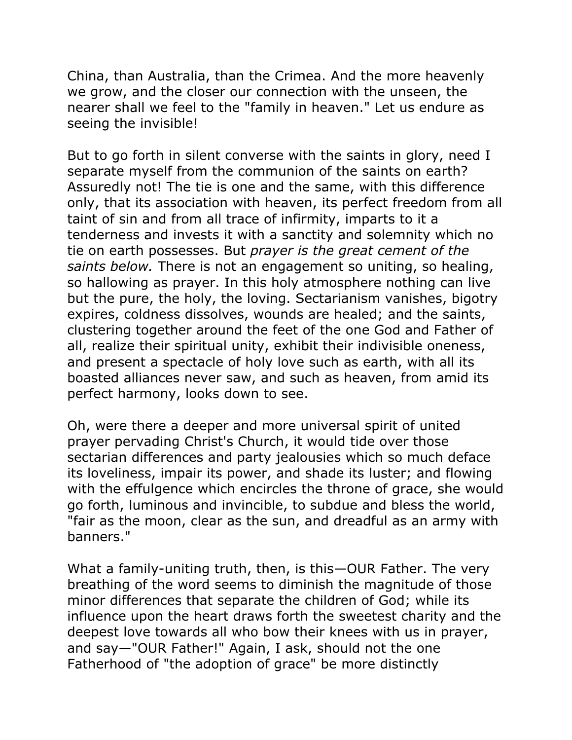China, than Australia, than the Crimea. And the more heavenly we grow, and the closer our connection with the unseen, the nearer shall we feel to the "family in heaven." Let us endure as seeing the invisible!

But to go forth in silent converse with the saints in glory, need I separate myself from the communion of the saints on earth? Assuredly not! The tie is one and the same, with this difference only, that its association with heaven, its perfect freedom from all taint of sin and from all trace of infirmity, imparts to it a tenderness and invests it with a sanctity and solemnity which no tie on earth possesses. But *prayer is the great cement of the saints below.* There is not an engagement so uniting, so healing, so hallowing as prayer. In this holy atmosphere nothing can live but the pure, the holy, the loving. Sectarianism vanishes, bigotry expires, coldness dissolves, wounds are healed; and the saints, clustering together around the feet of the one God and Father of all, realize their spiritual unity, exhibit their indivisible oneness, and present a spectacle of holy love such as earth, with all its boasted alliances never saw, and such as heaven, from amid its perfect harmony, looks down to see.

Oh, were there a deeper and more universal spirit of united prayer pervading Christ's Church, it would tide over those sectarian differences and party jealousies which so much deface its loveliness, impair its power, and shade its luster; and flowing with the effulgence which encircles the throne of grace, she would go forth, luminous and invincible, to subdue and bless the world, "fair as the moon, clear as the sun, and dreadful as an army with banners."

What a family-uniting truth, then, is this—OUR Father. The very breathing of the word seems to diminish the magnitude of those minor differences that separate the children of God; while its influence upon the heart draws forth the sweetest charity and the deepest love towards all who bow their knees with us in prayer, and say—"OUR Father!" Again, I ask, should not the one Fatherhood of "the adoption of grace" be more distinctly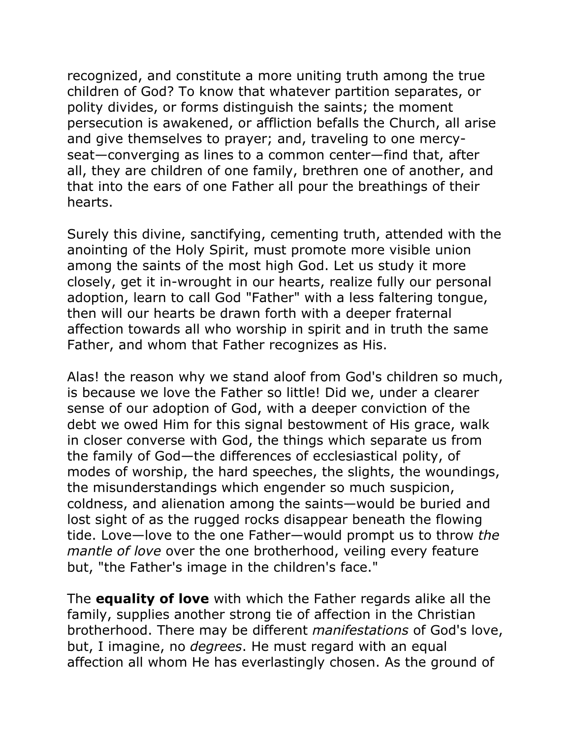recognized, and constitute a more uniting truth among the true children of God? To know that whatever partition separates, or polity divides, or forms distinguish the saints; the moment persecution is awakened, or affliction befalls the Church, all arise and give themselves to prayer; and, traveling to one mercy-seat—converging as lines to a common center—find that, after all, they are children of one family, brethren one of another, and that into the ears of one Father all pour the breathings of their hearts.

Surely this divine, sanctifying, cementing truth, attended with the anointing of the Holy Spirit, must promote more visible union among the saints of the most high God. Let us study it more closely, get it in-wrought in our hearts, realize fully our personal adoption, learn to call God "Father" with a less faltering tongue, then will our hearts be drawn forth with a deeper fraternal affection towards all who worship in spirit and in truth the same Father, and whom that Father recognizes as His.

Alas! the reason why we stand aloof from God's children so much, is because we love the Father so little! Did we, under a clearer sense of our adoption of God, with a deeper conviction of the debt we owed Him for this signal bestowment of His grace, walk in closer converse with God, the things which separate us from the family of God—the differences of ecclesiastical polity, of modes of worship, the hard speeches, the slights, the woundings, the misunderstandings which engender so much suspicion, coldness, and alienation among the saints—would be buried and lost sight of as the rugged rocks disappear beneath the flowing tide. Love—love to the one Father—would prompt us to throw *the mantle of love* over the one brotherhood, veiling every feature but, "the Father's image in the children's face."

The **equality of love** with which the Father regards alike all the family, supplies another strong tie of affection in the Christian brotherhood. There may be different *manifestations* of God's love, but, I imagine, no *degrees*. He must regard with an equal affection all whom He has everlastingly chosen. As the ground of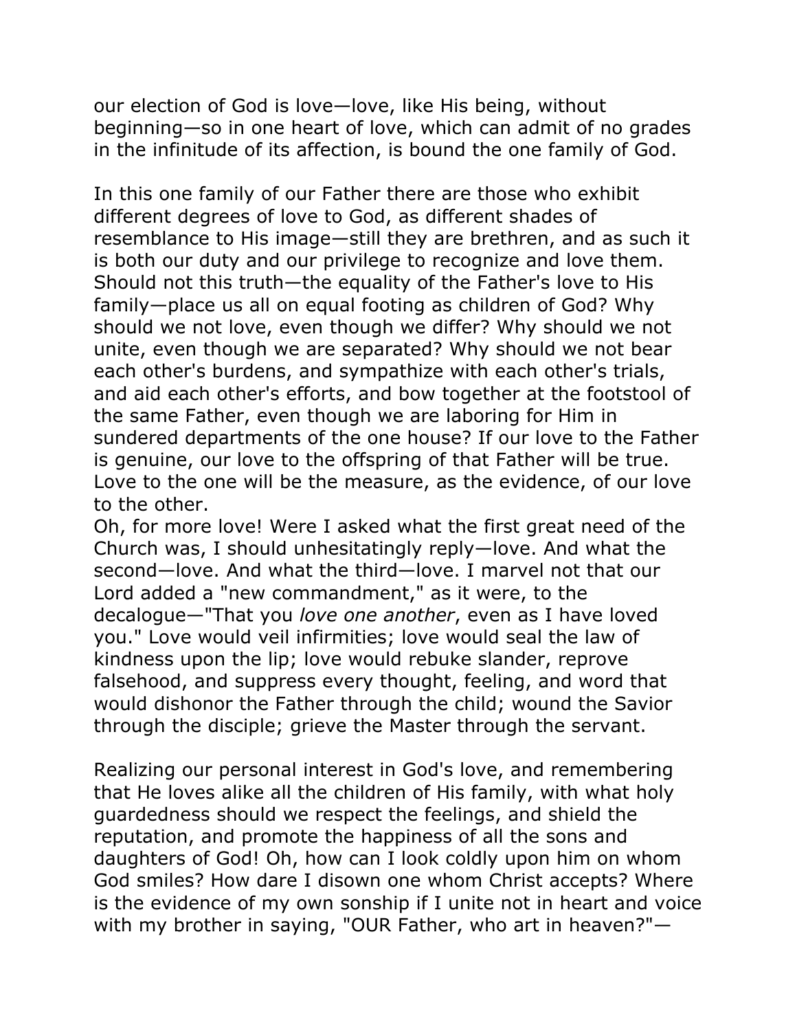our election of God is love—love, like His being, without beginning—so in one heart of love, which can admit of no grades in the infinitude of its affection, is bound the one family of God.

In this one family of our Father there are those who exhibit different degrees of love to God, as different shades of resemblance to His image—still they are brethren, and as such it is both our duty and our privilege to recognize and love them. Should not this truth—the equality of the Father's love to His family—place us all on equal footing as children of God? Why should we not love, even though we differ? Why should we not unite, even though we are separated? Why should we not bear each other's burdens, and sympathize with each other's trials, and aid each other's efforts, and bow together at the footstool of the same Father, even though we are laboring for Him in sundered departments of the one house? If our love to the Father is genuine, our love to the offspring of that Father will be true. Love to the one will be the measure, as the evidence, of our love to the other.

Oh, for more love! Were I asked what the first great need of the Church was, I should unhesitatingly reply—love. And what the second—love. And what the third—love. I marvel not that our Lord added a "new commandment," as it were, to the decalogue—"That you *love one another*, even as I have loved you." Love would veil infirmities; love would seal the law of kindness upon the lip; love would rebuke slander, reprove falsehood, and suppress every thought, feeling, and word that would dishonor the Father through the child; wound the Savior through the disciple; grieve the Master through the servant.

Realizing our personal interest in God's love, and remembering that He loves alike all the children of His family, with what holy guardedness should we respect the feelings, and shield the reputation, and promote the happiness of all the sons and daughters of God! Oh, how can I look coldly upon him on whom God smiles? How dare I disown one whom Christ accepts? Where is the evidence of my own sonship if I unite not in heart and voice with my brother in saying, "OUR Father, who art in heaven?"—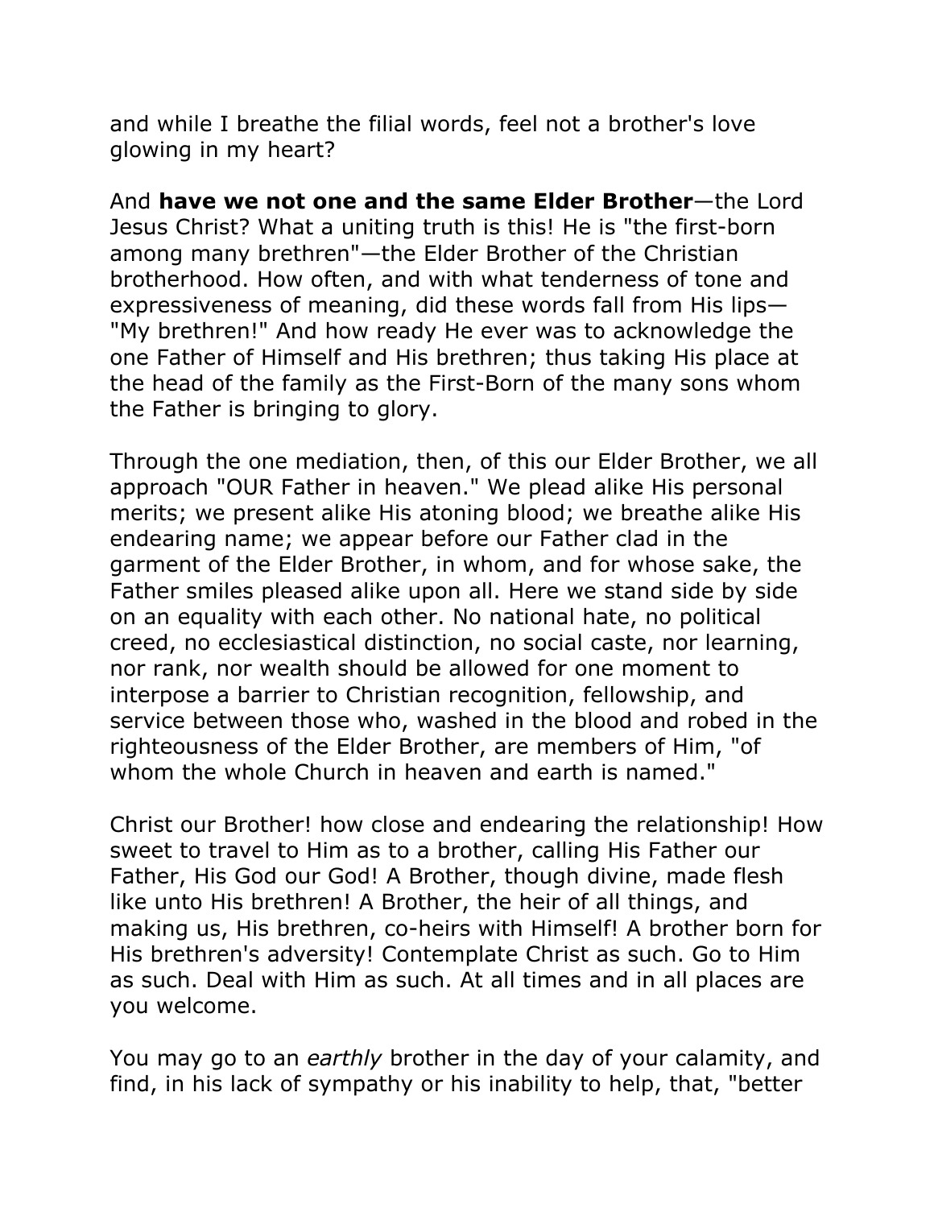and while I breathe the filial words, feel not a brother's love glowing in my heart?

And **have we not one and the same Elder Brother**—the Lord Jesus Christ? What a uniting truth is this! He is "the first-born among many brethren"—the Elder Brother of the Christian brotherhood. How often, and with what tenderness of tone and expressiveness of meaning, did these words fall from His lips—"My brethren!" And how ready He ever was to acknowledge the one Father of Himself and His brethren; thus taking His place at the head of the family as the First-Born of the many sons whom the Father is bringing to glory.

Through the one mediation, then, of this our Elder Brother, we all approach "OUR Father in heaven." We plead alike His personal merits; we present alike His atoning blood; we breathe alike His endearing name; we appear before our Father clad in the garment of the Elder Brother, in whom, and for whose sake, the Father smiles pleased alike upon all. Here we stand side by side on an equality with each other. No national hate, no political creed, no ecclesiastical distinction, no social caste, nor learning, nor rank, nor wealth should be allowed for one moment to interpose a barrier to Christian recognition, fellowship, and service between those who, washed in the blood and robed in the righteousness of the Elder Brother, are members of Him, "of whom the whole Church in heaven and earth is named."

Christ our Brother! how close and endearing the relationship! How sweet to travel to Him as to a brother, calling His Father our Father, His God our God! A Brother, though divine, made flesh like unto His brethren! A Brother, the heir of all things, and making us, His brethren, co-heirs with Himself! A brother born for His brethren's adversity! Contemplate Christ as such. Go to Him as such. Deal with Him as such. At all times and in all places are you welcome.

You may go to an *earthly* brother in the day of your calamity, and find, in his lack of sympathy or his inability to help, that, "better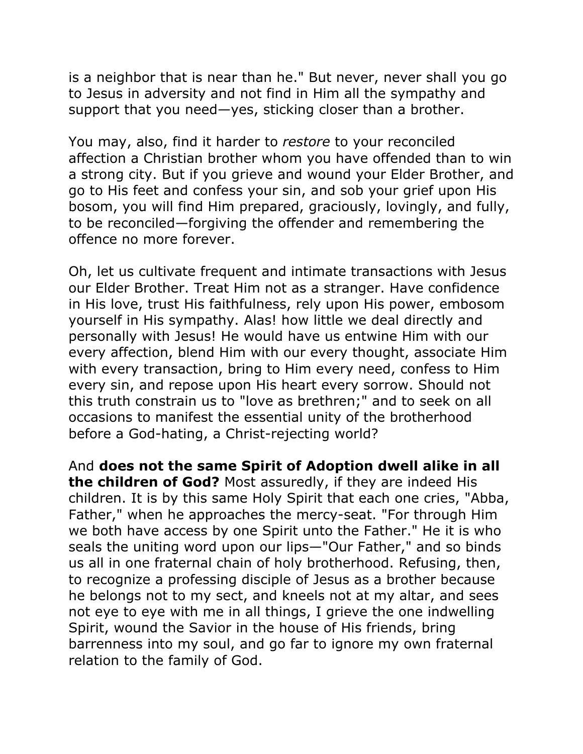is a neighbor that is near than he." But never, never shall you go to Jesus in adversity and not find in Him all the sympathy and support that you need—yes, sticking closer than a brother.

You may, also, find it harder to *restore* to your reconciled affection a Christian brother whom you have offended than to win a strong city. But if you grieve and wound your Elder Brother, and go to His feet and confess your sin, and sob your grief upon His bosom, you will find Him prepared, graciously, lovingly, and fully, to be reconciled—forgiving the offender and remembering the offence no more forever.

Oh, let us cultivate frequent and intimate transactions with Jesus our Elder Brother. Treat Him not as a stranger. Have confidence in His love, trust His faithfulness, rely upon His power, embosom yourself in His sympathy. Alas! how little we deal directly and personally with Jesus! He would have us entwine Him with our every affection, blend Him with our every thought, associate Him with every transaction, bring to Him every need, confess to Him every sin, and repose upon His heart every sorrow. Should not this truth constrain us to "love as brethren;" and to seek on all occasions to manifest the essential unity of the brotherhood before a God-hating, a Christ-rejecting world?

And **does not the same Spirit of Adoption dwell alike in all the children of God?** Most assuredly, if they are indeed His children. It is by this same Holy Spirit that each one cries, "Abba, Father," when he approaches the mercy-seat. "For through Him we both have access by one Spirit unto the Father." He it is who seals the uniting word upon our lips—"Our Father," and so binds us all in one fraternal chain of holy brotherhood. Refusing, then, to recognize a professing disciple of Jesus as a brother because he belongs not to my sect, and kneels not at my altar, and sees not eye to eye with me in all things, I grieve the one indwelling Spirit, wound the Savior in the house of His friends, bring barrenness into my soul, and go far to ignore my own fraternal relation to the family of God.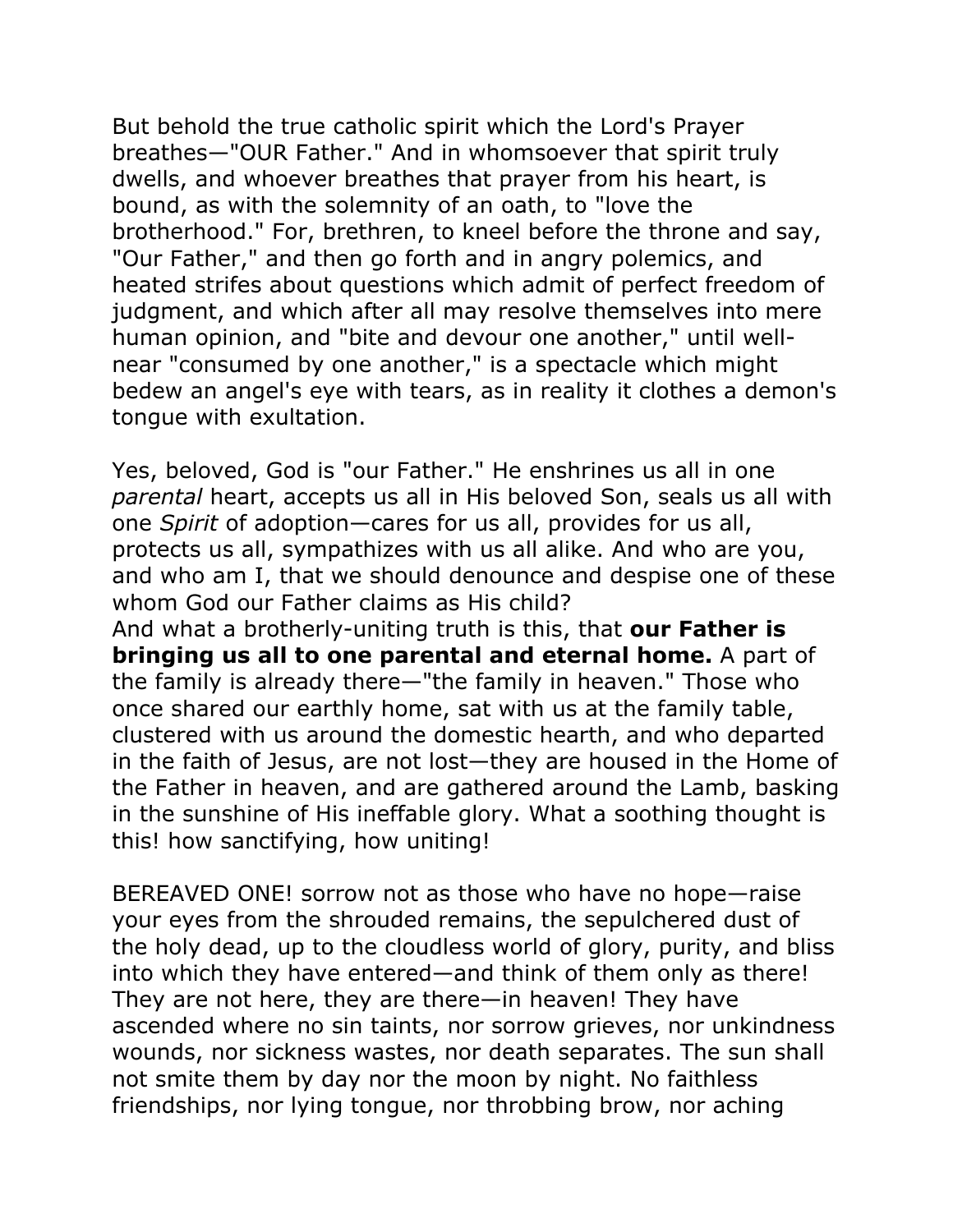But behold the true catholic spirit which the Lord's Prayer breathes—"OUR Father." And in whomsoever that spirit truly dwells, and whoever breathes that prayer from his heart, is bound, as with the solemnity of an oath, to "love the brotherhood." For, brethren, to kneel before the throne and say, "Our Father," and then go forth and in angry polemics, and heated strifes about questions which admit of perfect freedom of judgment, and which after all may resolve themselves into mere human opinion, and "bite and devour one another," until well-near "consumed by one another," is a spectacle which might bedew an angel's eye with tears, as in reality it clothes a demon's tongue with exultation.

Yes, beloved, God is "our Father." He enshrines us all in one *parental* heart, accepts us all in His beloved Son, seals us all with one *Spirit* of adoption—cares for us all, provides for us all, protects us all, sympathizes with us all alike. And who are you, and who am I, that we should denounce and despise one of these whom God our Father claims as His child?
And what a brotherly-uniting truth is this, that **our Father is bringing us all to one parental and eternal home.** A part of the family is already there—"the family in heaven." Those who once shared our earthly home, sat with us at the family table, clustered with us around the domestic hearth, and who departed in the faith of Jesus, are not lost—they are housed in the Home of the Father in heaven, and are gathered around the Lamb, basking in the sunshine of His ineffable glory. What a soothing thought is this! how sanctifying, how uniting!

BEREAVED ONE! sorrow not as those who have no hope—raise your eyes from the shrouded remains, the sepulchered dust of the holy dead, up to the cloudless world of glory, purity, and bliss into which they have entered—and think of them only as there! They are not here, they are there—in heaven! They have ascended where no sin taints, nor sorrow grieves, nor unkindness wounds, nor sickness wastes, nor death separates. The sun shall not smite them by day nor the moon by night. No faithless friendships, nor lying tongue, nor throbbing brow, nor aching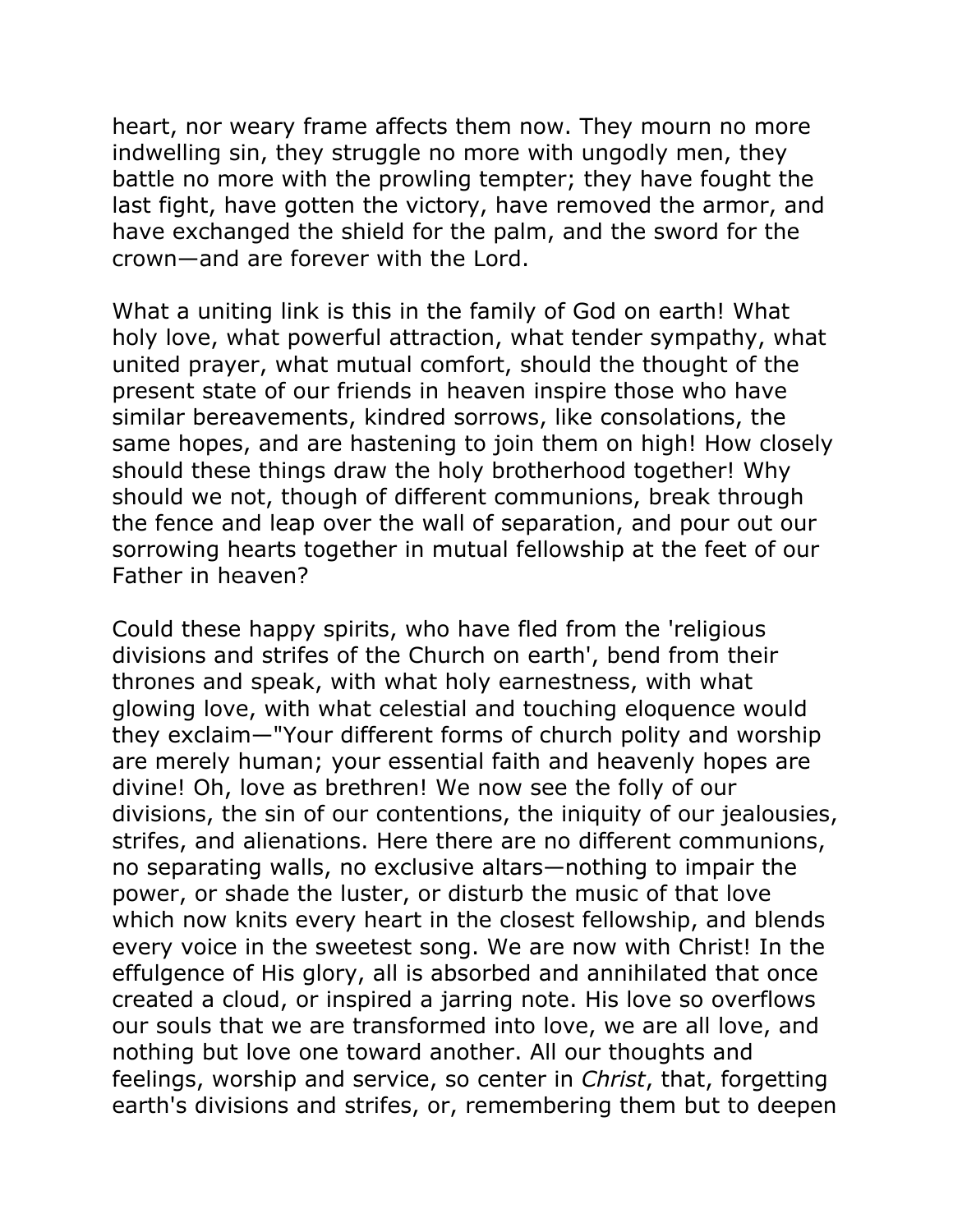heart, nor weary frame affects them now. They mourn no more indwelling sin, they struggle no more with ungodly men, they battle no more with the prowling tempter; they have fought the last fight, have gotten the victory, have removed the armor, and have exchanged the shield for the palm, and the sword for the crown—and are forever with the Lord.

What a uniting link is this in the family of God on earth! What holy love, what powerful attraction, what tender sympathy, what united prayer, what mutual comfort, should the thought of the present state of our friends in heaven inspire those who have similar bereavements, kindred sorrows, like consolations, the same hopes, and are hastening to join them on high! How closely should these things draw the holy brotherhood together! Why should we not, though of different communions, break through the fence and leap over the wall of separation, and pour out our sorrowing hearts together in mutual fellowship at the feet of our Father in heaven?

Could these happy spirits, who have fled from the 'religious divisions and strifes of the Church on earth', bend from their thrones and speak, with what holy earnestness, with what glowing love, with what celestial and touching eloquence would they exclaim—"Your different forms of church polity and worship are merely human; your essential faith and heavenly hopes are divine! Oh, love as brethren! We now see the folly of our divisions, the sin of our contentions, the iniquity of our jealousies, strifes, and alienations. Here there are no different communions, no separating walls, no exclusive altars—nothing to impair the power, or shade the luster, or disturb the music of that love which now knits every heart in the closest fellowship, and blends every voice in the sweetest song. We are now with Christ! In the effulgence of His glory, all is absorbed and annihilated that once created a cloud, or inspired a jarring note. His love so overflows our souls that we are transformed into love, we are all love, and nothing but love one toward another. All our thoughts and feelings, worship and service, so center in *Christ*, that, forgetting earth's divisions and strifes, or, remembering them but to deepen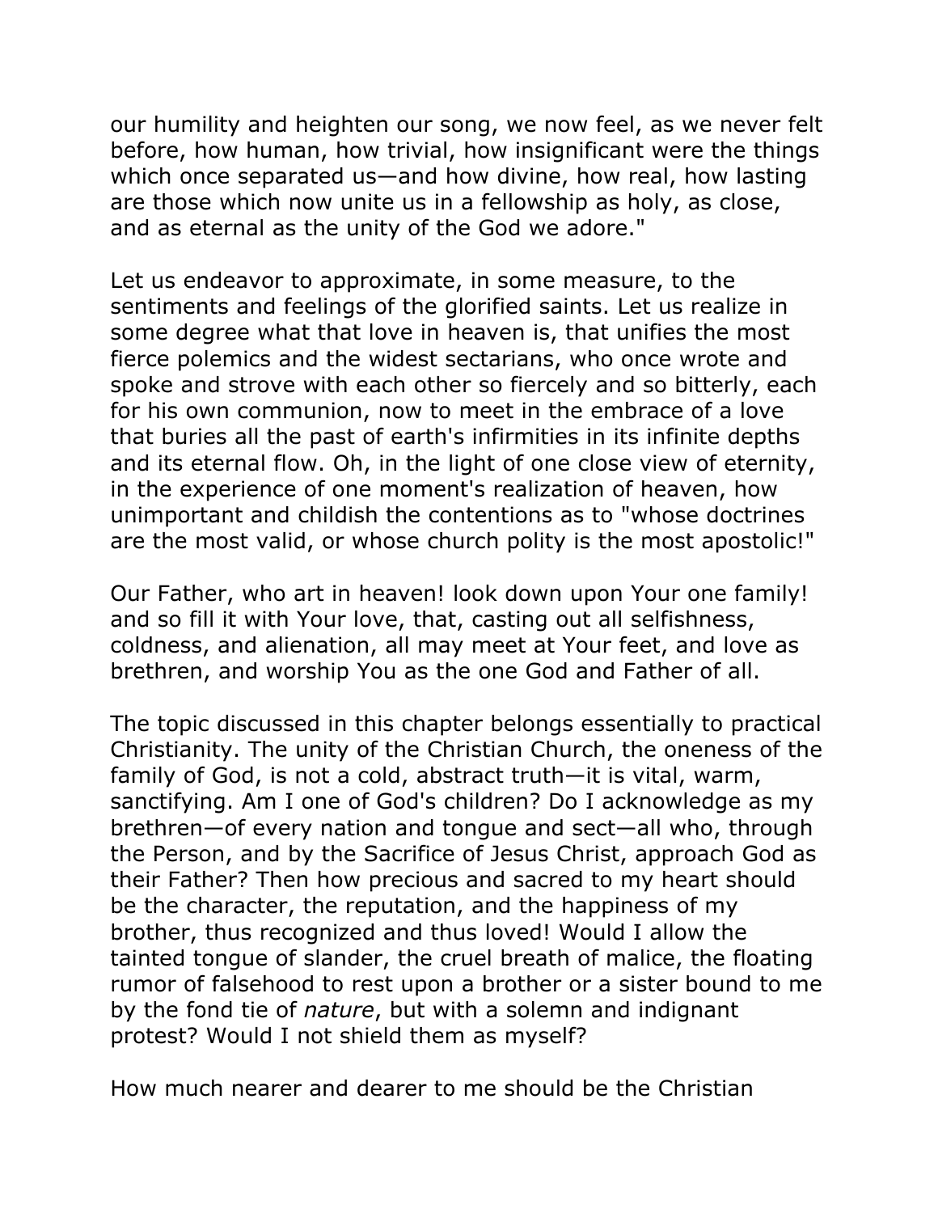our humility and heighten our song, we now feel, as we never felt before, how human, how trivial, how insignificant were the things which once separated us—and how divine, how real, how lasting are those which now unite us in a fellowship as holy, as close, and as eternal as the unity of the God we adore."

Let us endeavor to approximate, in some measure, to the sentiments and feelings of the glorified saints. Let us realize in some degree what that love in heaven is, that unifies the most fierce polemics and the widest sectarians, who once wrote and spoke and strove with each other so fiercely and so bitterly, each for his own communion, now to meet in the embrace of a love that buries all the past of earth's infirmities in its infinite depths and its eternal flow. Oh, in the light of one close view of eternity, in the experience of one moment's realization of heaven, how unimportant and childish the contentions as to "whose doctrines are the most valid, or whose church polity is the most apostolic!"

Our Father, who art in heaven! look down upon Your one family! and so fill it with Your love, that, casting out all selfishness, coldness, and alienation, all may meet at Your feet, and love as brethren, and worship You as the one God and Father of all.

The topic discussed in this chapter belongs essentially to practical Christianity. The unity of the Christian Church, the oneness of the family of God, is not a cold, abstract truth—it is vital, warm, sanctifying. Am I one of God's children? Do I acknowledge as my brethren—of every nation and tongue and sect—all who, through the Person, and by the Sacrifice of Jesus Christ, approach God as their Father? Then how precious and sacred to my heart should be the character, the reputation, and the happiness of my brother, thus recognized and thus loved! Would I allow the tainted tongue of slander, the cruel breath of malice, the floating rumor of falsehood to rest upon a brother or a sister bound to me by the fond tie of *nature*, but with a solemn and indignant protest? Would I not shield them as myself?

How much nearer and dearer to me should be the Christian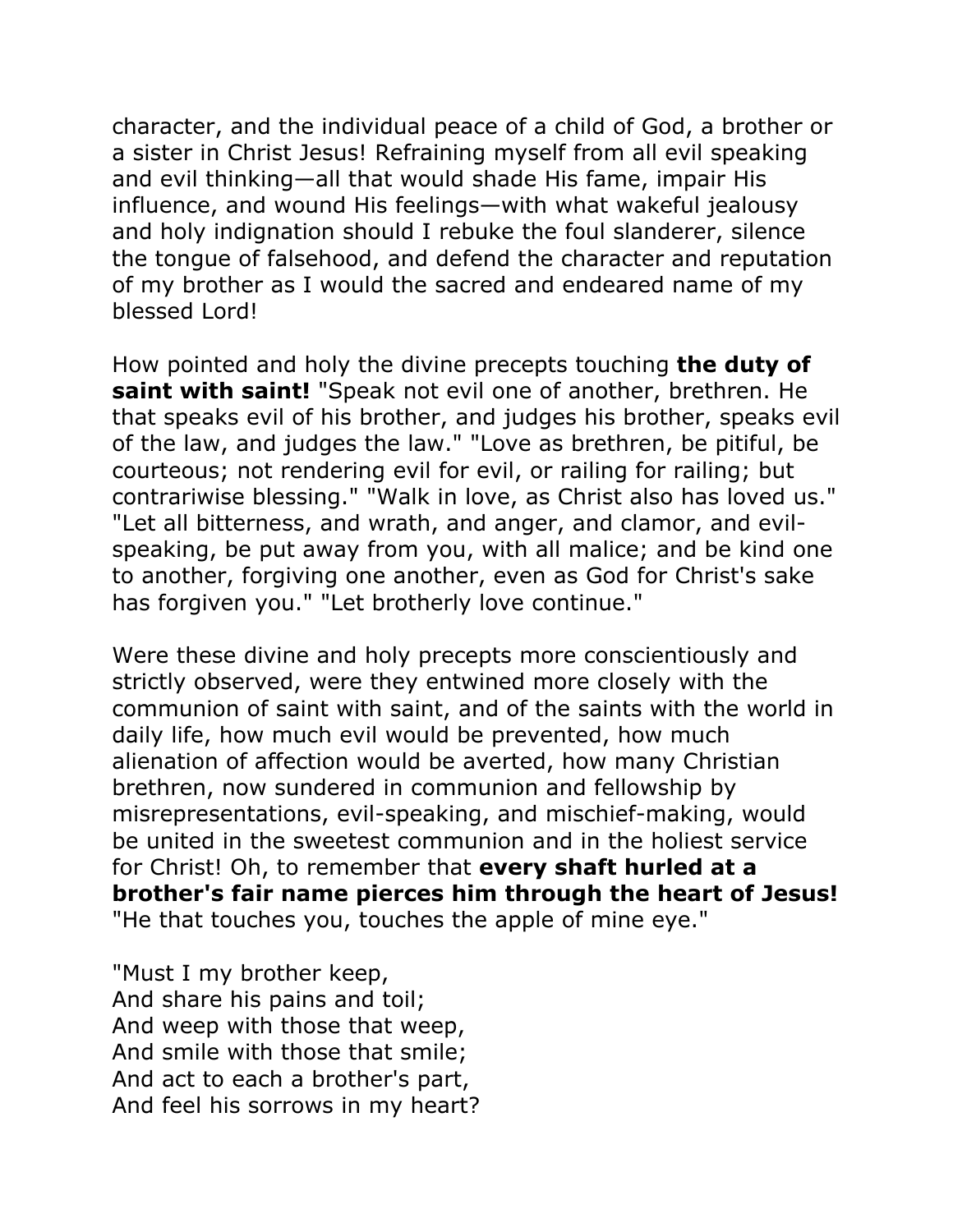character, and the individual peace of a child of God, a brother or a sister in Christ Jesus! Refraining myself from all evil speaking and evil thinking—all that would shade His fame, impair His influence, and wound His feelings—with what wakeful jealousy and holy indignation should I rebuke the foul slanderer, silence the tongue of falsehood, and defend the character and reputation of my brother as I would the sacred and endeared name of my blessed Lord!

How pointed and holy the divine precepts touching **the duty of saint with saint!** "Speak not evil one of another, brethren. He that speaks evil of his brother, and judges his brother, speaks evil of the law, and judges the law." "Love as brethren, be pitiful, be courteous; not rendering evil for evil, or railing for railing; but contrariwise blessing." "Walk in love, as Christ also has loved us." "Let all bitterness, and wrath, and anger, and clamor, and evil-speaking, be put away from you, with all malice; and be kind one to another, forgiving one another, even as God for Christ's sake has forgiven you." "Let brotherly love continue."

Were these divine and holy precepts more conscientiously and strictly observed, were they entwined more closely with the communion of saint with saint, and of the saints with the world in daily life, how much evil would be prevented, how much alienation of affection would be averted, how many Christian brethren, now sundered in communion and fellowship by misrepresentations, evil-speaking, and mischief-making, would be united in the sweetest communion and in the holiest service for Christ! Oh, to remember that **every shaft hurled at a brother's fair name pierces him through the heart of Jesus!** "He that touches you, touches the apple of mine eye."

"Must I my brother keep,  
And share his pains and toil;  
And weep with those that weep,  
And smile with those that smile;  
And act to each a brother's part,  
And feel his sorrows in my heart?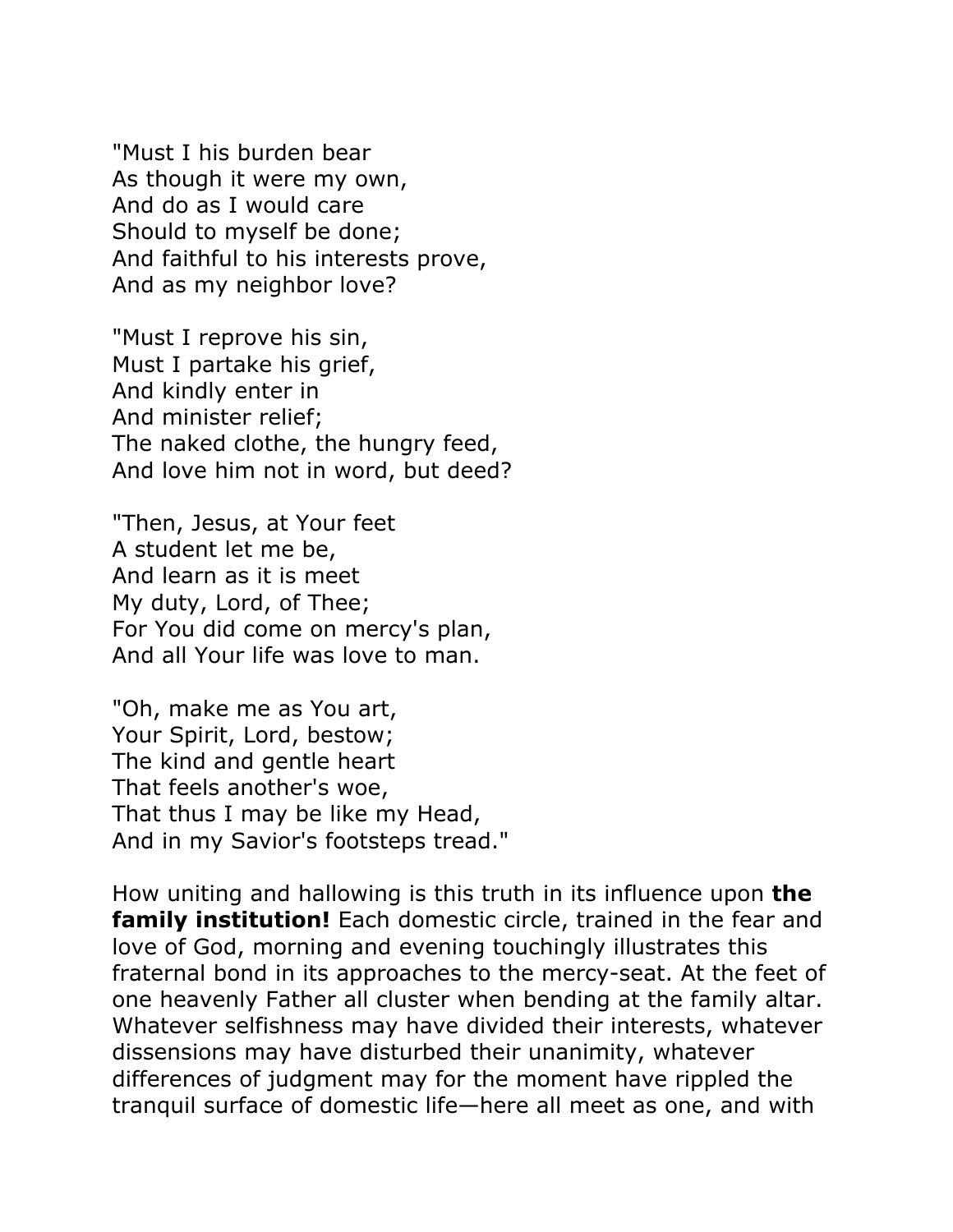"Must I his burden bear  
As though it were my own,  
And do as I would care  
Should to myself be done;  
And faithful to his interests prove,  
And as my neighbor love?

"Must I reprove his sin,  
Must I partake his grief,  
And kindly enter in  
And minister relief;  
The naked clothe, the hungry feed,  
And love him not in word, but deed?

"Then, Jesus, at Your feet  
A student let me be,  
And learn as it is meet  
My duty, Lord, of Thee;  
For You did come on mercy's plan,  
And all Your life was love to man.

"Oh, make me as You art,  
Your Spirit, Lord, bestow;  
The kind and gentle heart  
That feels another's woe,  
That thus I may be like my Head,  
And in my Savior's footsteps tread."

How uniting and hallowing is this truth in its influence upon **the family institution!** Each domestic circle, trained in the fear and love of God, morning and evening touchingly illustrates this fraternal bond in its approaches to the mercy-seat. At the feet of one heavenly Father all cluster when bending at the family altar. Whatever selfishness may have divided their interests, whatever dissensions may have disturbed their unanimity, whatever differences of judgment may for the moment have rippled the tranquil surface of domestic life—here all meet as one, and with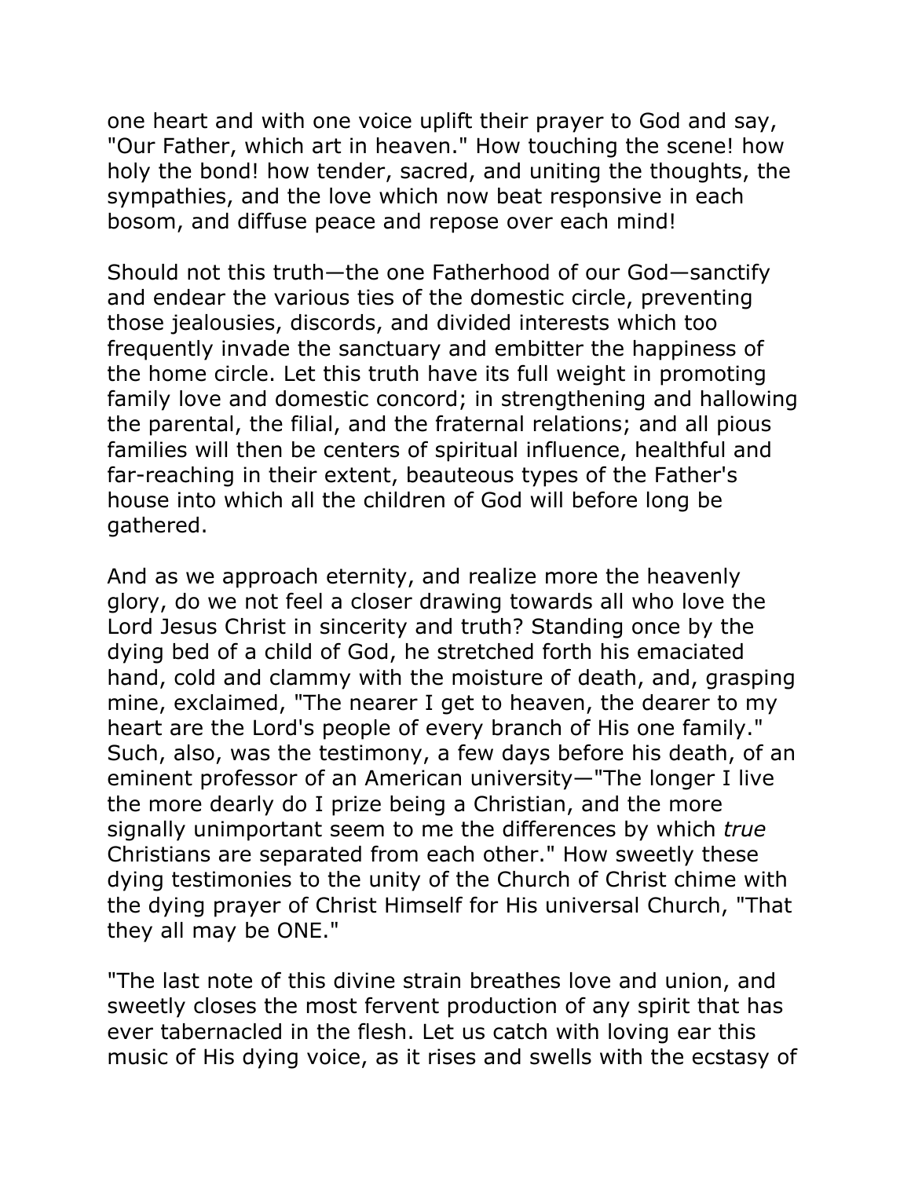one heart and with one voice uplift their prayer to God and say, "Our Father, which art in heaven." How touching the scene! how holy the bond! how tender, sacred, and uniting the thoughts, the sympathies, and the love which now beat responsive in each bosom, and diffuse peace and repose over each mind!

Should not this truth—the one Fatherhood of our God—sanctify and endear the various ties of the domestic circle, preventing those jealousies, discords, and divided interests which too frequently invade the sanctuary and embitter the happiness of the home circle. Let this truth have its full weight in promoting family love and domestic concord; in strengthening and hallowing the parental, the filial, and the fraternal relations; and all pious families will then be centers of spiritual influence, healthful and far-reaching in their extent, beauteous types of the Father's house into which all the children of God will before long be gathered.

And as we approach eternity, and realize more the heavenly glory, do we not feel a closer drawing towards all who love the Lord Jesus Christ in sincerity and truth? Standing once by the dying bed of a child of God, he stretched forth his emaciated hand, cold and clammy with the moisture of death, and, grasping mine, exclaimed, "The nearer I get to heaven, the dearer to my heart are the Lord's people of every branch of His one family." Such, also, was the testimony, a few days before his death, of an eminent professor of an American university—"The longer I live the more dearly do I prize being a Christian, and the more signally unimportant seem to me the differences by which *true* Christians are separated from each other." How sweetly these dying testimonies to the unity of the Church of Christ chime with the dying prayer of Christ Himself for His universal Church, "That they all may be ONE."

"The last note of this divine strain breathes love and union, and sweetly closes the most fervent production of any spirit that has ever tabernacled in the flesh. Let us catch with loving ear this music of His dying voice, as it rises and swells with the ecstasy of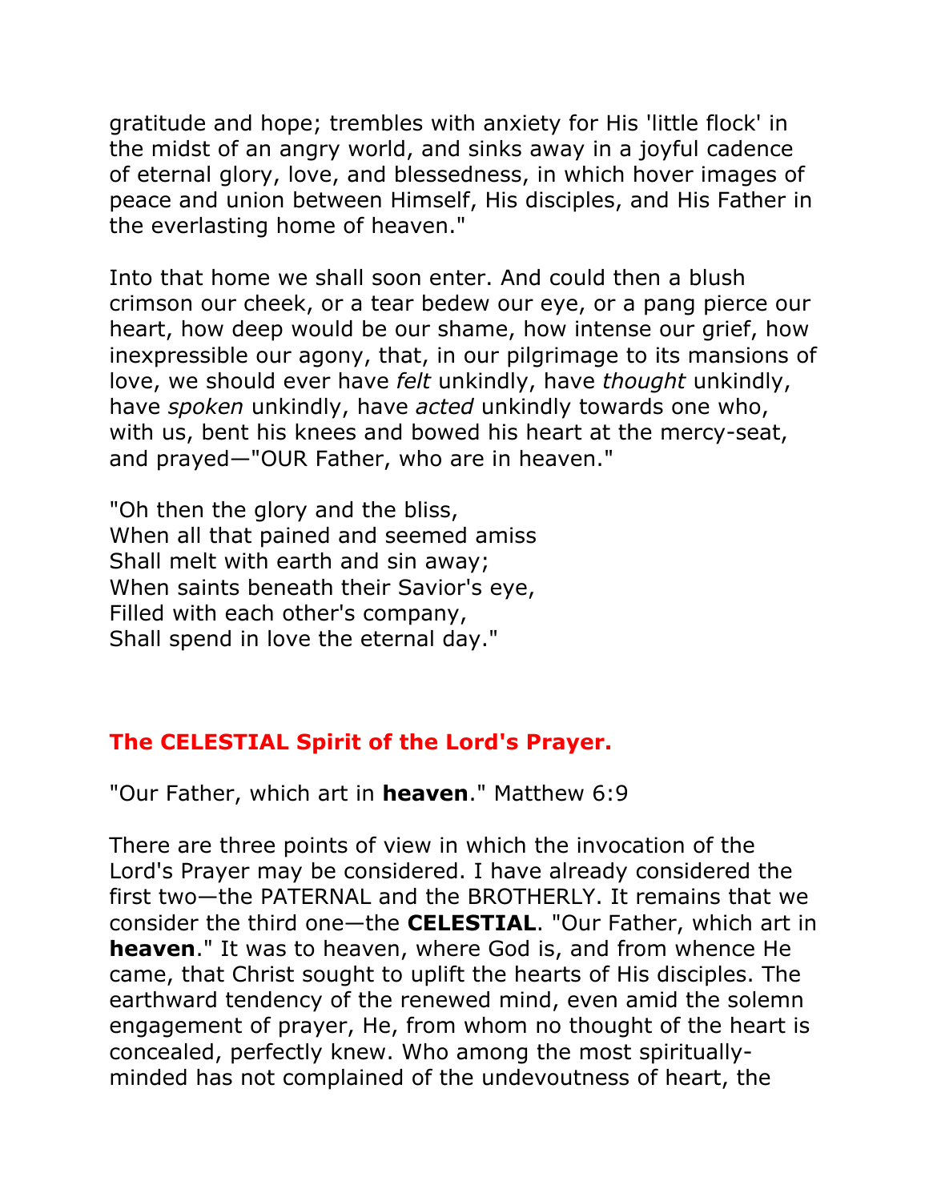gratitude and hope; trembles with anxiety for His 'little flock' in the midst of an angry world, and sinks away in a joyful cadence of eternal glory, love, and blessedness, in which hover images of peace and union between Himself, His disciples, and His Father in the everlasting home of heaven."

Into that home we shall soon enter. And could then a blush crimson our cheek, or a tear bedew our eye, or a pang pierce our heart, how deep would be our shame, how intense our grief, how inexpressible our agony, that, in our pilgrimage to its mansions of love, we should ever have *felt* unkindly, have *thought* unkindly, have *spoken* unkindly, have *acted* unkindly towards one who, with us, bent his knees and bowed his heart at the mercy-seat, and prayed—"OUR Father, who are in heaven."

"Oh then the glory and the bliss,
When all that pained and seemed amiss
Shall melt with earth and sin away;
When saints beneath their Savior's eye,
Filled with each other's company,
Shall spend in love the eternal day."

## The CELESTIAL Spirit of the Lord's Prayer.

"Our Father, which art in **heaven**." Matthew 6:9

There are three points of view in which the invocation of the Lord's Prayer may be considered. I have already considered the first two—the PATERNAL and the BROTHERLY. It remains that we consider the third one—the **CELESTIAL**. "Our Father, which art in **heaven**." It was to heaven, where God is, and from whence He came, that Christ sought to uplift the hearts of His disciples. The earthward tendency of the renewed mind, even amid the solemn engagement of prayer, He, from whom no thought of the heart is concealed, perfectly knew. Who among the most spiritually-minded has not complained of the undevoutness of heart, the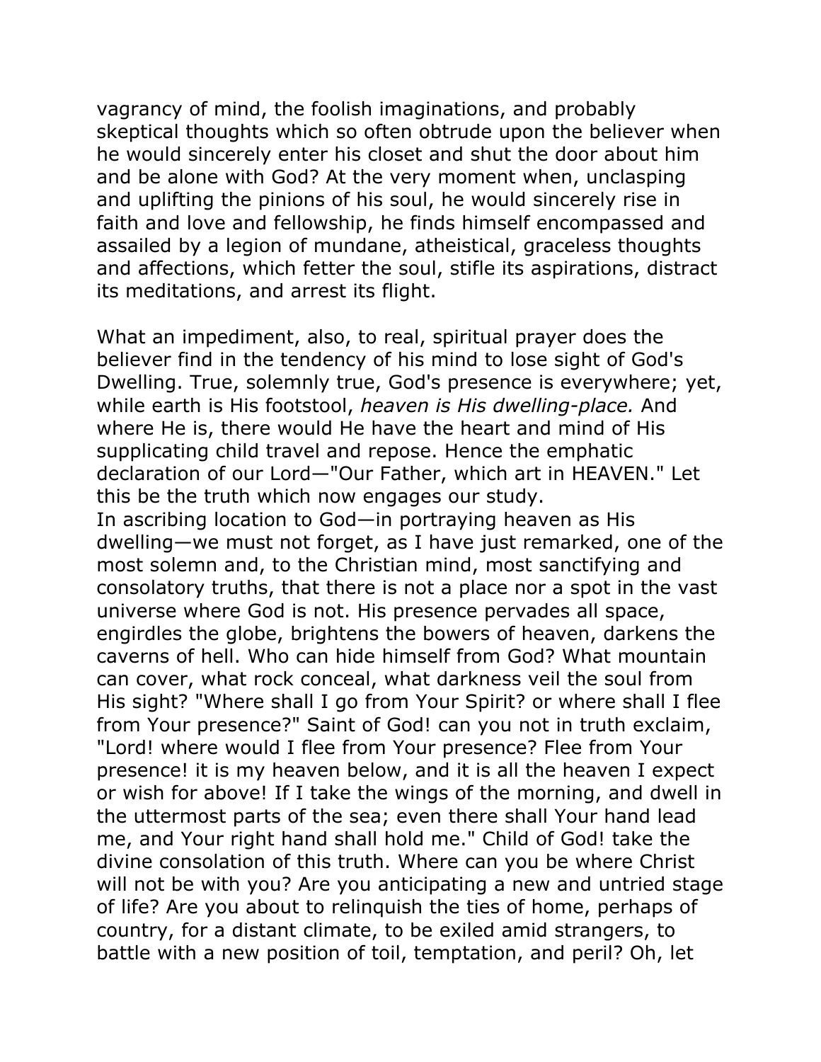vagrancy of mind, the foolish imaginations, and probably skeptical thoughts which so often obtrude upon the believer when he would sincerely enter his closet and shut the door about him and be alone with God? At the very moment when, unclasping and uplifting the pinions of his soul, he would sincerely rise in faith and love and fellowship, he finds himself encompassed and assailed by a legion of mundane, atheistical, graceless thoughts and affections, which fetter the soul, stifle its aspirations, distract its meditations, and arrest its flight.

What an impediment, also, to real, spiritual prayer does the believer find in the tendency of his mind to lose sight of God's Dwelling. True, solemnly true, God's presence is everywhere; yet, while earth is His footstool, *heaven is His dwelling-place.* And where He is, there would He have the heart and mind of His supplicating child travel and repose. Hence the emphatic declaration of our Lord—"Our Father, which art in HEAVEN." Let this be the truth which now engages our study.

In ascribing location to God—in portraying heaven as His dwelling—we must not forget, as I have just remarked, one of the most solemn and, to the Christian mind, most sanctifying and consolatory truths, that there is not a place nor a spot in the vast universe where God is not. His presence pervades all space, engirdles the globe, brightens the bowers of heaven, darkens the caverns of hell. Who can hide himself from God? What mountain can cover, what rock conceal, what darkness veil the soul from His sight? "Where shall I go from Your Spirit? or where shall I flee from Your presence?" Saint of God! can you not in truth exclaim, "Lord! where would I flee from Your presence? Flee from Your presence! it is my heaven below, and it is all the heaven I expect or wish for above! If I take the wings of the morning, and dwell in the uttermost parts of the sea; even there shall Your hand lead me, and Your right hand shall hold me." Child of God! take the divine consolation of this truth. Where can you be where Christ will not be with you? Are you anticipating a new and untried stage of life? Are you about to relinquish the ties of home, perhaps of country, for a distant climate, to be exiled amid strangers, to battle with a new position of toil, temptation, and peril? Oh, let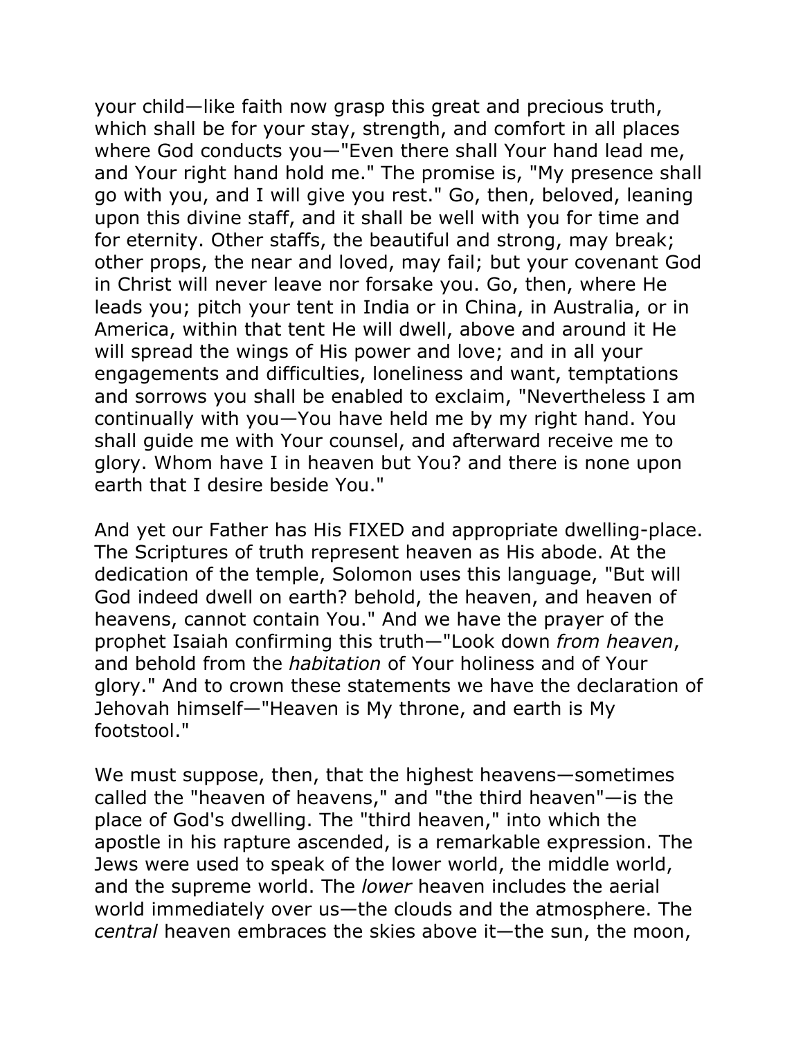your child—like faith now grasp this great and precious truth, which shall be for your stay, strength, and comfort in all places where God conducts you—"Even there shall Your hand lead me, and Your right hand hold me." The promise is, "My presence shall go with you, and I will give you rest." Go, then, beloved, leaning upon this divine staff, and it shall be well with you for time and for eternity. Other staffs, the beautiful and strong, may break; other props, the near and loved, may fail; but your covenant God in Christ will never leave nor forsake you. Go, then, where He leads you; pitch your tent in India or in China, in Australia, or in America, within that tent He will dwell, above and around it He will spread the wings of His power and love; and in all your engagements and difficulties, loneliness and want, temptations and sorrows you shall be enabled to exclaim, "Nevertheless I am continually with you—You have held me by my right hand. You shall guide me with Your counsel, and afterward receive me to glory. Whom have I in heaven but You? and there is none upon earth that I desire beside You."

And yet our Father has His FIXED and appropriate dwelling-place. The Scriptures of truth represent heaven as His abode. At the dedication of the temple, Solomon uses this language, "But will God indeed dwell on earth? behold, the heaven, and heaven of heavens, cannot contain You." And we have the prayer of the prophet Isaiah confirming this truth—"Look down *from heaven*, and behold from the *habitation* of Your holiness and of Your glory." And to crown these statements we have the declaration of Jehovah himself—"Heaven is My throne, and earth is My footstool."

We must suppose, then, that the highest heavens—sometimes called the "heaven of heavens," and "the third heaven"—is the place of God's dwelling. The "third heaven," into which the apostle in his rapture ascended, is a remarkable expression. The Jews were used to speak of the lower world, the middle world, and the supreme world. The *lower* heaven includes the aerial world immediately over us—the clouds and the atmosphere. The *central* heaven embraces the skies above it—the sun, the moon,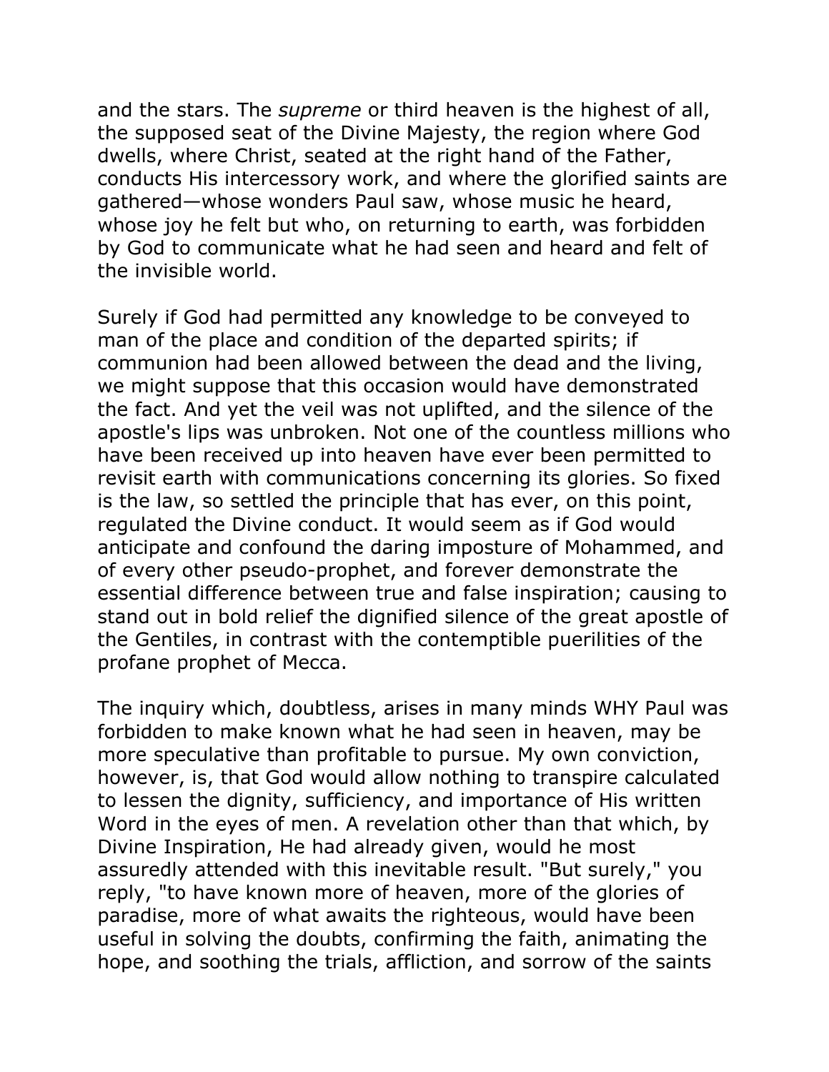and the stars. The *supreme* or third heaven is the highest of all, the supposed seat of the Divine Majesty, the region where God dwells, where Christ, seated at the right hand of the Father, conducts His intercessory work, and where the glorified saints are gathered—whose wonders Paul saw, whose music he heard, whose joy he felt but who, on returning to earth, was forbidden by God to communicate what he had seen and heard and felt of the invisible world.

Surely if God had permitted any knowledge to be conveyed to man of the place and condition of the departed spirits; if communion had been allowed between the dead and the living, we might suppose that this occasion would have demonstrated the fact. And yet the veil was not uplifted, and the silence of the apostle's lips was unbroken. Not one of the countless millions who have been received up into heaven have ever been permitted to revisit earth with communications concerning its glories. So fixed is the law, so settled the principle that has ever, on this point, regulated the Divine conduct. It would seem as if God would anticipate and confound the daring imposture of Mohammed, and of every other pseudo-prophet, and forever demonstrate the essential difference between true and false inspiration; causing to stand out in bold relief the dignified silence of the great apostle of the Gentiles, in contrast with the contemptible puerilities of the profane prophet of Mecca.

The inquiry which, doubtless, arises in many minds WHY Paul was forbidden to make known what he had seen in heaven, may be more speculative than profitable to pursue. My own conviction, however, is, that God would allow nothing to transpire calculated to lessen the dignity, sufficiency, and importance of His written Word in the eyes of men. A revelation other than that which, by Divine Inspiration, He had already given, would he most assuredly attended with this inevitable result. "But surely," you reply, "to have known more of heaven, more of the glories of paradise, more of what awaits the righteous, would have been useful in solving the doubts, confirming the faith, animating the hope, and soothing the trials, affliction, and sorrow of the saints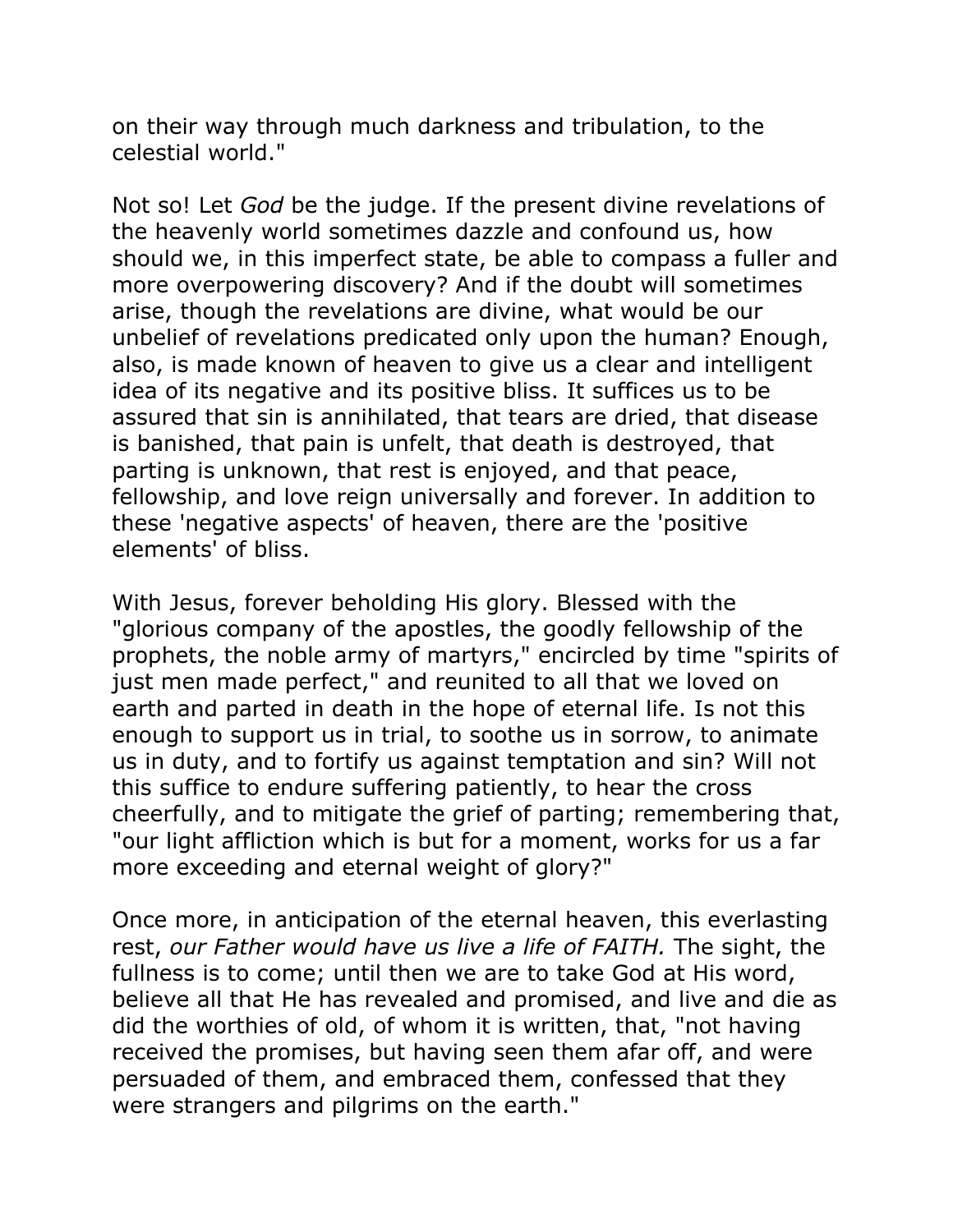on their way through much darkness and tribulation, to the celestial world."

Not so! Let *God* be the judge. If the present divine revelations of the heavenly world sometimes dazzle and confound us, how should we, in this imperfect state, be able to compass a fuller and more overpowering discovery? And if the doubt will sometimes arise, though the revelations are divine, what would be our unbelief of revelations predicated only upon the human? Enough, also, is made known of heaven to give us a clear and intelligent idea of its negative and its positive bliss. It suffices us to be assured that sin is annihilated, that tears are dried, that disease is banished, that pain is unfelt, that death is destroyed, that parting is unknown, that rest is enjoyed, and that peace, fellowship, and love reign universally and forever. In addition to these 'negative aspects' of heaven, there are the 'positive elements' of bliss.

With Jesus, forever beholding His glory. Blessed with the "glorious company of the apostles, the goodly fellowship of the prophets, the noble army of martyrs," encircled by time "spirits of just men made perfect," and reunited to all that we loved on earth and parted in death in the hope of eternal life. Is not this enough to support us in trial, to soothe us in sorrow, to animate us in duty, and to fortify us against temptation and sin? Will not this suffice to endure suffering patiently, to hear the cross cheerfully, and to mitigate the grief of parting; remembering that, "our light affliction which is but for a moment, works for us a far more exceeding and eternal weight of glory?"

Once more, in anticipation of the eternal heaven, this everlasting rest, *our Father would have us live a life of FAITH.* The sight, the fullness is to come; until then we are to take God at His word, believe all that He has revealed and promised, and live and die as did the worthies of old, of whom it is written, that, "not having received the promises, but having seen them afar off, and were persuaded of them, and embraced them, confessed that they were strangers and pilgrims on the earth."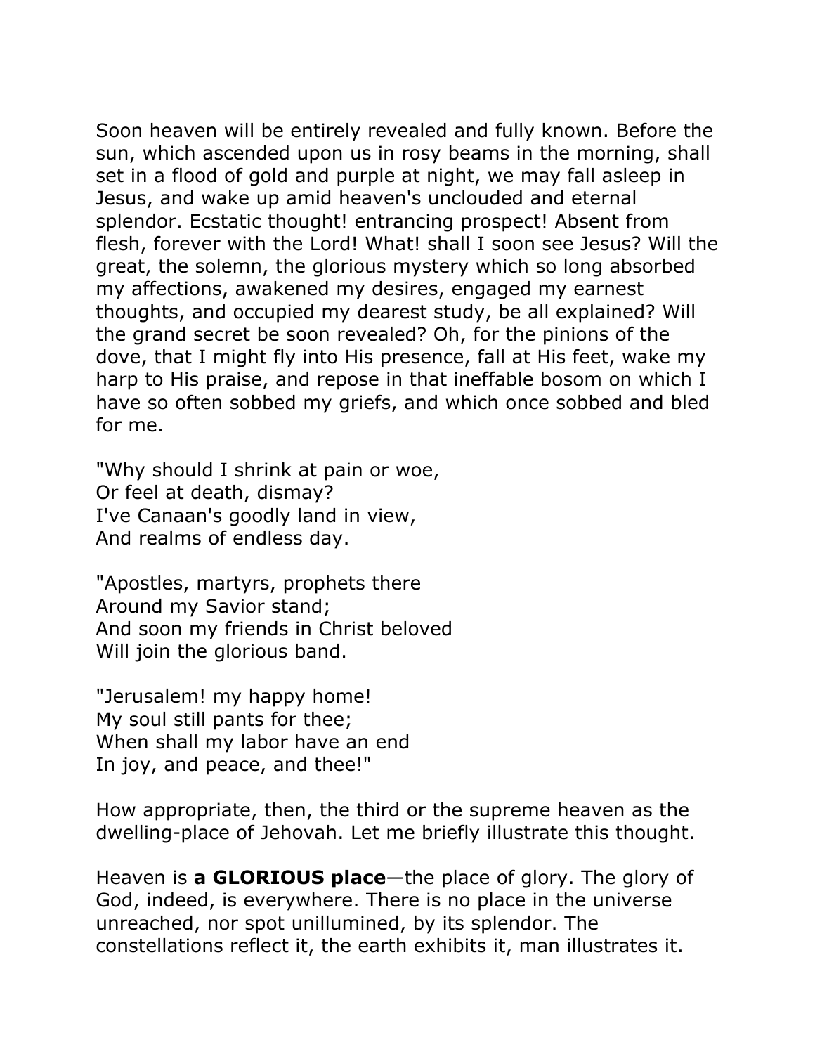Soon heaven will be entirely revealed and fully known. Before the sun, which ascended upon us in rosy beams in the morning, shall set in a flood of gold and purple at night, we may fall asleep in Jesus, and wake up amid heaven's unclouded and eternal splendor. Ecstatic thought! entrancing prospect! Absent from flesh, forever with the Lord! What! shall I soon see Jesus? Will the great, the solemn, the glorious mystery which so long absorbed my affections, awakened my desires, engaged my earnest thoughts, and occupied my dearest study, be all explained? Will the grand secret be soon revealed? Oh, for the pinions of the dove, that I might fly into His presence, fall at His feet, wake my harp to His praise, and repose in that ineffable bosom on which I have so often sobbed my griefs, and which once sobbed and bled for me.

"Why should I shrink at pain or woe,
Or feel at death, dismay?
I've Canaan's goodly land in view,
And realms of endless day.

"Apostles, martyrs, prophets there
Around my Savior stand;
And soon my friends in Christ beloved
Will join the glorious band.

"Jerusalem! my happy home!
My soul still pants for thee;
When shall my labor have an end
In joy, and peace, and thee!"

How appropriate, then, the third or the supreme heaven as the dwelling-place of Jehovah. Let me briefly illustrate this thought.

Heaven is **a GLORIOUS place**—the place of glory. The glory of God, indeed, is everywhere. There is no place in the universe unreached, nor spot unillumined, by its splendor. The constellations reflect it, the earth exhibits it, man illustrates it.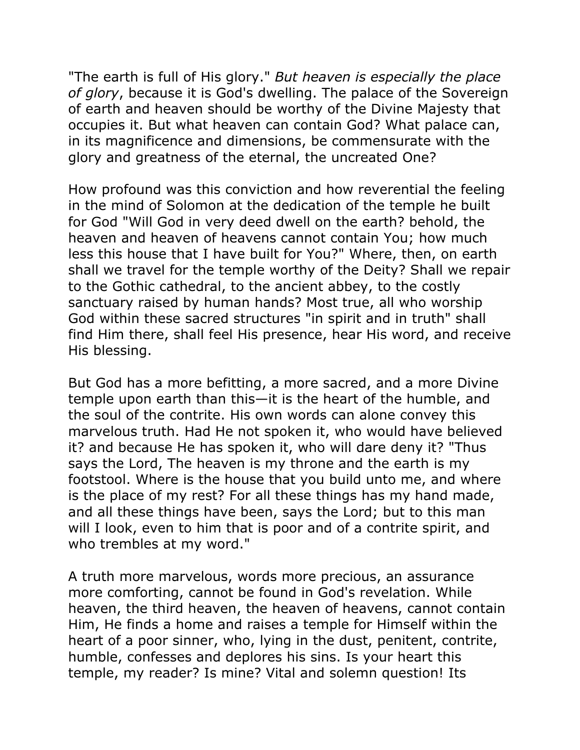"The earth is full of His glory." *But heaven is especially the place of glory*, because it is God's dwelling. The palace of the Sovereign of earth and heaven should be worthy of the Divine Majesty that occupies it. But what heaven can contain God? What palace can, in its magnificence and dimensions, be commensurate with the glory and greatness of the eternal, the uncreated One?

How profound was this conviction and how reverential the feeling in the mind of Solomon at the dedication of the temple he built for God "Will God in very deed dwell on the earth? behold, the heaven and heaven of heavens cannot contain You; how much less this house that I have built for You?" Where, then, on earth shall we travel for the temple worthy of the Deity? Shall we repair to the Gothic cathedral, to the ancient abbey, to the costly sanctuary raised by human hands? Most true, all who worship God within these sacred structures "in spirit and in truth" shall find Him there, shall feel His presence, hear His word, and receive His blessing.

But God has a more befitting, a more sacred, and a more Divine temple upon earth than this—it is the heart of the humble, and the soul of the contrite. His own words can alone convey this marvelous truth. Had He not spoken it, who would have believed it? and because He has spoken it, who will dare deny it? "Thus says the Lord, The heaven is my throne and the earth is my footstool. Where is the house that you build unto me, and where is the place of my rest? For all these things has my hand made, and all these things have been, says the Lord; but to this man will I look, even to him that is poor and of a contrite spirit, and who trembles at my word."

A truth more marvelous, words more precious, an assurance more comforting, cannot be found in God's revelation. While heaven, the third heaven, the heaven of heavens, cannot contain Him, He finds a home and raises a temple for Himself within the heart of a poor sinner, who, lying in the dust, penitent, contrite, humble, confesses and deplores his sins. Is your heart this temple, my reader? Is mine? Vital and solemn question! Its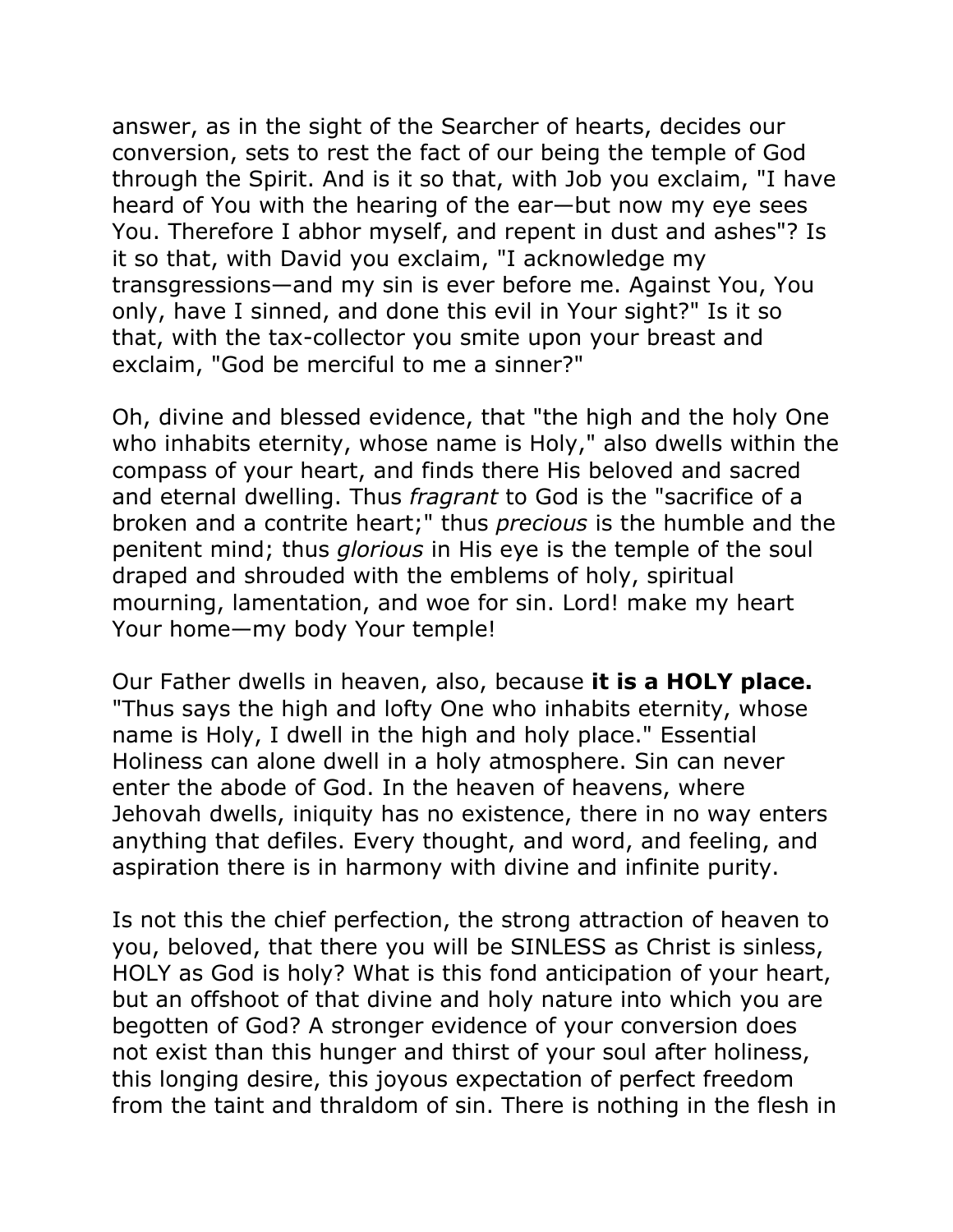answer, as in the sight of the Searcher of hearts, decides our conversion, sets to rest the fact of our being the temple of God through the Spirit. And is it so that, with Job you exclaim, "I have heard of You with the hearing of the ear—but now my eye sees You. Therefore I abhor myself, and repent in dust and ashes"? Is it so that, with David you exclaim, "I acknowledge my transgressions—and my sin is ever before me. Against You, You only, have I sinned, and done this evil in Your sight?" Is it so that, with the tax-collector you smite upon your breast and exclaim, "God be merciful to me a sinner?"

Oh, divine and blessed evidence, that "the high and the holy One who inhabits eternity, whose name is Holy," also dwells within the compass of your heart, and finds there His beloved and sacred and eternal dwelling. Thus *fragrant* to God is the "sacrifice of a broken and a contrite heart;" thus *precious* is the humble and the penitent mind; thus *glorious* in His eye is the temple of the soul draped and shrouded with the emblems of holy, spiritual mourning, lamentation, and woe for sin. Lord! make my heart Your home—my body Your temple!

Our Father dwells in heaven, also, because **it is a HOLY place.** "Thus says the high and lofty One who inhabits eternity, whose name is Holy, I dwell in the high and holy place." Essential Holiness can alone dwell in a holy atmosphere. Sin can never enter the abode of God. In the heaven of heavens, where Jehovah dwells, iniquity has no existence, there in no way enters anything that defiles. Every thought, and word, and feeling, and aspiration there is in harmony with divine and infinite purity.

Is not this the chief perfection, the strong attraction of heaven to you, beloved, that there you will be SINLESS as Christ is sinless, HOLY as God is holy? What is this fond anticipation of your heart, but an offshoot of that divine and holy nature into which you are begotten of God? A stronger evidence of your conversion does not exist than this hunger and thirst of your soul after holiness, this longing desire, this joyous expectation of perfect freedom from the taint and thraldom of sin. There is nothing in the flesh in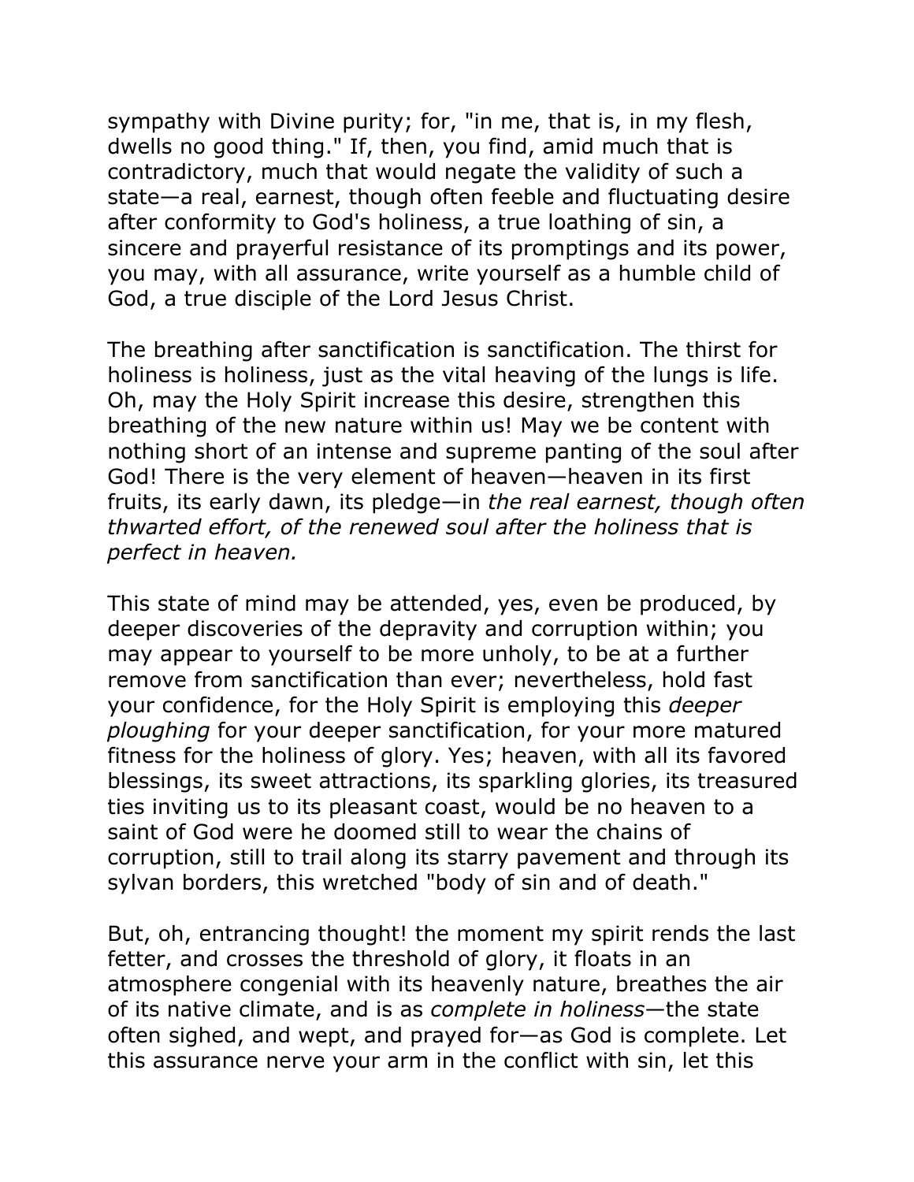sympathy with Divine purity; for, "in me, that is, in my flesh, dwells no good thing." If, then, you find, amid much that is contradictory, much that would negate the validity of such a state—a real, earnest, though often feeble and fluctuating desire after conformity to God's holiness, a true loathing of sin, a sincere and prayerful resistance of its promptings and its power, you may, with all assurance, write yourself as a humble child of God, a true disciple of the Lord Jesus Christ.

The breathing after sanctification is sanctification. The thirst for holiness is holiness, just as the vital heaving of the lungs is life. Oh, may the Holy Spirit increase this desire, strengthen this breathing of the new nature within us! May we be content with nothing short of an intense and supreme panting of the soul after God! There is the very element of heaven—heaven in its first fruits, its early dawn, its pledge—in *the real earnest, though often thwarted effort, of the renewed soul after the holiness that is perfect in heaven.*

This state of mind may be attended, yes, even be produced, by deeper discoveries of the depravity and corruption within; you may appear to yourself to be more unholy, to be at a further remove from sanctification than ever; nevertheless, hold fast your confidence, for the Holy Spirit is employing this *deeper ploughing* for your deeper sanctification, for your more matured fitness for the holiness of glory. Yes; heaven, with all its favored blessings, its sweet attractions, its sparkling glories, its treasured ties inviting us to its pleasant coast, would be no heaven to a saint of God were he doomed still to wear the chains of corruption, still to trail along its starry pavement and through its sylvan borders, this wretched "body of sin and of death."

But, oh, entrancing thought! the moment my spirit rends the last fetter, and crosses the threshold of glory, it floats in an atmosphere congenial with its heavenly nature, breathes the air of its native climate, and is as *complete in holiness*—the state often sighed, and wept, and prayed for—as God is complete. Let this assurance nerve your arm in the conflict with sin, let this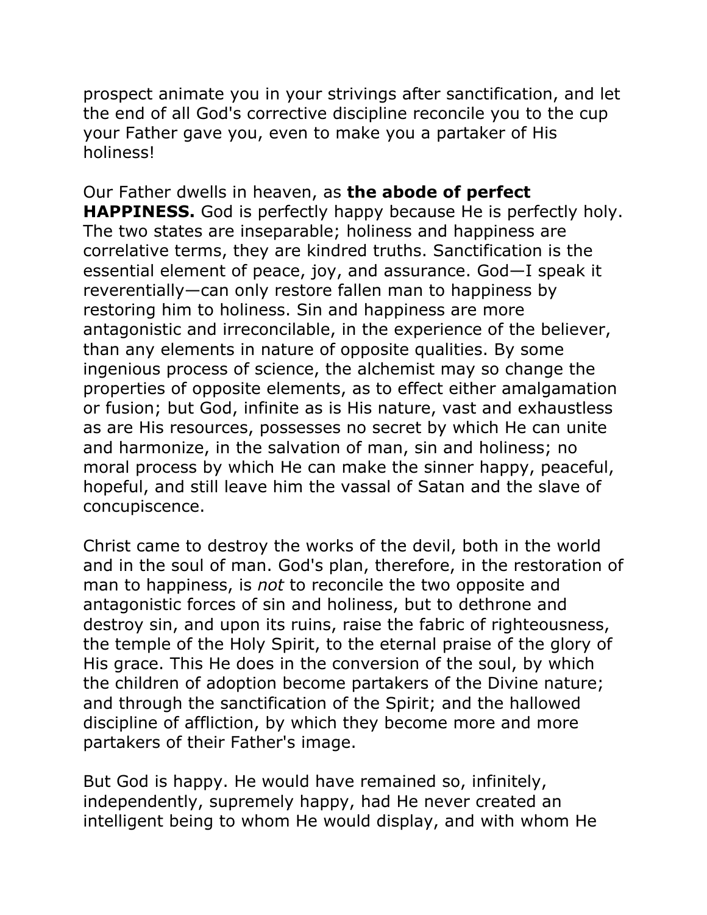prospect animate you in your strivings after sanctification, and let the end of all God's corrective discipline reconcile you to the cup your Father gave you, even to make you a partaker of His holiness!

Our Father dwells in heaven, as **the abode of perfect HAPPINESS.** God is perfectly happy because He is perfectly holy. The two states are inseparable; holiness and happiness are correlative terms, they are kindred truths. Sanctification is the essential element of peace, joy, and assurance. God—I speak it reverentially—can only restore fallen man to happiness by restoring him to holiness. Sin and happiness are more antagonistic and irreconcilable, in the experience of the believer, than any elements in nature of opposite qualities. By some ingenious process of science, the alchemist may so change the properties of opposite elements, as to effect either amalgamation or fusion; but God, infinite as is His nature, vast and exhaustless as are His resources, possesses no secret by which He can unite and harmonize, in the salvation of man, sin and holiness; no moral process by which He can make the sinner happy, peaceful, hopeful, and still leave him the vassal of Satan and the slave of concupiscence.

Christ came to destroy the works of the devil, both in the world and in the soul of man. God's plan, therefore, in the restoration of man to happiness, is *not* to reconcile the two opposite and antagonistic forces of sin and holiness, but to dethrone and destroy sin, and upon its ruins, raise the fabric of righteousness, the temple of the Holy Spirit, to the eternal praise of the glory of His grace. This He does in the conversion of the soul, by which the children of adoption become partakers of the Divine nature; and through the sanctification of the Spirit; and the hallowed discipline of affliction, by which they become more and more partakers of their Father's image.

But God is happy. He would have remained so, infinitely, independently, supremely happy, had He never created an intelligent being to whom He would display, and with whom He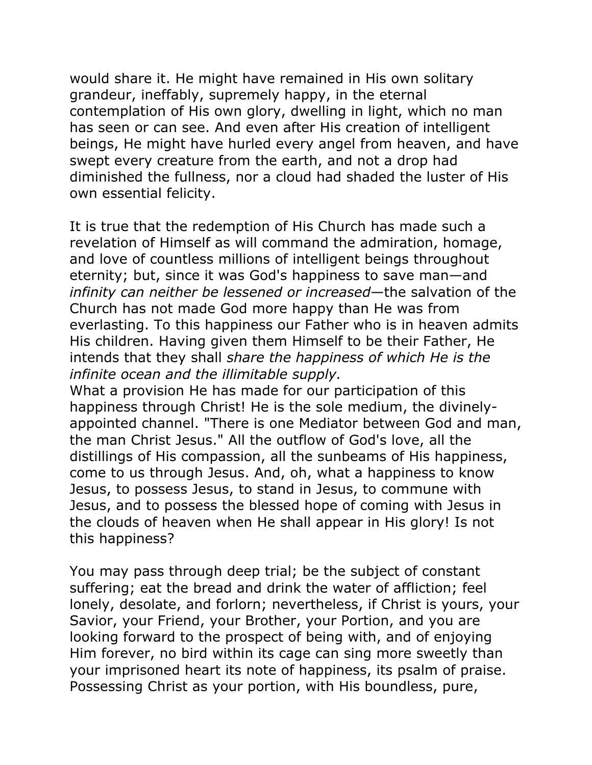would share it. He might have remained in His own solitary grandeur, ineffably, supremely happy, in the eternal contemplation of His own glory, dwelling in light, which no man has seen or can see. And even after His creation of intelligent beings, He might have hurled every angel from heaven, and have swept every creature from the earth, and not a drop had diminished the fullness, nor a cloud had shaded the luster of His own essential felicity.

It is true that the redemption of His Church has made such a revelation of Himself as will command the admiration, homage, and love of countless millions of intelligent beings throughout eternity; but, since it was God's happiness to save man—and *infinity can neither be lessened or increased*—the salvation of the Church has not made God more happy than He was from everlasting. To this happiness our Father who is in heaven admits His children. Having given them Himself to be their Father, He intends that they shall *share the happiness of which He is the infinite ocean and the illimitable supply.*

What a provision He has made for our participation of this happiness through Christ! He is the sole medium, the divinely-appointed channel. "There is one Mediator between God and man, the man Christ Jesus." All the outflow of God's love, all the distillings of His compassion, all the sunbeams of His happiness, come to us through Jesus. And, oh, what a happiness to know Jesus, to possess Jesus, to stand in Jesus, to commune with Jesus, and to possess the blessed hope of coming with Jesus in the clouds of heaven when He shall appear in His glory! Is not this happiness?

You may pass through deep trial; be the subject of constant suffering; eat the bread and drink the water of affliction; feel lonely, desolate, and forlorn; nevertheless, if Christ is yours, your Savior, your Friend, your Brother, your Portion, and you are looking forward to the prospect of being with, and of enjoying Him forever, no bird within its cage can sing more sweetly than your imprisoned heart its note of happiness, its psalm of praise. Possessing Christ as your portion, with His boundless, pure,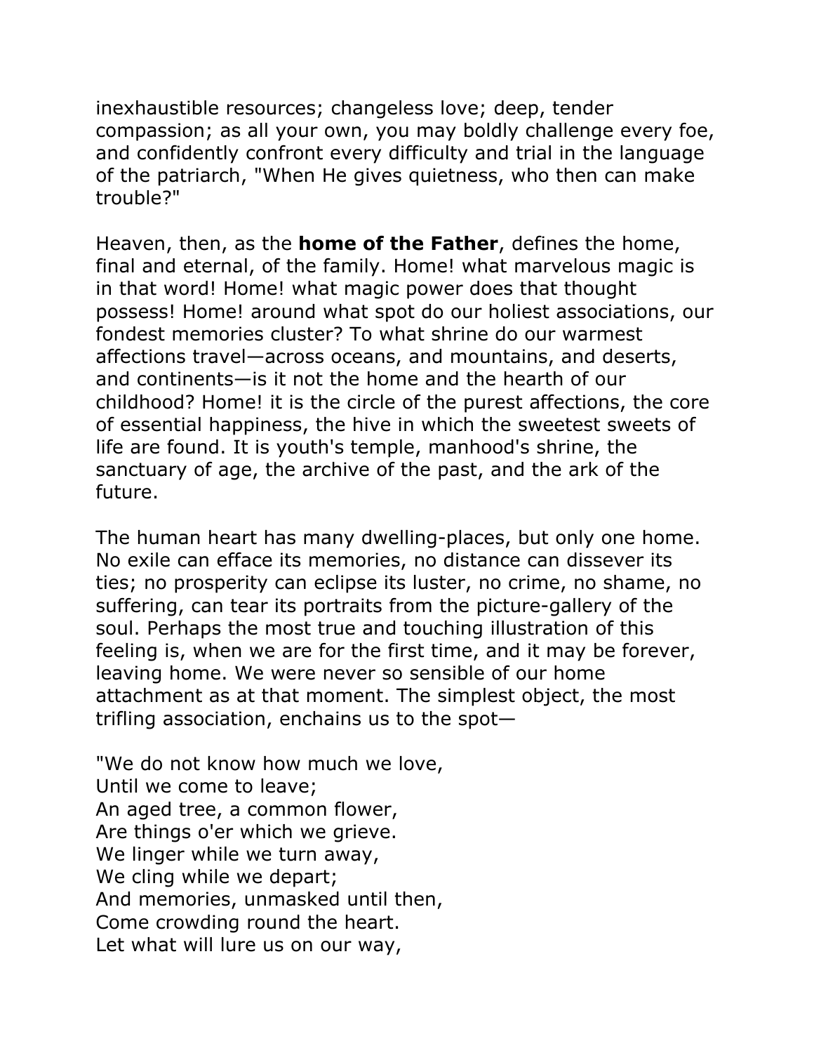inexhaustible resources; changeless love; deep, tender compassion; as all your own, you may boldly challenge every foe, and confidently confront every difficulty and trial in the language of the patriarch, "When He gives quietness, who then can make trouble?"

Heaven, then, as the **home of the Father**, defines the home, final and eternal, of the family. Home! what marvelous magic is in that word! Home! what magic power does that thought possess! Home! around what spot do our holiest associations, our fondest memories cluster? To what shrine do our warmest affections travel—across oceans, and mountains, and deserts, and continents—is it not the home and the hearth of our childhood? Home! it is the circle of the purest affections, the core of essential happiness, the hive in which the sweetest sweets of life are found. It is youth's temple, manhood's shrine, the sanctuary of age, the archive of the past, and the ark of the future.

The human heart has many dwelling-places, but only one home. No exile can efface its memories, no distance can dissever its ties; no prosperity can eclipse its luster, no crime, no shame, no suffering, can tear its portraits from the picture-gallery of the soul. Perhaps the most true and touching illustration of this feeling is, when we are for the first time, and it may be forever, leaving home. We were never so sensible of our home attachment as at that moment. The simplest object, the most trifling association, enchains us to the spot—

"We do not know how much we love,
Until we come to leave;
An aged tree, a common flower,
Are things o'er which we grieve.
We linger while we turn away,
We cling while we depart;
And memories, unmasked until then,
Come crowding round the heart.
Let what will lure us on our way,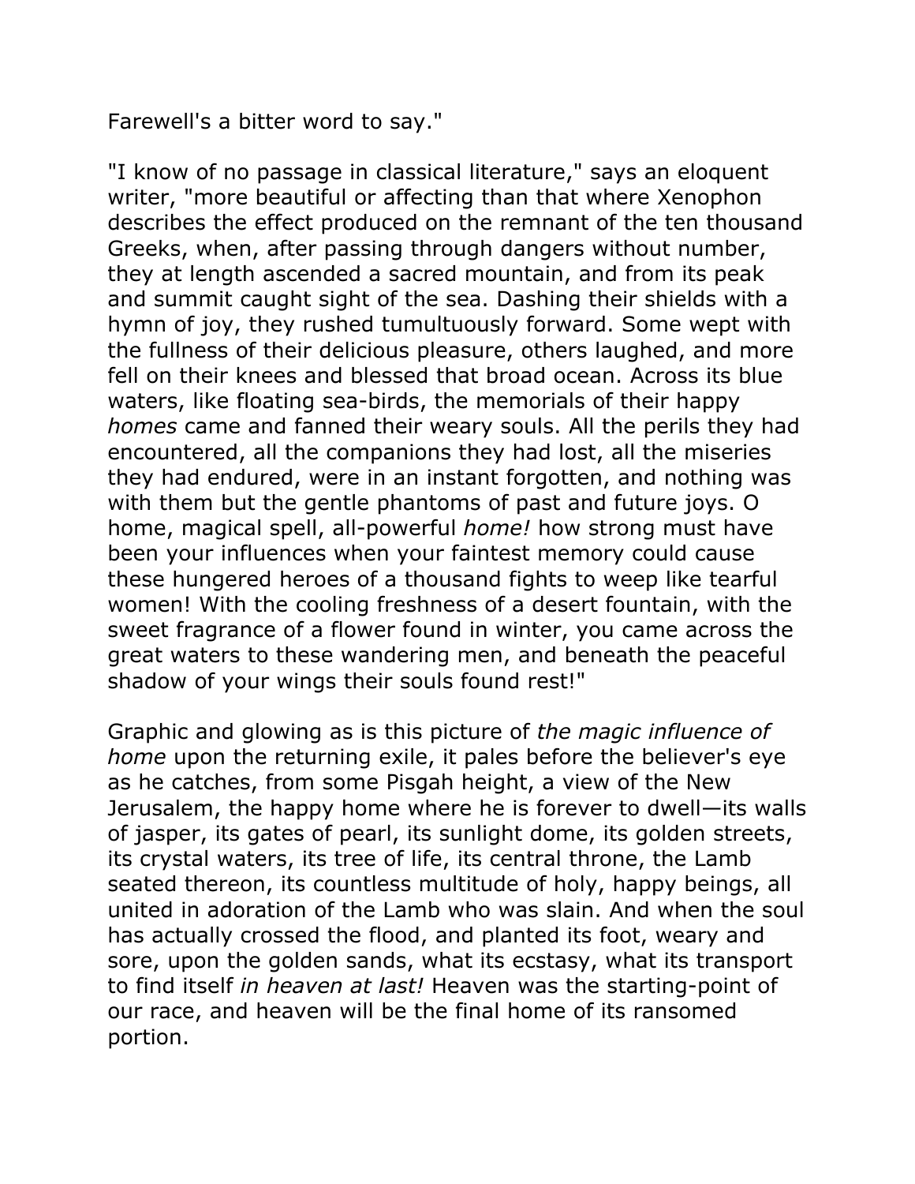Farewell's a bitter word to say."

"I know of no passage in classical literature," says an eloquent writer, "more beautiful or affecting than that where Xenophon describes the effect produced on the remnant of the ten thousand Greeks, when, after passing through dangers without number, they at length ascended a sacred mountain, and from its peak and summit caught sight of the sea. Dashing their shields with a hymn of joy, they rushed tumultuously forward. Some wept with the fullness of their delicious pleasure, others laughed, and more fell on their knees and blessed that broad ocean. Across its blue waters, like floating sea-birds, the memorials of their happy *homes* came and fanned their weary souls. All the perils they had encountered, all the companions they had lost, all the miseries they had endured, were in an instant forgotten, and nothing was with them but the gentle phantoms of past and future joys. O home, magical spell, all-powerful *home!* how strong must have been your influences when your faintest memory could cause these hungered heroes of a thousand fights to weep like tearful women! With the cooling freshness of a desert fountain, with the sweet fragrance of a flower found in winter, you came across the great waters to these wandering men, and beneath the peaceful shadow of your wings their souls found rest!"

Graphic and glowing as is this picture of *the magic influence of home* upon the returning exile, it pales before the believer's eye as he catches, from some Pisgah height, a view of the New Jerusalem, the happy home where he is forever to dwell—its walls of jasper, its gates of pearl, its sunlight dome, its golden streets, its crystal waters, its tree of life, its central throne, the Lamb seated thereon, its countless multitude of holy, happy beings, all united in adoration of the Lamb who was slain. And when the soul has actually crossed the flood, and planted its foot, weary and sore, upon the golden sands, what its ecstasy, what its transport to find itself *in heaven at last!* Heaven was the starting-point of our race, and heaven will be the final home of its ransomed portion.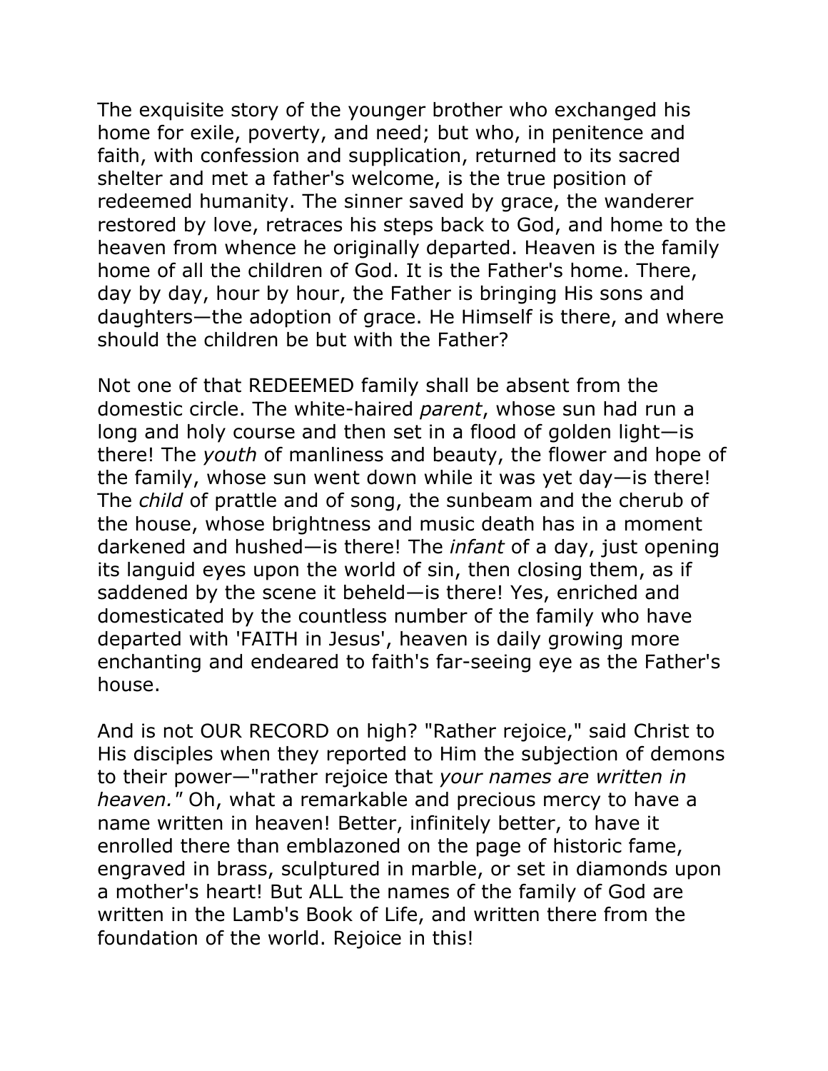The exquisite story of the younger brother who exchanged his home for exile, poverty, and need; but who, in penitence and faith, with confession and supplication, returned to its sacred shelter and met a father's welcome, is the true position of redeemed humanity. The sinner saved by grace, the wanderer restored by love, retraces his steps back to God, and home to the heaven from whence he originally departed. Heaven is the family home of all the children of God. It is the Father's home. There, day by day, hour by hour, the Father is bringing His sons and daughters—the adoption of grace. He Himself is there, and where should the children be but with the Father?

Not one of that REDEEMED family shall be absent from the domestic circle. The white-haired *parent*, whose sun had run a long and holy course and then set in a flood of golden light—is there! The *youth* of manliness and beauty, the flower and hope of the family, whose sun went down while it was yet day—is there! The *child* of prattle and of song, the sunbeam and the cherub of the house, whose brightness and music death has in a moment darkened and hushed—is there! The *infant* of a day, just opening its languid eyes upon the world of sin, then closing them, as if saddened by the scene it beheld—is there! Yes, enriched and domesticated by the countless number of the family who have departed with 'FAITH in Jesus', heaven is daily growing more enchanting and endeared to faith's far-seeing eye as the Father's house.

And is not OUR RECORD on high? "Rather rejoice," said Christ to His disciples when they reported to Him the subjection of demons to their power—"rather rejoice that *your names are written in heaven."* Oh, what a remarkable and precious mercy to have a name written in heaven! Better, infinitely better, to have it enrolled there than emblazoned on the page of historic fame, engraved in brass, sculptured in marble, or set in diamonds upon a mother's heart! But ALL the names of the family of God are written in the Lamb's Book of Life, and written there from the foundation of the world. Rejoice in this!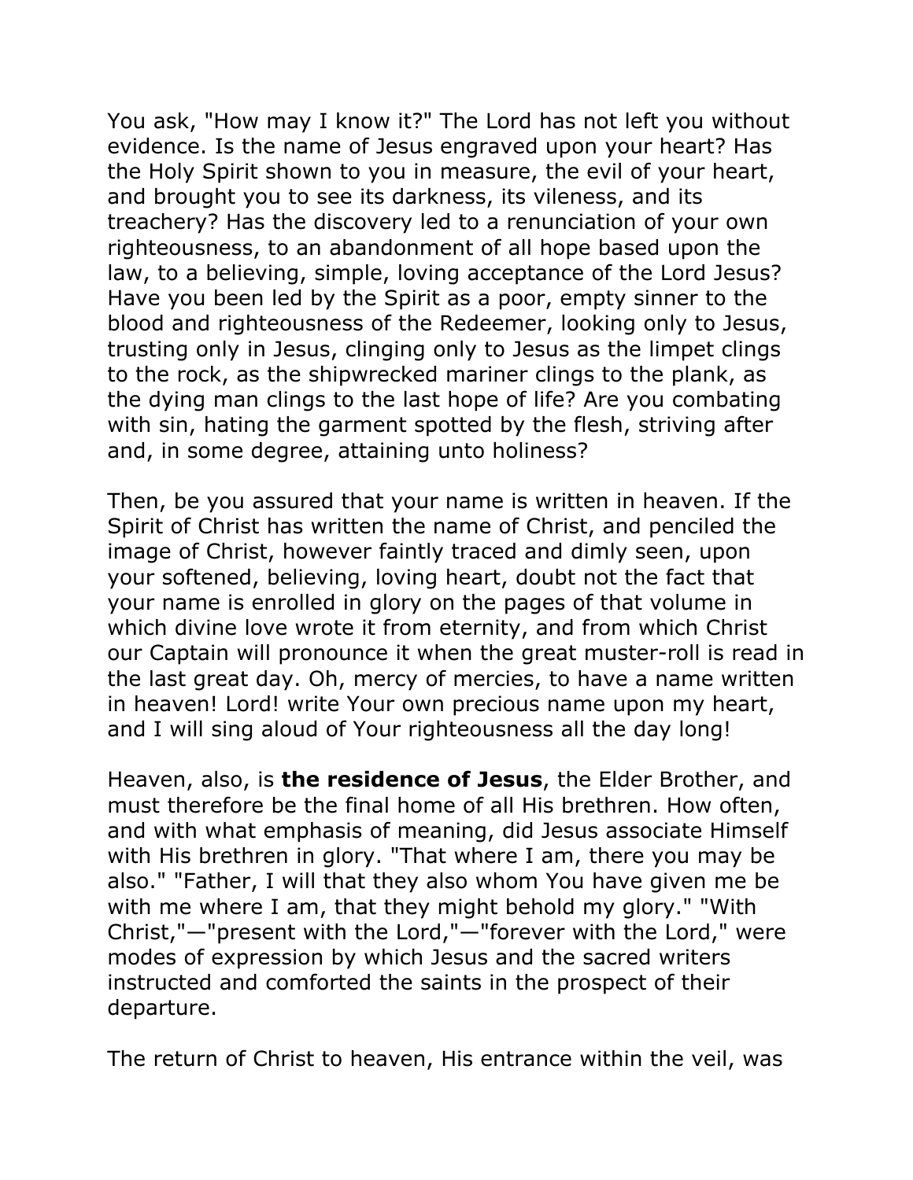You ask, "How may I know it?" The Lord has not left you without evidence. Is the name of Jesus engraved upon your heart? Has the Holy Spirit shown to you in measure, the evil of your heart, and brought you to see its darkness, its vileness, and its treachery? Has the discovery led to a renunciation of your own righteousness, to an abandonment of all hope based upon the law, to a believing, simple, loving acceptance of the Lord Jesus? Have you been led by the Spirit as a poor, empty sinner to the blood and righteousness of the Redeemer, looking only to Jesus, trusting only in Jesus, clinging only to Jesus as the limpet clings to the rock, as the shipwrecked mariner clings to the plank, as the dying man clings to the last hope of life? Are you combating with sin, hating the garment spotted by the flesh, striving after and, in some degree, attaining unto holiness?

Then, be you assured that your name is written in heaven. If the Spirit of Christ has written the name of Christ, and penciled the image of Christ, however faintly traced and dimly seen, upon your softened, believing, loving heart, doubt not the fact that your name is enrolled in glory on the pages of that volume in which divine love wrote it from eternity, and from which Christ our Captain will pronounce it when the great muster-roll is read in the last great day. Oh, mercy of mercies, to have a name written in heaven! Lord! write Your own precious name upon my heart, and I will sing aloud of Your righteousness all the day long!

Heaven, also, is **the residence of Jesus**, the Elder Brother, and must therefore be the final home of all His brethren. How often, and with what emphasis of meaning, did Jesus associate Himself with His brethren in glory. "That where I am, there you may be also." "Father, I will that they also whom You have given me be with me where I am, that they might behold my glory." "With Christ,"—"present with the Lord,"—"forever with the Lord," were modes of expression by which Jesus and the sacred writers instructed and comforted the saints in the prospect of their departure.

The return of Christ to heaven, His entrance within the veil, was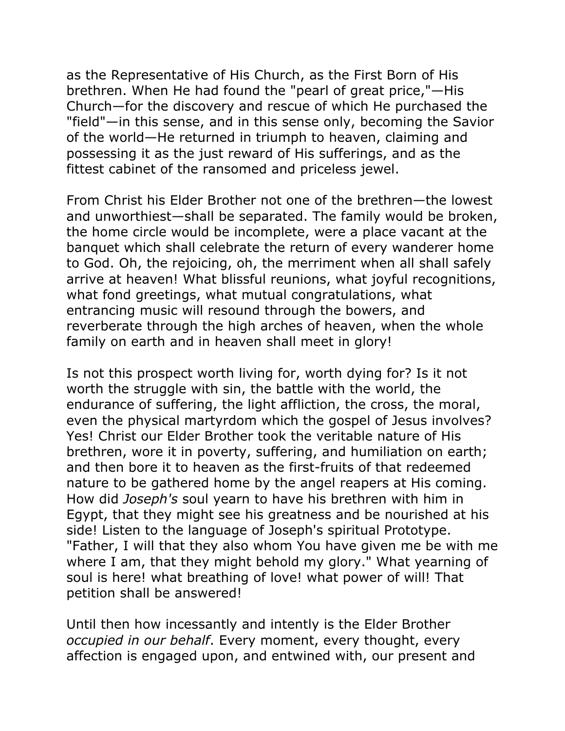as the Representative of His Church, as the First Born of His brethren. When He had found the "pearl of great price,"—His Church—for the discovery and rescue of which He purchased the "field"—in this sense, and in this sense only, becoming the Savior of the world—He returned in triumph to heaven, claiming and possessing it as the just reward of His sufferings, and as the fittest cabinet of the ransomed and priceless jewel.

From Christ his Elder Brother not one of the brethren—the lowest and unworthiest—shall be separated. The family would be broken, the home circle would be incomplete, were a place vacant at the banquet which shall celebrate the return of every wanderer home to God. Oh, the rejoicing, oh, the merriment when all shall safely arrive at heaven! What blissful reunions, what joyful recognitions, what fond greetings, what mutual congratulations, what entrancing music will resound through the bowers, and reverberate through the high arches of heaven, when the whole family on earth and in heaven shall meet in glory!

Is not this prospect worth living for, worth dying for? Is it not worth the struggle with sin, the battle with the world, the endurance of suffering, the light affliction, the cross, the moral, even the physical martyrdom which the gospel of Jesus involves? Yes! Christ our Elder Brother took the veritable nature of His brethren, wore it in poverty, suffering, and humiliation on earth; and then bore it to heaven as the first-fruits of that redeemed nature to be gathered home by the angel reapers at His coming. How did *Joseph's* soul yearn to have his brethren with him in Egypt, that they might see his greatness and be nourished at his side! Listen to the language of Joseph's spiritual Prototype. "Father, I will that they also whom You have given me be with me where I am, that they might behold my glory." What yearning of soul is here! what breathing of love! what power of will! That petition shall be answered!

Until then how incessantly and intently is the Elder Brother *occupied in our behalf*. Every moment, every thought, every affection is engaged upon, and entwined with, our present and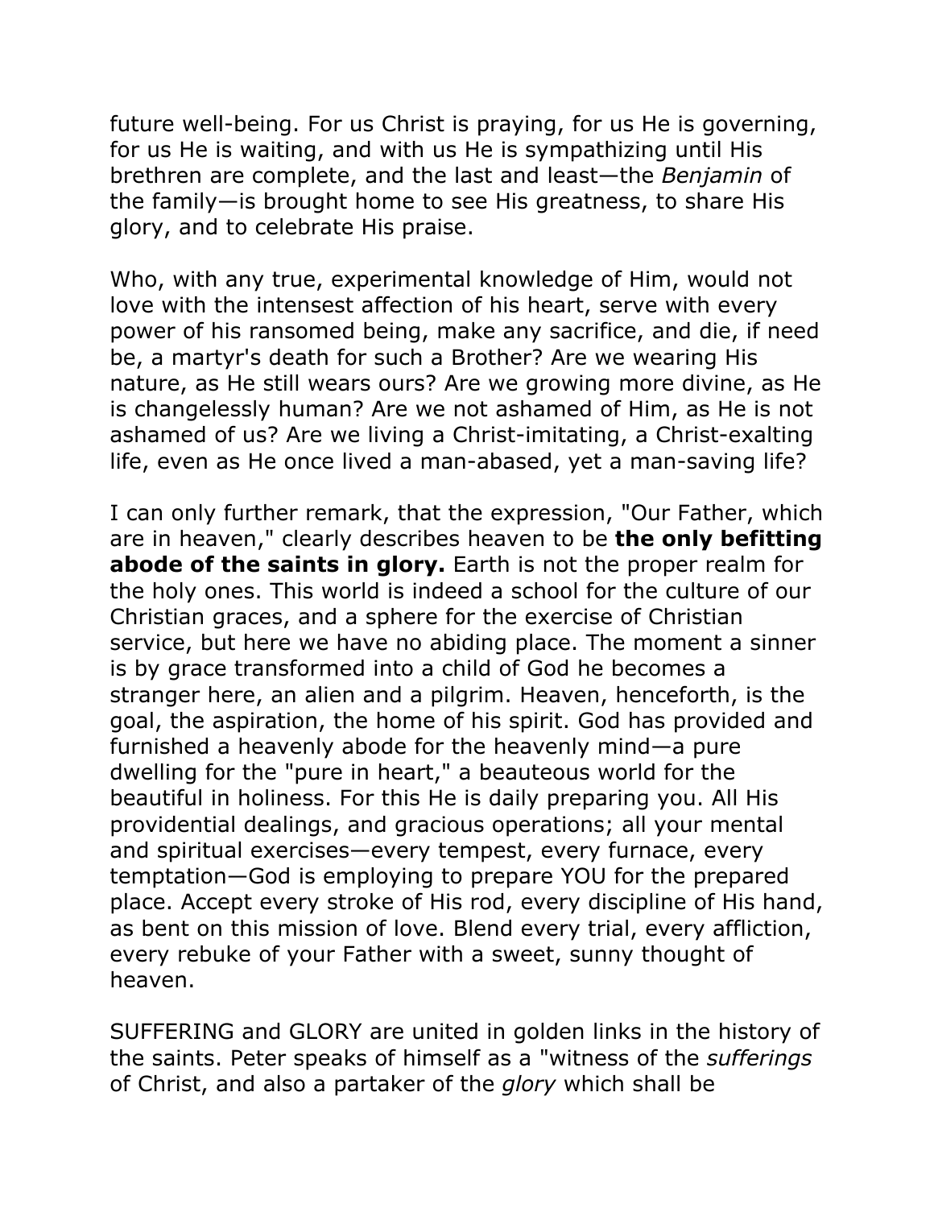future well-being. For us Christ is praying, for us He is governing, for us He is waiting, and with us He is sympathizing until His brethren are complete, and the last and least—the *Benjamin* of the family—is brought home to see His greatness, to share His glory, and to celebrate His praise.

Who, with any true, experimental knowledge of Him, would not love with the intensest affection of his heart, serve with every power of his ransomed being, make any sacrifice, and die, if need be, a martyr's death for such a Brother? Are we wearing His nature, as He still wears ours? Are we growing more divine, as He is changelessly human? Are we not ashamed of Him, as He is not ashamed of us? Are we living a Christ-imitating, a Christ-exalting life, even as He once lived a man-abased, yet a man-saving life?

I can only further remark, that the expression, "Our Father, which are in heaven," clearly describes heaven to be **the only befitting abode of the saints in glory.** Earth is not the proper realm for the holy ones. This world is indeed a school for the culture of our Christian graces, and a sphere for the exercise of Christian service, but here we have no abiding place. The moment a sinner is by grace transformed into a child of God he becomes a stranger here, an alien and a pilgrim. Heaven, henceforth, is the goal, the aspiration, the home of his spirit. God has provided and furnished a heavenly abode for the heavenly mind—a pure dwelling for the "pure in heart," a beauteous world for the beautiful in holiness. For this He is daily preparing you. All His providential dealings, and gracious operations; all your mental and spiritual exercises—every tempest, every furnace, every temptation—God is employing to prepare YOU for the prepared place. Accept every stroke of His rod, every discipline of His hand, as bent on this mission of love. Blend every trial, every affliction, every rebuke of your Father with a sweet, sunny thought of heaven.

SUFFERING and GLORY are united in golden links in the history of the saints. Peter speaks of himself as a "witness of the *sufferings* of Christ, and also a partaker of the *glory* which shall be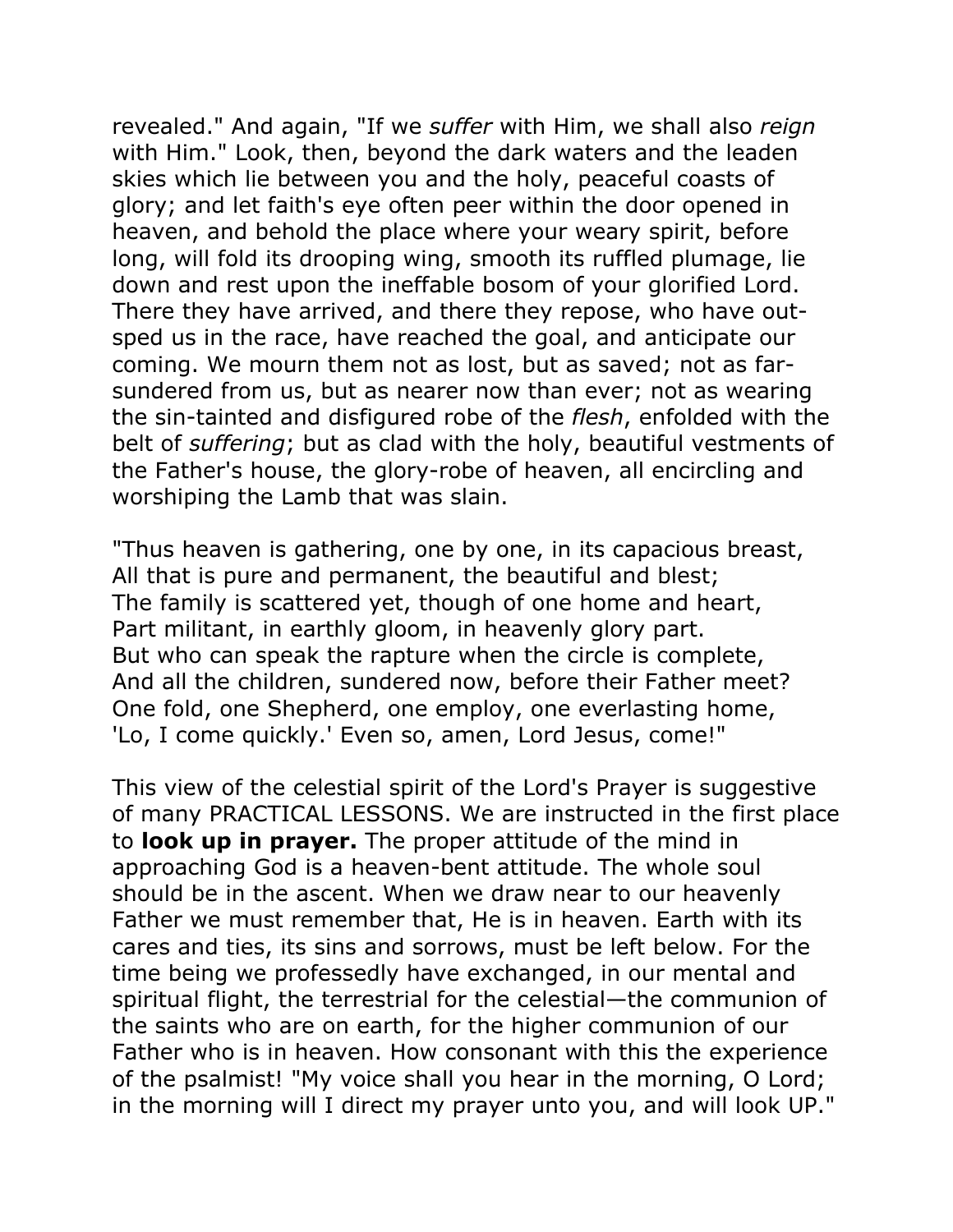revealed." And again, "If we *suffer* with Him, we shall also *reign* with Him." Look, then, beyond the dark waters and the leaden skies which lie between you and the holy, peaceful coasts of glory; and let faith's eye often peer within the door opened in heaven, and behold the place where your weary spirit, before long, will fold its drooping wing, smooth its ruffled plumage, lie down and rest upon the ineffable bosom of your glorified Lord. There they have arrived, and there they repose, who have out-sped us in the race, have reached the goal, and anticipate our coming. We mourn them not as lost, but as saved; not as far-sundered from us, but as nearer now than ever; not as wearing the sin-tainted and disfigured robe of the *flesh*, enfolded with the belt of *suffering*; but as clad with the holy, beautiful vestments of the Father's house, the glory-robe of heaven, all encircling and worshiping the Lamb that was slain.

"Thus heaven is gathering, one by one, in its capacious breast,
All that is pure and permanent, the beautiful and blest;
The family is scattered yet, though of one home and heart,
Part militant, in earthly gloom, in heavenly glory part.
But who can speak the rapture when the circle is complete,
And all the children, sundered now, before their Father meet?
One fold, one Shepherd, one employ, one everlasting home,
'Lo, I come quickly.' Even so, amen, Lord Jesus, come!"

This view of the celestial spirit of the Lord's Prayer is suggestive of many PRACTICAL LESSONS. We are instructed in the first place to **look up in prayer.** The proper attitude of the mind in approaching God is a heaven-bent attitude. The whole soul should be in the ascent. When we draw near to our heavenly Father we must remember that, He is in heaven. Earth with its cares and ties, its sins and sorrows, must be left below. For the time being we professedly have exchanged, in our mental and spiritual flight, the terrestrial for the celestial—the communion of the saints who are on earth, for the higher communion of our Father who is in heaven. How consonant with this the experience of the psalmist! "My voice shall you hear in the morning, O Lord; in the morning will I direct my prayer unto you, and will look UP."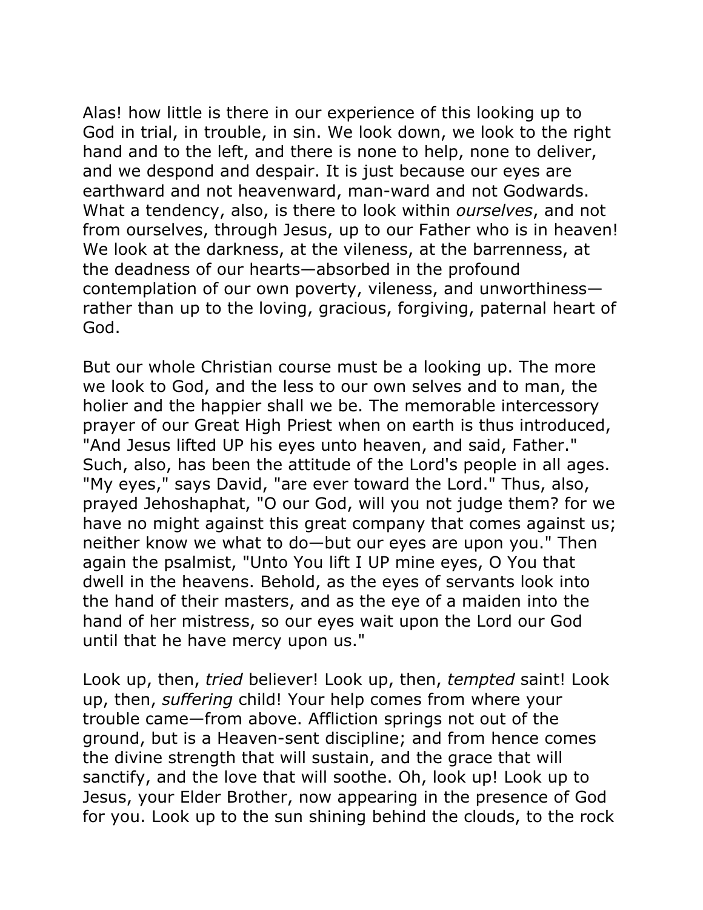Alas! how little is there in our experience of this looking up to God in trial, in trouble, in sin. We look down, we look to the right hand and to the left, and there is none to help, none to deliver, and we despond and despair. It is just because our eyes are earthward and not heavenward, man-ward and not Godwards. What a tendency, also, is there to look within *ourselves*, and not from ourselves, through Jesus, up to our Father who is in heaven! We look at the darkness, at the vileness, at the barrenness, at the deadness of our hearts—absorbed in the profound contemplation of our own poverty, vileness, and unworthiness—rather than up to the loving, gracious, forgiving, paternal heart of God.

But our whole Christian course must be a looking up. The more we look to God, and the less to our own selves and to man, the holier and the happier shall we be. The memorable intercessory prayer of our Great High Priest when on earth is thus introduced, "And Jesus lifted UP his eyes unto heaven, and said, Father." Such, also, has been the attitude of the Lord's people in all ages. "My eyes," says David, "are ever toward the Lord." Thus, also, prayed Jehoshaphat, "O our God, will you not judge them? for we have no might against this great company that comes against us; neither know we what to do—but our eyes are upon you." Then again the psalmist, "Unto You lift I UP mine eyes, O You that dwell in the heavens. Behold, as the eyes of servants look into the hand of their masters, and as the eye of a maiden into the hand of her mistress, so our eyes wait upon the Lord our God until that he have mercy upon us."

Look up, then, *tried* believer! Look up, then, *tempted* saint! Look up, then, *suffering* child! Your help comes from where your trouble came—from above. Affliction springs not out of the ground, but is a Heaven-sent discipline; and from hence comes the divine strength that will sustain, and the grace that will sanctify, and the love that will soothe. Oh, look up! Look up to Jesus, your Elder Brother, now appearing in the presence of God for you. Look up to the sun shining behind the clouds, to the rock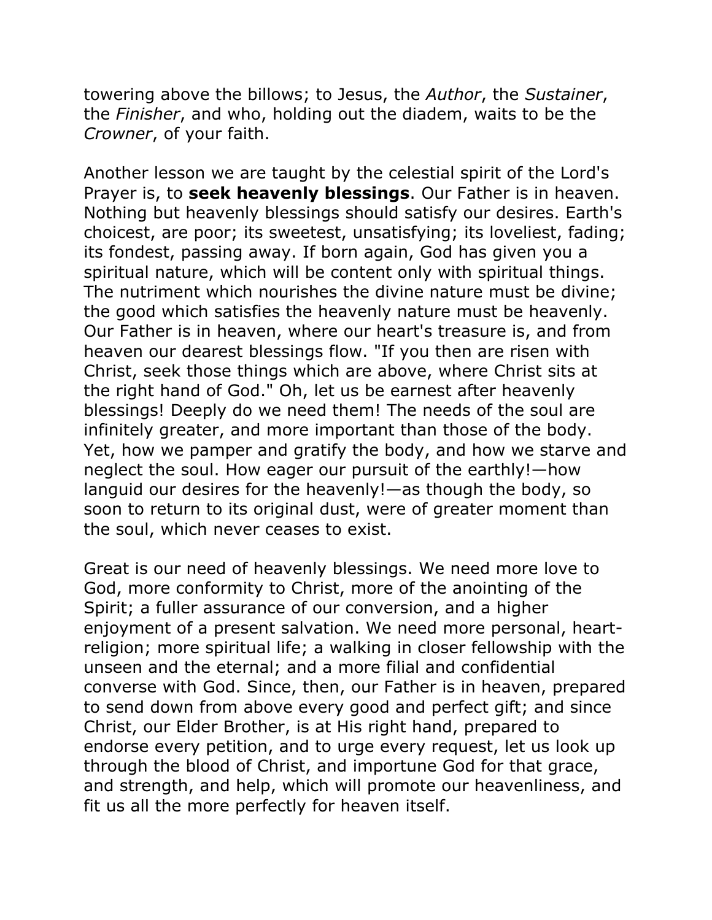towering above the billows; to Jesus, the *Author*, the *Sustainer*, the *Finisher*, and who, holding out the diadem, waits to be the *Crowner*, of your faith.

Another lesson we are taught by the celestial spirit of the Lord's Prayer is, to **seek heavenly blessings**. Our Father is in heaven. Nothing but heavenly blessings should satisfy our desires. Earth's choicest, are poor; its sweetest, unsatisfying; its loveliest, fading; its fondest, passing away. If born again, God has given you a spiritual nature, which will be content only with spiritual things. The nutriment which nourishes the divine nature must be divine; the good which satisfies the heavenly nature must be heavenly. Our Father is in heaven, where our heart's treasure is, and from heaven our dearest blessings flow. "If you then are risen with Christ, seek those things which are above, where Christ sits at the right hand of God." Oh, let us be earnest after heavenly blessings! Deeply do we need them! The needs of the soul are infinitely greater, and more important than those of the body. Yet, how we pamper and gratify the body, and how we starve and neglect the soul. How eager our pursuit of the earthly!—how languid our desires for the heavenly!—as though the body, so soon to return to its original dust, were of greater moment than the soul, which never ceases to exist.

Great is our need of heavenly blessings. We need more love to God, more conformity to Christ, more of the anointing of the Spirit; a fuller assurance of our conversion, and a higher enjoyment of a present salvation. We need more personal, heart-religion; more spiritual life; a walking in closer fellowship with the unseen and the eternal; and a more filial and confidential converse with God. Since, then, our Father is in heaven, prepared to send down from above every good and perfect gift; and since Christ, our Elder Brother, is at His right hand, prepared to endorse every petition, and to urge every request, let us look up through the blood of Christ, and importune God for that grace, and strength, and help, which will promote our heavenliness, and fit us all the more perfectly for heaven itself.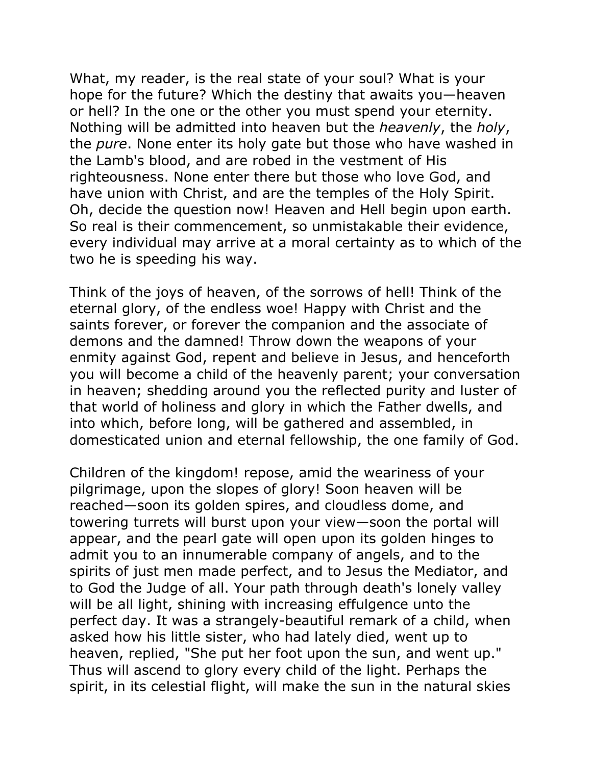What, my reader, is the real state of your soul? What is your hope for the future? Which the destiny that awaits you—heaven or hell? In the one or the other you must spend your eternity. Nothing will be admitted into heaven but the *heavenly*, the *holy*, the *pure*. None enter its holy gate but those who have washed in the Lamb's blood, and are robed in the vestment of His righteousness. None enter there but those who love God, and have union with Christ, and are the temples of the Holy Spirit. Oh, decide the question now! Heaven and Hell begin upon earth. So real is their commencement, so unmistakable their evidence, every individual may arrive at a moral certainty as to which of the two he is speeding his way.

Think of the joys of heaven, of the sorrows of hell! Think of the eternal glory, of the endless woe! Happy with Christ and the saints forever, or forever the companion and the associate of demons and the damned! Throw down the weapons of your enmity against God, repent and believe in Jesus, and henceforth you will become a child of the heavenly parent; your conversation in heaven; shedding around you the reflected purity and luster of that world of holiness and glory in which the Father dwells, and into which, before long, will be gathered and assembled, in domesticated union and eternal fellowship, the one family of God.

Children of the kingdom! repose, amid the weariness of your pilgrimage, upon the slopes of glory! Soon heaven will be reached—soon its golden spires, and cloudless dome, and towering turrets will burst upon your view—soon the portal will appear, and the pearl gate will open upon its golden hinges to admit you to an innumerable company of angels, and to the spirits of just men made perfect, and to Jesus the Mediator, and to God the Judge of all. Your path through death's lonely valley will be all light, shining with increasing effulgence unto the perfect day. It was a strangely-beautiful remark of a child, when asked how his little sister, who had lately died, went up to heaven, replied, "She put her foot upon the sun, and went up." Thus will ascend to glory every child of the light. Perhaps the spirit, in its celestial flight, will make the sun in the natural skies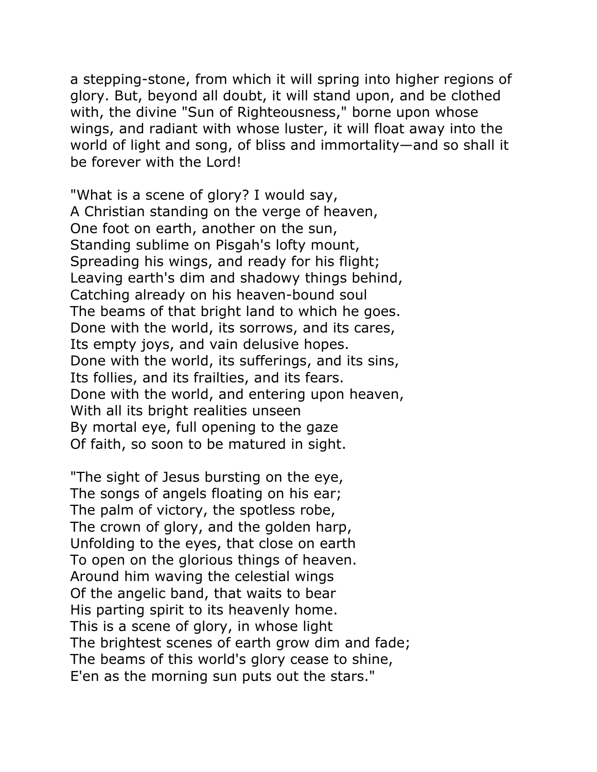a stepping-stone, from which it will spring into higher regions of glory. But, beyond all doubt, it will stand upon, and be clothed with, the divine "Sun of Righteousness," borne upon whose wings, and radiant with whose luster, it will float away into the world of light and song, of bliss and immortality—and so shall it be forever with the Lord!

"What is a scene of glory? I would say,
A Christian standing on the verge of heaven,
One foot on earth, another on the sun,
Standing sublime on Pisgah's lofty mount,
Spreading his wings, and ready for his flight;
Leaving earth's dim and shadowy things behind,
Catching already on his heaven-bound soul
The beams of that bright land to which he goes.
Done with the world, its sorrows, and its cares,
Its empty joys, and vain delusive hopes.
Done with the world, its sufferings, and its sins,
Its follies, and its frailties, and its fears.
Done with the world, and entering upon heaven,
With all its bright realities unseen
By mortal eye, full opening to the gaze
Of faith, so soon to be matured in sight.

"The sight of Jesus bursting on the eye,
The songs of angels floating on his ear;
The palm of victory, the spotless robe,
The crown of glory, and the golden harp,
Unfolding to the eyes, that close on earth
To open on the glorious things of heaven.
Around him waving the celestial wings
Of the angelic band, that waits to bear
His parting spirit to its heavenly home.
This is a scene of glory, in whose light
The brightest scenes of earth grow dim and fade;
The beams of this world's glory cease to shine,
E'en as the morning sun puts out the stars."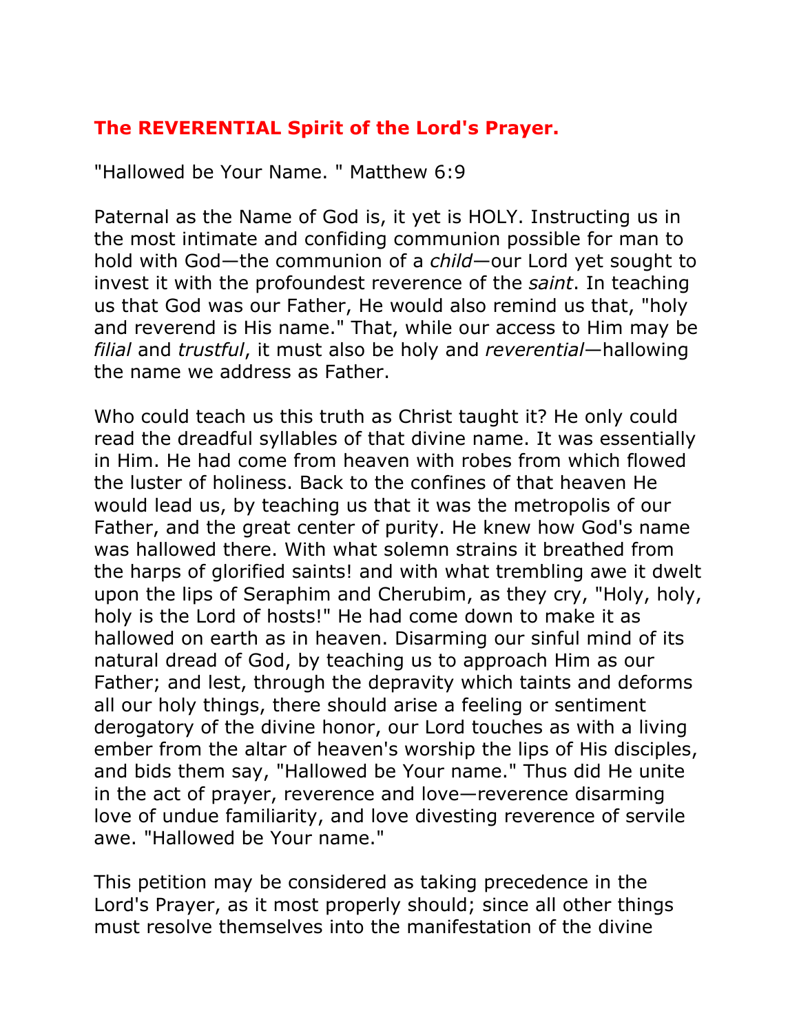## The REVERENTIAL Spirit of the Lord's Prayer.

"Hallowed be Your Name. " Matthew 6:9

Paternal as the Name of God is, it yet is HOLY. Instructing us in the most intimate and confiding communion possible for man to hold with God—the communion of a *child*—our Lord yet sought to invest it with the profoundest reverence of the *saint*. In teaching us that God was our Father, He would also remind us that, "holy and reverend is His name." That, while our access to Him may be *filial* and *trustful*, it must also be holy and *reverential*—hallowing the name we address as Father.

Who could teach us this truth as Christ taught it? He only could read the dreadful syllables of that divine name. It was essentially in Him. He had come from heaven with robes from which flowed the luster of holiness. Back to the confines of that heaven He would lead us, by teaching us that it was the metropolis of our Father, and the great center of purity. He knew how God's name was hallowed there. With what solemn strains it breathed from the harps of glorified saints! and with what trembling awe it dwelt upon the lips of Seraphim and Cherubim, as they cry, "Holy, holy, holy is the Lord of hosts!" He had come down to make it as hallowed on earth as in heaven. Disarming our sinful mind of its natural dread of God, by teaching us to approach Him as our Father; and lest, through the depravity which taints and deforms all our holy things, there should arise a feeling or sentiment derogatory of the divine honor, our Lord touches as with a living ember from the altar of heaven's worship the lips of His disciples, and bids them say, "Hallowed be Your name." Thus did He unite in the act of prayer, reverence and love—reverence disarming love of undue familiarity, and love divesting reverence of servile awe. "Hallowed be Your name."

This petition may be considered as taking precedence in the Lord's Prayer, as it most properly should; since all other things must resolve themselves into the manifestation of the divine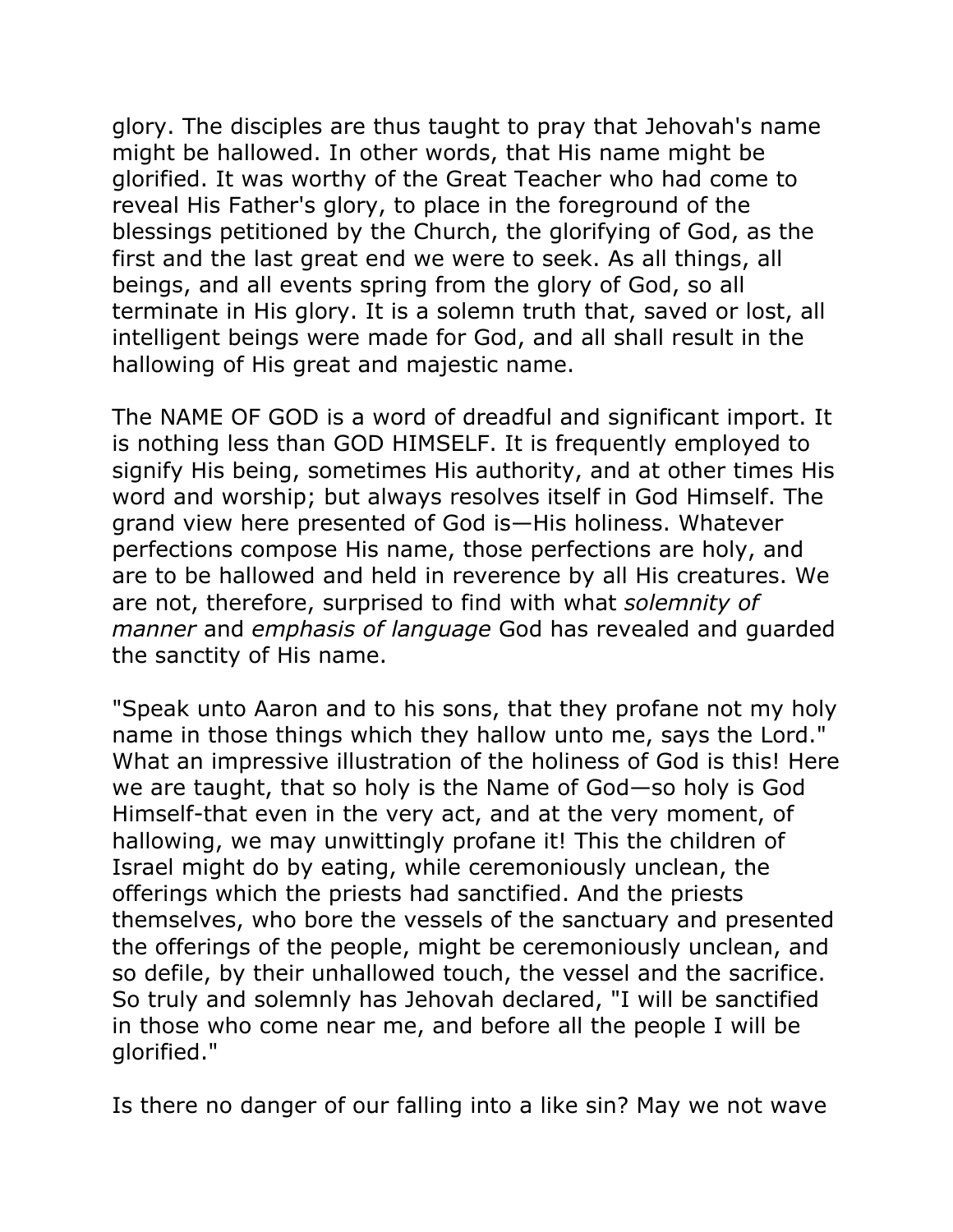glory. The disciples are thus taught to pray that Jehovah's name might be hallowed. In other words, that His name might be glorified. It was worthy of the Great Teacher who had come to reveal His Father's glory, to place in the foreground of the blessings petitioned by the Church, the glorifying of God, as the first and the last great end we were to seek. As all things, all beings, and all events spring from the glory of God, so all terminate in His glory. It is a solemn truth that, saved or lost, all intelligent beings were made for God, and all shall result in the hallowing of His great and majestic name.

The NAME OF GOD is a word of dreadful and significant import. It is nothing less than GOD HIMSELF. It is frequently employed to signify His being, sometimes His authority, and at other times His word and worship; but always resolves itself in God Himself. The grand view here presented of God is—His holiness. Whatever perfections compose His name, those perfections are holy, and are to be hallowed and held in reverence by all His creatures. We are not, therefore, surprised to find with what *solemnity of manner* and *emphasis of language* God has revealed and guarded the sanctity of His name.

"Speak unto Aaron and to his sons, that they profane not my holy name in those things which they hallow unto me, says the Lord." What an impressive illustration of the holiness of God is this! Here we are taught, that so holy is the Name of God—so holy is God Himself-that even in the very act, and at the very moment, of hallowing, we may unwittingly profane it! This the children of Israel might do by eating, while ceremoniously unclean, the offerings which the priests had sanctified. And the priests themselves, who bore the vessels of the sanctuary and presented the offerings of the people, might be ceremoniously unclean, and so defile, by their unhallowed touch, the vessel and the sacrifice. So truly and solemnly has Jehovah declared, "I will be sanctified in those who come near me, and before all the people I will be glorified."

Is there no danger of our falling into a like sin? May we not wave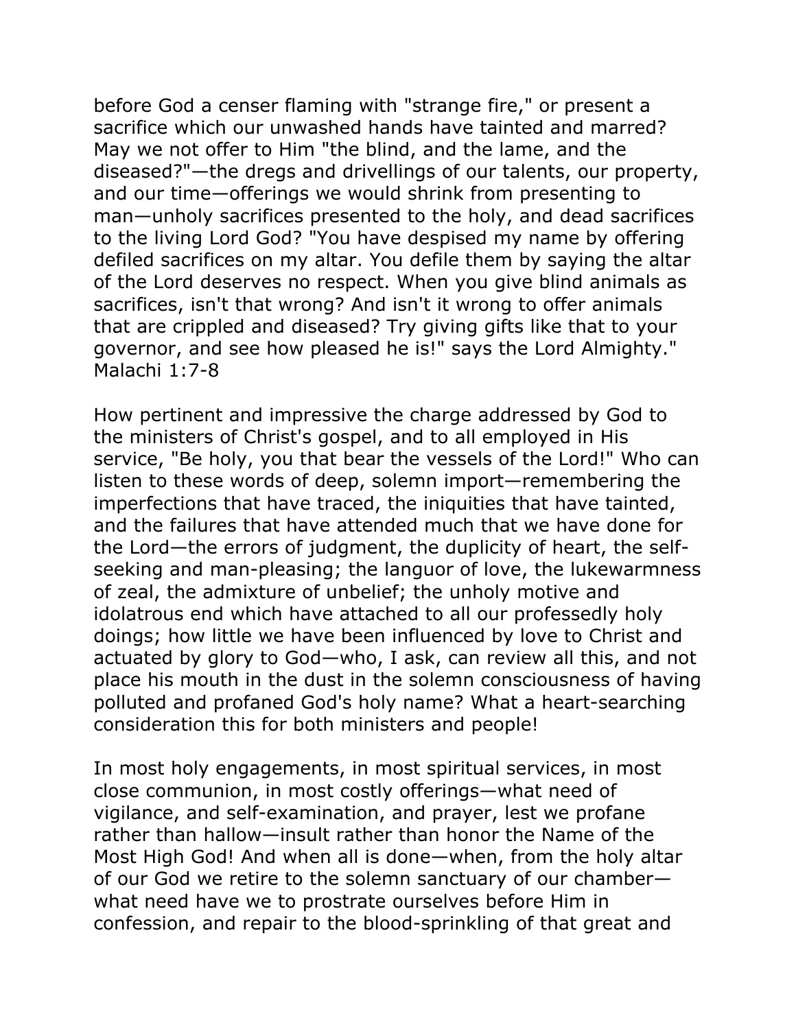before God a censer flaming with "strange fire," or present a sacrifice which our unwashed hands have tainted and marred? May we not offer to Him "the blind, and the lame, and the diseased?"—the dregs and drivellings of our talents, our property, and our time—offerings we would shrink from presenting to man—unholy sacrifices presented to the holy, and dead sacrifices to the living Lord God? "You have despised my name by offering defiled sacrifices on my altar. You defile them by saying the altar of the Lord deserves no respect. When you give blind animals as sacrifices, isn't that wrong? And isn't it wrong to offer animals that are crippled and diseased? Try giving gifts like that to your governor, and see how pleased he is!" says the Lord Almighty." Malachi 1:7-8

How pertinent and impressive the charge addressed by God to the ministers of Christ's gospel, and to all employed in His service, "Be holy, you that bear the vessels of the Lord!" Who can listen to these words of deep, solemn import—remembering the imperfections that have traced, the iniquities that have tainted, and the failures that have attended much that we have done for the Lord—the errors of judgment, the duplicity of heart, the self-seeking and man-pleasing; the languor of love, the lukewarmness of zeal, the admixture of unbelief; the unholy motive and idolatrous end which have attached to all our professedly holy doings; how little we have been influenced by love to Christ and actuated by glory to God—who, I ask, can review all this, and not place his mouth in the dust in the solemn consciousness of having polluted and profaned God's holy name? What a heart-searching consideration this for both ministers and people!

In most holy engagements, in most spiritual services, in most close communion, in most costly offerings—what need of vigilance, and self-examination, and prayer, lest we profane rather than hallow—insult rather than honor the Name of the Most High God! And when all is done—when, from the holy altar of our God we retire to the solemn sanctuary of our chamber—what need have we to prostrate ourselves before Him in confession, and repair to the blood-sprinkling of that great and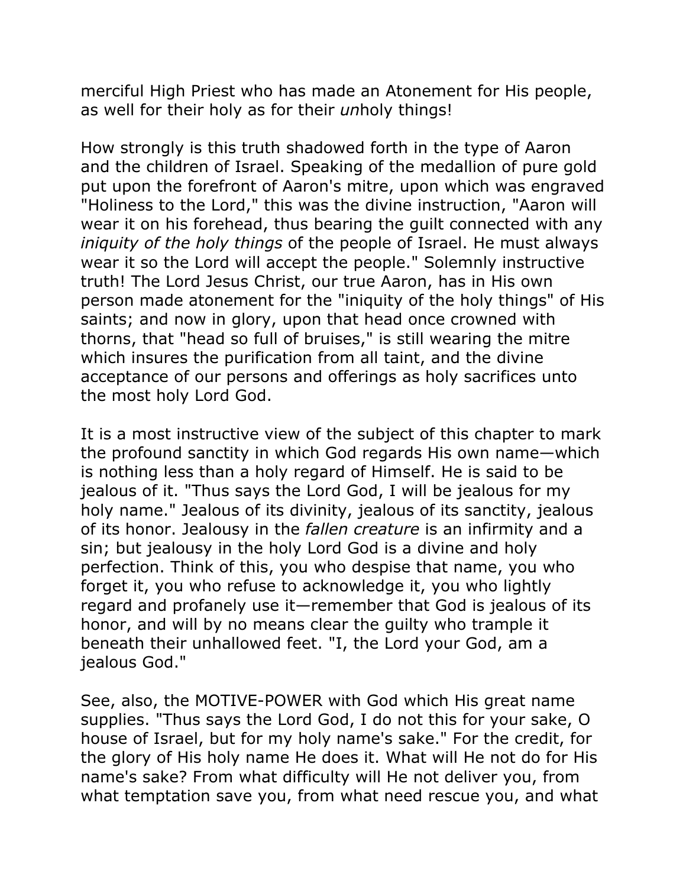merciful High Priest who has made an Atonement for His people, as well for their holy as for their *un*holy things!

How strongly is this truth shadowed forth in the type of Aaron and the children of Israel. Speaking of the medallion of pure gold put upon the forefront of Aaron's mitre, upon which was engraved "Holiness to the Lord," this was the divine instruction, "Aaron will wear it on his forehead, thus bearing the guilt connected with any *iniquity of the holy things* of the people of Israel. He must always wear it so the Lord will accept the people." Solemnly instructive truth! The Lord Jesus Christ, our true Aaron, has in His own person made atonement for the "iniquity of the holy things" of His saints; and now in glory, upon that head once crowned with thorns, that "head so full of bruises," is still wearing the mitre which insures the purification from all taint, and the divine acceptance of our persons and offerings as holy sacrifices unto the most holy Lord God.

It is a most instructive view of the subject of this chapter to mark the profound sanctity in which God regards His own name—which is nothing less than a holy regard of Himself. He is said to be jealous of it. "Thus says the Lord God, I will be jealous for my holy name." Jealous of its divinity, jealous of its sanctity, jealous of its honor. Jealousy in the *fallen creature* is an infirmity and a sin; but jealousy in the holy Lord God is a divine and holy perfection. Think of this, you who despise that name, you who forget it, you who refuse to acknowledge it, you who lightly regard and profanely use it—remember that God is jealous of its honor, and will by no means clear the guilty who trample it beneath their unhallowed feet. "I, the Lord your God, am a jealous God."

See, also, the MOTIVE-POWER with God which His great name supplies. "Thus says the Lord God, I do not this for your sake, O house of Israel, but for my holy name's sake." For the credit, for the glory of His holy name He does it. What will He not do for His name's sake? From what difficulty will He not deliver you, from what temptation save you, from what need rescue you, and what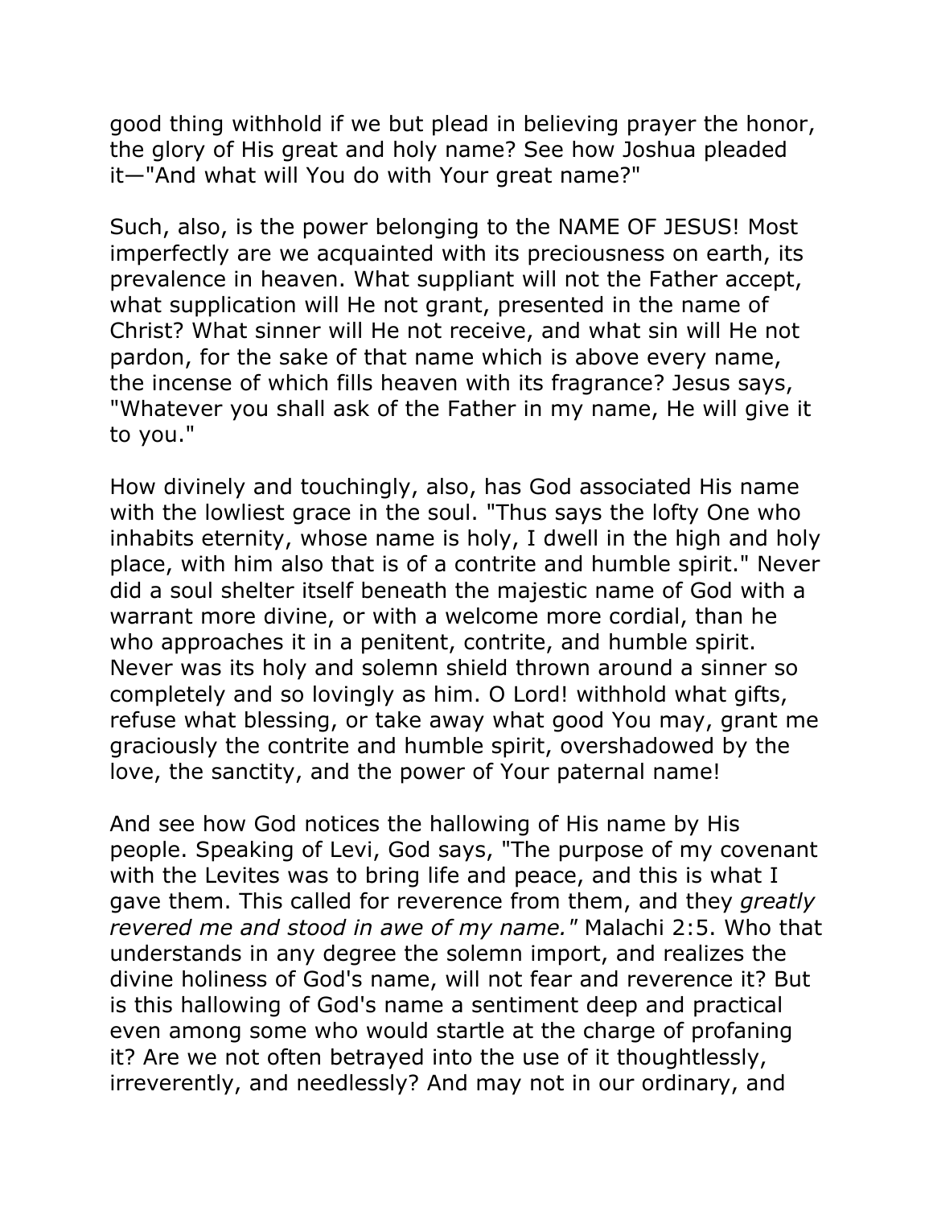good thing withhold if we but plead in believing prayer the honor, the glory of His great and holy name? See how Joshua pleaded it—"And what will You do with Your great name?"

Such, also, is the power belonging to the NAME OF JESUS! Most imperfectly are we acquainted with its preciousness on earth, its prevalence in heaven. What suppliant will not the Father accept, what supplication will He not grant, presented in the name of Christ? What sinner will He not receive, and what sin will He not pardon, for the sake of that name which is above every name, the incense of which fills heaven with its fragrance? Jesus says, "Whatever you shall ask of the Father in my name, He will give it to you."

How divinely and touchingly, also, has God associated His name with the lowliest grace in the soul. "Thus says the lofty One who inhabits eternity, whose name is holy, I dwell in the high and holy place, with him also that is of a contrite and humble spirit." Never did a soul shelter itself beneath the majestic name of God with a warrant more divine, or with a welcome more cordial, than he who approaches it in a penitent, contrite, and humble spirit. Never was its holy and solemn shield thrown around a sinner so completely and so lovingly as him. O Lord! withhold what gifts, refuse what blessing, or take away what good You may, grant me graciously the contrite and humble spirit, overshadowed by the love, the sanctity, and the power of Your paternal name!

And see how God notices the hallowing of His name by His people. Speaking of Levi, God says, "The purpose of my covenant with the Levites was to bring life and peace, and this is what I gave them. This called for reverence from them, and they *greatly revered me and stood in awe of my name."* Malachi 2:5. Who that understands in any degree the solemn import, and realizes the divine holiness of God's name, will not fear and reverence it? But is this hallowing of God's name a sentiment deep and practical even among some who would startle at the charge of profaning it? Are we not often betrayed into the use of it thoughtlessly, irreverently, and needlessly? And may not in our ordinary, and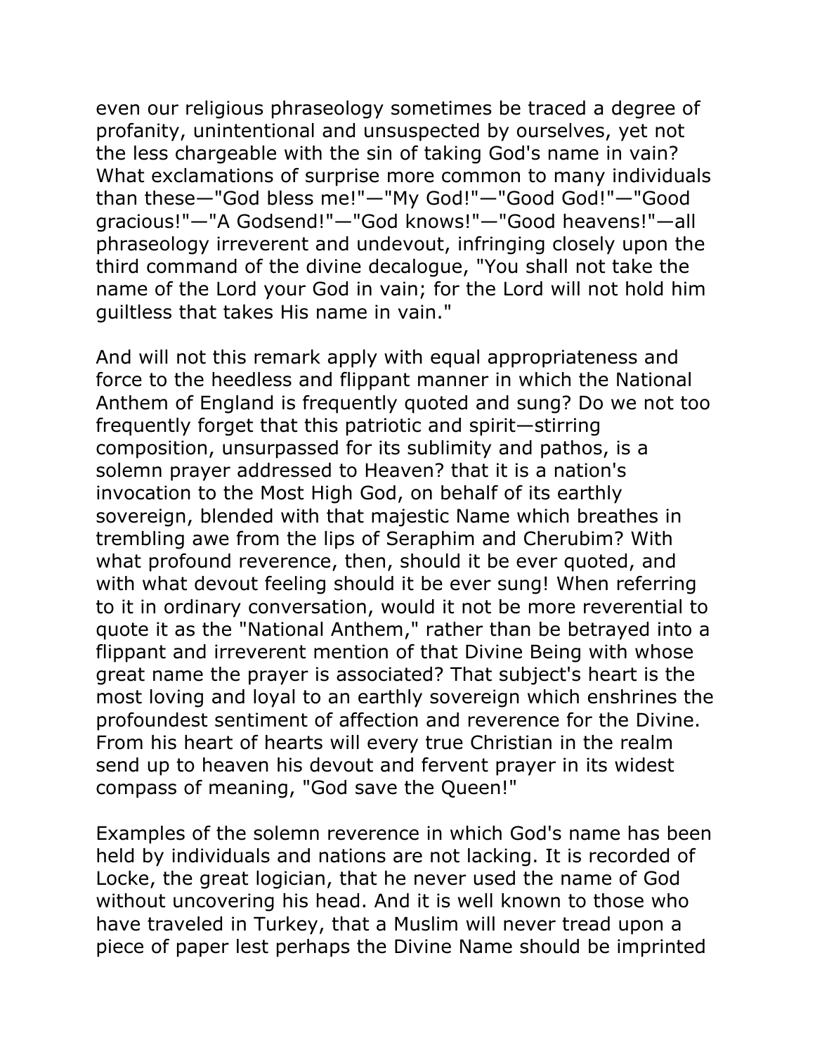even our religious phraseology sometimes be traced a degree of profanity, unintentional and unsuspected by ourselves, yet not the less chargeable with the sin of taking God's name in vain? What exclamations of surprise more common to many individuals than these—"God bless me!"—"My God!"—"Good God!"—"Good gracious!"—"A Godsend!"—"God knows!"—"Good heavens!"—all phraseology irreverent and undevout, infringing closely upon the third command of the divine decalogue, "You shall not take the name of the Lord your God in vain; for the Lord will not hold him guiltless that takes His name in vain."

And will not this remark apply with equal appropriateness and force to the heedless and flippant manner in which the National Anthem of England is frequently quoted and sung? Do we not too frequently forget that this patriotic and spirit—stirring composition, unsurpassed for its sublimity and pathos, is a solemn prayer addressed to Heaven? that it is a nation's invocation to the Most High God, on behalf of its earthly sovereign, blended with that majestic Name which breathes in trembling awe from the lips of Seraphim and Cherubim? With what profound reverence, then, should it be ever quoted, and with what devout feeling should it be ever sung! When referring to it in ordinary conversation, would it not be more reverential to quote it as the "National Anthem," rather than be betrayed into a flippant and irreverent mention of that Divine Being with whose great name the prayer is associated? That subject's heart is the most loving and loyal to an earthly sovereign which enshrines the profoundest sentiment of affection and reverence for the Divine. From his heart of hearts will every true Christian in the realm send up to heaven his devout and fervent prayer in its widest compass of meaning, "God save the Queen!"

Examples of the solemn reverence in which God's name has been held by individuals and nations are not lacking. It is recorded of Locke, the great logician, that he never used the name of God without uncovering his head. And it is well known to those who have traveled in Turkey, that a Muslim will never tread upon a piece of paper lest perhaps the Divine Name should be imprinted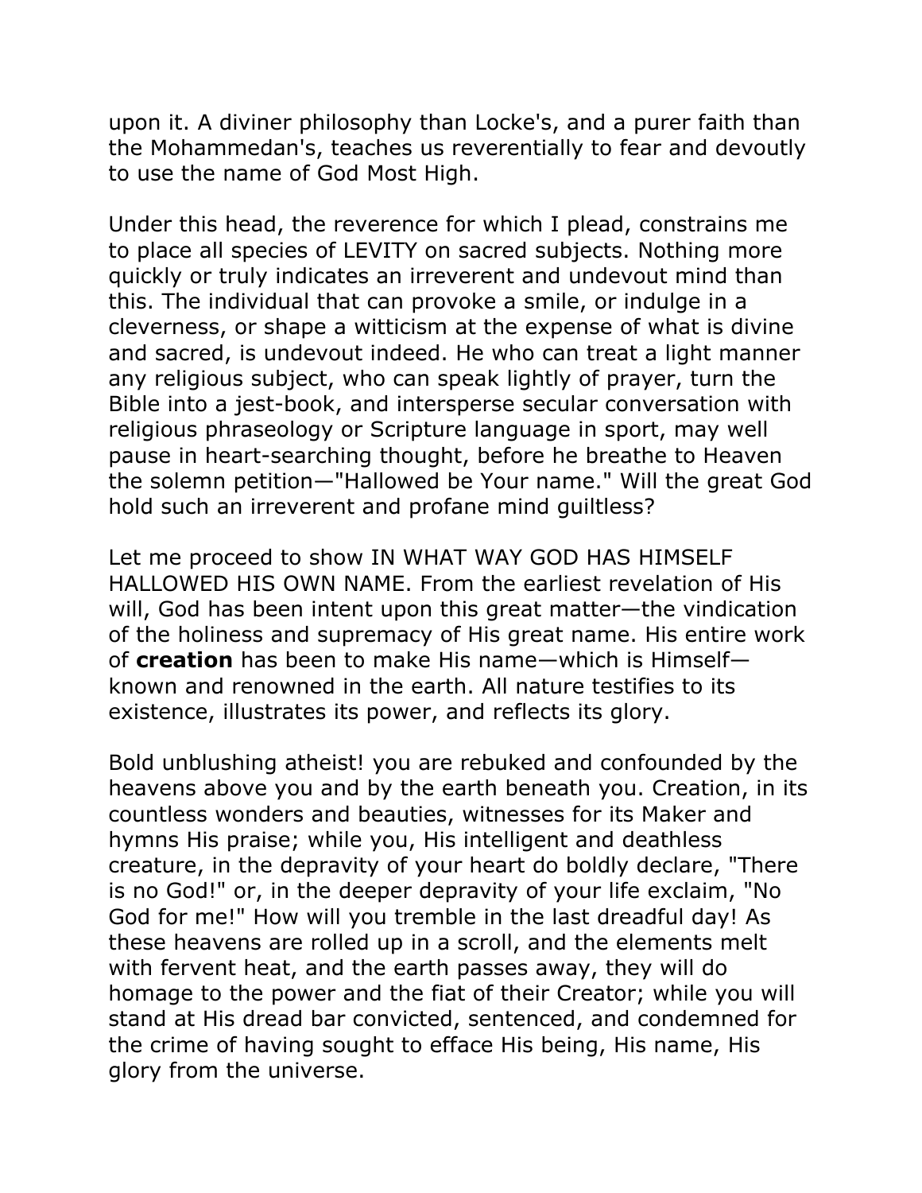upon it. A diviner philosophy than Locke's, and a purer faith than the Mohammedan's, teaches us reverentially to fear and devoutly to use the name of God Most High.

Under this head, the reverence for which I plead, constrains me to place all species of LEVITY on sacred subjects. Nothing more quickly or truly indicates an irreverent and undevout mind than this. The individual that can provoke a smile, or indulge in a cleverness, or shape a witticism at the expense of what is divine and sacred, is undevout indeed. He who can treat a light manner any religious subject, who can speak lightly of prayer, turn the Bible into a jest-book, and intersperse secular conversation with religious phraseology or Scripture language in sport, may well pause in heart-searching thought, before he breathe to Heaven the solemn petition—"Hallowed be Your name." Will the great God hold such an irreverent and profane mind guiltless?

Let me proceed to show IN WHAT WAY GOD HAS HIMSELF HALLOWED HIS OWN NAME. From the earliest revelation of His will, God has been intent upon this great matter—the vindication of the holiness and supremacy of His great name. His entire work of **creation** has been to make His name—which is Himself—known and renowned in the earth. All nature testifies to its existence, illustrates its power, and reflects its glory.

Bold unblushing atheist! you are rebuked and confounded by the heavens above you and by the earth beneath you. Creation, in its countless wonders and beauties, witnesses for its Maker and hymns His praise; while you, His intelligent and deathless creature, in the depravity of your heart do boldly declare, "There is no God!" or, in the deeper depravity of your life exclaim, "No God for me!" How will you tremble in the last dreadful day! As these heavens are rolled up in a scroll, and the elements melt with fervent heat, and the earth passes away, they will do homage to the power and the fiat of their Creator; while you will stand at His dread bar convicted, sentenced, and condemned for the crime of having sought to efface His being, His name, His glory from the universe.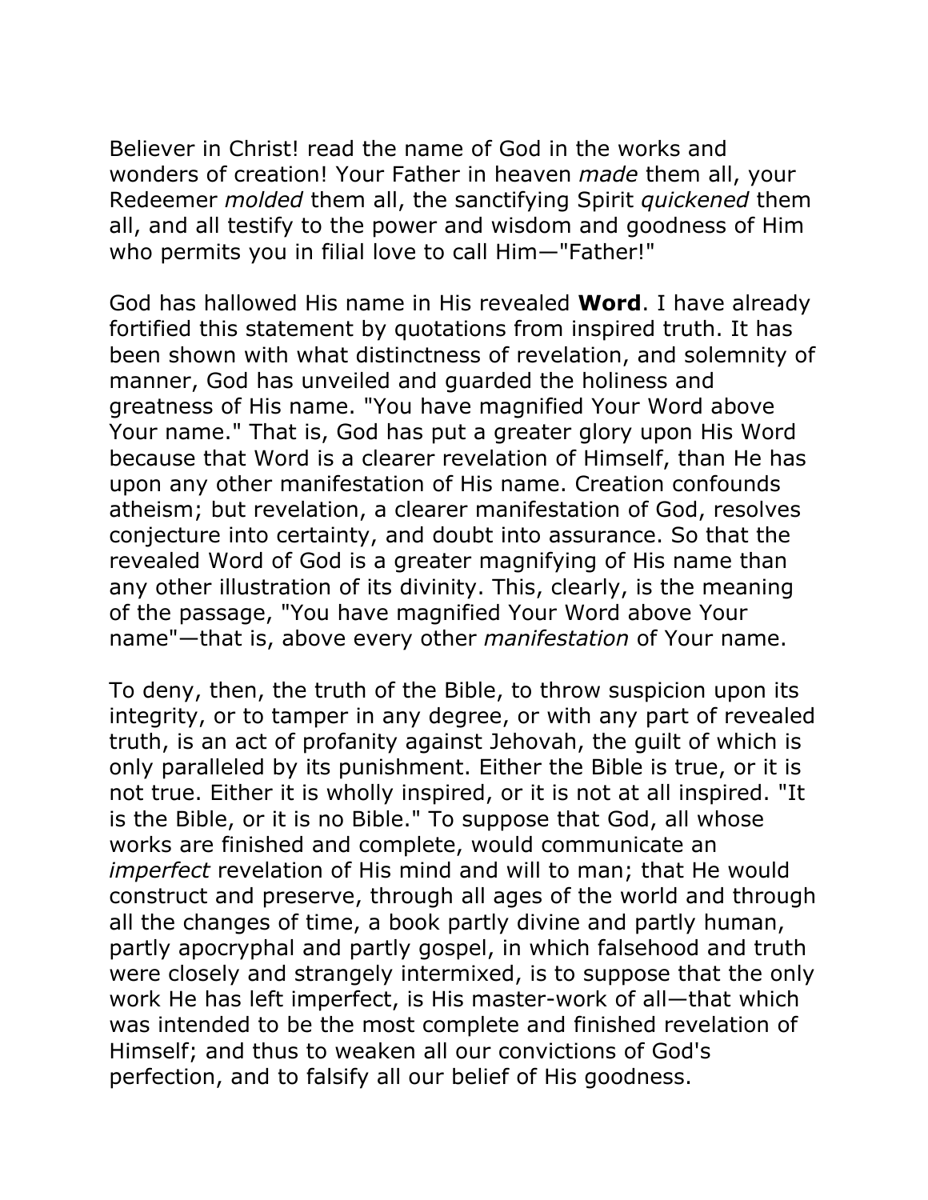Believer in Christ! read the name of God in the works and wonders of creation! Your Father in heaven *made* them all, your Redeemer *molded* them all, the sanctifying Spirit *quickened* them all, and all testify to the power and wisdom and goodness of Him who permits you in filial love to call Him—"Father!"

God has hallowed His name in His revealed **Word**. I have already fortified this statement by quotations from inspired truth. It has been shown with what distinctness of revelation, and solemnity of manner, God has unveiled and guarded the holiness and greatness of His name. "You have magnified Your Word above Your name." That is, God has put a greater glory upon His Word because that Word is a clearer revelation of Himself, than He has upon any other manifestation of His name. Creation confounds atheism; but revelation, a clearer manifestation of God, resolves conjecture into certainty, and doubt into assurance. So that the revealed Word of God is a greater magnifying of His name than any other illustration of its divinity. This, clearly, is the meaning of the passage, "You have magnified Your Word above Your name"—that is, above every other *manifestation* of Your name.

To deny, then, the truth of the Bible, to throw suspicion upon its integrity, or to tamper in any degree, or with any part of revealed truth, is an act of profanity against Jehovah, the guilt of which is only paralleled by its punishment. Either the Bible is true, or it is not true. Either it is wholly inspired, or it is not at all inspired. "It is the Bible, or it is no Bible." To suppose that God, all whose works are finished and complete, would communicate an *imperfect* revelation of His mind and will to man; that He would construct and preserve, through all ages of the world and through all the changes of time, a book partly divine and partly human, partly apocryphal and partly gospel, in which falsehood and truth were closely and strangely intermixed, is to suppose that the only work He has left imperfect, is His master-work of all—that which was intended to be the most complete and finished revelation of Himself; and thus to weaken all our convictions of God's perfection, and to falsify all our belief of His goodness.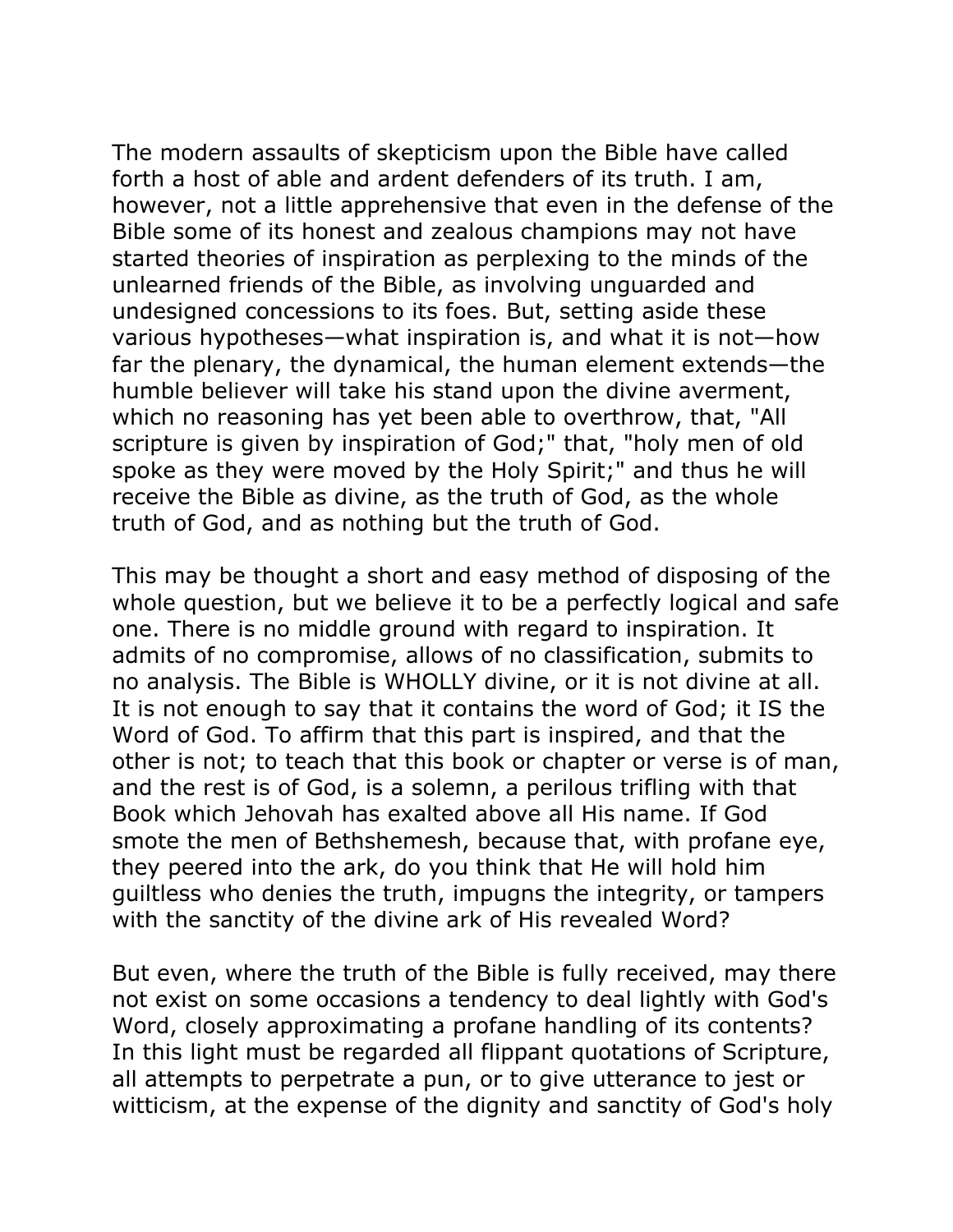The modern assaults of skepticism upon the Bible have called forth a host of able and ardent defenders of its truth. I am, however, not a little apprehensive that even in the defense of the Bible some of its honest and zealous champions may not have started theories of inspiration as perplexing to the minds of the unlearned friends of the Bible, as involving unguarded and undesigned concessions to its foes. But, setting aside these various hypotheses—what inspiration is, and what it is not—how far the plenary, the dynamical, the human element extends—the humble believer will take his stand upon the divine averment, which no reasoning has yet been able to overthrow, that, "All scripture is given by inspiration of God;" that, "holy men of old spoke as they were moved by the Holy Spirit;" and thus he will receive the Bible as divine, as the truth of God, as the whole truth of God, and as nothing but the truth of God.

This may be thought a short and easy method of disposing of the whole question, but we believe it to be a perfectly logical and safe one. There is no middle ground with regard to inspiration. It admits of no compromise, allows of no classification, submits to no analysis. The Bible is WHOLLY divine, or it is not divine at all. It is not enough to say that it contains the word of God; it IS the Word of God. To affirm that this part is inspired, and that the other is not; to teach that this book or chapter or verse is of man, and the rest is of God, is a solemn, a perilous trifling with that Book which Jehovah has exalted above all His name. If God smote the men of Bethshemesh, because that, with profane eye, they peered into the ark, do you think that He will hold him guiltless who denies the truth, impugns the integrity, or tampers with the sanctity of the divine ark of His revealed Word?

But even, where the truth of the Bible is fully received, may there not exist on some occasions a tendency to deal lightly with God's Word, closely approximating a profane handling of its contents? In this light must be regarded all flippant quotations of Scripture, all attempts to perpetrate a pun, or to give utterance to jest or witticism, at the expense of the dignity and sanctity of God's holy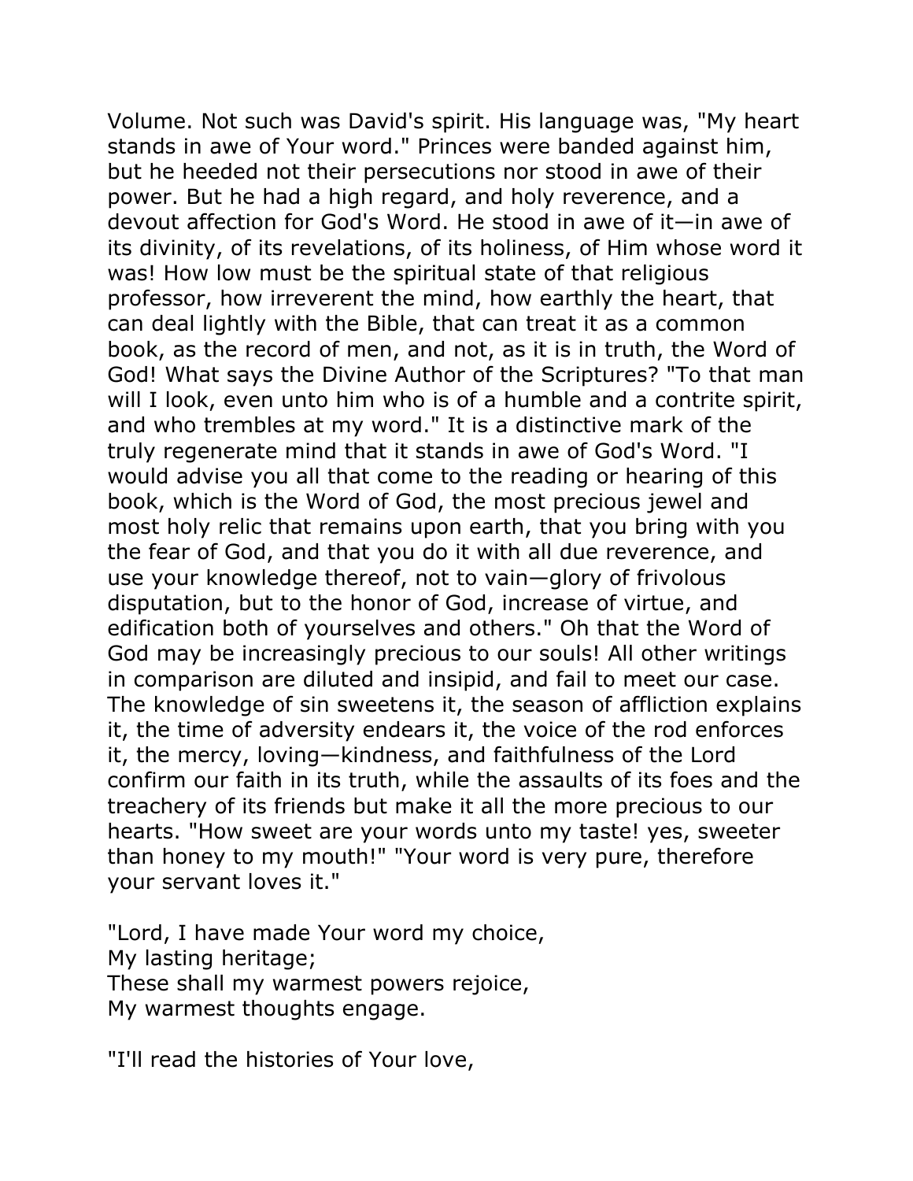Volume. Not such was David's spirit. His language was, "My heart stands in awe of Your word." Princes were banded against him, but he heeded not their persecutions nor stood in awe of their power. But he had a high regard, and holy reverence, and a devout affection for God's Word. He stood in awe of it—in awe of its divinity, of its revelations, of its holiness, of Him whose word it was! How low must be the spiritual state of that religious professor, how irreverent the mind, how earthly the heart, that can deal lightly with the Bible, that can treat it as a common book, as the record of men, and not, as it is in truth, the Word of God! What says the Divine Author of the Scriptures? "To that man will I look, even unto him who is of a humble and a contrite spirit, and who trembles at my word." It is a distinctive mark of the truly regenerate mind that it stands in awe of God's Word. "I would advise you all that come to the reading or hearing of this book, which is the Word of God, the most precious jewel and most holy relic that remains upon earth, that you bring with you the fear of God, and that you do it with all due reverence, and use your knowledge thereof, not to vain—glory of frivolous disputation, but to the honor of God, increase of virtue, and edification both of yourselves and others." Oh that the Word of God may be increasingly precious to our souls! All other writings in comparison are diluted and insipid, and fail to meet our case. The knowledge of sin sweetens it, the season of affliction explains it, the time of adversity endears it, the voice of the rod enforces it, the mercy, loving—kindness, and faithfulness of the Lord confirm our faith in its truth, while the assaults of its foes and the treachery of its friends but make it all the more precious to our hearts. "How sweet are your words unto my taste! yes, sweeter than honey to my mouth!" "Your word is very pure, therefore your servant loves it."

"Lord, I have made Your word my choice,
My lasting heritage;
These shall my warmest powers rejoice,
My warmest thoughts engage.

"I'll read the histories of Your love,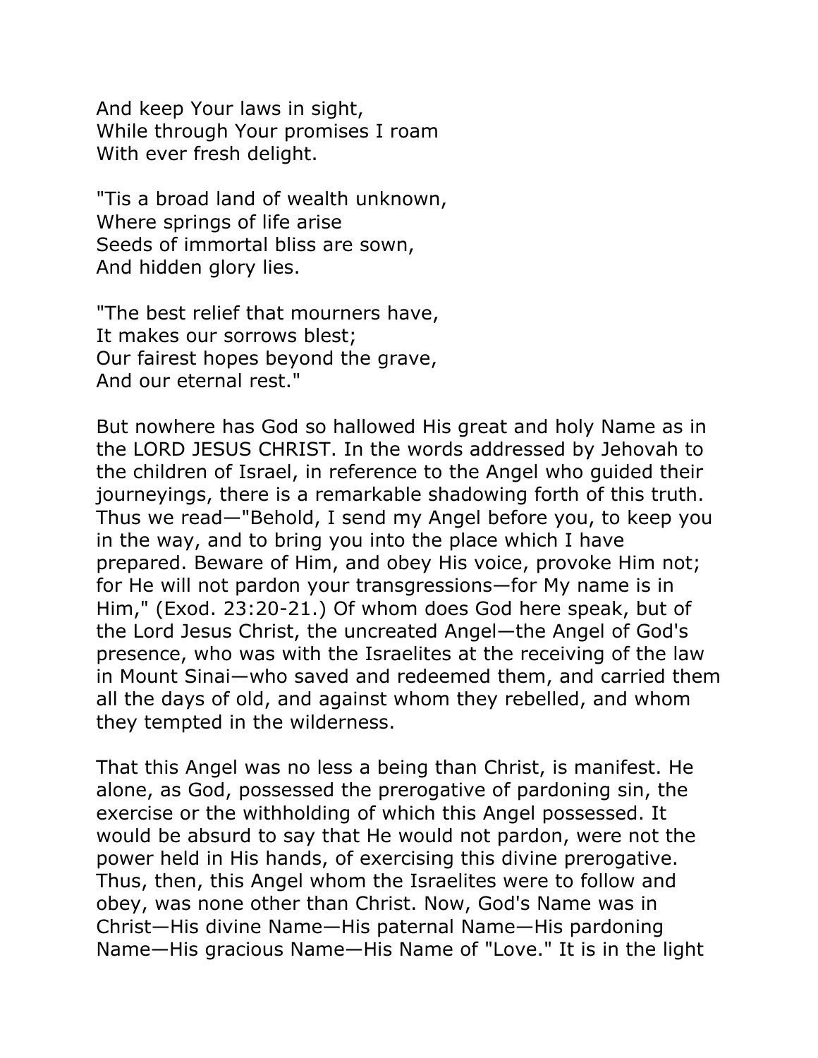And keep Your laws in sight,
While through Your promises I roam
With ever fresh delight.

"Tis a broad land of wealth unknown,
Where springs of life arise
Seeds of immortal bliss are sown,
And hidden glory lies.

"The best relief that mourners have,
It makes our sorrows blest;
Our fairest hopes beyond the grave,
And our eternal rest."

But nowhere has God so hallowed His great and holy Name as in the LORD JESUS CHRIST. In the words addressed by Jehovah to the children of Israel, in reference to the Angel who guided their journeyings, there is a remarkable shadowing forth of this truth. Thus we read—"Behold, I send my Angel before you, to keep you in the way, and to bring you into the place which I have prepared. Beware of Him, and obey His voice, provoke Him not; for He will not pardon your transgressions—for My name is in Him," (Exod. 23:20-21.) Of whom does God here speak, but of the Lord Jesus Christ, the uncreated Angel—the Angel of God's presence, who was with the Israelites at the receiving of the law in Mount Sinai—who saved and redeemed them, and carried them all the days of old, and against whom they rebelled, and whom they tempted in the wilderness.

That this Angel was no less a being than Christ, is manifest. He alone, as God, possessed the prerogative of pardoning sin, the exercise or the withholding of which this Angel possessed. It would be absurd to say that He would not pardon, were not the power held in His hands, of exercising this divine prerogative. Thus, then, this Angel whom the Israelites were to follow and obey, was none other than Christ. Now, God's Name was in Christ—His divine Name—His paternal Name—His pardoning Name—His gracious Name—His Name of "Love." It is in the light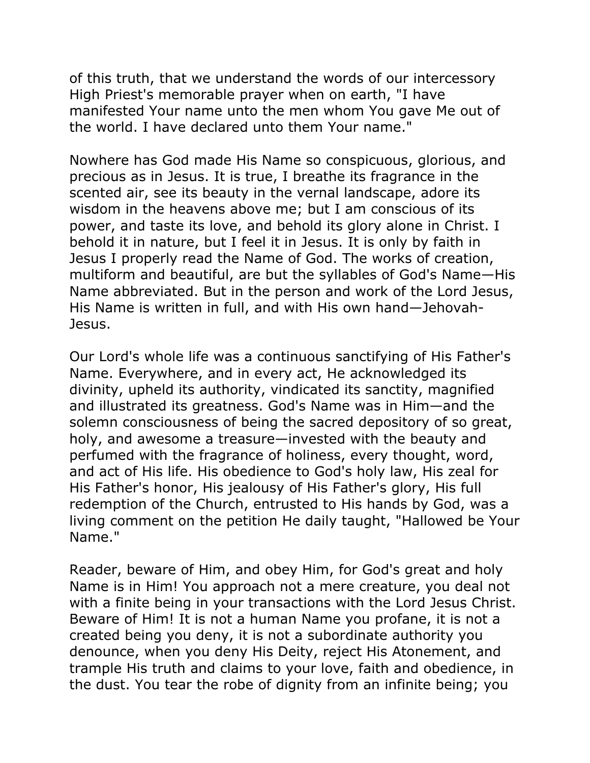of this truth, that we understand the words of our intercessory High Priest's memorable prayer when on earth, "I have manifested Your name unto the men whom You gave Me out of the world. I have declared unto them Your name."

Nowhere has God made His Name so conspicuous, glorious, and precious as in Jesus. It is true, I breathe its fragrance in the scented air, see its beauty in the vernal landscape, adore its wisdom in the heavens above me; but I am conscious of its power, and taste its love, and behold its glory alone in Christ. I behold it in nature, but I feel it in Jesus. It is only by faith in Jesus I properly read the Name of God. The works of creation, multiform and beautiful, are but the syllables of God's Name—His Name abbreviated. But in the person and work of the Lord Jesus, His Name is written in full, and with His own hand—Jehovah-Jesus.

Our Lord's whole life was a continuous sanctifying of His Father's Name. Everywhere, and in every act, He acknowledged its divinity, upheld its authority, vindicated its sanctity, magnified and illustrated its greatness. God's Name was in Him—and the solemn consciousness of being the sacred depository of so great, holy, and awesome a treasure—invested with the beauty and perfumed with the fragrance of holiness, every thought, word, and act of His life. His obedience to God's holy law, His zeal for His Father's honor, His jealousy of His Father's glory, His full redemption of the Church, entrusted to His hands by God, was a living comment on the petition He daily taught, "Hallowed be Your Name."

Reader, beware of Him, and obey Him, for God's great and holy Name is in Him! You approach not a mere creature, you deal not with a finite being in your transactions with the Lord Jesus Christ. Beware of Him! It is not a human Name you profane, it is not a created being you deny, it is not a subordinate authority you denounce, when you deny His Deity, reject His Atonement, and trample His truth and claims to your love, faith and obedience, in the dust. You tear the robe of dignity from an infinite being; you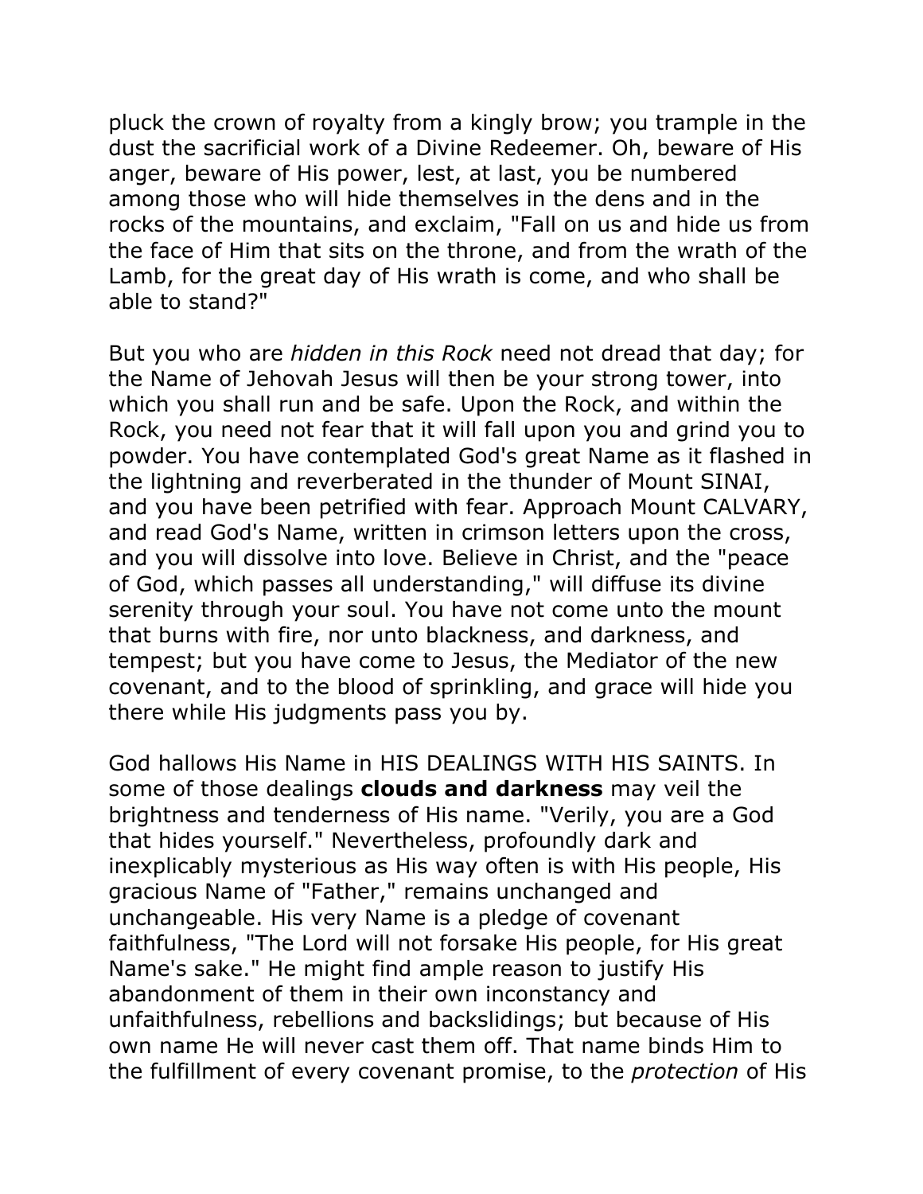pluck the crown of royalty from a kingly brow; you trample in the dust the sacrificial work of a Divine Redeemer. Oh, beware of His anger, beware of His power, lest, at last, you be numbered among those who will hide themselves in the dens and in the rocks of the mountains, and exclaim, "Fall on us and hide us from the face of Him that sits on the throne, and from the wrath of the Lamb, for the great day of His wrath is come, and who shall be able to stand?"

But you who are *hidden in this Rock* need not dread that day; for the Name of Jehovah Jesus will then be your strong tower, into which you shall run and be safe. Upon the Rock, and within the Rock, you need not fear that it will fall upon you and grind you to powder. You have contemplated God's great Name as it flashed in the lightning and reverberated in the thunder of Mount SINAI, and you have been petrified with fear. Approach Mount CALVARY, and read God's Name, written in crimson letters upon the cross, and you will dissolve into love. Believe in Christ, and the "peace of God, which passes all understanding," will diffuse its divine serenity through your soul. You have not come unto the mount that burns with fire, nor unto blackness, and darkness, and tempest; but you have come to Jesus, the Mediator of the new covenant, and to the blood of sprinkling, and grace will hide you there while His judgments pass you by.

God hallows His Name in HIS DEALINGS WITH HIS SAINTS. In some of those dealings **clouds and darkness** may veil the brightness and tenderness of His name. "Verily, you are a God that hides yourself." Nevertheless, profoundly dark and inexplicably mysterious as His way often is with His people, His gracious Name of "Father," remains unchanged and unchangeable. His very Name is a pledge of covenant faithfulness, "The Lord will not forsake His people, for His great Name's sake." He might find ample reason to justify His abandonment of them in their own inconstancy and unfaithfulness, rebellions and backslidings; but because of His own name He will never cast them off. That name binds Him to the fulfillment of every covenant promise, to the *protection* of His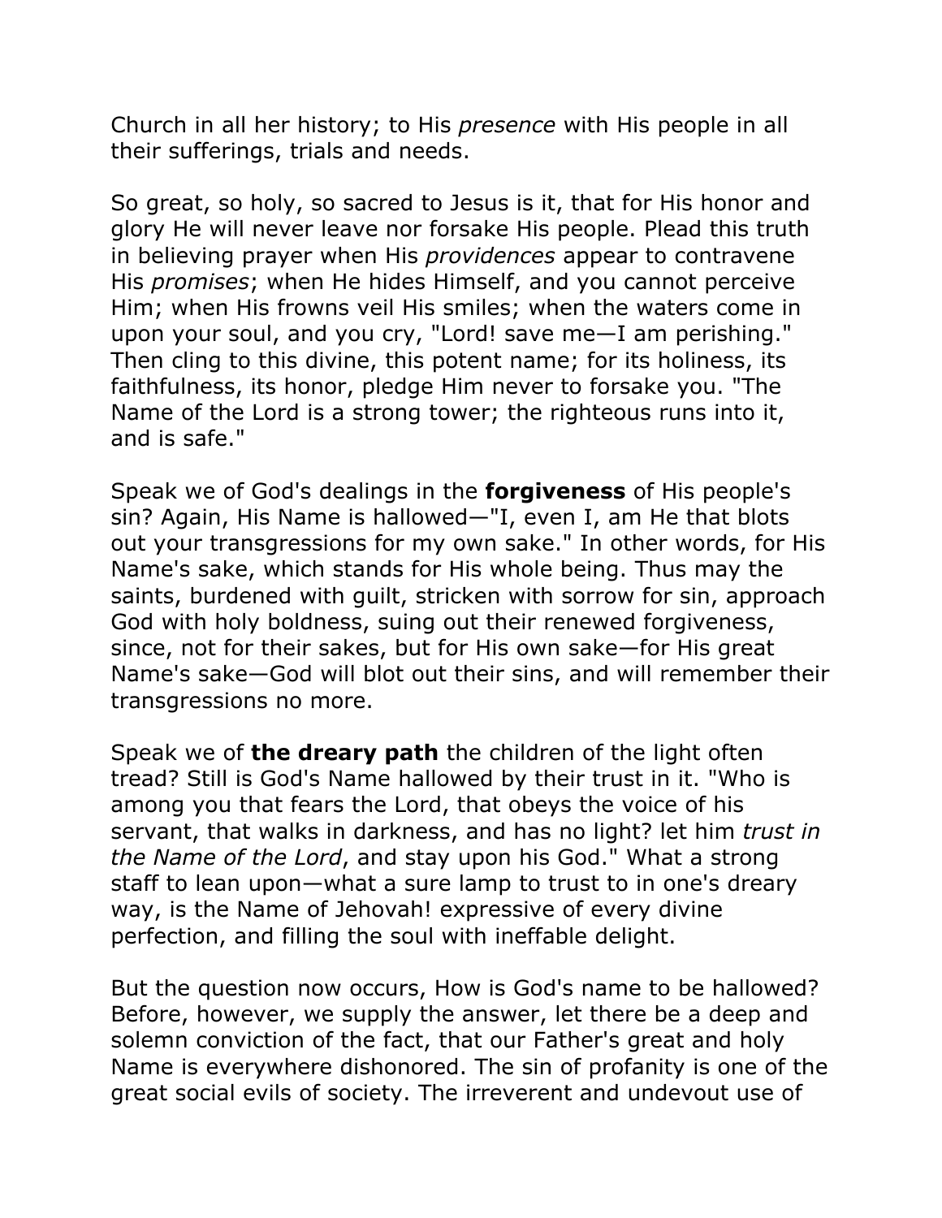Church in all her history; to His *presence* with His people in all their sufferings, trials and needs.

So great, so holy, so sacred to Jesus is it, that for His honor and glory He will never leave nor forsake His people. Plead this truth in believing prayer when His *providences* appear to contravene His *promises*; when He hides Himself, and you cannot perceive Him; when His frowns veil His smiles; when the waters come in upon your soul, and you cry, "Lord! save me—I am perishing." Then cling to this divine, this potent name; for its holiness, its faithfulness, its honor, pledge Him never to forsake you. "The Name of the Lord is a strong tower; the righteous runs into it, and is safe."

Speak we of God's dealings in the **forgiveness** of His people's sin? Again, His Name is hallowed—"I, even I, am He that blots out your transgressions for my own sake." In other words, for His Name's sake, which stands for His whole being. Thus may the saints, burdened with guilt, stricken with sorrow for sin, approach God with holy boldness, suing out their renewed forgiveness, since, not for their sakes, but for His own sake—for His great Name's sake—God will blot out their sins, and will remember their transgressions no more.

Speak we of **the dreary path** the children of the light often tread? Still is God's Name hallowed by their trust in it. "Who is among you that fears the Lord, that obeys the voice of his servant, that walks in darkness, and has no light? let him *trust in the Name of the Lord*, and stay upon his God." What a strong staff to lean upon—what a sure lamp to trust to in one's dreary way, is the Name of Jehovah! expressive of every divine perfection, and filling the soul with ineffable delight.

But the question now occurs, How is God's name to be hallowed? Before, however, we supply the answer, let there be a deep and solemn conviction of the fact, that our Father's great and holy Name is everywhere dishonored. The sin of profanity is one of the great social evils of society. The irreverent and undevout use of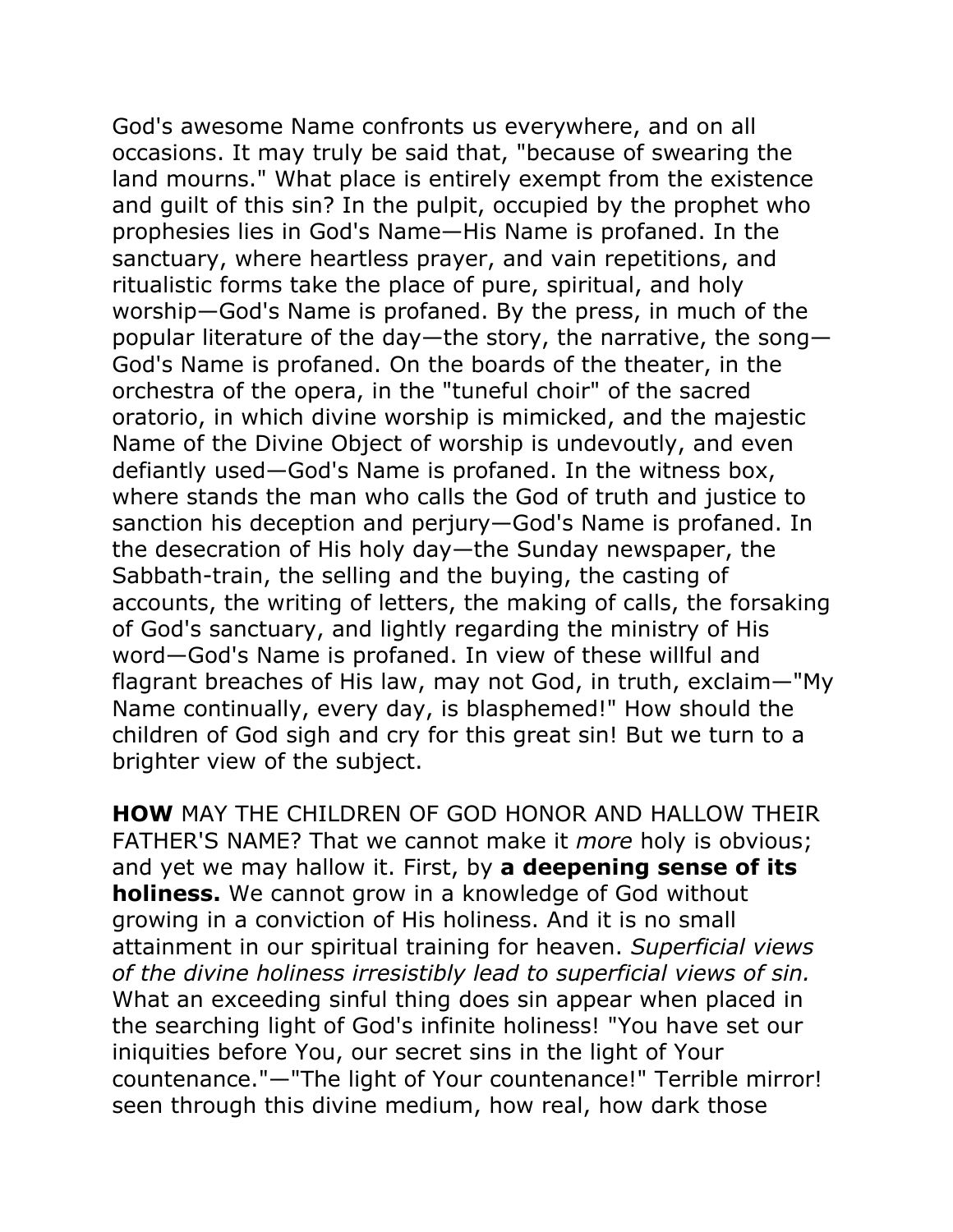God's awesome Name confronts us everywhere, and on all occasions. It may truly be said that, "because of swearing the land mourns." What place is entirely exempt from the existence and guilt of this sin? In the pulpit, occupied by the prophet who prophesies lies in God's Name—His Name is profaned. In the sanctuary, where heartless prayer, and vain repetitions, and ritualistic forms take the place of pure, spiritual, and holy worship—God's Name is profaned. By the press, in much of the popular literature of the day—the story, the narrative, the song—God's Name is profaned. On the boards of the theater, in the orchestra of the opera, in the "tuneful choir" of the sacred oratorio, in which divine worship is mimicked, and the majestic Name of the Divine Object of worship is undevoutly, and even defiantly used—God's Name is profaned. In the witness box, where stands the man who calls the God of truth and justice to sanction his deception and perjury—God's Name is profaned. In the desecration of His holy day—the Sunday newspaper, the Sabbath-train, the selling and the buying, the casting of accounts, the writing of letters, the making of calls, the forsaking of God's sanctuary, and lightly regarding the ministry of His word—God's Name is profaned. In view of these willful and flagrant breaches of His law, may not God, in truth, exclaim—"My Name continually, every day, is blasphemed!" How should the children of God sigh and cry for this great sin! But we turn to a brighter view of the subject.

**HOW** MAY THE CHILDREN OF GOD HONOR AND HALLOW THEIR FATHER'S NAME? That we cannot make it *more* holy is obvious; and yet we may hallow it. First, by **a deepening sense of its holiness.** We cannot grow in a knowledge of God without growing in a conviction of His holiness. And it is no small attainment in our spiritual training for heaven. *Superficial views of the divine holiness irresistibly lead to superficial views of sin.* What an exceeding sinful thing does sin appear when placed in the searching light of God's infinite holiness! "You have set our iniquities before You, our secret sins in the light of Your countenance."—"The light of Your countenance!" Terrible mirror! seen through this divine medium, how real, how dark those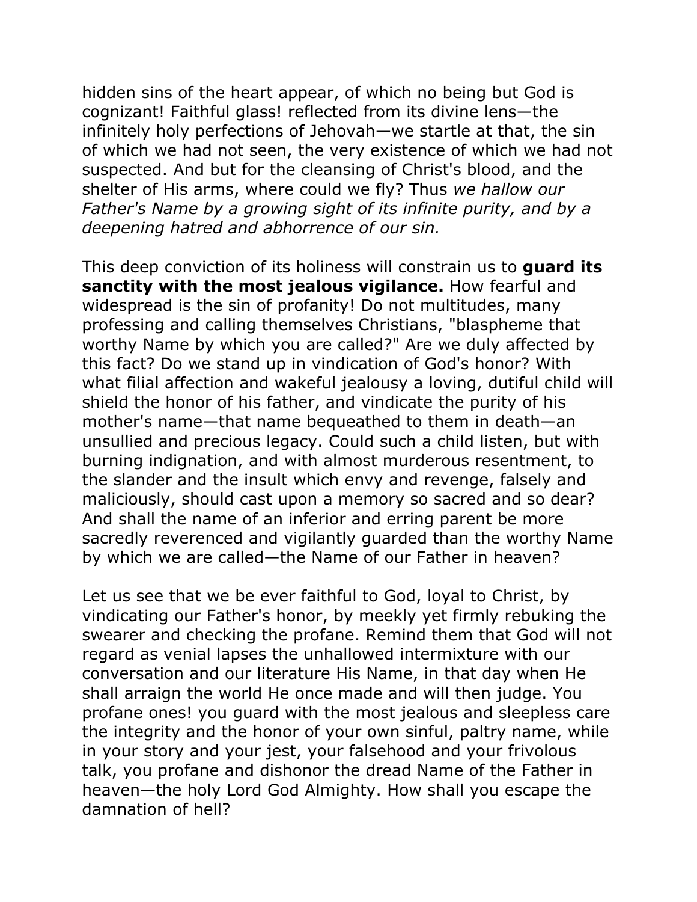hidden sins of the heart appear, of which no being but God is cognizant! Faithful glass! reflected from its divine lens—the infinitely holy perfections of Jehovah—we startle at that, the sin of which we had not seen, the very existence of which we had not suspected. And but for the cleansing of Christ's blood, and the shelter of His arms, where could we fly? Thus *we hallow our Father's Name by a growing sight of its infinite purity, and by a deepening hatred and abhorrence of our sin.*

This deep conviction of its holiness will constrain us to **guard its sanctity with the most jealous vigilance.** How fearful and widespread is the sin of profanity! Do not multitudes, many professing and calling themselves Christians, "blaspheme that worthy Name by which you are called?" Are we duly affected by this fact? Do we stand up in vindication of God's honor? With what filial affection and wakeful jealousy a loving, dutiful child will shield the honor of his father, and vindicate the purity of his mother's name—that name bequeathed to them in death—an unsullied and precious legacy. Could such a child listen, but with burning indignation, and with almost murderous resentment, to the slander and the insult which envy and revenge, falsely and maliciously, should cast upon a memory so sacred and so dear? And shall the name of an inferior and erring parent be more sacredly reverenced and vigilantly guarded than the worthy Name by which we are called—the Name of our Father in heaven?

Let us see that we be ever faithful to God, loyal to Christ, by vindicating our Father's honor, by meekly yet firmly rebuking the swearer and checking the profane. Remind them that God will not regard as venial lapses the unhallowed intermixture with our conversation and our literature His Name, in that day when He shall arraign the world He once made and will then judge. You profane ones! you guard with the most jealous and sleepless care the integrity and the honor of your own sinful, paltry name, while in your story and your jest, your falsehood and your frivolous talk, you profane and dishonor the dread Name of the Father in heaven—the holy Lord God Almighty. How shall you escape the damnation of hell?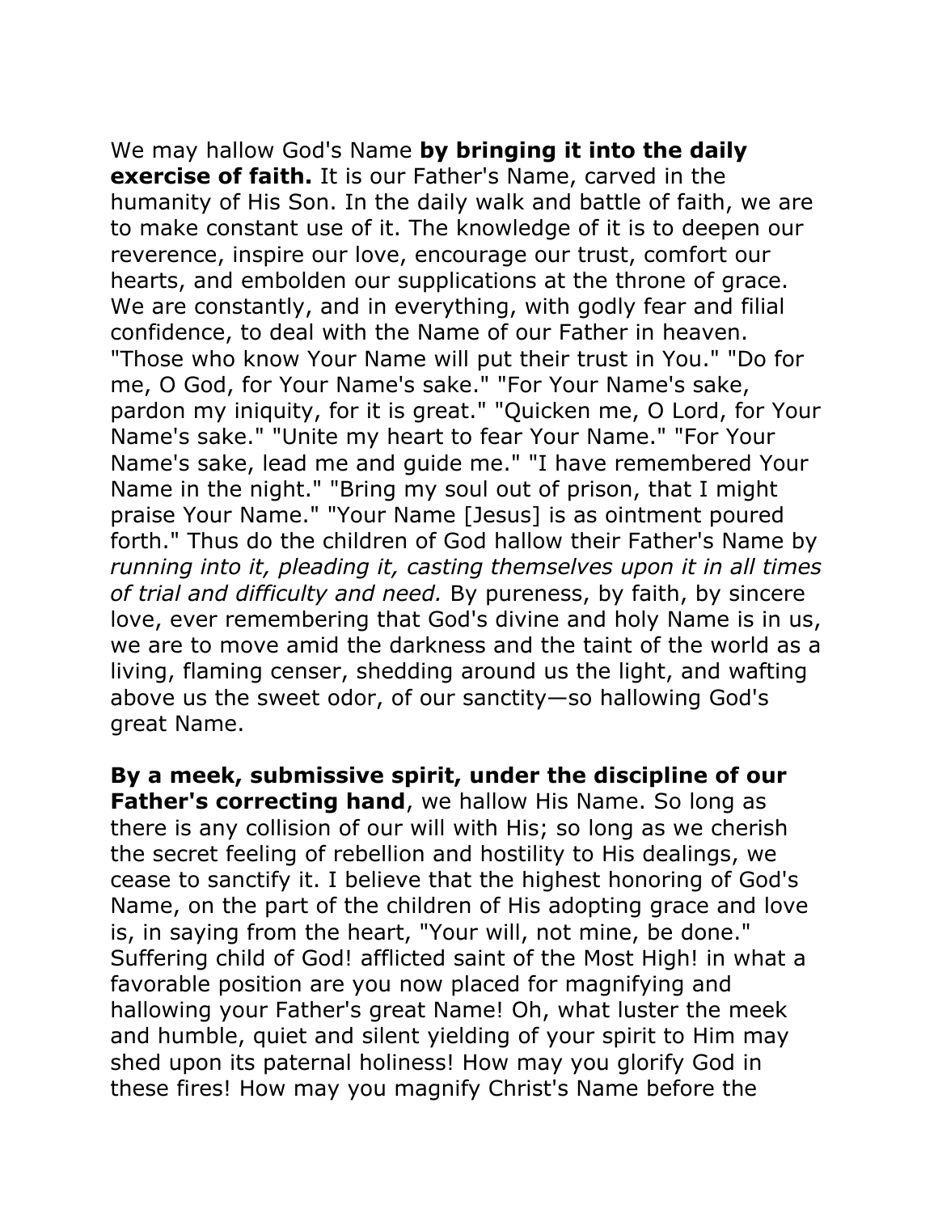We may hallow God's Name **by bringing it into the daily exercise of faith.** It is our Father's Name, carved in the humanity of His Son. In the daily walk and battle of faith, we are to make constant use of it. The knowledge of it is to deepen our reverence, inspire our love, encourage our trust, comfort our hearts, and embolden our supplications at the throne of grace. We are constantly, and in everything, with godly fear and filial confidence, to deal with the Name of our Father in heaven. "Those who know Your Name will put their trust in You." "Do for me, O God, for Your Name's sake." "For Your Name's sake, pardon my iniquity, for it is great." "Quicken me, O Lord, for Your Name's sake." "Unite my heart to fear Your Name." "For Your Name's sake, lead me and guide me." "I have remembered Your Name in the night." "Bring my soul out of prison, that I might praise Your Name." "Your Name [Jesus] is as ointment poured forth." Thus do the children of God hallow their Father's Name by *running into it, pleading it, casting themselves upon it in all times of trial and difficulty and need.* By pureness, by faith, by sincere love, ever remembering that God's divine and holy Name is in us, we are to move amid the darkness and the taint of the world as a living, flaming censer, shedding around us the light, and wafting above us the sweet odor, of our sanctity—so hallowing God's great Name.

**By a meek, submissive spirit, under the discipline of our Father's correcting hand**, we hallow His Name. So long as there is any collision of our will with His; so long as we cherish the secret feeling of rebellion and hostility to His dealings, we cease to sanctify it. I believe that the highest honoring of God's Name, on the part of the children of His adopting grace and love is, in saying from the heart, "Your will, not mine, be done." Suffering child of God! afflicted saint of the Most High! in what a favorable position are you now placed for magnifying and hallowing your Father's great Name! Oh, what luster the meek and humble, quiet and silent yielding of your spirit to Him may shed upon its paternal holiness! How may you glorify God in these fires! How may you magnify Christ's Name before the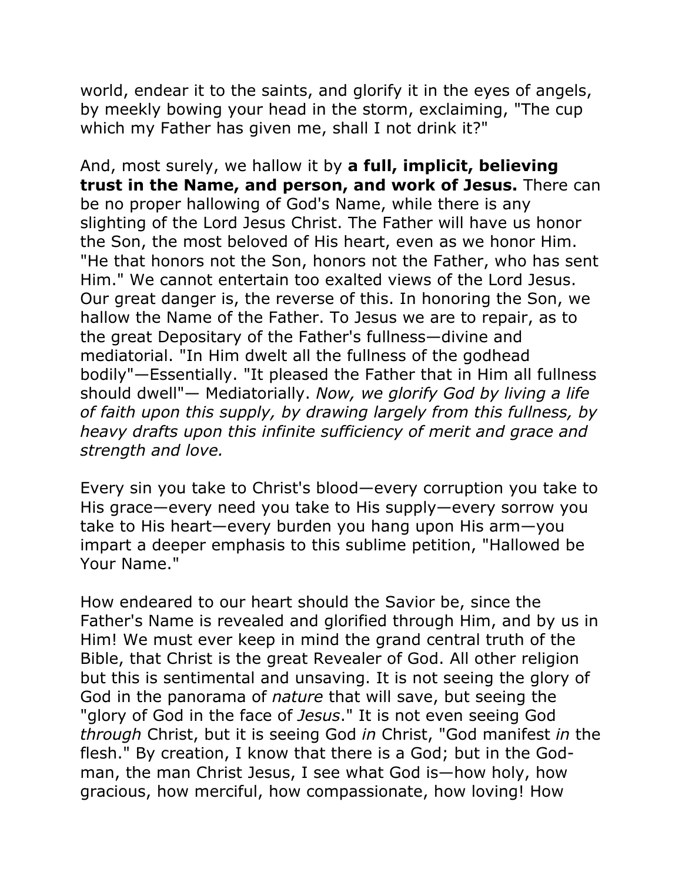world, endear it to the saints, and glorify it in the eyes of angels, by meekly bowing your head in the storm, exclaiming, "The cup which my Father has given me, shall I not drink it?"

And, most surely, we hallow it by **a full, implicit, believing trust in the Name, and person, and work of Jesus.** There can be no proper hallowing of God's Name, while there is any slighting of the Lord Jesus Christ. The Father will have us honor the Son, the most beloved of His heart, even as we honor Him. "He that honors not the Son, honors not the Father, who has sent Him." We cannot entertain too exalted views of the Lord Jesus. Our great danger is, the reverse of this. In honoring the Son, we hallow the Name of the Father. To Jesus we are to repair, as to the great Depositary of the Father's fullness—divine and mediatorial. "In Him dwelt all the fullness of the godhead bodily"—Essentially. "It pleased the Father that in Him all fullness should dwell"— Mediatorially. *Now, we glorify God by living a life of faith upon this supply, by drawing largely from this fullness, by heavy drafts upon this infinite sufficiency of merit and grace and strength and love.*

Every sin you take to Christ's blood—every corruption you take to His grace—every need you take to His supply—every sorrow you take to His heart—every burden you hang upon His arm—you impart a deeper emphasis to this sublime petition, "Hallowed be Your Name."

How endeared to our heart should the Savior be, since the Father's Name is revealed and glorified through Him, and by us in Him! We must ever keep in mind the grand central truth of the Bible, that Christ is the great Revealer of God. All other religion but this is sentimental and unsaving. It is not seeing the glory of God in the panorama of *nature* that will save, but seeing the "glory of God in the face of *Jesus*." It is not even seeing God *through* Christ, but it is seeing God *in* Christ, "God manifest *in* the flesh." By creation, I know that there is a God; but in the God-man, the man Christ Jesus, I see what God is—how holy, how gracious, how merciful, how compassionate, how loving! How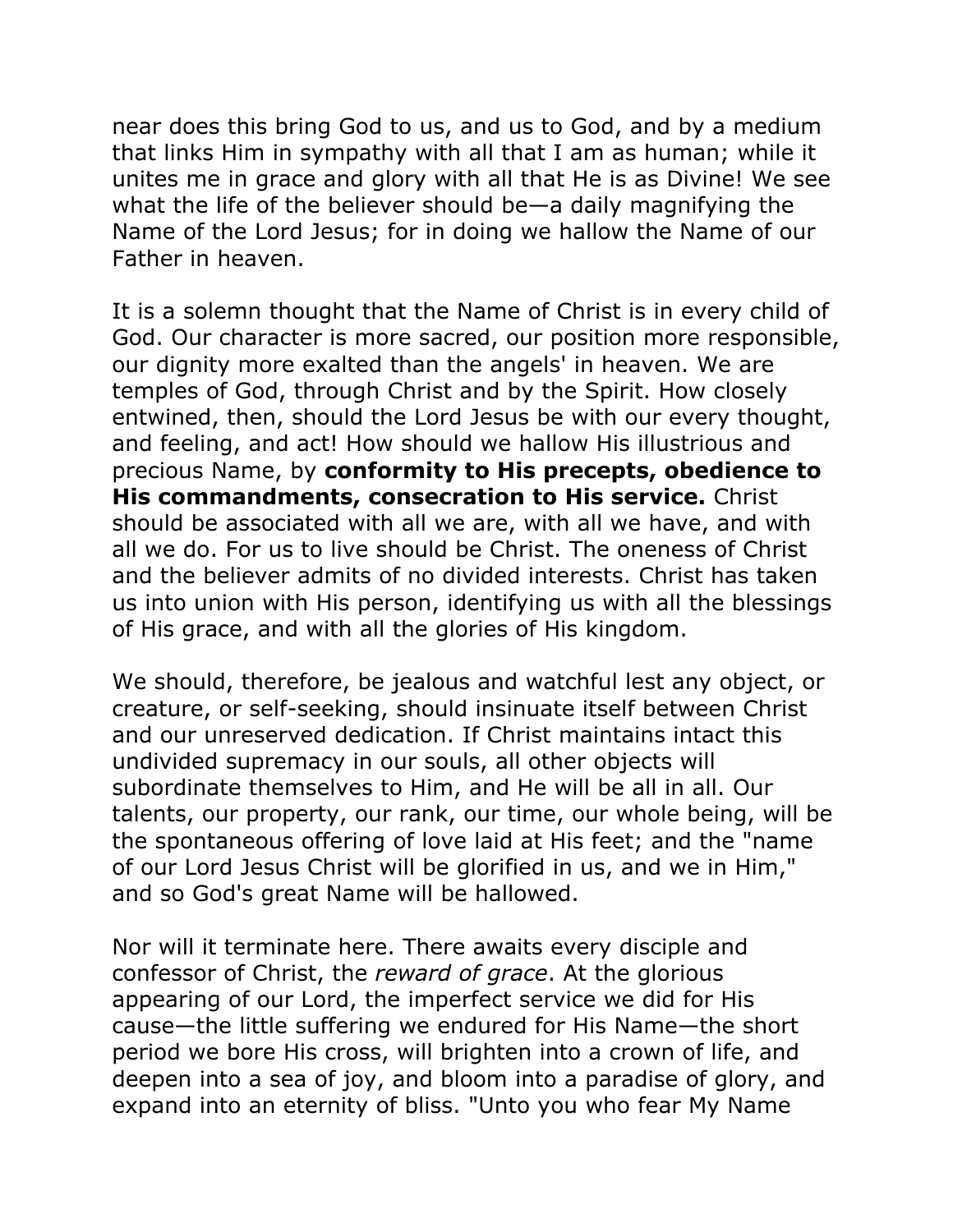near does this bring God to us, and us to God, and by a medium that links Him in sympathy with all that I am as human; while it unites me in grace and glory with all that He is as Divine! We see what the life of the believer should be—a daily magnifying the Name of the Lord Jesus; for in doing we hallow the Name of our Father in heaven.

It is a solemn thought that the Name of Christ is in every child of God. Our character is more sacred, our position more responsible, our dignity more exalted than the angels' in heaven. We are temples of God, through Christ and by the Spirit. How closely entwined, then, should the Lord Jesus be with our every thought, and feeling, and act! How should we hallow His illustrious and precious Name, by **conformity to His precepts, obedience to His commandments, consecration to His service.** Christ should be associated with all we are, with all we have, and with all we do. For us to live should be Christ. The oneness of Christ and the believer admits of no divided interests. Christ has taken us into union with His person, identifying us with all the blessings of His grace, and with all the glories of His kingdom.

We should, therefore, be jealous and watchful lest any object, or creature, or self-seeking, should insinuate itself between Christ and our unreserved dedication. If Christ maintains intact this undivided supremacy in our souls, all other objects will subordinate themselves to Him, and He will be all in all. Our talents, our property, our rank, our time, our whole being, will be the spontaneous offering of love laid at His feet; and the "name of our Lord Jesus Christ will be glorified in us, and we in Him," and so God's great Name will be hallowed.

Nor will it terminate here. There awaits every disciple and confessor of Christ, the *reward of grace*. At the glorious appearing of our Lord, the imperfect service we did for His cause—the little suffering we endured for His Name—the short period we bore His cross, will brighten into a crown of life, and deepen into a sea of joy, and bloom into a paradise of glory, and expand into an eternity of bliss. "Unto you who fear My Name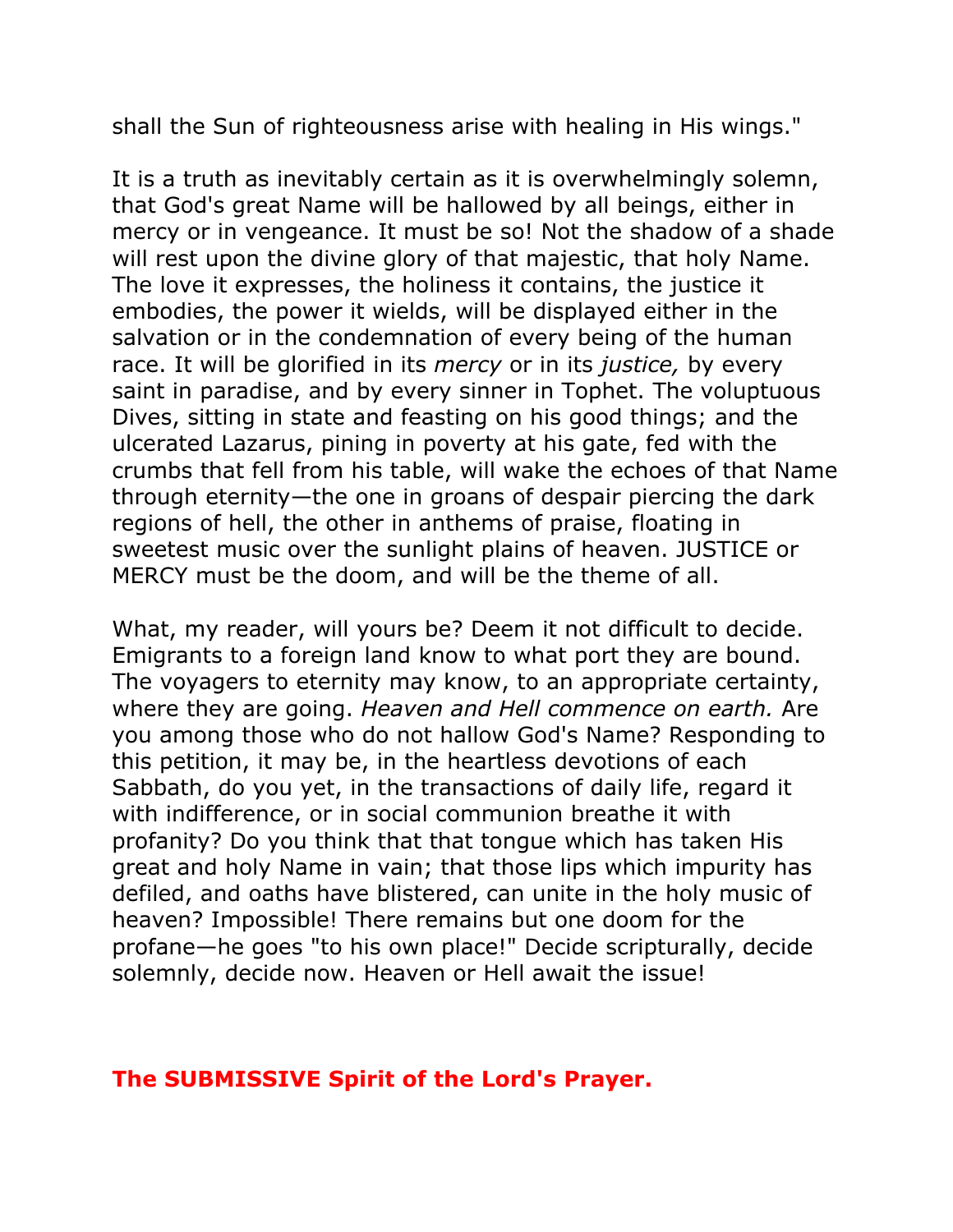shall the Sun of righteousness arise with healing in His wings."

It is a truth as inevitably certain as it is overwhelmingly solemn, that God's great Name will be hallowed by all beings, either in mercy or in vengeance. It must be so! Not the shadow of a shade will rest upon the divine glory of that majestic, that holy Name. The love it expresses, the holiness it contains, the justice it embodies, the power it wields, will be displayed either in the salvation or in the condemnation of every being of the human race. It will be glorified in its *mercy* or in its *justice,* by every saint in paradise, and by every sinner in Tophet. The voluptuous Dives, sitting in state and feasting on his good things; and the ulcerated Lazarus, pining in poverty at his gate, fed with the crumbs that fell from his table, will wake the echoes of that Name through eternity—the one in groans of despair piercing the dark regions of hell, the other in anthems of praise, floating in sweetest music over the sunlight plains of heaven. JUSTICE or MERCY must be the doom, and will be the theme of all.

What, my reader, will yours be? Deem it not difficult to decide. Emigrants to a foreign land know to what port they are bound. The voyagers to eternity may know, to an appropriate certainty, where they are going. *Heaven and Hell commence on earth.* Are you among those who do not hallow God's Name? Responding to this petition, it may be, in the heartless devotions of each Sabbath, do you yet, in the transactions of daily life, regard it with indifference, or in social communion breathe it with profanity? Do you think that that tongue which has taken His great and holy Name in vain; that those lips which impurity has defiled, and oaths have blistered, can unite in the holy music of heaven? Impossible! There remains but one doom for the profane—he goes "to his own place!" Decide scripturally, decide solemnly, decide now. Heaven or Hell await the issue!

## The SUBMISSIVE Spirit of the Lord's Prayer.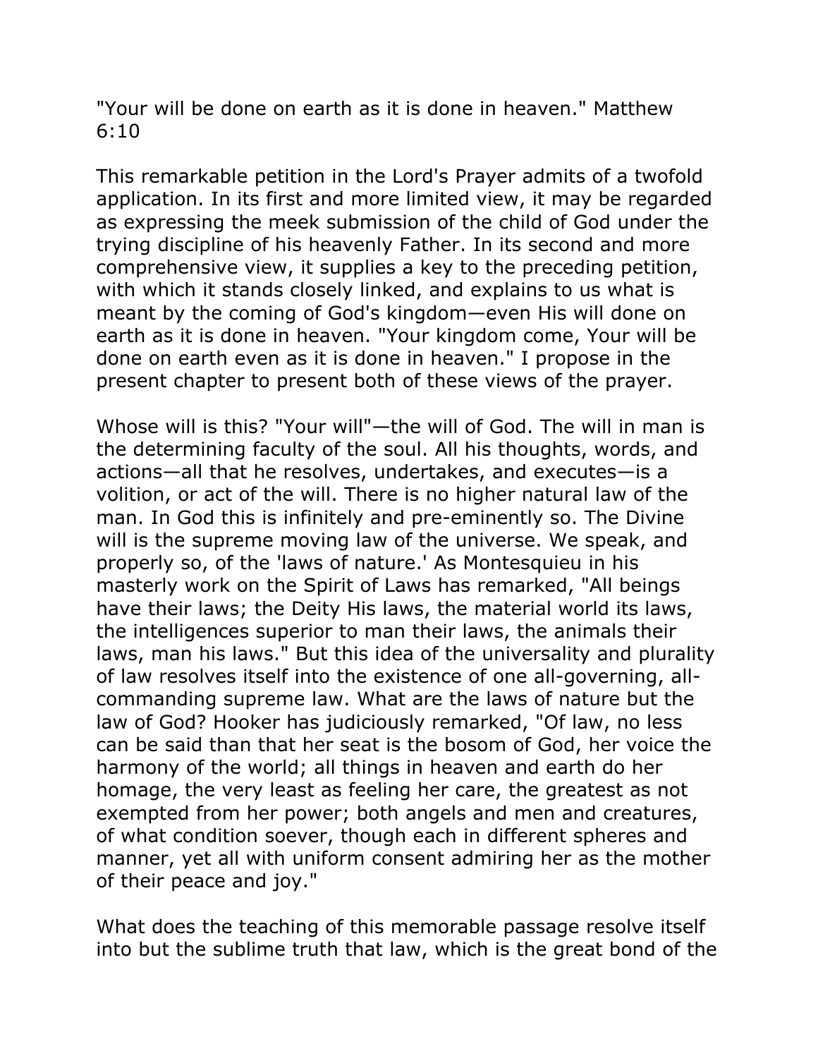"Your will be done on earth as it is done in heaven." Matthew 6:10

This remarkable petition in the Lord's Prayer admits of a twofold application. In its first and more limited view, it may be regarded as expressing the meek submission of the child of God under the trying discipline of his heavenly Father. In its second and more comprehensive view, it supplies a key to the preceding petition, with which it stands closely linked, and explains to us what is meant by the coming of God's kingdom—even His will done on earth as it is done in heaven. "Your kingdom come, Your will be done on earth even as it is done in heaven." I propose in the present chapter to present both of these views of the prayer.

Whose will is this? "Your will"—the will of God. The will in man is the determining faculty of the soul. All his thoughts, words, and actions—all that he resolves, undertakes, and executes—is a volition, or act of the will. There is no higher natural law of the man. In God this is infinitely and pre-eminently so. The Divine will is the supreme moving law of the universe. We speak, and properly so, of the 'laws of nature.' As Montesquieu in his masterly work on the Spirit of Laws has remarked, "All beings have their laws; the Deity His laws, the material world its laws, the intelligences superior to man their laws, the animals their laws, man his laws." But this idea of the universality and plurality of law resolves itself into the existence of one all-governing, all-commanding supreme law. What are the laws of nature but the law of God? Hooker has judiciously remarked, "Of law, no less can be said than that her seat is the bosom of God, her voice the harmony of the world; all things in heaven and earth do her homage, the very least as feeling her care, the greatest as not exempted from her power; both angels and men and creatures, of what condition soever, though each in different spheres and manner, yet all with uniform consent admiring her as the mother of their peace and joy."

What does the teaching of this memorable passage resolve itself into but the sublime truth that law, which is the great bond of the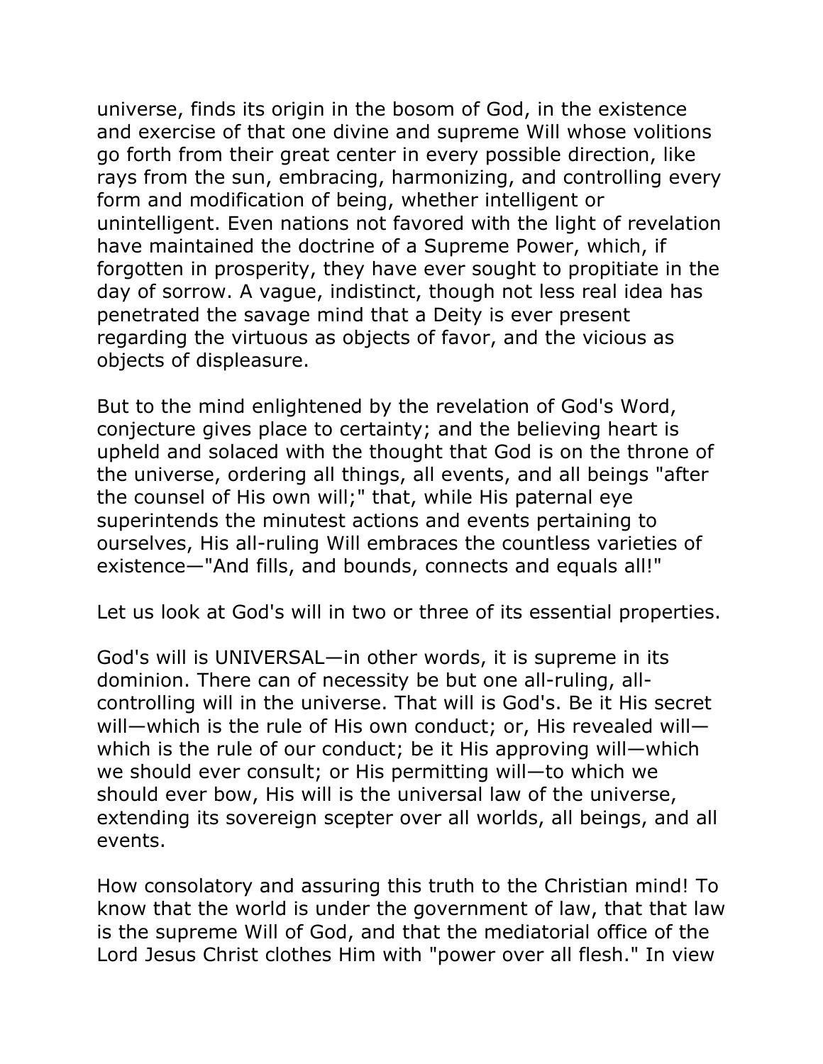universe, finds its origin in the bosom of God, in the existence and exercise of that one divine and supreme Will whose volitions go forth from their great center in every possible direction, like rays from the sun, embracing, harmonizing, and controlling every form and modification of being, whether intelligent or unintelligent. Even nations not favored with the light of revelation have maintained the doctrine of a Supreme Power, which, if forgotten in prosperity, they have ever sought to propitiate in the day of sorrow. A vague, indistinct, though not less real idea has penetrated the savage mind that a Deity is ever present regarding the virtuous as objects of favor, and the vicious as objects of displeasure.

But to the mind enlightened by the revelation of God's Word, conjecture gives place to certainty; and the believing heart is upheld and solaced with the thought that God is on the throne of the universe, ordering all things, all events, and all beings "after the counsel of His own will;" that, while His paternal eye superintends the minutest actions and events pertaining to ourselves, His all-ruling Will embraces the countless varieties of existence—"And fills, and bounds, connects and equals all!"

Let us look at God's will in two or three of its essential properties.

God's will is UNIVERSAL—in other words, it is supreme in its dominion. There can of necessity be but one all-ruling, all-controlling will in the universe. That will is God's. Be it His secret will—which is the rule of His own conduct; or, His revealed will—which is the rule of our conduct; be it His approving will—which we should ever consult; or His permitting will—to which we should ever bow, His will is the universal law of the universe, extending its sovereign scepter over all worlds, all beings, and all events.

How consolatory and assuring this truth to the Christian mind! To know that the world is under the government of law, that that law is the supreme Will of God, and that the mediatorial office of the Lord Jesus Christ clothes Him with "power over all flesh." In view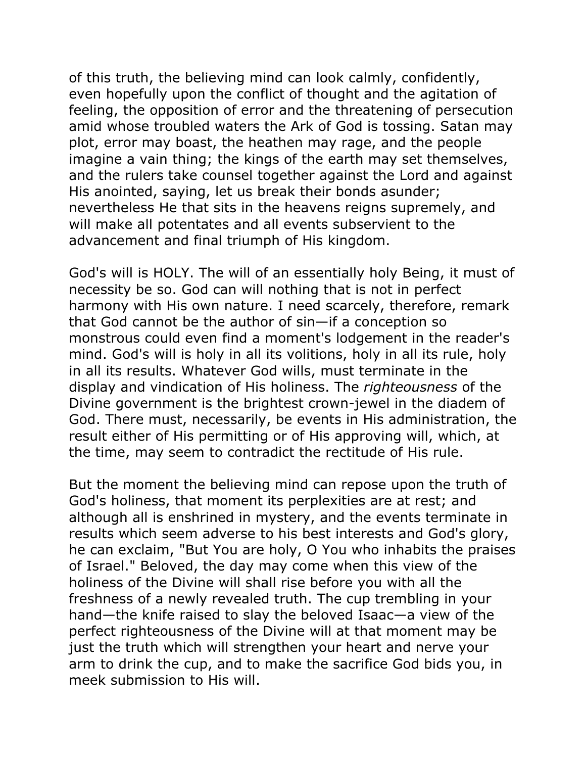of this truth, the believing mind can look calmly, confidently, even hopefully upon the conflict of thought and the agitation of feeling, the opposition of error and the threatening of persecution amid whose troubled waters the Ark of God is tossing. Satan may plot, error may boast, the heathen may rage, and the people imagine a vain thing; the kings of the earth may set themselves, and the rulers take counsel together against the Lord and against His anointed, saying, let us break their bonds asunder; nevertheless He that sits in the heavens reigns supremely, and will make all potentates and all events subservient to the advancement and final triumph of His kingdom.

God's will is HOLY. The will of an essentially holy Being, it must of necessity be so. God can will nothing that is not in perfect harmony with His own nature. I need scarcely, therefore, remark that God cannot be the author of sin—if a conception so monstrous could even find a moment's lodgement in the reader's mind. God's will is holy in all its volitions, holy in all its rule, holy in all its results. Whatever God wills, must terminate in the display and vindication of His holiness. The *righteousness* of the Divine government is the brightest crown-jewel in the diadem of God. There must, necessarily, be events in His administration, the result either of His permitting or of His approving will, which, at the time, may seem to contradict the rectitude of His rule.

But the moment the believing mind can repose upon the truth of God's holiness, that moment its perplexities are at rest; and although all is enshrined in mystery, and the events terminate in results which seem adverse to his best interests and God's glory, he can exclaim, "But You are holy, O You who inhabits the praises of Israel." Beloved, the day may come when this view of the holiness of the Divine will shall rise before you with all the freshness of a newly revealed truth. The cup trembling in your hand—the knife raised to slay the beloved Isaac—a view of the perfect righteousness of the Divine will at that moment may be just the truth which will strengthen your heart and nerve your arm to drink the cup, and to make the sacrifice God bids you, in meek submission to His will.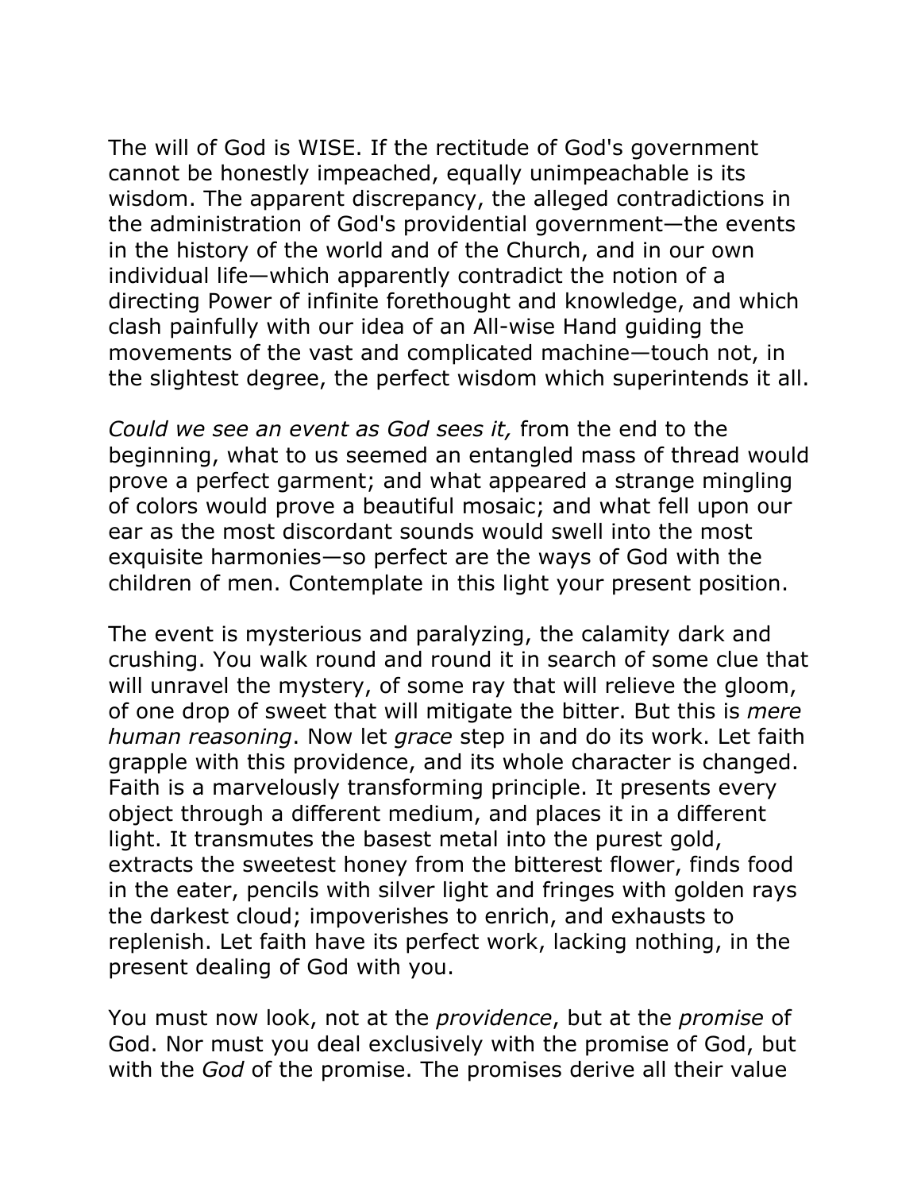The will of God is WISE. If the rectitude of God's government cannot be honestly impeached, equally unimpeachable is its wisdom. The apparent discrepancy, the alleged contradictions in the administration of God's providential government—the events in the history of the world and of the Church, and in our own individual life—which apparently contradict the notion of a directing Power of infinite forethought and knowledge, and which clash painfully with our idea of an All-wise Hand guiding the movements of the vast and complicated machine—touch not, in the slightest degree, the perfect wisdom which superintends it all.

*Could we see an event as God sees it,* from the end to the beginning, what to us seemed an entangled mass of thread would prove a perfect garment; and what appeared a strange mingling of colors would prove a beautiful mosaic; and what fell upon our ear as the most discordant sounds would swell into the most exquisite harmonies—so perfect are the ways of God with the children of men. Contemplate in this light your present position.

The event is mysterious and paralyzing, the calamity dark and crushing. You walk round and round it in search of some clue that will unravel the mystery, of some ray that will relieve the gloom, of one drop of sweet that will mitigate the bitter. But this is *mere human reasoning*. Now let *grace* step in and do its work. Let faith grapple with this providence, and its whole character is changed. Faith is a marvelously transforming principle. It presents every object through a different medium, and places it in a different light. It transmutes the basest metal into the purest gold, extracts the sweetest honey from the bitterest flower, finds food in the eater, pencils with silver light and fringes with golden rays the darkest cloud; impoverishes to enrich, and exhausts to replenish. Let faith have its perfect work, lacking nothing, in the present dealing of God with you.

You must now look, not at the *providence*, but at the *promise* of God. Nor must you deal exclusively with the promise of God, but with the *God* of the promise. The promises derive all their value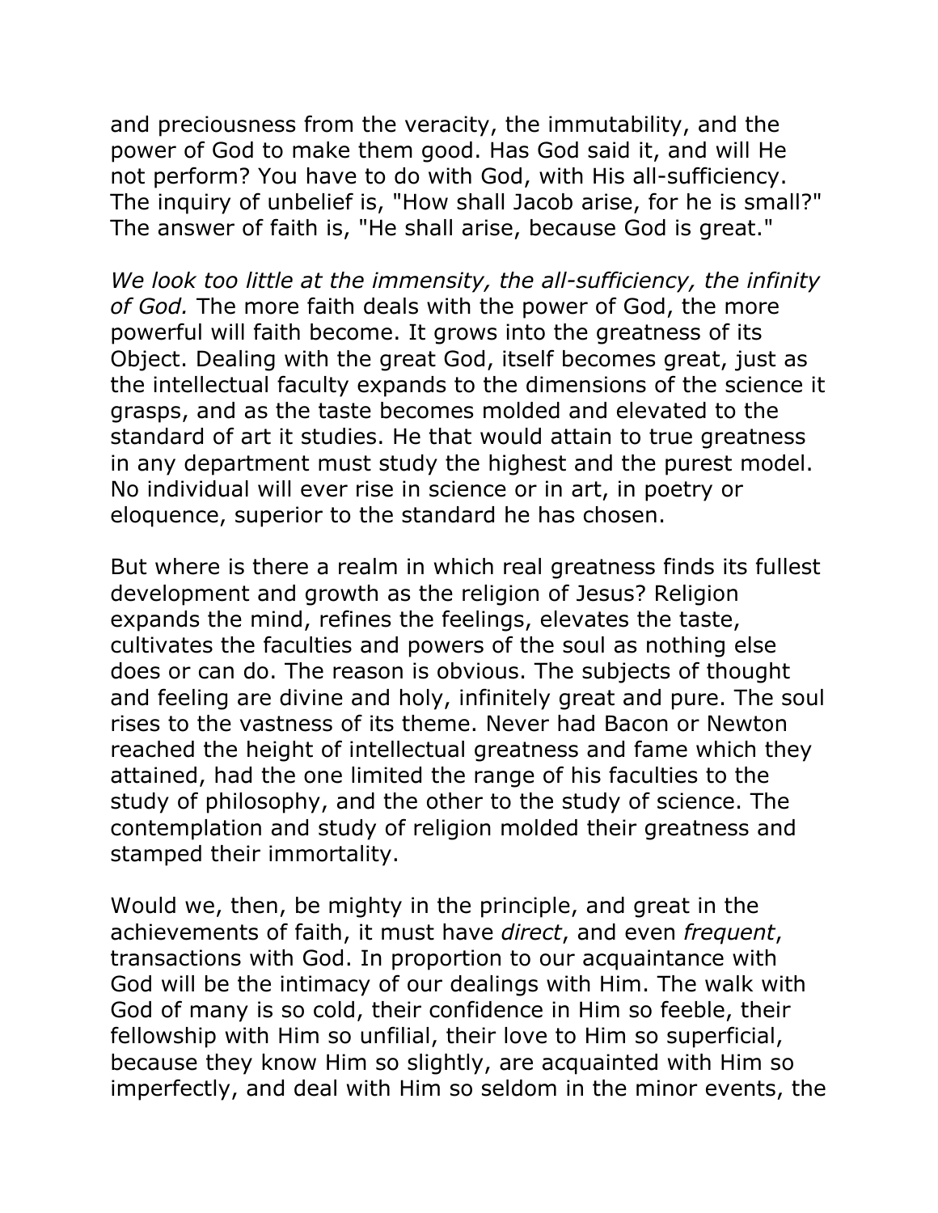and preciousness from the veracity, the immutability, and the power of God to make them good. Has God said it, and will He not perform? You have to do with God, with His all-sufficiency. The inquiry of unbelief is, "How shall Jacob arise, for he is small?" The answer of faith is, "He shall arise, because God is great."

*We look too little at the immensity, the all-sufficiency, the infinity of God.* The more faith deals with the power of God, the more powerful will faith become. It grows into the greatness of its Object. Dealing with the great God, itself becomes great, just as the intellectual faculty expands to the dimensions of the science it grasps, and as the taste becomes molded and elevated to the standard of art it studies. He that would attain to true greatness in any department must study the highest and the purest model. No individual will ever rise in science or in art, in poetry or eloquence, superior to the standard he has chosen.

But where is there a realm in which real greatness finds its fullest development and growth as the religion of Jesus? Religion expands the mind, refines the feelings, elevates the taste, cultivates the faculties and powers of the soul as nothing else does or can do. The reason is obvious. The subjects of thought and feeling are divine and holy, infinitely great and pure. The soul rises to the vastness of its theme. Never had Bacon or Newton reached the height of intellectual greatness and fame which they attained, had the one limited the range of his faculties to the study of philosophy, and the other to the study of science. The contemplation and study of religion molded their greatness and stamped their immortality.

Would we, then, be mighty in the principle, and great in the achievements of faith, it must have *direct*, and even *frequent*, transactions with God. In proportion to our acquaintance with God will be the intimacy of our dealings with Him. The walk with God of many is so cold, their confidence in Him so feeble, their fellowship with Him so unfilial, their love to Him so superficial, because they know Him so slightly, are acquainted with Him so imperfectly, and deal with Him so seldom in the minor events, the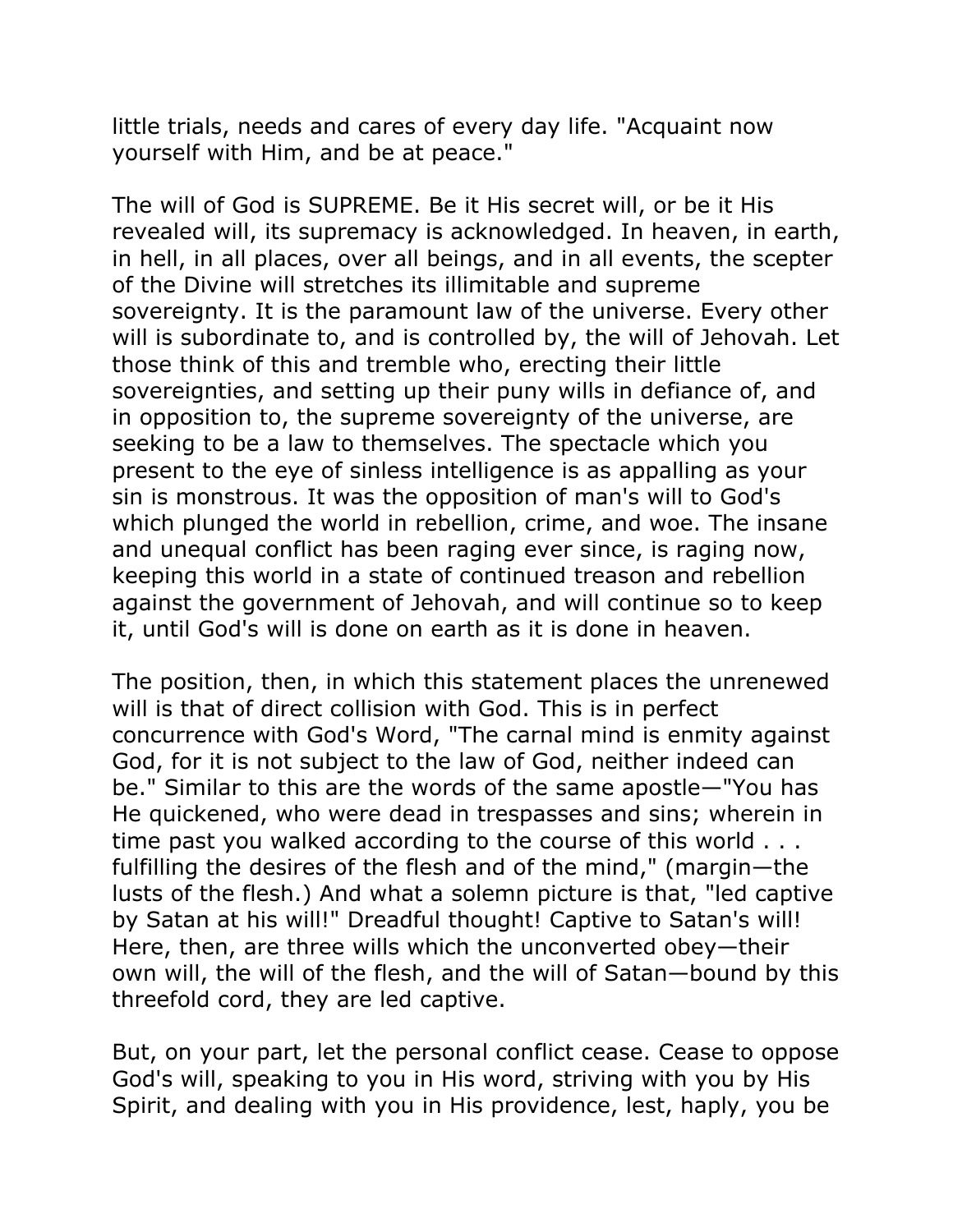little trials, needs and cares of every day life. "Acquaint now yourself with Him, and be at peace."

The will of God is SUPREME. Be it His secret will, or be it His revealed will, its supremacy is acknowledged. In heaven, in earth, in hell, in all places, over all beings, and in all events, the scepter of the Divine will stretches its illimitable and supreme sovereignty. It is the paramount law of the universe. Every other will is subordinate to, and is controlled by, the will of Jehovah. Let those think of this and tremble who, erecting their little sovereignties, and setting up their puny wills in defiance of, and in opposition to, the supreme sovereignty of the universe, are seeking to be a law to themselves. The spectacle which you present to the eye of sinless intelligence is as appalling as your sin is monstrous. It was the opposition of man's will to God's which plunged the world in rebellion, crime, and woe. The insane and unequal conflict has been raging ever since, is raging now, keeping this world in a state of continued treason and rebellion against the government of Jehovah, and will continue so to keep it, until God's will is done on earth as it is done in heaven.

The position, then, in which this statement places the unrenewed will is that of direct collision with God. This is in perfect concurrence with God's Word, "The carnal mind is enmity against God, for it is not subject to the law of God, neither indeed can be." Similar to this are the words of the same apostle—"You has He quickened, who were dead in trespasses and sins; wherein in time past you walked according to the course of this world . . . fulfilling the desires of the flesh and of the mind," (margin—the lusts of the flesh.) And what a solemn picture is that, "led captive by Satan at his will!" Dreadful thought! Captive to Satan's will! Here, then, are three wills which the unconverted obey—their own will, the will of the flesh, and the will of Satan—bound by this threefold cord, they are led captive.

But, on your part, let the personal conflict cease. Cease to oppose God's will, speaking to you in His word, striving with you by His Spirit, and dealing with you in His providence, lest, haply, you be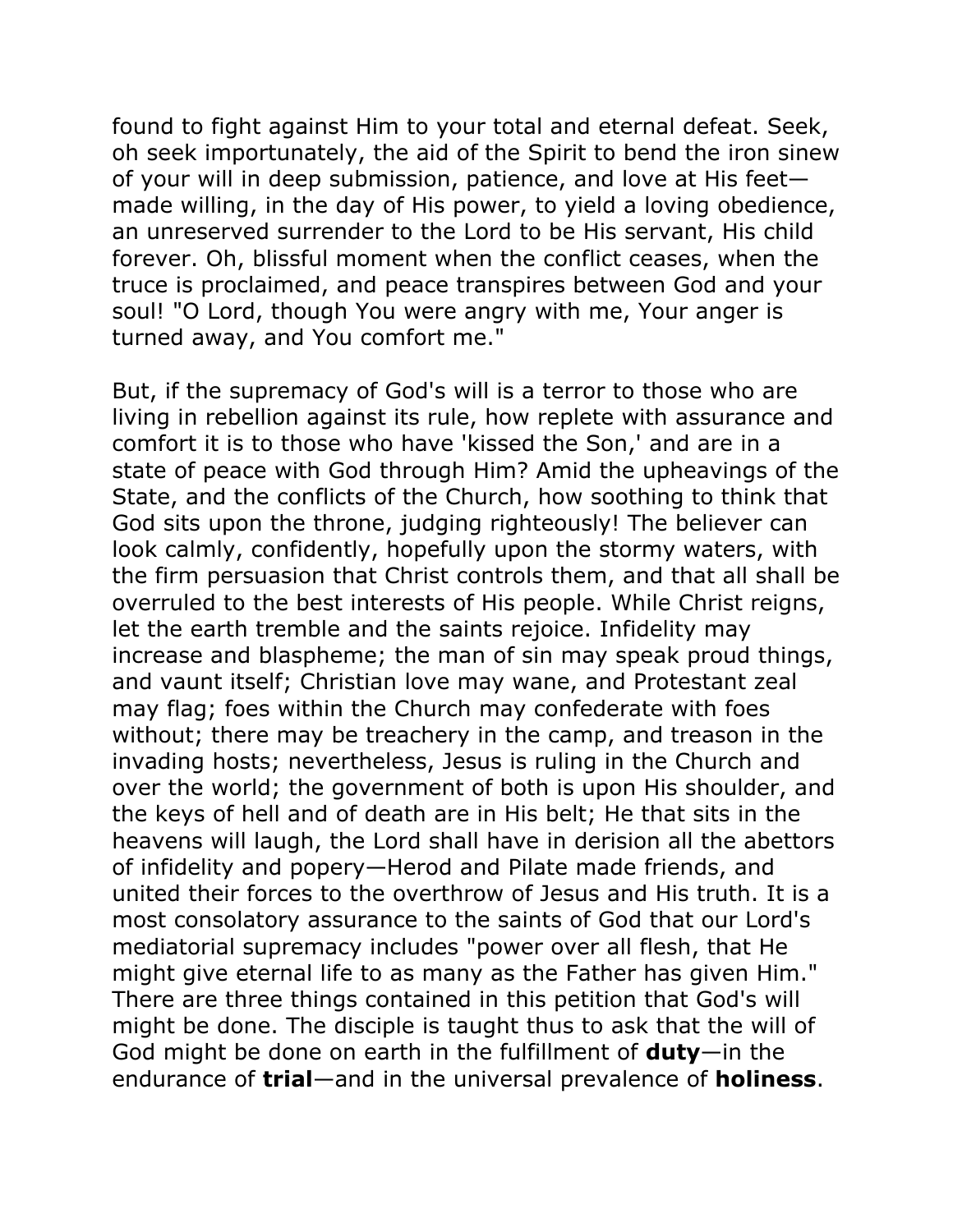found to fight against Him to your total and eternal defeat. Seek, oh seek importunately, the aid of the Spirit to bend the iron sinew of your will in deep submission, patience, and love at His feet—made willing, in the day of His power, to yield a loving obedience, an unreserved surrender to the Lord to be His servant, His child forever. Oh, blissful moment when the conflict ceases, when the truce is proclaimed, and peace transpires between God and your soul! "O Lord, though You were angry with me, Your anger is turned away, and You comfort me."

But, if the supremacy of God's will is a terror to those who are living in rebellion against its rule, how replete with assurance and comfort it is to those who have 'kissed the Son,' and are in a state of peace with God through Him? Amid the upheavings of the State, and the conflicts of the Church, how soothing to think that God sits upon the throne, judging righteously! The believer can look calmly, confidently, hopefully upon the stormy waters, with the firm persuasion that Christ controls them, and that all shall be overruled to the best interests of His people. While Christ reigns, let the earth tremble and the saints rejoice. Infidelity may increase and blaspheme; the man of sin may speak proud things, and vaunt itself; Christian love may wane, and Protestant zeal may flag; foes within the Church may confederate with foes without; there may be treachery in the camp, and treason in the invading hosts; nevertheless, Jesus is ruling in the Church and over the world; the government of both is upon His shoulder, and the keys of hell and of death are in His belt; He that sits in the heavens will laugh, the Lord shall have in derision all the abettors of infidelity and popery—Herod and Pilate made friends, and united their forces to the overthrow of Jesus and His truth. It is a most consolatory assurance to the saints of God that our Lord's mediatorial supremacy includes "power over all flesh, that He might give eternal life to as many as the Father has given Him." There are three things contained in this petition that God's will might be done. The disciple is taught thus to ask that the will of God might be done on earth in the fulfillment of **duty**—in the endurance of **trial**—and in the universal prevalence of **holiness**.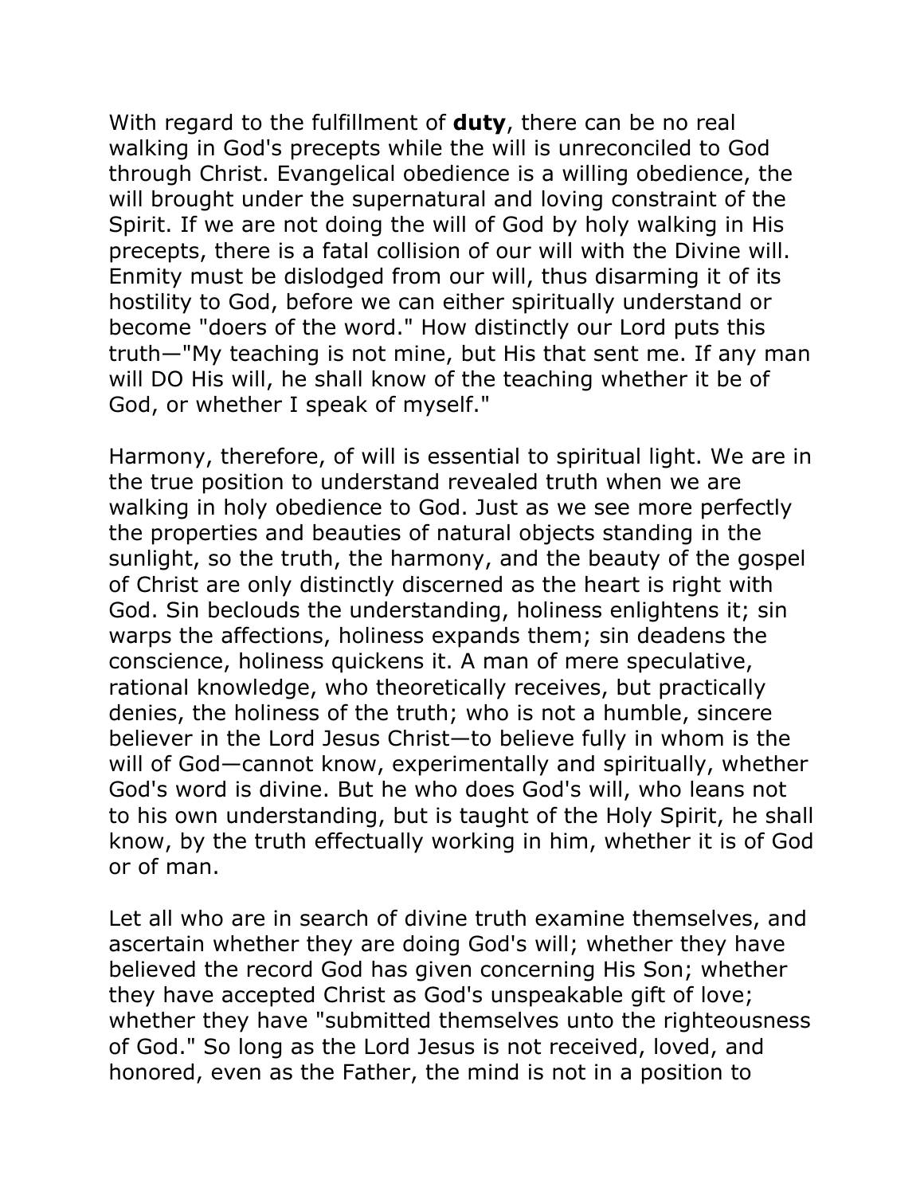With regard to the fulfillment of **duty**, there can be no real walking in God's precepts while the will is unreconciled to God through Christ. Evangelical obedience is a willing obedience, the will brought under the supernatural and loving constraint of the Spirit. If we are not doing the will of God by holy walking in His precepts, there is a fatal collision of our will with the Divine will. Enmity must be dislodged from our will, thus disarming it of its hostility to God, before we can either spiritually understand or become "doers of the word." How distinctly our Lord puts this truth—"My teaching is not mine, but His that sent me. If any man will DO His will, he shall know of the teaching whether it be of God, or whether I speak of myself."

Harmony, therefore, of will is essential to spiritual light. We are in the true position to understand revealed truth when we are walking in holy obedience to God. Just as we see more perfectly the properties and beauties of natural objects standing in the sunlight, so the truth, the harmony, and the beauty of the gospel of Christ are only distinctly discerned as the heart is right with God. Sin beclouds the understanding, holiness enlightens it; sin warps the affections, holiness expands them; sin deadens the conscience, holiness quickens it. A man of mere speculative, rational knowledge, who theoretically receives, but practically denies, the holiness of the truth; who is not a humble, sincere believer in the Lord Jesus Christ—to believe fully in whom is the will of God—cannot know, experimentally and spiritually, whether God's word is divine. But he who does God's will, who leans not to his own understanding, but is taught of the Holy Spirit, he shall know, by the truth effectually working in him, whether it is of God or of man.

Let all who are in search of divine truth examine themselves, and ascertain whether they are doing God's will; whether they have believed the record God has given concerning His Son; whether they have accepted Christ as God's unspeakable gift of love; whether they have "submitted themselves unto the righteousness of God." So long as the Lord Jesus is not received, loved, and honored, even as the Father, the mind is not in a position to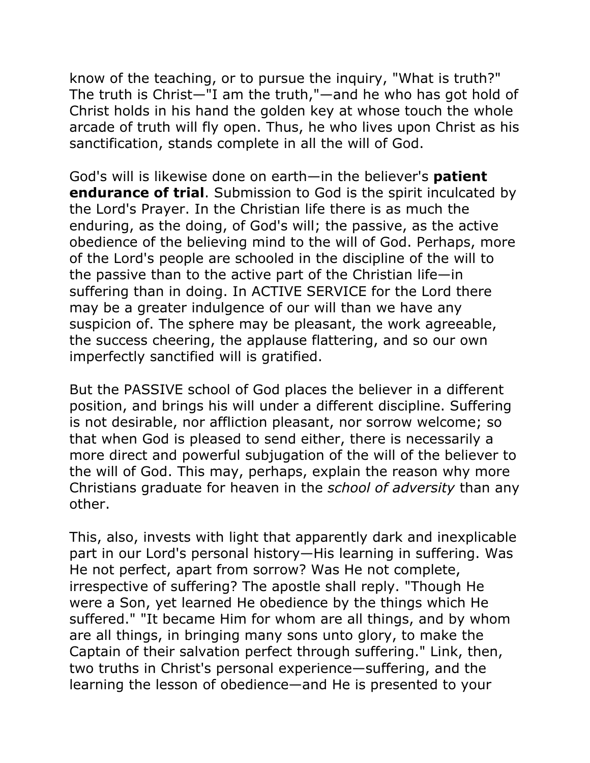know of the teaching, or to pursue the inquiry, "What is truth?" The truth is Christ—"I am the truth,"—and he who has got hold of Christ holds in his hand the golden key at whose touch the whole arcade of truth will fly open. Thus, he who lives upon Christ as his sanctification, stands complete in all the will of God.

God's will is likewise done on earth—in the believer's **patient endurance of trial**. Submission to God is the spirit inculcated by the Lord's Prayer. In the Christian life there is as much the enduring, as the doing, of God's will; the passive, as the active obedience of the believing mind to the will of God. Perhaps, more of the Lord's people are schooled in the discipline of the will to the passive than to the active part of the Christian life—in suffering than in doing. In ACTIVE SERVICE for the Lord there may be a greater indulgence of our will than we have any suspicion of. The sphere may be pleasant, the work agreeable, the success cheering, the applause flattering, and so our own imperfectly sanctified will is gratified.

But the PASSIVE school of God places the believer in a different position, and brings his will under a different discipline. Suffering is not desirable, nor affliction pleasant, nor sorrow welcome; so that when God is pleased to send either, there is necessarily a more direct and powerful subjugation of the will of the believer to the will of God. This may, perhaps, explain the reason why more Christians graduate for heaven in the *school of adversity* than any other.

This, also, invests with light that apparently dark and inexplicable part in our Lord's personal history—His learning in suffering. Was He not perfect, apart from sorrow? Was He not complete, irrespective of suffering? The apostle shall reply. "Though He were a Son, yet learned He obedience by the things which He suffered." "It became Him for whom are all things, and by whom are all things, in bringing many sons unto glory, to make the Captain of their salvation perfect through suffering." Link, then, two truths in Christ's personal experience—suffering, and the learning the lesson of obedience—and He is presented to your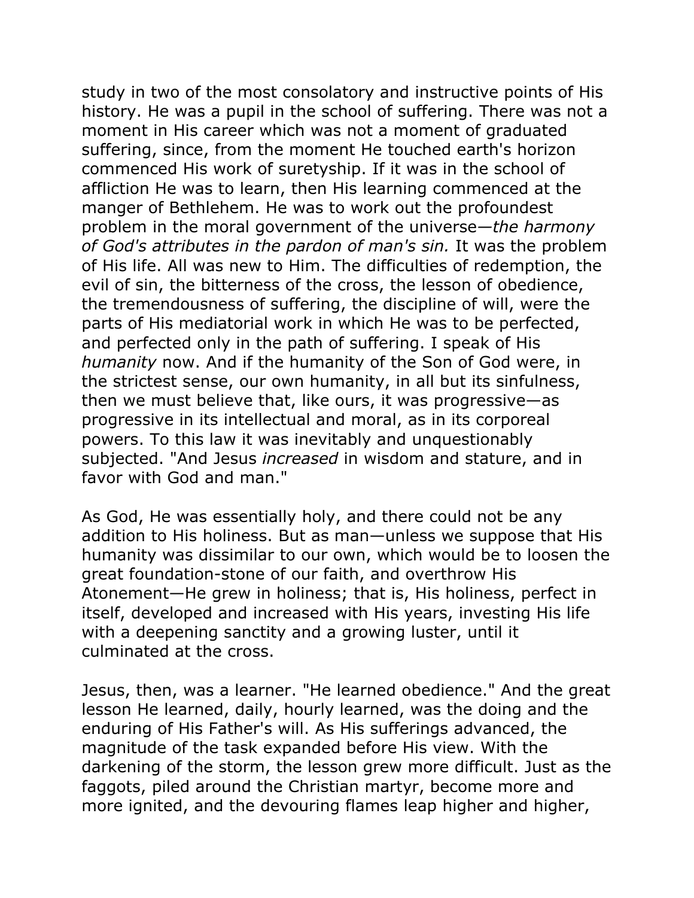study in two of the most consolatory and instructive points of His history. He was a pupil in the school of suffering. There was not a moment in His career which was not a moment of graduated suffering, since, from the moment He touched earth's horizon commenced His work of suretyship. If it was in the school of affliction He was to learn, then His learning commenced at the manger of Bethlehem. He was to work out the profoundest problem in the moral government of the universe—*the harmony of God's attributes in the pardon of man's sin.* It was the problem of His life. All was new to Him. The difficulties of redemption, the evil of sin, the bitterness of the cross, the lesson of obedience, the tremendousness of suffering, the discipline of will, were the parts of His mediatorial work in which He was to be perfected, and perfected only in the path of suffering. I speak of His *humanity* now. And if the humanity of the Son of God were, in the strictest sense, our own humanity, in all but its sinfulness, then we must believe that, like ours, it was progressive—as progressive in its intellectual and moral, as in its corporeal powers. To this law it was inevitably and unquestionably subjected. "And Jesus *increased* in wisdom and stature, and in favor with God and man."

As God, He was essentially holy, and there could not be any addition to His holiness. But as man—unless we suppose that His humanity was dissimilar to our own, which would be to loosen the great foundation-stone of our faith, and overthrow His Atonement—He grew in holiness; that is, His holiness, perfect in itself, developed and increased with His years, investing His life with a deepening sanctity and a growing luster, until it culminated at the cross.

Jesus, then, was a learner. "He learned obedience." And the great lesson He learned, daily, hourly learned, was the doing and the enduring of His Father's will. As His sufferings advanced, the magnitude of the task expanded before His view. With the darkening of the storm, the lesson grew more difficult. Just as the faggots, piled around the Christian martyr, become more and more ignited, and the devouring flames leap higher and higher,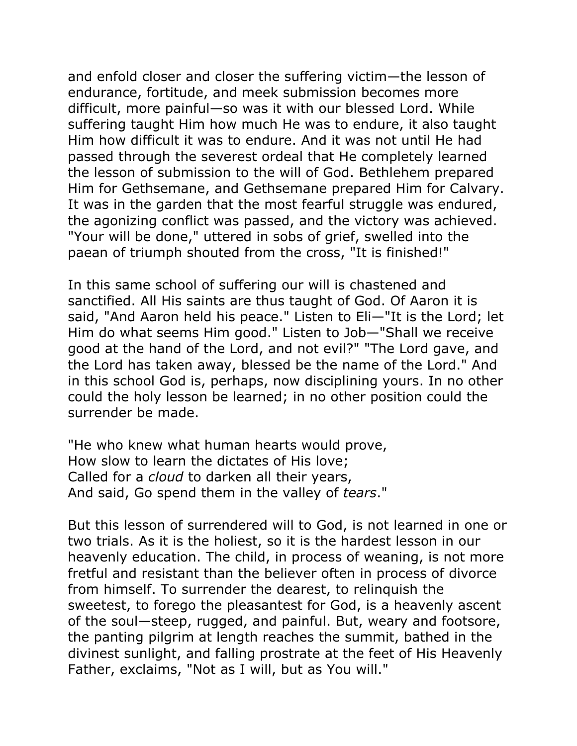and enfold closer and closer the suffering victim—the lesson of endurance, fortitude, and meek submission becomes more difficult, more painful—so was it with our blessed Lord. While suffering taught Him how much He was to endure, it also taught Him how difficult it was to endure. And it was not until He had passed through the severest ordeal that He completely learned the lesson of submission to the will of God. Bethlehem prepared Him for Gethsemane, and Gethsemane prepared Him for Calvary. It was in the garden that the most fearful struggle was endured, the agonizing conflict was passed, and the victory was achieved. "Your will be done," uttered in sobs of grief, swelled into the paean of triumph shouted from the cross, "It is finished!"

In this same school of suffering our will is chastened and sanctified. All His saints are thus taught of God. Of Aaron it is said, "And Aaron held his peace." Listen to Eli—"It is the Lord; let Him do what seems Him good." Listen to Job—"Shall we receive good at the hand of the Lord, and not evil?" "The Lord gave, and the Lord has taken away, blessed be the name of the Lord." And in this school God is, perhaps, now disciplining yours. In no other could the holy lesson be learned; in no other position could the surrender be made.

"He who knew what human hearts would prove,
How slow to learn the dictates of His love;
Called for a *cloud* to darken all their years,
And said, Go spend them in the valley of *tears*."

But this lesson of surrendered will to God, is not learned in one or two trials. As it is the holiest, so it is the hardest lesson in our heavenly education. The child, in process of weaning, is not more fretful and resistant than the believer often in process of divorce from himself. To surrender the dearest, to relinquish the sweetest, to forego the pleasantest for God, is a heavenly ascent of the soul—steep, rugged, and painful. But, weary and footsore, the panting pilgrim at length reaches the summit, bathed in the divinest sunlight, and falling prostrate at the feet of His Heavenly Father, exclaims, "Not as I will, but as You will."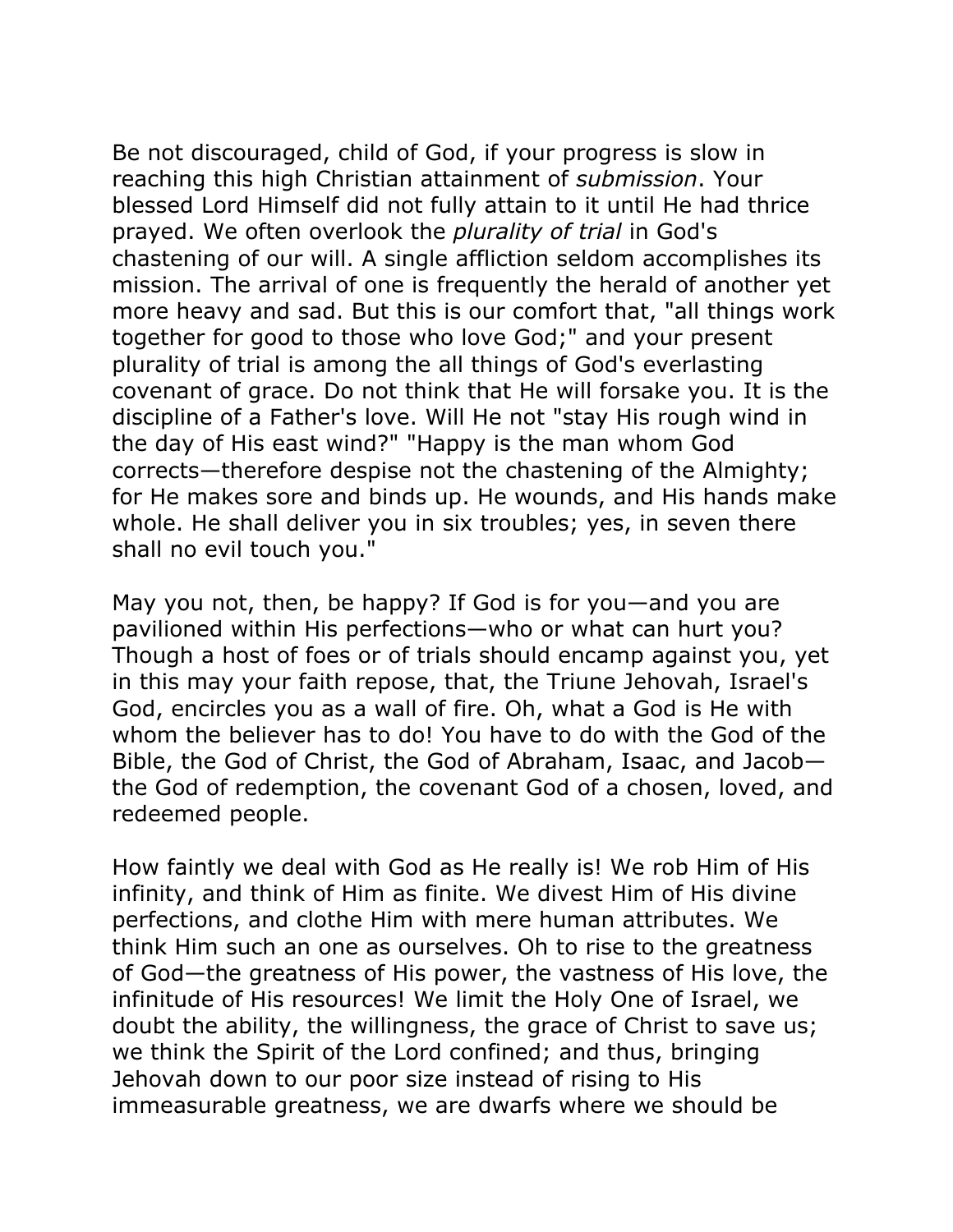Be not discouraged, child of God, if your progress is slow in reaching this high Christian attainment of *submission*. Your blessed Lord Himself did not fully attain to it until He had thrice prayed. We often overlook the *plurality of trial* in God's chastening of our will. A single affliction seldom accomplishes its mission. The arrival of one is frequently the herald of another yet more heavy and sad. But this is our comfort that, "all things work together for good to those who love God;" and your present plurality of trial is among the all things of God's everlasting covenant of grace. Do not think that He will forsake you. It is the discipline of a Father's love. Will He not "stay His rough wind in the day of His east wind?" "Happy is the man whom God corrects—therefore despise not the chastening of the Almighty; for He makes sore and binds up. He wounds, and His hands make whole. He shall deliver you in six troubles; yes, in seven there shall no evil touch you."

May you not, then, be happy? If God is for you—and you are pavilioned within His perfections—who or what can hurt you? Though a host of foes or of trials should encamp against you, yet in this may your faith repose, that, the Triune Jehovah, Israel's God, encircles you as a wall of fire. Oh, what a God is He with whom the believer has to do! You have to do with the God of the Bible, the God of Christ, the God of Abraham, Isaac, and Jacob—the God of redemption, the covenant God of a chosen, loved, and redeemed people.

How faintly we deal with God as He really is! We rob Him of His infinity, and think of Him as finite. We divest Him of His divine perfections, and clothe Him with mere human attributes. We think Him such an one as ourselves. Oh to rise to the greatness of God—the greatness of His power, the vastness of His love, the infinitude of His resources! We limit the Holy One of Israel, we doubt the ability, the willingness, the grace of Christ to save us; we think the Spirit of the Lord confined; and thus, bringing Jehovah down to our poor size instead of rising to His immeasurable greatness, we are dwarfs where we should be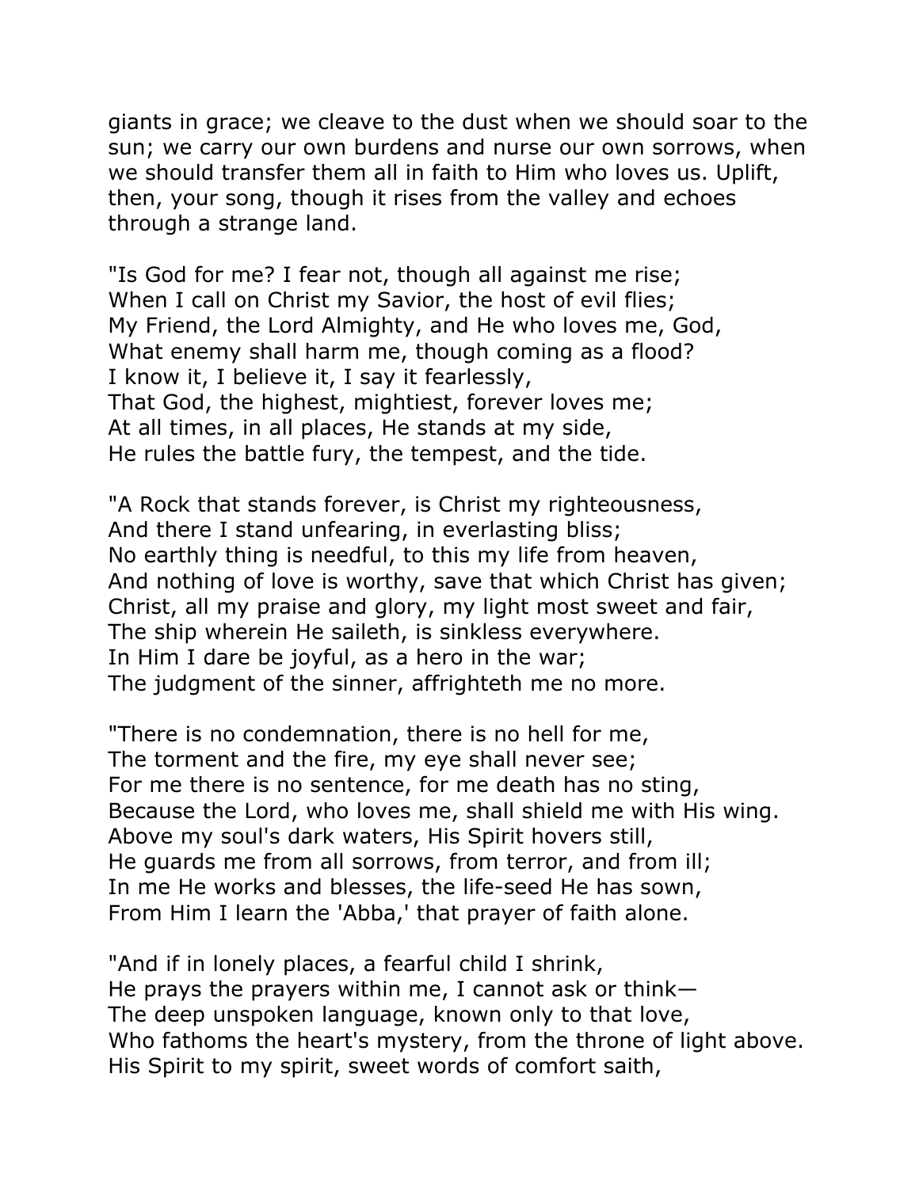giants in grace; we cleave to the dust when we should soar to the sun; we carry our own burdens and nurse our own sorrows, when we should transfer them all in faith to Him who loves us. Uplift, then, your song, though it rises from the valley and echoes through a strange land.

"Is God for me? I fear not, though all against me rise;  
When I call on Christ my Savior, the host of evil flies;  
My Friend, the Lord Almighty, and He who loves me, God,  
What enemy shall harm me, though coming as a flood?  
I know it, I believe it, I say it fearlessly,  
That God, the highest, mightiest, forever loves me;  
At all times, in all places, He stands at my side,  
He rules the battle fury, the tempest, and the tide.

"A Rock that stands forever, is Christ my righteousness,  
And there I stand unfearing, in everlasting bliss;  
No earthly thing is needful, to this my life from heaven,  
And nothing of love is worthy, save that which Christ has given;  
Christ, all my praise and glory, my light most sweet and fair,  
The ship wherein He saileth, is sinkless everywhere.  
In Him I dare be joyful, as a hero in the war;  
The judgment of the sinner, affrighteth me no more.

"There is no condemnation, there is no hell for me,  
The torment and the fire, my eye shall never see;  
For me there is no sentence, for me death has no sting,  
Because the Lord, who loves me, shall shield me with His wing.  
Above my soul's dark waters, His Spirit hovers still,  
He guards me from all sorrows, from terror, and from ill;  
In me He works and blesses, the life-seed He has sown,  
From Him I learn the 'Abba,' that prayer of faith alone.

"And if in lonely places, a fearful child I shrink,  
He prays the prayers within me, I cannot ask or think—  
The deep unspoken language, known only to that love,  
Who fathoms the heart's mystery, from the throne of light above.  
His Spirit to my spirit, sweet words of comfort saith,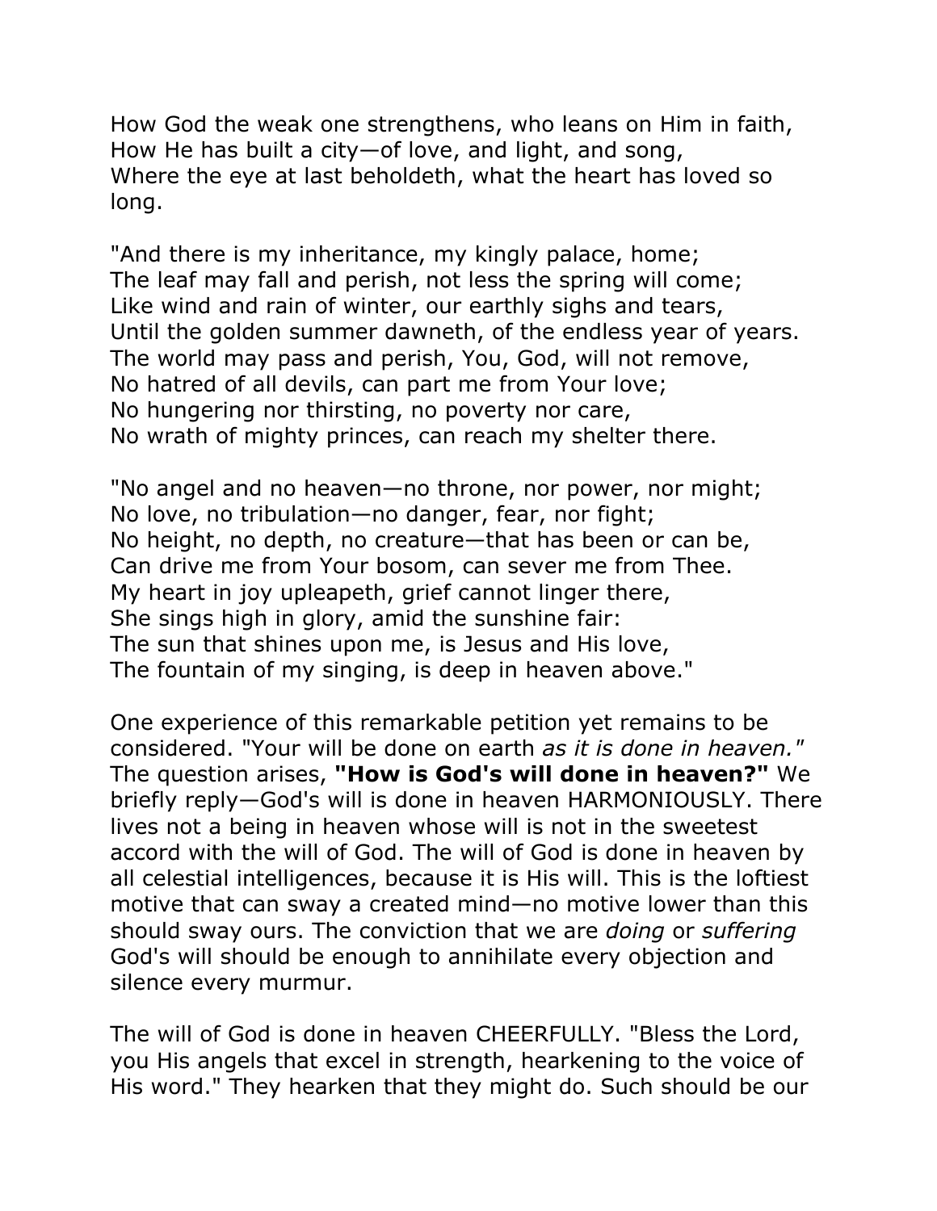How God the weak one strengthens, who leans on Him in faith,
How He has built a city—of love, and light, and song,
Where the eye at last beholdeth, what the heart has loved so long.

"And there is my inheritance, my kingly palace, home;
The leaf may fall and perish, not less the spring will come;
Like wind and rain of winter, our earthly sighs and tears,
Until the golden summer dawneth, of the endless year of years.
The world may pass and perish, You, God, will not remove,
No hatred of all devils, can part me from Your love;
No hungering nor thirsting, no poverty nor care,
No wrath of mighty princes, can reach my shelter there.

"No angel and no heaven—no throne, nor power, nor might;
No love, no tribulation—no danger, fear, nor fight;
No height, no depth, no creature—that has been or can be,
Can drive me from Your bosom, can sever me from Thee.
My heart in joy upleapeth, grief cannot linger there,
She sings high in glory, amid the sunshine fair:
The sun that shines upon me, is Jesus and His love,
The fountain of my singing, is deep in heaven above."

One experience of this remarkable petition yet remains to be considered. "Your will be done on earth *as it is done in heaven."* The question arises, **"How is God's will done in heaven?"** We briefly reply—God's will is done in heaven HARMONIOUSLY. There lives not a being in heaven whose will is not in the sweetest accord with the will of God. The will of God is done in heaven by all celestial intelligences, because it is His will. This is the loftiest motive that can sway a created mind—no motive lower than this should sway ours. The conviction that we are *doing* or *suffering* God's will should be enough to annihilate every objection and silence every murmur.

The will of God is done in heaven CHEERFULLY. "Bless the Lord, you His angels that excel in strength, hearkening to the voice of His word." They hearken that they might do. Such should be our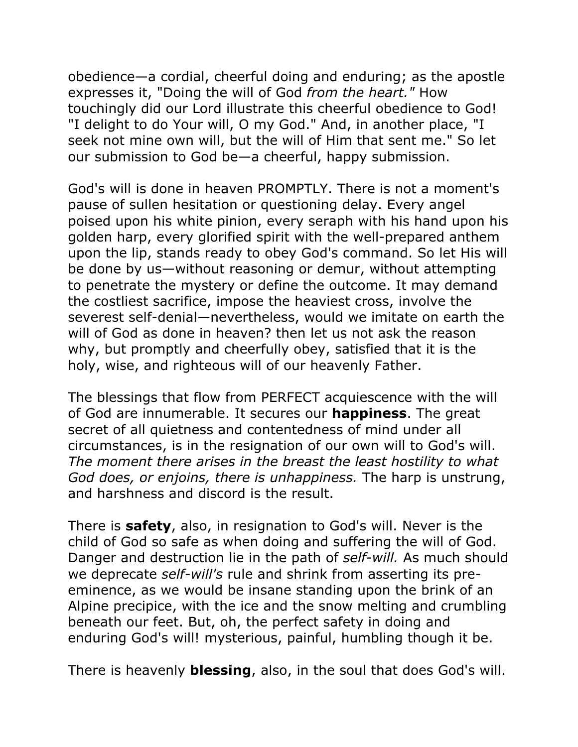obedience—a cordial, cheerful doing and enduring; as the apostle expresses it, "Doing the will of God *from the heart."* How touchingly did our Lord illustrate this cheerful obedience to God! "I delight to do Your will, O my God." And, in another place, "I seek not mine own will, but the will of Him that sent me." So let our submission to God be—a cheerful, happy submission.

God's will is done in heaven PROMPTLY. There is not a moment's pause of sullen hesitation or questioning delay. Every angel poised upon his white pinion, every seraph with his hand upon his golden harp, every glorified spirit with the well-prepared anthem upon the lip, stands ready to obey God's command. So let His will be done by us—without reasoning or demur, without attempting to penetrate the mystery or define the outcome. It may demand the costliest sacrifice, impose the heaviest cross, involve the severest self-denial—nevertheless, would we imitate on earth the will of God as done in heaven? then let us not ask the reason why, but promptly and cheerfully obey, satisfied that it is the holy, wise, and righteous will of our heavenly Father.

The blessings that flow from PERFECT acquiescence with the will of God are innumerable. It secures our **happiness**. The great secret of all quietness and contentedness of mind under all circumstances, is in the resignation of our own will to God's will. *The moment there arises in the breast the least hostility to what God does, or enjoins, there is unhappiness.* The harp is unstrung, and harshness and discord is the result.

There is **safety**, also, in resignation to God's will. Never is the child of God so safe as when doing and suffering the will of God. Danger and destruction lie in the path of *self-will.* As much should we deprecate *self-will's* rule and shrink from asserting its pre-eminence, as we would be insane standing upon the brink of an Alpine precipice, with the ice and the snow melting and crumbling beneath our feet. But, oh, the perfect safety in doing and enduring God's will! mysterious, painful, humbling though it be.

There is heavenly **blessing**, also, in the soul that does God's will.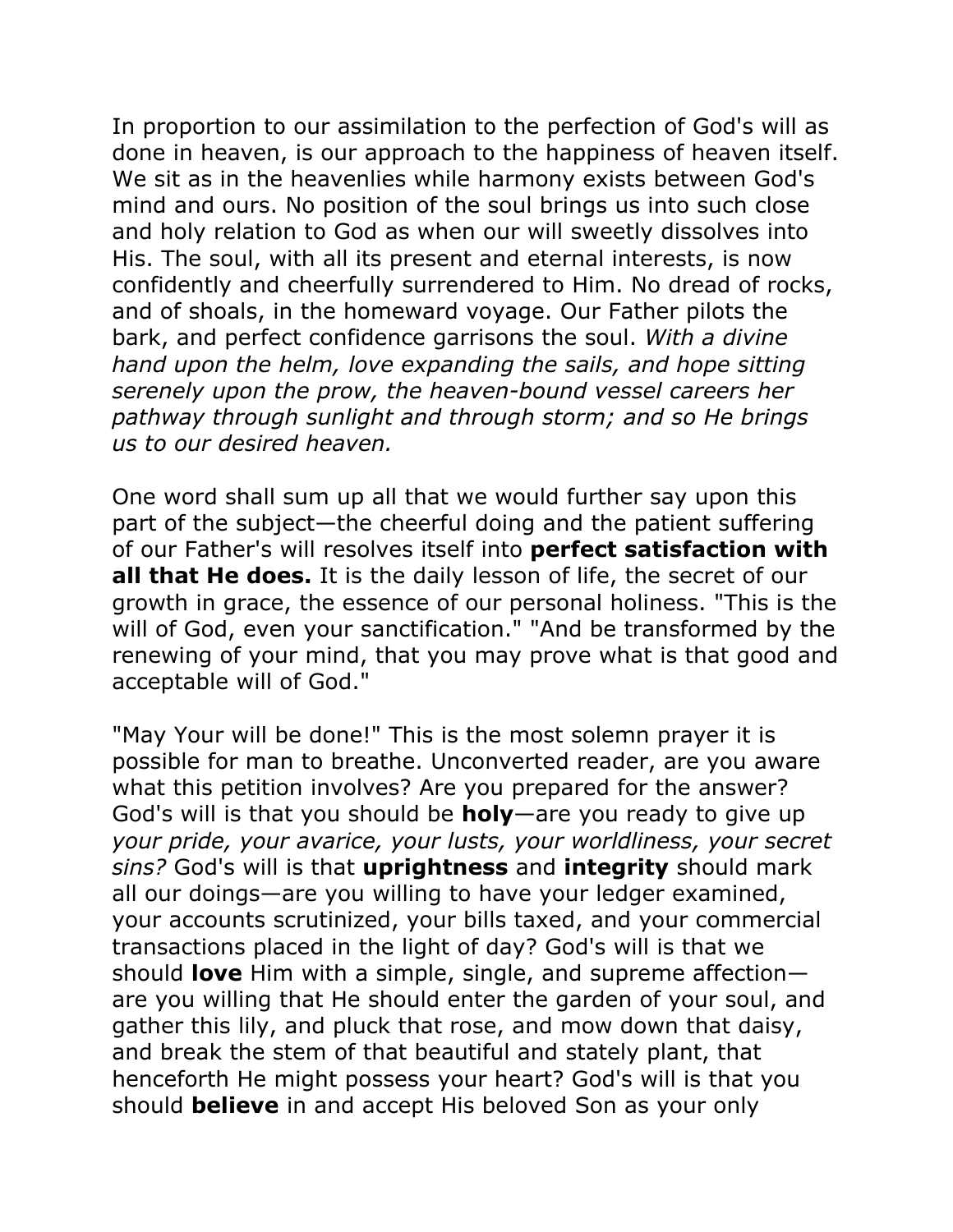In proportion to our assimilation to the perfection of God's will as done in heaven, is our approach to the happiness of heaven itself. We sit as in the heavenlies while harmony exists between God's mind and ours. No position of the soul brings us into such close and holy relation to God as when our will sweetly dissolves into His. The soul, with all its present and eternal interests, is now confidently and cheerfully surrendered to Him. No dread of rocks, and of shoals, in the homeward voyage. Our Father pilots the bark, and perfect confidence garrisons the soul. *With a divine hand upon the helm, love expanding the sails, and hope sitting serenely upon the prow, the heaven-bound vessel careers her pathway through sunlight and through storm; and so He brings us to our desired heaven.*

One word shall sum up all that we would further say upon this part of the subject—the cheerful doing and the patient suffering of our Father's will resolves itself into **perfect satisfaction with all that He does.** It is the daily lesson of life, the secret of our growth in grace, the essence of our personal holiness. "This is the will of God, even your sanctification." "And be transformed by the renewing of your mind, that you may prove what is that good and acceptable will of God."

"May Your will be done!" This is the most solemn prayer it is possible for man to breathe. Unconverted reader, are you aware what this petition involves? Are you prepared for the answer? God's will is that you should be **holy**—are you ready to give up *your pride, your avarice, your lusts, your worldliness, your secret sins?* God's will is that **uprightness** and **integrity** should mark all our doings—are you willing to have your ledger examined, your accounts scrutinized, your bills taxed, and your commercial transactions placed in the light of day? God's will is that we should **love** Him with a simple, single, and supreme affection—are you willing that He should enter the garden of your soul, and gather this lily, and pluck that rose, and mow down that daisy, and break the stem of that beautiful and stately plant, that henceforth He might possess your heart? God's will is that you should **believe** in and accept His beloved Son as your only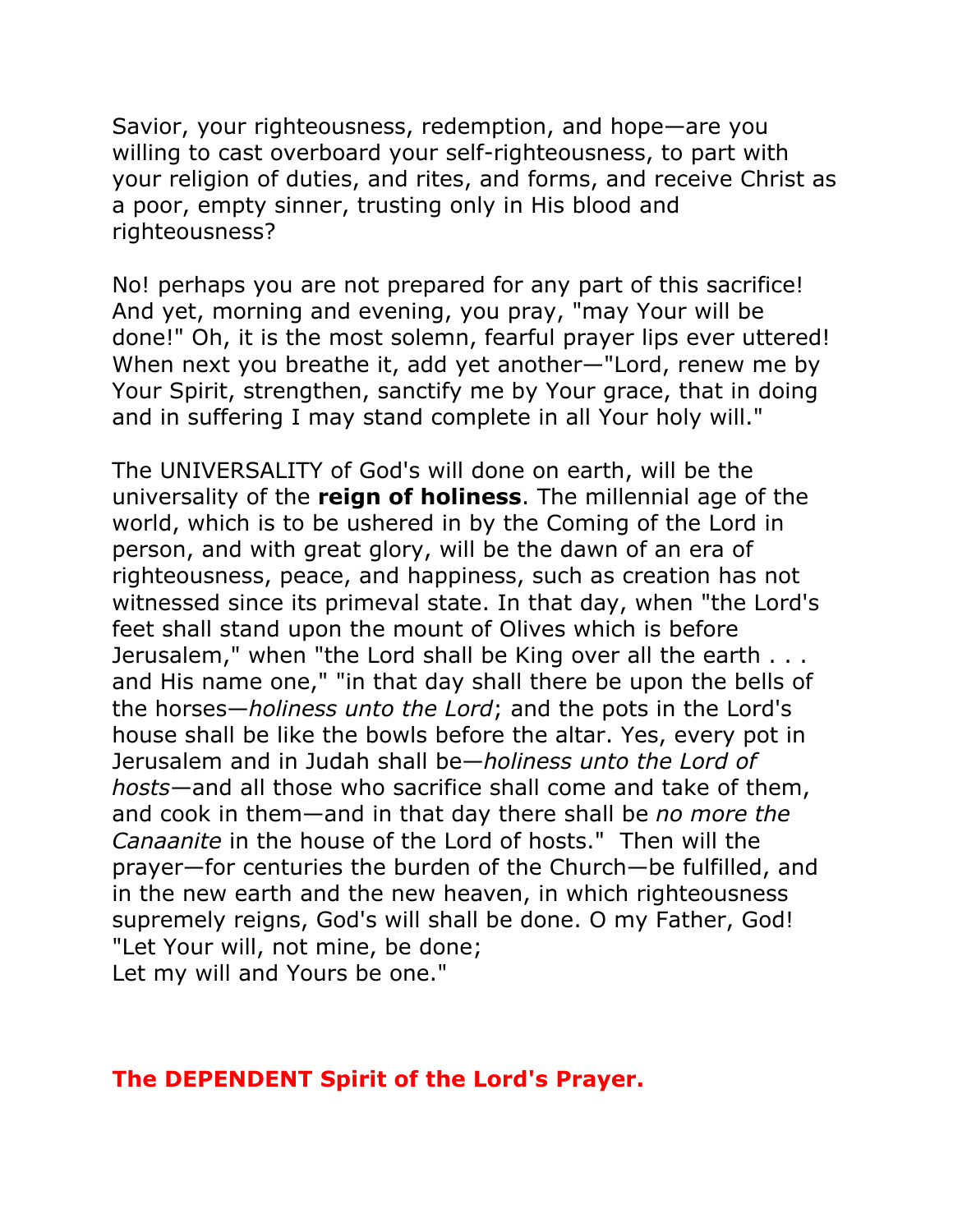Savior, your righteousness, redemption, and hope—are you willing to cast overboard your self-righteousness, to part with your religion of duties, and rites, and forms, and receive Christ as a poor, empty sinner, trusting only in His blood and righteousness?

No! perhaps you are not prepared for any part of this sacrifice! And yet, morning and evening, you pray, "may Your will be done!" Oh, it is the most solemn, fearful prayer lips ever uttered! When next you breathe it, add yet another—"Lord, renew me by Your Spirit, strengthen, sanctify me by Your grace, that in doing and in suffering I may stand complete in all Your holy will."

The UNIVERSALITY of God's will done on earth, will be the universality of the **reign of holiness**. The millennial age of the world, which is to be ushered in by the Coming of the Lord in person, and with great glory, will be the dawn of an era of righteousness, peace, and happiness, such as creation has not witnessed since its primeval state. In that day, when "the Lord's feet shall stand upon the mount of Olives which is before Jerusalem," when "the Lord shall be King over all the earth . . . and His name one," "in that day shall there be upon the bells of the horses—*holiness unto the Lord*; and the pots in the Lord's house shall be like the bowls before the altar. Yes, every pot in Jerusalem and in Judah shall be—*holiness unto the Lord of hosts*—and all those who sacrifice shall come and take of them, and cook in them—and in that day there shall be *no more the Canaanite* in the house of the Lord of hosts." Then will the prayer—for centuries the burden of the Church—be fulfilled, and in the new earth and the new heaven, in which righteousness supremely reigns, God's will shall be done. O my Father, God!
"Let Your will, not mine, be done;
Let my will and Yours be one."

## The DEPENDENT Spirit of the Lord's Prayer.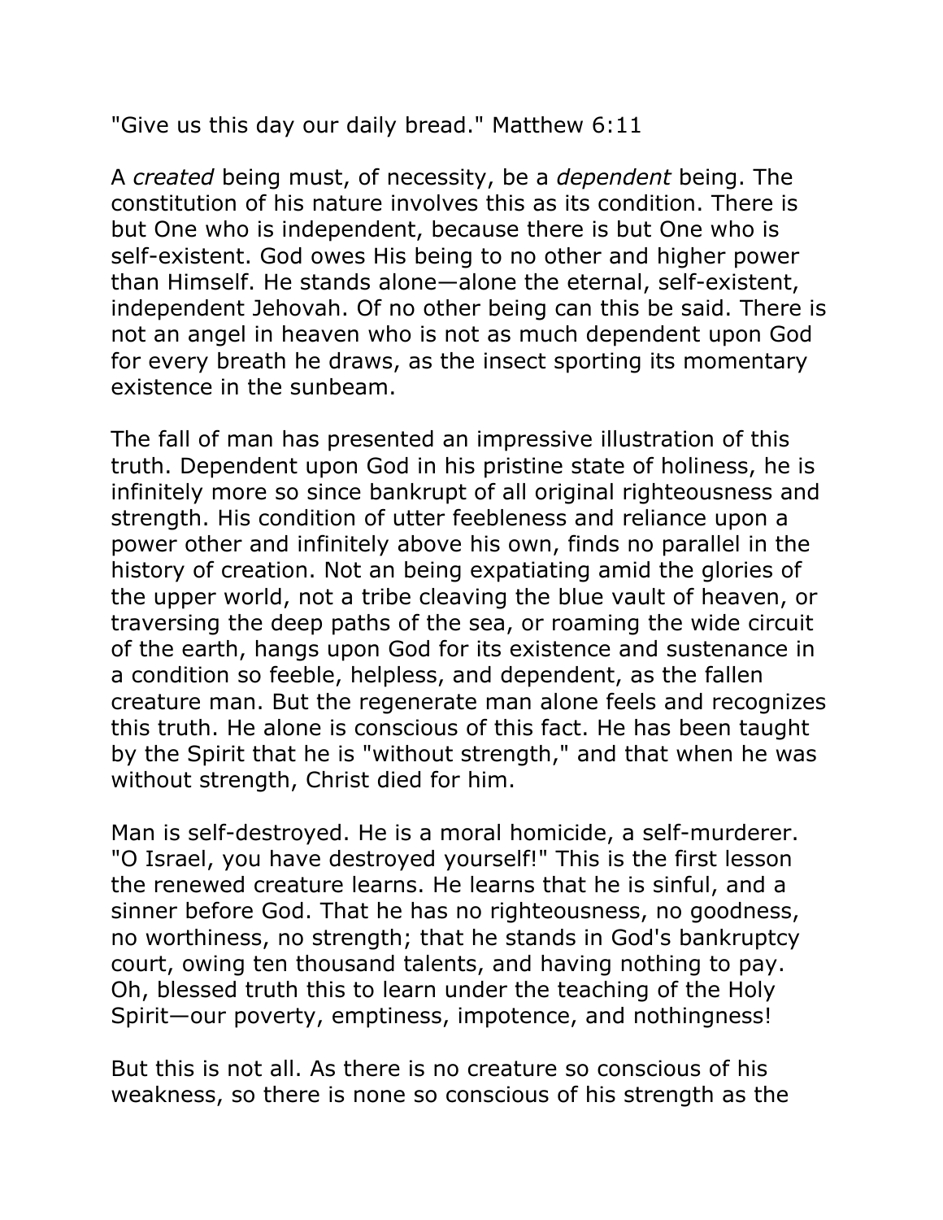"Give us this day our daily bread." Matthew 6:11

A *created* being must, of necessity, be a *dependent* being. The constitution of his nature involves this as its condition. There is but One who is independent, because there is but One who is self-existent. God owes His being to no other and higher power than Himself. He stands alone—alone the eternal, self-existent, independent Jehovah. Of no other being can this be said. There is not an angel in heaven who is not as much dependent upon God for every breath he draws, as the insect sporting its momentary existence in the sunbeam.

The fall of man has presented an impressive illustration of this truth. Dependent upon God in his pristine state of holiness, he is infinitely more so since bankrupt of all original righteousness and strength. His condition of utter feebleness and reliance upon a power other and infinitely above his own, finds no parallel in the history of creation. Not an being expatiating amid the glories of the upper world, not a tribe cleaving the blue vault of heaven, or traversing the deep paths of the sea, or roaming the wide circuit of the earth, hangs upon God for its existence and sustenance in a condition so feeble, helpless, and dependent, as the fallen creature man. But the regenerate man alone feels and recognizes this truth. He alone is conscious of this fact. He has been taught by the Spirit that he is "without strength," and that when he was without strength, Christ died for him.

Man is self-destroyed. He is a moral homicide, a self-murderer. "O Israel, you have destroyed yourself!" This is the first lesson the renewed creature learns. He learns that he is sinful, and a sinner before God. That he has no righteousness, no goodness, no worthiness, no strength; that he stands in God's bankruptcy court, owing ten thousand talents, and having nothing to pay. Oh, blessed truth this to learn under the teaching of the Holy Spirit—our poverty, emptiness, impotence, and nothingness!

But this is not all. As there is no creature so conscious of his weakness, so there is none so conscious of his strength as the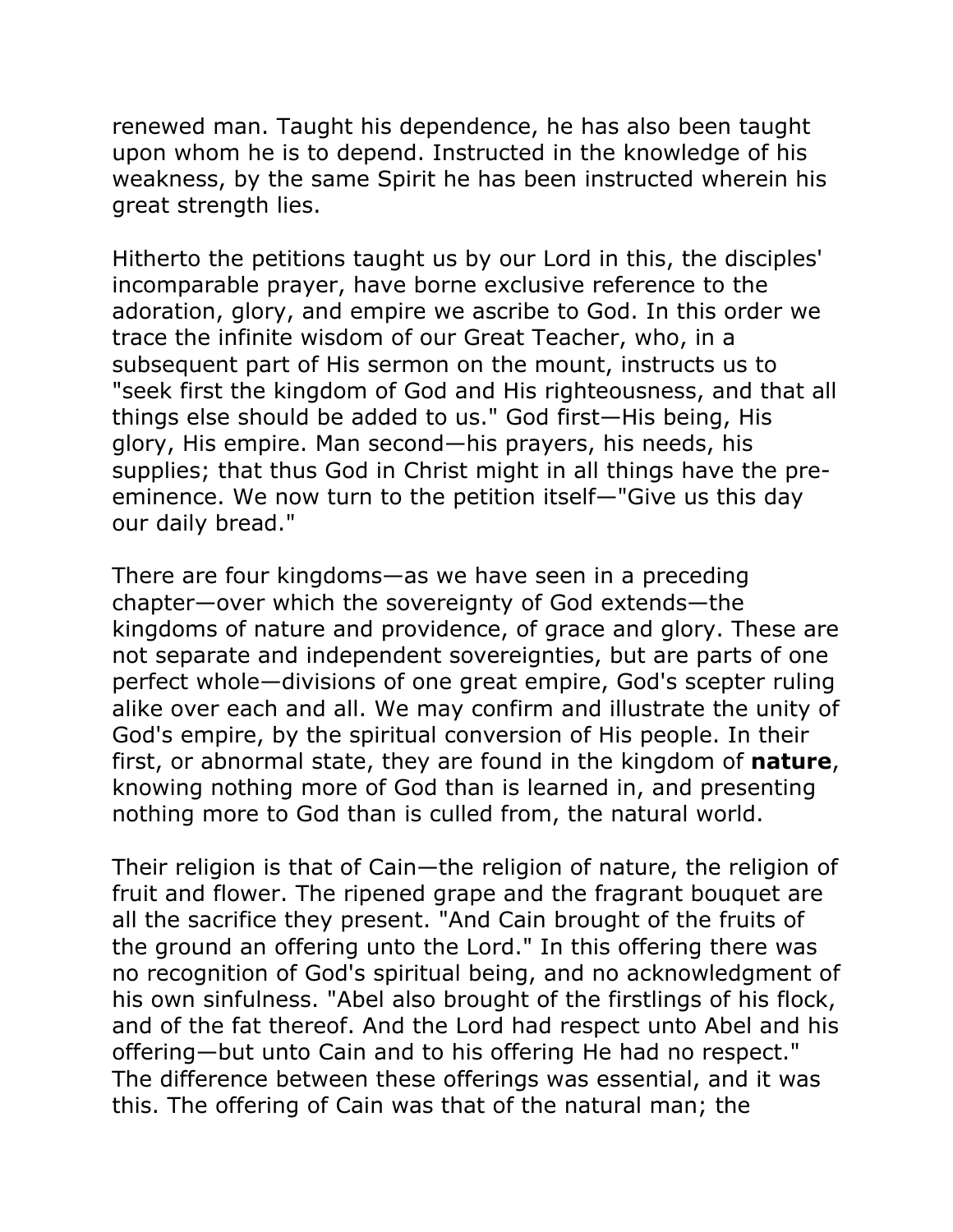renewed man. Taught his dependence, he has also been taught upon whom he is to depend. Instructed in the knowledge of his weakness, by the same Spirit he has been instructed wherein his great strength lies.

Hitherto the petitions taught us by our Lord in this, the disciples' incomparable prayer, have borne exclusive reference to the adoration, glory, and empire we ascribe to God. In this order we trace the infinite wisdom of our Great Teacher, who, in a subsequent part of His sermon on the mount, instructs us to "seek first the kingdom of God and His righteousness, and that all things else should be added to us." God first—His being, His glory, His empire. Man second—his prayers, his needs, his supplies; that thus God in Christ might in all things have the pre-eminence. We now turn to the petition itself—"Give us this day our daily bread."

There are four kingdoms—as we have seen in a preceding chapter—over which the sovereignty of God extends—the kingdoms of nature and providence, of grace and glory. These are not separate and independent sovereignties, but are parts of one perfect whole—divisions of one great empire, God's scepter ruling alike over each and all. We may confirm and illustrate the unity of God's empire, by the spiritual conversion of His people. In their first, or abnormal state, they are found in the kingdom of **nature**, knowing nothing more of God than is learned in, and presenting nothing more to God than is culled from, the natural world.

Their religion is that of Cain—the religion of nature, the religion of fruit and flower. The ripened grape and the fragrant bouquet are all the sacrifice they present. "And Cain brought of the fruits of the ground an offering unto the Lord." In this offering there was no recognition of God's spiritual being, and no acknowledgment of his own sinfulness. "Abel also brought of the firstlings of his flock, and of the fat thereof. And the Lord had respect unto Abel and his offering—but unto Cain and to his offering He had no respect." The difference between these offerings was essential, and it was this. The offering of Cain was that of the natural man; the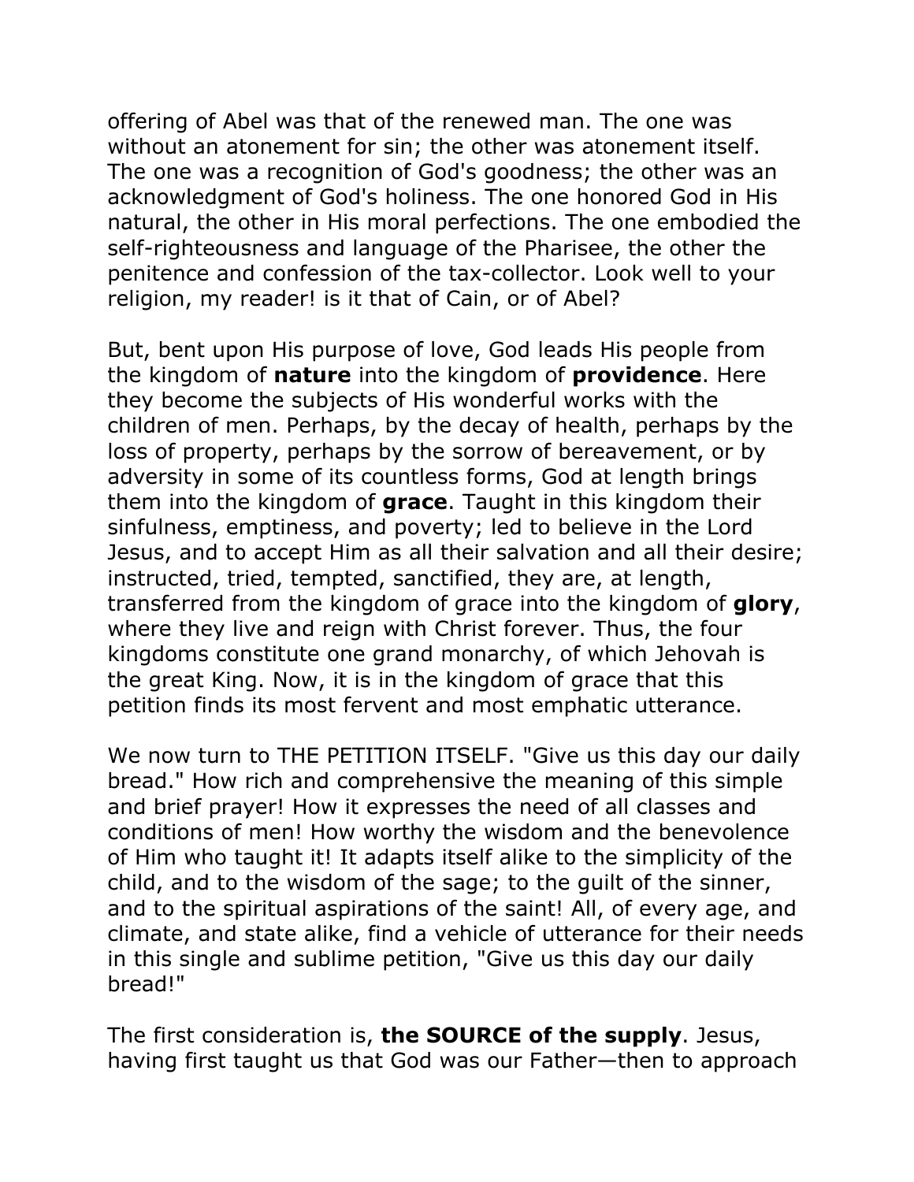offering of Abel was that of the renewed man. The one was without an atonement for sin; the other was atonement itself. The one was a recognition of God's goodness; the other was an acknowledgment of God's holiness. The one honored God in His natural, the other in His moral perfections. The one embodied the self-righteousness and language of the Pharisee, the other the penitence and confession of the tax-collector. Look well to your religion, my reader! is it that of Cain, or of Abel?

But, bent upon His purpose of love, God leads His people from the kingdom of **nature** into the kingdom of **providence**. Here they become the subjects of His wonderful works with the children of men. Perhaps, by the decay of health, perhaps by the loss of property, perhaps by the sorrow of bereavement, or by adversity in some of its countless forms, God at length brings them into the kingdom of **grace**. Taught in this kingdom their sinfulness, emptiness, and poverty; led to believe in the Lord Jesus, and to accept Him as all their salvation and all their desire; instructed, tried, tempted, sanctified, they are, at length, transferred from the kingdom of grace into the kingdom of **glory**, where they live and reign with Christ forever. Thus, the four kingdoms constitute one grand monarchy, of which Jehovah is the great King. Now, it is in the kingdom of grace that this petition finds its most fervent and most emphatic utterance.

We now turn to THE PETITION ITSELF. "Give us this day our daily bread." How rich and comprehensive the meaning of this simple and brief prayer! How it expresses the need of all classes and conditions of men! How worthy the wisdom and the benevolence of Him who taught it! It adapts itself alike to the simplicity of the child, and to the wisdom of the sage; to the guilt of the sinner, and to the spiritual aspirations of the saint! All, of every age, and climate, and state alike, find a vehicle of utterance for their needs in this single and sublime petition, "Give us this day our daily bread!"

The first consideration is, **the SOURCE of the supply**. Jesus, having first taught us that God was our Father—then to approach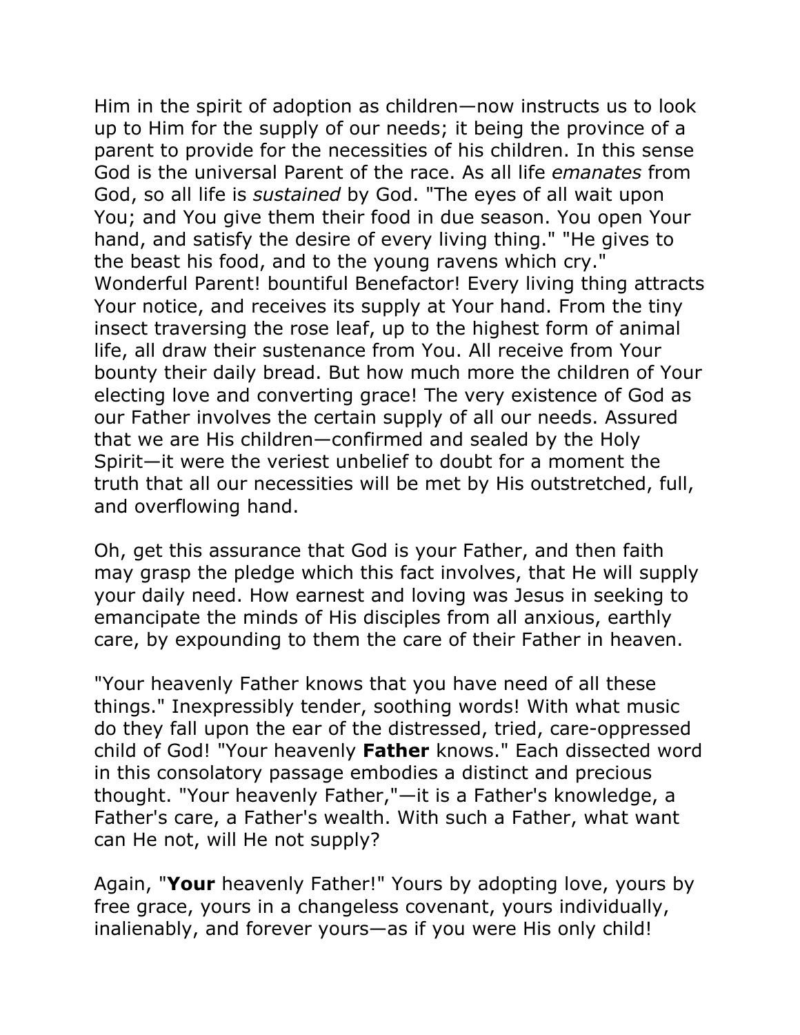Him in the spirit of adoption as children—now instructs us to look up to Him for the supply of our needs; it being the province of a parent to provide for the necessities of his children. In this sense God is the universal Parent of the race. As all life *emanates* from God, so all life is *sustained* by God. "The eyes of all wait upon You; and You give them their food in due season. You open Your hand, and satisfy the desire of every living thing." "He gives to the beast his food, and to the young ravens which cry." Wonderful Parent! bountiful Benefactor! Every living thing attracts Your notice, and receives its supply at Your hand. From the tiny insect traversing the rose leaf, up to the highest form of animal life, all draw their sustenance from You. All receive from Your bounty their daily bread. But how much more the children of Your electing love and converting grace! The very existence of God as our Father involves the certain supply of all our needs. Assured that we are His children—confirmed and sealed by the Holy Spirit—it were the veriest unbelief to doubt for a moment the truth that all our necessities will be met by His outstretched, full, and overflowing hand.

Oh, get this assurance that God is your Father, and then faith may grasp the pledge which this fact involves, that He will supply your daily need. How earnest and loving was Jesus in seeking to emancipate the minds of His disciples from all anxious, earthly care, by expounding to them the care of their Father in heaven.

"Your heavenly Father knows that you have need of all these things." Inexpressibly tender, soothing words! With what music do they fall upon the ear of the distressed, tried, care-oppressed child of God! "Your heavenly **Father** knows." Each dissected word in this consolatory passage embodies a distinct and precious thought. "Your heavenly Father,"—it is a Father's knowledge, a Father's care, a Father's wealth. With such a Father, what want can He not, will He not supply?

Again, "**Your** heavenly Father!" Yours by adopting love, yours by free grace, yours in a changeless covenant, yours individually, inalienably, and forever yours—as if you were His only child!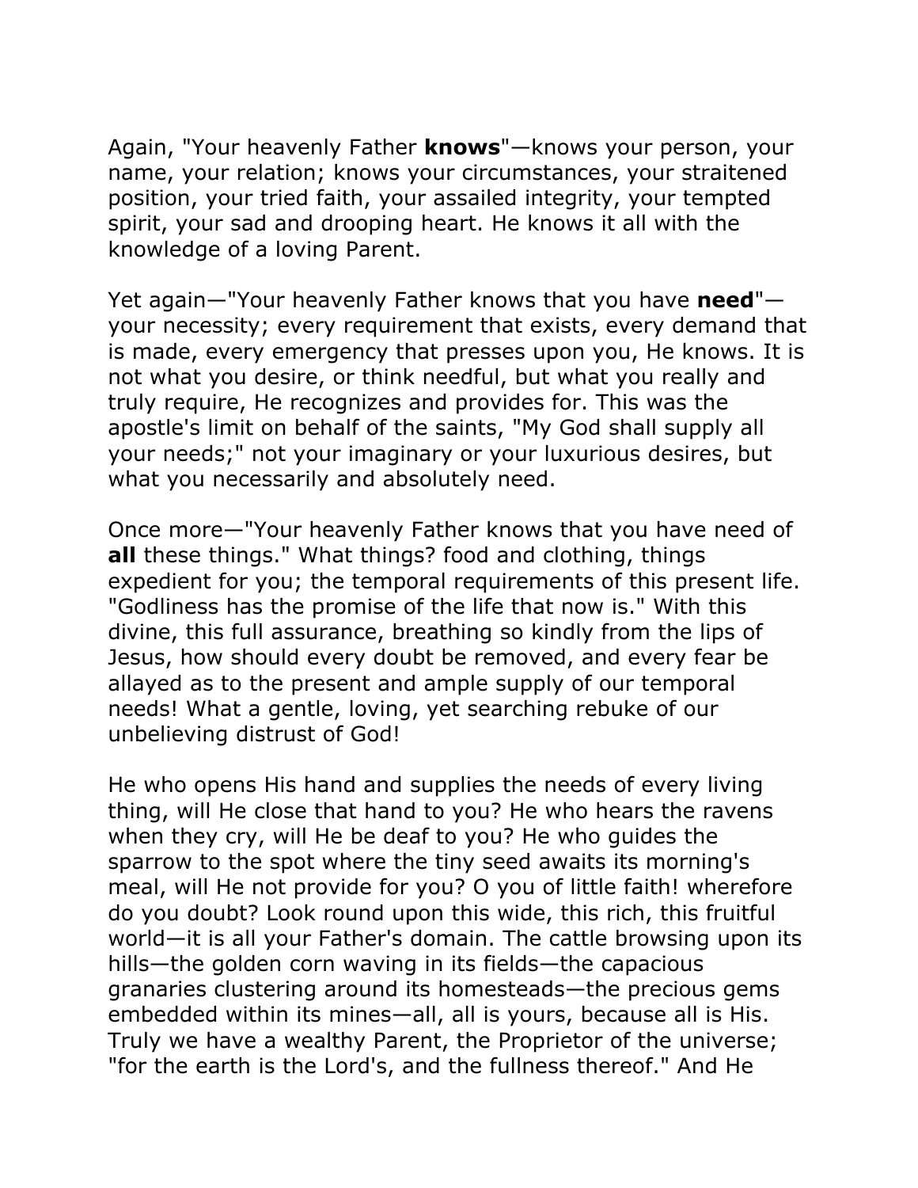Again, "Your heavenly Father **knows**"—knows your person, your name, your relation; knows your circumstances, your straitened position, your tried faith, your assailed integrity, your tempted spirit, your sad and drooping heart. He knows it all with the knowledge of a loving Parent.

Yet again—"Your heavenly Father knows that you have **need**"—your necessity; every requirement that exists, every demand that is made, every emergency that presses upon you, He knows. It is not what you desire, or think needful, but what you really and truly require, He recognizes and provides for. This was the apostle's limit on behalf of the saints, "My God shall supply all your needs;" not your imaginary or your luxurious desires, but what you necessarily and absolutely need.

Once more—"Your heavenly Father knows that you have need of **all** these things." What things? food and clothing, things expedient for you; the temporal requirements of this present life. "Godliness has the promise of the life that now is." With this divine, this full assurance, breathing so kindly from the lips of Jesus, how should every doubt be removed, and every fear be allayed as to the present and ample supply of our temporal needs! What a gentle, loving, yet searching rebuke of our unbelieving distrust of God!

He who opens His hand and supplies the needs of every living thing, will He close that hand to you? He who hears the ravens when they cry, will He be deaf to you? He who guides the sparrow to the spot where the tiny seed awaits its morning's meal, will He not provide for you? O you of little faith! wherefore do you doubt? Look round upon this wide, this rich, this fruitful world—it is all your Father's domain. The cattle browsing upon its hills—the golden corn waving in its fields—the capacious granaries clustering around its homesteads—the precious gems embedded within its mines—all, all is yours, because all is His. Truly we have a wealthy Parent, the Proprietor of the universe; "for the earth is the Lord's, and the fullness thereof." And He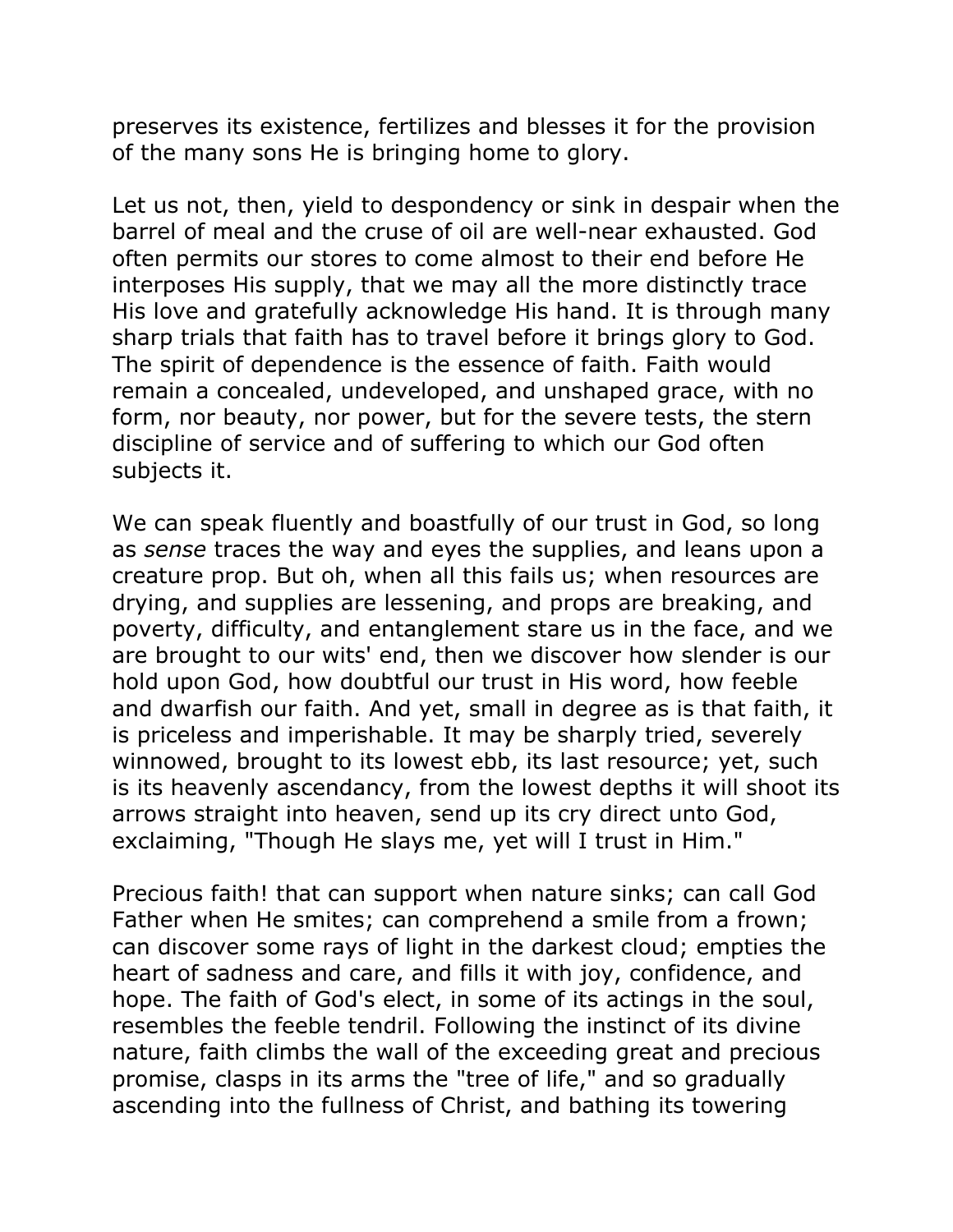preserves its existence, fertilizes and blesses it for the provision of the many sons He is bringing home to glory.

Let us not, then, yield to despondency or sink in despair when the barrel of meal and the cruse of oil are well-near exhausted. God often permits our stores to come almost to their end before He interposes His supply, that we may all the more distinctly trace His love and gratefully acknowledge His hand. It is through many sharp trials that faith has to travel before it brings glory to God. The spirit of dependence is the essence of faith. Faith would remain a concealed, undeveloped, and unshaped grace, with no form, nor beauty, nor power, but for the severe tests, the stern discipline of service and of suffering to which our God often subjects it.

We can speak fluently and boastfully of our trust in God, so long as *sense* traces the way and eyes the supplies, and leans upon a creature prop. But oh, when all this fails us; when resources are drying, and supplies are lessening, and props are breaking, and poverty, difficulty, and entanglement stare us in the face, and we are brought to our wits' end, then we discover how slender is our hold upon God, how doubtful our trust in His word, how feeble and dwarfish our faith. And yet, small in degree as is that faith, it is priceless and imperishable. It may be sharply tried, severely winnowed, brought to its lowest ebb, its last resource; yet, such is its heavenly ascendancy, from the lowest depths it will shoot its arrows straight into heaven, send up its cry direct unto God, exclaiming, "Though He slays me, yet will I trust in Him."

Precious faith! that can support when nature sinks; can call God Father when He smites; can comprehend a smile from a frown; can discover some rays of light in the darkest cloud; empties the heart of sadness and care, and fills it with joy, confidence, and hope. The faith of God's elect, in some of its actings in the soul, resembles the feeble tendril. Following the instinct of its divine nature, faith climbs the wall of the exceeding great and precious promise, clasps in its arms the "tree of life," and so gradually ascending into the fullness of Christ, and bathing its towering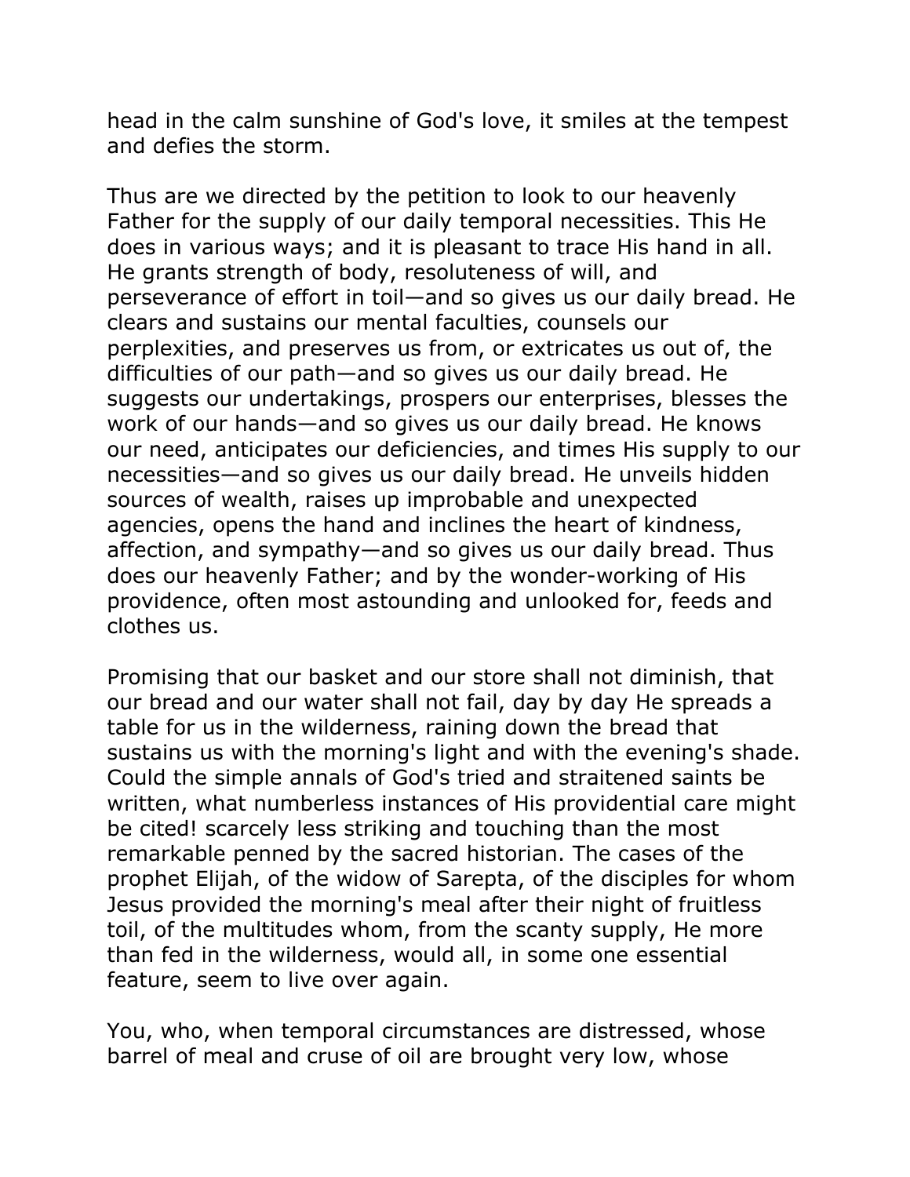head in the calm sunshine of God's love, it smiles at the tempest and defies the storm.

Thus are we directed by the petition to look to our heavenly Father for the supply of our daily temporal necessities. This He does in various ways; and it is pleasant to trace His hand in all. He grants strength of body, resoluteness of will, and perseverance of effort in toil—and so gives us our daily bread. He clears and sustains our mental faculties, counsels our perplexities, and preserves us from, or extricates us out of, the difficulties of our path—and so gives us our daily bread. He suggests our undertakings, prospers our enterprises, blesses the work of our hands—and so gives us our daily bread. He knows our need, anticipates our deficiencies, and times His supply to our necessities—and so gives us our daily bread. He unveils hidden sources of wealth, raises up improbable and unexpected agencies, opens the hand and inclines the heart of kindness, affection, and sympathy—and so gives us our daily bread. Thus does our heavenly Father; and by the wonder-working of His providence, often most astounding and unlooked for, feeds and clothes us.

Promising that our basket and our store shall not diminish, that our bread and our water shall not fail, day by day He spreads a table for us in the wilderness, raining down the bread that sustains us with the morning's light and with the evening's shade. Could the simple annals of God's tried and straitened saints be written, what numberless instances of His providential care might be cited! scarcely less striking and touching than the most remarkable penned by the sacred historian. The cases of the prophet Elijah, of the widow of Sarepta, of the disciples for whom Jesus provided the morning's meal after their night of fruitless toil, of the multitudes whom, from the scanty supply, He more than fed in the wilderness, would all, in some one essential feature, seem to live over again.

You, who, when temporal circumstances are distressed, whose barrel of meal and cruse of oil are brought very low, whose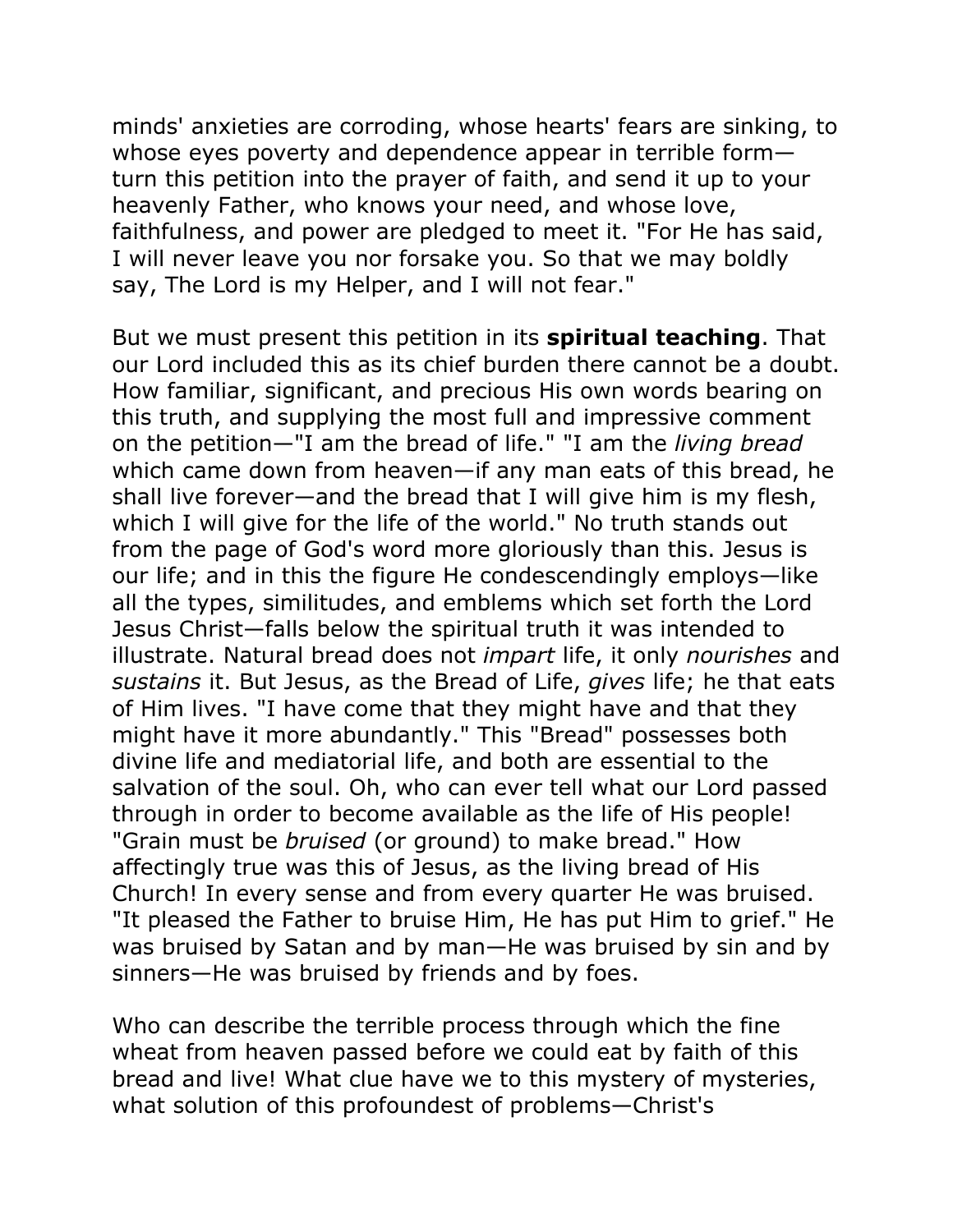minds' anxieties are corroding, whose hearts' fears are sinking, to whose eyes poverty and dependence appear in terrible form—turn this petition into the prayer of faith, and send it up to your heavenly Father, who knows your need, and whose love, faithfulness, and power are pledged to meet it. "For He has said, I will never leave you nor forsake you. So that we may boldly say, The Lord is my Helper, and I will not fear."

But we must present this petition in its **spiritual teaching**. That our Lord included this as its chief burden there cannot be a doubt. How familiar, significant, and precious His own words bearing on this truth, and supplying the most full and impressive comment on the petition—"I am the bread of life." "I am the *living bread* which came down from heaven—if any man eats of this bread, he shall live forever—and the bread that I will give him is my flesh, which I will give for the life of the world." No truth stands out from the page of God's word more gloriously than this. Jesus is our life; and in this the figure He condescendingly employs—like all the types, similitudes, and emblems which set forth the Lord Jesus Christ—falls below the spiritual truth it was intended to illustrate. Natural bread does not *impart* life, it only *nourishes* and *sustains* it. But Jesus, as the Bread of Life, *gives* life; he that eats of Him lives. "I have come that they might have and that they might have it more abundantly." This "Bread" possesses both divine life and mediatorial life, and both are essential to the salvation of the soul. Oh, who can ever tell what our Lord passed through in order to become available as the life of His people! "Grain must be *bruised* (or ground) to make bread." How affectingly true was this of Jesus, as the living bread of His Church! In every sense and from every quarter He was bruised. "It pleased the Father to bruise Him, He has put Him to grief." He was bruised by Satan and by man—He was bruised by sin and by sinners—He was bruised by friends and by foes.

Who can describe the terrible process through which the fine wheat from heaven passed before we could eat by faith of this bread and live! What clue have we to this mystery of mysteries, what solution of this profoundest of problems—Christ's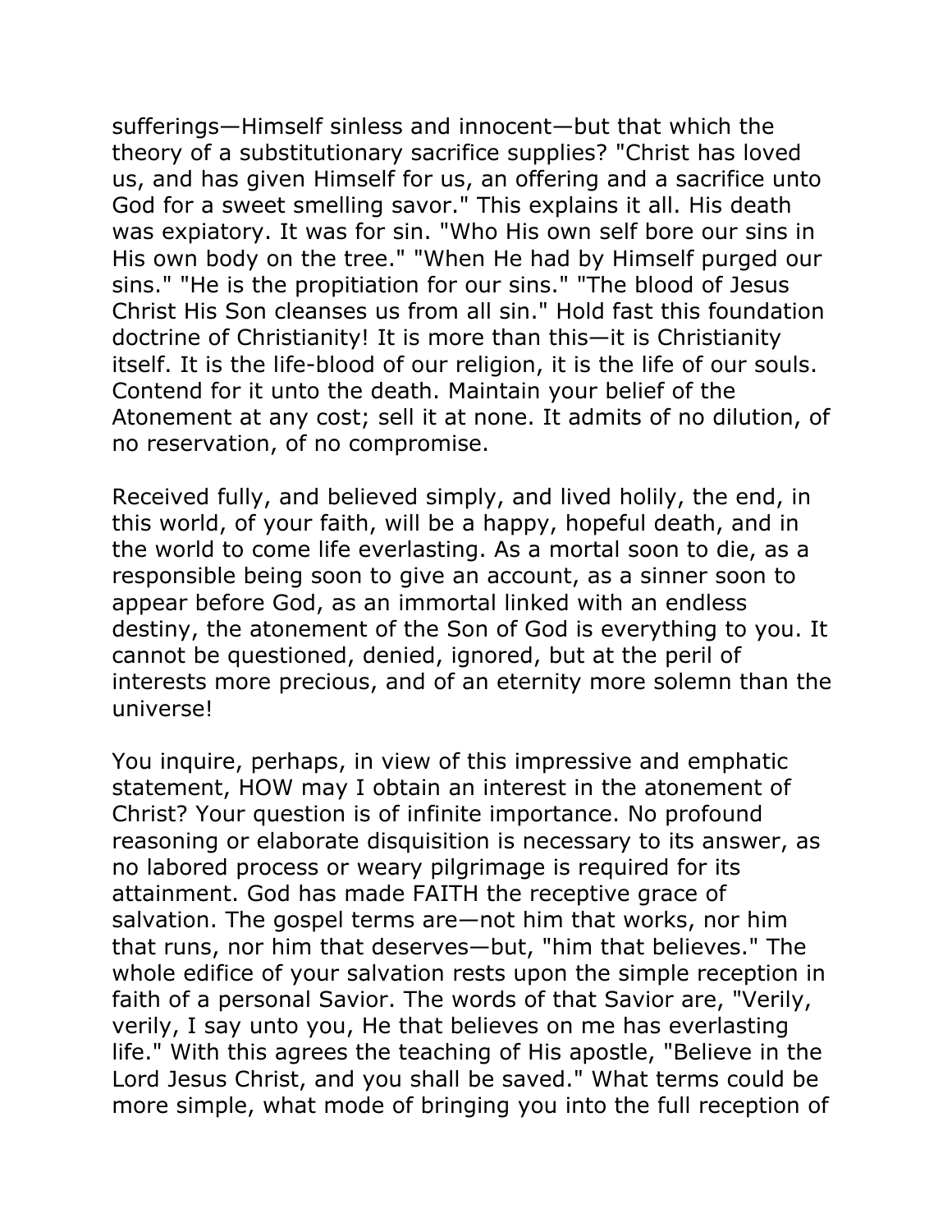sufferings—Himself sinless and innocent—but that which the theory of a substitutionary sacrifice supplies? "Christ has loved us, and has given Himself for us, an offering and a sacrifice unto God for a sweet smelling savor." This explains it all. His death was expiatory. It was for sin. "Who His own self bore our sins in His own body on the tree." "When He had by Himself purged our sins." "He is the propitiation for our sins." "The blood of Jesus Christ His Son cleanses us from all sin." Hold fast this foundation doctrine of Christianity! It is more than this—it is Christianity itself. It is the life-blood of our religion, it is the life of our souls. Contend for it unto the death. Maintain your belief of the Atonement at any cost; sell it at none. It admits of no dilution, of no reservation, of no compromise.

Received fully, and believed simply, and lived holily, the end, in this world, of your faith, will be a happy, hopeful death, and in the world to come life everlasting. As a mortal soon to die, as a responsible being soon to give an account, as a sinner soon to appear before God, as an immortal linked with an endless destiny, the atonement of the Son of God is everything to you. It cannot be questioned, denied, ignored, but at the peril of interests more precious, and of an eternity more solemn than the universe!

You inquire, perhaps, in view of this impressive and emphatic statement, HOW may I obtain an interest in the atonement of Christ? Your question is of infinite importance. No profound reasoning or elaborate disquisition is necessary to its answer, as no labored process or weary pilgrimage is required for its attainment. God has made FAITH the receptive grace of salvation. The gospel terms are—not him that works, nor him that runs, nor him that deserves—but, "him that believes." The whole edifice of your salvation rests upon the simple reception in faith of a personal Savior. The words of that Savior are, "Verily, verily, I say unto you, He that believes on me has everlasting life." With this agrees the teaching of His apostle, "Believe in the Lord Jesus Christ, and you shall be saved." What terms could be more simple, what mode of bringing you into the full reception of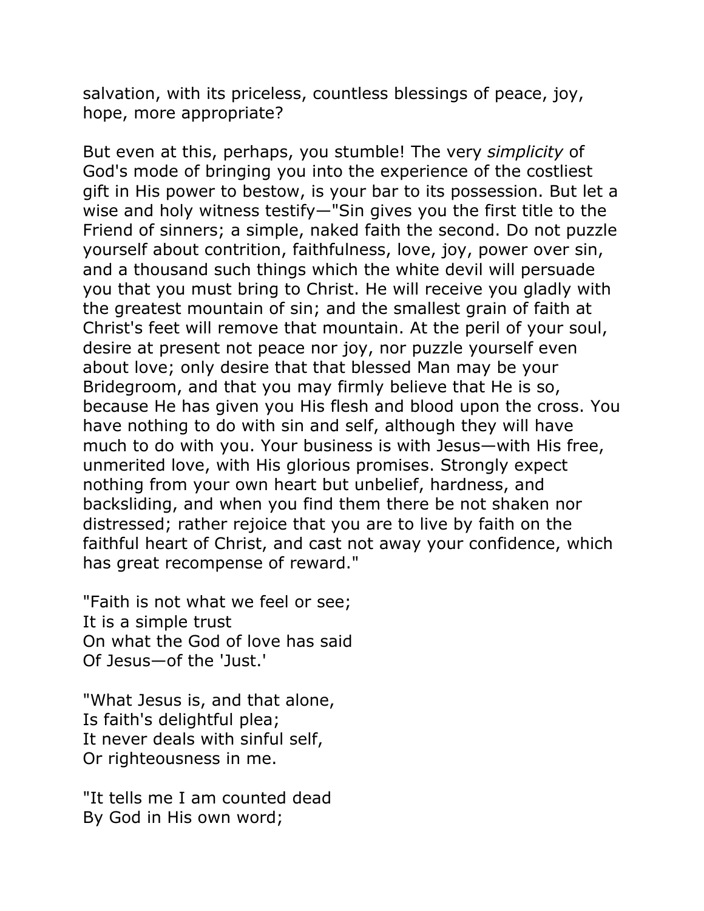salvation, with its priceless, countless blessings of peace, joy, hope, more appropriate?

But even at this, perhaps, you stumble! The very *simplicity* of God's mode of bringing you into the experience of the costliest gift in His power to bestow, is your bar to its possession. But let a wise and holy witness testify—"Sin gives you the first title to the Friend of sinners; a simple, naked faith the second. Do not puzzle yourself about contrition, faithfulness, love, joy, power over sin, and a thousand such things which the white devil will persuade you that you must bring to Christ. He will receive you gladly with the greatest mountain of sin; and the smallest grain of faith at Christ's feet will remove that mountain. At the peril of your soul, desire at present not peace nor joy, nor puzzle yourself even about love; only desire that that blessed Man may be your Bridegroom, and that you may firmly believe that He is so, because He has given you His flesh and blood upon the cross. You have nothing to do with sin and self, although they will have much to do with you. Your business is with Jesus—with His free, unmerited love, with His glorious promises. Strongly expect nothing from your own heart but unbelief, hardness, and backsliding, and when you find them there be not shaken nor distressed; rather rejoice that you are to live by faith on the faithful heart of Christ, and cast not away your confidence, which has great recompense of reward."

"Faith is not what we feel or see;  
It is a simple trust  
On what the God of love has said  
Of Jesus—of the 'Just.'

"What Jesus is, and that alone,  
Is faith's delightful plea;  
It never deals with sinful self,  
Or righteousness in me.

"It tells me I am counted dead  
By God in His own word;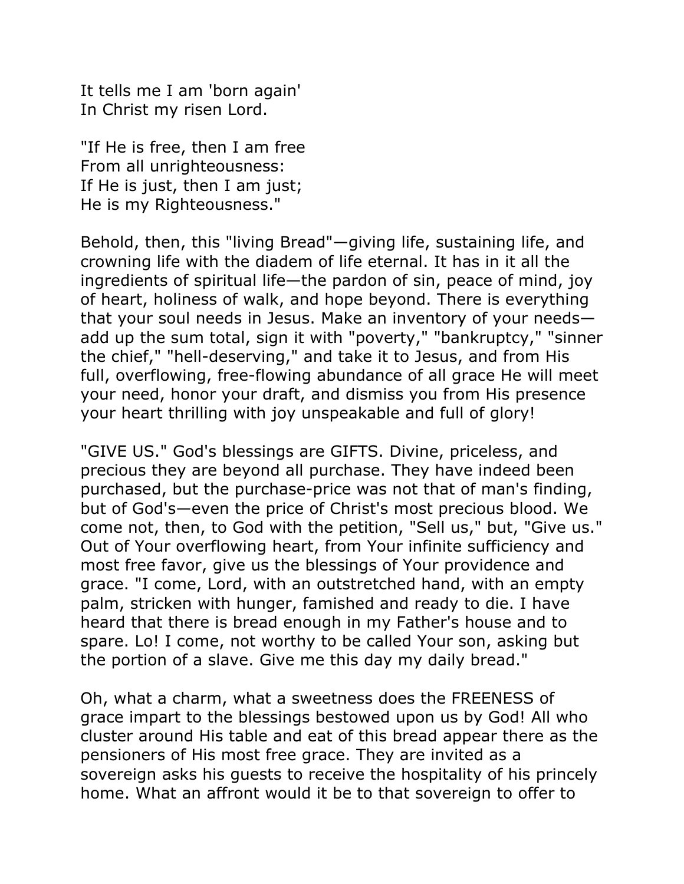It tells me I am 'born again'
In Christ my risen Lord.

"If He is free, then I am free
From all unrighteousness:
If He is just, then I am just;
He is my Righteousness."

Behold, then, this "living Bread"—giving life, sustaining life, and crowning life with the diadem of life eternal. It has in it all the ingredients of spiritual life—the pardon of sin, peace of mind, joy of heart, holiness of walk, and hope beyond. There is everything that your soul needs in Jesus. Make an inventory of your needs—add up the sum total, sign it with "poverty," "bankruptcy," "sinner the chief," "hell-deserving," and take it to Jesus, and from His full, overflowing, free-flowing abundance of all grace He will meet your need, honor your draft, and dismiss you from His presence your heart thrilling with joy unspeakable and full of glory!

"GIVE US." God's blessings are GIFTS. Divine, priceless, and precious they are beyond all purchase. They have indeed been purchased, but the purchase-price was not that of man's finding, but of God's—even the price of Christ's most precious blood. We come not, then, to God with the petition, "Sell us," but, "Give us." Out of Your overflowing heart, from Your infinite sufficiency and most free favor, give us the blessings of Your providence and grace. "I come, Lord, with an outstretched hand, with an empty palm, stricken with hunger, famished and ready to die. I have heard that there is bread enough in my Father's house and to spare. Lo! I come, not worthy to be called Your son, asking but the portion of a slave. Give me this day my daily bread."

Oh, what a charm, what a sweetness does the FREENESS of grace impart to the blessings bestowed upon us by God! All who cluster around His table and eat of this bread appear there as the pensioners of His most free grace. They are invited as a sovereign asks his guests to receive the hospitality of his princely home. What an affront would it be to that sovereign to offer to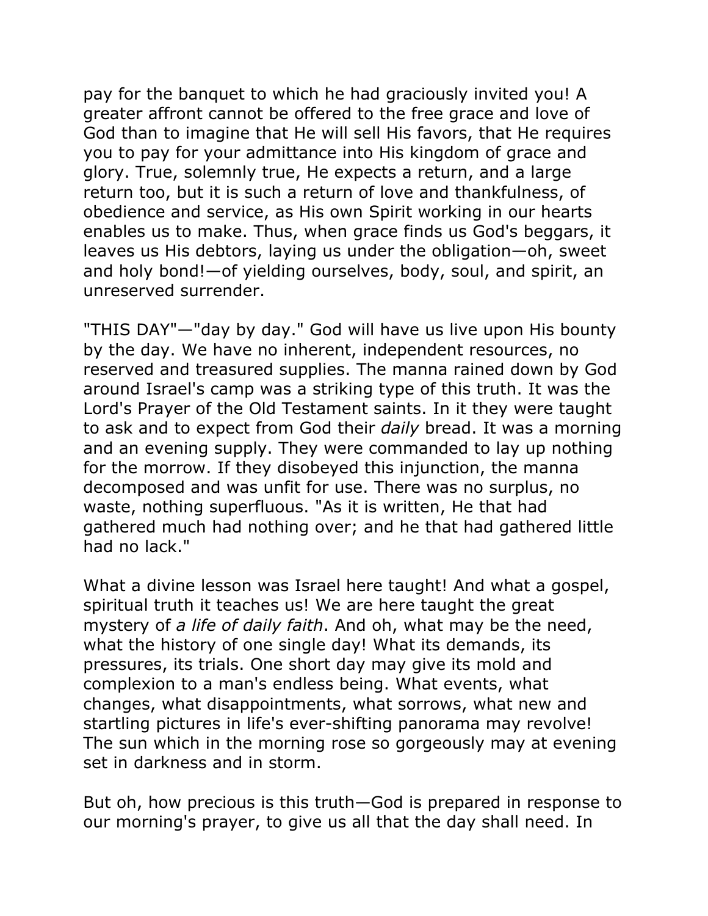pay for the banquet to which he had graciously invited you! A greater affront cannot be offered to the free grace and love of God than to imagine that He will sell His favors, that He requires you to pay for your admittance into His kingdom of grace and glory. True, solemnly true, He expects a return, and a large return too, but it is such a return of love and thankfulness, of obedience and service, as His own Spirit working in our hearts enables us to make. Thus, when grace finds us God's beggars, it leaves us His debtors, laying us under the obligation—oh, sweet and holy bond!—of yielding ourselves, body, soul, and spirit, an unreserved surrender.

"THIS DAY"—"day by day." God will have us live upon His bounty by the day. We have no inherent, independent resources, no reserved and treasured supplies. The manna rained down by God around Israel's camp was a striking type of this truth. It was the Lord's Prayer of the Old Testament saints. In it they were taught to ask and to expect from God their *daily* bread. It was a morning and an evening supply. They were commanded to lay up nothing for the morrow. If they disobeyed this injunction, the manna decomposed and was unfit for use. There was no surplus, no waste, nothing superfluous. "As it is written, He that had gathered much had nothing over; and he that had gathered little had no lack."

What a divine lesson was Israel here taught! And what a gospel, spiritual truth it teaches us! We are here taught the great mystery of *a life of daily faith*. And oh, what may be the need, what the history of one single day! What its demands, its pressures, its trials. One short day may give its mold and complexion to a man's endless being. What events, what changes, what disappointments, what sorrows, what new and startling pictures in life's ever-shifting panorama may revolve! The sun which in the morning rose so gorgeously may at evening set in darkness and in storm.

But oh, how precious is this truth—God is prepared in response to our morning's prayer, to give us all that the day shall need. In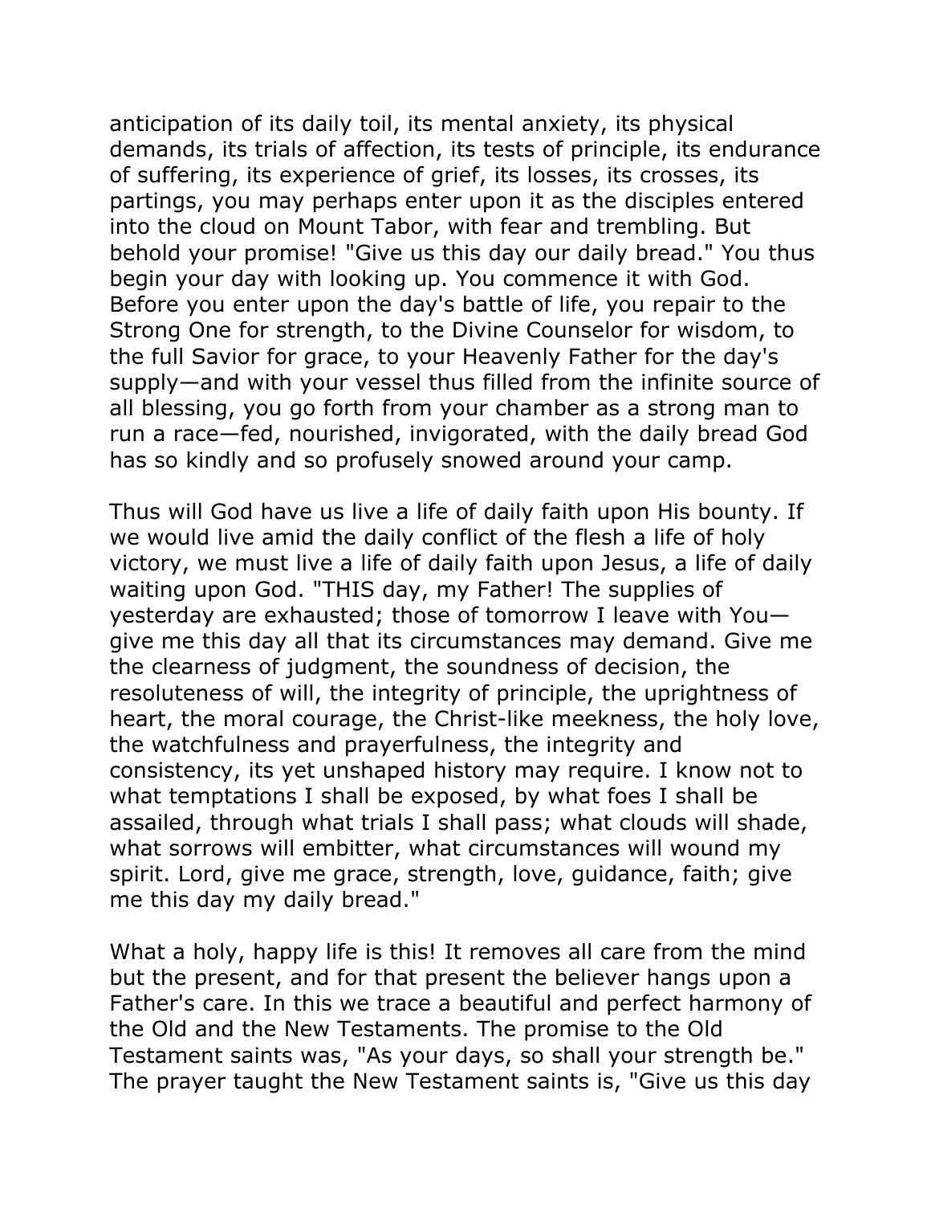anticipation of its daily toil, its mental anxiety, its physical demands, its trials of affection, its tests of principle, its endurance of suffering, its experience of grief, its losses, its crosses, its partings, you may perhaps enter upon it as the disciples entered into the cloud on Mount Tabor, with fear and trembling. But behold your promise! "Give us this day our daily bread." You thus begin your day with looking up. You commence it with God. Before you enter upon the day's battle of life, you repair to the Strong One for strength, to the Divine Counselor for wisdom, to the full Savior for grace, to your Heavenly Father for the day's supply—and with your vessel thus filled from the infinite source of all blessing, you go forth from your chamber as a strong man to run a race—fed, nourished, invigorated, with the daily bread God has so kindly and so profusely snowed around your camp.

Thus will God have us live a life of daily faith upon His bounty. If we would live amid the daily conflict of the flesh a life of holy victory, we must live a life of daily faith upon Jesus, a life of daily waiting upon God. "THIS day, my Father! The supplies of yesterday are exhausted; those of tomorrow I leave with You—give me this day all that its circumstances may demand. Give me the clearness of judgment, the soundness of decision, the resoluteness of will, the integrity of principle, the uprightness of heart, the moral courage, the Christ-like meekness, the holy love, the watchfulness and prayerfulness, the integrity and consistency, its yet unshaped history may require. I know not to what temptations I shall be exposed, by what foes I shall be assailed, through what trials I shall pass; what clouds will shade, what sorrows will embitter, what circumstances will wound my spirit. Lord, give me grace, strength, love, guidance, faith; give me this day my daily bread."

What a holy, happy life is this! It removes all care from the mind but the present, and for that present the believer hangs upon a Father's care. In this we trace a beautiful and perfect harmony of the Old and the New Testaments. The promise to the Old Testament saints was, "As your days, so shall your strength be." The prayer taught the New Testament saints is, "Give us this day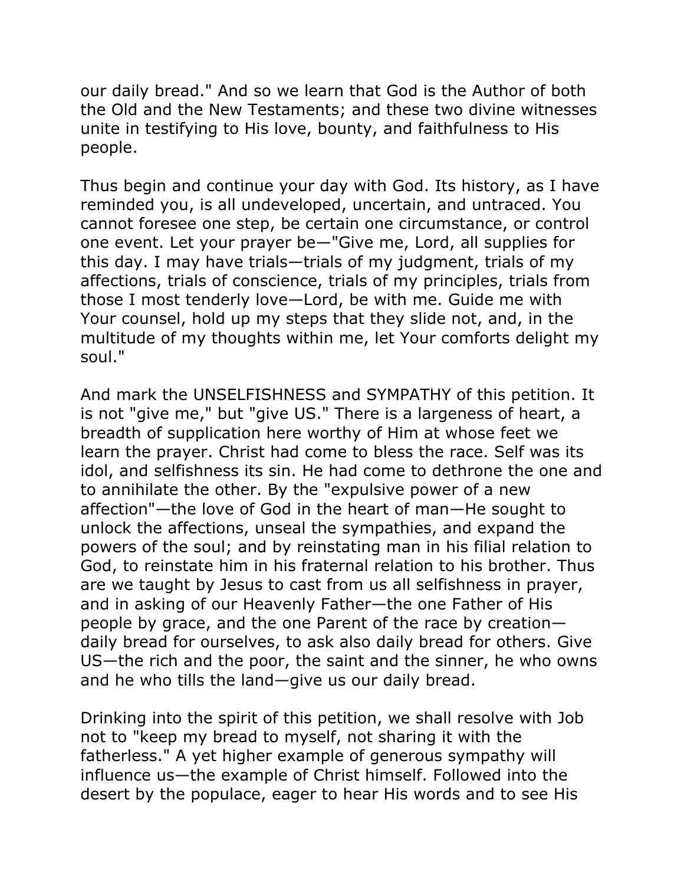our daily bread." And so we learn that God is the Author of both the Old and the New Testaments; and these two divine witnesses unite in testifying to His love, bounty, and faithfulness to His people.

Thus begin and continue your day with God. Its history, as I have reminded you, is all undeveloped, uncertain, and untraced. You cannot foresee one step, be certain one circumstance, or control one event. Let your prayer be—"Give me, Lord, all supplies for this day. I may have trials—trials of my judgment, trials of my affections, trials of conscience, trials of my principles, trials from those I most tenderly love—Lord, be with me. Guide me with Your counsel, hold up my steps that they slide not, and, in the multitude of my thoughts within me, let Your comforts delight my soul."

And mark the UNSELFISHNESS and SYMPATHY of this petition. It is not "give me," but "give US." There is a largeness of heart, a breadth of supplication here worthy of Him at whose feet we learn the prayer. Christ had come to bless the race. Self was its idol, and selfishness its sin. He had come to dethrone the one and to annihilate the other. By the "expulsive power of a new affection"—the love of God in the heart of man—He sought to unlock the affections, unseal the sympathies, and expand the powers of the soul; and by reinstating man in his filial relation to God, to reinstate him in his fraternal relation to his brother. Thus are we taught by Jesus to cast from us all selfishness in prayer, and in asking of our Heavenly Father—the one Father of His people by grace, and the one Parent of the race by creation—daily bread for ourselves, to ask also daily bread for others. Give US—the rich and the poor, the saint and the sinner, he who owns and he who tills the land—give us our daily bread.

Drinking into the spirit of this petition, we shall resolve with Job not to "keep my bread to myself, not sharing it with the fatherless." A yet higher example of generous sympathy will influence us—the example of Christ himself. Followed into the desert by the populace, eager to hear His words and to see His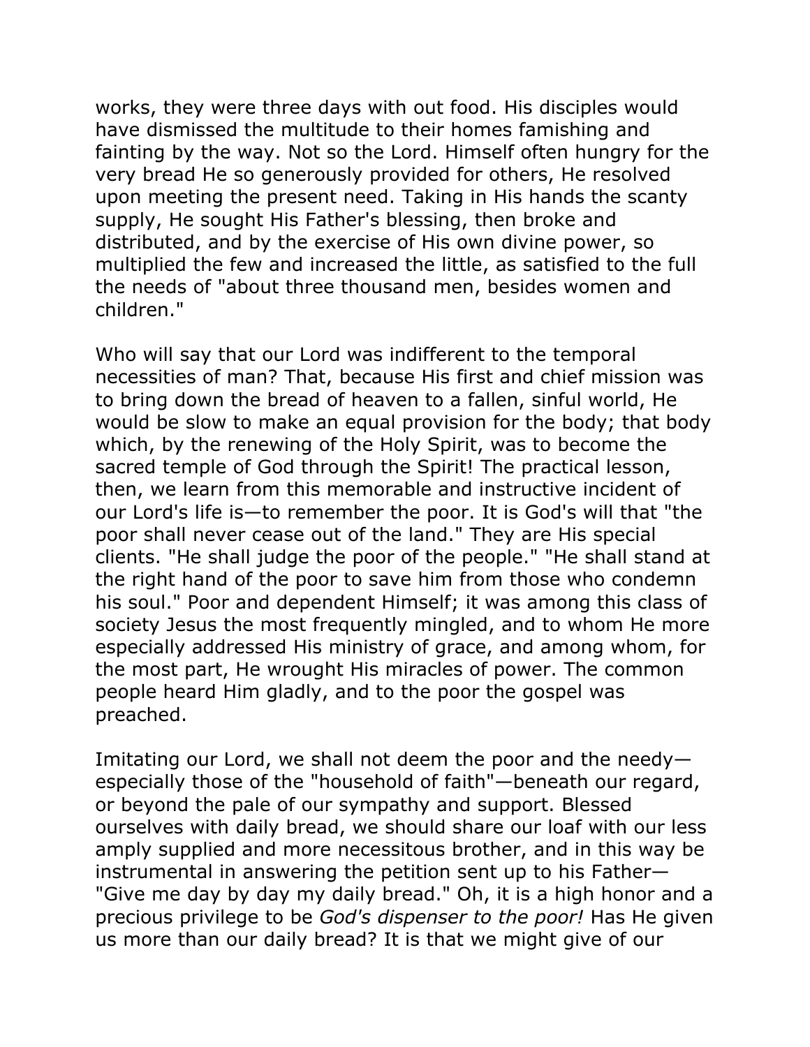works, they were three days with out food. His disciples would have dismissed the multitude to their homes famishing and fainting by the way. Not so the Lord. Himself often hungry for the very bread He so generously provided for others, He resolved upon meeting the present need. Taking in His hands the scanty supply, He sought His Father's blessing, then broke and distributed, and by the exercise of His own divine power, so multiplied the few and increased the little, as satisfied to the full the needs of "about three thousand men, besides women and children."

Who will say that our Lord was indifferent to the temporal necessities of man? That, because His first and chief mission was to bring down the bread of heaven to a fallen, sinful world, He would be slow to make an equal provision for the body; that body which, by the renewing of the Holy Spirit, was to become the sacred temple of God through the Spirit! The practical lesson, then, we learn from this memorable and instructive incident of our Lord's life is—to remember the poor. It is God's will that "the poor shall never cease out of the land." They are His special clients. "He shall judge the poor of the people." "He shall stand at the right hand of the poor to save him from those who condemn his soul." Poor and dependent Himself; it was among this class of society Jesus the most frequently mingled, and to whom He more especially addressed His ministry of grace, and among whom, for the most part, He wrought His miracles of power. The common people heard Him gladly, and to the poor the gospel was preached.

Imitating our Lord, we shall not deem the poor and the needy—especially those of the "household of faith"—beneath our regard, or beyond the pale of our sympathy and support. Blessed ourselves with daily bread, we should share our loaf with our less amply supplied and more necessitous brother, and in this way be instrumental in answering the petition sent up to his Father—"Give me day by day my daily bread." Oh, it is a high honor and a precious privilege to be *God's dispenser to the poor!* Has He given us more than our daily bread? It is that we might give of our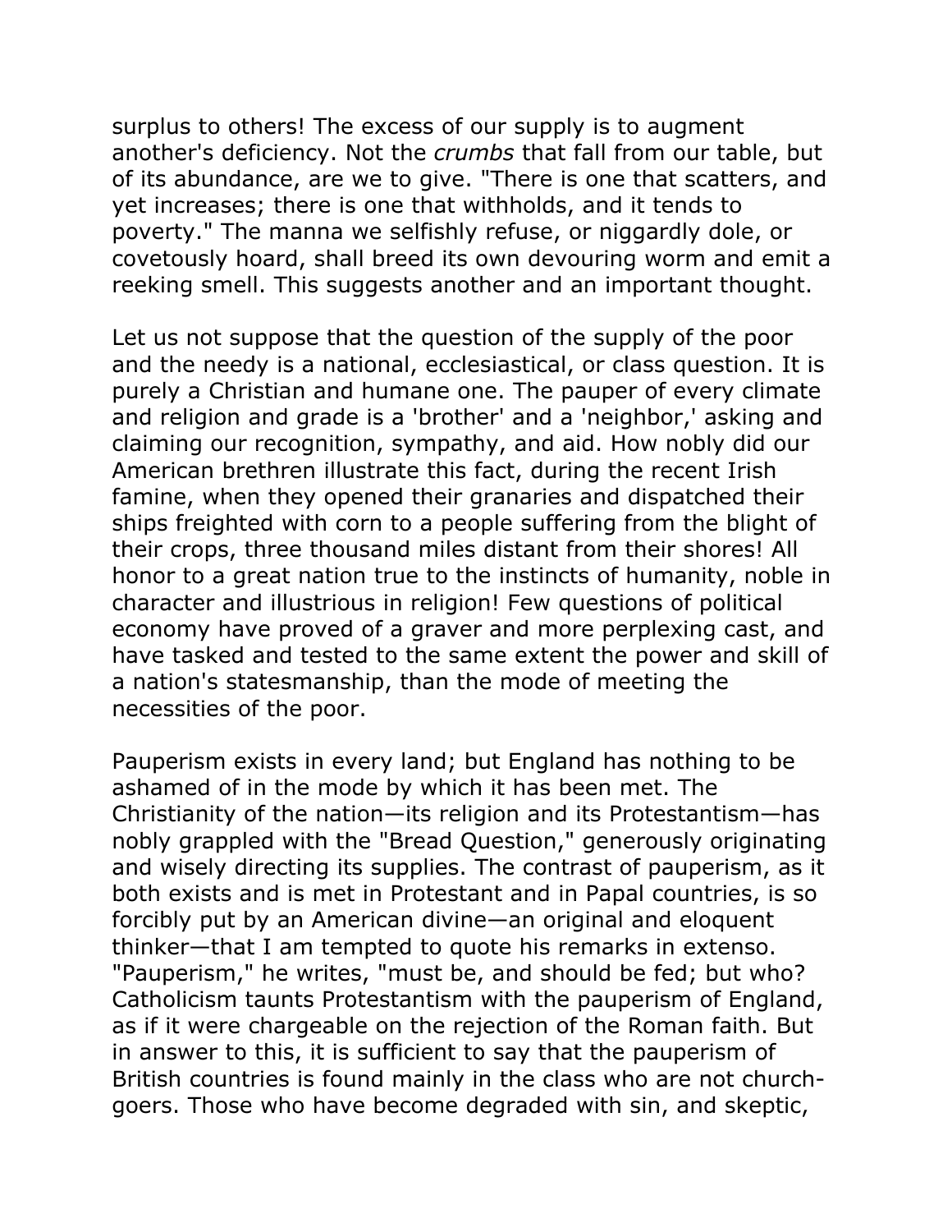surplus to others! The excess of our supply is to augment another's deficiency. Not the *crumbs* that fall from our table, but of its abundance, are we to give. "There is one that scatters, and yet increases; there is one that withholds, and it tends to poverty." The manna we selfishly refuse, or niggardly dole, or covetously hoard, shall breed its own devouring worm and emit a reeking smell. This suggests another and an important thought.

Let us not suppose that the question of the supply of the poor and the needy is a national, ecclesiastical, or class question. It is purely a Christian and humane one. The pauper of every climate and religion and grade is a 'brother' and a 'neighbor,' asking and claiming our recognition, sympathy, and aid. How nobly did our American brethren illustrate this fact, during the recent Irish famine, when they opened their granaries and dispatched their ships freighted with corn to a people suffering from the blight of their crops, three thousand miles distant from their shores! All honor to a great nation true to the instincts of humanity, noble in character and illustrious in religion! Few questions of political economy have proved of a graver and more perplexing cast, and have tasked and tested to the same extent the power and skill of a nation's statesmanship, than the mode of meeting the necessities of the poor.

Pauperism exists in every land; but England has nothing to be ashamed of in the mode by which it has been met. The Christianity of the nation—its religion and its Protestantism—has nobly grappled with the "Bread Question," generously originating and wisely directing its supplies. The contrast of pauperism, as it both exists and is met in Protestant and in Papal countries, is so forcibly put by an American divine—an original and eloquent thinker—that I am tempted to quote his remarks in extenso. "Pauperism," he writes, "must be, and should be fed; but who? Catholicism taunts Protestantism with the pauperism of England, as if it were chargeable on the rejection of the Roman faith. But in answer to this, it is sufficient to say that the pauperism of British countries is found mainly in the class who are not church-goers. Those who have become degraded with sin, and skeptic,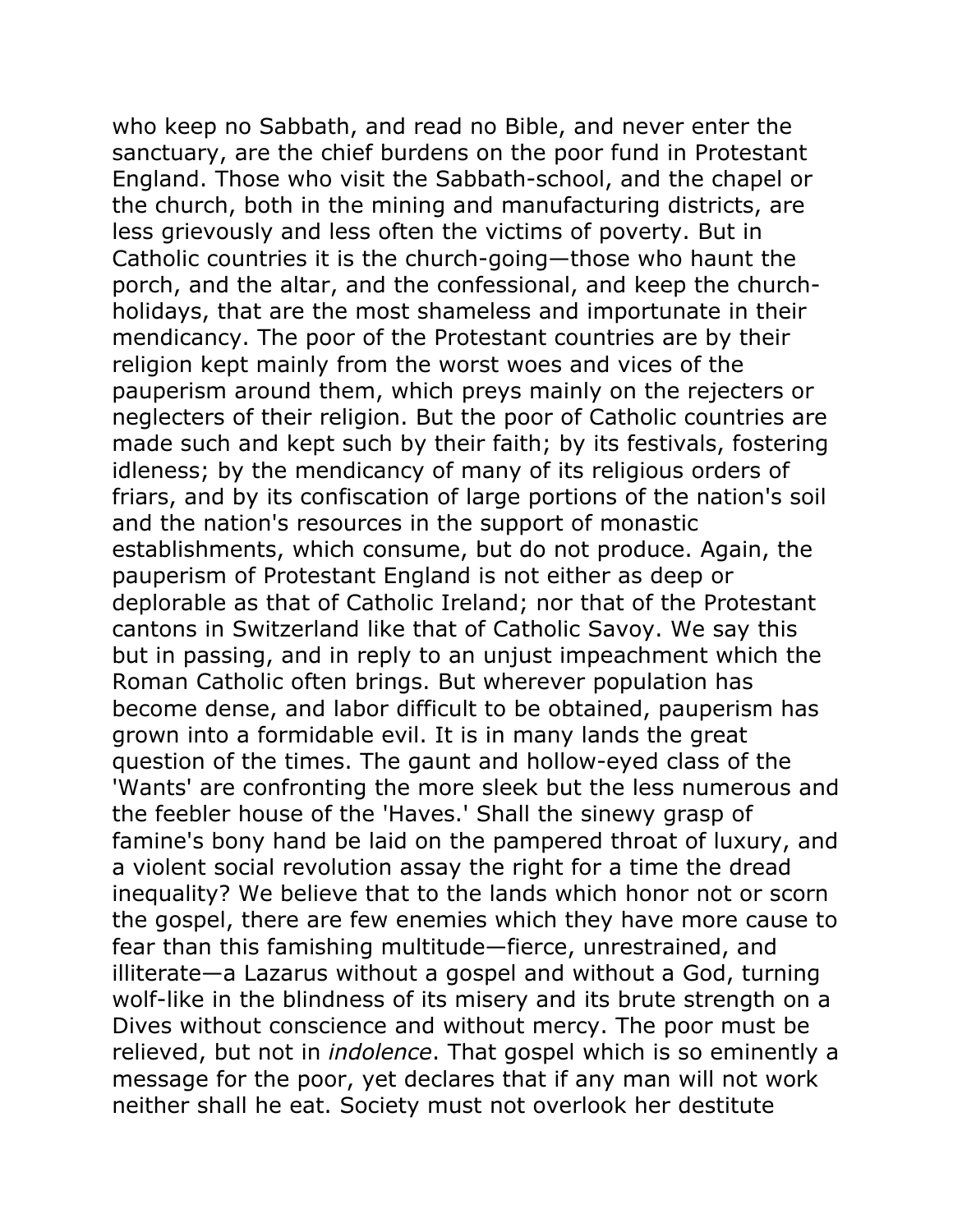who keep no Sabbath, and read no Bible, and never enter the sanctuary, are the chief burdens on the poor fund in Protestant England. Those who visit the Sabbath-school, and the chapel or the church, both in the mining and manufacturing districts, are less grievously and less often the victims of poverty. But in Catholic countries it is the church-going—those who haunt the porch, and the altar, and the confessional, and keep the church-holidays, that are the most shameless and importunate in their mendicancy. The poor of the Protestant countries are by their religion kept mainly from the worst woes and vices of the pauperism around them, which preys mainly on the rejecters or neglecters of their religion. But the poor of Catholic countries are made such and kept such by their faith; by its festivals, fostering idleness; by the mendicancy of many of its religious orders of friars, and by its confiscation of large portions of the nation's soil and the nation's resources in the support of monastic establishments, which consume, but do not produce. Again, the pauperism of Protestant England is not either as deep or deplorable as that of Catholic Ireland; nor that of the Protestant cantons in Switzerland like that of Catholic Savoy. We say this but in passing, and in reply to an unjust impeachment which the Roman Catholic often brings. But wherever population has become dense, and labor difficult to be obtained, pauperism has grown into a formidable evil. It is in many lands the great question of the times. The gaunt and hollow-eyed class of the 'Wants' are confronting the more sleek but the less numerous and the feebler house of the 'Haves.' Shall the sinewy grasp of famine's bony hand be laid on the pampered throat of luxury, and a violent social revolution assay the right for a time the dread inequality? We believe that to the lands which honor not or scorn the gospel, there are few enemies which they have more cause to fear than this famishing multitude—fierce, unrestrained, and illiterate—a Lazarus without a gospel and without a God, turning wolf-like in the blindness of its misery and its brute strength on a Dives without conscience and without mercy. The poor must be relieved, but not in *indolence*. That gospel which is so eminently a message for the poor, yet declares that if any man will not work neither shall he eat. Society must not overlook her destitute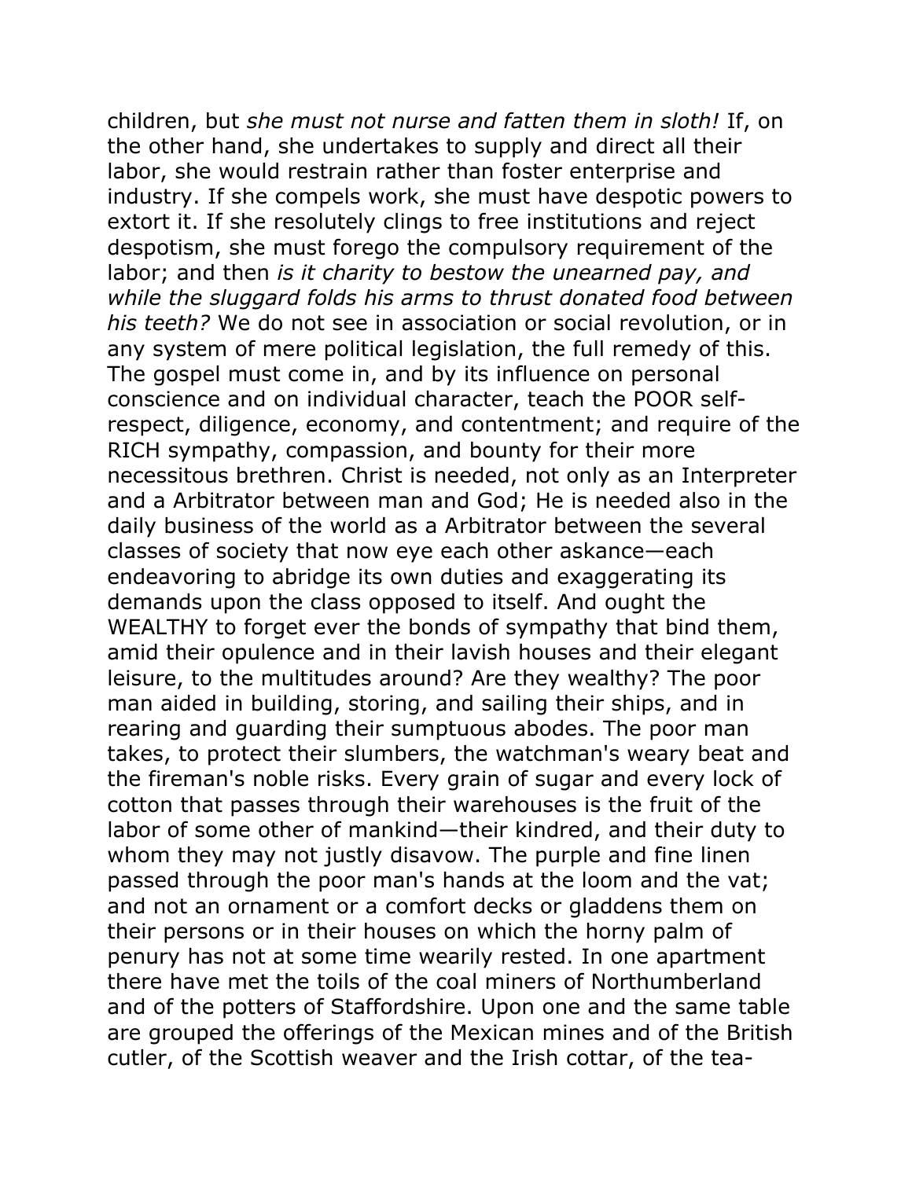children, but *she must not nurse and fatten them in sloth!* If, on the other hand, she undertakes to supply and direct all their labor, she would restrain rather than foster enterprise and industry. If she compels work, she must have despotic powers to extort it. If she resolutely clings to free institutions and reject despotism, she must forego the compulsory requirement of the labor; and then *is it charity to bestow the unearned pay, and while the sluggard folds his arms to thrust donated food between his teeth?* We do not see in association or social revolution, or in any system of mere political legislation, the full remedy of this. The gospel must come in, and by its influence on personal conscience and on individual character, teach the POOR self-respect, diligence, economy, and contentment; and require of the RICH sympathy, compassion, and bounty for their more necessitous brethren. Christ is needed, not only as an Interpreter and a Arbitrator between man and God; He is needed also in the daily business of the world as a Arbitrator between the several classes of society that now eye each other askance—each endeavoring to abridge its own duties and exaggerating its demands upon the class opposed to itself. And ought the WEALTHY to forget ever the bonds of sympathy that bind them, amid their opulence and in their lavish houses and their elegant leisure, to the multitudes around? Are they wealthy? The poor man aided in building, storing, and sailing their ships, and in rearing and guarding their sumptuous abodes. The poor man takes, to protect their slumbers, the watchman's weary beat and the fireman's noble risks. Every grain of sugar and every lock of cotton that passes through their warehouses is the fruit of the labor of some other of mankind—their kindred, and their duty to whom they may not justly disavow. The purple and fine linen passed through the poor man's hands at the loom and the vat; and not an ornament or a comfort decks or gladdens them on their persons or in their houses on which the horny palm of penury has not at some time wearily rested. In one apartment there have met the toils of the coal miners of Northumberland and of the potters of Staffordshire. Upon one and the same table are grouped the offerings of the Mexican mines and of the British cutler, of the Scottish weaver and the Irish cottar, of the tea-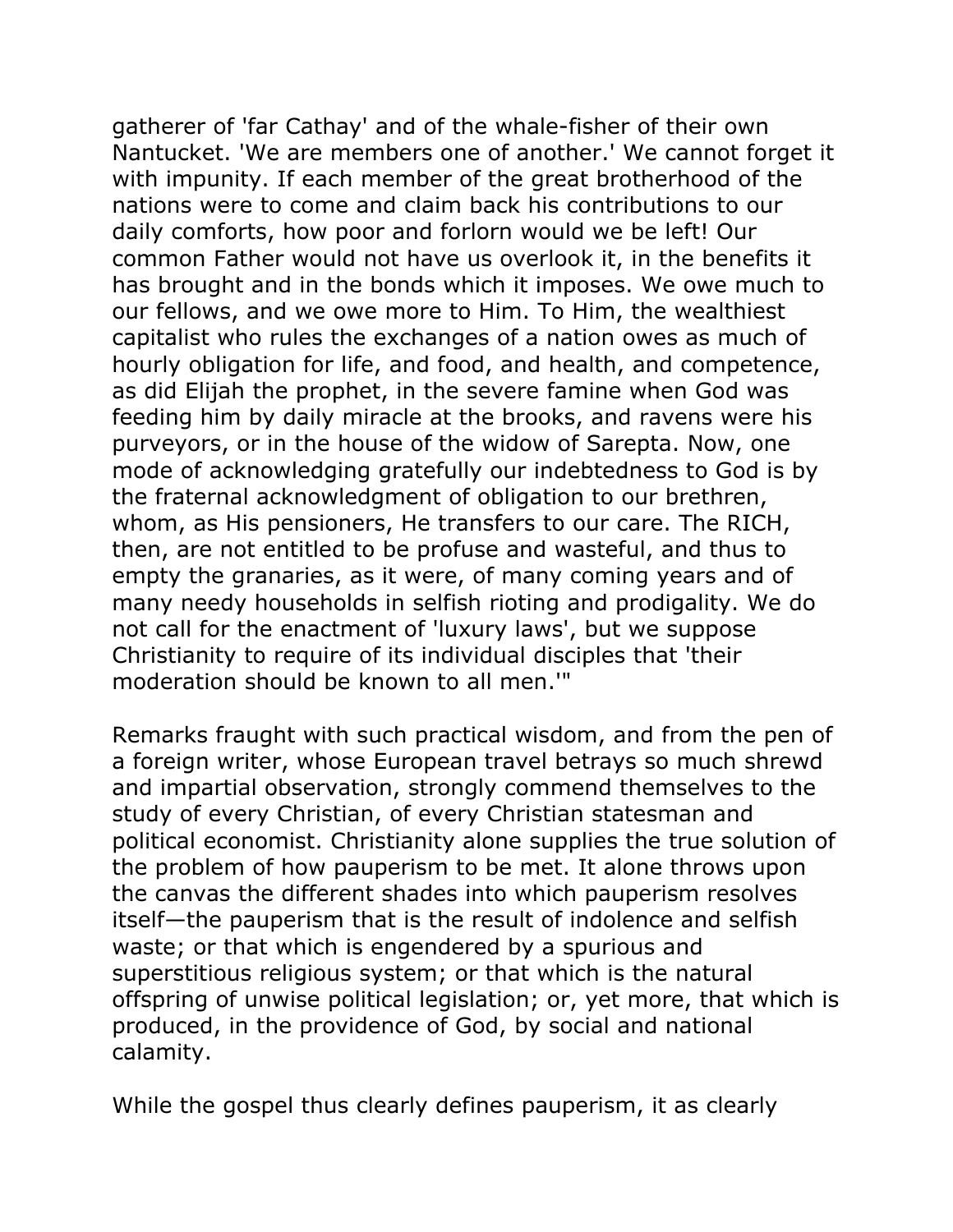gatherer of 'far Cathay' and of the whale-fisher of their own Nantucket. 'We are members one of another.' We cannot forget it with impunity. If each member of the great brotherhood of the nations were to come and claim back his contributions to our daily comforts, how poor and forlorn would we be left! Our common Father would not have us overlook it, in the benefits it has brought and in the bonds which it imposes. We owe much to our fellows, and we owe more to Him. To Him, the wealthiest capitalist who rules the exchanges of a nation owes as much of hourly obligation for life, and food, and health, and competence, as did Elijah the prophet, in the severe famine when God was feeding him by daily miracle at the brooks, and ravens were his purveyors, or in the house of the widow of Sarepta. Now, one mode of acknowledging gratefully our indebtedness to God is by the fraternal acknowledgment of obligation to our brethren, whom, as His pensioners, He transfers to our care. The RICH, then, are not entitled to be profuse and wasteful, and thus to empty the granaries, as it were, of many coming years and of many needy households in selfish rioting and prodigality. We do not call for the enactment of 'luxury laws', but we suppose Christianity to require of its individual disciples that 'their moderation should be known to all men.'"

Remarks fraught with such practical wisdom, and from the pen of a foreign writer, whose European travel betrays so much shrewd and impartial observation, strongly commend themselves to the study of every Christian, of every Christian statesman and political economist. Christianity alone supplies the true solution of the problem of how pauperism to be met. It alone throws upon the canvas the different shades into which pauperism resolves itself—the pauperism that is the result of indolence and selfish waste; or that which is engendered by a spurious and superstitious religious system; or that which is the natural offspring of unwise political legislation; or, yet more, that which is produced, in the providence of God, by social and national calamity.

While the gospel thus clearly defines pauperism, it as clearly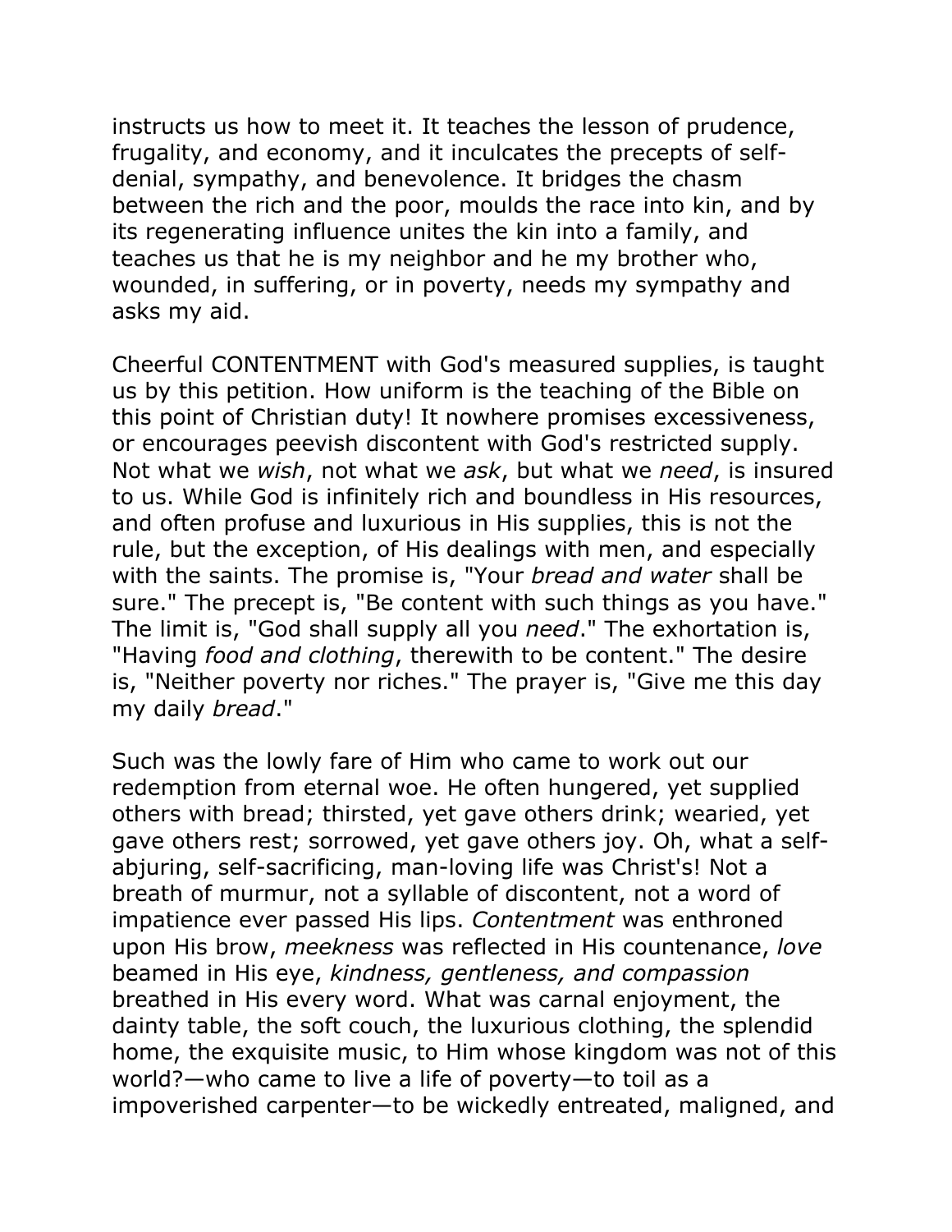instructs us how to meet it. It teaches the lesson of prudence, frugality, and economy, and it inculcates the precepts of self-denial, sympathy, and benevolence. It bridges the chasm between the rich and the poor, moulds the race into kin, and by its regenerating influence unites the kin into a family, and teaches us that he is my neighbor and he my brother who, wounded, in suffering, or in poverty, needs my sympathy and asks my aid.

Cheerful CONTENTMENT with God's measured supplies, is taught us by this petition. How uniform is the teaching of the Bible on this point of Christian duty! It nowhere promises excessiveness, or encourages peevish discontent with God's restricted supply. Not what we *wish*, not what we *ask*, but what we *need*, is insured to us. While God is infinitely rich and boundless in His resources, and often profuse and luxurious in His supplies, this is not the rule, but the exception, of His dealings with men, and especially with the saints. The promise is, "Your *bread and water* shall be sure." The precept is, "Be content with such things as you have." The limit is, "God shall supply all you *need*." The exhortation is, "Having *food and clothing*, therewith to be content." The desire is, "Neither poverty nor riches." The prayer is, "Give me this day my daily *bread*."

Such was the lowly fare of Him who came to work out our redemption from eternal woe. He often hungered, yet supplied others with bread; thirsted, yet gave others drink; wearied, yet gave others rest; sorrowed, yet gave others joy. Oh, what a self-abjuring, self-sacrificing, man-loving life was Christ's! Not a breath of murmur, not a syllable of discontent, not a word of impatience ever passed His lips. *Contentment* was enthroned upon His brow, *meekness* was reflected in His countenance, *love* beamed in His eye, *kindness, gentleness, and compassion* breathed in His every word. What was carnal enjoyment, the dainty table, the soft couch, the luxurious clothing, the splendid home, the exquisite music, to Him whose kingdom was not of this world?—who came to live a life of poverty—to toil as a impoverished carpenter—to be wickedly entreated, maligned, and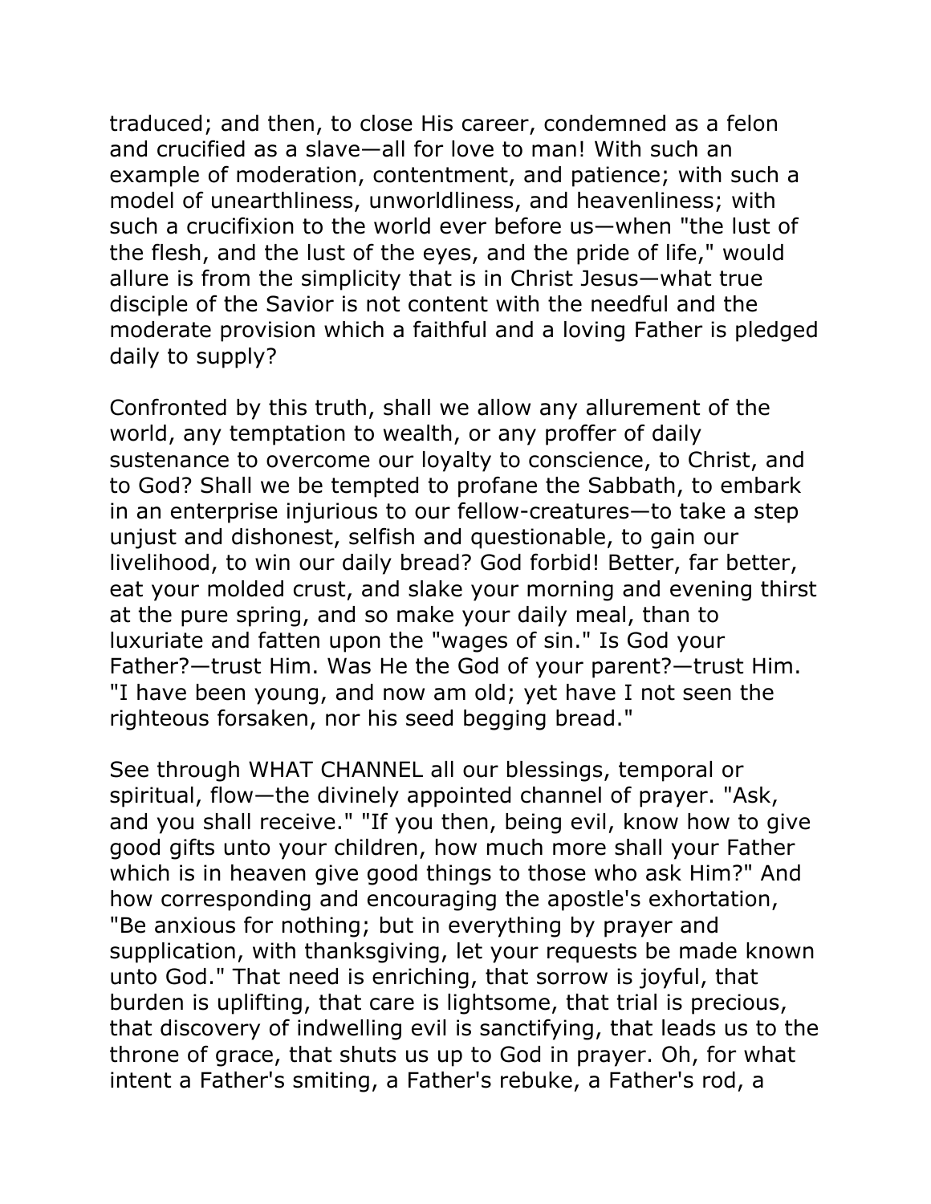traduced; and then, to close His career, condemned as a felon and crucified as a slave—all for love to man! With such an example of moderation, contentment, and patience; with such a model of unearthliness, unworldliness, and heavenliness; with such a crucifixion to the world ever before us—when "the lust of the flesh, and the lust of the eyes, and the pride of life," would allure is from the simplicity that is in Christ Jesus—what true disciple of the Savior is not content with the needful and the moderate provision which a faithful and a loving Father is pledged daily to supply?

Confronted by this truth, shall we allow any allurement of the world, any temptation to wealth, or any proffer of daily sustenance to overcome our loyalty to conscience, to Christ, and to God? Shall we be tempted to profane the Sabbath, to embark in an enterprise injurious to our fellow-creatures—to take a step unjust and dishonest, selfish and questionable, to gain our livelihood, to win our daily bread? God forbid! Better, far better, eat your molded crust, and slake your morning and evening thirst at the pure spring, and so make your daily meal, than to luxuriate and fatten upon the "wages of sin." Is God your Father?—trust Him. Was He the God of your parent?—trust Him. "I have been young, and now am old; yet have I not seen the righteous forsaken, nor his seed begging bread."

See through WHAT CHANNEL all our blessings, temporal or spiritual, flow—the divinely appointed channel of prayer. "Ask, and you shall receive." "If you then, being evil, know how to give good gifts unto your children, how much more shall your Father which is in heaven give good things to those who ask Him?" And how corresponding and encouraging the apostle's exhortation, "Be anxious for nothing; but in everything by prayer and supplication, with thanksgiving, let your requests be made known unto God." That need is enriching, that sorrow is joyful, that burden is uplifting, that care is lightsome, that trial is precious, that discovery of indwelling evil is sanctifying, that leads us to the throne of grace, that shuts us up to God in prayer. Oh, for what intent a Father's smiting, a Father's rebuke, a Father's rod, a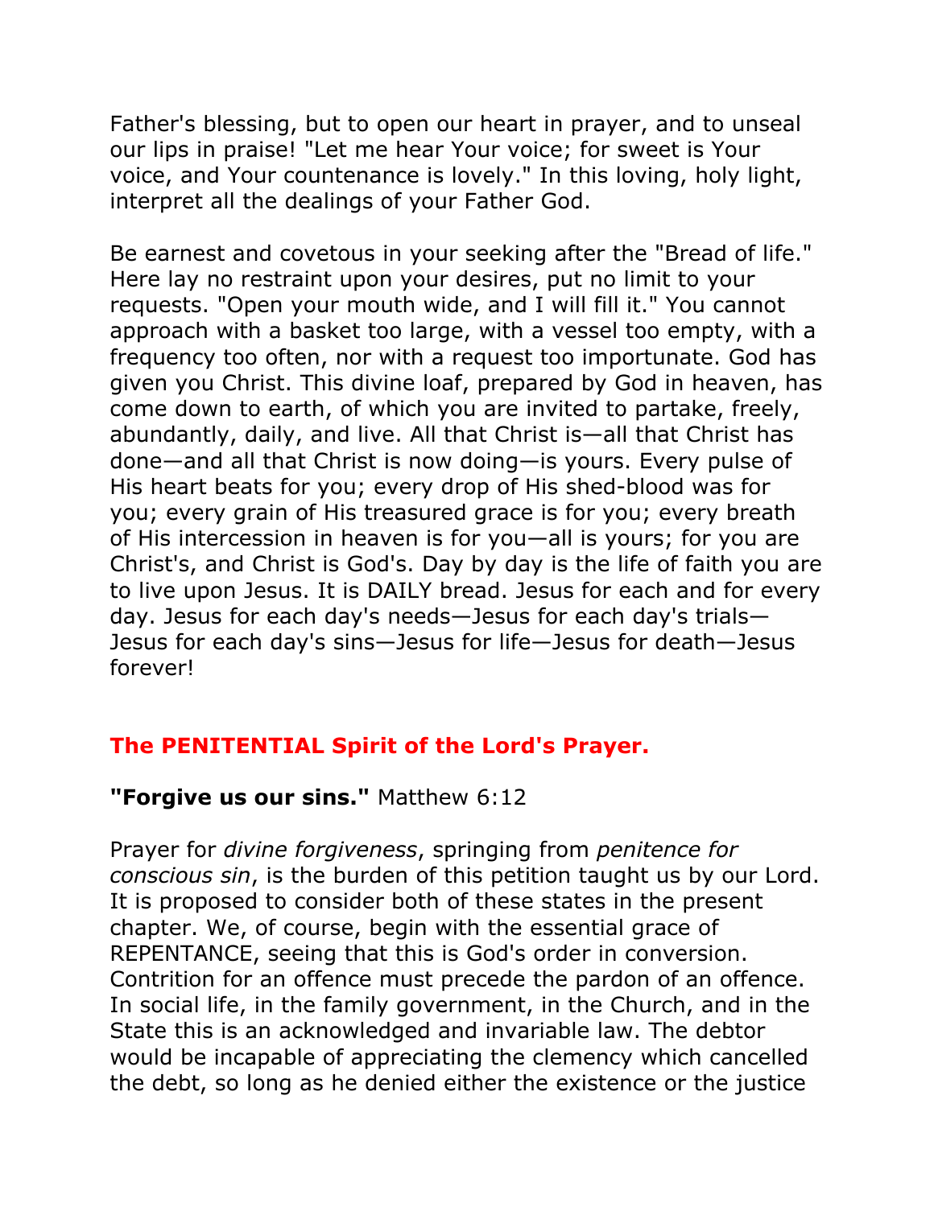Father's blessing, but to open our heart in prayer, and to unseal our lips in praise! "Let me hear Your voice; for sweet is Your voice, and Your countenance is lovely." In this loving, holy light, interpret all the dealings of your Father God.

Be earnest and covetous in your seeking after the "Bread of life." Here lay no restraint upon your desires, put no limit to your requests. "Open your mouth wide, and I will fill it." You cannot approach with a basket too large, with a vessel too empty, with a frequency too often, nor with a request too importunate. God has given you Christ. This divine loaf, prepared by God in heaven, has come down to earth, of which you are invited to partake, freely, abundantly, daily, and live. All that Christ is—all that Christ has done—and all that Christ is now doing—is yours. Every pulse of His heart beats for you; every drop of His shed-blood was for you; every grain of His treasured grace is for you; every breath of His intercession in heaven is for you—all is yours; for you are Christ's, and Christ is God's. Day by day is the life of faith you are to live upon Jesus. It is DAILY bread. Jesus for each and for every day. Jesus for each day's needs—Jesus for each day's trials—Jesus for each day's sins—Jesus for life—Jesus for death—Jesus forever!

## The PENITENTIAL Spirit of the Lord's Prayer.

**"Forgive us our sins."** Matthew 6:12

Prayer for *divine forgiveness*, springing from *penitence for conscious sin*, is the burden of this petition taught us by our Lord. It is proposed to consider both of these states in the present chapter. We, of course, begin with the essential grace of REPENTANCE, seeing that this is God's order in conversion. Contrition for an offence must precede the pardon of an offence. In social life, in the family government, in the Church, and in the State this is an acknowledged and invariable law. The debtor would be incapable of appreciating the clemency which cancelled the debt, so long as he denied either the existence or the justice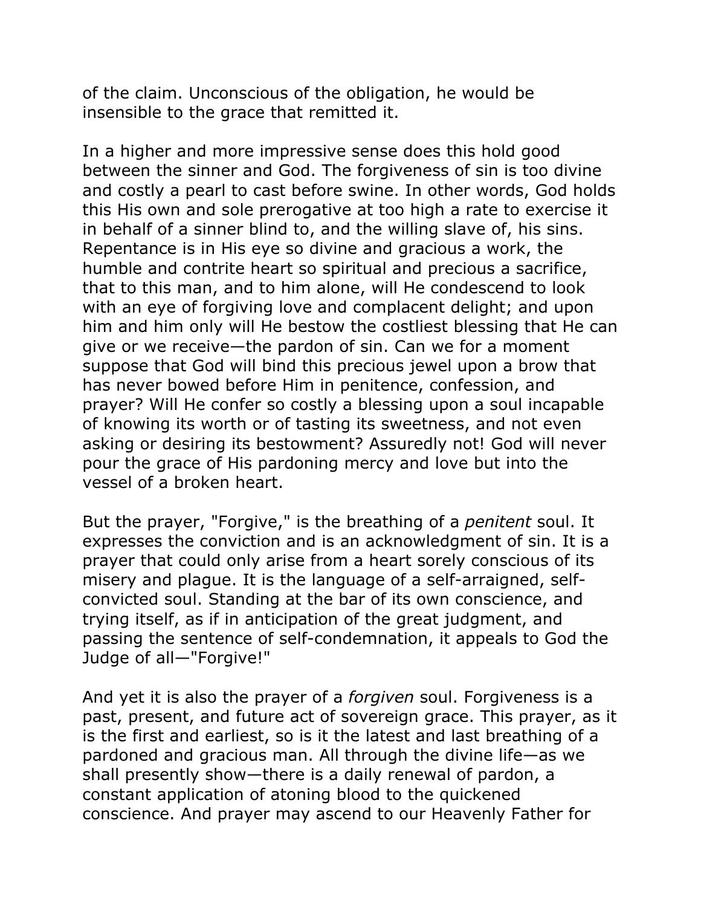of the claim. Unconscious of the obligation, he would be insensible to the grace that remitted it.

In a higher and more impressive sense does this hold good between the sinner and God. The forgiveness of sin is too divine and costly a pearl to cast before swine. In other words, God holds this His own and sole prerogative at too high a rate to exercise it in behalf of a sinner blind to, and the willing slave of, his sins. Repentance is in His eye so divine and gracious a work, the humble and contrite heart so spiritual and precious a sacrifice, that to this man, and to him alone, will He condescend to look with an eye of forgiving love and complacent delight; and upon him and him only will He bestow the costliest blessing that He can give or we receive—the pardon of sin. Can we for a moment suppose that God will bind this precious jewel upon a brow that has never bowed before Him in penitence, confession, and prayer? Will He confer so costly a blessing upon a soul incapable of knowing its worth or of tasting its sweetness, and not even asking or desiring its bestowment? Assuredly not! God will never pour the grace of His pardoning mercy and love but into the vessel of a broken heart.

But the prayer, "Forgive," is the breathing of a *penitent* soul. It expresses the conviction and is an acknowledgment of sin. It is a prayer that could only arise from a heart sorely conscious of its misery and plague. It is the language of a self-arraigned, self-convicted soul. Standing at the bar of its own conscience, and trying itself, as if in anticipation of the great judgment, and passing the sentence of self-condemnation, it appeals to God the Judge of all—"Forgive!"

And yet it is also the prayer of a *forgiven* soul. Forgiveness is a past, present, and future act of sovereign grace. This prayer, as it is the first and earliest, so is it the latest and last breathing of a pardoned and gracious man. All through the divine life—as we shall presently show—there is a daily renewal of pardon, a constant application of atoning blood to the quickened conscience. And prayer may ascend to our Heavenly Father for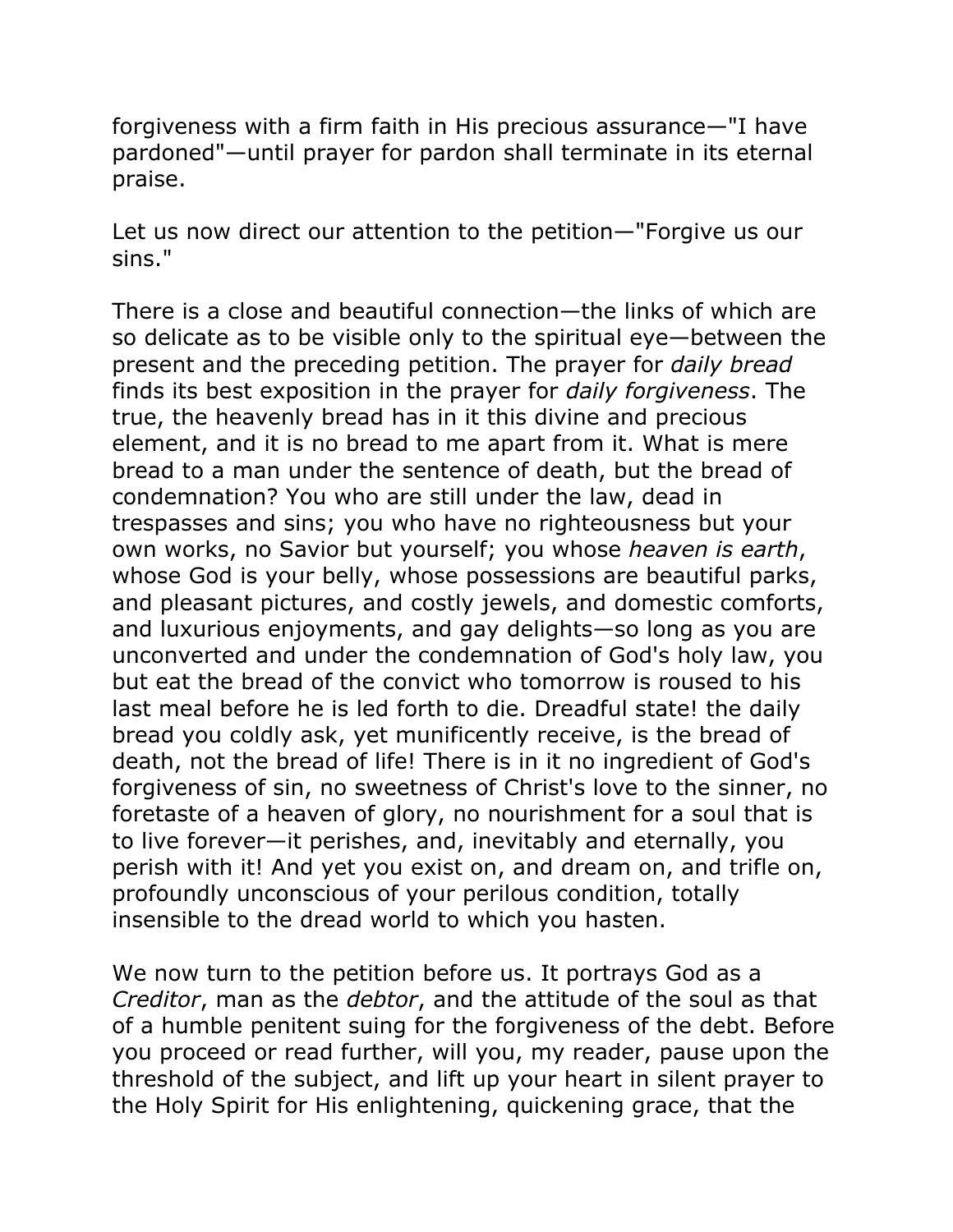forgiveness with a firm faith in His precious assurance—"I have pardoned"—until prayer for pardon shall terminate in its eternal praise.

Let us now direct our attention to the petition—"Forgive us our sins."

There is a close and beautiful connection—the links of which are so delicate as to be visible only to the spiritual eye—between the present and the preceding petition. The prayer for *daily bread* finds its best exposition in the prayer for *daily forgiveness*. The true, the heavenly bread has in it this divine and precious element, and it is no bread to me apart from it. What is mere bread to a man under the sentence of death, but the bread of condemnation? You who are still under the law, dead in trespasses and sins; you who have no righteousness but your own works, no Savior but yourself; you whose *heaven is earth*, whose God is your belly, whose possessions are beautiful parks, and pleasant pictures, and costly jewels, and domestic comforts, and luxurious enjoyments, and gay delights—so long as you are unconverted and under the condemnation of God's holy law, you but eat the bread of the convict who tomorrow is roused to his last meal before he is led forth to die. Dreadful state! the daily bread you coldly ask, yet munificently receive, is the bread of death, not the bread of life! There is in it no ingredient of God's forgiveness of sin, no sweetness of Christ's love to the sinner, no foretaste of a heaven of glory, no nourishment for a soul that is to live forever—it perishes, and, inevitably and eternally, you perish with it! And yet you exist on, and dream on, and trifle on, profoundly unconscious of your perilous condition, totally insensible to the dread world to which you hasten.

We now turn to the petition before us. It portrays God as a *Creditor*, man as the *debtor*, and the attitude of the soul as that of a humble penitent suing for the forgiveness of the debt. Before you proceed or read further, will you, my reader, pause upon the threshold of the subject, and lift up your heart in silent prayer to the Holy Spirit for His enlightening, quickening grace, that the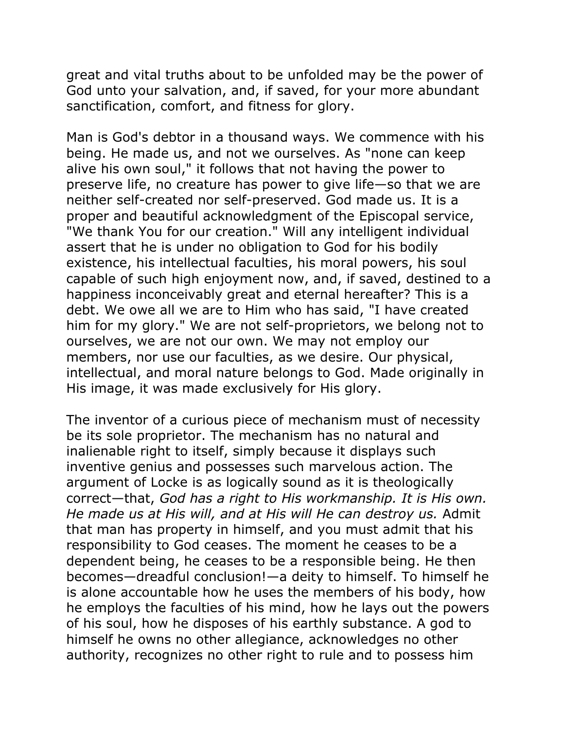great and vital truths about to be unfolded may be the power of God unto your salvation, and, if saved, for your more abundant sanctification, comfort, and fitness for glory.

Man is God's debtor in a thousand ways. We commence with his being. He made us, and not we ourselves. As "none can keep alive his own soul," it follows that not having the power to preserve life, no creature has power to give life—so that we are neither self-created nor self-preserved. God made us. It is a proper and beautiful acknowledgment of the Episcopal service, "We thank You for our creation." Will any intelligent individual assert that he is under no obligation to God for his bodily existence, his intellectual faculties, his moral powers, his soul capable of such high enjoyment now, and, if saved, destined to a happiness inconceivably great and eternal hereafter? This is a debt. We owe all we are to Him who has said, "I have created him for my glory." We are not self-proprietors, we belong not to ourselves, we are not our own. We may not employ our members, nor use our faculties, as we desire. Our physical, intellectual, and moral nature belongs to God. Made originally in His image, it was made exclusively for His glory.

The inventor of a curious piece of mechanism must of necessity be its sole proprietor. The mechanism has no natural and inalienable right to itself, simply because it displays such inventive genius and possesses such marvelous action. The argument of Locke is as logically sound as it is theologically correct—that, *God has a right to His workmanship. It is His own. He made us at His will, and at His will He can destroy us.* Admit that man has property in himself, and you must admit that his responsibility to God ceases. The moment he ceases to be a dependent being, he ceases to be a responsible being. He then becomes—dreadful conclusion!—a deity to himself. To himself he is alone accountable how he uses the members of his body, how he employs the faculties of his mind, how he lays out the powers of his soul, how he disposes of his earthly substance. A god to himself he owns no other allegiance, acknowledges no other authority, recognizes no other right to rule and to possess him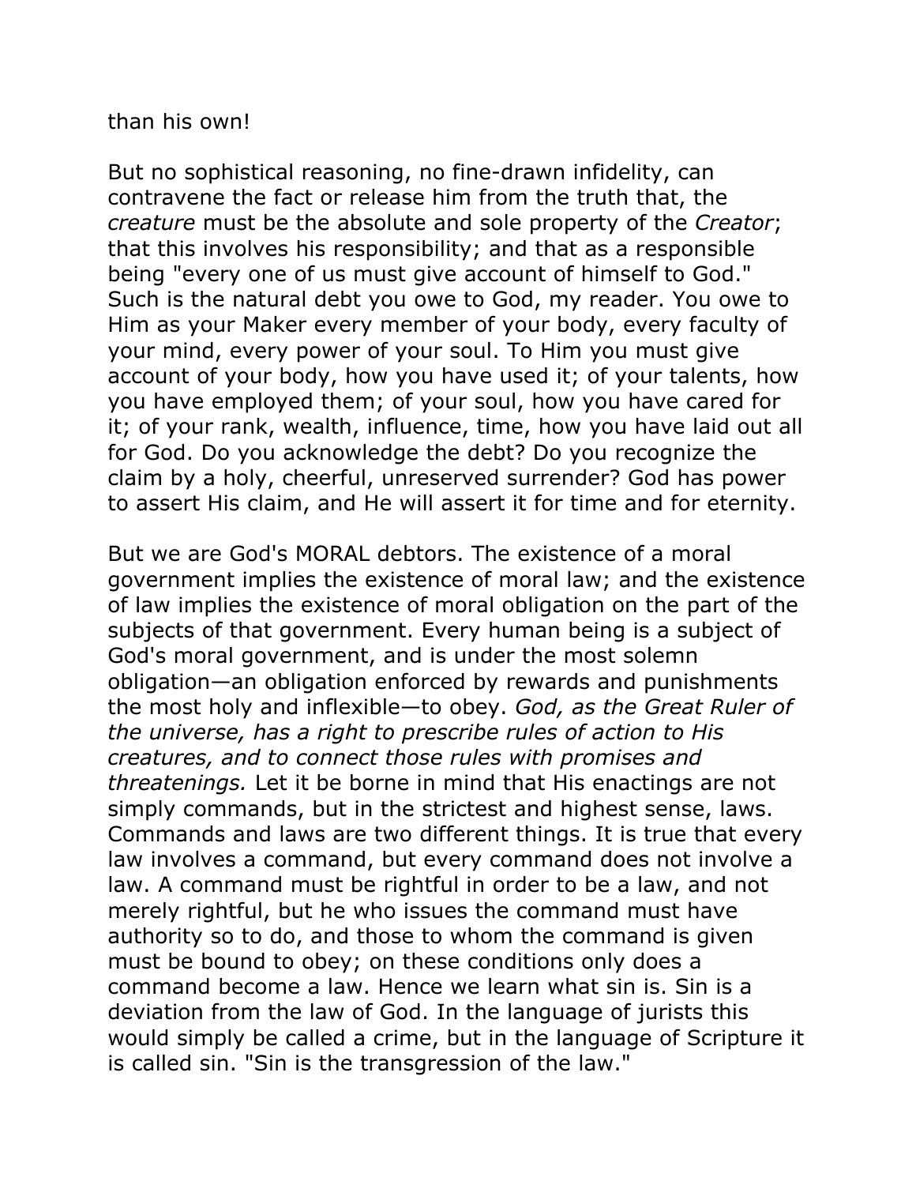than his own!

But no sophistical reasoning, no fine-drawn infidelity, can contravene the fact or release him from the truth that, the *creature* must be the absolute and sole property of the *Creator*; that this involves his responsibility; and that as a responsible being "every one of us must give account of himself to God." Such is the natural debt you owe to God, my reader. You owe to Him as your Maker every member of your body, every faculty of your mind, every power of your soul. To Him you must give account of your body, how you have used it; of your talents, how you have employed them; of your soul, how you have cared for it; of your rank, wealth, influence, time, how you have laid out all for God. Do you acknowledge the debt? Do you recognize the claim by a holy, cheerful, unreserved surrender? God has power to assert His claim, and He will assert it for time and for eternity.

But we are God's MORAL debtors. The existence of a moral government implies the existence of moral law; and the existence of law implies the existence of moral obligation on the part of the subjects of that government. Every human being is a subject of God's moral government, and is under the most solemn obligation—an obligation enforced by rewards and punishments the most holy and inflexible—to obey. *God, as the Great Ruler of the universe, has a right to prescribe rules of action to His creatures, and to connect those rules with promises and threatenings.* Let it be borne in mind that His enactings are not simply commands, but in the strictest and highest sense, laws. Commands and laws are two different things. It is true that every law involves a command, but every command does not involve a law. A command must be rightful in order to be a law, and not merely rightful, but he who issues the command must have authority so to do, and those to whom the command is given must be bound to obey; on these conditions only does a command become a law. Hence we learn what sin is. Sin is a deviation from the law of God. In the language of jurists this would simply be called a crime, but in the language of Scripture it is called sin. "Sin is the transgression of the law."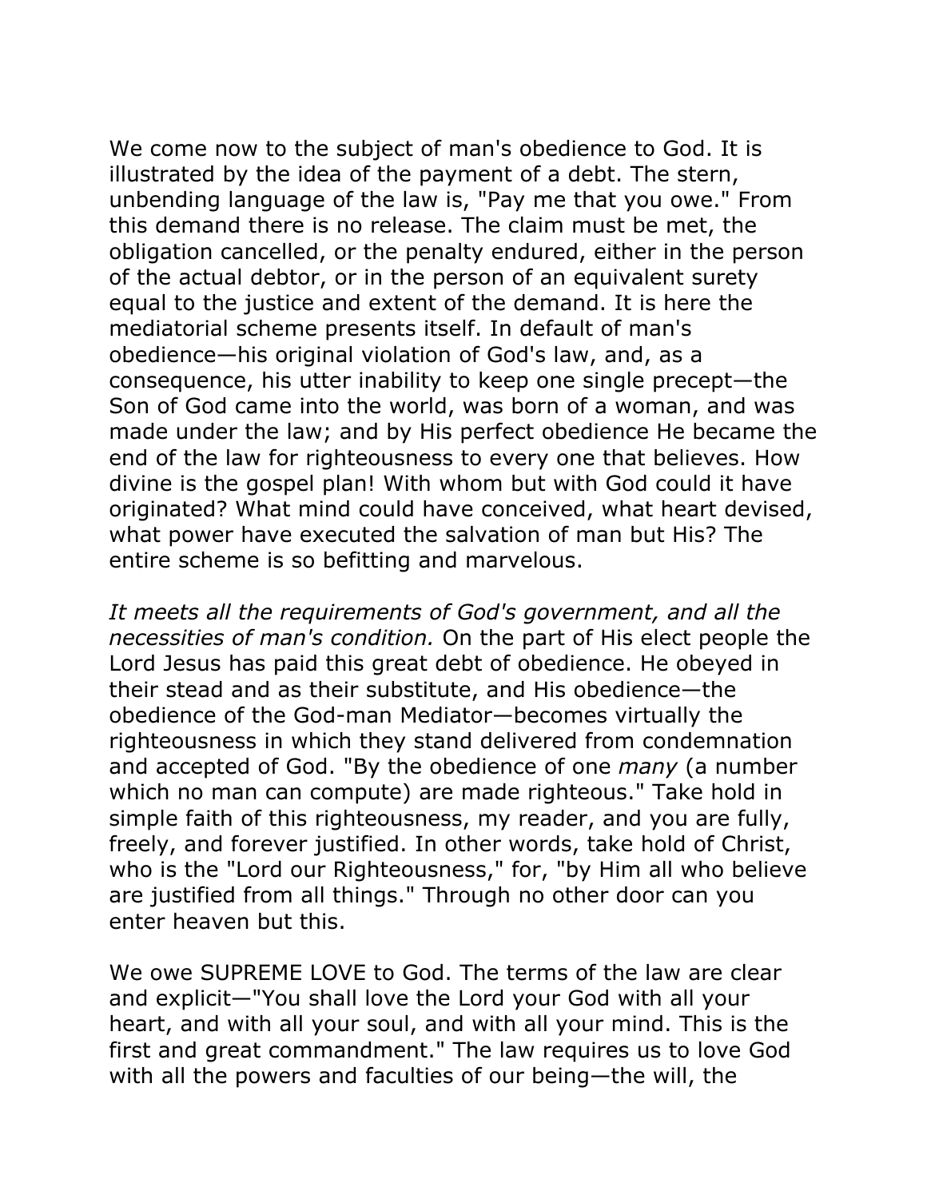We come now to the subject of man's obedience to God. It is illustrated by the idea of the payment of a debt. The stern, unbending language of the law is, "Pay me that you owe." From this demand there is no release. The claim must be met, the obligation cancelled, or the penalty endured, either in the person of the actual debtor, or in the person of an equivalent surety equal to the justice and extent of the demand. It is here the mediatorial scheme presents itself. In default of man's obedience—his original violation of God's law, and, as a consequence, his utter inability to keep one single precept—the Son of God came into the world, was born of a woman, and was made under the law; and by His perfect obedience He became the end of the law for righteousness to every one that believes. How divine is the gospel plan! With whom but with God could it have originated? What mind could have conceived, what heart devised, what power have executed the salvation of man but His? The entire scheme is so befitting and marvelous.

*It meets all the requirements of God's government, and all the necessities of man's condition.* On the part of His elect people the Lord Jesus has paid this great debt of obedience. He obeyed in their stead and as their substitute, and His obedience—the obedience of the God-man Mediator—becomes virtually the righteousness in which they stand delivered from condemnation and accepted of God. "By the obedience of one *many* (a number which no man can compute) are made righteous." Take hold in simple faith of this righteousness, my reader, and you are fully, freely, and forever justified. In other words, take hold of Christ, who is the "Lord our Righteousness," for, "by Him all who believe are justified from all things." Through no other door can you enter heaven but this.

We owe SUPREME LOVE to God. The terms of the law are clear and explicit—"You shall love the Lord your God with all your heart, and with all your soul, and with all your mind. This is the first and great commandment." The law requires us to love God with all the powers and faculties of our being—the will, the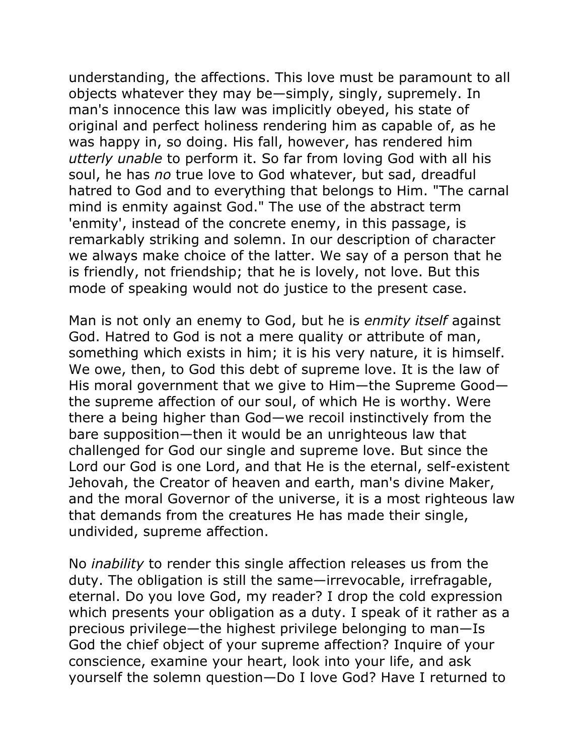understanding, the affections. This love must be paramount to all objects whatever they may be—simply, singly, supremely. In man's innocence this law was implicitly obeyed, his state of original and perfect holiness rendering him as capable of, as he was happy in, so doing. His fall, however, has rendered him *utterly unable* to perform it. So far from loving God with all his soul, he has *no* true love to God whatever, but sad, dreadful hatred to God and to everything that belongs to Him. "The carnal mind is enmity against God." The use of the abstract term 'enmity', instead of the concrete enemy, in this passage, is remarkably striking and solemn. In our description of character we always make choice of the latter. We say of a person that he is friendly, not friendship; that he is lovely, not love. But this mode of speaking would not do justice to the present case.

Man is not only an enemy to God, but he is *enmity itself* against God. Hatred to God is not a mere quality or attribute of man, something which exists in him; it is his very nature, it is himself. We owe, then, to God this debt of supreme love. It is the law of His moral government that we give to Him—the Supreme Good—the supreme affection of our soul, of which He is worthy. Were there a being higher than God—we recoil instinctively from the bare supposition—then it would be an unrighteous law that challenged for God our single and supreme love. But since the Lord our God is one Lord, and that He is the eternal, self-existent Jehovah, the Creator of heaven and earth, man's divine Maker, and the moral Governor of the universe, it is a most righteous law that demands from the creatures He has made their single, undivided, supreme affection.

No *inability* to render this single affection releases us from the duty. The obligation is still the same—irrevocable, irrefragable, eternal. Do you love God, my reader? I drop the cold expression which presents your obligation as a duty. I speak of it rather as a precious privilege—the highest privilege belonging to man—Is God the chief object of your supreme affection? Inquire of your conscience, examine your heart, look into your life, and ask yourself the solemn question—Do I love God? Have I returned to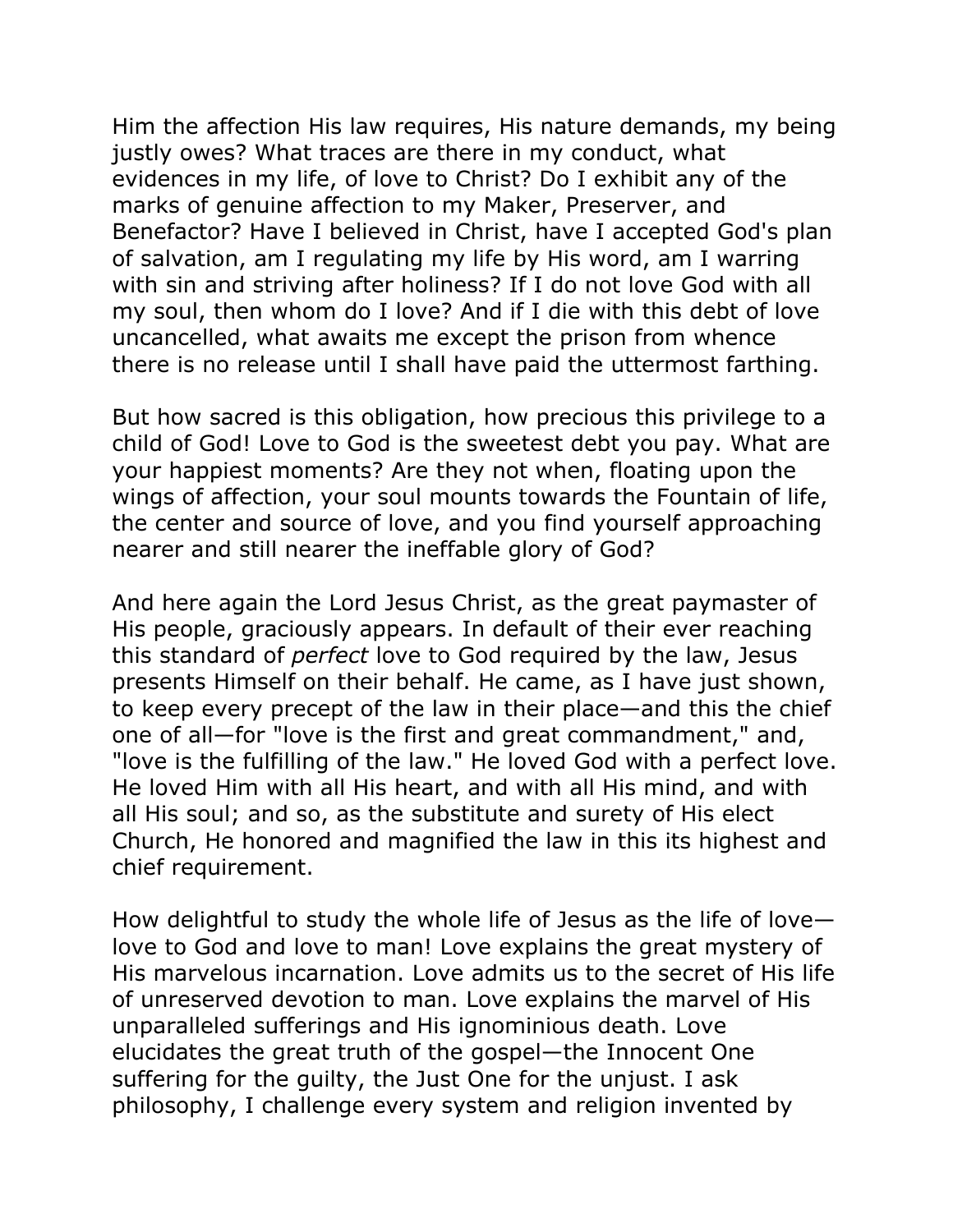Him the affection His law requires, His nature demands, my being justly owes? What traces are there in my conduct, what evidences in my life, of love to Christ? Do I exhibit any of the marks of genuine affection to my Maker, Preserver, and Benefactor? Have I believed in Christ, have I accepted God's plan of salvation, am I regulating my life by His word, am I warring with sin and striving after holiness? If I do not love God with all my soul, then whom do I love? And if I die with this debt of love uncancelled, what awaits me except the prison from whence there is no release until I shall have paid the uttermost farthing.

But how sacred is this obligation, how precious this privilege to a child of God! Love to God is the sweetest debt you pay. What are your happiest moments? Are they not when, floating upon the wings of affection, your soul mounts towards the Fountain of life, the center and source of love, and you find yourself approaching nearer and still nearer the ineffable glory of God?

And here again the Lord Jesus Christ, as the great paymaster of His people, graciously appears. In default of their ever reaching this standard of *perfect* love to God required by the law, Jesus presents Himself on their behalf. He came, as I have just shown, to keep every precept of the law in their place—and this the chief one of all—for "love is the first and great commandment," and, "love is the fulfilling of the law." He loved God with a perfect love. He loved Him with all His heart, and with all His mind, and with all His soul; and so, as the substitute and surety of His elect Church, He honored and magnified the law in this its highest and chief requirement.

How delightful to study the whole life of Jesus as the life of love—love to God and love to man! Love explains the great mystery of His marvelous incarnation. Love admits us to the secret of His life of unreserved devotion to man. Love explains the marvel of His unparalleled sufferings and His ignominious death. Love elucidates the great truth of the gospel—the Innocent One suffering for the guilty, the Just One for the unjust. I ask philosophy, I challenge every system and religion invented by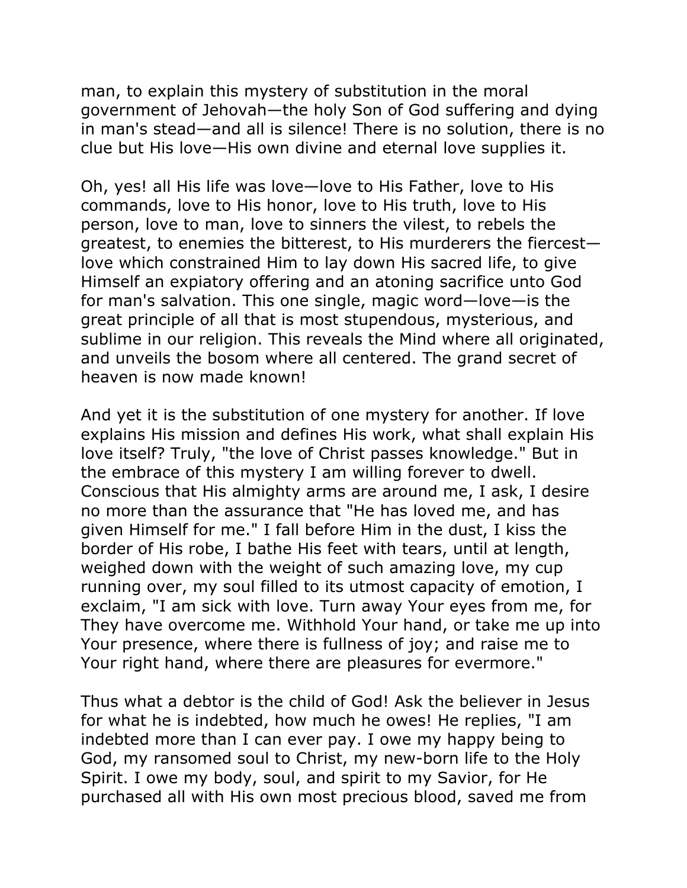man, to explain this mystery of substitution in the moral government of Jehovah—the holy Son of God suffering and dying in man's stead—and all is silence! There is no solution, there is no clue but His love—His own divine and eternal love supplies it.

Oh, yes! all His life was love—love to His Father, love to His commands, love to His honor, love to His truth, love to His person, love to man, love to sinners the vilest, to rebels the greatest, to enemies the bitterest, to His murderers the fiercest—love which constrained Him to lay down His sacred life, to give Himself an expiatory offering and an atoning sacrifice unto God for man's salvation. This one single, magic word—love—is the great principle of all that is most stupendous, mysterious, and sublime in our religion. This reveals the Mind where all originated, and unveils the bosom where all centered. The grand secret of heaven is now made known!

And yet it is the substitution of one mystery for another. If love explains His mission and defines His work, what shall explain His love itself? Truly, "the love of Christ passes knowledge." But in the embrace of this mystery I am willing forever to dwell. Conscious that His almighty arms are around me, I ask, I desire no more than the assurance that "He has loved me, and has given Himself for me." I fall before Him in the dust, I kiss the border of His robe, I bathe His feet with tears, until at length, weighed down with the weight of such amazing love, my cup running over, my soul filled to its utmost capacity of emotion, I exclaim, "I am sick with love. Turn away Your eyes from me, for They have overcome me. Withhold Your hand, or take me up into Your presence, where there is fullness of joy; and raise me to Your right hand, where there are pleasures for evermore."

Thus what a debtor is the child of God! Ask the believer in Jesus for what he is indebted, how much he owes! He replies, "I am indebted more than I can ever pay. I owe my happy being to God, my ransomed soul to Christ, my new-born life to the Holy Spirit. I owe my body, soul, and spirit to my Savior, for He purchased all with His own most precious blood, saved me from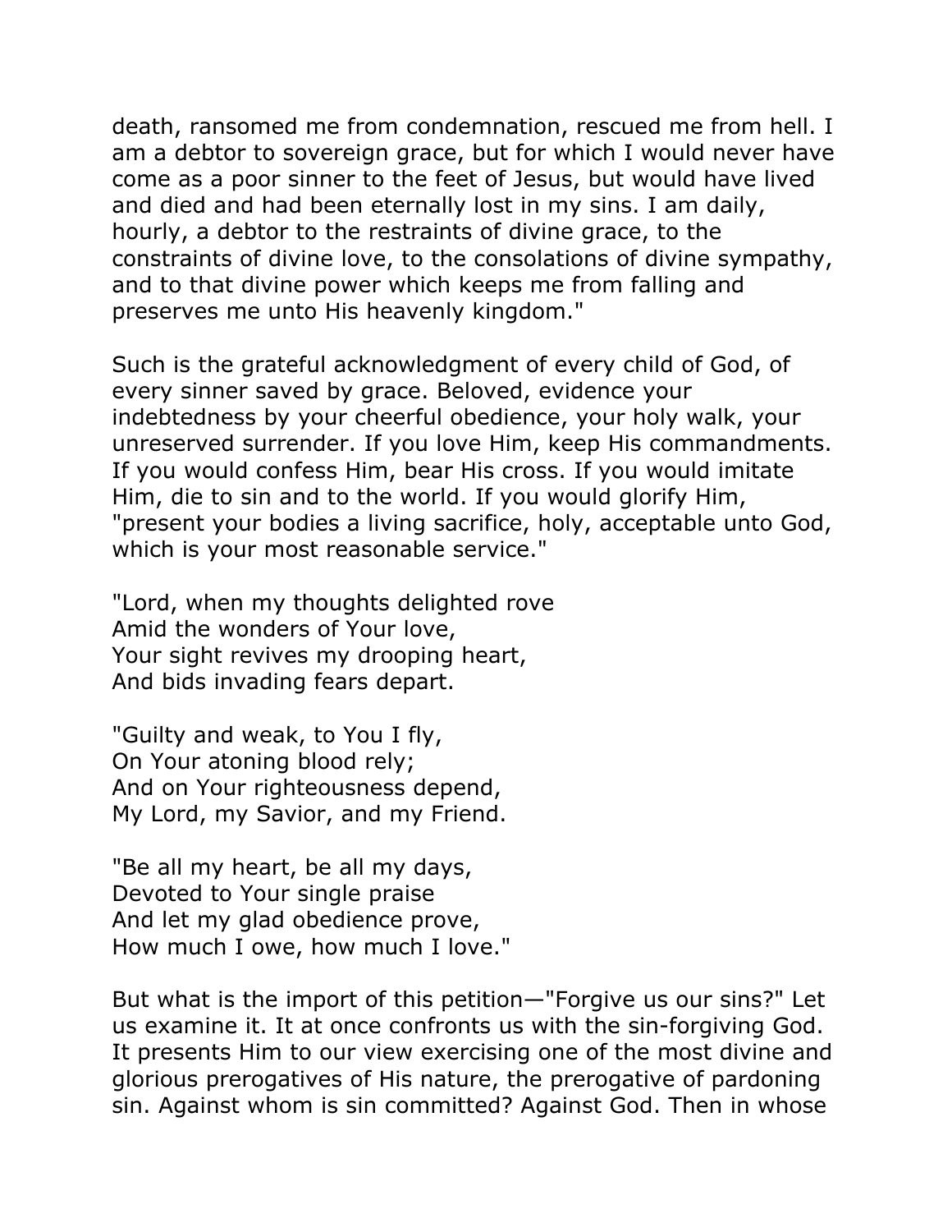death, ransomed me from condemnation, rescued me from hell. I am a debtor to sovereign grace, but for which I would never have come as a poor sinner to the feet of Jesus, but would have lived and died and had been eternally lost in my sins. I am daily, hourly, a debtor to the restraints of divine grace, to the constraints of divine love, to the consolations of divine sympathy, and to that divine power which keeps me from falling and preserves me unto His heavenly kingdom."

Such is the grateful acknowledgment of every child of God, of every sinner saved by grace. Beloved, evidence your indebtedness by your cheerful obedience, your holy walk, your unreserved surrender. If you love Him, keep His commandments. If you would confess Him, bear His cross. If you would imitate Him, die to sin and to the world. If you would glorify Him, "present your bodies a living sacrifice, holy, acceptable unto God, which is your most reasonable service."

"Lord, when my thoughts delighted rove  
Amid the wonders of Your love,  
Your sight revives my drooping heart,  
And bids invading fears depart.

"Guilty and weak, to You I fly,  
On Your atoning blood rely;  
And on Your righteousness depend,  
My Lord, my Savior, and my Friend.

"Be all my heart, be all my days,  
Devoted to Your single praise  
And let my glad obedience prove,  
How much I owe, how much I love."

But what is the import of this petition—"Forgive us our sins?" Let us examine it. It at once confronts us with the sin-forgiving God. It presents Him to our view exercising one of the most divine and glorious prerogatives of His nature, the prerogative of pardoning sin. Against whom is sin committed? Against God. Then in whose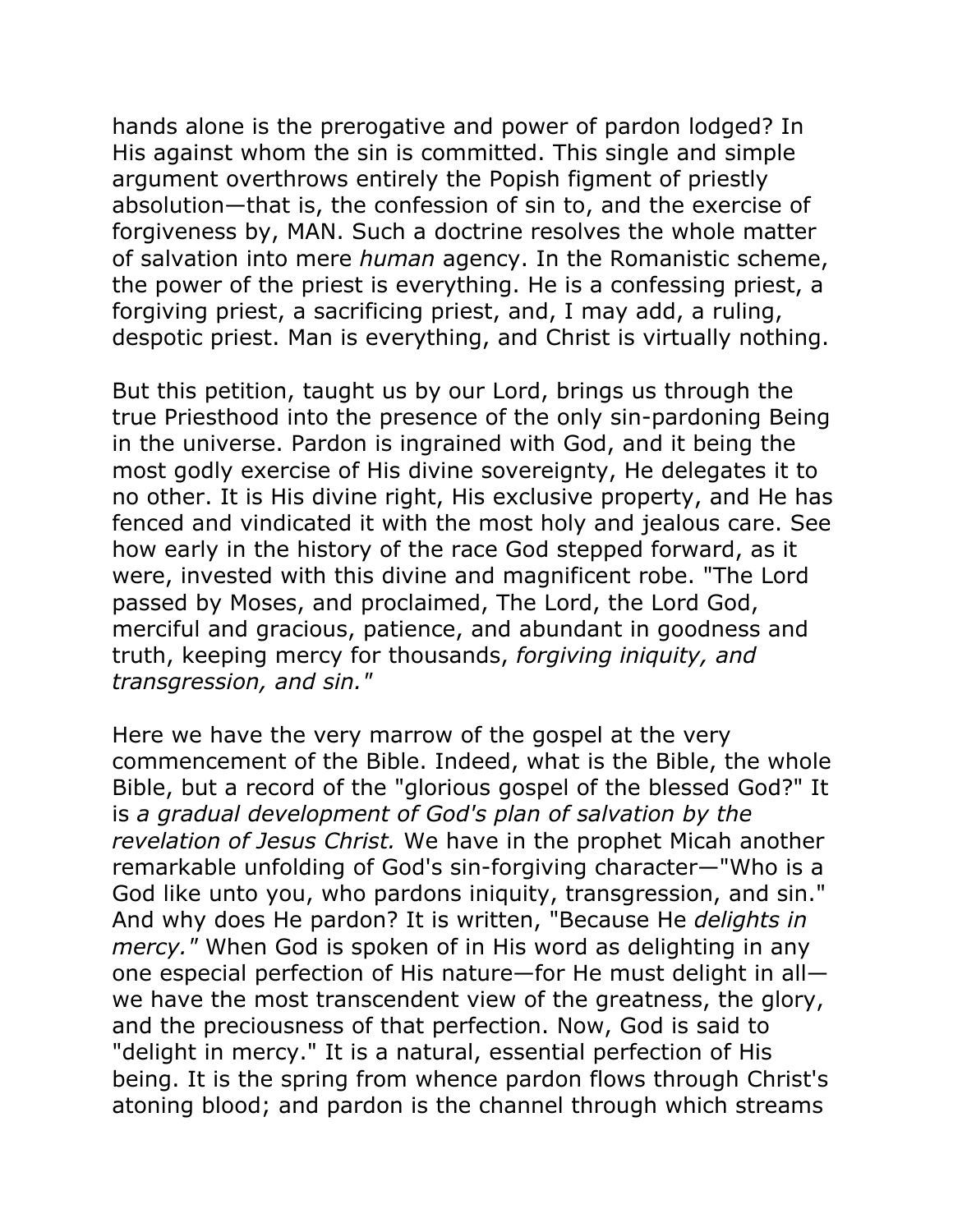hands alone is the prerogative and power of pardon lodged? In His against whom the sin is committed. This single and simple argument overthrows entirely the Popish figment of priestly absolution—that is, the confession of sin to, and the exercise of forgiveness by, MAN. Such a doctrine resolves the whole matter of salvation into mere *human* agency. In the Romanistic scheme, the power of the priest is everything. He is a confessing priest, a forgiving priest, a sacrificing priest, and, I may add, a ruling, despotic priest. Man is everything, and Christ is virtually nothing.

But this petition, taught us by our Lord, brings us through the true Priesthood into the presence of the only sin-pardoning Being in the universe. Pardon is ingrained with God, and it being the most godly exercise of His divine sovereignty, He delegates it to no other. It is His divine right, His exclusive property, and He has fenced and vindicated it with the most holy and jealous care. See how early in the history of the race God stepped forward, as it were, invested with this divine and magnificent robe. "The Lord passed by Moses, and proclaimed, The Lord, the Lord God, merciful and gracious, patience, and abundant in goodness and truth, keeping mercy for thousands, *forgiving iniquity, and transgression, and sin."*

Here we have the very marrow of the gospel at the very commencement of the Bible. Indeed, what is the Bible, the whole Bible, but a record of the "glorious gospel of the blessed God?" It is *a gradual development of God's plan of salvation by the revelation of Jesus Christ.* We have in the prophet Micah another remarkable unfolding of God's sin-forgiving character—"Who is a God like unto you, who pardons iniquity, transgression, and sin." And why does He pardon? It is written, "Because He *delights in mercy."* When God is spoken of in His word as delighting in any one especial perfection of His nature—for He must delight in all—we have the most transcendent view of the greatness, the glory, and the preciousness of that perfection. Now, God is said to "delight in mercy." It is a natural, essential perfection of His being. It is the spring from whence pardon flows through Christ's atoning blood; and pardon is the channel through which streams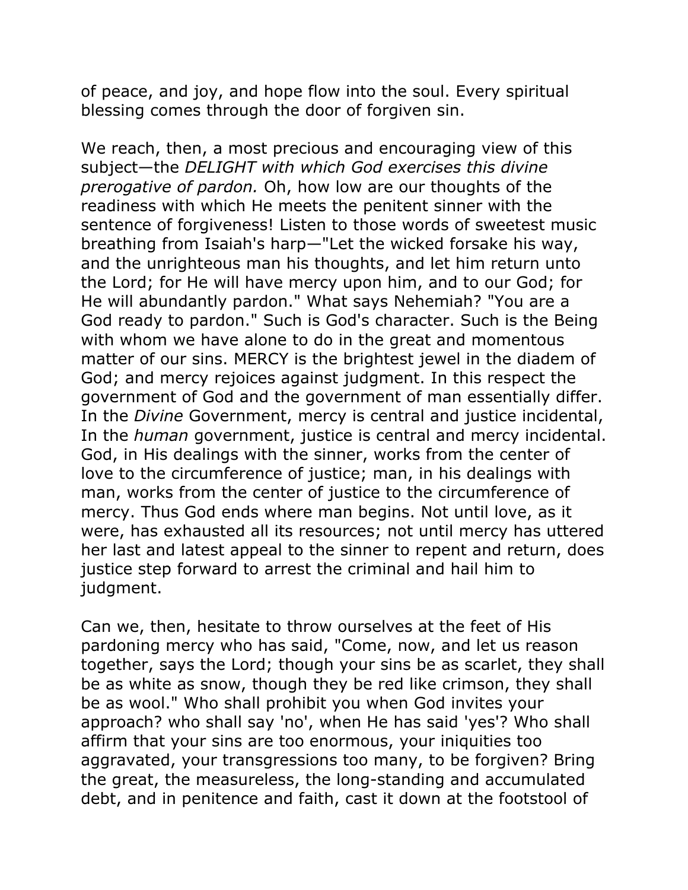of peace, and joy, and hope flow into the soul. Every spiritual blessing comes through the door of forgiven sin.

We reach, then, a most precious and encouraging view of this subject—the *DELIGHT with which God exercises this divine prerogative of pardon.* Oh, how low are our thoughts of the readiness with which He meets the penitent sinner with the sentence of forgiveness! Listen to those words of sweetest music breathing from Isaiah's harp—"Let the wicked forsake his way, and the unrighteous man his thoughts, and let him return unto the Lord; for He will have mercy upon him, and to our God; for He will abundantly pardon." What says Nehemiah? "You are a God ready to pardon." Such is God's character. Such is the Being with whom we have alone to do in the great and momentous matter of our sins. MERCY is the brightest jewel in the diadem of God; and mercy rejoices against judgment. In this respect the government of God and the government of man essentially differ. In the *Divine* Government, mercy is central and justice incidental, In the *human* government, justice is central and mercy incidental. God, in His dealings with the sinner, works from the center of love to the circumference of justice; man, in his dealings with man, works from the center of justice to the circumference of mercy. Thus God ends where man begins. Not until love, as it were, has exhausted all its resources; not until mercy has uttered her last and latest appeal to the sinner to repent and return, does justice step forward to arrest the criminal and hail him to judgment.

Can we, then, hesitate to throw ourselves at the feet of His pardoning mercy who has said, "Come, now, and let us reason together, says the Lord; though your sins be as scarlet, they shall be as white as snow, though they be red like crimson, they shall be as wool." Who shall prohibit you when God invites your approach? who shall say 'no', when He has said 'yes'? Who shall affirm that your sins are too enormous, your iniquities too aggravated, your transgressions too many, to be forgiven? Bring the great, the measureless, the long-standing and accumulated debt, and in penitence and faith, cast it down at the footstool of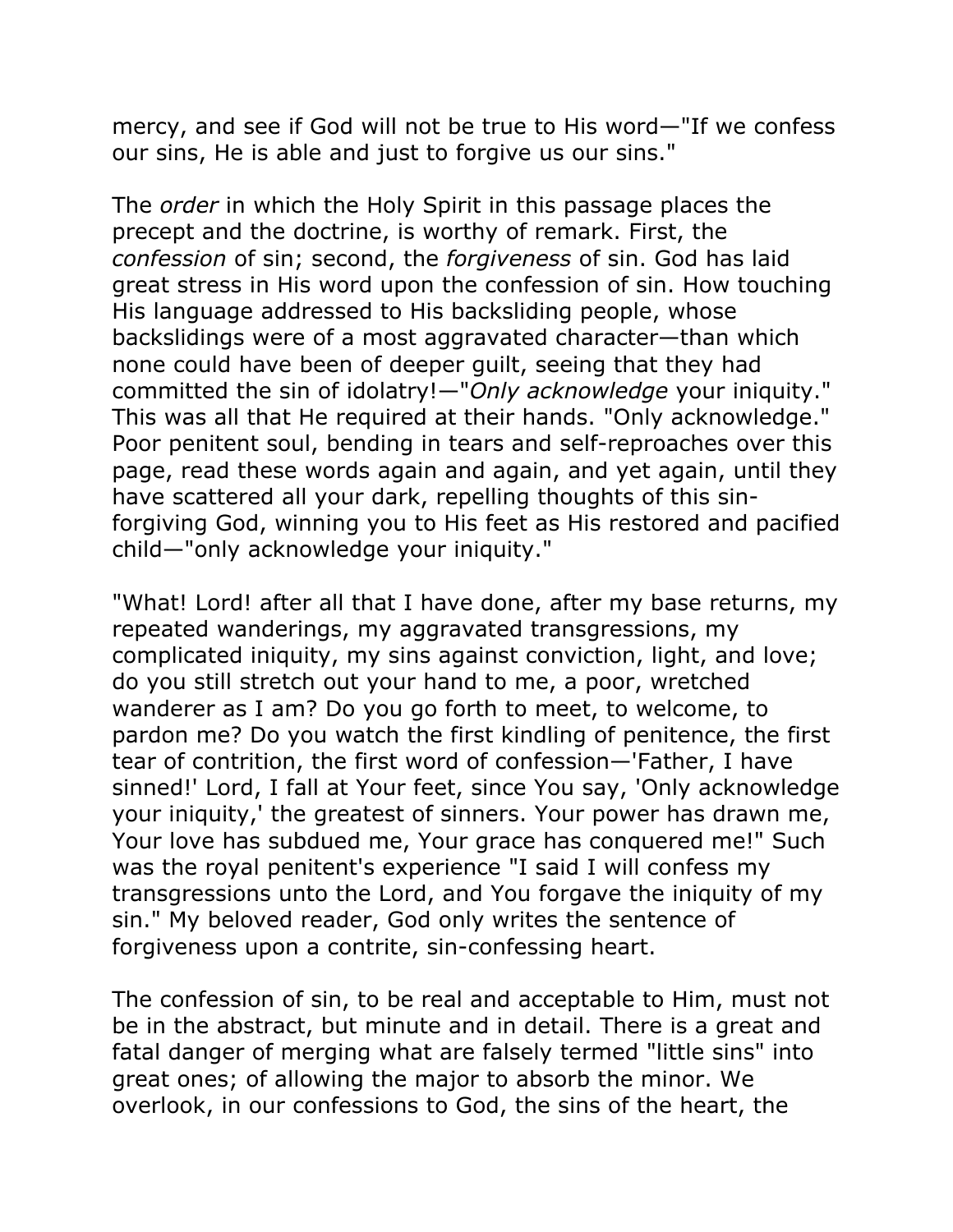mercy, and see if God will not be true to His word—"If we confess our sins, He is able and just to forgive us our sins."

The *order* in which the Holy Spirit in this passage places the precept and the doctrine, is worthy of remark. First, the *confession* of sin; second, the *forgiveness* of sin. God has laid great stress in His word upon the confession of sin. How touching His language addressed to His backsliding people, whose backslidings were of a most aggravated character—than which none could have been of deeper guilt, seeing that they had committed the sin of idolatry!—"*Only acknowledge* your iniquity." This was all that He required at their hands. "Only acknowledge." Poor penitent soul, bending in tears and self-reproaches over this page, read these words again and again, and yet again, until they have scattered all your dark, repelling thoughts of this sin-forgiving God, winning you to His feet as His restored and pacified child—"only acknowledge your iniquity."

"What! Lord! after all that I have done, after my base returns, my repeated wanderings, my aggravated transgressions, my complicated iniquity, my sins against conviction, light, and love; do you still stretch out your hand to me, a poor, wretched wanderer as I am? Do you go forth to meet, to welcome, to pardon me? Do you watch the first kindling of penitence, the first tear of contrition, the first word of confession—'Father, I have sinned!' Lord, I fall at Your feet, since You say, 'Only acknowledge your iniquity,' the greatest of sinners. Your power has drawn me, Your love has subdued me, Your grace has conquered me!" Such was the royal penitent's experience "I said I will confess my transgressions unto the Lord, and You forgave the iniquity of my sin." My beloved reader, God only writes the sentence of forgiveness upon a contrite, sin-confessing heart.

The confession of sin, to be real and acceptable to Him, must not be in the abstract, but minute and in detail. There is a great and fatal danger of merging what are falsely termed "little sins" into great ones; of allowing the major to absorb the minor. We overlook, in our confessions to God, the sins of the heart, the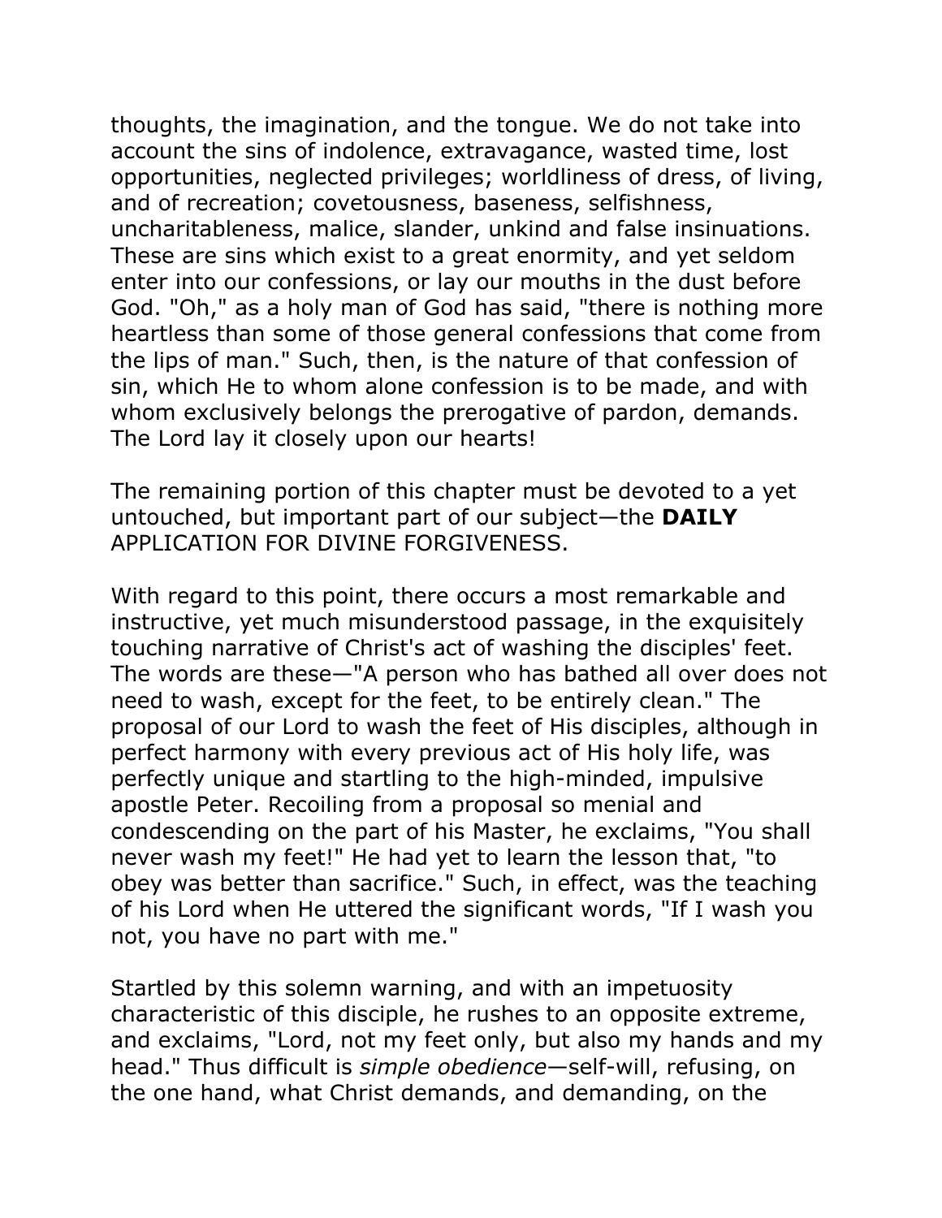thoughts, the imagination, and the tongue. We do not take into account the sins of indolence, extravagance, wasted time, lost opportunities, neglected privileges; worldliness of dress, of living, and of recreation; covetousness, baseness, selfishness, uncharitableness, malice, slander, unkind and false insinuations. These are sins which exist to a great enormity, and yet seldom enter into our confessions, or lay our mouths in the dust before God. "Oh," as a holy man of God has said, "there is nothing more heartless than some of those general confessions that come from the lips of man." Such, then, is the nature of that confession of sin, which He to whom alone confession is to be made, and with whom exclusively belongs the prerogative of pardon, demands. The Lord lay it closely upon our hearts!

The remaining portion of this chapter must be devoted to a yet untouched, but important part of our subject—the **DAILY** APPLICATION FOR DIVINE FORGIVENESS.

With regard to this point, there occurs a most remarkable and instructive, yet much misunderstood passage, in the exquisitely touching narrative of Christ's act of washing the disciples' feet. The words are these—"A person who has bathed all over does not need to wash, except for the feet, to be entirely clean." The proposal of our Lord to wash the feet of His disciples, although in perfect harmony with every previous act of His holy life, was perfectly unique and startling to the high-minded, impulsive apostle Peter. Recoiling from a proposal so menial and condescending on the part of his Master, he exclaims, "You shall never wash my feet!" He had yet to learn the lesson that, "to obey was better than sacrifice." Such, in effect, was the teaching of his Lord when He uttered the significant words, "If I wash you not, you have no part with me."

Startled by this solemn warning, and with an impetuosity characteristic of this disciple, he rushes to an opposite extreme, and exclaims, "Lord, not my feet only, but also my hands and my head." Thus difficult is *simple obedience*—self-will, refusing, on the one hand, what Christ demands, and demanding, on the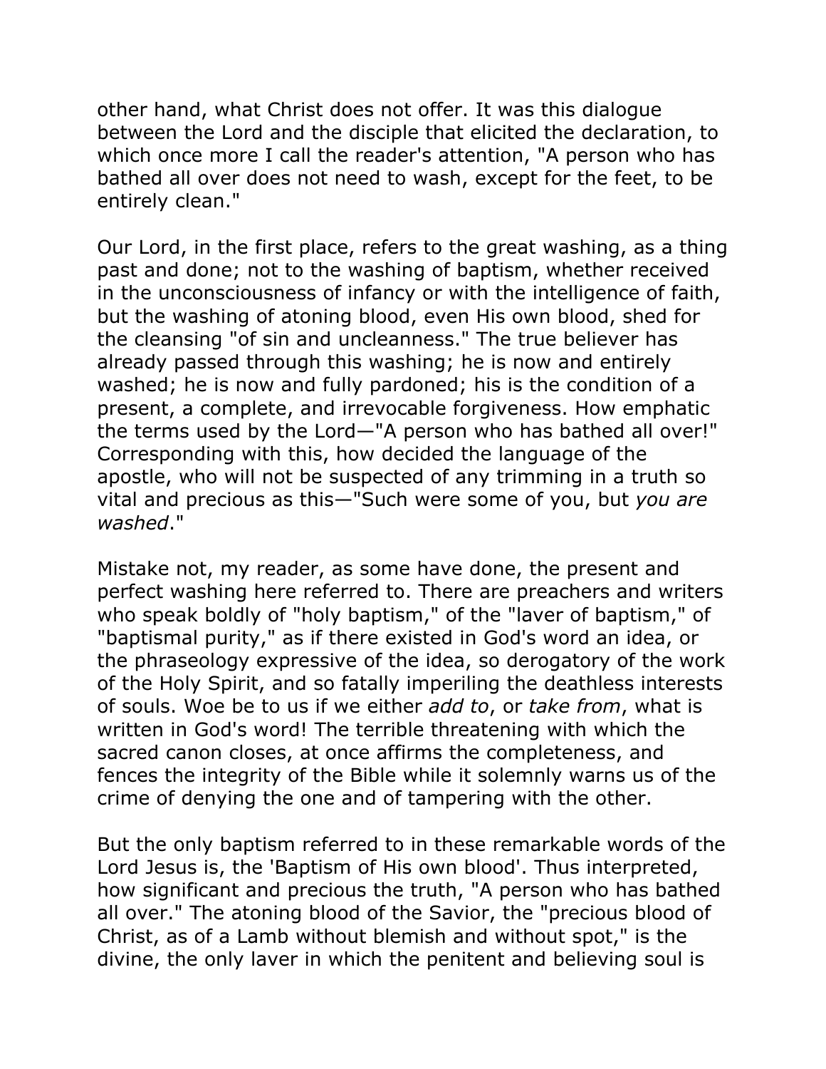other hand, what Christ does not offer. It was this dialogue between the Lord and the disciple that elicited the declaration, to which once more I call the reader's attention, "A person who has bathed all over does not need to wash, except for the feet, to be entirely clean."

Our Lord, in the first place, refers to the great washing, as a thing past and done; not to the washing of baptism, whether received in the unconsciousness of infancy or with the intelligence of faith, but the washing of atoning blood, even His own blood, shed for the cleansing "of sin and uncleanness." The true believer has already passed through this washing; he is now and entirely washed; he is now and fully pardoned; his is the condition of a present, a complete, and irrevocable forgiveness. How emphatic the terms used by the Lord—"A person who has bathed all over!" Corresponding with this, how decided the language of the apostle, who will not be suspected of any trimming in a truth so vital and precious as this—"Such were some of you, but *you are washed*."

Mistake not, my reader, as some have done, the present and perfect washing here referred to. There are preachers and writers who speak boldly of "holy baptism," of the "laver of baptism," of "baptismal purity," as if there existed in God's word an idea, or the phraseology expressive of the idea, so derogatory of the work of the Holy Spirit, and so fatally imperiling the deathless interests of souls. Woe be to us if we either *add to*, or *take from*, what is written in God's word! The terrible threatening with which the sacred canon closes, at once affirms the completeness, and fences the integrity of the Bible while it solemnly warns us of the crime of denying the one and of tampering with the other.

But the only baptism referred to in these remarkable words of the Lord Jesus is, the 'Baptism of His own blood'. Thus interpreted, how significant and precious the truth, "A person who has bathed all over." The atoning blood of the Savior, the "precious blood of Christ, as of a Lamb without blemish and without spot," is the divine, the only laver in which the penitent and believing soul is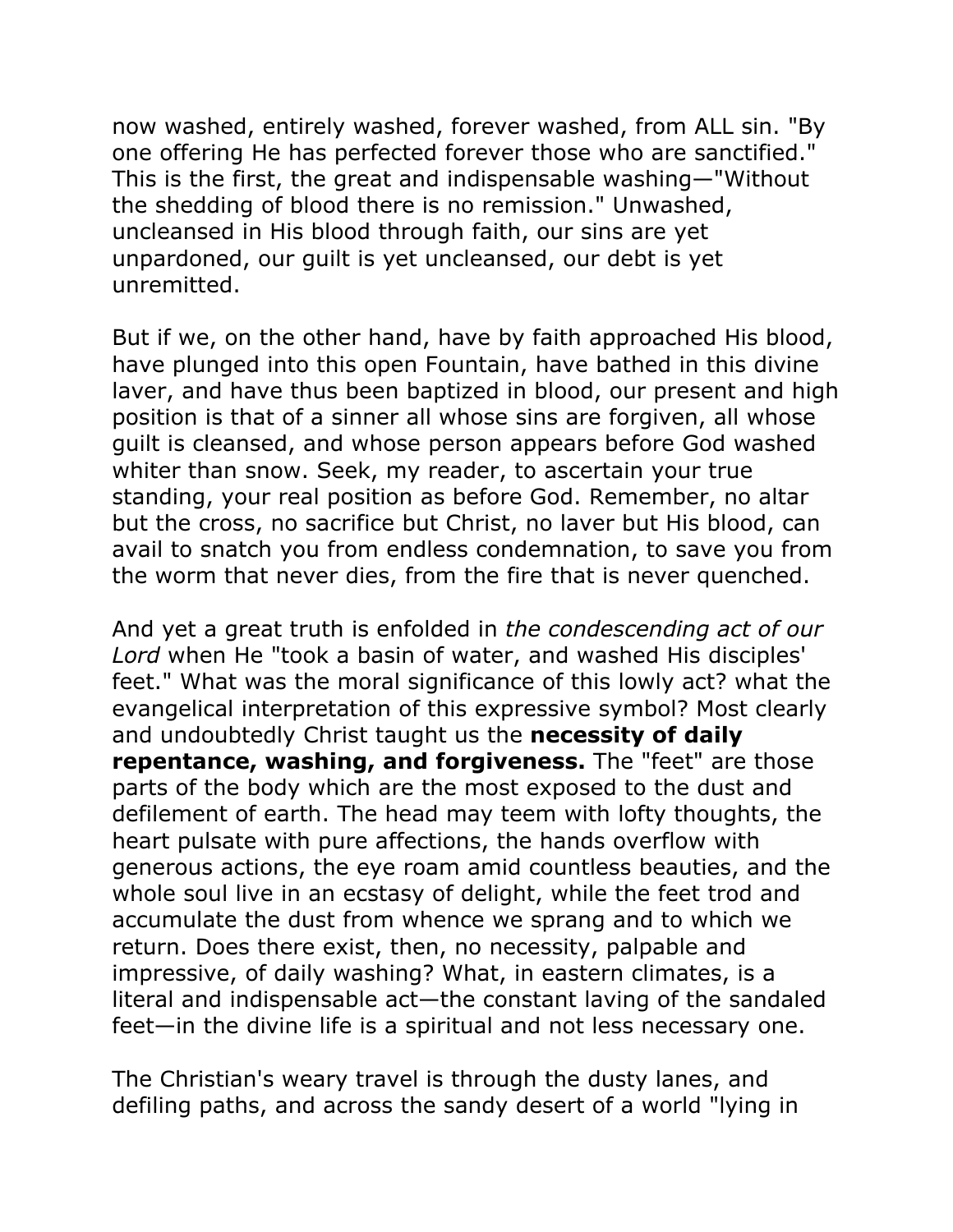now washed, entirely washed, forever washed, from ALL sin. "By one offering He has perfected forever those who are sanctified." This is the first, the great and indispensable washing—"Without the shedding of blood there is no remission." Unwashed, uncleansed in His blood through faith, our sins are yet unpardoned, our guilt is yet uncleansed, our debt is yet unremitted.

But if we, on the other hand, have by faith approached His blood, have plunged into this open Fountain, have bathed in this divine laver, and have thus been baptized in blood, our present and high position is that of a sinner all whose sins are forgiven, all whose guilt is cleansed, and whose person appears before God washed whiter than snow. Seek, my reader, to ascertain your true standing, your real position as before God. Remember, no altar but the cross, no sacrifice but Christ, no laver but His blood, can avail to snatch you from endless condemnation, to save you from the worm that never dies, from the fire that is never quenched.

And yet a great truth is enfolded in *the condescending act of our Lord* when He "took a basin of water, and washed His disciples' feet." What was the moral significance of this lowly act? what the evangelical interpretation of this expressive symbol? Most clearly and undoubtedly Christ taught us the **necessity of daily repentance, washing, and forgiveness.** The "feet" are those parts of the body which are the most exposed to the dust and defilement of earth. The head may teem with lofty thoughts, the heart pulsate with pure affections, the hands overflow with generous actions, the eye roam amid countless beauties, and the whole soul live in an ecstasy of delight, while the feet trod and accumulate the dust from whence we sprang and to which we return. Does there exist, then, no necessity, palpable and impressive, of daily washing? What, in eastern climates, is a literal and indispensable act—the constant laving of the sandaled feet—in the divine life is a spiritual and not less necessary one.

The Christian's weary travel is through the dusty lanes, and defiling paths, and across the sandy desert of a world "lying in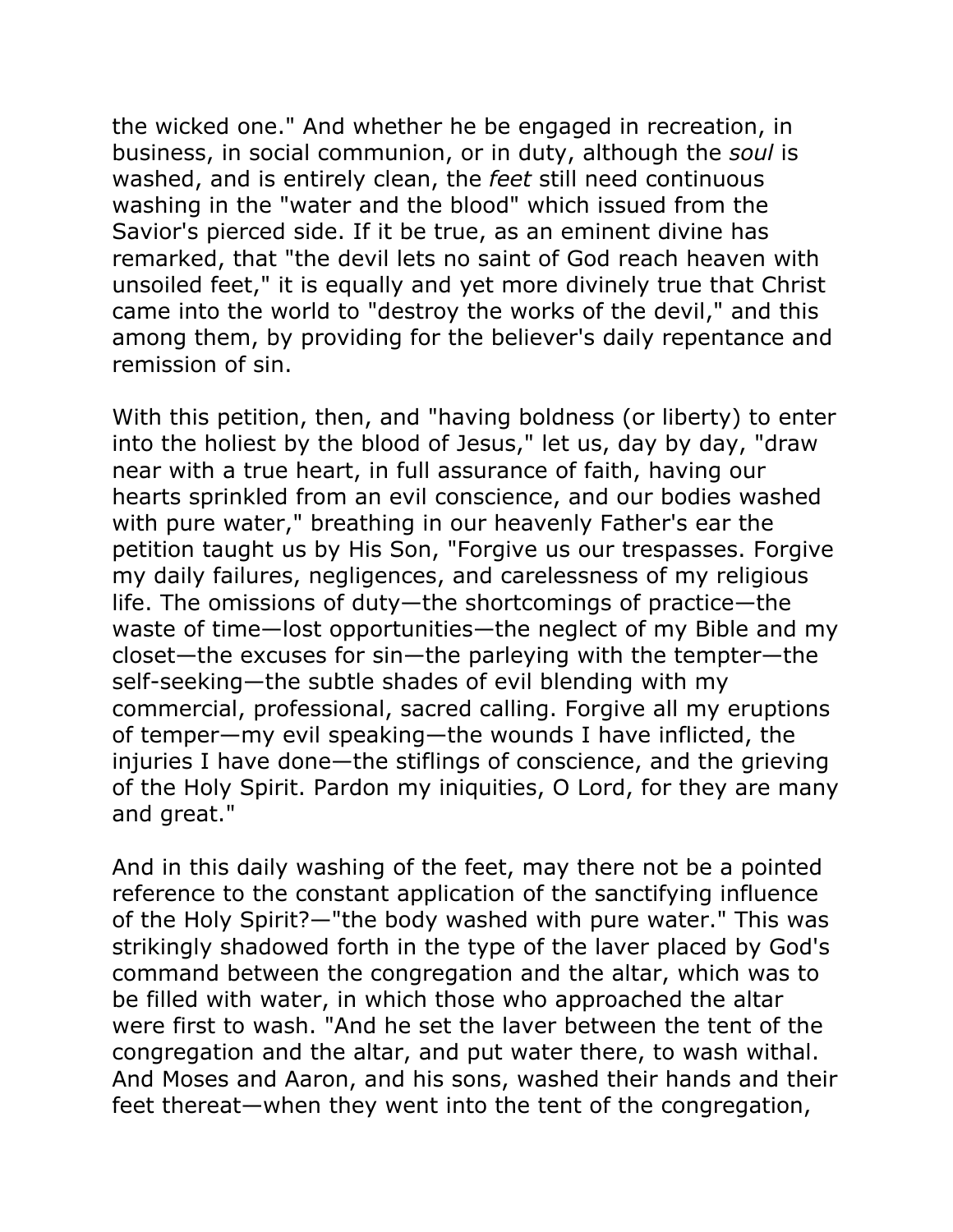the wicked one." And whether he be engaged in recreation, in business, in social communion, or in duty, although the *soul* is washed, and is entirely clean, the *feet* still need continuous washing in the "water and the blood" which issued from the Savior's pierced side. If it be true, as an eminent divine has remarked, that "the devil lets no saint of God reach heaven with unsoiled feet," it is equally and yet more divinely true that Christ came into the world to "destroy the works of the devil," and this among them, by providing for the believer's daily repentance and remission of sin.

With this petition, then, and "having boldness (or liberty) to enter into the holiest by the blood of Jesus," let us, day by day, "draw near with a true heart, in full assurance of faith, having our hearts sprinkled from an evil conscience, and our bodies washed with pure water," breathing in our heavenly Father's ear the petition taught us by His Son, "Forgive us our trespasses. Forgive my daily failures, negligences, and carelessness of my religious life. The omissions of duty—the shortcomings of practice—the waste of time—lost opportunities—the neglect of my Bible and my closet—the excuses for sin—the parleying with the tempter—the self-seeking—the subtle shades of evil blending with my commercial, professional, sacred calling. Forgive all my eruptions of temper—my evil speaking—the wounds I have inflicted, the injuries I have done—the stiflings of conscience, and the grieving of the Holy Spirit. Pardon my iniquities, O Lord, for they are many and great."

And in this daily washing of the feet, may there not be a pointed reference to the constant application of the sanctifying influence of the Holy Spirit?—"the body washed with pure water." This was strikingly shadowed forth in the type of the laver placed by God's command between the congregation and the altar, which was to be filled with water, in which those who approached the altar were first to wash. "And he set the laver between the tent of the congregation and the altar, and put water there, to wash withal. And Moses and Aaron, and his sons, washed their hands and their feet thereat—when they went into the tent of the congregation,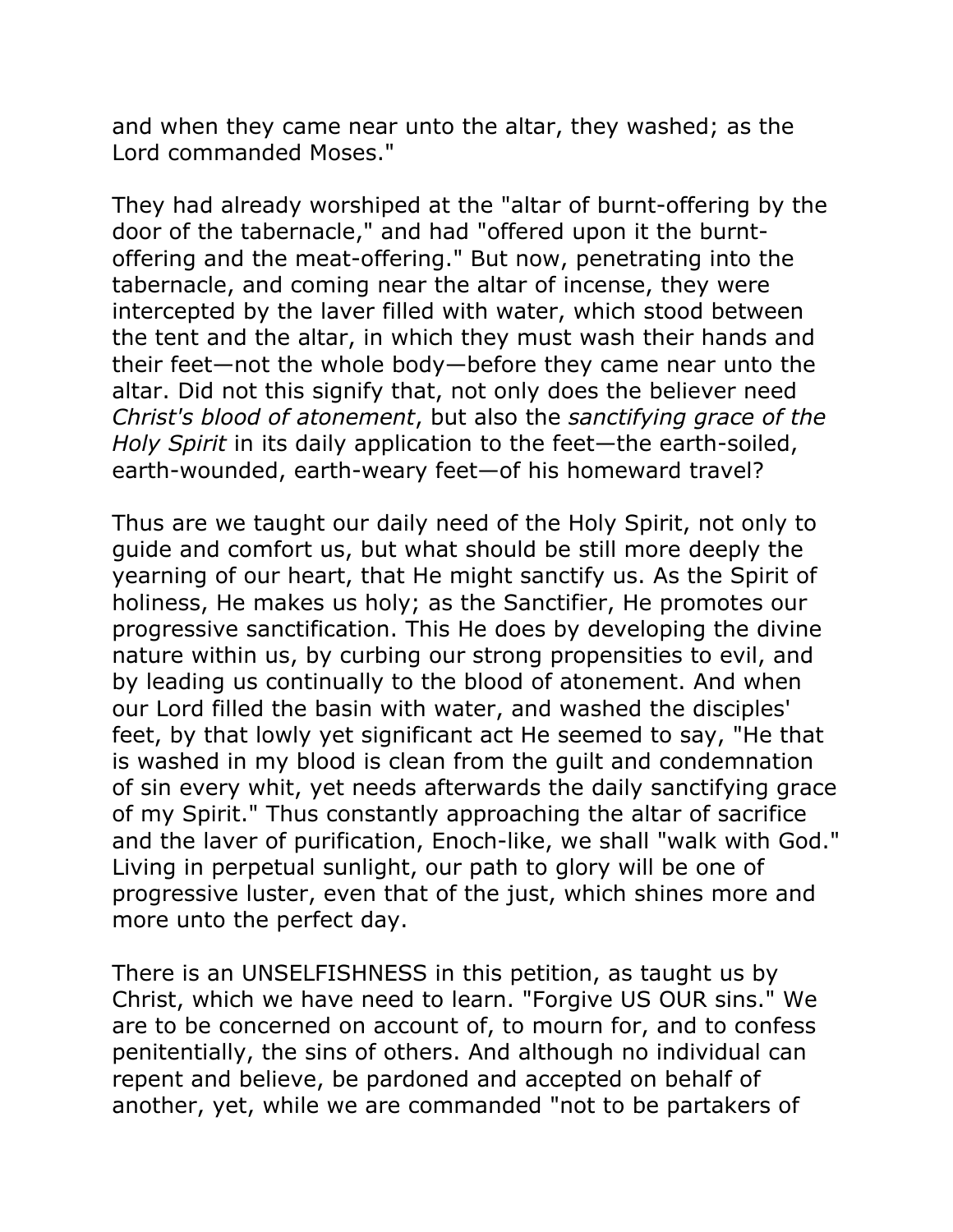and when they came near unto the altar, they washed; as the Lord commanded Moses."

They had already worshiped at the "altar of burnt-offering by the door of the tabernacle," and had "offered upon it the burnt-offering and the meat-offering." But now, penetrating into the tabernacle, and coming near the altar of incense, they were intercepted by the laver filled with water, which stood between the tent and the altar, in which they must wash their hands and their feet—not the whole body—before they came near unto the altar. Did not this signify that, not only does the believer need *Christ's blood of atonement*, but also the *sanctifying grace of the Holy Spirit* in its daily application to the feet—the earth-soiled, earth-wounded, earth-weary feet—of his homeward travel?

Thus are we taught our daily need of the Holy Spirit, not only to guide and comfort us, but what should be still more deeply the yearning of our heart, that He might sanctify us. As the Spirit of holiness, He makes us holy; as the Sanctifier, He promotes our progressive sanctification. This He does by developing the divine nature within us, by curbing our strong propensities to evil, and by leading us continually to the blood of atonement. And when our Lord filled the basin with water, and washed the disciples' feet, by that lowly yet significant act He seemed to say, "He that is washed in my blood is clean from the guilt and condemnation of sin every whit, yet needs afterwards the daily sanctifying grace of my Spirit." Thus constantly approaching the altar of sacrifice and the laver of purification, Enoch-like, we shall "walk with God." Living in perpetual sunlight, our path to glory will be one of progressive luster, even that of the just, which shines more and more unto the perfect day.

There is an UNSELFISHNESS in this petition, as taught us by Christ, which we have need to learn. "Forgive US OUR sins." We are to be concerned on account of, to mourn for, and to confess penitentially, the sins of others. And although no individual can repent and believe, be pardoned and accepted on behalf of another, yet, while we are commanded "not to be partakers of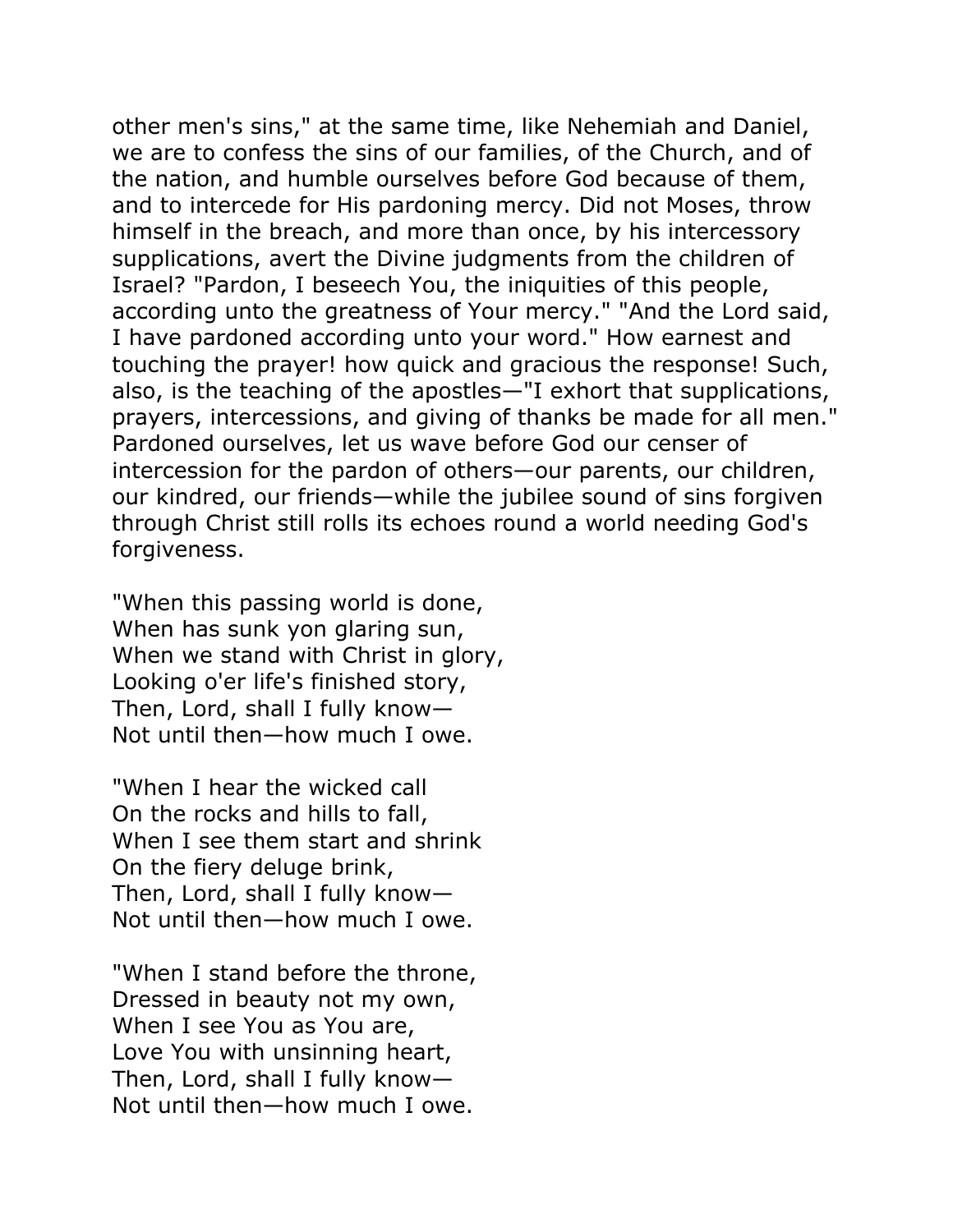other men's sins," at the same time, like Nehemiah and Daniel, we are to confess the sins of our families, of the Church, and of the nation, and humble ourselves before God because of them, and to intercede for His pardoning mercy. Did not Moses, throw himself in the breach, and more than once, by his intercessory supplications, avert the Divine judgments from the children of Israel? "Pardon, I beseech You, the iniquities of this people, according unto the greatness of Your mercy." "And the Lord said, I have pardoned according unto your word." How earnest and touching the prayer! how quick and gracious the response! Such, also, is the teaching of the apostles—"I exhort that supplications, prayers, intercessions, and giving of thanks be made for all men." Pardoned ourselves, let us wave before God our censer of intercession for the pardon of others—our parents, our children, our kindred, our friends—while the jubilee sound of sins forgiven through Christ still rolls its echoes round a world needing God's forgiveness.

"When this passing world is done,  
When has sunk yon glaring sun,  
When we stand with Christ in glory,  
Looking o'er life's finished story,  
Then, Lord, shall I fully know—  
Not until then—how much I owe.

"When I hear the wicked call  
On the rocks and hills to fall,  
When I see them start and shrink  
On the fiery deluge brink,  
Then, Lord, shall I fully know—  
Not until then—how much I owe.

"When I stand before the throne,  
Dressed in beauty not my own,  
When I see You as You are,  
Love You with unsinning heart,  
Then, Lord, shall I fully know—  
Not until then—how much I owe.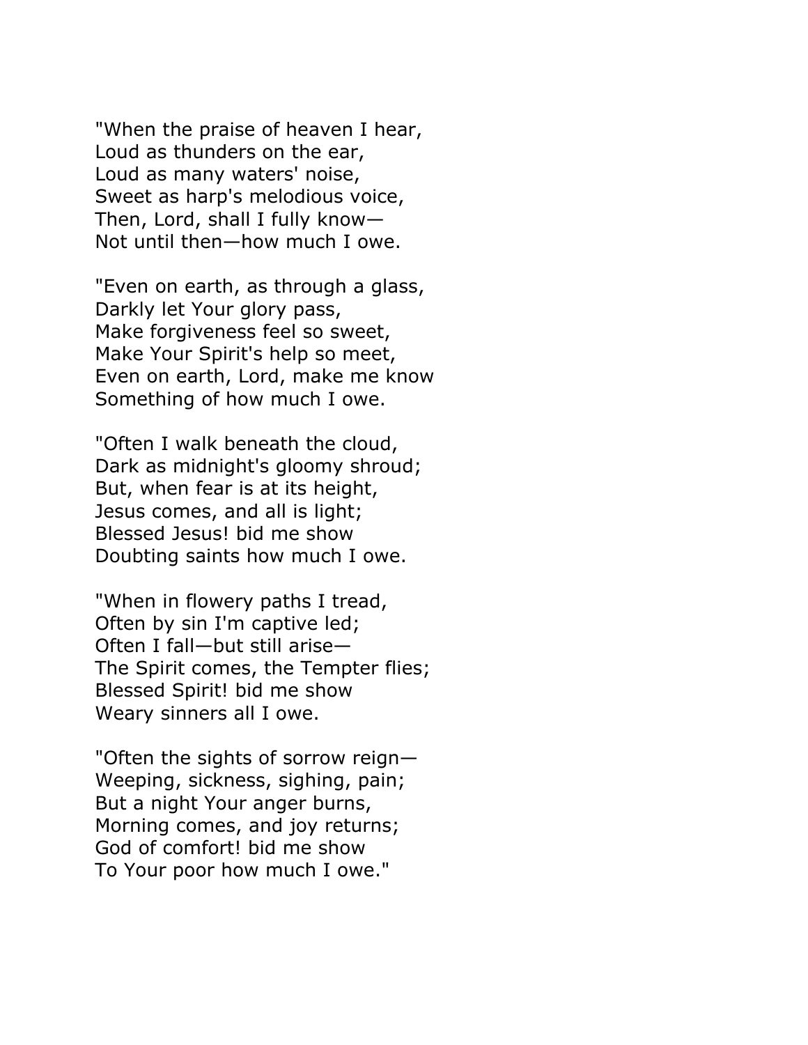"When the praise of heaven I hear,  
Loud as thunders on the ear,  
Loud as many waters' noise,  
Sweet as harp's melodious voice,  
Then, Lord, shall I fully know—  
Not until then—how much I owe.

"Even on earth, as through a glass,  
Darkly let Your glory pass,  
Make forgiveness feel so sweet,  
Make Your Spirit's help so meet,  
Even on earth, Lord, make me know  
Something of how much I owe.

"Often I walk beneath the cloud,  
Dark as midnight's gloomy shroud;  
But, when fear is at its height,  
Jesus comes, and all is light;  
Blessed Jesus! bid me show  
Doubting saints how much I owe.

"When in flowery paths I tread,  
Often by sin I'm captive led;  
Often I fall—but still arise—  
The Spirit comes, the Tempter flies;  
Blessed Spirit! bid me show  
Weary sinners all I owe.

"Often the sights of sorrow reign—  
Weeping, sickness, sighing, pain;  
But a night Your anger burns,  
Morning comes, and joy returns;  
God of comfort! bid me show  
To Your poor how much I owe."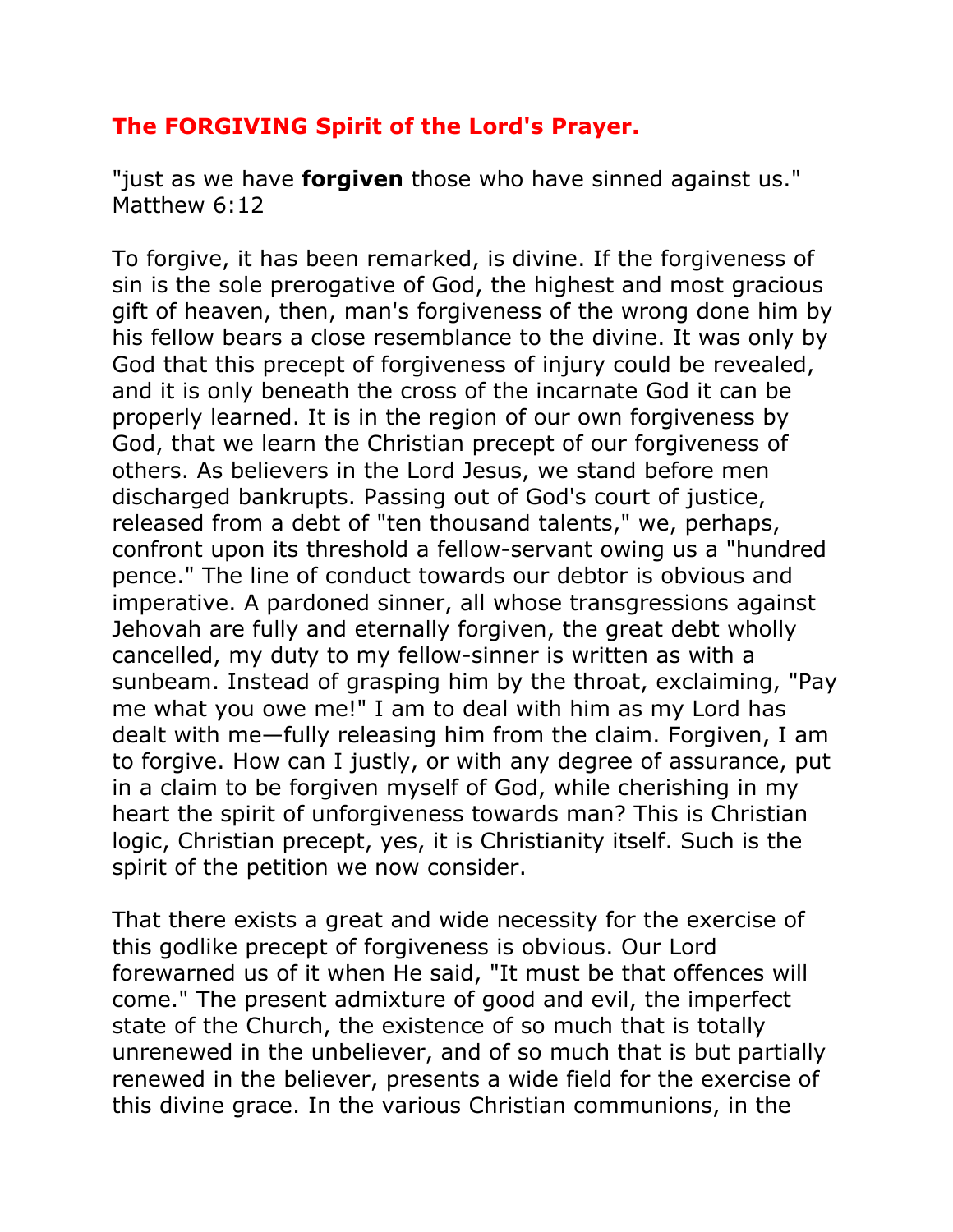## The FORGIVING Spirit of the Lord's Prayer.

"just as we have **forgiven** those who have sinned against us." Matthew 6:12

To forgive, it has been remarked, is divine. If the forgiveness of sin is the sole prerogative of God, the highest and most gracious gift of heaven, then, man's forgiveness of the wrong done him by his fellow bears a close resemblance to the divine. It was only by God that this precept of forgiveness of injury could be revealed, and it is only beneath the cross of the incarnate God it can be properly learned. It is in the region of our own forgiveness by God, that we learn the Christian precept of our forgiveness of others. As believers in the Lord Jesus, we stand before men discharged bankrupts. Passing out of God's court of justice, released from a debt of "ten thousand talents," we, perhaps, confront upon its threshold a fellow-servant owing us a "hundred pence." The line of conduct towards our debtor is obvious and imperative. A pardoned sinner, all whose transgressions against Jehovah are fully and eternally forgiven, the great debt wholly cancelled, my duty to my fellow-sinner is written as with a sunbeam. Instead of grasping him by the throat, exclaiming, "Pay me what you owe me!" I am to deal with him as my Lord has dealt with me—fully releasing him from the claim. Forgiven, I am to forgive. How can I justly, or with any degree of assurance, put in a claim to be forgiven myself of God, while cherishing in my heart the spirit of unforgiveness towards man? This is Christian logic, Christian precept, yes, it is Christianity itself. Such is the spirit of the petition we now consider.

That there exists a great and wide necessity for the exercise of this godlike precept of forgiveness is obvious. Our Lord forewarned us of it when He said, "It must be that offences will come." The present admixture of good and evil, the imperfect state of the Church, the existence of so much that is totally unrenewed in the unbeliever, and of so much that is but partially renewed in the believer, presents a wide field for the exercise of this divine grace. In the various Christian communions, in the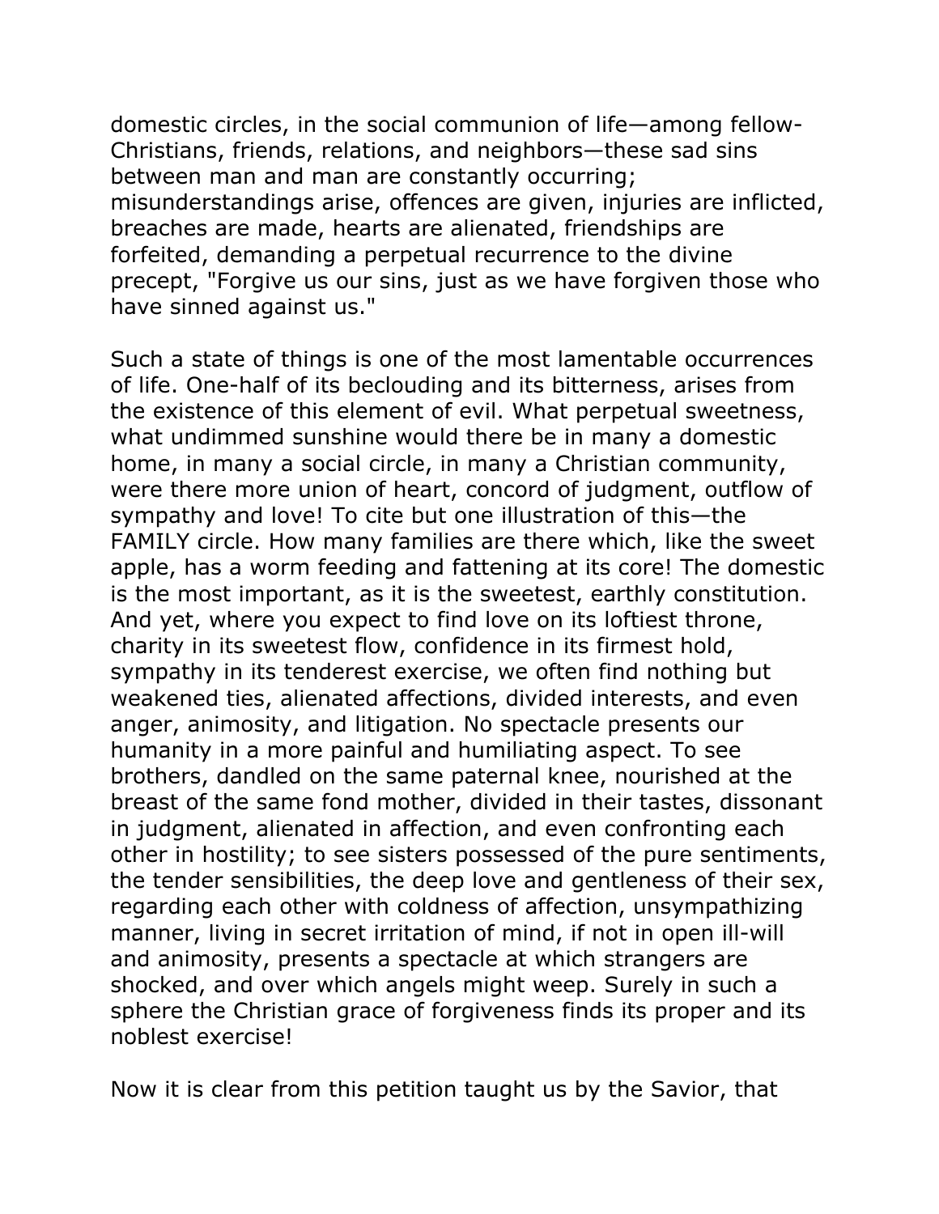domestic circles, in the social communion of life—among fellow-Christians, friends, relations, and neighbors—these sad sins between man and man are constantly occurring; misunderstandings arise, offences are given, injuries are inflicted, breaches are made, hearts are alienated, friendships are forfeited, demanding a perpetual recurrence to the divine precept, "Forgive us our sins, just as we have forgiven those who have sinned against us."

Such a state of things is one of the most lamentable occurrences of life. One-half of its beclouding and its bitterness, arises from the existence of this element of evil. What perpetual sweetness, what undimmed sunshine would there be in many a domestic home, in many a social circle, in many a Christian community, were there more union of heart, concord of judgment, outflow of sympathy and love! To cite but one illustration of this—the FAMILY circle. How many families are there which, like the sweet apple, has a worm feeding and fattening at its core! The domestic is the most important, as it is the sweetest, earthly constitution. And yet, where you expect to find love on its loftiest throne, charity in its sweetest flow, confidence in its firmest hold, sympathy in its tenderest exercise, we often find nothing but weakened ties, alienated affections, divided interests, and even anger, animosity, and litigation. No spectacle presents our humanity in a more painful and humiliating aspect. To see brothers, dandled on the same paternal knee, nourished at the breast of the same fond mother, divided in their tastes, dissonant in judgment, alienated in affection, and even confronting each other in hostility; to see sisters possessed of the pure sentiments, the tender sensibilities, the deep love and gentleness of their sex, regarding each other with coldness of affection, unsympathizing manner, living in secret irritation of mind, if not in open ill-will and animosity, presents a spectacle at which strangers are shocked, and over which angels might weep. Surely in such a sphere the Christian grace of forgiveness finds its proper and its noblest exercise!

Now it is clear from this petition taught us by the Savior, that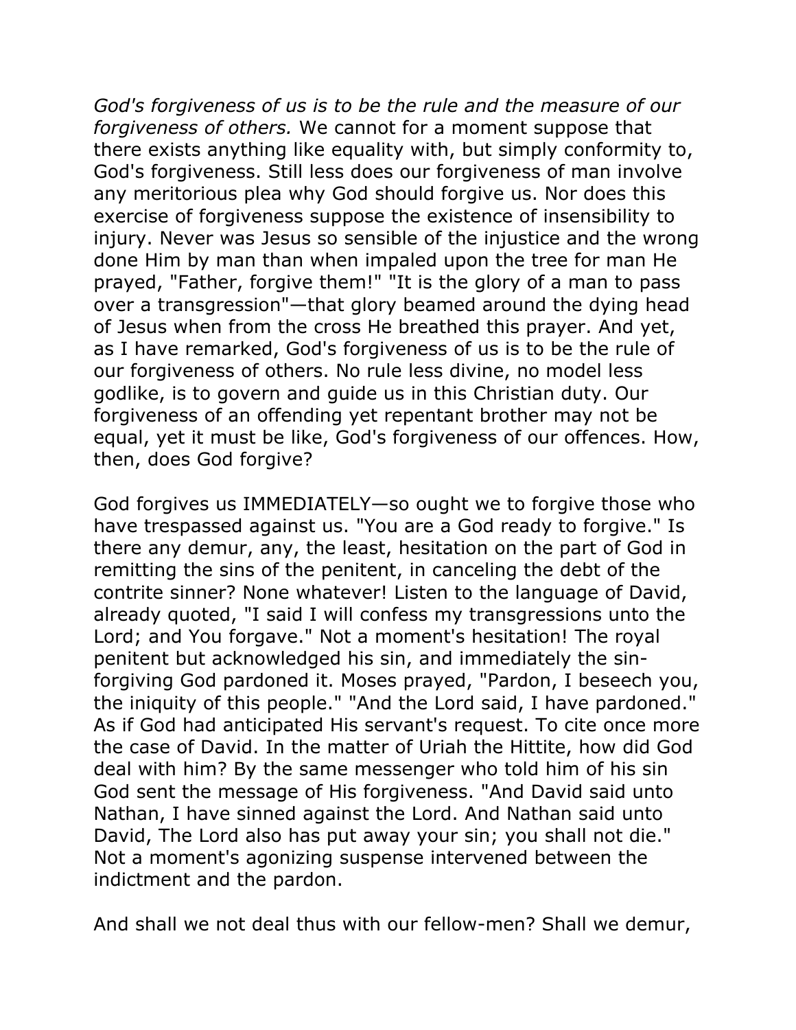*God's forgiveness of us is to be the rule and the measure of our forgiveness of others.* We cannot for a moment suppose that there exists anything like equality with, but simply conformity to, God's forgiveness. Still less does our forgiveness of man involve any meritorious plea why God should forgive us. Nor does this exercise of forgiveness suppose the existence of insensibility to injury. Never was Jesus so sensible of the injustice and the wrong done Him by man than when impaled upon the tree for man He prayed, "Father, forgive them!" "It is the glory of a man to pass over a transgression"—that glory beamed around the dying head of Jesus when from the cross He breathed this prayer. And yet, as I have remarked, God's forgiveness of us is to be the rule of our forgiveness of others. No rule less divine, no model less godlike, is to govern and guide us in this Christian duty. Our forgiveness of an offending yet repentant brother may not be equal, yet it must be like, God's forgiveness of our offences. How, then, does God forgive?

God forgives us IMMEDIATELY—so ought we to forgive those who have trespassed against us. "You are a God ready to forgive." Is there any demur, any, the least, hesitation on the part of God in remitting the sins of the penitent, in canceling the debt of the contrite sinner? None whatever! Listen to the language of David, already quoted, "I said I will confess my transgressions unto the Lord; and You forgave." Not a moment's hesitation! The royal penitent but acknowledged his sin, and immediately the sin-forgiving God pardoned it. Moses prayed, "Pardon, I beseech you, the iniquity of this people." "And the Lord said, I have pardoned." As if God had anticipated His servant's request. To cite once more the case of David. In the matter of Uriah the Hittite, how did God deal with him? By the same messenger who told him of his sin God sent the message of His forgiveness. "And David said unto Nathan, I have sinned against the Lord. And Nathan said unto David, The Lord also has put away your sin; you shall not die." Not a moment's agonizing suspense intervened between the indictment and the pardon.

And shall we not deal thus with our fellow-men? Shall we demur,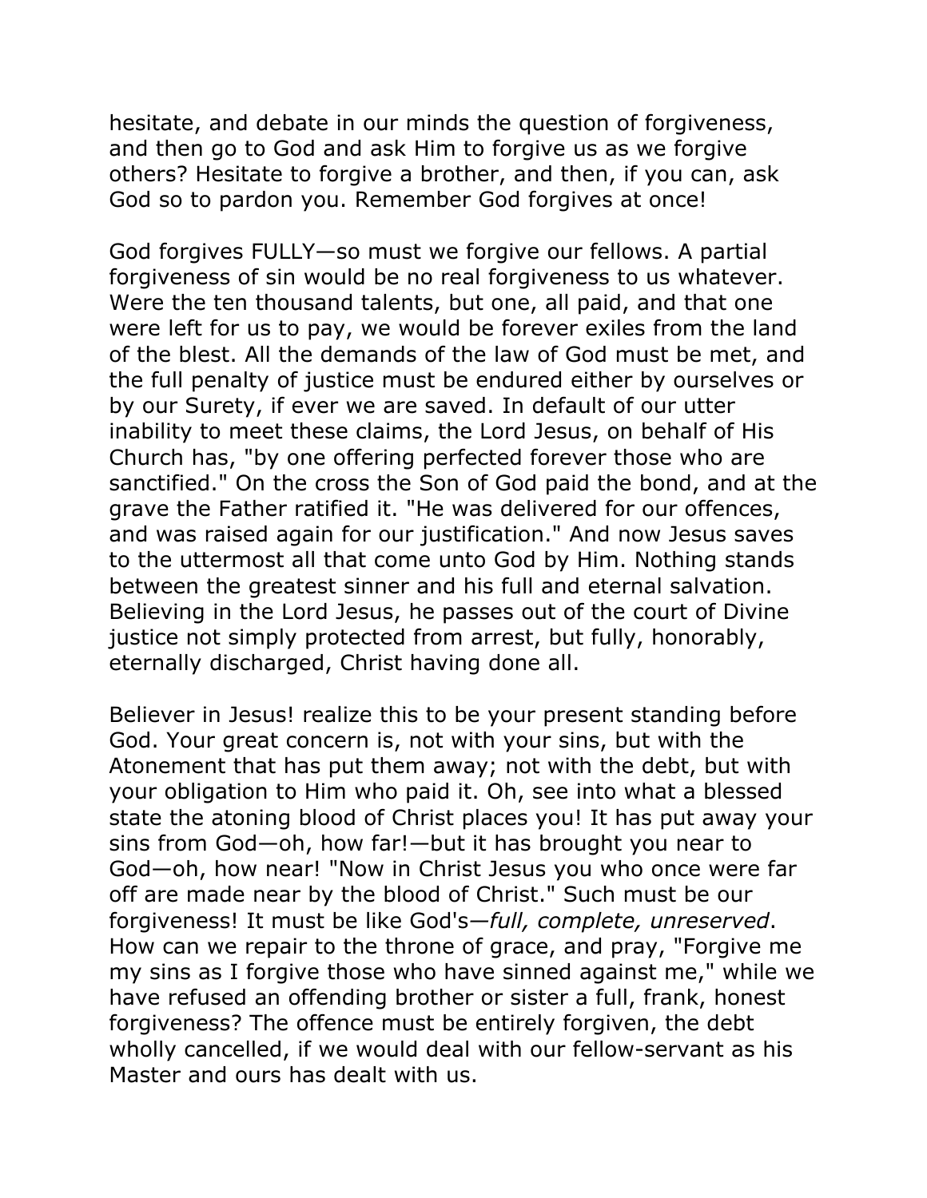hesitate, and debate in our minds the question of forgiveness, and then go to God and ask Him to forgive us as we forgive others? Hesitate to forgive a brother, and then, if you can, ask God so to pardon you. Remember God forgives at once!

God forgives FULLY—so must we forgive our fellows. A partial forgiveness of sin would be no real forgiveness to us whatever. Were the ten thousand talents, but one, all paid, and that one were left for us to pay, we would be forever exiles from the land of the blest. All the demands of the law of God must be met, and the full penalty of justice must be endured either by ourselves or by our Surety, if ever we are saved. In default of our utter inability to meet these claims, the Lord Jesus, on behalf of His Church has, "by one offering perfected forever those who are sanctified." On the cross the Son of God paid the bond, and at the grave the Father ratified it. "He was delivered for our offences, and was raised again for our justification." And now Jesus saves to the uttermost all that come unto God by Him. Nothing stands between the greatest sinner and his full and eternal salvation. Believing in the Lord Jesus, he passes out of the court of Divine justice not simply protected from arrest, but fully, honorably, eternally discharged, Christ having done all.

Believer in Jesus! realize this to be your present standing before God. Your great concern is, not with your sins, but with the Atonement that has put them away; not with the debt, but with your obligation to Him who paid it. Oh, see into what a blessed state the atoning blood of Christ places you! It has put away your sins from God—oh, how far!—but it has brought you near to God—oh, how near! "Now in Christ Jesus you who once were far off are made near by the blood of Christ." Such must be our forgiveness! It must be like God's—*full, complete, unreserved*. How can we repair to the throne of grace, and pray, "Forgive me my sins as I forgive those who have sinned against me," while we have refused an offending brother or sister a full, frank, honest forgiveness? The offence must be entirely forgiven, the debt wholly cancelled, if we would deal with our fellow-servant as his Master and ours has dealt with us.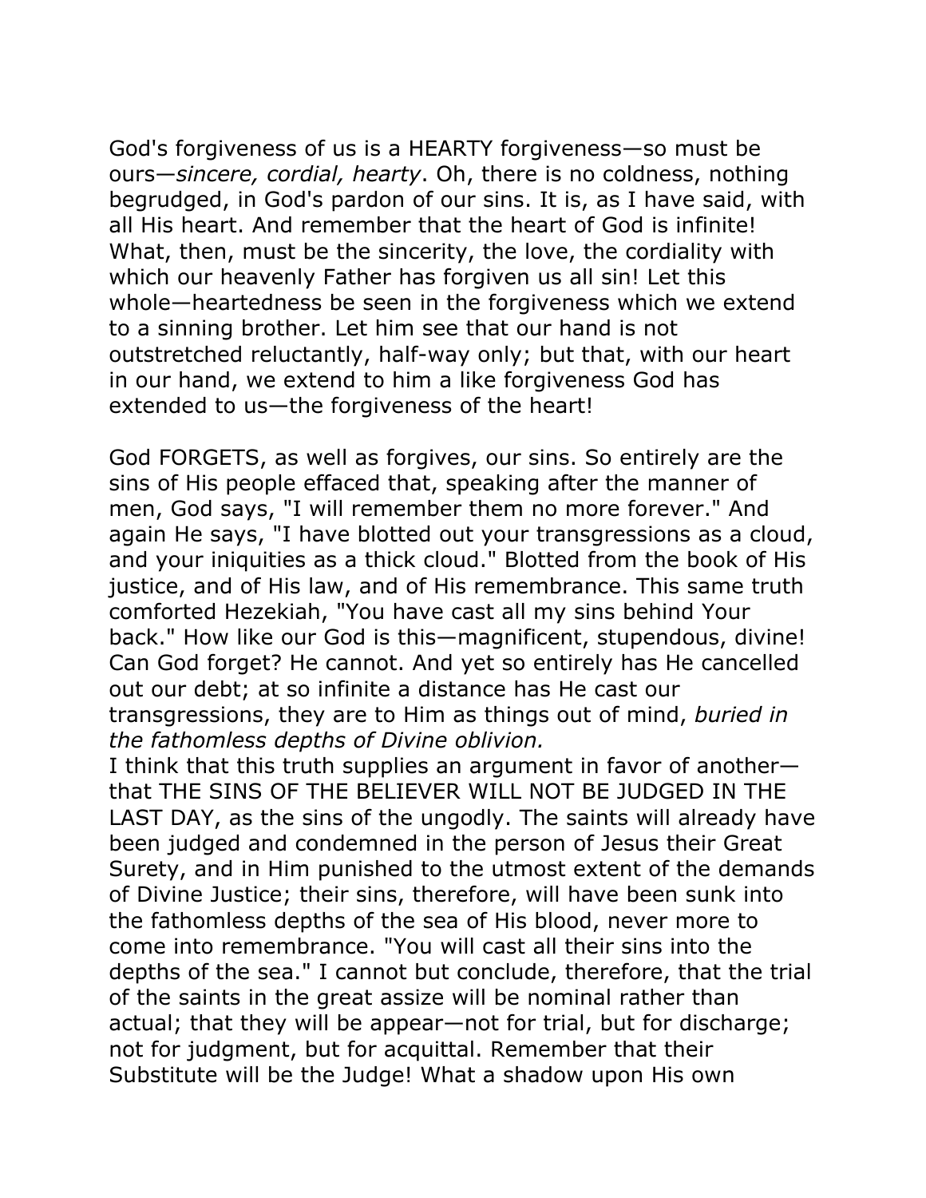God's forgiveness of us is a HEARTY forgiveness—so must be ours—*sincere, cordial, hearty*. Oh, there is no coldness, nothing begrudged, in God's pardon of our sins. It is, as I have said, with all His heart. And remember that the heart of God is infinite! What, then, must be the sincerity, the love, the cordiality with which our heavenly Father has forgiven us all sin! Let this whole—heartedness be seen in the forgiveness which we extend to a sinning brother. Let him see that our hand is not outstretched reluctantly, half-way only; but that, with our heart in our hand, we extend to him a like forgiveness God has extended to us—the forgiveness of the heart!

God FORGETS, as well as forgives, our sins. So entirely are the sins of His people effaced that, speaking after the manner of men, God says, "I will remember them no more forever." And again He says, "I have blotted out your transgressions as a cloud, and your iniquities as a thick cloud." Blotted from the book of His justice, and of His law, and of His remembrance. This same truth comforted Hezekiah, "You have cast all my sins behind Your back." How like our God is this—magnificent, stupendous, divine! Can God forget? He cannot. And yet so entirely has He cancelled out our debt; at so infinite a distance has He cast our transgressions, they are to Him as things out of mind, *buried in the fathomless depths of Divine oblivion.*

I think that this truth supplies an argument in favor of another—that THE SINS OF THE BELIEVER WILL NOT BE JUDGED IN THE LAST DAY, as the sins of the ungodly. The saints will already have been judged and condemned in the person of Jesus their Great Surety, and in Him punished to the utmost extent of the demands of Divine Justice; their sins, therefore, will have been sunk into the fathomless depths of the sea of His blood, never more to come into remembrance. "You will cast all their sins into the depths of the sea." I cannot but conclude, therefore, that the trial of the saints in the great assize will be nominal rather than actual; that they will be appear—not for trial, but for discharge; not for judgment, but for acquittal. Remember that their Substitute will be the Judge! What a shadow upon His own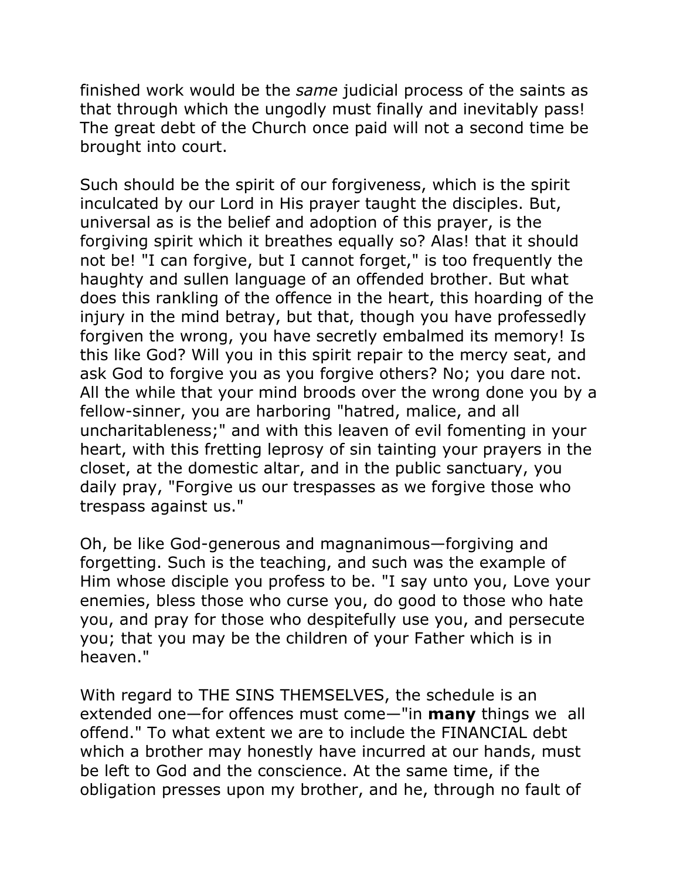finished work would be the *same* judicial process of the saints as that through which the ungodly must finally and inevitably pass! The great debt of the Church once paid will not a second time be brought into court.

Such should be the spirit of our forgiveness, which is the spirit inculcated by our Lord in His prayer taught the disciples. But, universal as is the belief and adoption of this prayer, is the forgiving spirit which it breathes equally so? Alas! that it should not be! "I can forgive, but I cannot forget," is too frequently the haughty and sullen language of an offended brother. But what does this rankling of the offence in the heart, this hoarding of the injury in the mind betray, but that, though you have professedly forgiven the wrong, you have secretly embalmed its memory! Is this like God? Will you in this spirit repair to the mercy seat, and ask God to forgive you as you forgive others? No; you dare not. All the while that your mind broods over the wrong done you by a fellow-sinner, you are harboring "hatred, malice, and all uncharitableness;" and with this leaven of evil fomenting in your heart, with this fretting leprosy of sin tainting your prayers in the closet, at the domestic altar, and in the public sanctuary, you daily pray, "Forgive us our trespasses as we forgive those who trespass against us."

Oh, be like God-generous and magnanimous—forgiving and forgetting. Such is the teaching, and such was the example of Him whose disciple you profess to be. "I say unto you, Love your enemies, bless those who curse you, do good to those who hate you, and pray for those who despitefully use you, and persecute you; that you may be the children of your Father which is in heaven."

With regard to THE SINS THEMSELVES, the schedule is an extended one—for offences must come—"in **many** things we all offend." To what extent we are to include the FINANCIAL debt which a brother may honestly have incurred at our hands, must be left to God and the conscience. At the same time, if the obligation presses upon my brother, and he, through no fault of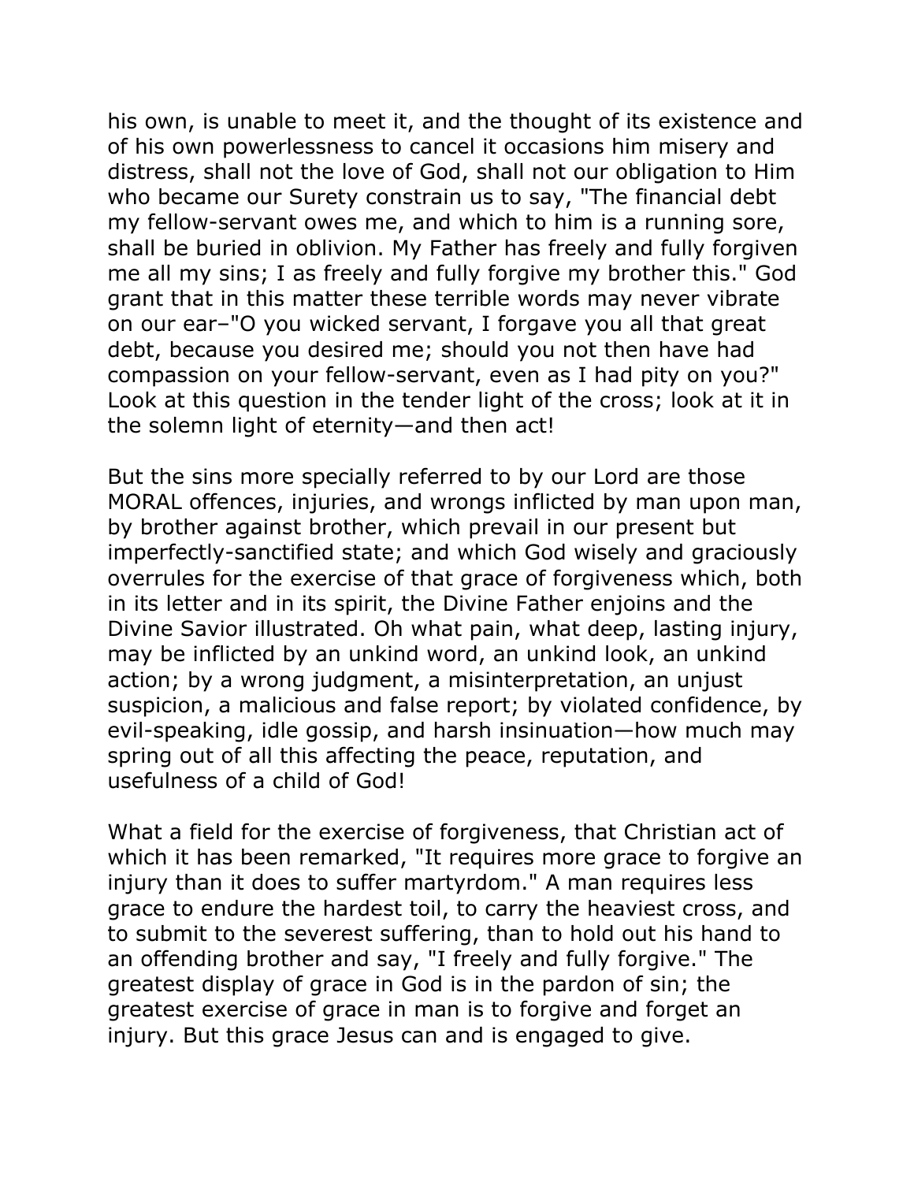his own, is unable to meet it, and the thought of its existence and of his own powerlessness to cancel it occasions him misery and distress, shall not the love of God, shall not our obligation to Him who became our Surety constrain us to say, "The financial debt my fellow-servant owes me, and which to him is a running sore, shall be buried in oblivion. My Father has freely and fully forgiven me all my sins; I as freely and fully forgive my brother this." God grant that in this matter these terrible words may never vibrate on our ear–"O you wicked servant, I forgave you all that great debt, because you desired me; should you not then have had compassion on your fellow-servant, even as I had pity on you?" Look at this question in the tender light of the cross; look at it in the solemn light of eternity—and then act!

But the sins more specially referred to by our Lord are those MORAL offences, injuries, and wrongs inflicted by man upon man, by brother against brother, which prevail in our present but imperfectly-sanctified state; and which God wisely and graciously overrules for the exercise of that grace of forgiveness which, both in its letter and in its spirit, the Divine Father enjoins and the Divine Savior illustrated. Oh what pain, what deep, lasting injury, may be inflicted by an unkind word, an unkind look, an unkind action; by a wrong judgment, a misinterpretation, an unjust suspicion, a malicious and false report; by violated confidence, by evil-speaking, idle gossip, and harsh insinuation—how much may spring out of all this affecting the peace, reputation, and usefulness of a child of God!

What a field for the exercise of forgiveness, that Christian act of which it has been remarked, "It requires more grace to forgive an injury than it does to suffer martyrdom." A man requires less grace to endure the hardest toil, to carry the heaviest cross, and to submit to the severest suffering, than to hold out his hand to an offending brother and say, "I freely and fully forgive." The greatest display of grace in God is in the pardon of sin; the greatest exercise of grace in man is to forgive and forget an injury. But this grace Jesus can and is engaged to give.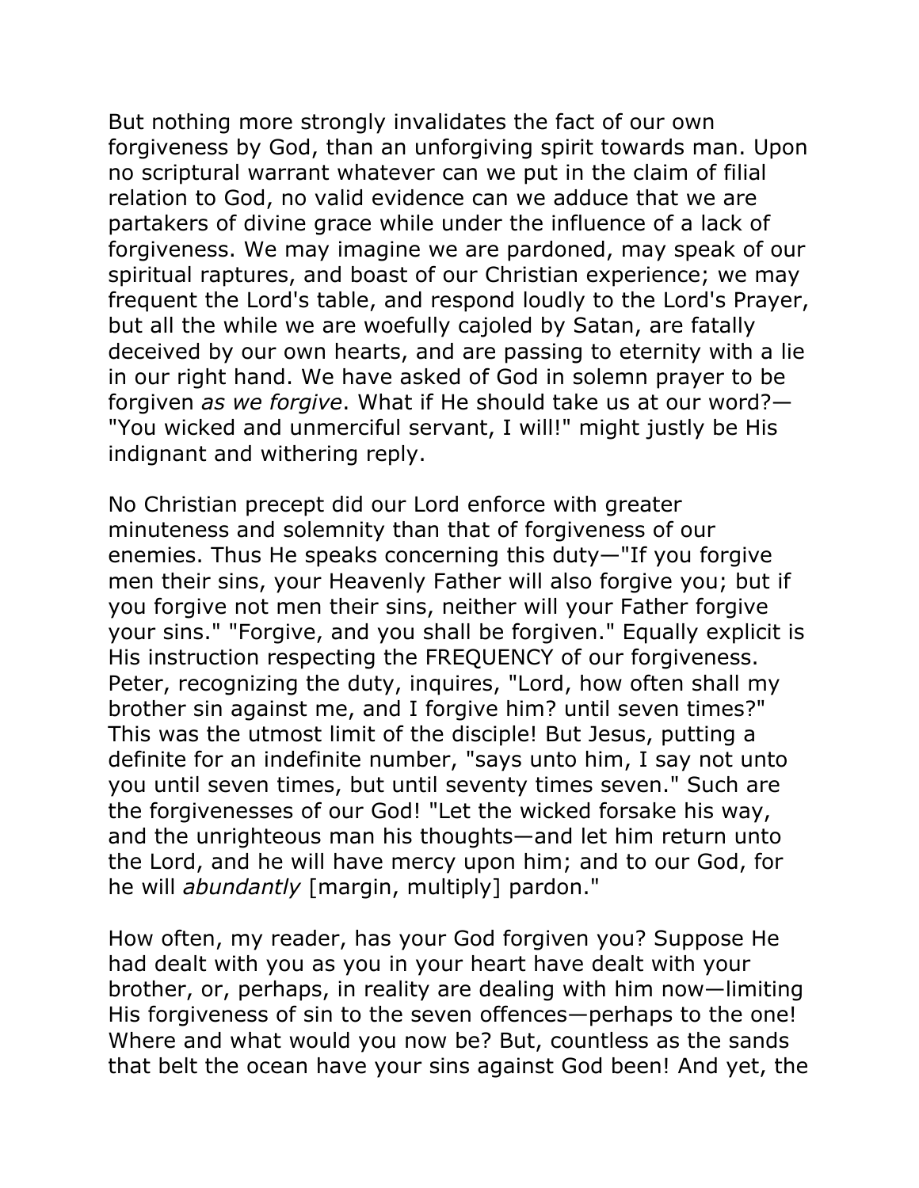But nothing more strongly invalidates the fact of our own forgiveness by God, than an unforgiving spirit towards man. Upon no scriptural warrant whatever can we put in the claim of filial relation to God, no valid evidence can we adduce that we are partakers of divine grace while under the influence of a lack of forgiveness. We may imagine we are pardoned, may speak of our spiritual raptures, and boast of our Christian experience; we may frequent the Lord's table, and respond loudly to the Lord's Prayer, but all the while we are woefully cajoled by Satan, are fatally deceived by our own hearts, and are passing to eternity with a lie in our right hand. We have asked of God in solemn prayer to be forgiven *as we forgive*. What if He should take us at our word?—"You wicked and unmerciful servant, I will!" might justly be His indignant and withering reply.

No Christian precept did our Lord enforce with greater minuteness and solemnity than that of forgiveness of our enemies. Thus He speaks concerning this duty—"If you forgive men their sins, your Heavenly Father will also forgive you; but if you forgive not men their sins, neither will your Father forgive your sins." "Forgive, and you shall be forgiven." Equally explicit is His instruction respecting the FREQUENCY of our forgiveness. Peter, recognizing the duty, inquires, "Lord, how often shall my brother sin against me, and I forgive him? until seven times?" This was the utmost limit of the disciple! But Jesus, putting a definite for an indefinite number, "says unto him, I say not unto you until seven times, but until seventy times seven." Such are the forgivenesses of our God! "Let the wicked forsake his way, and the unrighteous man his thoughts—and let him return unto the Lord, and he will have mercy upon him; and to our God, for he will *abundantly* [margin, multiply] pardon."

How often, my reader, has your God forgiven you? Suppose He had dealt with you as you in your heart have dealt with your brother, or, perhaps, in reality are dealing with him now—limiting His forgiveness of sin to the seven offences—perhaps to the one! Where and what would you now be? But, countless as the sands that belt the ocean have your sins against God been! And yet, the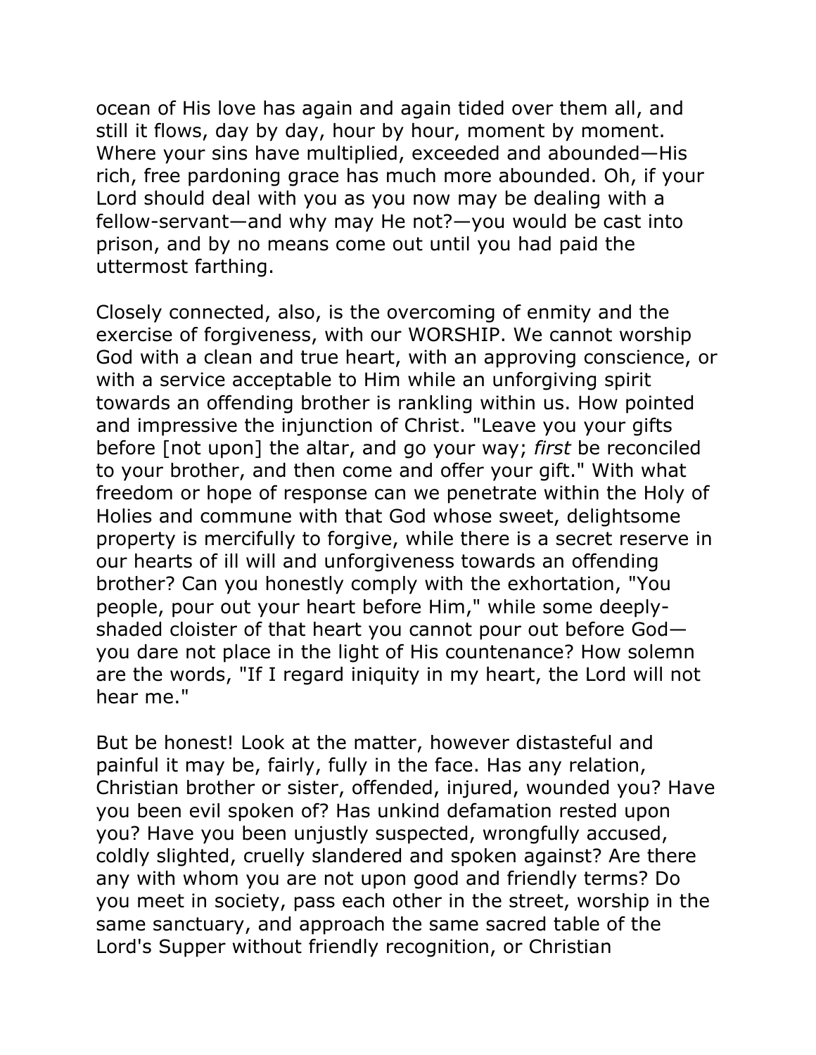ocean of His love has again and again tided over them all, and still it flows, day by day, hour by hour, moment by moment. Where your sins have multiplied, exceeded and abounded—His rich, free pardoning grace has much more abounded. Oh, if your Lord should deal with you as you now may be dealing with a fellow-servant—and why may He not?—you would be cast into prison, and by no means come out until you had paid the uttermost farthing.

Closely connected, also, is the overcoming of enmity and the exercise of forgiveness, with our WORSHIP. We cannot worship God with a clean and true heart, with an approving conscience, or with a service acceptable to Him while an unforgiving spirit towards an offending brother is rankling within us. How pointed and impressive the injunction of Christ. "Leave you your gifts before [not upon] the altar, and go your way; *first* be reconciled to your brother, and then come and offer your gift." With what freedom or hope of response can we penetrate within the Holy of Holies and commune with that God whose sweet, delightsome property is mercifully to forgive, while there is a secret reserve in our hearts of ill will and unforgiveness towards an offending brother? Can you honestly comply with the exhortation, "You people, pour out your heart before Him," while some deeply-shaded cloister of that heart you cannot pour out before God—you dare not place in the light of His countenance? How solemn are the words, "If I regard iniquity in my heart, the Lord will not hear me."

But be honest! Look at the matter, however distasteful and painful it may be, fairly, fully in the face. Has any relation, Christian brother or sister, offended, injured, wounded you? Have you been evil spoken of? Has unkind defamation rested upon you? Have you been unjustly suspected, wrongfully accused, coldly slighted, cruelly slandered and spoken against? Are there any with whom you are not upon good and friendly terms? Do you meet in society, pass each other in the street, worship in the same sanctuary, and approach the same sacred table of the Lord's Supper without friendly recognition, or Christian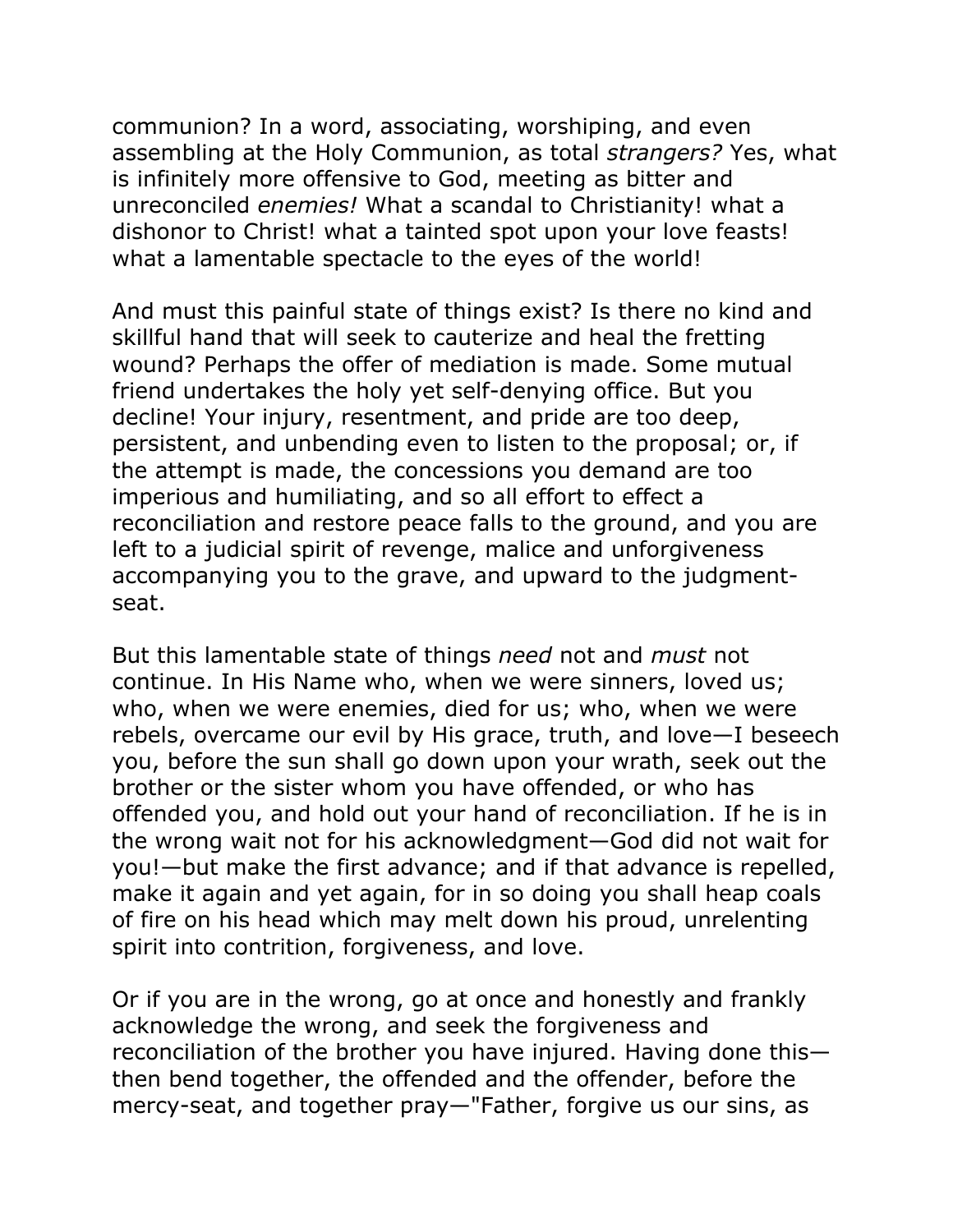communion? In a word, associating, worshiping, and even assembling at the Holy Communion, as total *strangers?* Yes, what is infinitely more offensive to God, meeting as bitter and unreconciled *enemies!* What a scandal to Christianity! what a dishonor to Christ! what a tainted spot upon your love feasts! what a lamentable spectacle to the eyes of the world!

And must this painful state of things exist? Is there no kind and skillful hand that will seek to cauterize and heal the fretting wound? Perhaps the offer of mediation is made. Some mutual friend undertakes the holy yet self-denying office. But you decline! Your injury, resentment, and pride are too deep, persistent, and unbending even to listen to the proposal; or, if the attempt is made, the concessions you demand are too imperious and humiliating, and so all effort to effect a reconciliation and restore peace falls to the ground, and you are left to a judicial spirit of revenge, malice and unforgiveness accompanying you to the grave, and upward to the judgment-seat.

But this lamentable state of things *need* not and *must* not continue. In His Name who, when we were sinners, loved us; who, when we were enemies, died for us; who, when we were rebels, overcame our evil by His grace, truth, and love—I beseech you, before the sun shall go down upon your wrath, seek out the brother or the sister whom you have offended, or who has offended you, and hold out your hand of reconciliation. If he is in the wrong wait not for his acknowledgment—God did not wait for you!—but make the first advance; and if that advance is repelled, make it again and yet again, for in so doing you shall heap coals of fire on his head which may melt down his proud, unrelenting spirit into contrition, forgiveness, and love.

Or if you are in the wrong, go at once and honestly and frankly acknowledge the wrong, and seek the forgiveness and reconciliation of the brother you have injured. Having done this—then bend together, the offended and the offender, before the mercy-seat, and together pray—"Father, forgive us our sins, as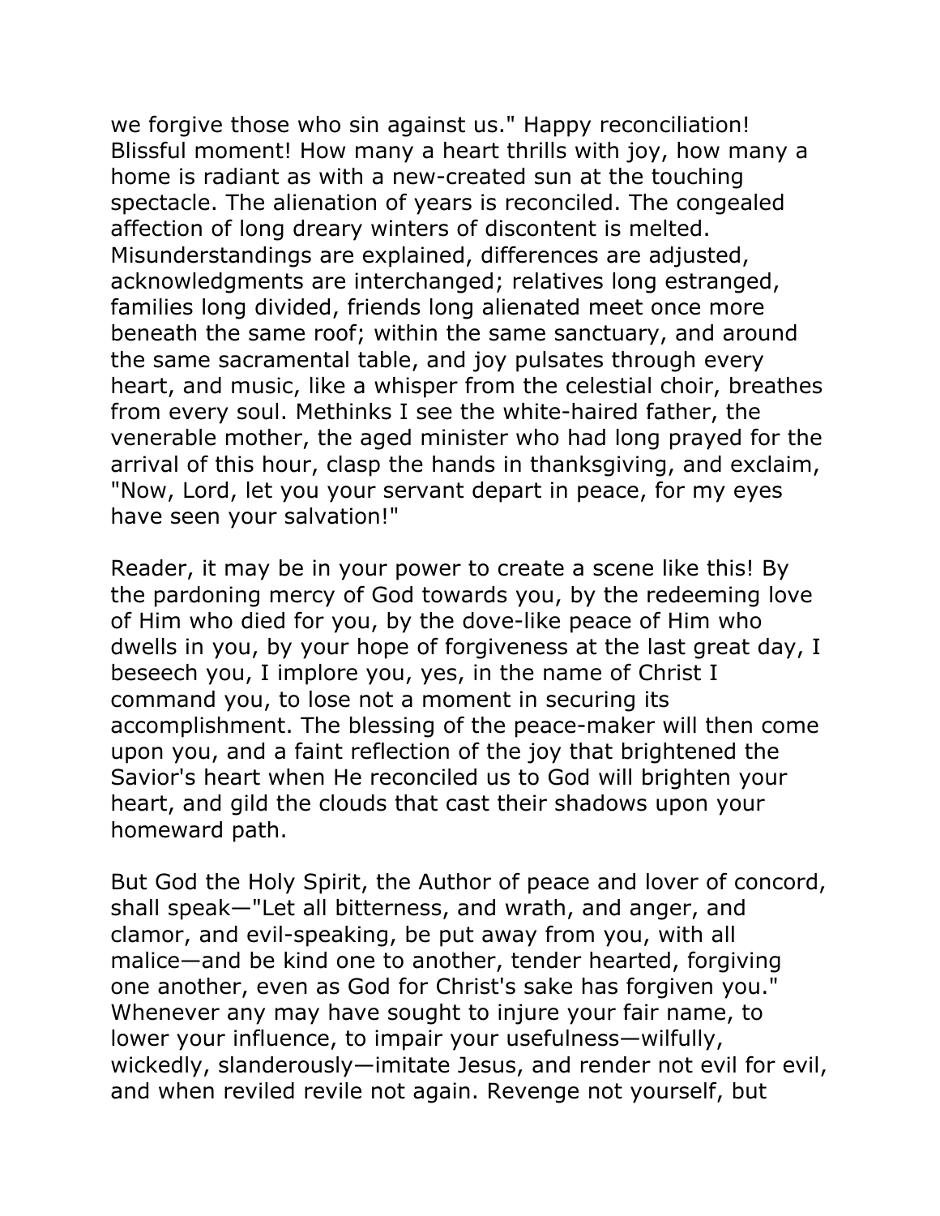we forgive those who sin against us." Happy reconciliation! Blissful moment! How many a heart thrills with joy, how many a home is radiant as with a new-created sun at the touching spectacle. The alienation of years is reconciled. The congealed affection of long dreary winters of discontent is melted. Misunderstandings are explained, differences are adjusted, acknowledgments are interchanged; relatives long estranged, families long divided, friends long alienated meet once more beneath the same roof; within the same sanctuary, and around the same sacramental table, and joy pulsates through every heart, and music, like a whisper from the celestial choir, breathes from every soul. Methinks I see the white-haired father, the venerable mother, the aged minister who had long prayed for the arrival of this hour, clasp the hands in thanksgiving, and exclaim, "Now, Lord, let you your servant depart in peace, for my eyes have seen your salvation!"

Reader, it may be in your power to create a scene like this! By the pardoning mercy of God towards you, by the redeeming love of Him who died for you, by the dove-like peace of Him who dwells in you, by your hope of forgiveness at the last great day, I beseech you, I implore you, yes, in the name of Christ I command you, to lose not a moment in securing its accomplishment. The blessing of the peace-maker will then come upon you, and a faint reflection of the joy that brightened the Savior's heart when He reconciled us to God will brighten your heart, and gild the clouds that cast their shadows upon your homeward path.

But God the Holy Spirit, the Author of peace and lover of concord, shall speak—"Let all bitterness, and wrath, and anger, and clamor, and evil-speaking, be put away from you, with all malice—and be kind one to another, tender hearted, forgiving one another, even as God for Christ's sake has forgiven you." Whenever any may have sought to injure your fair name, to lower your influence, to impair your usefulness—wilfully, wickedly, slanderously—imitate Jesus, and render not evil for evil, and when reviled revile not again. Revenge not yourself, but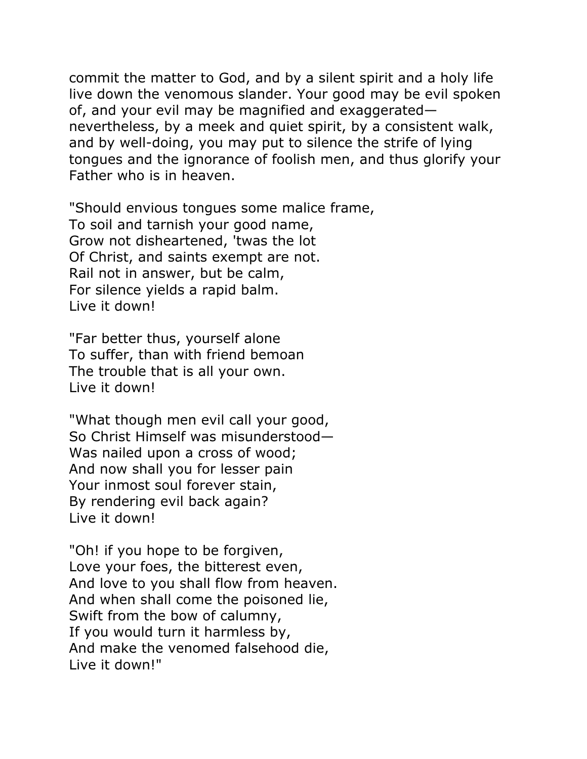commit the matter to God, and by a silent spirit and a holy life live down the venomous slander. Your good may be evil spoken of, and your evil may be magnified and exaggerated—nevertheless, by a meek and quiet spirit, by a consistent walk, and by well-doing, you may put to silence the strife of lying tongues and the ignorance of foolish men, and thus glorify your Father who is in heaven.

"Should envious tongues some malice frame,  
To soil and tarnish your good name,  
Grow not disheartened, 'twas the lot  
Of Christ, and saints exempt are not.  
Rail not in answer, but be calm,  
For silence yields a rapid balm.  
Live it down!

"Far better thus, yourself alone  
To suffer, than with friend bemoan  
The trouble that is all your own.  
Live it down!

"What though men evil call your good,  
So Christ Himself was misunderstood—  
Was nailed upon a cross of wood;  
And now shall you for lesser pain  
Your inmost soul forever stain,  
By rendering evil back again?  
Live it down!

"Oh! if you hope to be forgiven,  
Love your foes, the bitterest even,  
And love to you shall flow from heaven.  
And when shall come the poisoned lie,  
Swift from the bow of calumny,  
If you would turn it harmless by,  
And make the venomed falsehood die,  
Live it down!"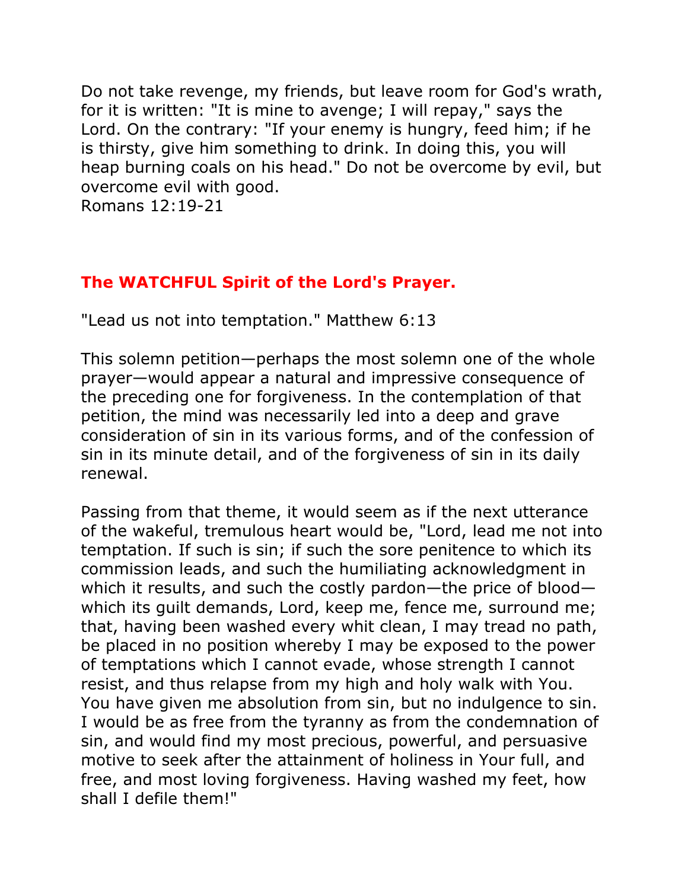Do not take revenge, my friends, but leave room for God's wrath, for it is written: "It is mine to avenge; I will repay," says the Lord. On the contrary: "If your enemy is hungry, feed him; if he is thirsty, give him something to drink. In doing this, you will heap burning coals on his head." Do not be overcome by evil, but overcome evil with good.
Romans 12:19-21

## The WATCHFUL Spirit of the Lord's Prayer.

"Lead us not into temptation." Matthew 6:13

This solemn petition—perhaps the most solemn one of the whole prayer—would appear a natural and impressive consequence of the preceding one for forgiveness. In the contemplation of that petition, the mind was necessarily led into a deep and grave consideration of sin in its various forms, and of the confession of sin in its minute detail, and of the forgiveness of sin in its daily renewal.

Passing from that theme, it would seem as if the next utterance of the wakeful, tremulous heart would be, "Lord, lead me not into temptation. If such is sin; if such the sore penitence to which its commission leads, and such the humiliating acknowledgment in which it results, and such the costly pardon—the price of blood—which its guilt demands, Lord, keep me, fence me, surround me; that, having been washed every whit clean, I may tread no path, be placed in no position whereby I may be exposed to the power of temptations which I cannot evade, whose strength I cannot resist, and thus relapse from my high and holy walk with You. You have given me absolution from sin, but no indulgence to sin. I would be as free from the tyranny as from the condemnation of sin, and would find my most precious, powerful, and persuasive motive to seek after the attainment of holiness in Your full, and free, and most loving forgiveness. Having washed my feet, how shall I defile them!"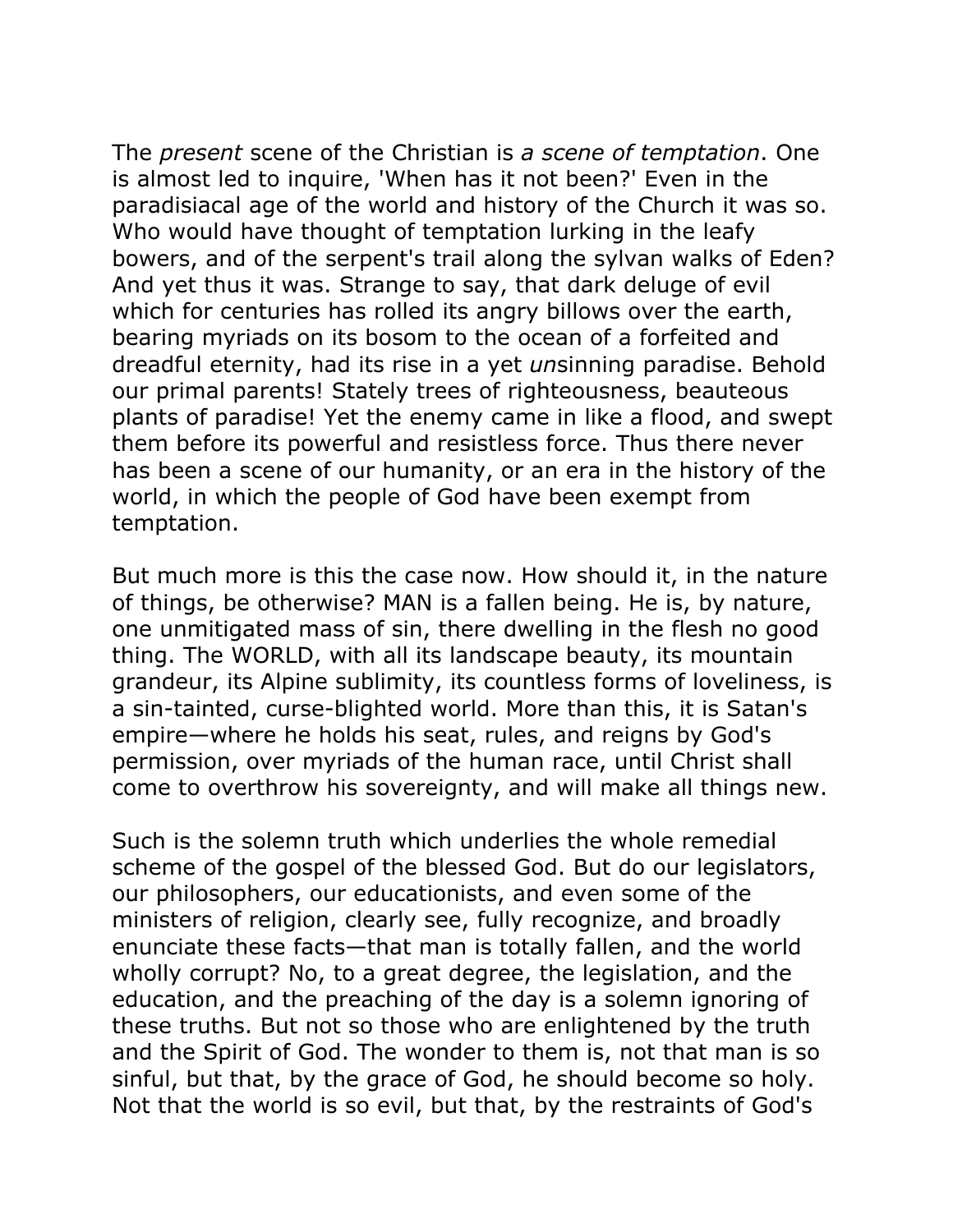The *present* scene of the Christian is *a scene of temptation*. One is almost led to inquire, 'When has it not been?' Even in the paradisiacal age of the world and history of the Church it was so. Who would have thought of temptation lurking in the leafy bowers, and of the serpent's trail along the sylvan walks of Eden? And yet thus it was. Strange to say, that dark deluge of evil which for centuries has rolled its angry billows over the earth, bearing myriads on its bosom to the ocean of a forfeited and dreadful eternity, had its rise in a yet *un*sinning paradise. Behold our primal parents! Stately trees of righteousness, beauteous plants of paradise! Yet the enemy came in like a flood, and swept them before its powerful and resistless force. Thus there never has been a scene of our humanity, or an era in the history of the world, in which the people of God have been exempt from temptation.

But much more is this the case now. How should it, in the nature of things, be otherwise? MAN is a fallen being. He is, by nature, one unmitigated mass of sin, there dwelling in the flesh no good thing. The WORLD, with all its landscape beauty, its mountain grandeur, its Alpine sublimity, its countless forms of loveliness, is a sin-tainted, curse-blighted world. More than this, it is Satan's empire—where he holds his seat, rules, and reigns by God's permission, over myriads of the human race, until Christ shall come to overthrow his sovereignty, and will make all things new.

Such is the solemn truth which underlies the whole remedial scheme of the gospel of the blessed God. But do our legislators, our philosophers, our educationists, and even some of the ministers of religion, clearly see, fully recognize, and broadly enunciate these facts—that man is totally fallen, and the world wholly corrupt? No, to a great degree, the legislation, and the education, and the preaching of the day is a solemn ignoring of these truths. But not so those who are enlightened by the truth and the Spirit of God. The wonder to them is, not that man is so sinful, but that, by the grace of God, he should become so holy. Not that the world is so evil, but that, by the restraints of God's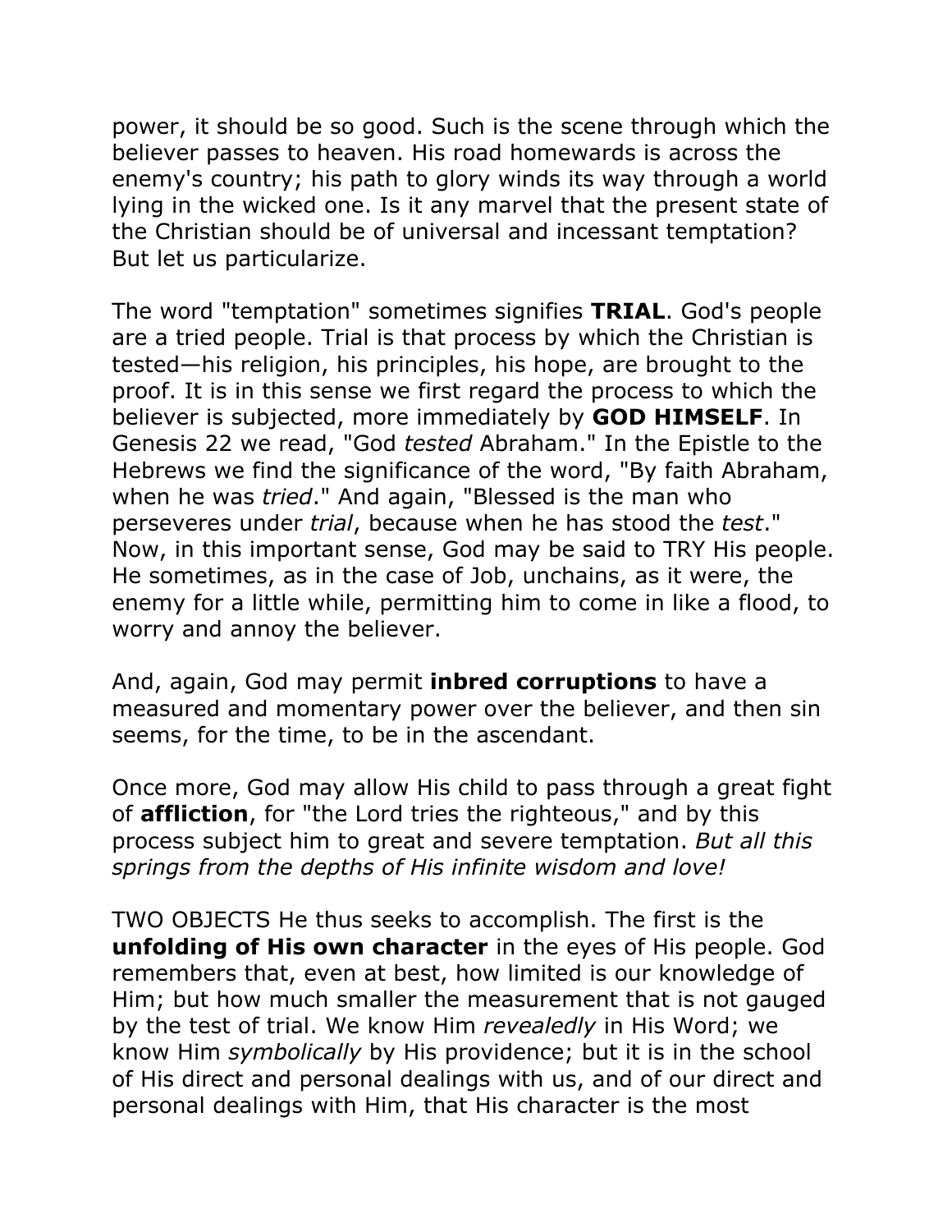power, it should be so good. Such is the scene through which the believer passes to heaven. His road homewards is across the enemy's country; his path to glory winds its way through a world lying in the wicked one. Is it any marvel that the present state of the Christian should be of universal and incessant temptation? But let us particularize.

The word "temptation" sometimes signifies **TRIAL**. God's people are a tried people. Trial is that process by which the Christian is tested—his religion, his principles, his hope, are brought to the proof. It is in this sense we first regard the process to which the believer is subjected, more immediately by **GOD HIMSELF**. In Genesis 22 we read, "God *tested* Abraham." In the Epistle to the Hebrews we find the significance of the word, "By faith Abraham, when he was *tried*." And again, "Blessed is the man who perseveres under *trial*, because when he has stood the *test*." Now, in this important sense, God may be said to TRY His people. He sometimes, as in the case of Job, unchains, as it were, the enemy for a little while, permitting him to come in like a flood, to worry and annoy the believer.

And, again, God may permit **inbred corruptions** to have a measured and momentary power over the believer, and then sin seems, for the time, to be in the ascendant.

Once more, God may allow His child to pass through a great fight of **affliction**, for "the Lord tries the righteous," and by this process subject him to great and severe temptation. *But all this springs from the depths of His infinite wisdom and love!*

TWO OBJECTS He thus seeks to accomplish. The first is the **unfolding of His own character** in the eyes of His people. God remembers that, even at best, how limited is our knowledge of Him; but how much smaller the measurement that is not gauged by the test of trial. We know Him *revealedly* in His Word; we know Him *symbolically* by His providence; but it is in the school of His direct and personal dealings with us, and of our direct and personal dealings with Him, that His character is the most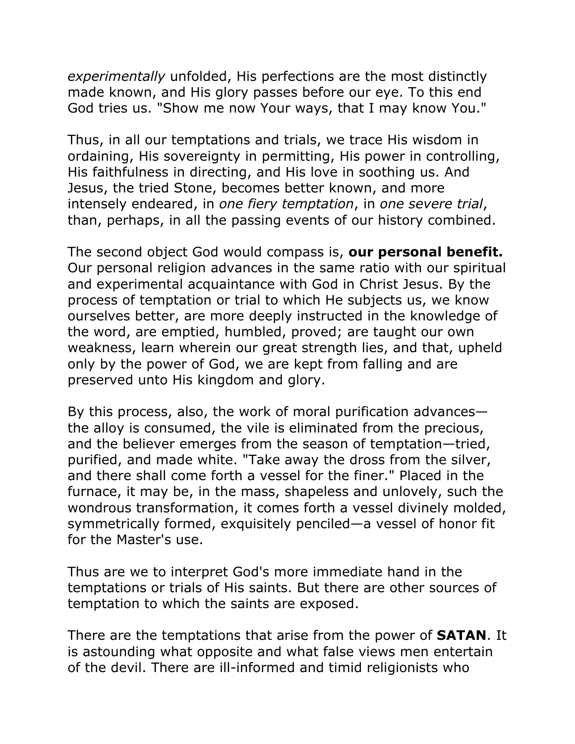*experimentally* unfolded, His perfections are the most distinctly made known, and His glory passes before our eye. To this end God tries us. "Show me now Your ways, that I may know You."

Thus, in all our temptations and trials, we trace His wisdom in ordaining, His sovereignty in permitting, His power in controlling, His faithfulness in directing, and His love in soothing us. And Jesus, the tried Stone, becomes better known, and more intensely endeared, in *one fiery temptation*, in *one severe trial*, than, perhaps, in all the passing events of our history combined.

The second object God would compass is, **our personal benefit.** Our personal religion advances in the same ratio with our spiritual and experimental acquaintance with God in Christ Jesus. By the process of temptation or trial to which He subjects us, we know ourselves better, are more deeply instructed in the knowledge of the word, are emptied, humbled, proved; are taught our own weakness, learn wherein our great strength lies, and that, upheld only by the power of God, we are kept from falling and are preserved unto His kingdom and glory.

By this process, also, the work of moral purification advances—the alloy is consumed, the vile is eliminated from the precious, and the believer emerges from the season of temptation—tried, purified, and made white. "Take away the dross from the silver, and there shall come forth a vessel for the finer." Placed in the furnace, it may be, in the mass, shapeless and unlovely, such the wondrous transformation, it comes forth a vessel divinely molded, symmetrically formed, exquisitely penciled—a vessel of honor fit for the Master's use.

Thus are we to interpret God's more immediate hand in the temptations or trials of His saints. But there are other sources of temptation to which the saints are exposed.

There are the temptations that arise from the power of **SATAN**. It is astounding what opposite and what false views men entertain of the devil. There are ill-informed and timid religionists who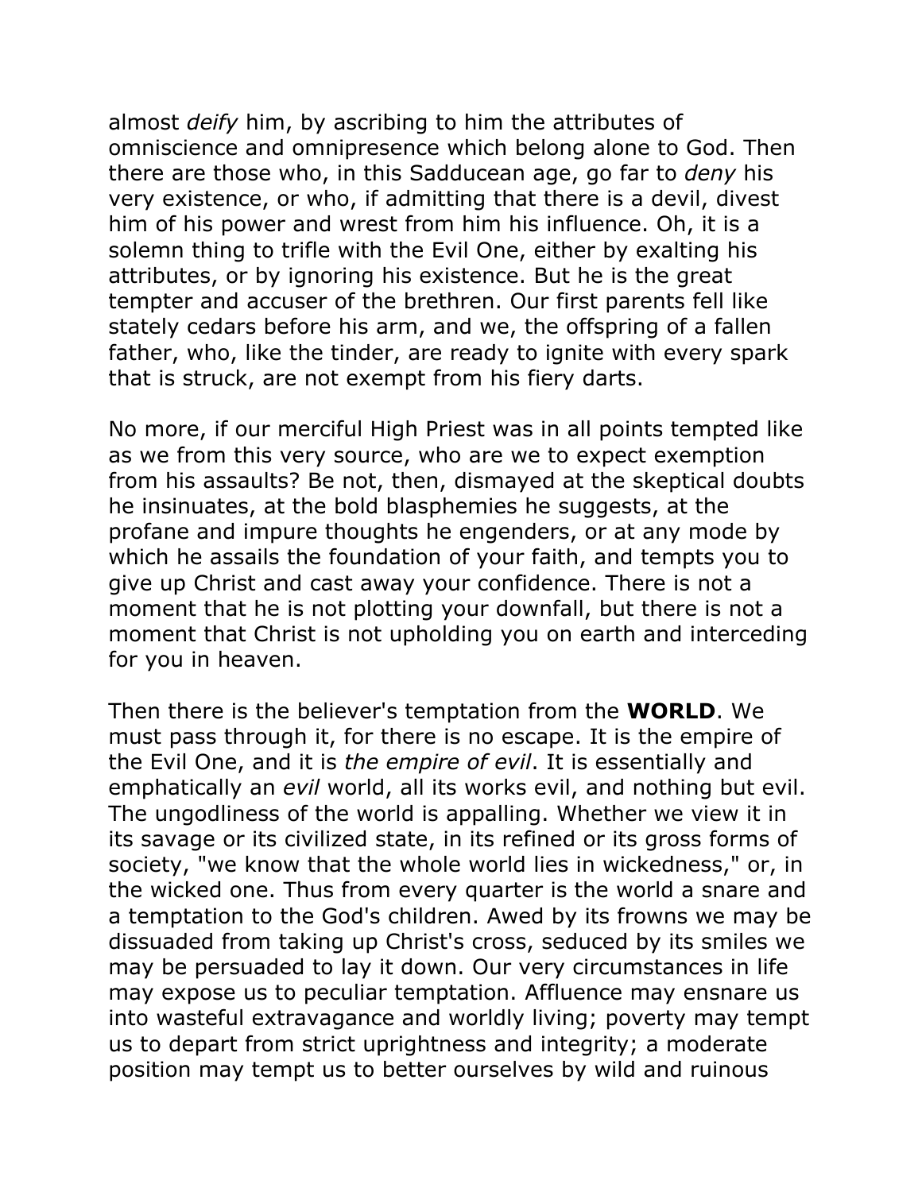almost *deify* him, by ascribing to him the attributes of omniscience and omnipresence which belong alone to God. Then there are those who, in this Sadducean age, go far to *deny* his very existence, or who, if admitting that there is a devil, divest him of his power and wrest from him his influence. Oh, it is a solemn thing to trifle with the Evil One, either by exalting his attributes, or by ignoring his existence. But he is the great tempter and accuser of the brethren. Our first parents fell like stately cedars before his arm, and we, the offspring of a fallen father, who, like the tinder, are ready to ignite with every spark that is struck, are not exempt from his fiery darts.

No more, if our merciful High Priest was in all points tempted like as we from this very source, who are we to expect exemption from his assaults? Be not, then, dismayed at the skeptical doubts he insinuates, at the bold blasphemies he suggests, at the profane and impure thoughts he engenders, or at any mode by which he assails the foundation of your faith, and tempts you to give up Christ and cast away your confidence. There is not a moment that he is not plotting your downfall, but there is not a moment that Christ is not upholding you on earth and interceding for you in heaven.

Then there is the believer's temptation from the **WORLD**. We must pass through it, for there is no escape. It is the empire of the Evil One, and it is *the empire of evil*. It is essentially and emphatically an *evil* world, all its works evil, and nothing but evil. The ungodliness of the world is appalling. Whether we view it in its savage or its civilized state, in its refined or its gross forms of society, "we know that the whole world lies in wickedness," or, in the wicked one. Thus from every quarter is the world a snare and a temptation to the God's children. Awed by its frowns we may be dissuaded from taking up Christ's cross, seduced by its smiles we may be persuaded to lay it down. Our very circumstances in life may expose us to peculiar temptation. Affluence may ensnare us into wasteful extravagance and worldly living; poverty may tempt us to depart from strict uprightness and integrity; a moderate position may tempt us to better ourselves by wild and ruinous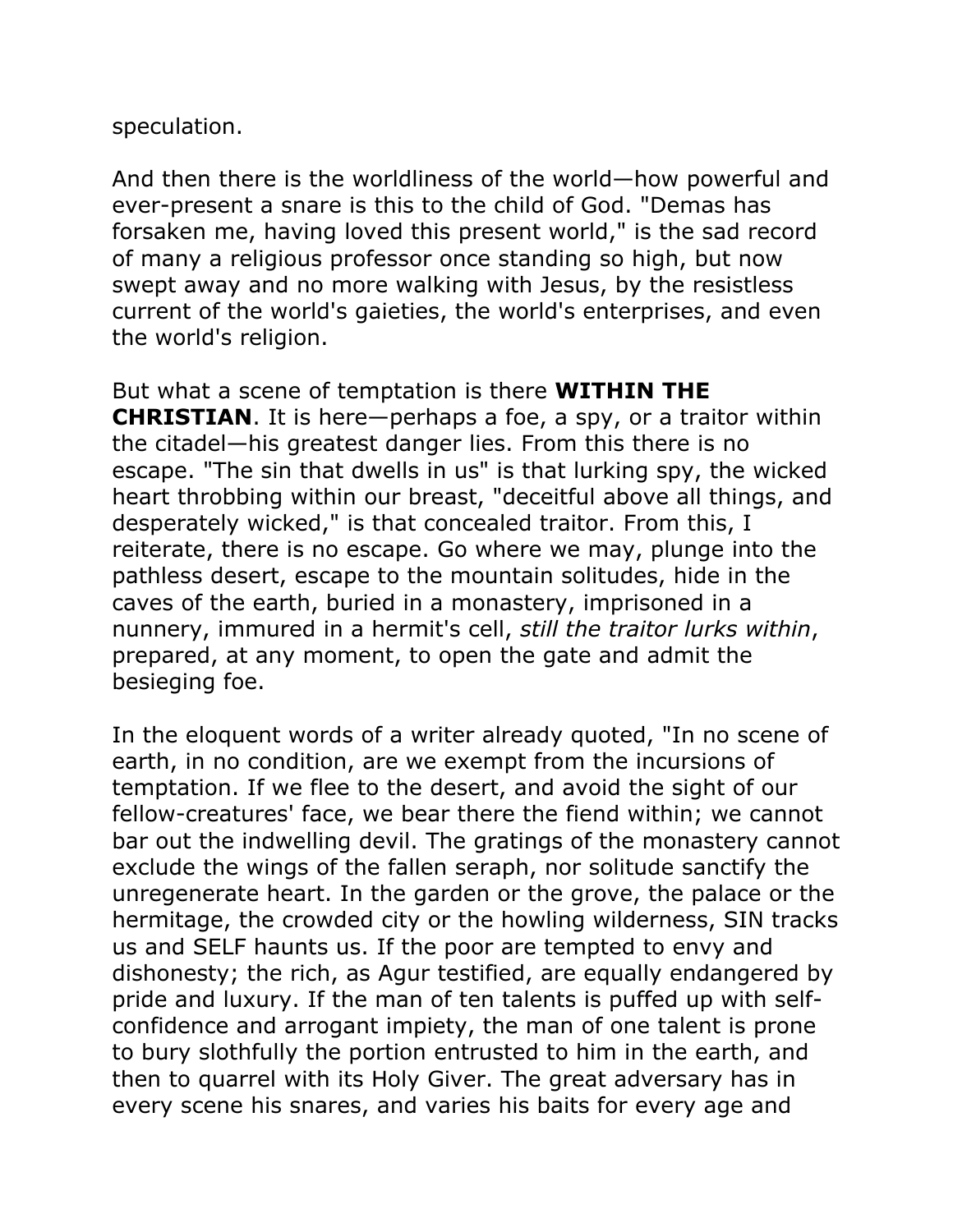speculation.

And then there is the worldliness of the world—how powerful and ever-present a snare is this to the child of God. "Demas has forsaken me, having loved this present world," is the sad record of many a religious professor once standing so high, but now swept away and no more walking with Jesus, by the resistless current of the world's gaieties, the world's enterprises, and even the world's religion.

But what a scene of temptation is there **WITHIN THE CHRISTIAN**. It is here—perhaps a foe, a spy, or a traitor within the citadel—his greatest danger lies. From this there is no escape. "The sin that dwells in us" is that lurking spy, the wicked heart throbbing within our breast, "deceitful above all things, and desperately wicked," is that concealed traitor. From this, I reiterate, there is no escape. Go where we may, plunge into the pathless desert, escape to the mountain solitudes, hide in the caves of the earth, buried in a monastery, imprisoned in a nunnery, immured in a hermit's cell, *still the traitor lurks within*, prepared, at any moment, to open the gate and admit the besieging foe.

In the eloquent words of a writer already quoted, "In no scene of earth, in no condition, are we exempt from the incursions of temptation. If we flee to the desert, and avoid the sight of our fellow-creatures' face, we bear there the fiend within; we cannot bar out the indwelling devil. The gratings of the monastery cannot exclude the wings of the fallen seraph, nor solitude sanctify the unregenerate heart. In the garden or the grove, the palace or the hermitage, the crowded city or the howling wilderness, SIN tracks us and SELF haunts us. If the poor are tempted to envy and dishonesty; the rich, as Agur testified, are equally endangered by pride and luxury. If the man of ten talents is puffed up with self-confidence and arrogant impiety, the man of one talent is prone to bury slothfully the portion entrusted to him in the earth, and then to quarrel with its Holy Giver. The great adversary has in every scene his snares, and varies his baits for every age and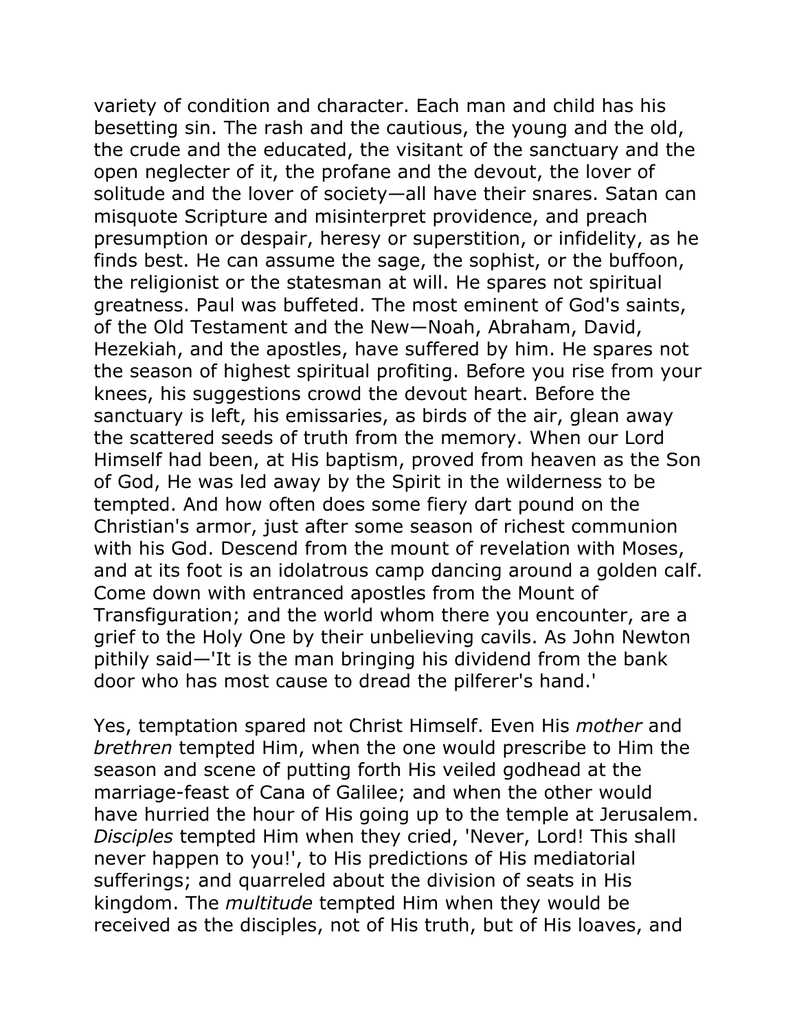variety of condition and character. Each man and child has his besetting sin. The rash and the cautious, the young and the old, the crude and the educated, the visitant of the sanctuary and the open neglecter of it, the profane and the devout, the lover of solitude and the lover of society—all have their snares. Satan can misquote Scripture and misinterpret providence, and preach presumption or despair, heresy or superstition, or infidelity, as he finds best. He can assume the sage, the sophist, or the buffoon, the religionist or the statesman at will. He spares not spiritual greatness. Paul was buffeted. The most eminent of God's saints, of the Old Testament and the New—Noah, Abraham, David, Hezekiah, and the apostles, have suffered by him. He spares not the season of highest spiritual profiting. Before you rise from your knees, his suggestions crowd the devout heart. Before the sanctuary is left, his emissaries, as birds of the air, glean away the scattered seeds of truth from the memory. When our Lord Himself had been, at His baptism, proved from heaven as the Son of God, He was led away by the Spirit in the wilderness to be tempted. And how often does some fiery dart pound on the Christian's armor, just after some season of richest communion with his God. Descend from the mount of revelation with Moses, and at its foot is an idolatrous camp dancing around a golden calf. Come down with entranced apostles from the Mount of Transfiguration; and the world whom there you encounter, are a grief to the Holy One by their unbelieving cavils. As John Newton pithily said—'It is the man bringing his dividend from the bank door who has most cause to dread the pilferer's hand.'

Yes, temptation spared not Christ Himself. Even His *mother* and *brethren* tempted Him, when the one would prescribe to Him the season and scene of putting forth His veiled godhead at the marriage-feast of Cana of Galilee; and when the other would have hurried the hour of His going up to the temple at Jerusalem. *Disciples* tempted Him when they cried, 'Never, Lord! This shall never happen to you!', to His predictions of His mediatorial sufferings; and quarreled about the division of seats in His kingdom. The *multitude* tempted Him when they would be received as the disciples, not of His truth, but of His loaves, and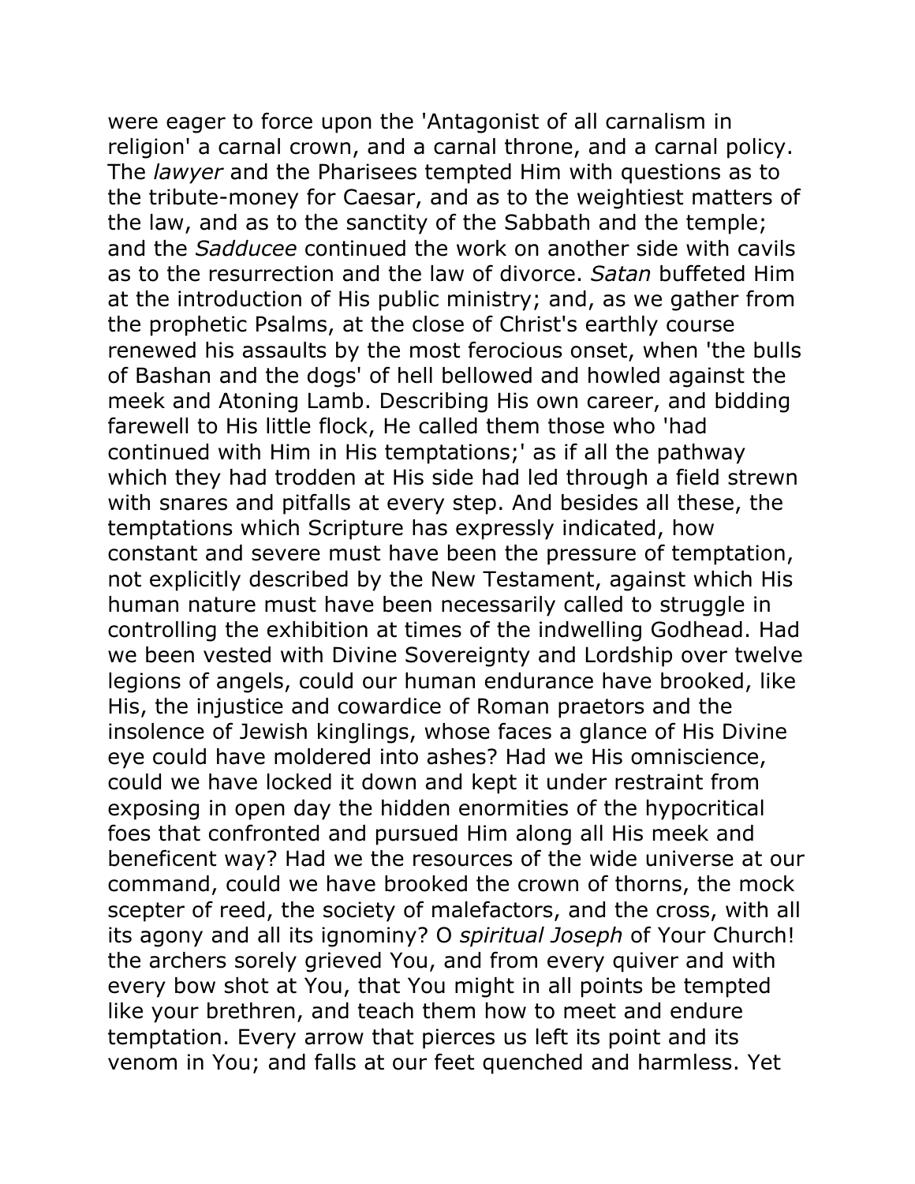were eager to force upon the 'Antagonist of all carnalism in religion' a carnal crown, and a carnal throne, and a carnal policy. The *lawyer* and the Pharisees tempted Him with questions as to the tribute-money for Caesar, and as to the weightiest matters of the law, and as to the sanctity of the Sabbath and the temple; and the *Sadducee* continued the work on another side with cavils as to the resurrection and the law of divorce. *Satan* buffeted Him at the introduction of His public ministry; and, as we gather from the prophetic Psalms, at the close of Christ's earthly course renewed his assaults by the most ferocious onset, when 'the bulls of Bashan and the dogs' of hell bellowed and howled against the meek and Atoning Lamb. Describing His own career, and bidding farewell to His little flock, He called them those who 'had continued with Him in His temptations;' as if all the pathway which they had trodden at His side had led through a field strewn with snares and pitfalls at every step. And besides all these, the temptations which Scripture has expressly indicated, how constant and severe must have been the pressure of temptation, not explicitly described by the New Testament, against which His human nature must have been necessarily called to struggle in controlling the exhibition at times of the indwelling Godhead. Had we been vested with Divine Sovereignty and Lordship over twelve legions of angels, could our human endurance have brooked, like His, the injustice and cowardice of Roman praetors and the insolence of Jewish kinglings, whose faces a glance of His Divine eye could have moldered into ashes? Had we His omniscience, could we have locked it down and kept it under restraint from exposing in open day the hidden enormities of the hypocritical foes that confronted and pursued Him along all His meek and beneficent way? Had we the resources of the wide universe at our command, could we have brooked the crown of thorns, the mock scepter of reed, the society of malefactors, and the cross, with all its agony and all its ignominy? O *spiritual Joseph* of Your Church! the archers sorely grieved You, and from every quiver and with every bow shot at You, that You might in all points be tempted like your brethren, and teach them how to meet and endure temptation. Every arrow that pierces us left its point and its venom in You; and falls at our feet quenched and harmless. Yet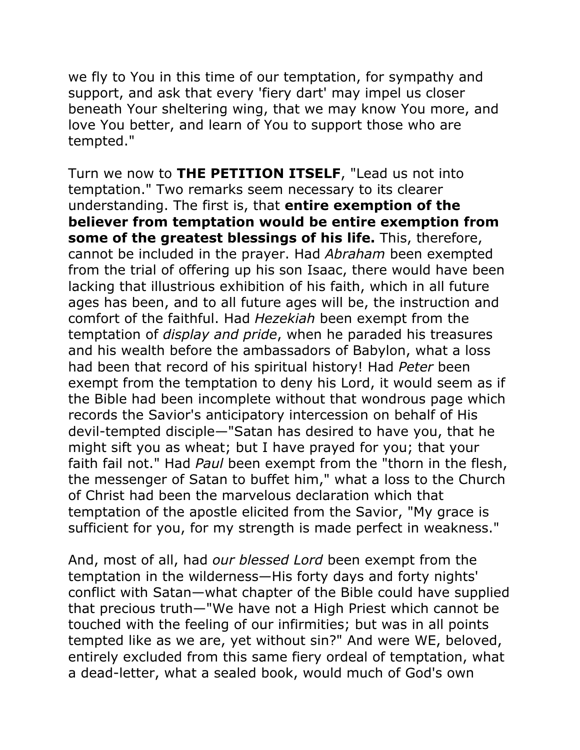we fly to You in this time of our temptation, for sympathy and support, and ask that every 'fiery dart' may impel us closer beneath Your sheltering wing, that we may know You more, and love You better, and learn of You to support those who are tempted."

Turn we now to **THE PETITION ITSELF**, "Lead us not into temptation." Two remarks seem necessary to its clearer understanding. The first is, that **entire exemption of the believer from temptation would be entire exemption from some of the greatest blessings of his life.** This, therefore, cannot be included in the prayer. Had *Abraham* been exempted from the trial of offering up his son Isaac, there would have been lacking that illustrious exhibition of his faith, which in all future ages has been, and to all future ages will be, the instruction and comfort of the faithful. Had *Hezekiah* been exempt from the temptation of *display and pride*, when he paraded his treasures and his wealth before the ambassadors of Babylon, what a loss had been that record of his spiritual history! Had *Peter* been exempt from the temptation to deny his Lord, it would seem as if the Bible had been incomplete without that wondrous page which records the Savior's anticipatory intercession on behalf of His devil-tempted disciple—"Satan has desired to have you, that he might sift you as wheat; but I have prayed for you; that your faith fail not." Had *Paul* been exempt from the "thorn in the flesh, the messenger of Satan to buffet him," what a loss to the Church of Christ had been the marvelous declaration which that temptation of the apostle elicited from the Savior, "My grace is sufficient for you, for my strength is made perfect in weakness."

And, most of all, had *our blessed Lord* been exempt from the temptation in the wilderness—His forty days and forty nights' conflict with Satan—what chapter of the Bible could have supplied that precious truth—"We have not a High Priest which cannot be touched with the feeling of our infirmities; but was in all points tempted like as we are, yet without sin?" And were WE, beloved, entirely excluded from this same fiery ordeal of temptation, what a dead-letter, what a sealed book, would much of God's own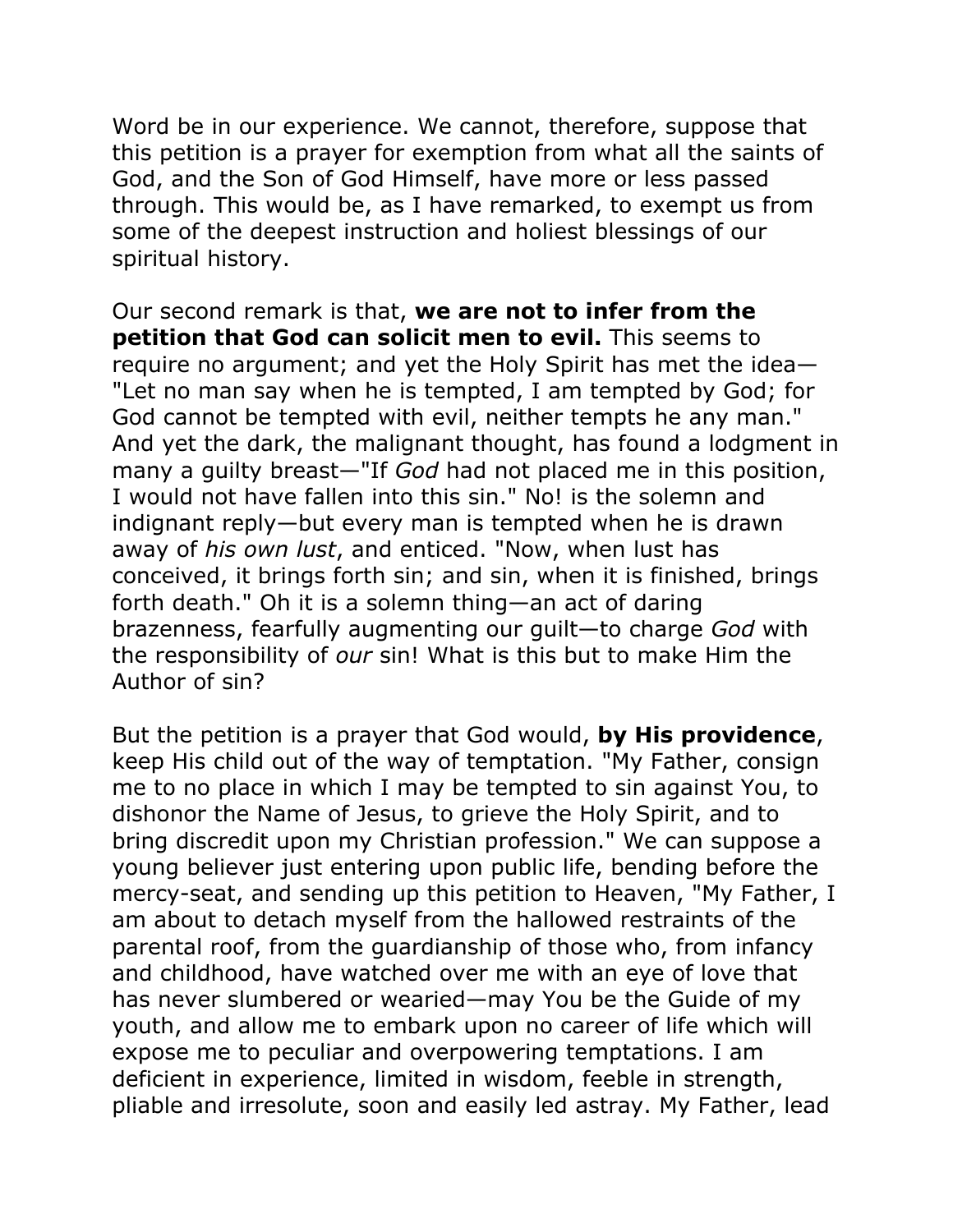Word be in our experience. We cannot, therefore, suppose that this petition is a prayer for exemption from what all the saints of God, and the Son of God Himself, have more or less passed through. This would be, as I have remarked, to exempt us from some of the deepest instruction and holiest blessings of our spiritual history.

Our second remark is that, **we are not to infer from the petition that God can solicit men to evil.** This seems to require no argument; and yet the Holy Spirit has met the idea—"Let no man say when he is tempted, I am tempted by God; for God cannot be tempted with evil, neither tempts he any man." And yet the dark, the malignant thought, has found a lodgment in many a guilty breast—"If *God* had not placed me in this position, I would not have fallen into this sin." No! is the solemn and indignant reply—but every man is tempted when he is drawn away of *his own lust*, and enticed. "Now, when lust has conceived, it brings forth sin; and sin, when it is finished, brings forth death." Oh it is a solemn thing—an act of daring brazenness, fearfully augmenting our guilt—to charge *God* with the responsibility of *our* sin! What is this but to make Him the Author of sin?

But the petition is a prayer that God would, **by His providence**, keep His child out of the way of temptation. "My Father, consign me to no place in which I may be tempted to sin against You, to dishonor the Name of Jesus, to grieve the Holy Spirit, and to bring discredit upon my Christian profession." We can suppose a young believer just entering upon public life, bending before the mercy-seat, and sending up this petition to Heaven, "My Father, I am about to detach myself from the hallowed restraints of the parental roof, from the guardianship of those who, from infancy and childhood, have watched over me with an eye of love that has never slumbered or wearied—may You be the Guide of my youth, and allow me to embark upon no career of life which will expose me to peculiar and overpowering temptations. I am deficient in experience, limited in wisdom, feeble in strength, pliable and irresolute, soon and easily led astray. My Father, lead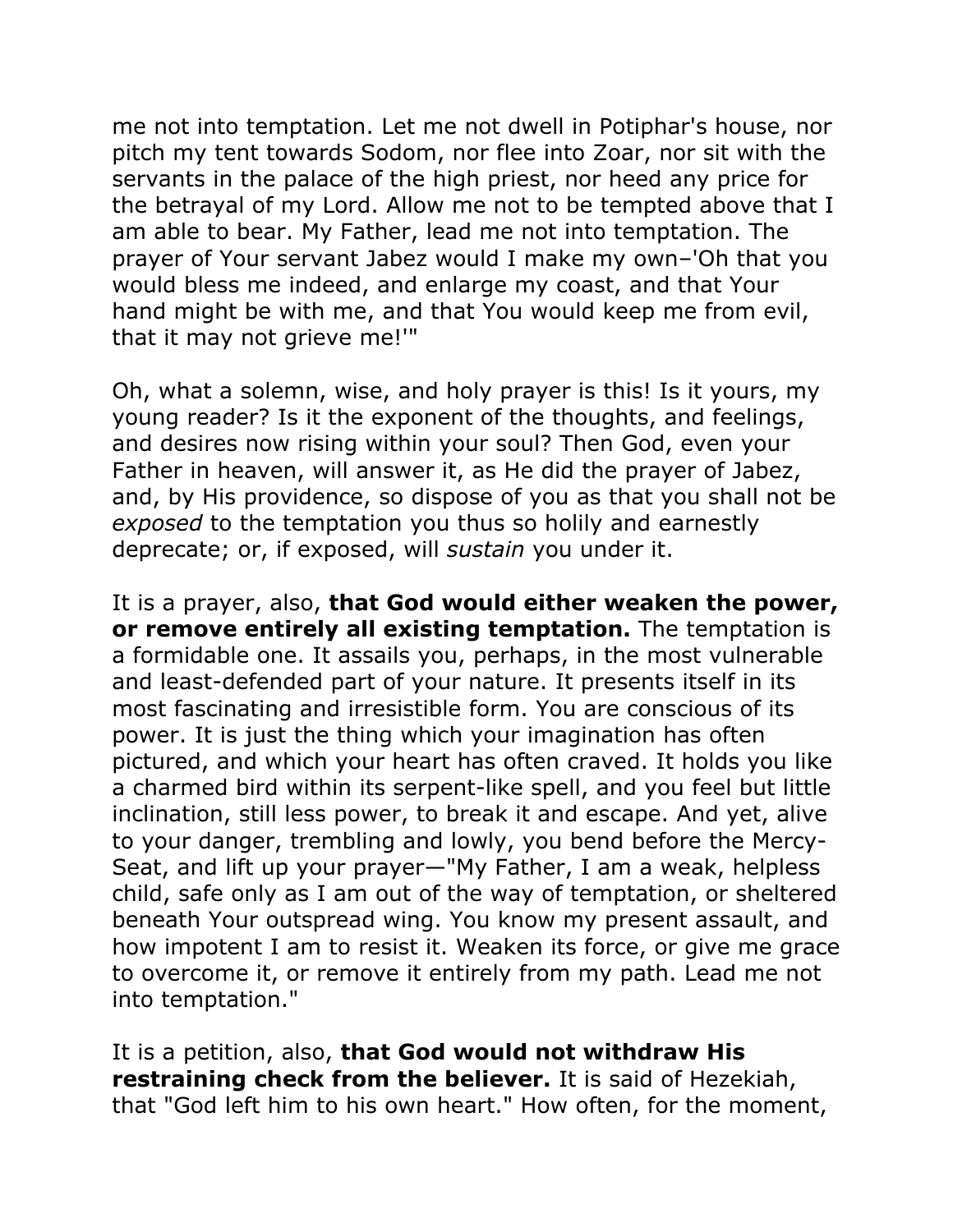me not into temptation. Let me not dwell in Potiphar's house, nor pitch my tent towards Sodom, nor flee into Zoar, nor sit with the servants in the palace of the high priest, nor heed any price for the betrayal of my Lord. Allow me not to be tempted above that I am able to bear. My Father, lead me not into temptation. The prayer of Your servant Jabez would I make my own–'Oh that you would bless me indeed, and enlarge my coast, and that Your hand might be with me, and that You would keep me from evil, that it may not grieve me!'"

Oh, what a solemn, wise, and holy prayer is this! Is it yours, my young reader? Is it the exponent of the thoughts, and feelings, and desires now rising within your soul? Then God, even your Father in heaven, will answer it, as He did the prayer of Jabez, and, by His providence, so dispose of you as that you shall not be *exposed* to the temptation you thus so holily and earnestly deprecate; or, if exposed, will *sustain* you under it.

It is a prayer, also, **that God would either weaken the power, or remove entirely all existing temptation.** The temptation is a formidable one. It assails you, perhaps, in the most vulnerable and least-defended part of your nature. It presents itself in its most fascinating and irresistible form. You are conscious of its power. It is just the thing which your imagination has often pictured, and which your heart has often craved. It holds you like a charmed bird within its serpent-like spell, and you feel but little inclination, still less power, to break it and escape. And yet, alive to your danger, trembling and lowly, you bend before the Mercy-Seat, and lift up your prayer—"My Father, I am a weak, helpless child, safe only as I am out of the way of temptation, or sheltered beneath Your outspread wing. You know my present assault, and how impotent I am to resist it. Weaken its force, or give me grace to overcome it, or remove it entirely from my path. Lead me not into temptation."

It is a petition, also, **that God would not withdraw His restraining check from the believer.** It is said of Hezekiah, that "God left him to his own heart." How often, for the moment,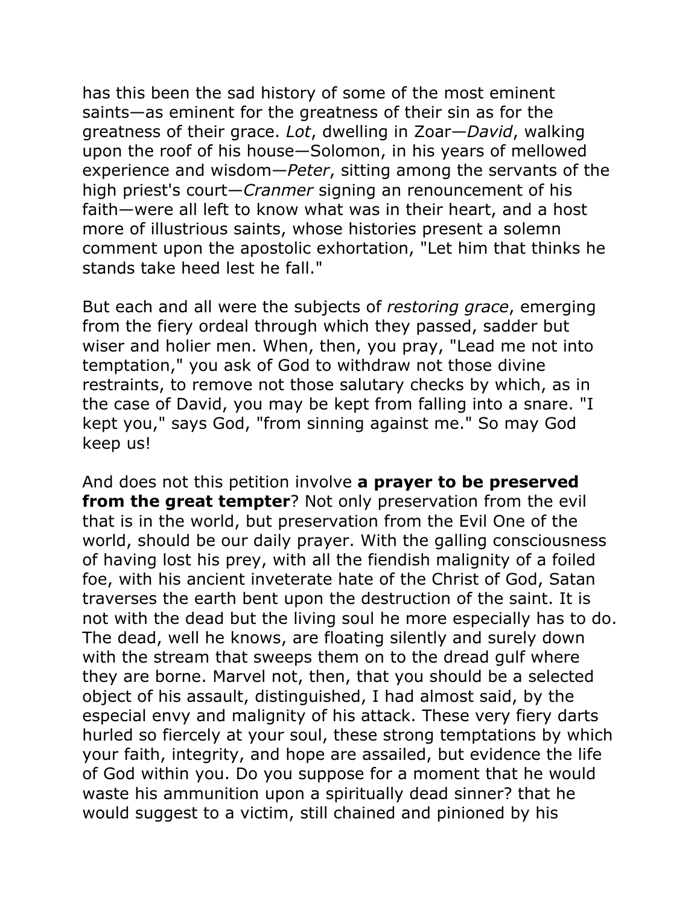has this been the sad history of some of the most eminent saints—as eminent for the greatness of their sin as for the greatness of their grace. *Lot*, dwelling in Zoar—*David*, walking upon the roof of his house—Solomon, in his years of mellowed experience and wisdom—*Peter*, sitting among the servants of the high priest's court—*Cranmer* signing an renouncement of his faith—were all left to know what was in their heart, and a host more of illustrious saints, whose histories present a solemn comment upon the apostolic exhortation, "Let him that thinks he stands take heed lest he fall."

But each and all were the subjects of *restoring grace*, emerging from the fiery ordeal through which they passed, sadder but wiser and holier men. When, then, you pray, "Lead me not into temptation," you ask of God to withdraw not those divine restraints, to remove not those salutary checks by which, as in the case of David, you may be kept from falling into a snare. "I kept you," says God, "from sinning against me." So may God keep us!

And does not this petition involve **a prayer to be preserved from the great tempter**? Not only preservation from the evil that is in the world, but preservation from the Evil One of the world, should be our daily prayer. With the galling consciousness of having lost his prey, with all the fiendish malignity of a foiled foe, with his ancient inveterate hate of the Christ of God, Satan traverses the earth bent upon the destruction of the saint. It is not with the dead but the living soul he more especially has to do. The dead, well he knows, are floating silently and surely down with the stream that sweeps them on to the dread gulf where they are borne. Marvel not, then, that you should be a selected object of his assault, distinguished, I had almost said, by the especial envy and malignity of his attack. These very fiery darts hurled so fiercely at your soul, these strong temptations by which your faith, integrity, and hope are assailed, but evidence the life of God within you. Do you suppose for a moment that he would waste his ammunition upon a spiritually dead sinner? that he would suggest to a victim, still chained and pinioned by his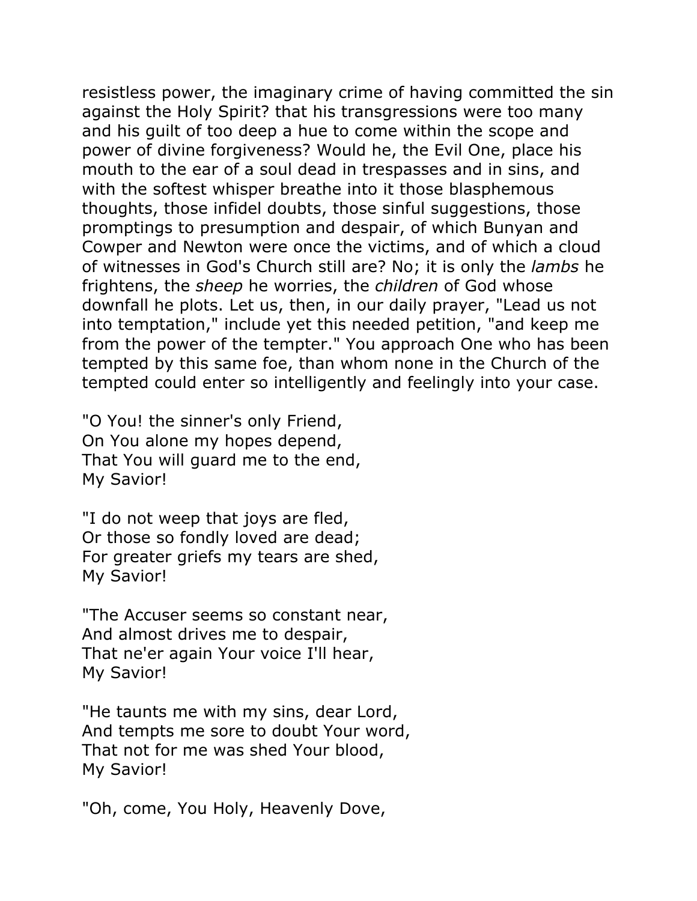resistless power, the imaginary crime of having committed the sin against the Holy Spirit? that his transgressions were too many and his guilt of too deep a hue to come within the scope and power of divine forgiveness? Would he, the Evil One, place his mouth to the ear of a soul dead in trespasses and in sins, and with the softest whisper breathe into it those blasphemous thoughts, those infidel doubts, those sinful suggestions, those promptings to presumption and despair, of which Bunyan and Cowper and Newton were once the victims, and of which a cloud of witnesses in God's Church still are? No; it is only the *lambs* he frightens, the *sheep* he worries, the *children* of God whose downfall he plots. Let us, then, in our daily prayer, "Lead us not into temptation," include yet this needed petition, "and keep me from the power of the tempter." You approach One who has been tempted by this same foe, than whom none in the Church of the tempted could enter so intelligently and feelingly into your case.

"O You! the sinner's only Friend,  
On You alone my hopes depend,  
That You will guard me to the end,  
My Savior!

"I do not weep that joys are fled,  
Or those so fondly loved are dead;  
For greater griefs my tears are shed,  
My Savior!

"The Accuser seems so constant near,  
And almost drives me to despair,  
That ne'er again Your voice I'll hear,  
My Savior!

"He taunts me with my sins, dear Lord,  
And tempts me sore to doubt Your word,  
That not for me was shed Your blood,  
My Savior!

"Oh, come, You Holy, Heavenly Dove,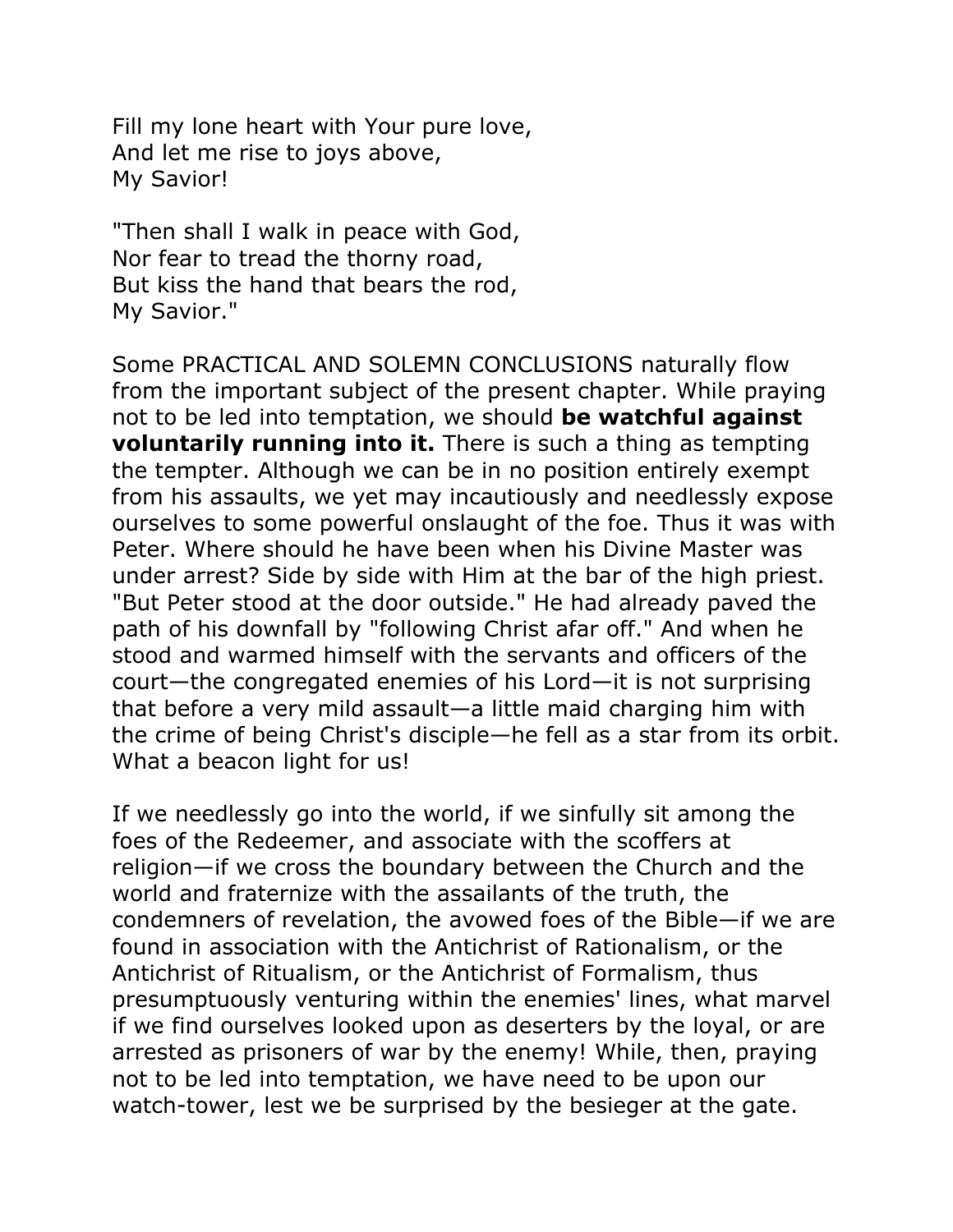Fill my lone heart with Your pure love,  
And let me rise to joys above,  
My Savior!

"Then shall I walk in peace with God,  
Nor fear to tread the thorny road,  
But kiss the hand that bears the rod,  
My Savior."

Some PRACTICAL AND SOLEMN CONCLUSIONS naturally flow from the important subject of the present chapter. While praying not to be led into temptation, we should **be watchful against voluntarily running into it.** There is such a thing as tempting the tempter. Although we can be in no position entirely exempt from his assaults, we yet may incautiously and needlessly expose ourselves to some powerful onslaught of the foe. Thus it was with Peter. Where should he have been when his Divine Master was under arrest? Side by side with Him at the bar of the high priest. "But Peter stood at the door outside." He had already paved the path of his downfall by "following Christ afar off." And when he stood and warmed himself with the servants and officers of the court—the congregated enemies of his Lord—it is not surprising that before a very mild assault—a little maid charging him with the crime of being Christ's disciple—he fell as a star from its orbit. What a beacon light for us!

If we needlessly go into the world, if we sinfully sit among the foes of the Redeemer, and associate with the scoffers at religion—if we cross the boundary between the Church and the world and fraternize with the assailants of the truth, the condemners of revelation, the avowed foes of the Bible—if we are found in association with the Antichrist of Rationalism, or the Antichrist of Ritualism, or the Antichrist of Formalism, thus presumptuously venturing within the enemies' lines, what marvel if we find ourselves looked upon as deserters by the loyal, or are arrested as prisoners of war by the enemy! While, then, praying not to be led into temptation, we have need to be upon our watch-tower, lest we be surprised by the besieger at the gate.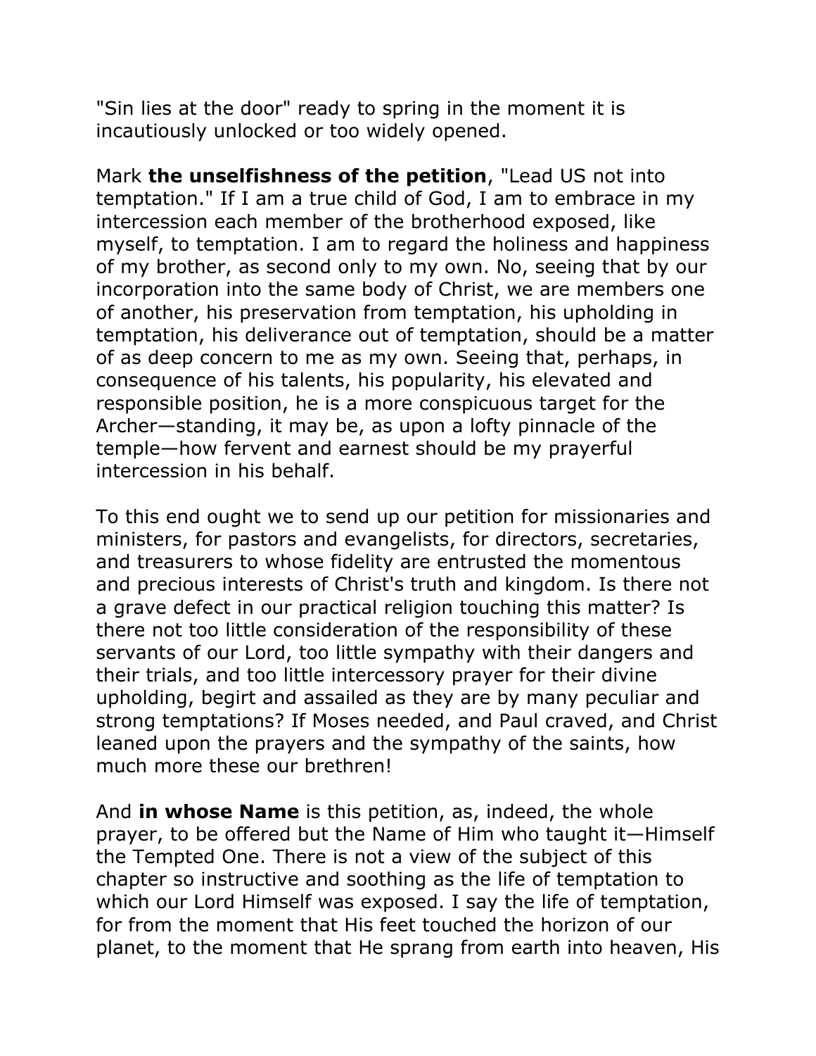"Sin lies at the door" ready to spring in the moment it is incautiously unlocked or too widely opened.

Mark **the unselfishness of the petition**, "Lead US not into temptation." If I am a true child of God, I am to embrace in my intercession each member of the brotherhood exposed, like myself, to temptation. I am to regard the holiness and happiness of my brother, as second only to my own. No, seeing that by our incorporation into the same body of Christ, we are members one of another, his preservation from temptation, his upholding in temptation, his deliverance out of temptation, should be a matter of as deep concern to me as my own. Seeing that, perhaps, in consequence of his talents, his popularity, his elevated and responsible position, he is a more conspicuous target for the Archer—standing, it may be, as upon a lofty pinnacle of the temple—how fervent and earnest should be my prayerful intercession in his behalf.

To this end ought we to send up our petition for missionaries and ministers, for pastors and evangelists, for directors, secretaries, and treasurers to whose fidelity are entrusted the momentous and precious interests of Christ's truth and kingdom. Is there not a grave defect in our practical religion touching this matter? Is there not too little consideration of the responsibility of these servants of our Lord, too little sympathy with their dangers and their trials, and too little intercessory prayer for their divine upholding, begirt and assailed as they are by many peculiar and strong temptations? If Moses needed, and Paul craved, and Christ leaned upon the prayers and the sympathy of the saints, how much more these our brethren!

And **in whose Name** is this petition, as, indeed, the whole prayer, to be offered but the Name of Him who taught it—Himself the Tempted One. There is not a view of the subject of this chapter so instructive and soothing as the life of temptation to which our Lord Himself was exposed. I say the life of temptation, for from the moment that His feet touched the horizon of our planet, to the moment that He sprang from earth into heaven, His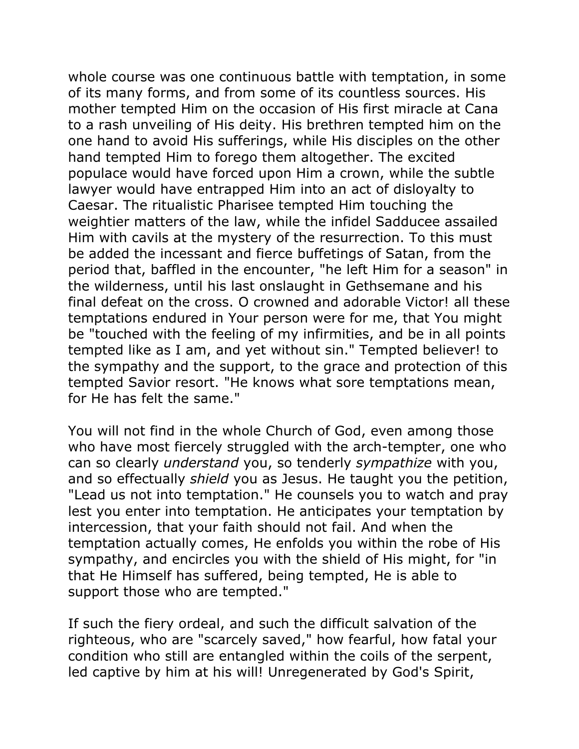whole course was one continuous battle with temptation, in some of its many forms, and from some of its countless sources. His mother tempted Him on the occasion of His first miracle at Cana to a rash unveiling of His deity. His brethren tempted him on the one hand to avoid His sufferings, while His disciples on the other hand tempted Him to forego them altogether. The excited populace would have forced upon Him a crown, while the subtle lawyer would have entrapped Him into an act of disloyalty to Caesar. The ritualistic Pharisee tempted Him touching the weightier matters of the law, while the infidel Sadducee assailed Him with cavils at the mystery of the resurrection. To this must be added the incessant and fierce buffetings of Satan, from the period that, baffled in the encounter, "he left Him for a season" in the wilderness, until his last onslaught in Gethsemane and his final defeat on the cross. O crowned and adorable Victor! all these temptations endured in Your person were for me, that You might be "touched with the feeling of my infirmities, and be in all points tempted like as I am, and yet without sin." Tempted believer! to the sympathy and the support, to the grace and protection of this tempted Savior resort. "He knows what sore temptations mean, for He has felt the same."

You will not find in the whole Church of God, even among those who have most fiercely struggled with the arch-tempter, one who can so clearly *understand* you, so tenderly *sympathize* with you, and so effectually *shield* you as Jesus. He taught you the petition, "Lead us not into temptation." He counsels you to watch and pray lest you enter into temptation. He anticipates your temptation by intercession, that your faith should not fail. And when the temptation actually comes, He enfolds you within the robe of His sympathy, and encircles you with the shield of His might, for "in that He Himself has suffered, being tempted, He is able to support those who are tempted."

If such the fiery ordeal, and such the difficult salvation of the righteous, who are "scarcely saved," how fearful, how fatal your condition who still are entangled within the coils of the serpent, led captive by him at his will! Unregenerated by God's Spirit,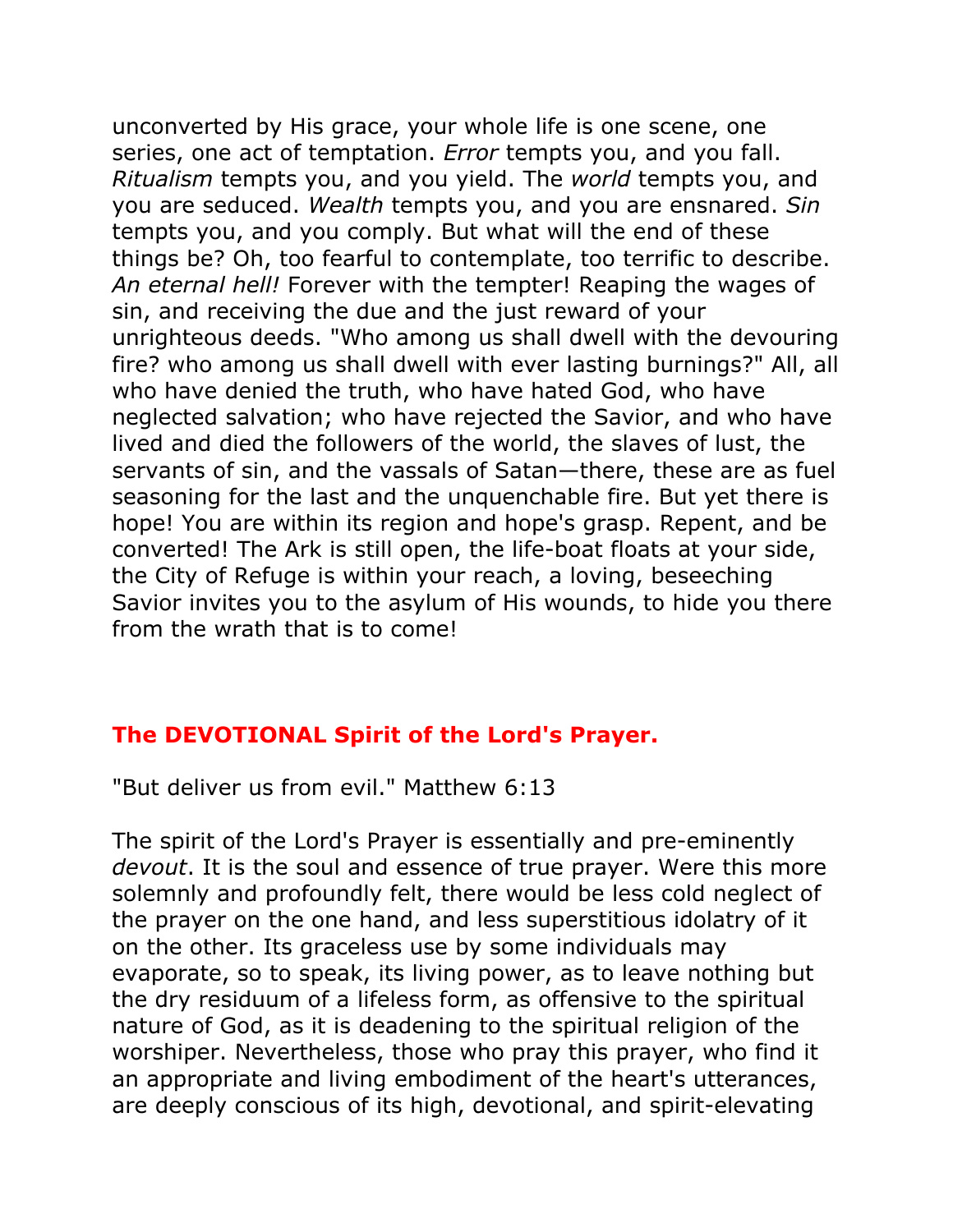unconverted by His grace, your whole life is one scene, one series, one act of temptation. *Error* tempts you, and you fall. *Ritualism* tempts you, and you yield. The *world* tempts you, and you are seduced. *Wealth* tempts you, and you are ensnared. *Sin* tempts you, and you comply. But what will the end of these things be? Oh, too fearful to contemplate, too terrific to describe. *An eternal hell!* Forever with the tempter! Reaping the wages of sin, and receiving the due and the just reward of your unrighteous deeds. "Who among us shall dwell with the devouring fire? who among us shall dwell with ever lasting burnings?" All, all who have denied the truth, who have hated God, who have neglected salvation; who have rejected the Savior, and who have lived and died the followers of the world, the slaves of lust, the servants of sin, and the vassals of Satan—there, these are as fuel seasoning for the last and the unquenchable fire. But yet there is hope! You are within its region and hope's grasp. Repent, and be converted! The Ark is still open, the life-boat floats at your side, the City of Refuge is within your reach, a loving, beseeching Savior invites you to the asylum of His wounds, to hide you there from the wrath that is to come!

## The DEVOTIONAL Spirit of the Lord's Prayer.

"But deliver us from evil." Matthew 6:13

The spirit of the Lord's Prayer is essentially and pre-eminently *devout*. It is the soul and essence of true prayer. Were this more solemnly and profoundly felt, there would be less cold neglect of the prayer on the one hand, and less superstitious idolatry of it on the other. Its graceless use by some individuals may evaporate, so to speak, its living power, as to leave nothing but the dry residuum of a lifeless form, as offensive to the spiritual nature of God, as it is deadening to the spiritual religion of the worshiper. Nevertheless, those who pray this prayer, who find it an appropriate and living embodiment of the heart's utterances, are deeply conscious of its high, devotional, and spirit-elevating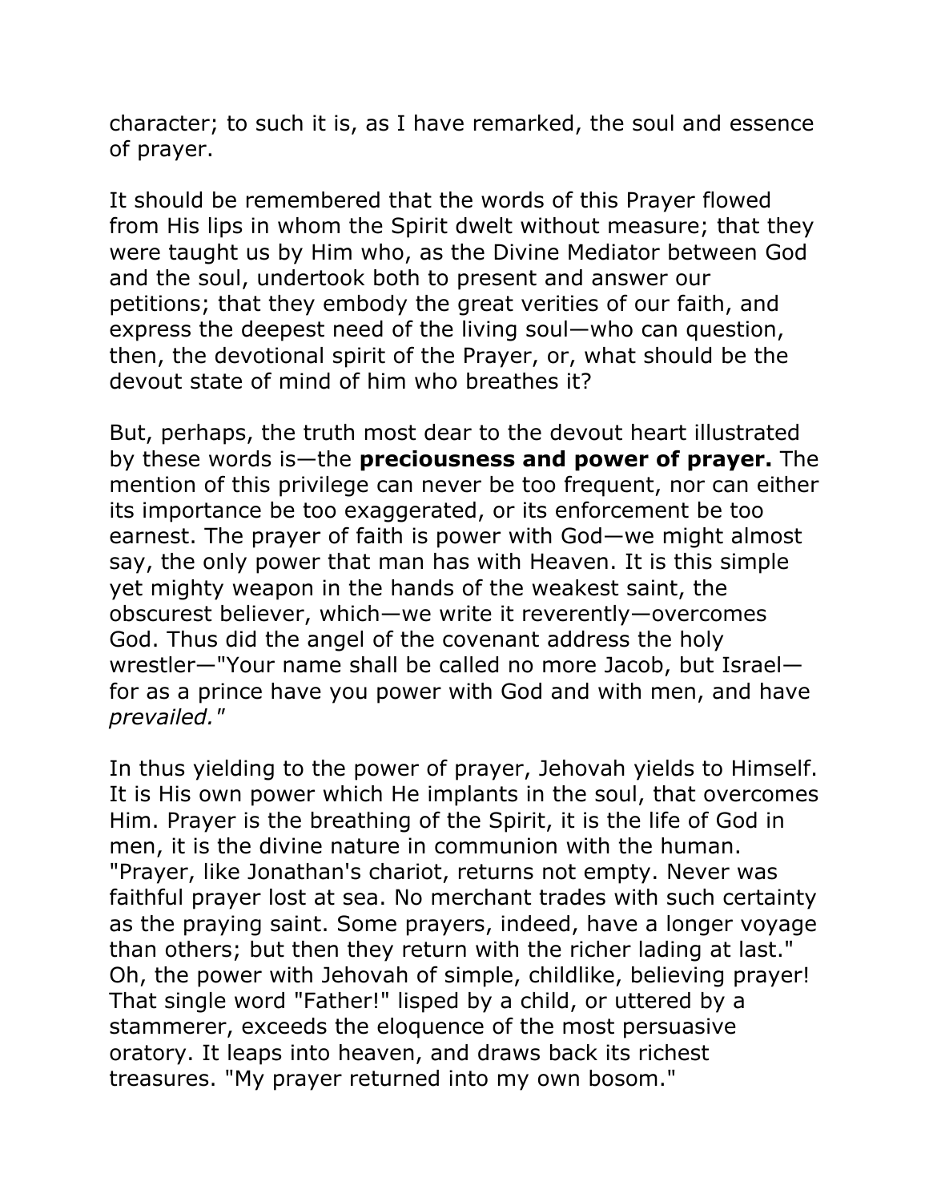character; to such it is, as I have remarked, the soul and essence of prayer.

It should be remembered that the words of this Prayer flowed from His lips in whom the Spirit dwelt without measure; that they were taught us by Him who, as the Divine Mediator between God and the soul, undertook both to present and answer our petitions; that they embody the great verities of our faith, and express the deepest need of the living soul—who can question, then, the devotional spirit of the Prayer, or, what should be the devout state of mind of him who breathes it?

But, perhaps, the truth most dear to the devout heart illustrated by these words is—the **preciousness and power of prayer.** The mention of this privilege can never be too frequent, nor can either its importance be too exaggerated, or its enforcement be too earnest. The prayer of faith is power with God—we might almost say, the only power that man has with Heaven. It is this simple yet mighty weapon in the hands of the weakest saint, the obscurest believer, which—we write it reverently—overcomes God. Thus did the angel of the covenant address the holy wrestler—"Your name shall be called no more Jacob, but Israel—for as a prince have you power with God and with men, and have *prevailed."*

In thus yielding to the power of prayer, Jehovah yields to Himself. It is His own power which He implants in the soul, that overcomes Him. Prayer is the breathing of the Spirit, it is the life of God in men, it is the divine nature in communion with the human. "Prayer, like Jonathan's chariot, returns not empty. Never was faithful prayer lost at sea. No merchant trades with such certainty as the praying saint. Some prayers, indeed, have a longer voyage than others; but then they return with the richer lading at last." Oh, the power with Jehovah of simple, childlike, believing prayer! That single word "Father!" lisped by a child, or uttered by a stammerer, exceeds the eloquence of the most persuasive oratory. It leaps into heaven, and draws back its richest treasures. "My prayer returned into my own bosom."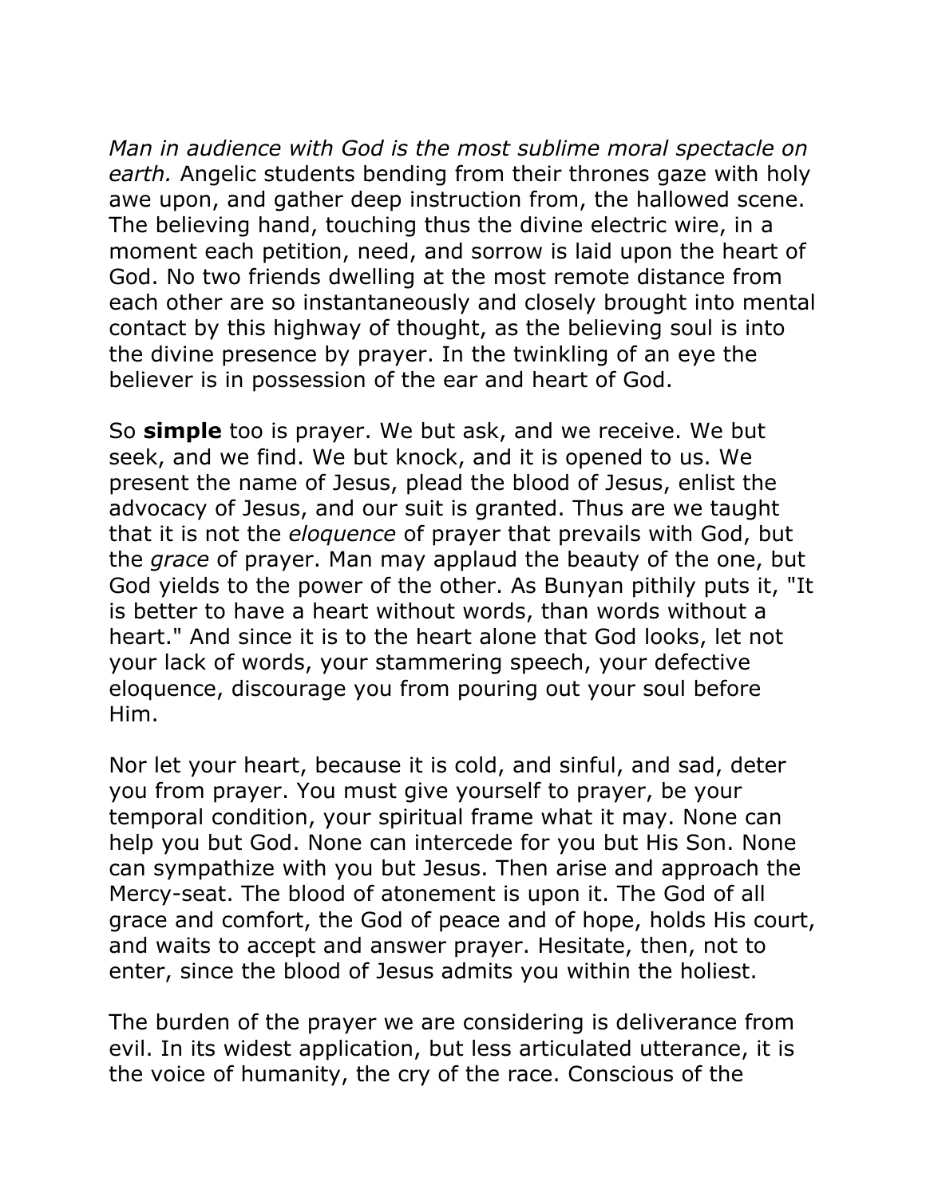*Man in audience with God is the most sublime moral spectacle on earth.* Angelic students bending from their thrones gaze with holy awe upon, and gather deep instruction from, the hallowed scene. The believing hand, touching thus the divine electric wire, in a moment each petition, need, and sorrow is laid upon the heart of God. No two friends dwelling at the most remote distance from each other are so instantaneously and closely brought into mental contact by this highway of thought, as the believing soul is into the divine presence by prayer. In the twinkling of an eye the believer is in possession of the ear and heart of God.

So **simple** too is prayer. We but ask, and we receive. We but seek, and we find. We but knock, and it is opened to us. We present the name of Jesus, plead the blood of Jesus, enlist the advocacy of Jesus, and our suit is granted. Thus are we taught that it is not the *eloquence* of prayer that prevails with God, but the *grace* of prayer. Man may applaud the beauty of the one, but God yields to the power of the other. As Bunyan pithily puts it, "It is better to have a heart without words, than words without a heart." And since it is to the heart alone that God looks, let not your lack of words, your stammering speech, your defective eloquence, discourage you from pouring out your soul before Him.

Nor let your heart, because it is cold, and sinful, and sad, deter you from prayer. You must give yourself to prayer, be your temporal condition, your spiritual frame what it may. None can help you but God. None can intercede for you but His Son. None can sympathize with you but Jesus. Then arise and approach the Mercy-seat. The blood of atonement is upon it. The God of all grace and comfort, the God of peace and of hope, holds His court, and waits to accept and answer prayer. Hesitate, then, not to enter, since the blood of Jesus admits you within the holiest.

The burden of the prayer we are considering is deliverance from evil. In its widest application, but less articulated utterance, it is the voice of humanity, the cry of the race. Conscious of the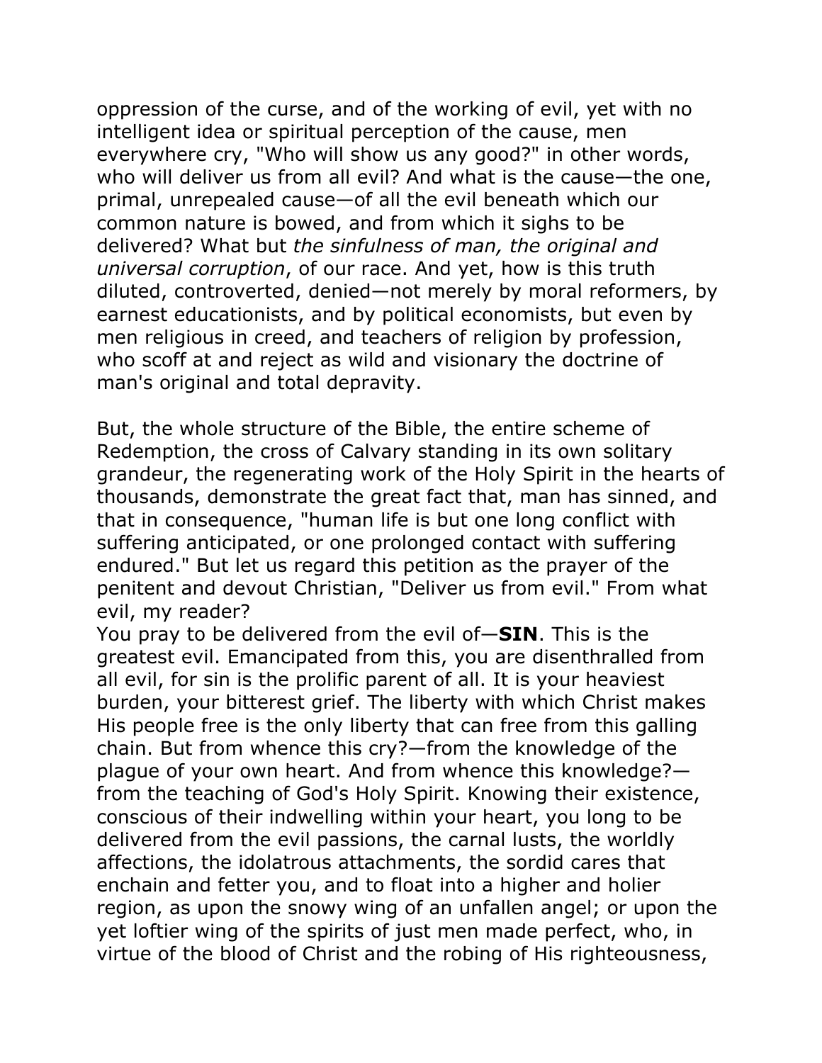oppression of the curse, and of the working of evil, yet with no intelligent idea or spiritual perception of the cause, men everywhere cry, "Who will show us any good?" in other words, who will deliver us from all evil? And what is the cause—the one, primal, unrepealed cause—of all the evil beneath which our common nature is bowed, and from which it sighs to be delivered? What but *the sinfulness of man, the original and universal corruption*, of our race. And yet, how is this truth diluted, controverted, denied—not merely by moral reformers, by earnest educationists, and by political economists, but even by men religious in creed, and teachers of religion by profession, who scoff at and reject as wild and visionary the doctrine of man's original and total depravity.

But, the whole structure of the Bible, the entire scheme of Redemption, the cross of Calvary standing in its own solitary grandeur, the regenerating work of the Holy Spirit in the hearts of thousands, demonstrate the great fact that, man has sinned, and that in consequence, "human life is but one long conflict with suffering anticipated, or one prolonged contact with suffering endured." But let us regard this petition as the prayer of the penitent and devout Christian, "Deliver us from evil." From what evil, my reader?

You pray to be delivered from the evil of—**SIN**. This is the greatest evil. Emancipated from this, you are disenthralled from all evil, for sin is the prolific parent of all. It is your heaviest burden, your bitterest grief. The liberty with which Christ makes His people free is the only liberty that can free from this galling chain. But from whence this cry?—from the knowledge of the plague of your own heart. And from whence this knowledge?—from the teaching of God's Holy Spirit. Knowing their existence, conscious of their indwelling within your heart, you long to be delivered from the evil passions, the carnal lusts, the worldly affections, the idolatrous attachments, the sordid cares that enchain and fetter you, and to float into a higher and holier region, as upon the snowy wing of an unfallen angel; or upon the yet loftier wing of the spirits of just men made perfect, who, in virtue of the blood of Christ and the robing of His righteousness,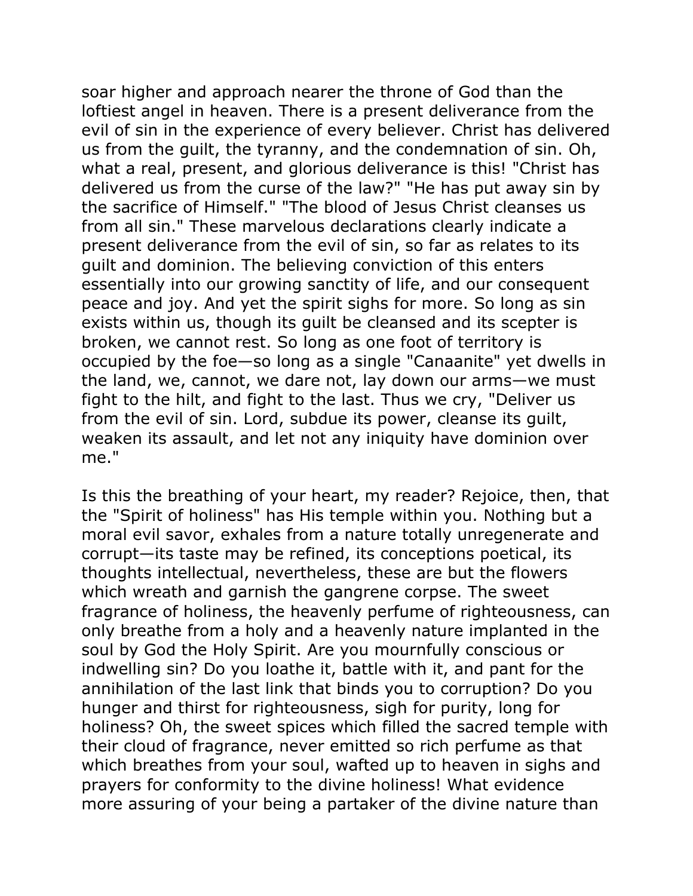soar higher and approach nearer the throne of God than the loftiest angel in heaven. There is a present deliverance from the evil of sin in the experience of every believer. Christ has delivered us from the guilt, the tyranny, and the condemnation of sin. Oh, what a real, present, and glorious deliverance is this! "Christ has delivered us from the curse of the law?" "He has put away sin by the sacrifice of Himself." "The blood of Jesus Christ cleanses us from all sin." These marvelous declarations clearly indicate a present deliverance from the evil of sin, so far as relates to its guilt and dominion. The believing conviction of this enters essentially into our growing sanctity of life, and our consequent peace and joy. And yet the spirit sighs for more. So long as sin exists within us, though its guilt be cleansed and its scepter is broken, we cannot rest. So long as one foot of territory is occupied by the foe—so long as a single "Canaanite" yet dwells in the land, we, cannot, we dare not, lay down our arms—we must fight to the hilt, and fight to the last. Thus we cry, "Deliver us from the evil of sin. Lord, subdue its power, cleanse its guilt, weaken its assault, and let not any iniquity have dominion over me."

Is this the breathing of your heart, my reader? Rejoice, then, that the "Spirit of holiness" has His temple within you. Nothing but a moral evil savor, exhales from a nature totally unregenerate and corrupt—its taste may be refined, its conceptions poetical, its thoughts intellectual, nevertheless, these are but the flowers which wreath and garnish the gangrene corpse. The sweet fragrance of holiness, the heavenly perfume of righteousness, can only breathe from a holy and a heavenly nature implanted in the soul by God the Holy Spirit. Are you mournfully conscious or indwelling sin? Do you loathe it, battle with it, and pant for the annihilation of the last link that binds you to corruption? Do you hunger and thirst for righteousness, sigh for purity, long for holiness? Oh, the sweet spices which filled the sacred temple with their cloud of fragrance, never emitted so rich perfume as that which breathes from your soul, wafted up to heaven in sighs and prayers for conformity to the divine holiness! What evidence more assuring of your being a partaker of the divine nature than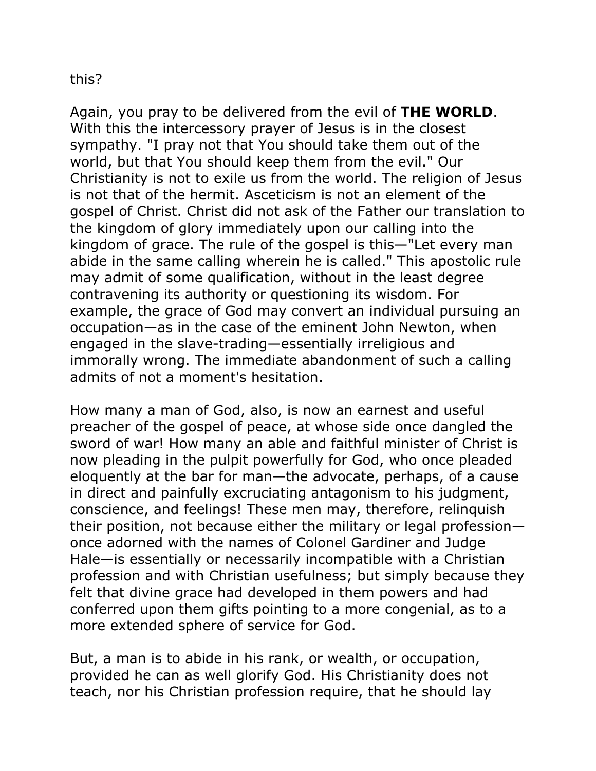this?

Again, you pray to be delivered from the evil of **THE WORLD**. With this the intercessory prayer of Jesus is in the closest sympathy. "I pray not that You should take them out of the world, but that You should keep them from the evil." Our Christianity is not to exile us from the world. The religion of Jesus is not that of the hermit. Asceticism is not an element of the gospel of Christ. Christ did not ask of the Father our translation to the kingdom of glory immediately upon our calling into the kingdom of grace. The rule of the gospel is this—"Let every man abide in the same calling wherein he is called." This apostolic rule may admit of some qualification, without in the least degree contravening its authority or questioning its wisdom. For example, the grace of God may convert an individual pursuing an occupation—as in the case of the eminent John Newton, when engaged in the slave-trading—essentially irreligious and immorally wrong. The immediate abandonment of such a calling admits of not a moment's hesitation.

How many a man of God, also, is now an earnest and useful preacher of the gospel of peace, at whose side once dangled the sword of war! How many an able and faithful minister of Christ is now pleading in the pulpit powerfully for God, who once pleaded eloquently at the bar for man—the advocate, perhaps, of a cause in direct and painfully excruciating antagonism to his judgment, conscience, and feelings! These men may, therefore, relinquish their position, not because either the military or legal profession—once adorned with the names of Colonel Gardiner and Judge Hale—is essentially or necessarily incompatible with a Christian profession and with Christian usefulness; but simply because they felt that divine grace had developed in them powers and had conferred upon them gifts pointing to a more congenial, as to a more extended sphere of service for God.

But, a man is to abide in his rank, or wealth, or occupation, provided he can as well glorify God. His Christianity does not teach, nor his Christian profession require, that he should lay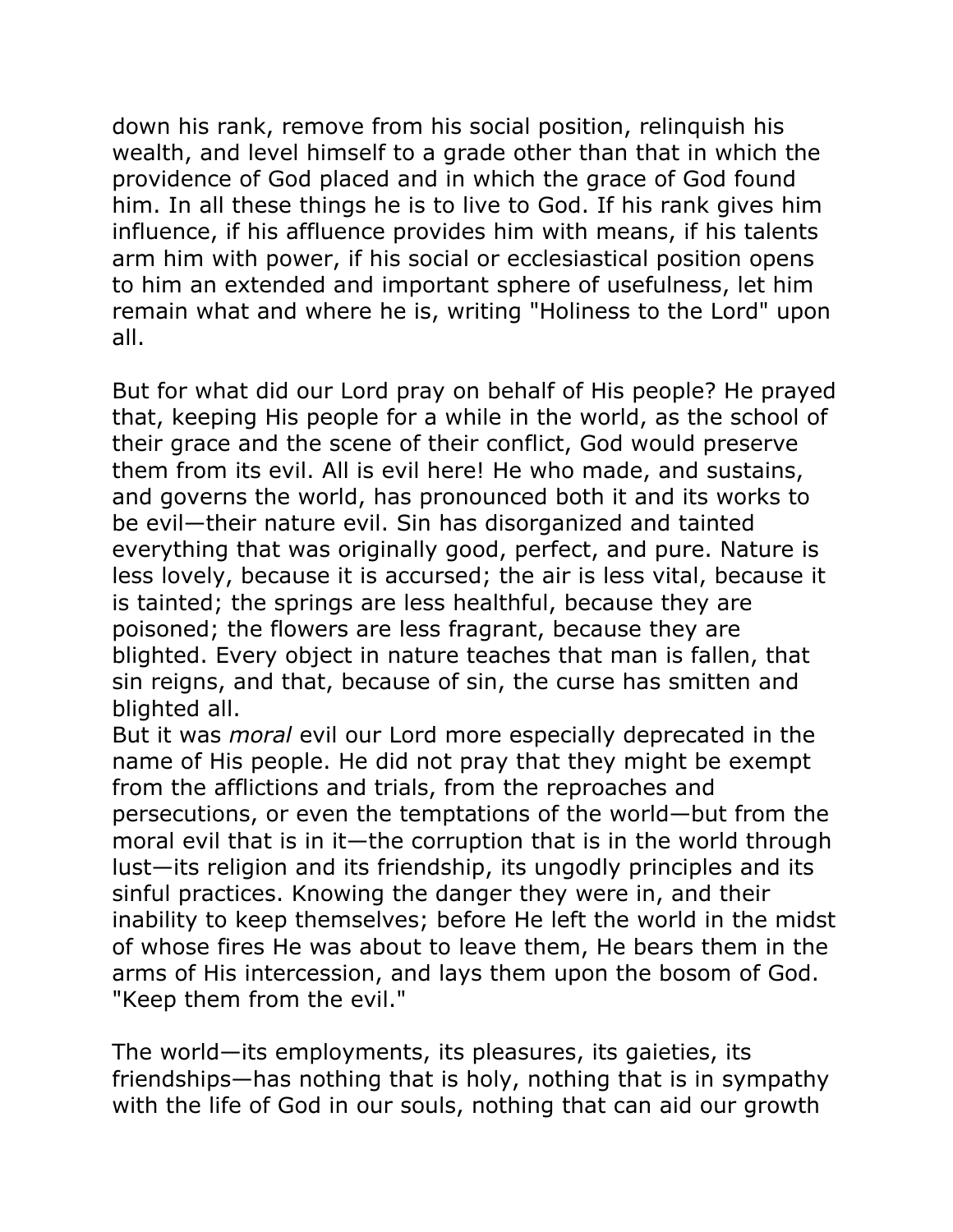down his rank, remove from his social position, relinquish his wealth, and level himself to a grade other than that in which the providence of God placed and in which the grace of God found him. In all these things he is to live to God. If his rank gives him influence, if his affluence provides him with means, if his talents arm him with power, if his social or ecclesiastical position opens to him an extended and important sphere of usefulness, let him remain what and where he is, writing "Holiness to the Lord" upon all.

But for what did our Lord pray on behalf of His people? He prayed that, keeping His people for a while in the world, as the school of their grace and the scene of their conflict, God would preserve them from its evil. All is evil here! He who made, and sustains, and governs the world, has pronounced both it and its works to be evil—their nature evil. Sin has disorganized and tainted everything that was originally good, perfect, and pure. Nature is less lovely, because it is accursed; the air is less vital, because it is tainted; the springs are less healthful, because they are poisoned; the flowers are less fragrant, because they are blighted. Every object in nature teaches that man is fallen, that sin reigns, and that, because of sin, the curse has smitten and blighted all.

But it was *moral* evil our Lord more especially deprecated in the name of His people. He did not pray that they might be exempt from the afflictions and trials, from the reproaches and persecutions, or even the temptations of the world—but from the moral evil that is in it—the corruption that is in the world through lust—its religion and its friendship, its ungodly principles and its sinful practices. Knowing the danger they were in, and their inability to keep themselves; before He left the world in the midst of whose fires He was about to leave them, He bears them in the arms of His intercession, and lays them upon the bosom of God. "Keep them from the evil."

The world—its employments, its pleasures, its gaieties, its friendships—has nothing that is holy, nothing that is in sympathy with the life of God in our souls, nothing that can aid our growth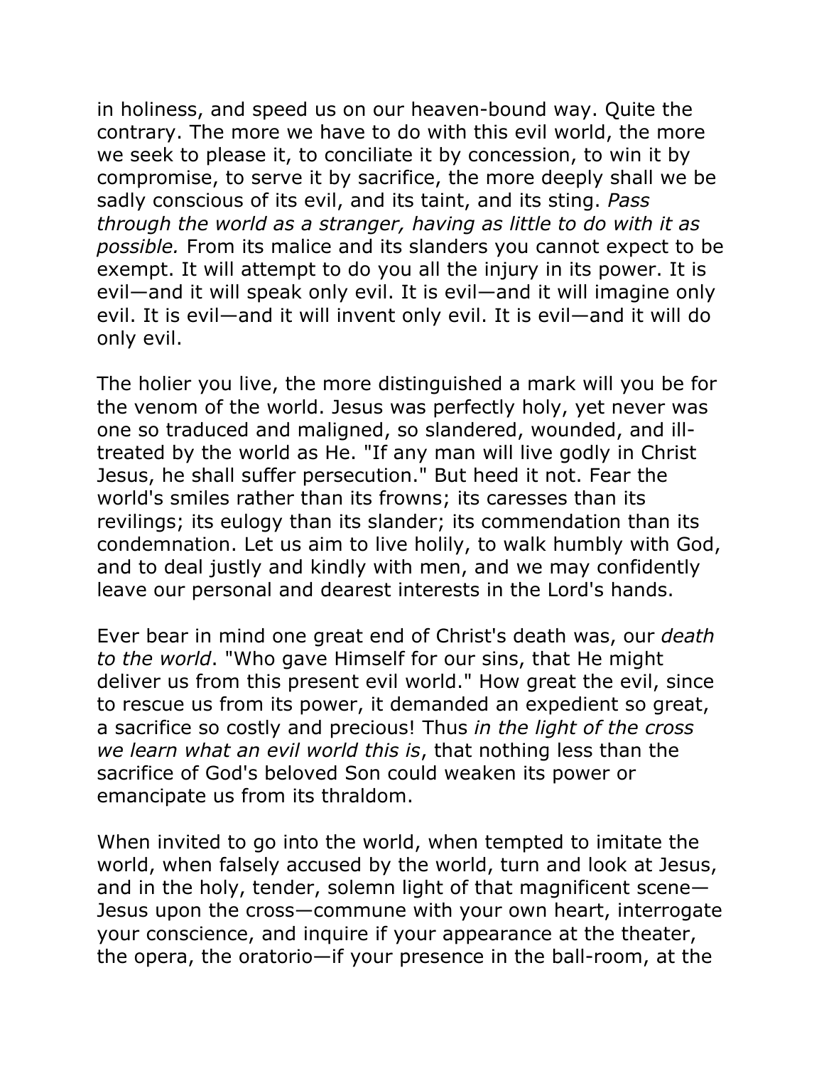in holiness, and speed us on our heaven-bound way. Quite the contrary. The more we have to do with this evil world, the more we seek to please it, to conciliate it by concession, to win it by compromise, to serve it by sacrifice, the more deeply shall we be sadly conscious of its evil, and its taint, and its sting. *Pass through the world as a stranger, having as little to do with it as possible.* From its malice and its slanders you cannot expect to be exempt. It will attempt to do you all the injury in its power. It is evil—and it will speak only evil. It is evil—and it will imagine only evil. It is evil—and it will invent only evil. It is evil—and it will do only evil.

The holier you live, the more distinguished a mark will you be for the venom of the world. Jesus was perfectly holy, yet never was one so traduced and maligned, so slandered, wounded, and ill-treated by the world as He. "If any man will live godly in Christ Jesus, he shall suffer persecution." But heed it not. Fear the world's smiles rather than its frowns; its caresses than its revilings; its eulogy than its slander; its commendation than its condemnation. Let us aim to live holily, to walk humbly with God, and to deal justly and kindly with men, and we may confidently leave our personal and dearest interests in the Lord's hands.

Ever bear in mind one great end of Christ's death was, our *death to the world*. "Who gave Himself for our sins, that He might deliver us from this present evil world." How great the evil, since to rescue us from its power, it demanded an expedient so great, a sacrifice so costly and precious! Thus *in the light of the cross we learn what an evil world this is*, that nothing less than the sacrifice of God's beloved Son could weaken its power or emancipate us from its thraldom.

When invited to go into the world, when tempted to imitate the world, when falsely accused by the world, turn and look at Jesus, and in the holy, tender, solemn light of that magnificent scene—Jesus upon the cross—commune with your own heart, interrogate your conscience, and inquire if your appearance at the theater, the opera, the oratorio—if your presence in the ball-room, at the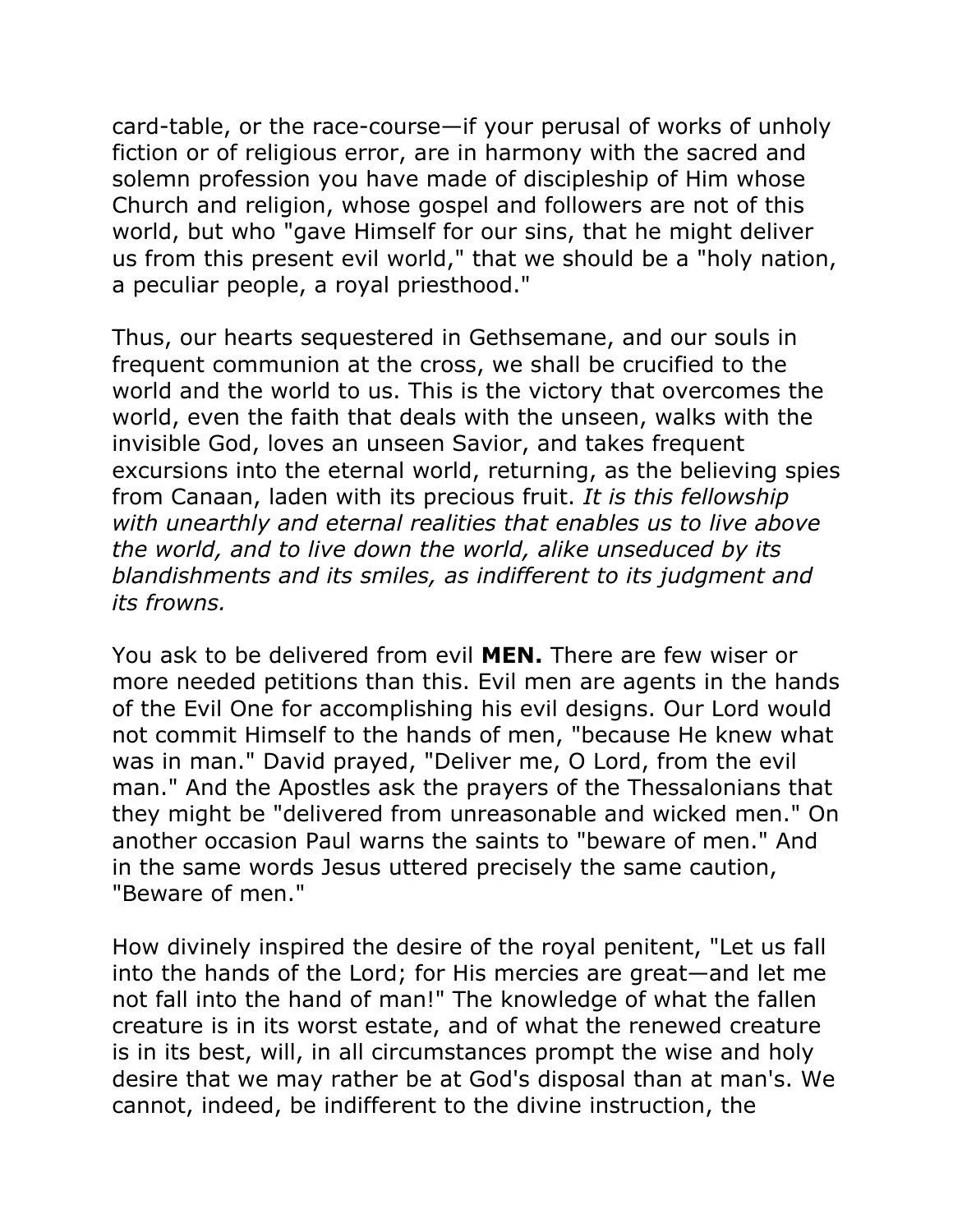card-table, or the race-course—if your perusal of works of unholy fiction or of religious error, are in harmony with the sacred and solemn profession you have made of discipleship of Him whose Church and religion, whose gospel and followers are not of this world, but who "gave Himself for our sins, that he might deliver us from this present evil world," that we should be a "holy nation, a peculiar people, a royal priesthood."

Thus, our hearts sequestered in Gethsemane, and our souls in frequent communion at the cross, we shall be crucified to the world and the world to us. This is the victory that overcomes the world, even the faith that deals with the unseen, walks with the invisible God, loves an unseen Savior, and takes frequent excursions into the eternal world, returning, as the believing spies from Canaan, laden with its precious fruit. *It is this fellowship with unearthly and eternal realities that enables us to live above the world, and to live down the world, alike unseduced by its blandishments and its smiles, as indifferent to its judgment and its frowns.*

You ask to be delivered from evil **MEN.** There are few wiser or more needed petitions than this. Evil men are agents in the hands of the Evil One for accomplishing his evil designs. Our Lord would not commit Himself to the hands of men, "because He knew what was in man." David prayed, "Deliver me, O Lord, from the evil man." And the Apostles ask the prayers of the Thessalonians that they might be "delivered from unreasonable and wicked men." On another occasion Paul warns the saints to "beware of men." And in the same words Jesus uttered precisely the same caution, "Beware of men."

How divinely inspired the desire of the royal penitent, "Let us fall into the hands of the Lord; for His mercies are great—and let me not fall into the hand of man!" The knowledge of what the fallen creature is in its worst estate, and of what the renewed creature is in its best, will, in all circumstances prompt the wise and holy desire that we may rather be at God's disposal than at man's. We cannot, indeed, be indifferent to the divine instruction, the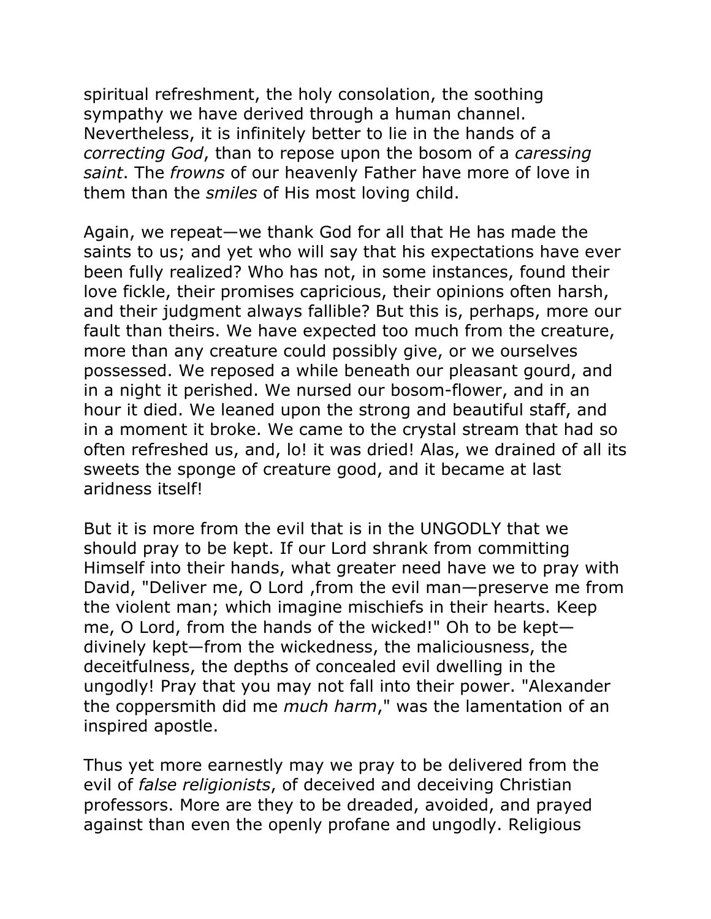spiritual refreshment, the holy consolation, the soothing sympathy we have derived through a human channel. Nevertheless, it is infinitely better to lie in the hands of a *correcting God*, than to repose upon the bosom of a *caressing saint*. The *frowns* of our heavenly Father have more of love in them than the *smiles* of His most loving child.

Again, we repeat—we thank God for all that He has made the saints to us; and yet who will say that his expectations have ever been fully realized? Who has not, in some instances, found their love fickle, their promises capricious, their opinions often harsh, and their judgment always fallible? But this is, perhaps, more our fault than theirs. We have expected too much from the creature, more than any creature could possibly give, or we ourselves possessed. We reposed a while beneath our pleasant gourd, and in a night it perished. We nursed our bosom-flower, and in an hour it died. We leaned upon the strong and beautiful staff, and in a moment it broke. We came to the crystal stream that had so often refreshed us, and, lo! it was dried! Alas, we drained of all its sweets the sponge of creature good, and it became at last aridness itself!

But it is more from the evil that is in the UNGODLY that we should pray to be kept. If our Lord shrank from committing Himself into their hands, what greater need have we to pray with David, "Deliver me, O Lord ,from the evil man—preserve me from the violent man; which imagine mischiefs in their hearts. Keep me, O Lord, from the hands of the wicked!" Oh to be kept—divinely kept—from the wickedness, the maliciousness, the deceitfulness, the depths of concealed evil dwelling in the ungodly! Pray that you may not fall into their power. "Alexander the coppersmith did me *much harm*," was the lamentation of an inspired apostle.

Thus yet more earnestly may we pray to be delivered from the evil of *false religionists*, of deceived and deceiving Christian professors. More are they to be dreaded, avoided, and prayed against than even the openly profane and ungodly. Religious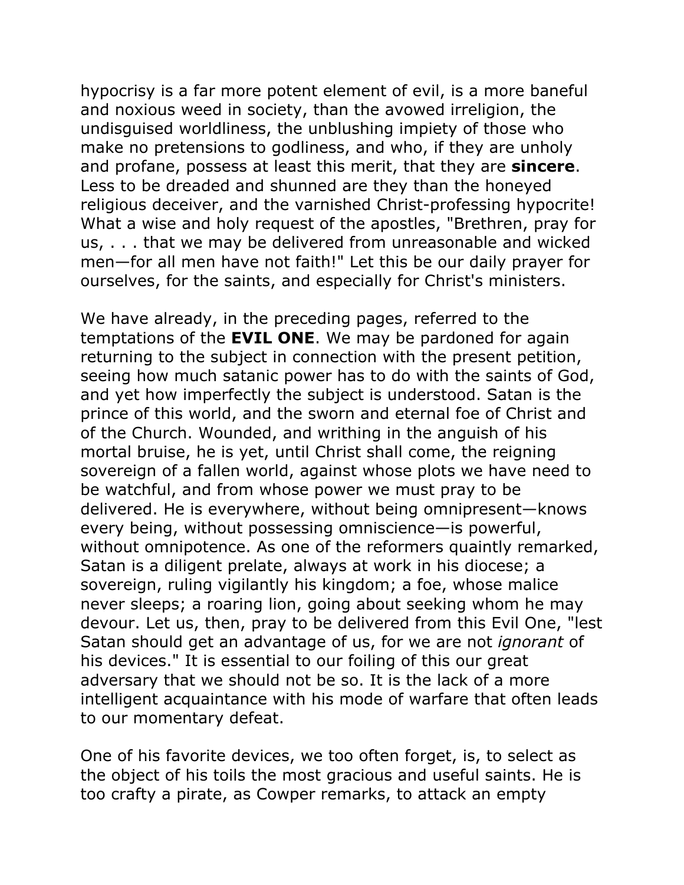hypocrisy is a far more potent element of evil, is a more baneful and noxious weed in society, than the avowed irreligion, the undisguised worldliness, the unblushing impiety of those who make no pretensions to godliness, and who, if they are unholy and profane, possess at least this merit, that they are **sincere**. Less to be dreaded and shunned are they than the honeyed religious deceiver, and the varnished Christ-professing hypocrite! What a wise and holy request of the apostles, "Brethren, pray for us, . . . that we may be delivered from unreasonable and wicked men—for all men have not faith!" Let this be our daily prayer for ourselves, for the saints, and especially for Christ's ministers.

We have already, in the preceding pages, referred to the temptations of the **EVIL ONE**. We may be pardoned for again returning to the subject in connection with the present petition, seeing how much satanic power has to do with the saints of God, and yet how imperfectly the subject is understood. Satan is the prince of this world, and the sworn and eternal foe of Christ and of the Church. Wounded, and writhing in the anguish of his mortal bruise, he is yet, until Christ shall come, the reigning sovereign of a fallen world, against whose plots we have need to be watchful, and from whose power we must pray to be delivered. He is everywhere, without being omnipresent—knows every being, without possessing omniscience—is powerful, without omnipotence. As one of the reformers quaintly remarked, Satan is a diligent prelate, always at work in his diocese; a sovereign, ruling vigilantly his kingdom; a foe, whose malice never sleeps; a roaring lion, going about seeking whom he may devour. Let us, then, pray to be delivered from this Evil One, "lest Satan should get an advantage of us, for we are not *ignorant* of his devices." It is essential to our foiling of this our great adversary that we should not be so. It is the lack of a more intelligent acquaintance with his mode of warfare that often leads to our momentary defeat.

One of his favorite devices, we too often forget, is, to select as the object of his toils the most gracious and useful saints. He is too crafty a pirate, as Cowper remarks, to attack an empty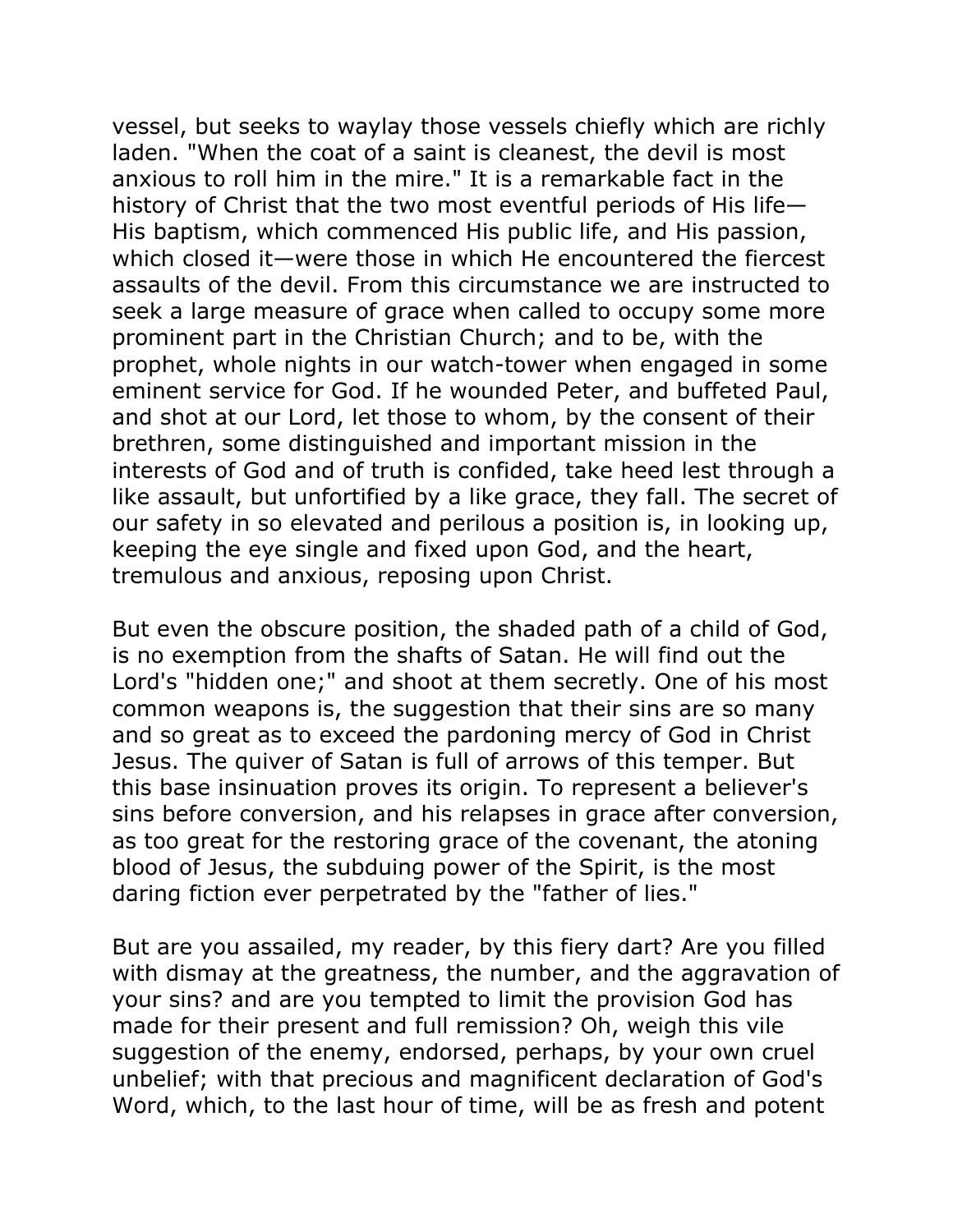vessel, but seeks to waylay those vessels chiefly which are richly laden. "When the coat of a saint is cleanest, the devil is most anxious to roll him in the mire." It is a remarkable fact in the history of Christ that the two most eventful periods of His life—His baptism, which commenced His public life, and His passion, which closed it—were those in which He encountered the fiercest assaults of the devil. From this circumstance we are instructed to seek a large measure of grace when called to occupy some more prominent part in the Christian Church; and to be, with the prophet, whole nights in our watch-tower when engaged in some eminent service for God. If he wounded Peter, and buffeted Paul, and shot at our Lord, let those to whom, by the consent of their brethren, some distinguished and important mission in the interests of God and of truth is confided, take heed lest through a like assault, but unfortified by a like grace, they fall. The secret of our safety in so elevated and perilous a position is, in looking up, keeping the eye single and fixed upon God, and the heart, tremulous and anxious, reposing upon Christ.

But even the obscure position, the shaded path of a child of God, is no exemption from the shafts of Satan. He will find out the Lord's "hidden one;" and shoot at them secretly. One of his most common weapons is, the suggestion that their sins are so many and so great as to exceed the pardoning mercy of God in Christ Jesus. The quiver of Satan is full of arrows of this temper. But this base insinuation proves its origin. To represent a believer's sins before conversion, and his relapses in grace after conversion, as too great for the restoring grace of the covenant, the atoning blood of Jesus, the subduing power of the Spirit, is the most daring fiction ever perpetrated by the "father of lies."

But are you assailed, my reader, by this fiery dart? Are you filled with dismay at the greatness, the number, and the aggravation of your sins? and are you tempted to limit the provision God has made for their present and full remission? Oh, weigh this vile suggestion of the enemy, endorsed, perhaps, by your own cruel unbelief; with that precious and magnificent declaration of God's Word, which, to the last hour of time, will be as fresh and potent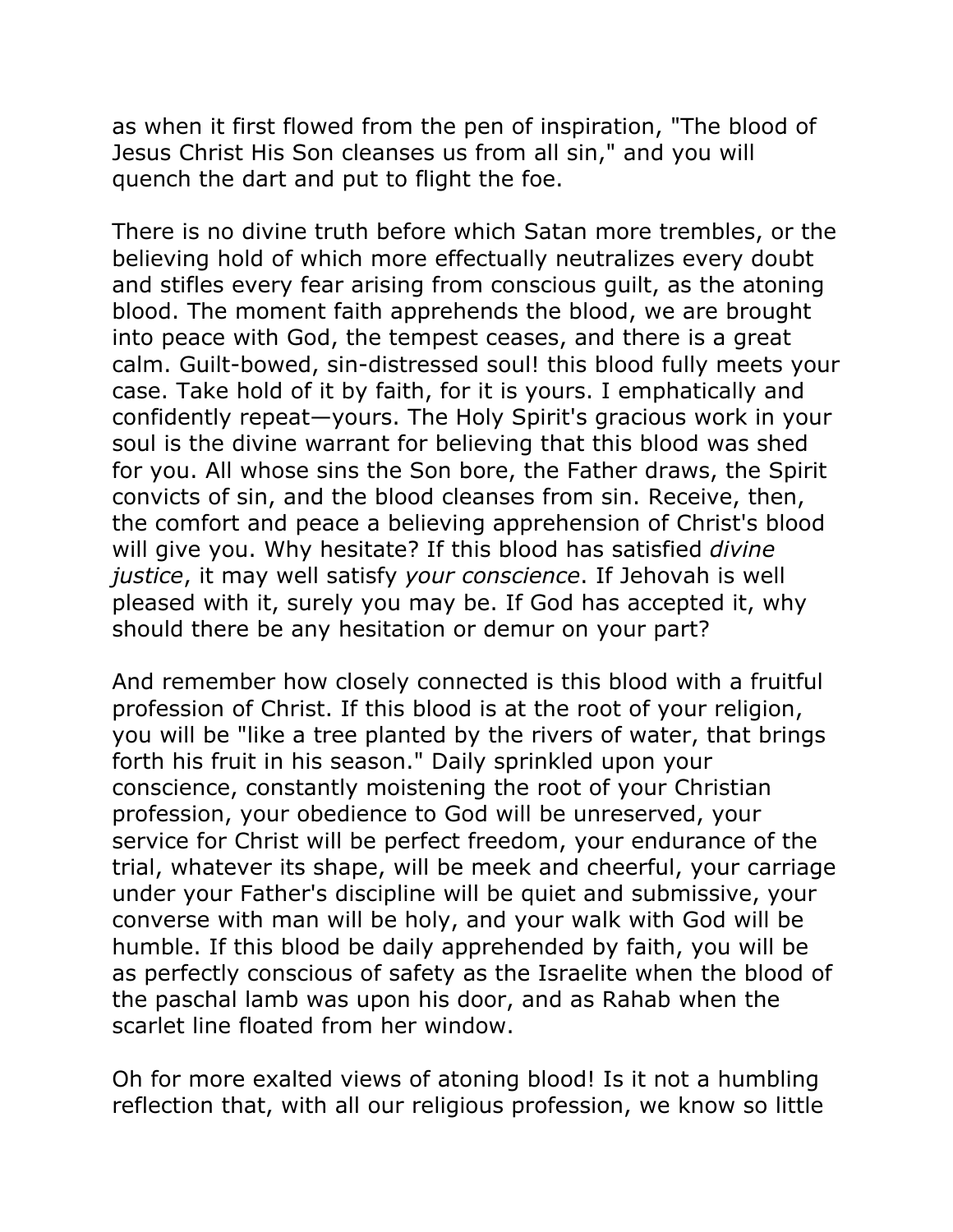as when it first flowed from the pen of inspiration, "The blood of Jesus Christ His Son cleanses us from all sin," and you will quench the dart and put to flight the foe.

There is no divine truth before which Satan more trembles, or the believing hold of which more effectually neutralizes every doubt and stifles every fear arising from conscious guilt, as the atoning blood. The moment faith apprehends the blood, we are brought into peace with God, the tempest ceases, and there is a great calm. Guilt-bowed, sin-distressed soul! this blood fully meets your case. Take hold of it by faith, for it is yours. I emphatically and confidently repeat—yours. The Holy Spirit's gracious work in your soul is the divine warrant for believing that this blood was shed for you. All whose sins the Son bore, the Father draws, the Spirit convicts of sin, and the blood cleanses from sin. Receive, then, the comfort and peace a believing apprehension of Christ's blood will give you. Why hesitate? If this blood has satisfied *divine justice*, it may well satisfy *your conscience*. If Jehovah is well pleased with it, surely you may be. If God has accepted it, why should there be any hesitation or demur on your part?

And remember how closely connected is this blood with a fruitful profession of Christ. If this blood is at the root of your religion, you will be "like a tree planted by the rivers of water, that brings forth his fruit in his season." Daily sprinkled upon your conscience, constantly moistening the root of your Christian profession, your obedience to God will be unreserved, your service for Christ will be perfect freedom, your endurance of the trial, whatever its shape, will be meek and cheerful, your carriage under your Father's discipline will be quiet and submissive, your converse with man will be holy, and your walk with God will be humble. If this blood be daily apprehended by faith, you will be as perfectly conscious of safety as the Israelite when the blood of the paschal lamb was upon his door, and as Rahab when the scarlet line floated from her window.

Oh for more exalted views of atoning blood! Is it not a humbling reflection that, with all our religious profession, we know so little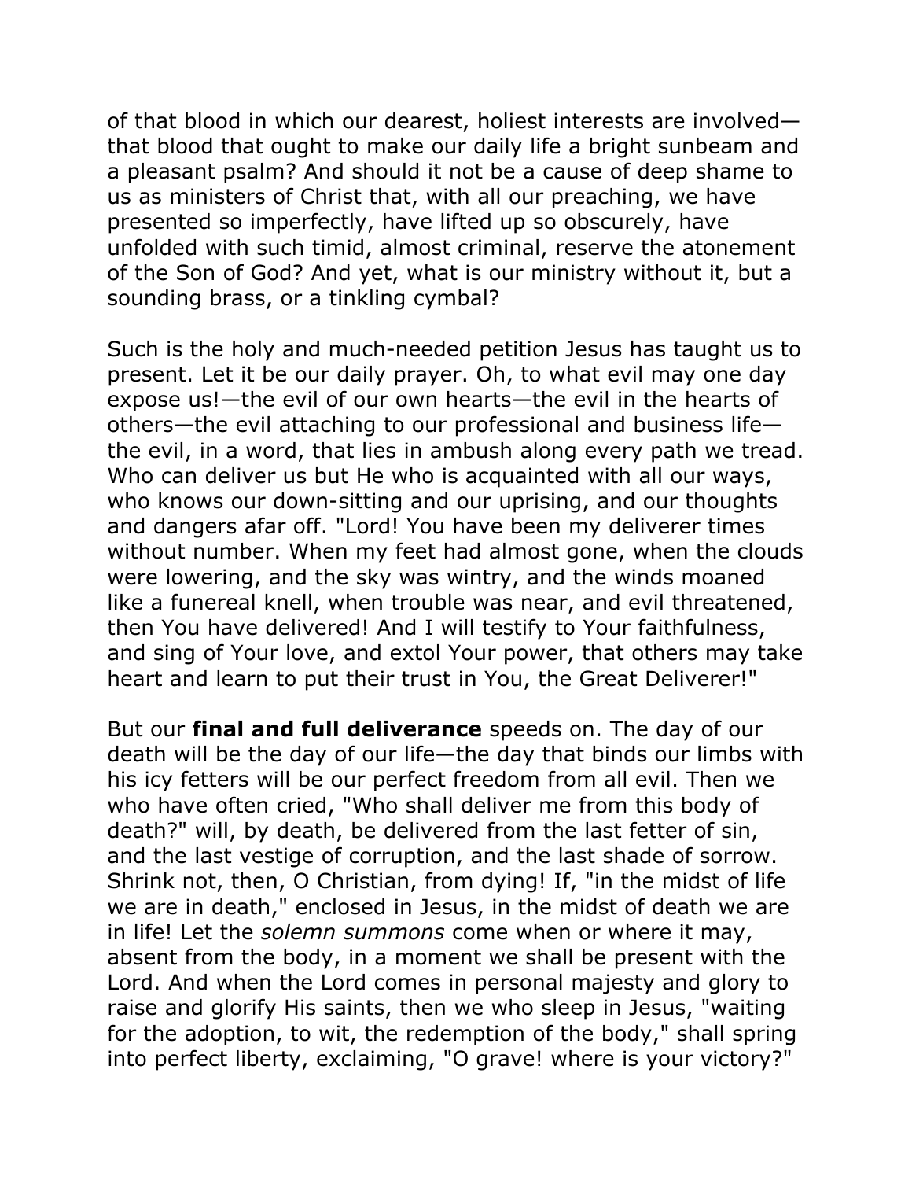of that blood in which our dearest, holiest interests are involved—that blood that ought to make our daily life a bright sunbeam and a pleasant psalm? And should it not be a cause of deep shame to us as ministers of Christ that, with all our preaching, we have presented so imperfectly, have lifted up so obscurely, have unfolded with such timid, almost criminal, reserve the atonement of the Son of God? And yet, what is our ministry without it, but a sounding brass, or a tinkling cymbal?

Such is the holy and much-needed petition Jesus has taught us to present. Let it be our daily prayer. Oh, to what evil may one day expose us!—the evil of our own hearts—the evil in the hearts of others—the evil attaching to our professional and business life—the evil, in a word, that lies in ambush along every path we tread. Who can deliver us but He who is acquainted with all our ways, who knows our down-sitting and our uprising, and our thoughts and dangers afar off. "Lord! You have been my deliverer times without number. When my feet had almost gone, when the clouds were lowering, and the sky was wintry, and the winds moaned like a funereal knell, when trouble was near, and evil threatened, then You have delivered! And I will testify to Your faithfulness, and sing of Your love, and extol Your power, that others may take heart and learn to put their trust in You, the Great Deliverer!"

But our **final and full deliverance** speeds on. The day of our death will be the day of our life—the day that binds our limbs with his icy fetters will be our perfect freedom from all evil. Then we who have often cried, "Who shall deliver me from this body of death?" will, by death, be delivered from the last fetter of sin, and the last vestige of corruption, and the last shade of sorrow. Shrink not, then, O Christian, from dying! If, "in the midst of life we are in death," enclosed in Jesus, in the midst of death we are in life! Let the *solemn summons* come when or where it may, absent from the body, in a moment we shall be present with the Lord. And when the Lord comes in personal majesty and glory to raise and glorify His saints, then we who sleep in Jesus, "waiting for the adoption, to wit, the redemption of the body," shall spring into perfect liberty, exclaiming, "O grave! where is your victory?"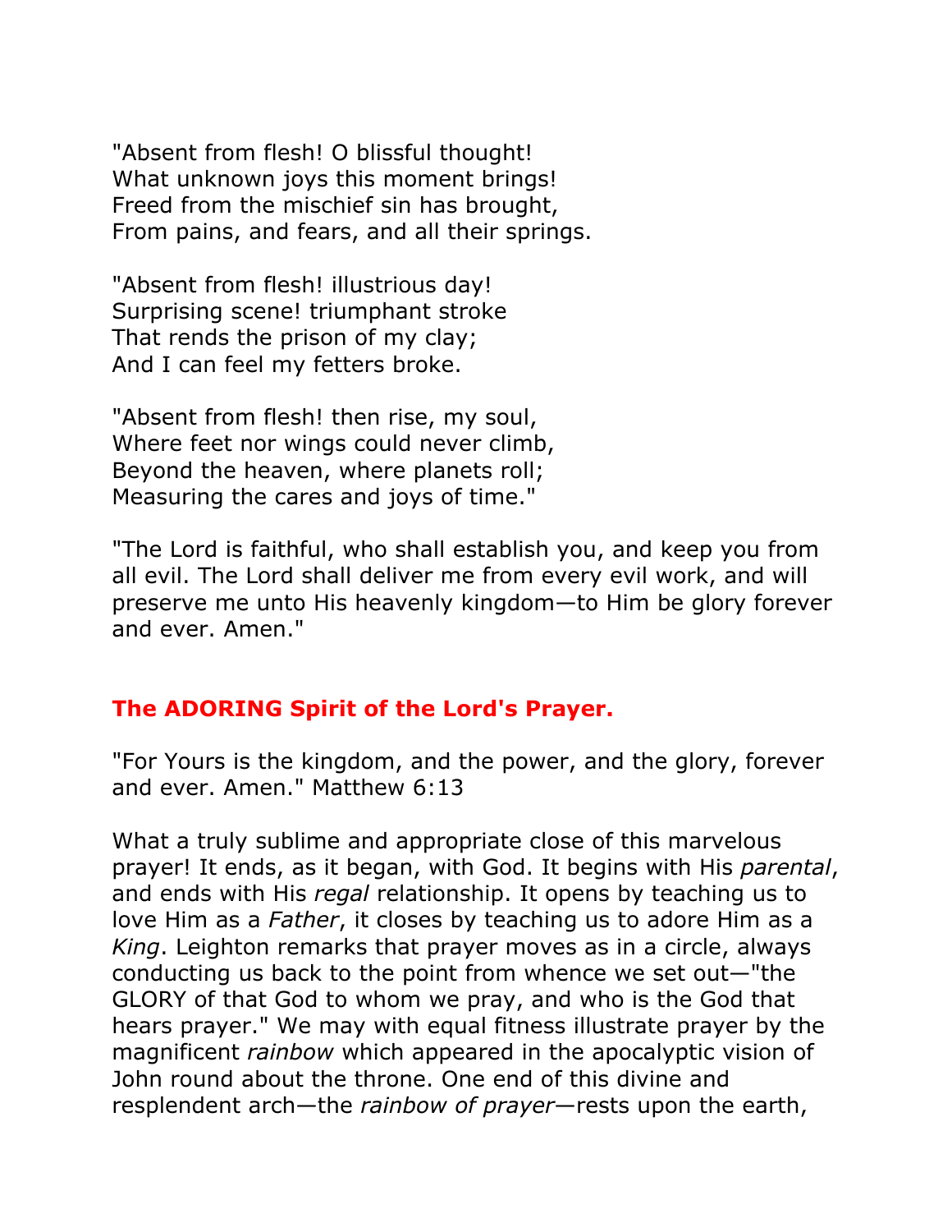"Absent from flesh! O blissful thought!
What unknown joys this moment brings!
Freed from the mischief sin has brought,
From pains, and fears, and all their springs.

"Absent from flesh! illustrious day!
Surprising scene! triumphant stroke
That rends the prison of my clay;
And I can feel my fetters broke.

"Absent from flesh! then rise, my soul,
Where feet nor wings could never climb,
Beyond the heaven, where planets roll;
Measuring the cares and joys of time."

"The Lord is faithful, who shall establish you, and keep you from all evil. The Lord shall deliver me from every evil work, and will preserve me unto His heavenly kingdom—to Him be glory forever and ever. Amen."

## The ADORING Spirit of the Lord's Prayer.

"For Yours is the kingdom, and the power, and the glory, forever and ever. Amen." Matthew 6:13

What a truly sublime and appropriate close of this marvelous prayer! It ends, as it began, with God. It begins with His *parental*, and ends with His *regal* relationship. It opens by teaching us to love Him as a *Father*, it closes by teaching us to adore Him as a *King*. Leighton remarks that prayer moves as in a circle, always conducting us back to the point from whence we set out—"the GLORY of that God to whom we pray, and who is the God that hears prayer." We may with equal fitness illustrate prayer by the magnificent *rainbow* which appeared in the apocalyptic vision of John round about the throne. One end of this divine and resplendent arch—the *rainbow of prayer*—rests upon the earth,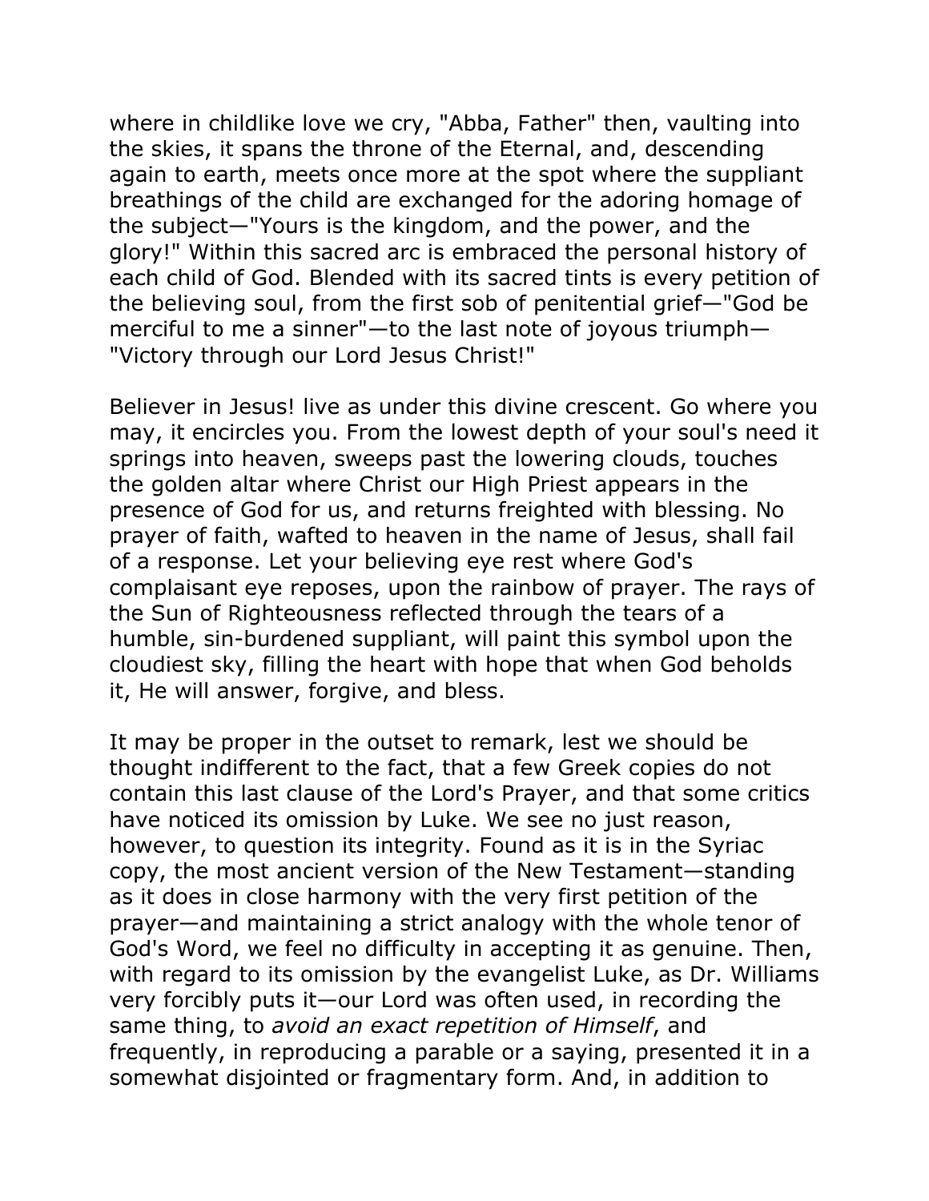where in childlike love we cry, "Abba, Father" then, vaulting into the skies, it spans the throne of the Eternal, and, descending again to earth, meets once more at the spot where the suppliant breathings of the child are exchanged for the adoring homage of the subject—"Yours is the kingdom, and the power, and the glory!" Within this sacred arc is embraced the personal history of each child of God. Blended with its sacred tints is every petition of the believing soul, from the first sob of penitential grief—"God be merciful to me a sinner"—to the last note of joyous triumph—"Victory through our Lord Jesus Christ!"

Believer in Jesus! live as under this divine crescent. Go where you may, it encircles you. From the lowest depth of your soul's need it springs into heaven, sweeps past the lowering clouds, touches the golden altar where Christ our High Priest appears in the presence of God for us, and returns freighted with blessing. No prayer of faith, wafted to heaven in the name of Jesus, shall fail of a response. Let your believing eye rest where God's complaisant eye reposes, upon the rainbow of prayer. The rays of the Sun of Righteousness reflected through the tears of a humble, sin-burdened suppliant, will paint this symbol upon the cloudiest sky, filling the heart with hope that when God beholds it, He will answer, forgive, and bless.

It may be proper in the outset to remark, lest we should be thought indifferent to the fact, that a few Greek copies do not contain this last clause of the Lord's Prayer, and that some critics have noticed its omission by Luke. We see no just reason, however, to question its integrity. Found as it is in the Syriac copy, the most ancient version of the New Testament—standing as it does in close harmony with the very first petition of the prayer—and maintaining a strict analogy with the whole tenor of God's Word, we feel no difficulty in accepting it as genuine. Then, with regard to its omission by the evangelist Luke, as Dr. Williams very forcibly puts it—our Lord was often used, in recording the same thing, to *avoid an exact repetition of Himself*, and frequently, in reproducing a parable or a saying, presented it in a somewhat disjointed or fragmentary form. And, in addition to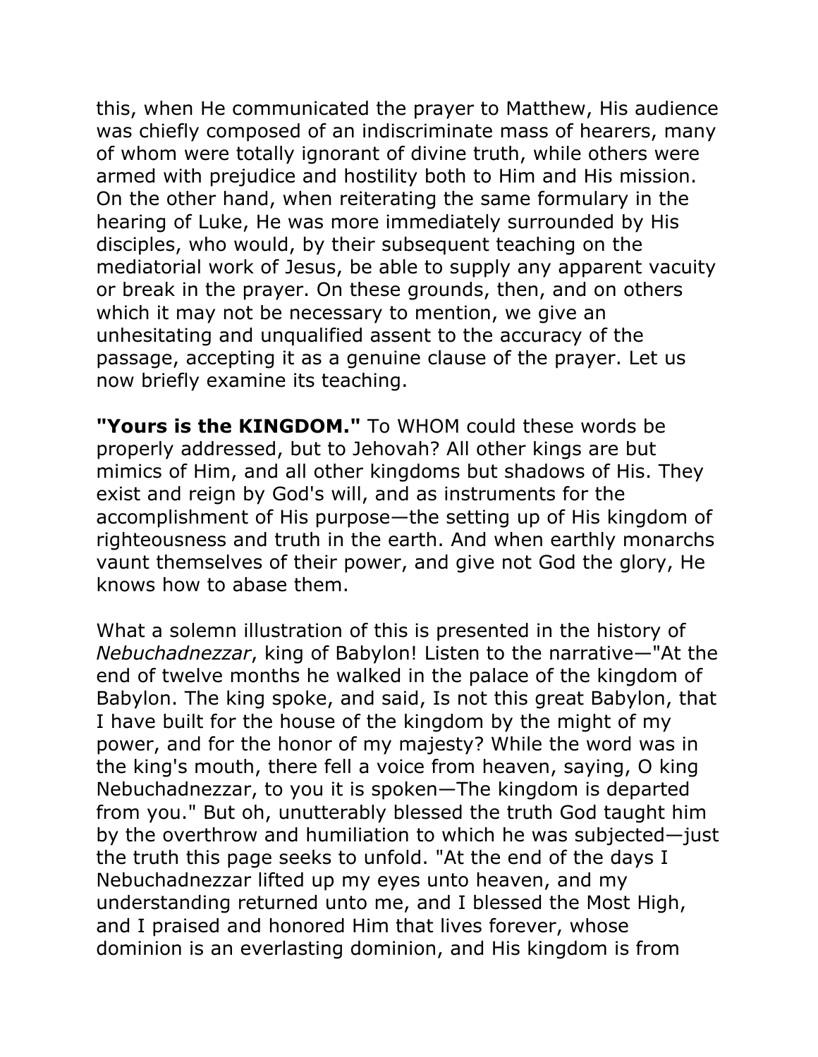this, when He communicated the prayer to Matthew, His audience was chiefly composed of an indiscriminate mass of hearers, many of whom were totally ignorant of divine truth, while others were armed with prejudice and hostility both to Him and His mission. On the other hand, when reiterating the same formulary in the hearing of Luke, He was more immediately surrounded by His disciples, who would, by their subsequent teaching on the mediatorial work of Jesus, be able to supply any apparent vacuity or break in the prayer. On these grounds, then, and on others which it may not be necessary to mention, we give an unhesitating and unqualified assent to the accuracy of the passage, accepting it as a genuine clause of the prayer. Let us now briefly examine its teaching.

**"Yours is the KINGDOM."** To WHOM could these words be properly addressed, but to Jehovah? All other kings are but mimics of Him, and all other kingdoms but shadows of His. They exist and reign by God's will, and as instruments for the accomplishment of His purpose—the setting up of His kingdom of righteousness and truth in the earth. And when earthly monarchs vaunt themselves of their power, and give not God the glory, He knows how to abase them.

What a solemn illustration of this is presented in the history of *Nebuchadnezzar*, king of Babylon! Listen to the narrative—"At the end of twelve months he walked in the palace of the kingdom of Babylon. The king spoke, and said, Is not this great Babylon, that I have built for the house of the kingdom by the might of my power, and for the honor of my majesty? While the word was in the king's mouth, there fell a voice from heaven, saying, O king Nebuchadnezzar, to you it is spoken—The kingdom is departed from you." But oh, unutterably blessed the truth God taught him by the overthrow and humiliation to which he was subjected—just the truth this page seeks to unfold. "At the end of the days I Nebuchadnezzar lifted up my eyes unto heaven, and my understanding returned unto me, and I blessed the Most High, and I praised and honored Him that lives forever, whose dominion is an everlasting dominion, and His kingdom is from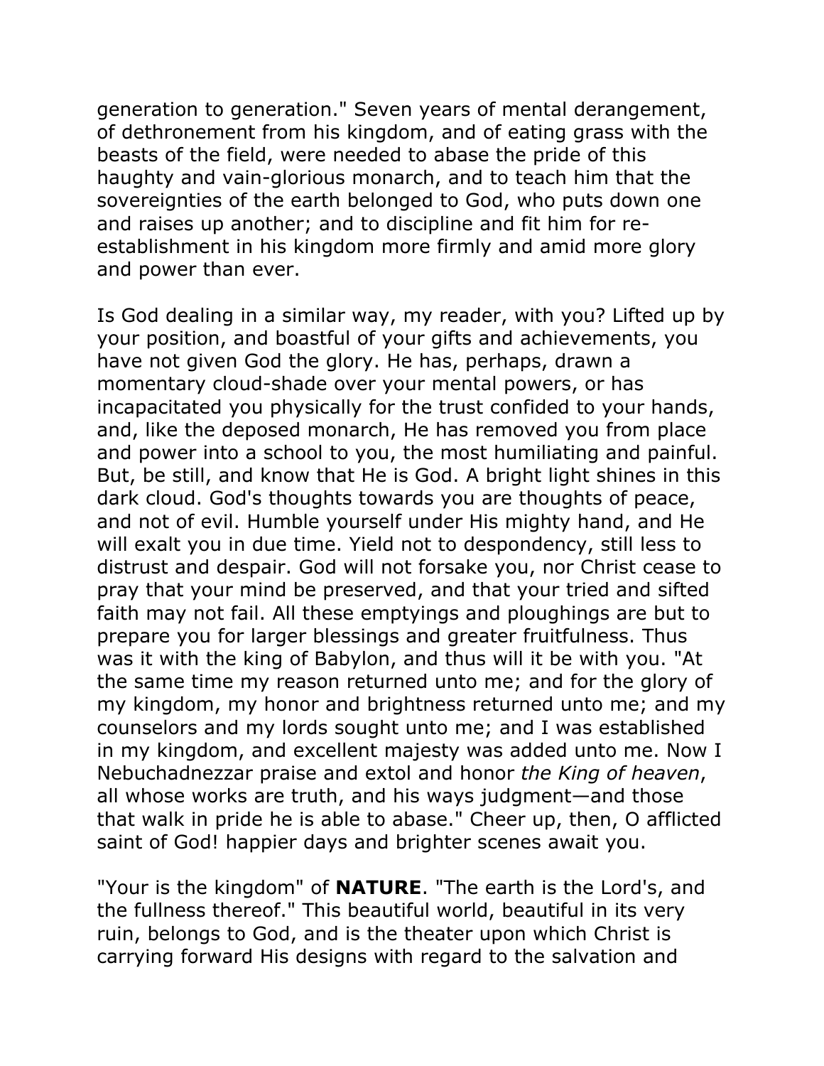generation to generation." Seven years of mental derangement, of dethronement from his kingdom, and of eating grass with the beasts of the field, were needed to abase the pride of this haughty and vain-glorious monarch, and to teach him that the sovereignties of the earth belonged to God, who puts down one and raises up another; and to discipline and fit him for re-establishment in his kingdom more firmly and amid more glory and power than ever.

Is God dealing in a similar way, my reader, with you? Lifted up by your position, and boastful of your gifts and achievements, you have not given God the glory. He has, perhaps, drawn a momentary cloud-shade over your mental powers, or has incapacitated you physically for the trust confided to your hands, and, like the deposed monarch, He has removed you from place and power into a school to you, the most humiliating and painful. But, be still, and know that He is God. A bright light shines in this dark cloud. God's thoughts towards you are thoughts of peace, and not of evil. Humble yourself under His mighty hand, and He will exalt you in due time. Yield not to despondency, still less to distrust and despair. God will not forsake you, nor Christ cease to pray that your mind be preserved, and that your tried and sifted faith may not fail. All these emptyings and ploughings are but to prepare you for larger blessings and greater fruitfulness. Thus was it with the king of Babylon, and thus will it be with you. "At the same time my reason returned unto me; and for the glory of my kingdom, my honor and brightness returned unto me; and my counselors and my lords sought unto me; and I was established in my kingdom, and excellent majesty was added unto me. Now I Nebuchadnezzar praise and extol and honor *the King of heaven*, all whose works are truth, and his ways judgment—and those that walk in pride he is able to abase." Cheer up, then, O afflicted saint of God! happier days and brighter scenes await you.

"Your is the kingdom" of **NATURE**. "The earth is the Lord's, and the fullness thereof." This beautiful world, beautiful in its very ruin, belongs to God, and is the theater upon which Christ is carrying forward His designs with regard to the salvation and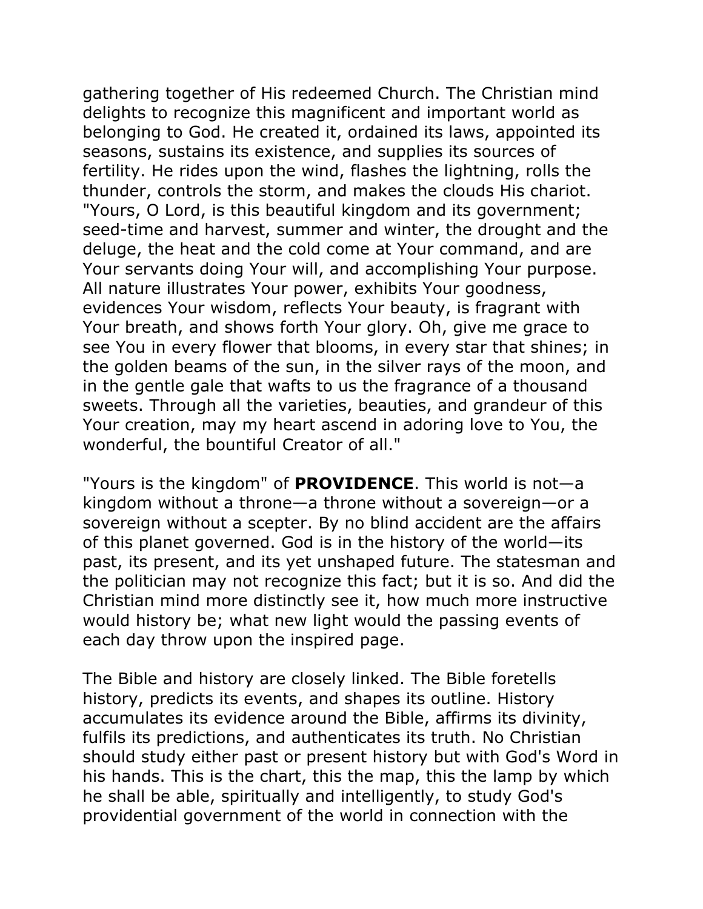gathering together of His redeemed Church. The Christian mind delights to recognize this magnificent and important world as belonging to God. He created it, ordained its laws, appointed its seasons, sustains its existence, and supplies its sources of fertility. He rides upon the wind, flashes the lightning, rolls the thunder, controls the storm, and makes the clouds His chariot. "Yours, O Lord, is this beautiful kingdom and its government; seed-time and harvest, summer and winter, the drought and the deluge, the heat and the cold come at Your command, and are Your servants doing Your will, and accomplishing Your purpose. All nature illustrates Your power, exhibits Your goodness, evidences Your wisdom, reflects Your beauty, is fragrant with Your breath, and shows forth Your glory. Oh, give me grace to see You in every flower that blooms, in every star that shines; in the golden beams of the sun, in the silver rays of the moon, and in the gentle gale that wafts to us the fragrance of a thousand sweets. Through all the varieties, beauties, and grandeur of this Your creation, may my heart ascend in adoring love to You, the wonderful, the bountiful Creator of all."

"Yours is the kingdom" of **PROVIDENCE**. This world is not—a kingdom without a throne—a throne without a sovereign—or a sovereign without a scepter. By no blind accident are the affairs of this planet governed. God is in the history of the world—its past, its present, and its yet unshaped future. The statesman and the politician may not recognize this fact; but it is so. And did the Christian mind more distinctly see it, how much more instructive would history be; what new light would the passing events of each day throw upon the inspired page.

The Bible and history are closely linked. The Bible foretells history, predicts its events, and shapes its outline. History accumulates its evidence around the Bible, affirms its divinity, fulfils its predictions, and authenticates its truth. No Christian should study either past or present history but with God's Word in his hands. This is the chart, this the map, this the lamp by which he shall be able, spiritually and intelligently, to study God's providential government of the world in connection with the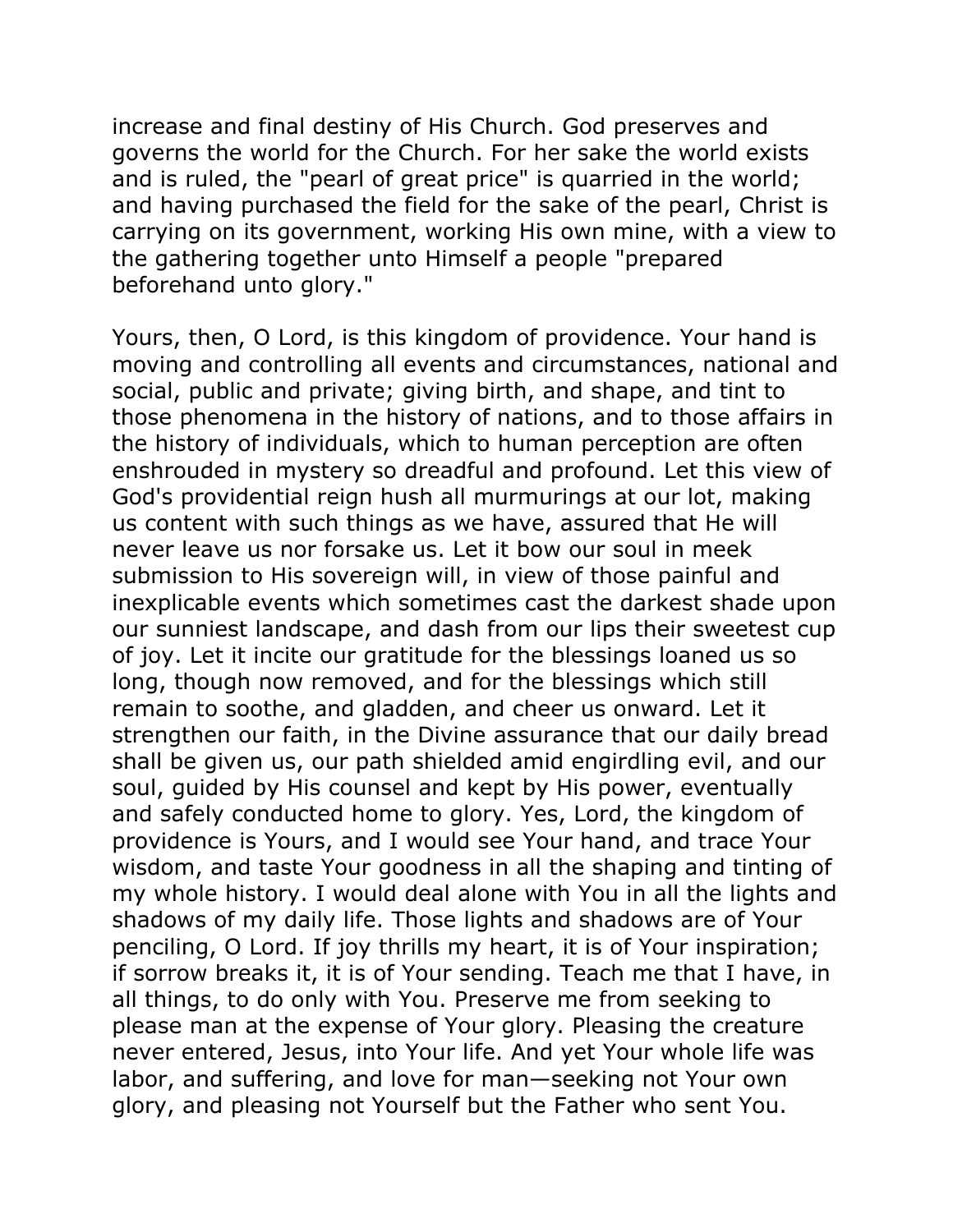increase and final destiny of His Church. God preserves and governs the world for the Church. For her sake the world exists and is ruled, the "pearl of great price" is quarried in the world; and having purchased the field for the sake of the pearl, Christ is carrying on its government, working His own mine, with a view to the gathering together unto Himself a people "prepared beforehand unto glory."

Yours, then, O Lord, is this kingdom of providence. Your hand is moving and controlling all events and circumstances, national and social, public and private; giving birth, and shape, and tint to those phenomena in the history of nations, and to those affairs in the history of individuals, which to human perception are often enshrouded in mystery so dreadful and profound. Let this view of God's providential reign hush all murmurings at our lot, making us content with such things as we have, assured that He will never leave us nor forsake us. Let it bow our soul in meek submission to His sovereign will, in view of those painful and inexplicable events which sometimes cast the darkest shade upon our sunniest landscape, and dash from our lips their sweetest cup of joy. Let it incite our gratitude for the blessings loaned us so long, though now removed, and for the blessings which still remain to soothe, and gladden, and cheer us onward. Let it strengthen our faith, in the Divine assurance that our daily bread shall be given us, our path shielded amid engirdling evil, and our soul, guided by His counsel and kept by His power, eventually and safely conducted home to glory. Yes, Lord, the kingdom of providence is Yours, and I would see Your hand, and trace Your wisdom, and taste Your goodness in all the shaping and tinting of my whole history. I would deal alone with You in all the lights and shadows of my daily life. Those lights and shadows are of Your penciling, O Lord. If joy thrills my heart, it is of Your inspiration; if sorrow breaks it, it is of Your sending. Teach me that I have, in all things, to do only with You. Preserve me from seeking to please man at the expense of Your glory. Pleasing the creature never entered, Jesus, into Your life. And yet Your whole life was labor, and suffering, and love for man—seeking not Your own glory, and pleasing not Yourself but the Father who sent You.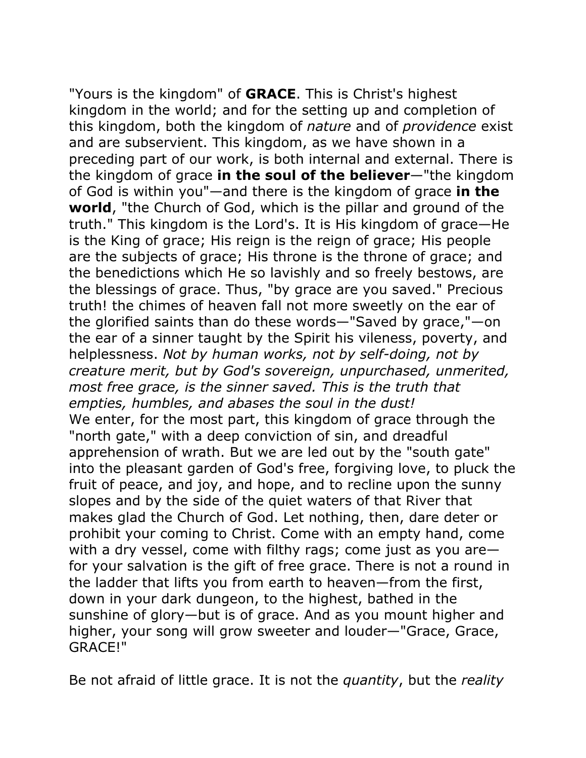"Yours is the kingdom" of **GRACE**. This is Christ's highest kingdom in the world; and for the setting up and completion of this kingdom, both the kingdom of *nature* and of *providence* exist and are subservient. This kingdom, as we have shown in a preceding part of our work, is both internal and external. There is the kingdom of grace **in the soul of the believer**—"the kingdom of God is within you"—and there is the kingdom of grace **in the world**, "the Church of God, which is the pillar and ground of the truth." This kingdom is the Lord's. It is His kingdom of grace—He is the King of grace; His reign is the reign of grace; His people are the subjects of grace; His throne is the throne of grace; and the benedictions which He so lavishly and so freely bestows, are the blessings of grace. Thus, "by grace are you saved." Precious truth! the chimes of heaven fall not more sweetly on the ear of the glorified saints than do these words—"Saved by grace,"—on the ear of a sinner taught by the Spirit his vileness, poverty, and helplessness. *Not by human works, not by self-doing, not by creature merit, but by God's sovereign, unpurchased, unmerited, most free grace, is the sinner saved. This is the truth that empties, humbles, and abases the soul in the dust!*
We enter, for the most part, this kingdom of grace through the "north gate," with a deep conviction of sin, and dreadful apprehension of wrath. But we are led out by the "south gate" into the pleasant garden of God's free, forgiving love, to pluck the fruit of peace, and joy, and hope, and to recline upon the sunny slopes and by the side of the quiet waters of that River that makes glad the Church of God. Let nothing, then, dare deter or prohibit your coming to Christ. Come with an empty hand, come with a dry vessel, come with filthy rags; come just as you are—for your salvation is the gift of free grace. There is not a round in the ladder that lifts you from earth to heaven—from the first, down in your dark dungeon, to the highest, bathed in the sunshine of glory—but is of grace. And as you mount higher and higher, your song will grow sweeter and louder—"Grace, Grace, GRACE!"

Be not afraid of little grace. It is not the *quantity*, but the *reality*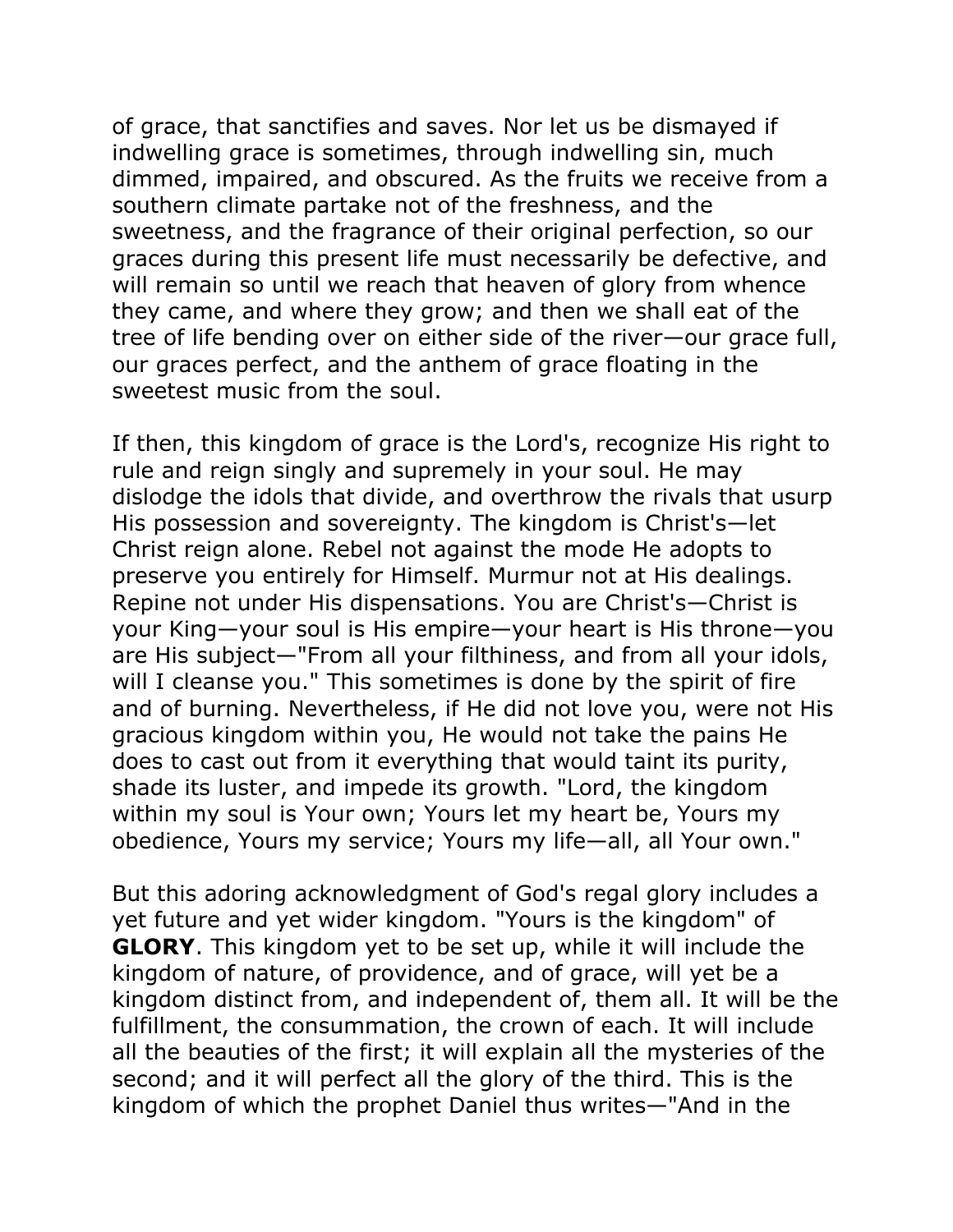of grace, that sanctifies and saves. Nor let us be dismayed if indwelling grace is sometimes, through indwelling sin, much dimmed, impaired, and obscured. As the fruits we receive from a southern climate partake not of the freshness, and the sweetness, and the fragrance of their original perfection, so our graces during this present life must necessarily be defective, and will remain so until we reach that heaven of glory from whence they came, and where they grow; and then we shall eat of the tree of life bending over on either side of the river—our grace full, our graces perfect, and the anthem of grace floating in the sweetest music from the soul.

If then, this kingdom of grace is the Lord's, recognize His right to rule and reign singly and supremely in your soul. He may dislodge the idols that divide, and overthrow the rivals that usurp His possession and sovereignty. The kingdom is Christ's—let Christ reign alone. Rebel not against the mode He adopts to preserve you entirely for Himself. Murmur not at His dealings. Repine not under His dispensations. You are Christ's—Christ is your King—your soul is His empire—your heart is His throne—you are His subject—"From all your filthiness, and from all your idols, will I cleanse you." This sometimes is done by the spirit of fire and of burning. Nevertheless, if He did not love you, were not His gracious kingdom within you, He would not take the pains He does to cast out from it everything that would taint its purity, shade its luster, and impede its growth. "Lord, the kingdom within my soul is Your own; Yours let my heart be, Yours my obedience, Yours my service; Yours my life—all, all Your own."

But this adoring acknowledgment of God's regal glory includes a yet future and yet wider kingdom. "Yours is the kingdom" of **GLORY**. This kingdom yet to be set up, while it will include the kingdom of nature, of providence, and of grace, will yet be a kingdom distinct from, and independent of, them all. It will be the fulfillment, the consummation, the crown of each. It will include all the beauties of the first; it will explain all the mysteries of the second; and it will perfect all the glory of the third. This is the kingdom of which the prophet Daniel thus writes—"And in the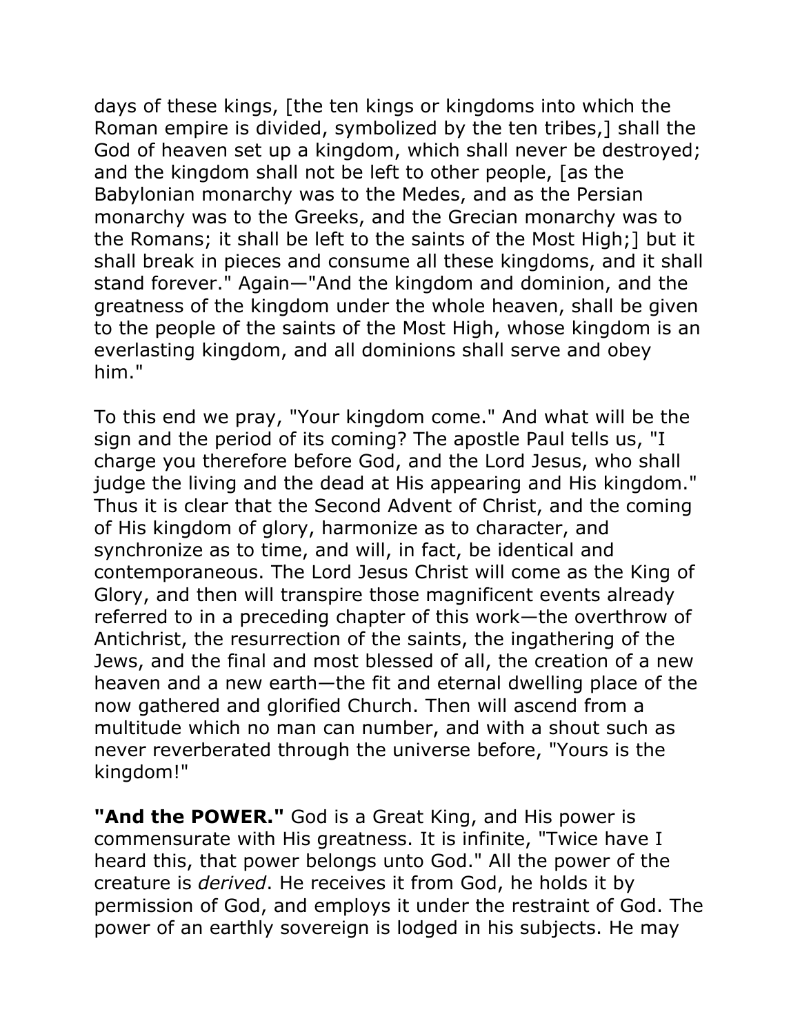days of these kings, [the ten kings or kingdoms into which the Roman empire is divided, symbolized by the ten tribes,] shall the God of heaven set up a kingdom, which shall never be destroyed; and the kingdom shall not be left to other people, [as the Babylonian monarchy was to the Medes, and as the Persian monarchy was to the Greeks, and the Grecian monarchy was to the Romans; it shall be left to the saints of the Most High;] but it shall break in pieces and consume all these kingdoms, and it shall stand forever." Again—"And the kingdom and dominion, and the greatness of the kingdom under the whole heaven, shall be given to the people of the saints of the Most High, whose kingdom is an everlasting kingdom, and all dominions shall serve and obey him."

To this end we pray, "Your kingdom come." And what will be the sign and the period of its coming? The apostle Paul tells us, "I charge you therefore before God, and the Lord Jesus, who shall judge the living and the dead at His appearing and His kingdom." Thus it is clear that the Second Advent of Christ, and the coming of His kingdom of glory, harmonize as to character, and synchronize as to time, and will, in fact, be identical and contemporaneous. The Lord Jesus Christ will come as the King of Glory, and then will transpire those magnificent events already referred to in a preceding chapter of this work—the overthrow of Antichrist, the resurrection of the saints, the ingathering of the Jews, and the final and most blessed of all, the creation of a new heaven and a new earth—the fit and eternal dwelling place of the now gathered and glorified Church. Then will ascend from a multitude which no man can number, and with a shout such as never reverberated through the universe before, "Yours is the kingdom!"

**"And the POWER."** God is a Great King, and His power is commensurate with His greatness. It is infinite, "Twice have I heard this, that power belongs unto God." All the power of the creature is *derived*. He receives it from God, he holds it by permission of God, and employs it under the restraint of God. The power of an earthly sovereign is lodged in his subjects. He may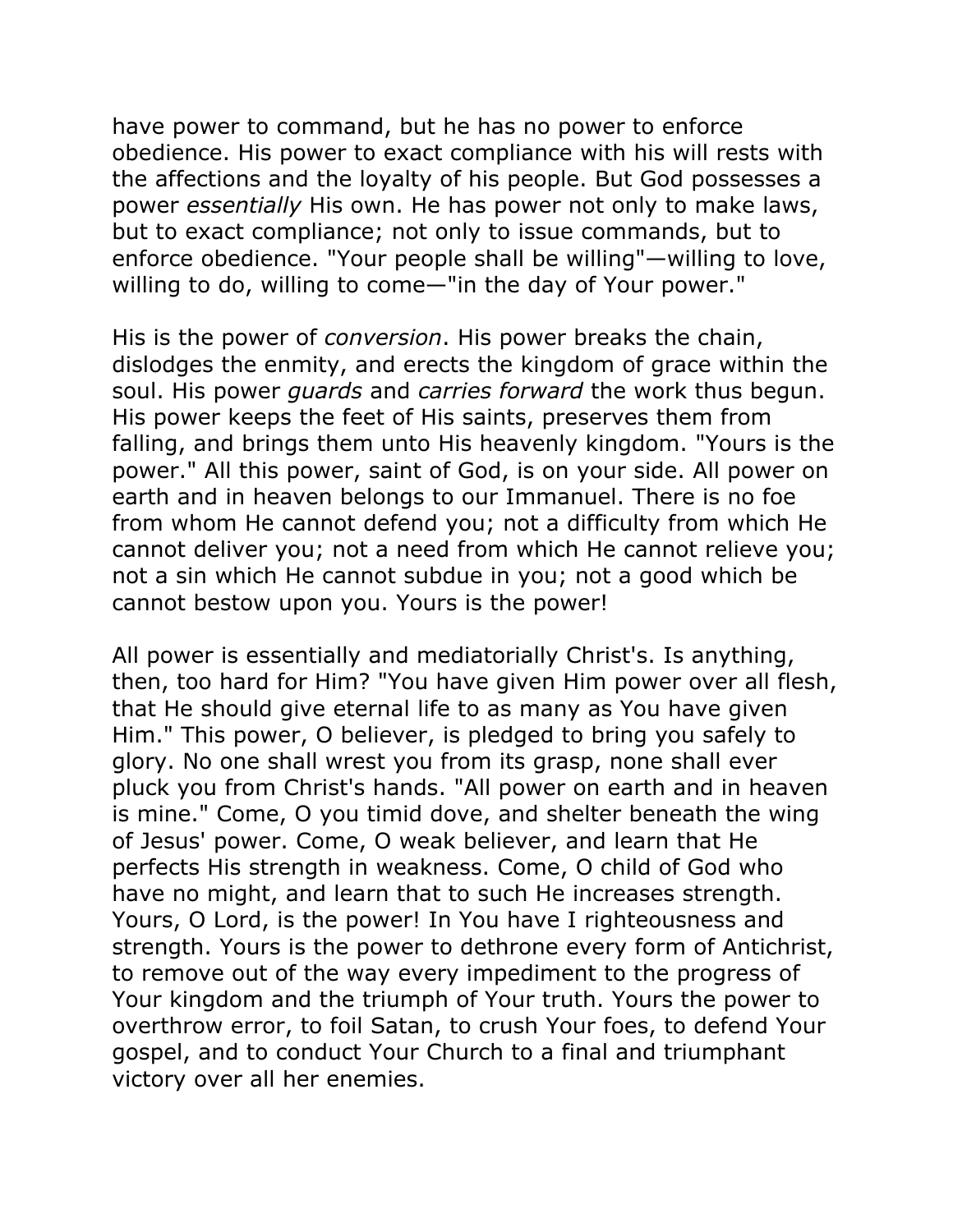have power to command, but he has no power to enforce obedience. His power to exact compliance with his will rests with the affections and the loyalty of his people. But God possesses a power *essentially* His own. He has power not only to make laws, but to exact compliance; not only to issue commands, but to enforce obedience. "Your people shall be willing"—willing to love, willing to do, willing to come—"in the day of Your power."

His is the power of *conversion*. His power breaks the chain, dislodges the enmity, and erects the kingdom of grace within the soul. His power *guards* and *carries forward* the work thus begun. His power keeps the feet of His saints, preserves them from falling, and brings them unto His heavenly kingdom. "Yours is the power." All this power, saint of God, is on your side. All power on earth and in heaven belongs to our Immanuel. There is no foe from whom He cannot defend you; not a difficulty from which He cannot deliver you; not a need from which He cannot relieve you; not a sin which He cannot subdue in you; not a good which be cannot bestow upon you. Yours is the power!

All power is essentially and mediatorially Christ's. Is anything, then, too hard for Him? "You have given Him power over all flesh, that He should give eternal life to as many as You have given Him." This power, O believer, is pledged to bring you safely to glory. No one shall wrest you from its grasp, none shall ever pluck you from Christ's hands. "All power on earth and in heaven is mine." Come, O you timid dove, and shelter beneath the wing of Jesus' power. Come, O weak believer, and learn that He perfects His strength in weakness. Come, O child of God who have no might, and learn that to such He increases strength. Yours, O Lord, is the power! In You have I righteousness and strength. Yours is the power to dethrone every form of Antichrist, to remove out of the way every impediment to the progress of Your kingdom and the triumph of Your truth. Yours the power to overthrow error, to foil Satan, to crush Your foes, to defend Your gospel, and to conduct Your Church to a final and triumphant victory over all her enemies.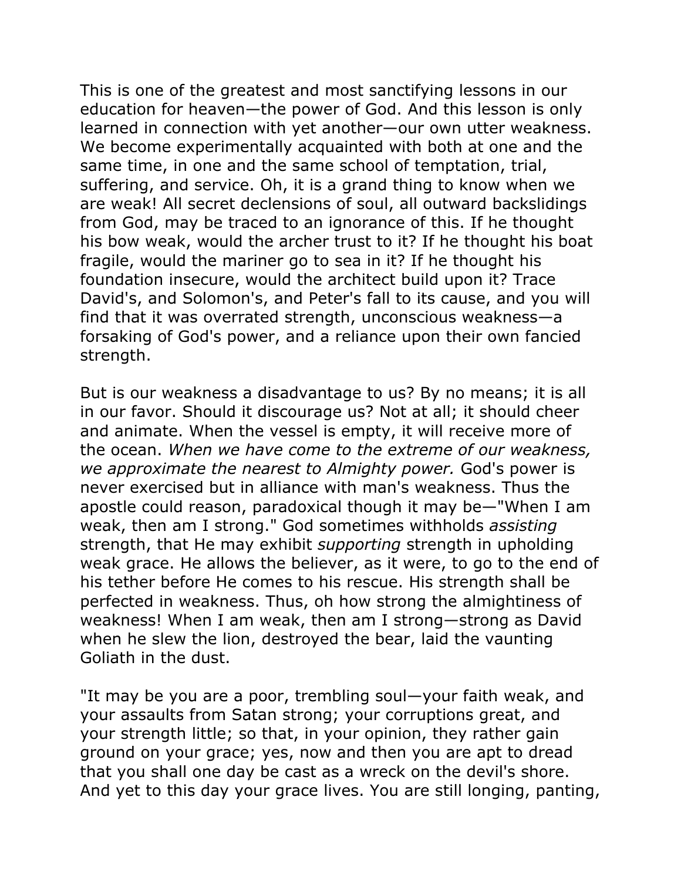This is one of the greatest and most sanctifying lessons in our education for heaven—the power of God. And this lesson is only learned in connection with yet another—our own utter weakness. We become experimentally acquainted with both at one and the same time, in one and the same school of temptation, trial, suffering, and service. Oh, it is a grand thing to know when we are weak! All secret declensions of soul, all outward backslidings from God, may be traced to an ignorance of this. If he thought his bow weak, would the archer trust to it? If he thought his boat fragile, would the mariner go to sea in it? If he thought his foundation insecure, would the architect build upon it? Trace David's, and Solomon's, and Peter's fall to its cause, and you will find that it was overrated strength, unconscious weakness—a forsaking of God's power, and a reliance upon their own fancied strength.

But is our weakness a disadvantage to us? By no means; it is all in our favor. Should it discourage us? Not at all; it should cheer and animate. When the vessel is empty, it will receive more of the ocean. *When we have come to the extreme of our weakness, we approximate the nearest to Almighty power.* God's power is never exercised but in alliance with man's weakness. Thus the apostle could reason, paradoxical though it may be—"When I am weak, then am I strong." God sometimes withholds *assisting* strength, that He may exhibit *supporting* strength in upholding weak grace. He allows the believer, as it were, to go to the end of his tether before He comes to his rescue. His strength shall be perfected in weakness. Thus, oh how strong the almightiness of weakness! When I am weak, then am I strong—strong as David when he slew the lion, destroyed the bear, laid the vaunting Goliath in the dust.

"It may be you are a poor, trembling soul—your faith weak, and your assaults from Satan strong; your corruptions great, and your strength little; so that, in your opinion, they rather gain ground on your grace; yes, now and then you are apt to dread that you shall one day be cast as a wreck on the devil's shore. And yet to this day your grace lives. You are still longing, panting,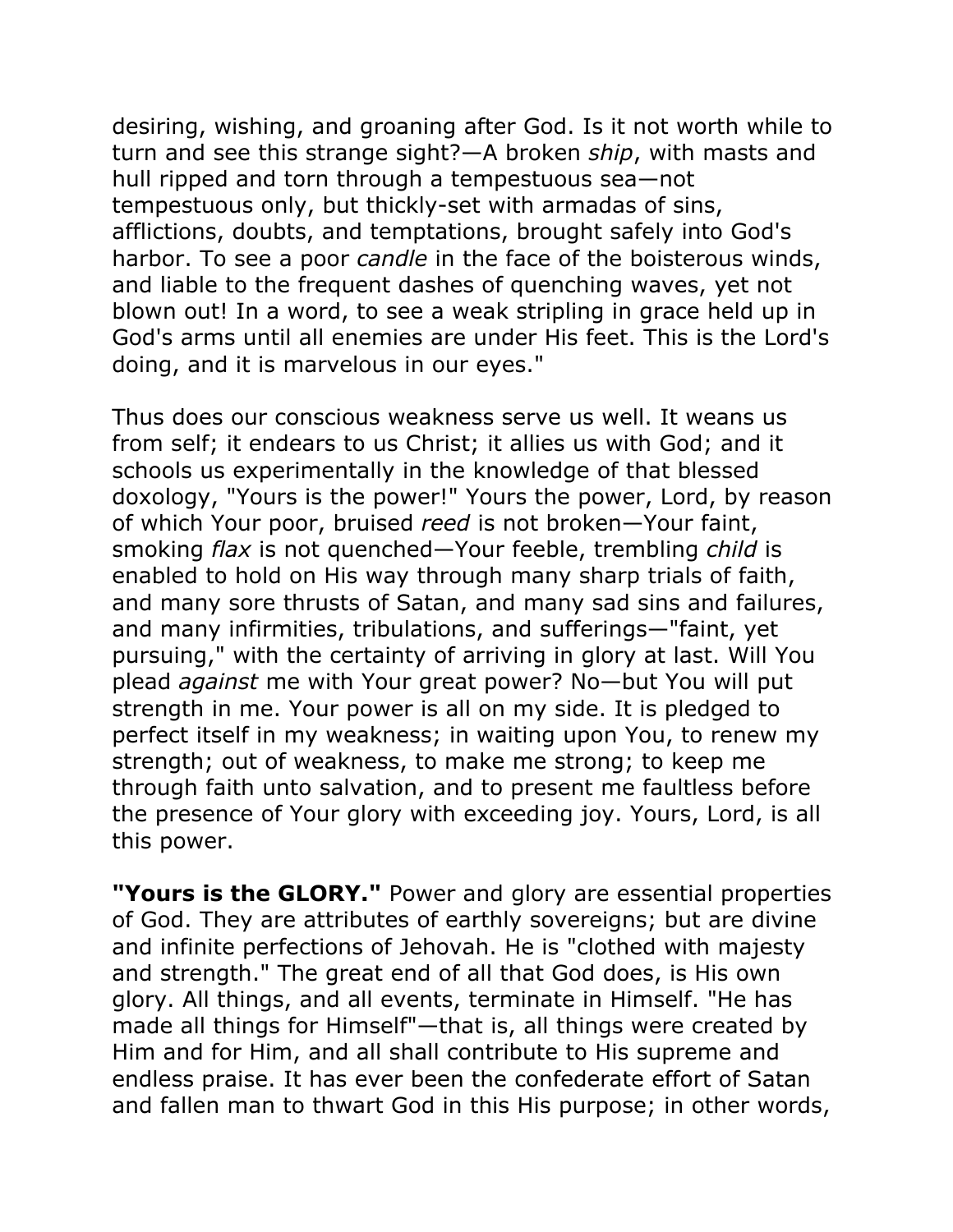desiring, wishing, and groaning after God. Is it not worth while to turn and see this strange sight?—A broken *ship*, with masts and hull ripped and torn through a tempestuous sea—not tempestuous only, but thickly-set with armadas of sins, afflictions, doubts, and temptations, brought safely into God's harbor. To see a poor *candle* in the face of the boisterous winds, and liable to the frequent dashes of quenching waves, yet not blown out! In a word, to see a weak stripling in grace held up in God's arms until all enemies are under His feet. This is the Lord's doing, and it is marvelous in our eyes."

Thus does our conscious weakness serve us well. It weans us from self; it endears to us Christ; it allies us with God; and it schools us experimentally in the knowledge of that blessed doxology, "Yours is the power!" Yours the power, Lord, by reason of which Your poor, bruised *reed* is not broken—Your faint, smoking *flax* is not quenched—Your feeble, trembling *child* is enabled to hold on His way through many sharp trials of faith, and many sore thrusts of Satan, and many sad sins and failures, and many infirmities, tribulations, and sufferings—"faint, yet pursuing," with the certainty of arriving in glory at last. Will You plead *against* me with Your great power? No—but You will put strength in me. Your power is all on my side. It is pledged to perfect itself in my weakness; in waiting upon You, to renew my strength; out of weakness, to make me strong; to keep me through faith unto salvation, and to present me faultless before the presence of Your glory with exceeding joy. Yours, Lord, is all this power.

**"Yours is the GLORY."** Power and glory are essential properties of God. They are attributes of earthly sovereigns; but are divine and infinite perfections of Jehovah. He is "clothed with majesty and strength." The great end of all that God does, is His own glory. All things, and all events, terminate in Himself. "He has made all things for Himself"—that is, all things were created by Him and for Him, and all shall contribute to His supreme and endless praise. It has ever been the confederate effort of Satan and fallen man to thwart God in this His purpose; in other words,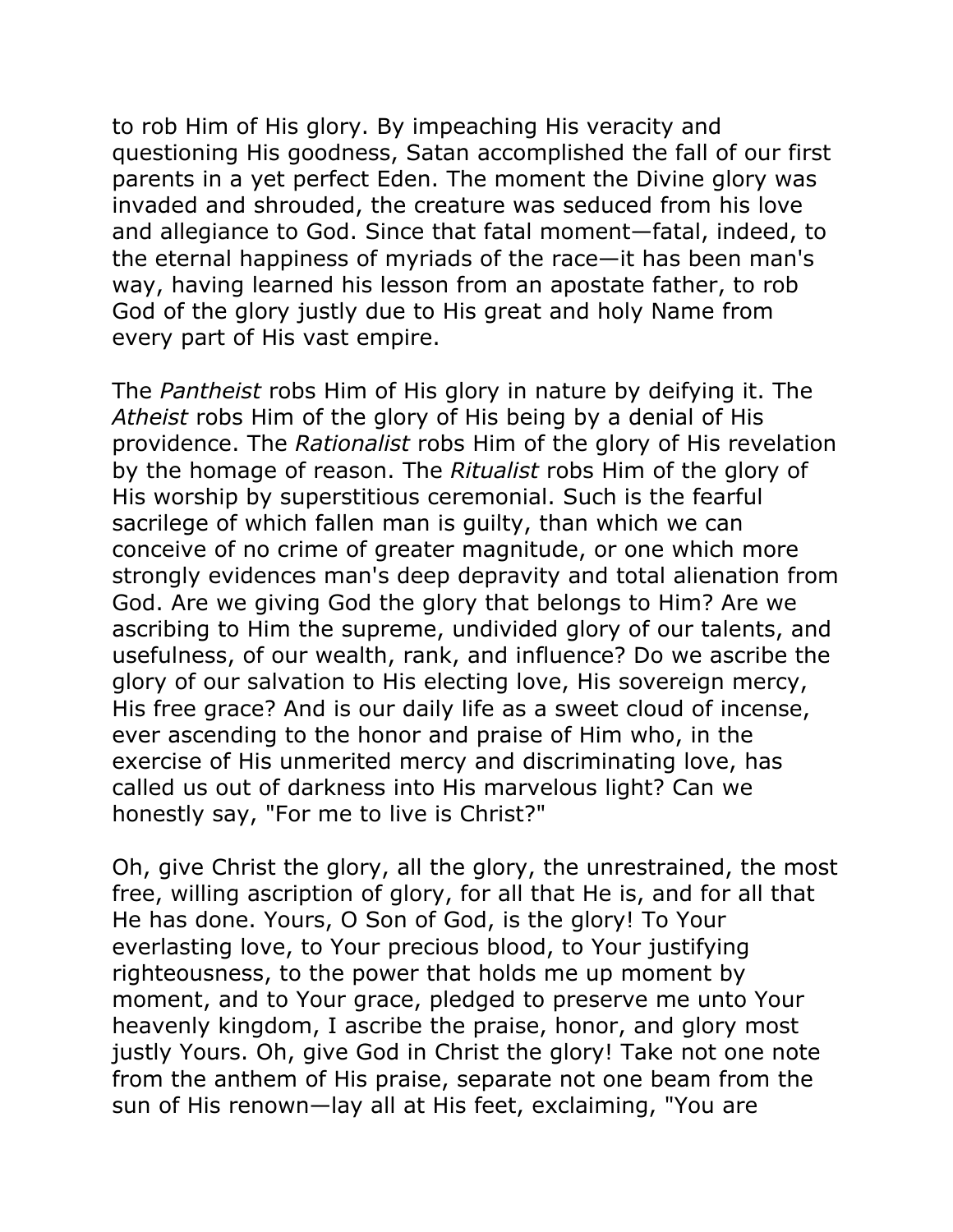to rob Him of His glory. By impeaching His veracity and questioning His goodness, Satan accomplished the fall of our first parents in a yet perfect Eden. The moment the Divine glory was invaded and shrouded, the creature was seduced from his love and allegiance to God. Since that fatal moment—fatal, indeed, to the eternal happiness of myriads of the race—it has been man's way, having learned his lesson from an apostate father, to rob God of the glory justly due to His great and holy Name from every part of His vast empire.

The *Pantheist* robs Him of His glory in nature by deifying it. The *Atheist* robs Him of the glory of His being by a denial of His providence. The *Rationalist* robs Him of the glory of His revelation by the homage of reason. The *Ritualist* robs Him of the glory of His worship by superstitious ceremonial. Such is the fearful sacrilege of which fallen man is guilty, than which we can conceive of no crime of greater magnitude, or one which more strongly evidences man's deep depravity and total alienation from God. Are we giving God the glory that belongs to Him? Are we ascribing to Him the supreme, undivided glory of our talents, and usefulness, of our wealth, rank, and influence? Do we ascribe the glory of our salvation to His electing love, His sovereign mercy, His free grace? And is our daily life as a sweet cloud of incense, ever ascending to the honor and praise of Him who, in the exercise of His unmerited mercy and discriminating love, has called us out of darkness into His marvelous light? Can we honestly say, "For me to live is Christ?"

Oh, give Christ the glory, all the glory, the unrestrained, the most free, willing ascription of glory, for all that He is, and for all that He has done. Yours, O Son of God, is the glory! To Your everlasting love, to Your precious blood, to Your justifying righteousness, to the power that holds me up moment by moment, and to Your grace, pledged to preserve me unto Your heavenly kingdom, I ascribe the praise, honor, and glory most justly Yours. Oh, give God in Christ the glory! Take not one note from the anthem of His praise, separate not one beam from the sun of His renown—lay all at His feet, exclaiming, "You are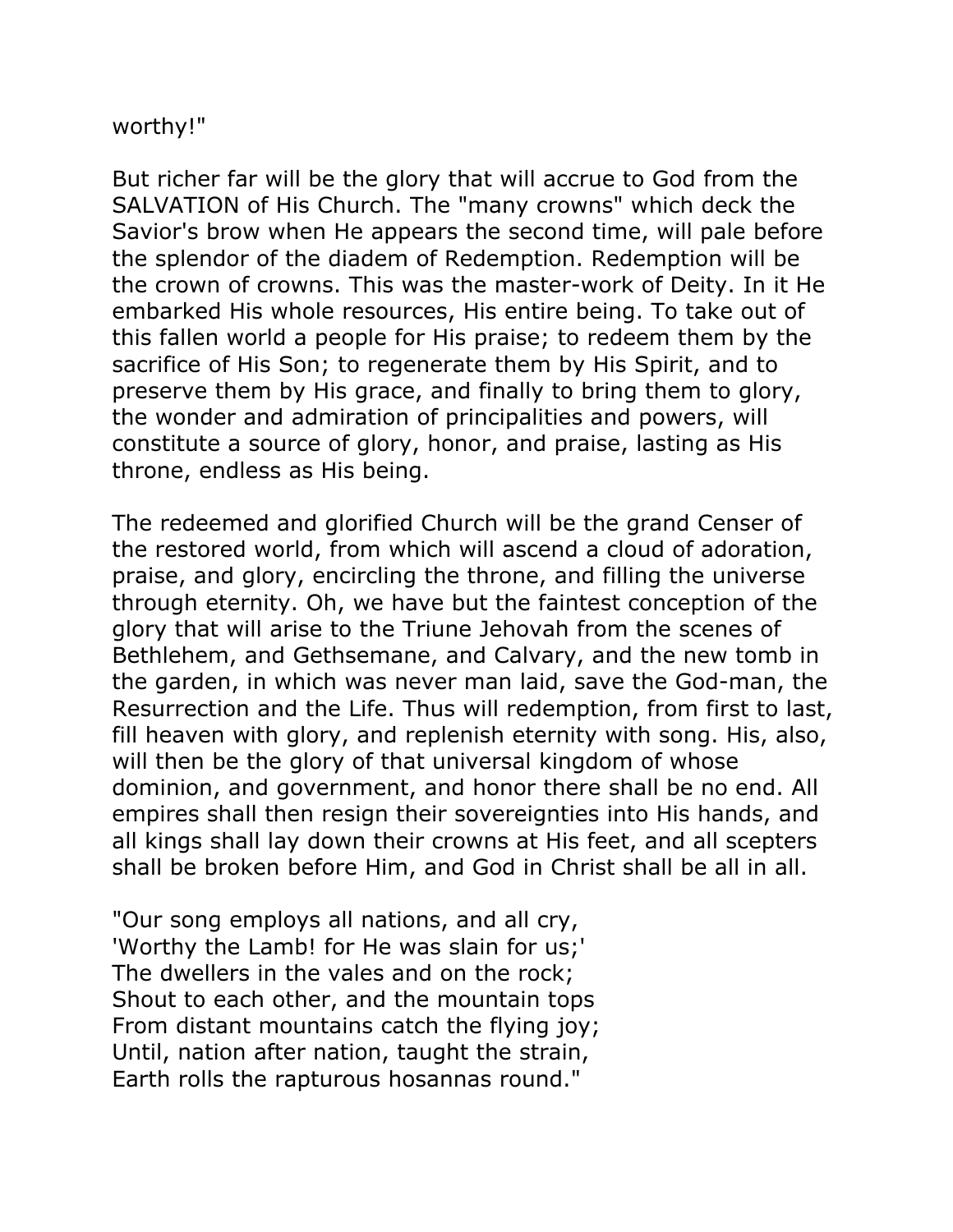worthy!"

But richer far will be the glory that will accrue to God from the SALVATION of His Church. The "many crowns" which deck the Savior's brow when He appears the second time, will pale before the splendor of the diadem of Redemption. Redemption will be the crown of crowns. This was the master-work of Deity. In it He embarked His whole resources, His entire being. To take out of this fallen world a people for His praise; to redeem them by the sacrifice of His Son; to regenerate them by His Spirit, and to preserve them by His grace, and finally to bring them to glory, the wonder and admiration of principalities and powers, will constitute a source of glory, honor, and praise, lasting as His throne, endless as His being.

The redeemed and glorified Church will be the grand Censer of the restored world, from which will ascend a cloud of adoration, praise, and glory, encircling the throne, and filling the universe through eternity. Oh, we have but the faintest conception of the glory that will arise to the Triune Jehovah from the scenes of Bethlehem, and Gethsemane, and Calvary, and the new tomb in the garden, in which was never man laid, save the God-man, the Resurrection and the Life. Thus will redemption, from first to last, fill heaven with glory, and replenish eternity with song. His, also, will then be the glory of that universal kingdom of whose dominion, and government, and honor there shall be no end. All empires shall then resign their sovereignties into His hands, and all kings shall lay down their crowns at His feet, and all scepters shall be broken before Him, and God in Christ shall be all in all.

"Our song employs all nations, and all cry,
'Worthy the Lamb! for He was slain for us;'
The dwellers in the vales and on the rock;
Shout to each other, and the mountain tops
From distant mountains catch the flying joy;
Until, nation after nation, taught the strain,
Earth rolls the rapturous hosannas round."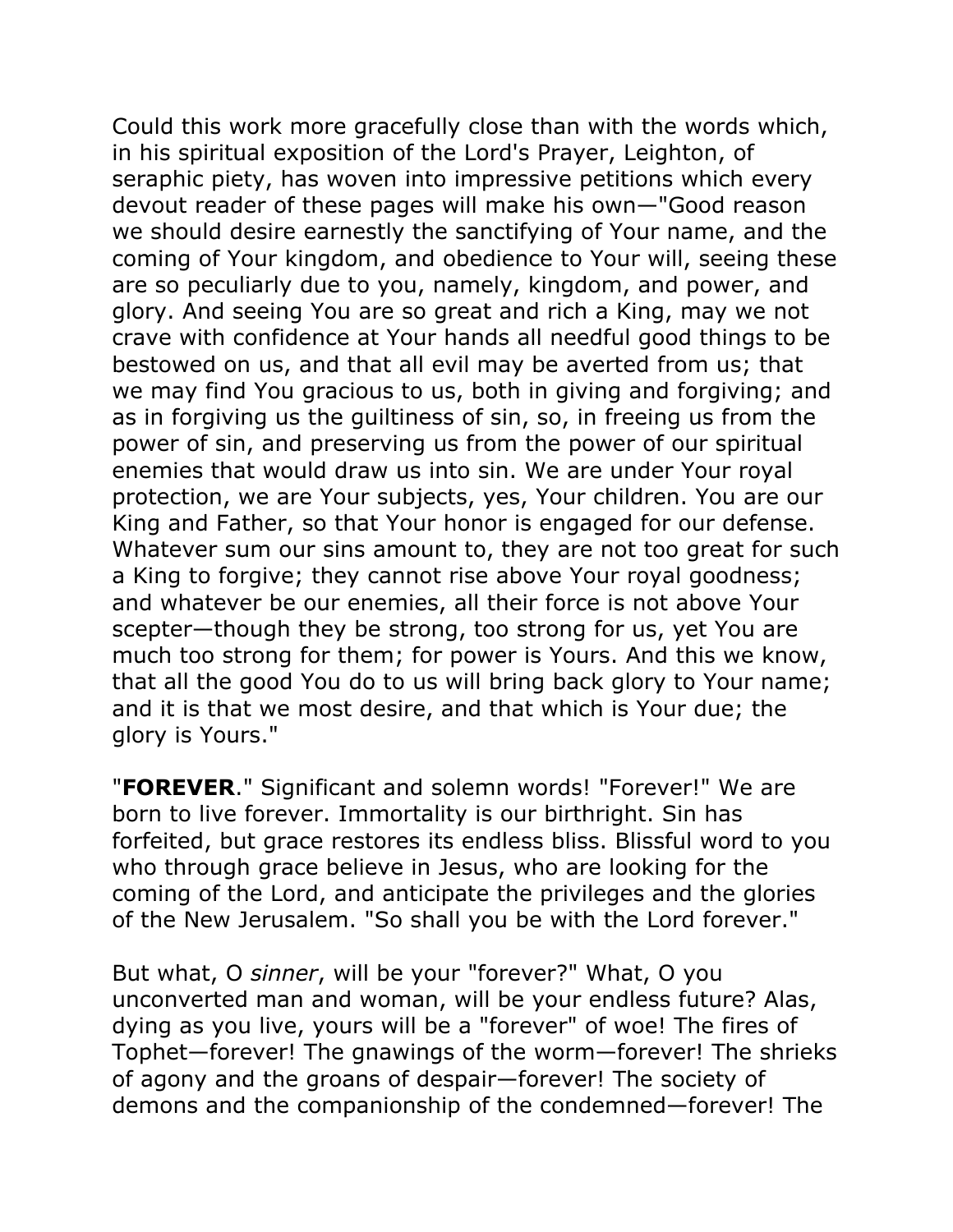Could this work more gracefully close than with the words which, in his spiritual exposition of the Lord's Prayer, Leighton, of seraphic piety, has woven into impressive petitions which every devout reader of these pages will make his own—"Good reason we should desire earnestly the sanctifying of Your name, and the coming of Your kingdom, and obedience to Your will, seeing these are so peculiarly due to you, namely, kingdom, and power, and glory. And seeing You are so great and rich a King, may we not crave with confidence at Your hands all needful good things to be bestowed on us, and that all evil may be averted from us; that we may find You gracious to us, both in giving and forgiving; and as in forgiving us the guiltiness of sin, so, in freeing us from the power of sin, and preserving us from the power of our spiritual enemies that would draw us into sin. We are under Your royal protection, we are Your subjects, yes, Your children. You are our King and Father, so that Your honor is engaged for our defense. Whatever sum our sins amount to, they are not too great for such a King to forgive; they cannot rise above Your royal goodness; and whatever be our enemies, all their force is not above Your scepter—though they be strong, too strong for us, yet You are much too strong for them; for power is Yours. And this we know, that all the good You do to us will bring back glory to Your name; and it is that we most desire, and that which is Your due; the glory is Yours."

"**FOREVER**." Significant and solemn words! "Forever!" We are born to live forever. Immortality is our birthright. Sin has forfeited, but grace restores its endless bliss. Blissful word to you who through grace believe in Jesus, who are looking for the coming of the Lord, and anticipate the privileges and the glories of the New Jerusalem. "So shall you be with the Lord forever."

But what, O *sinner*, will be your "forever?" What, O you unconverted man and woman, will be your endless future? Alas, dying as you live, yours will be a "forever" of woe! The fires of Tophet—forever! The gnawings of the worm—forever! The shrieks of agony and the groans of despair—forever! The society of demons and the companionship of the condemned—forever! The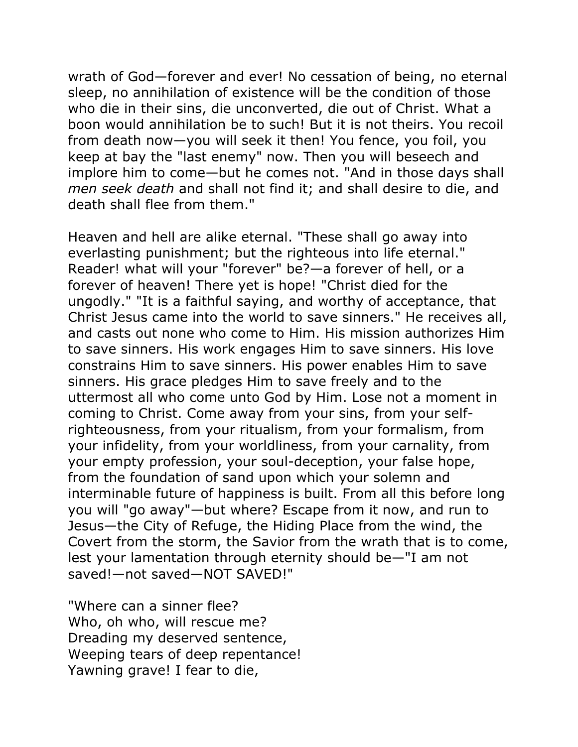wrath of God—forever and ever! No cessation of being, no eternal sleep, no annihilation of existence will be the condition of those who die in their sins, die unconverted, die out of Christ. What a boon would annihilation be to such! But it is not theirs. You recoil from death now—you will seek it then! You fence, you foil, you keep at bay the "last enemy" now. Then you will beseech and implore him to come—but he comes not. "And in those days shall *men seek death* and shall not find it; and shall desire to die, and death shall flee from them."

Heaven and hell are alike eternal. "These shall go away into everlasting punishment; but the righteous into life eternal." Reader! what will your "forever" be?—a forever of hell, or a forever of heaven! There yet is hope! "Christ died for the ungodly." "It is a faithful saying, and worthy of acceptance, that Christ Jesus came into the world to save sinners." He receives all, and casts out none who come to Him. His mission authorizes Him to save sinners. His work engages Him to save sinners. His love constrains Him to save sinners. His power enables Him to save sinners. His grace pledges Him to save freely and to the uttermost all who come unto God by Him. Lose not a moment in coming to Christ. Come away from your sins, from your self-righteousness, from your ritualism, from your formalism, from your infidelity, from your worldliness, from your carnality, from your empty profession, your soul-deception, your false hope, from the foundation of sand upon which your solemn and interminable future of happiness is built. From all this before long you will "go away"—but where? Escape from it now, and run to Jesus—the City of Refuge, the Hiding Place from the wind, the Covert from the storm, the Savior from the wrath that is to come, lest your lamentation through eternity should be—"I am not saved!—not saved—NOT SAVED!"

"Where can a sinner flee?  
Who, oh who, will rescue me?  
Dreading my deserved sentence,  
Weeping tears of deep repentance!  
Yawning grave! I fear to die,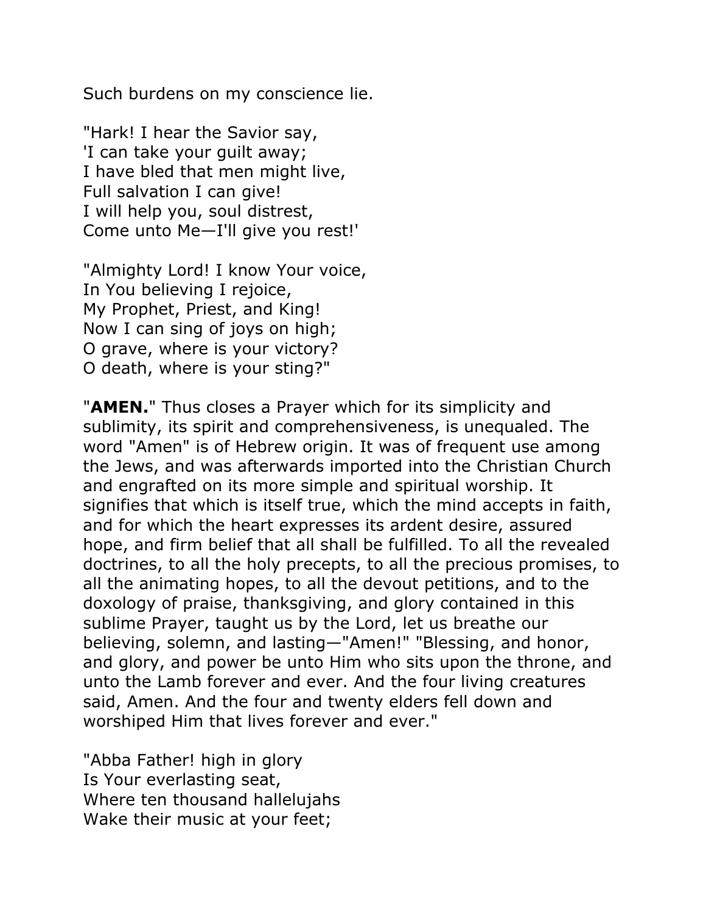Such burdens on my conscience lie.

"Hark! I hear the Savior say,  
'I can take your guilt away;  
I have bled that men might live,  
Full salvation I can give!  
I will help you, soul distrest,  
Come unto Me—I'll give you rest!'

"Almighty Lord! I know Your voice,  
In You believing I rejoice,  
My Prophet, Priest, and King!  
Now I can sing of joys on high;  
O grave, where is your victory?  
O death, where is your sting?"

"**AMEN.**" Thus closes a Prayer which for its simplicity and sublimity, its spirit and comprehensiveness, is unequaled. The word "Amen" is of Hebrew origin. It was of frequent use among the Jews, and was afterwards imported into the Christian Church and engrafted on its more simple and spiritual worship. It signifies that which is itself true, which the mind accepts in faith, and for which the heart expresses its ardent desire, assured hope, and firm belief that all shall be fulfilled. To all the revealed doctrines, to all the holy precepts, to all the precious promises, to all the animating hopes, to all the devout petitions, and to the doxology of praise, thanksgiving, and glory contained in this sublime Prayer, taught us by the Lord, let us breathe our believing, solemn, and lasting—"Amen!" "Blessing, and honor, and glory, and power be unto Him who sits upon the throne, and unto the Lamb forever and ever. And the four living creatures said, Amen. And the four and twenty elders fell down and worshiped Him that lives forever and ever."

"Abba Father! high in glory  
Is Your everlasting seat,  
Where ten thousand hallelujahs  
Wake their music at your feet;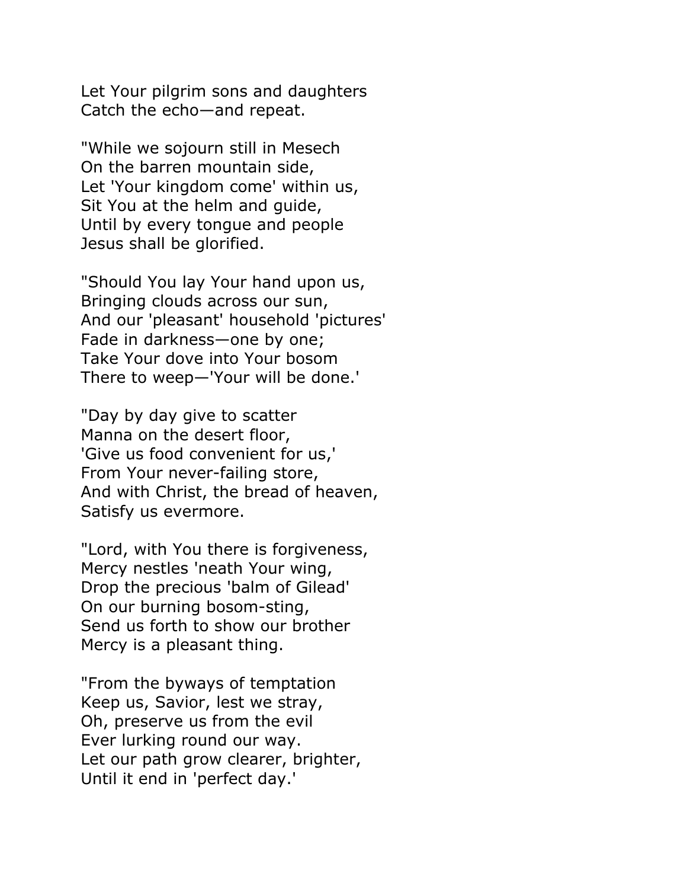Let Your pilgrim sons and daughters  
Catch the echo—and repeat.

"While we sojourn still in Mesech  
On the barren mountain side,  
Let 'Your kingdom come' within us,  
Sit You at the helm and guide,  
Until by every tongue and people  
Jesus shall be glorified.

"Should You lay Your hand upon us,  
Bringing clouds across our sun,  
And our 'pleasant' household 'pictures'  
Fade in darkness—one by one;  
Take Your dove into Your bosom  
There to weep—'Your will be done.'

"Day by day give to scatter  
Manna on the desert floor,  
'Give us food convenient for us,'  
From Your never-failing store,  
And with Christ, the bread of heaven,  
Satisfy us evermore.

"Lord, with You there is forgiveness,  
Mercy nestles 'neath Your wing,  
Drop the precious 'balm of Gilead'  
On our burning bosom-sting,  
Send us forth to show our brother  
Mercy is a pleasant thing.

"From the byways of temptation  
Keep us, Savior, lest we stray,  
Oh, preserve us from the evil  
Ever lurking round our way.  
Let our path grow clearer, brighter,  
Until it end in 'perfect day.'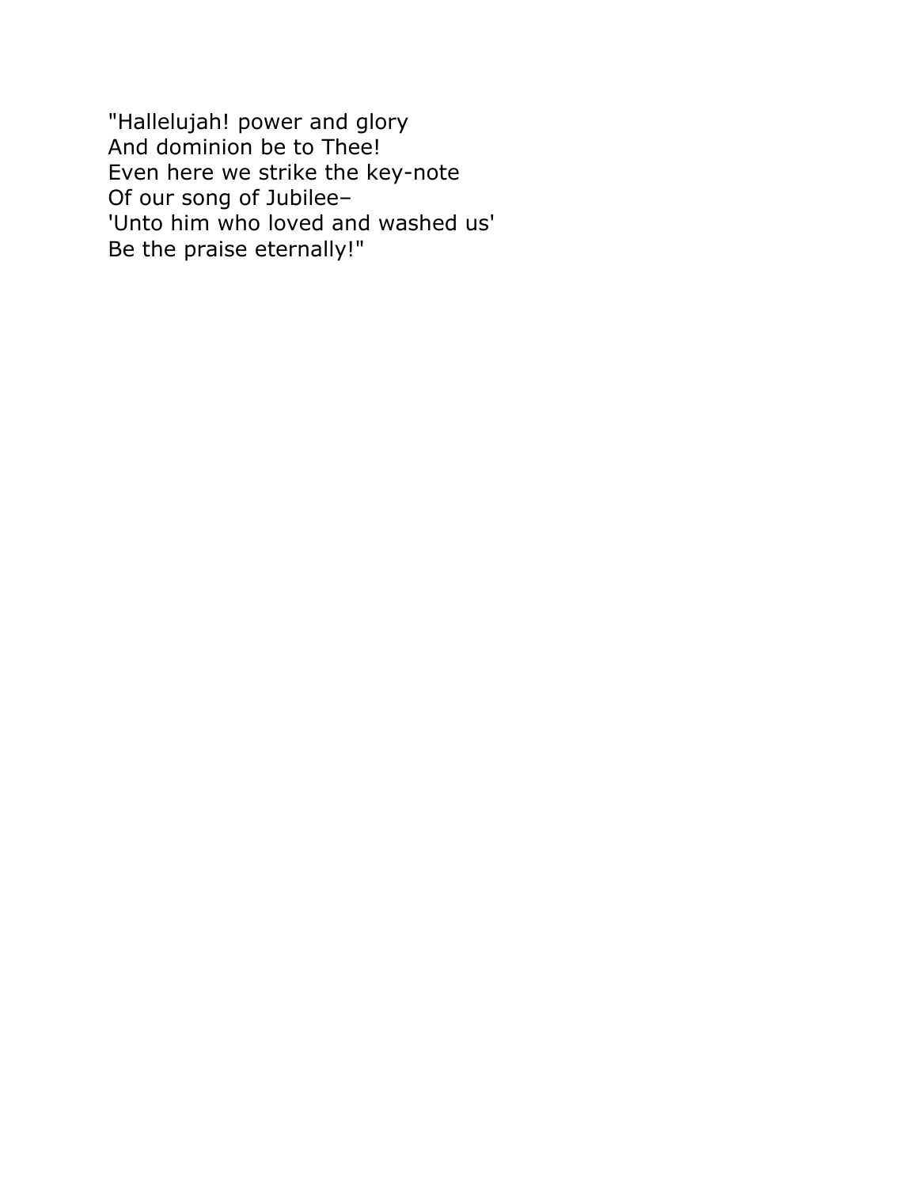"Hallelujah! power and glory  
And dominion be to Thee!  
Even here we strike the key-note  
Of our song of Jubilee–  
'Unto him who loved and washed us'  
Be the praise eternally!"